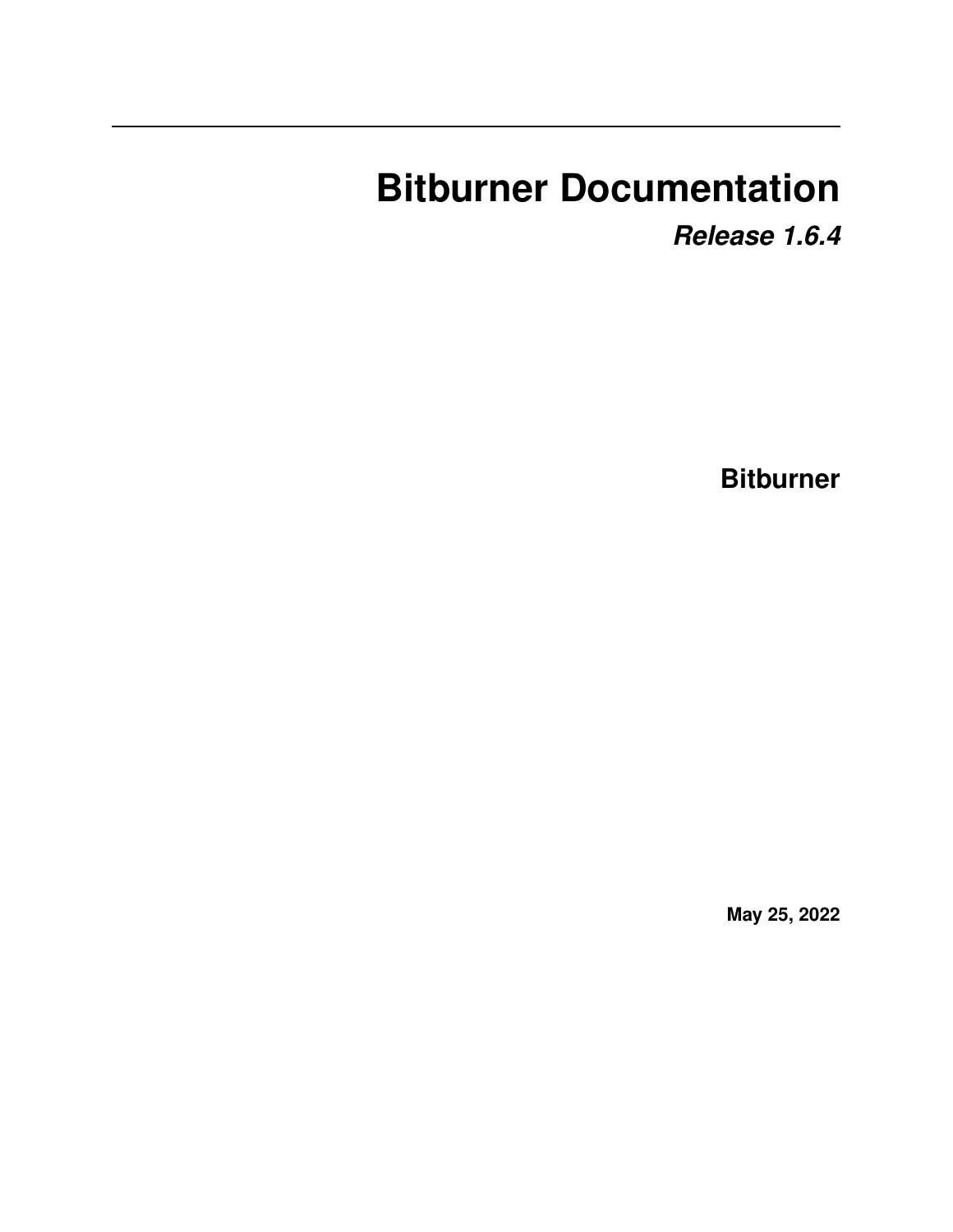# Bitburner Documentation

***Release 1.6.4***

**Bitburner**

**May 25, 2022**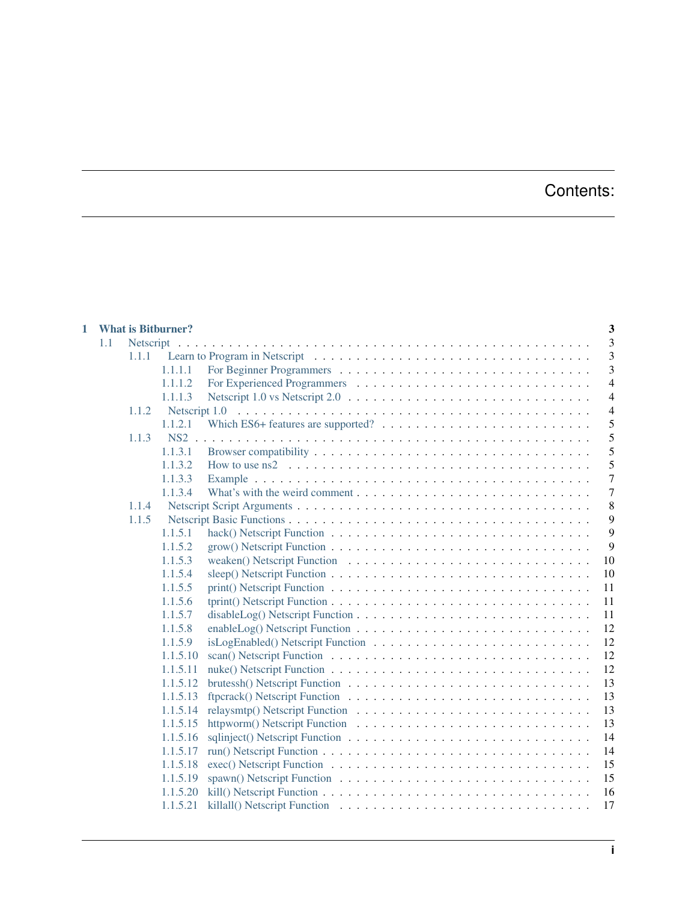# Contents:

- **1 What is Bitburner?** — 3
  - 1.1 Netscript — 3
    - 1.1.1 Learn to Program in Netscript — 3
      - 1.1.1.1 For Beginner Programmers — 3
      - 1.1.1.2 For Experienced Programmers — 4
      - 1.1.1.3 Netscript 1.0 vs Netscript 2.0 — 4
    - 1.1.2 Netscript 1.0 — 4
      - 1.1.2.1 Which ES6+ features are supported? — 5
    - 1.1.3 NS2 — 5
      - 1.1.3.1 Browser compatibility — 5
      - 1.1.3.2 How to use ns2 — 5
      - 1.1.3.3 Example — 7
      - 1.1.3.4 What's with the weird comment — 7
    - 1.1.4 Netscript Script Arguments — 8
    - 1.1.5 Netscript Basic Functions — 9
      - 1.1.5.1 hack() Netscript Function — 9
      - 1.1.5.2 grow() Netscript Function — 9
      - 1.1.5.3 weaken() Netscript Function — 10
      - 1.1.5.4 sleep() Netscript Function — 10
      - 1.1.5.5 print() Netscript Function — 11
      - 1.1.5.6 tprint() Netscript Function — 11
      - 1.1.5.7 disableLog() Netscript Function — 11
      - 1.1.5.8 enableLog() Netscript Function — 12
      - 1.1.5.9 isLogEnabled() Netscript Function — 12
      - 1.1.5.10 scan() Netscript Function — 12
      - 1.1.5.11 nuke() Netscript Function — 12
      - 1.1.5.12 brutessh() Netscript Function — 13
      - 1.1.5.13 ftpcrack() Netscript Function — 13
      - 1.1.5.14 relaysmtp() Netscript Function — 13
      - 1.1.5.15 httpworm() Netscript Function — 13
      - 1.1.5.16 sqlinject() Netscript Function — 14
      - 1.1.5.17 run() Netscript Function — 14
      - 1.1.5.18 exec() Netscript Function — 15
      - 1.1.5.19 spawn() Netscript Function — 15
      - 1.1.5.20 kill() Netscript Function — 16
      - 1.1.5.21 killall() Netscript Function — 17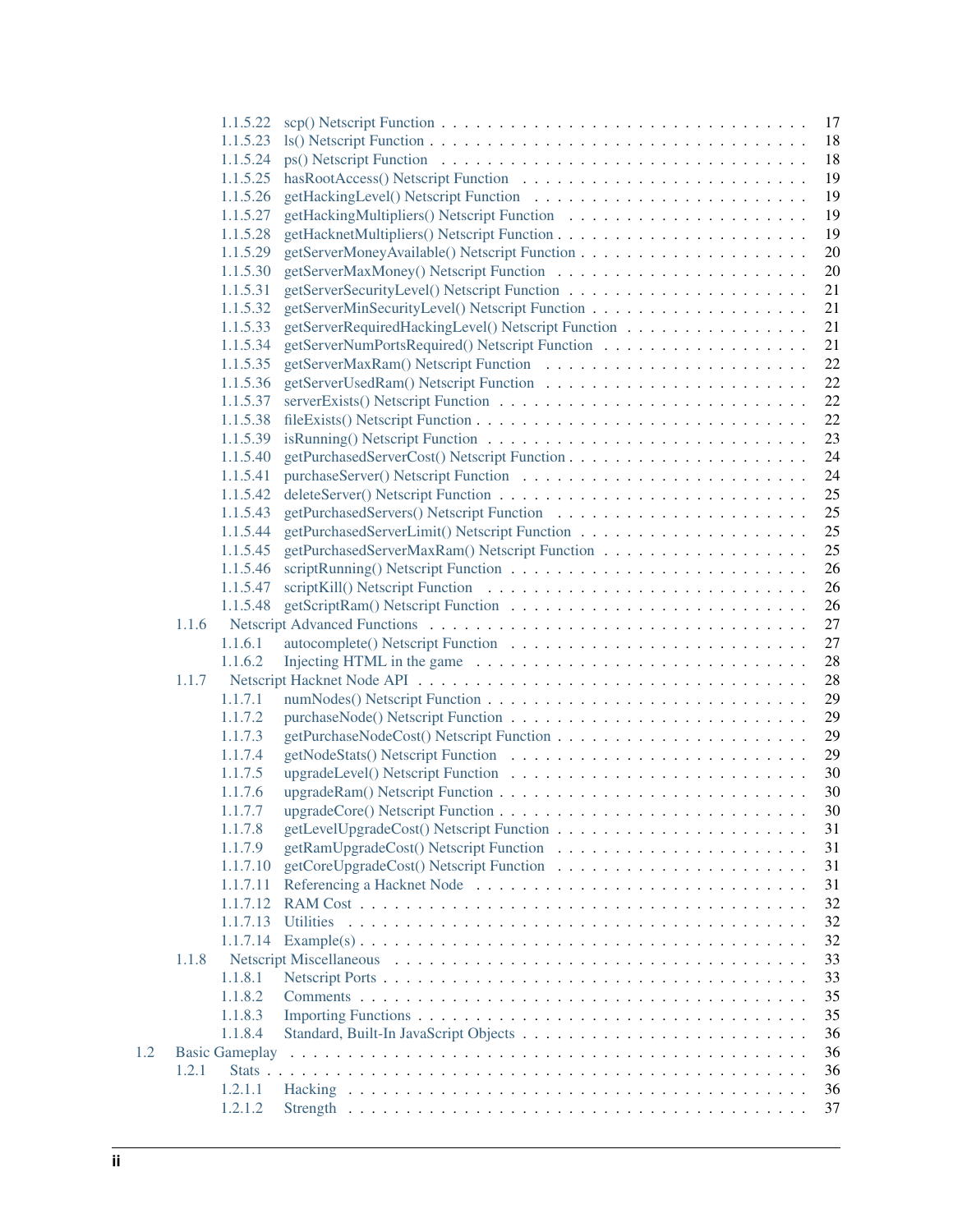- 1.1.5.22 scp() Netscript Function . . . 17
- 1.1.5.23 ls() Netscript Function . . . 18
- 1.1.5.24 ps() Netscript Function . . . 18
- 1.1.5.25 hasRootAccess() Netscript Function . . . 19
- 1.1.5.26 getHackingLevel() Netscript Function . . . 19
- 1.1.5.27 getHackingMultipliers() Netscript Function . . . 19
- 1.1.5.28 getHacknetMultipliers() Netscript Function . . . 19
- 1.1.5.29 getServerMoneyAvailable() Netscript Function . . . 20
- 1.1.5.30 getServerMaxMoney() Netscript Function . . . 20
- 1.1.5.31 getServerSecurityLevel() Netscript Function . . . 21
- 1.1.5.32 getServerMinSecurityLevel() Netscript Function . . . 21
- 1.1.5.33 getServerRequiredHackingLevel() Netscript Function . . . 21
- 1.1.5.34 getServerNumPortsRequired() Netscript Function . . . 21
- 1.1.5.35 getServerMaxRam() Netscript Function . . . 22
- 1.1.5.36 getServerUsedRam() Netscript Function . . . 22
- 1.1.5.37 serverExists() Netscript Function . . . 22
- 1.1.5.38 fileExists() Netscript Function . . . 22
- 1.1.5.39 isRunning() Netscript Function . . . 23
- 1.1.5.40 getPurchasedServerCost() Netscript Function . . . 24
- 1.1.5.41 purchaseServer() Netscript Function . . . 24
- 1.1.5.42 deleteServer() Netscript Function . . . 25
- 1.1.5.43 getPurchasedServers() Netscript Function . . . 25
- 1.1.5.44 getPurchasedServerLimit() Netscript Function . . . 25
- 1.1.5.45 getPurchasedServerMaxRam() Netscript Function . . . 25
- 1.1.5.46 scriptRunning() Netscript Function . . . 26
- 1.1.5.47 scriptKill() Netscript Function . . . 26
- 1.1.5.48 getScriptRam() Netscript Function . . . 26
- 1.1.6 Netscript Advanced Functions . . . 27
  - 1.1.6.1 autocomplete() Netscript Function . . . 27
  - 1.1.6.2 Injecting HTML in the game . . . 28
- 1.1.7 Netscript Hacknet Node API . . . 28
  - 1.1.7.1 numNodes() Netscript Function . . . 29
  - 1.1.7.2 purchaseNode() Netscript Function . . . 29
  - 1.1.7.3 getPurchaseNodeCost() Netscript Function . . . 29
  - 1.1.7.4 getNodeStats() Netscript Function . . . 29
  - 1.1.7.5 upgradeLevel() Netscript Function . . . 30
  - 1.1.7.6 upgradeRam() Netscript Function . . . 30
  - 1.1.7.7 upgradeCore() Netscript Function . . . 30
  - 1.1.7.8 getLevelUpgradeCost() Netscript Function . . . 31
  - 1.1.7.9 getRamUpgradeCost() Netscript Function . . . 31
  - 1.1.7.10 getCoreUpgradeCost() Netscript Function . . . 31
  - 1.1.7.11 Referencing a Hacknet Node . . . 31
  - 1.1.7.12 RAM Cost . . . 32
  - 1.1.7.13 Utilities . . . 32
  - 1.1.7.14 Example(s) . . . 32
- 1.1.8 Netscript Miscellaneous . . . 33
  - 1.1.8.1 Netscript Ports . . . 33
  - 1.1.8.2 Comments . . . 35
  - 1.1.8.3 Importing Functions . . . 35
  - 1.1.8.4 Standard, Built-In JavaScript Objects . . . 36
- 1.2 Basic Gameplay . . . 36
  - 1.2.1 Stats . . . 36
    - 1.2.1.1 Hacking . . . 36
    - 1.2.1.2 Strength . . . 37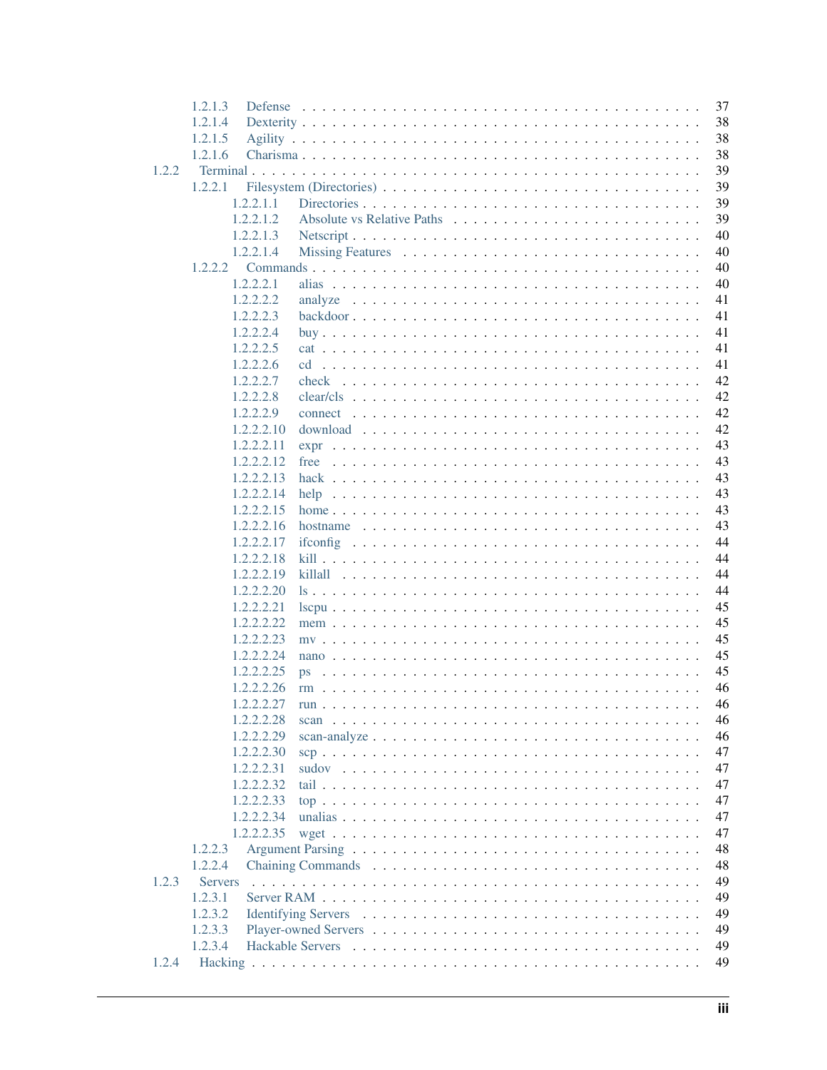- 1.2.1.3 Defense . . . 37
- 1.2.1.4 Dexterity . . . 38
- 1.2.1.5 Agility . . . 38
- 1.2.1.6 Charisma . . . 38
- 1.2.2 Terminal . . . 39
  - 1.2.2.1 Filesystem (Directories) . . . 39
    - 1.2.2.1.1 Directories . . . 39
    - 1.2.2.1.2 Absolute vs Relative Paths . . . 39
    - 1.2.2.1.3 Netscript . . . 40
    - 1.2.2.1.4 Missing Features . . . 40
  - 1.2.2.2 Commands . . . 40
    - 1.2.2.2.1 alias . . . 40
    - 1.2.2.2.2 analyze . . . 41
    - 1.2.2.2.3 backdoor . . . 41
    - 1.2.2.2.4 buy . . . 41
    - 1.2.2.2.5 cat . . . 41
    - 1.2.2.2.6 cd . . . 41
    - 1.2.2.2.7 check . . . 42
    - 1.2.2.2.8 clear/cls . . . 42
    - 1.2.2.2.9 connect . . . 42
    - 1.2.2.2.10 download . . . 42
    - 1.2.2.2.11 expr . . . 43
    - 1.2.2.2.12 free . . . 43
    - 1.2.2.2.13 hack . . . 43
    - 1.2.2.2.14 help . . . 43
    - 1.2.2.2.15 home . . . 43
    - 1.2.2.2.16 hostname . . . 43
    - 1.2.2.2.17 ifconfig . . . 44
    - 1.2.2.2.18 kill . . . 44
    - 1.2.2.2.19 killall . . . 44
    - 1.2.2.2.20 ls . . . 44
    - 1.2.2.2.21 lscpu . . . 45
    - 1.2.2.2.22 mem . . . 45
    - 1.2.2.2.23 mv . . . 45
    - 1.2.2.2.24 nano . . . 45
    - 1.2.2.2.25 ps . . . 45
    - 1.2.2.2.26 rm . . . 46
    - 1.2.2.2.27 run . . . 46
    - 1.2.2.2.28 scan . . . 46
    - 1.2.2.2.29 scan-analyze . . . 46
    - 1.2.2.2.30 scp . . . 47
    - 1.2.2.2.31 sudov . . . 47
    - 1.2.2.2.32 tail . . . 47
    - 1.2.2.2.33 top . . . 47
    - 1.2.2.2.34 unalias . . . 47
    - 1.2.2.2.35 wget . . . 47
  - 1.2.2.3 Argument Parsing . . . 48
  - 1.2.2.4 Chaining Commands . . . 48
- 1.2.3 Servers . . . 49
  - 1.2.3.1 Server RAM . . . 49
  - 1.2.3.2 Identifying Servers . . . 49
  - 1.2.3.3 Player-owned Servers . . . 49
  - 1.2.3.4 Hackable Servers . . . 49
- 1.2.4 Hacking . . . 49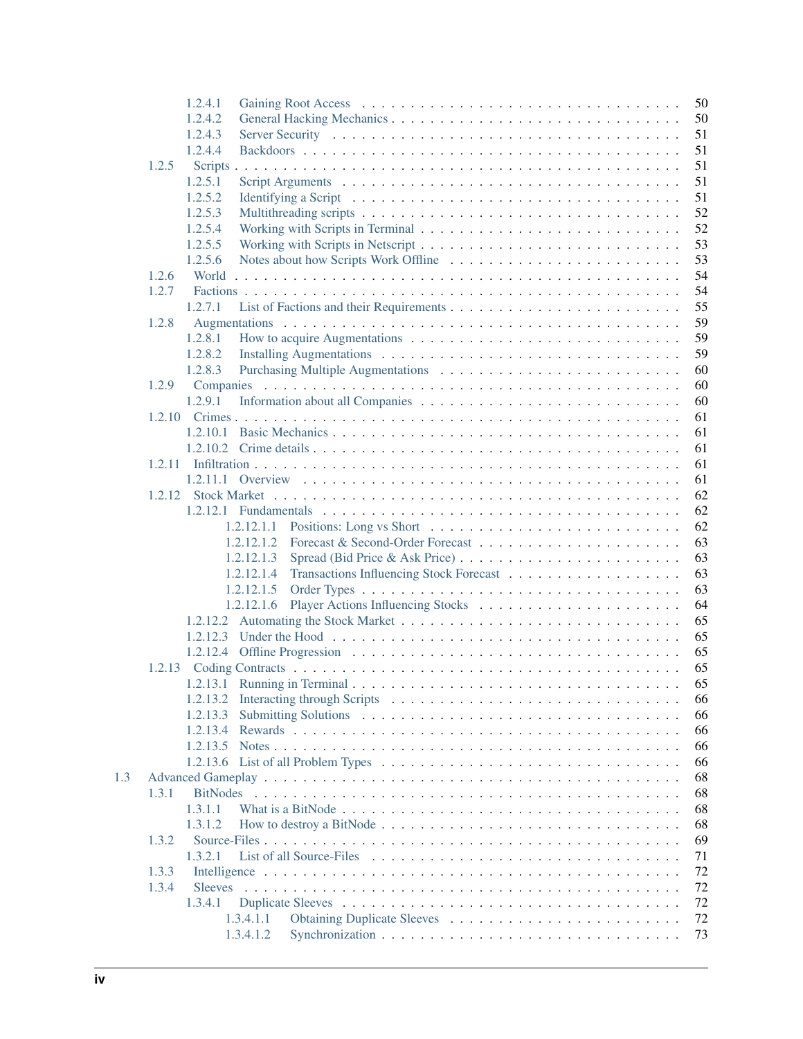- 1.2.4.1 Gaining Root Access . . . 50
- 1.2.4.2 General Hacking Mechanics . . . 50
- 1.2.4.3 Server Security . . . 51
- 1.2.4.4 Backdoors . . . 51
- 1.2.5 Scripts . . . 51
  - 1.2.5.1 Script Arguments . . . 51
  - 1.2.5.2 Identifying a Script . . . 51
  - 1.2.5.3 Multithreading scripts . . . 52
  - 1.2.5.4 Working with Scripts in Terminal . . . 52
  - 1.2.5.5 Working with Scripts in Netscript . . . 53
  - 1.2.5.6 Notes about how Scripts Work Offline . . . 53
- 1.2.6 World . . . 54
- 1.2.7 Factions . . . 54
  - 1.2.7.1 List of Factions and their Requirements . . . 55
- 1.2.8 Augmentations . . . 59
  - 1.2.8.1 How to acquire Augmentations . . . 59
  - 1.2.8.2 Installing Augmentations . . . 59
  - 1.2.8.3 Purchasing Multiple Augmentations . . . 60
- 1.2.9 Companies . . . 60
  - 1.2.9.1 Information about all Companies . . . 60
- 1.2.10 Crimes . . . 61
  - 1.2.10.1 Basic Mechanics . . . 61
  - 1.2.10.2 Crime details . . . 61
- 1.2.11 Infiltration . . . 61
  - 1.2.11.1 Overview . . . 61
- 1.2.12 Stock Market . . . 62
  - 1.2.12.1 Fundamentals . . . 62
    - 1.2.12.1.1 Positions: Long vs Short . . . 62
    - 1.2.12.1.2 Forecast & Second-Order Forecast . . . 63
    - 1.2.12.1.3 Spread (Bid Price & Ask Price) . . . 63
    - 1.2.12.1.4 Transactions Influencing Stock Forecast . . . 63
    - 1.2.12.1.5 Order Types . . . 63
    - 1.2.12.1.6 Player Actions Influencing Stocks . . . 64
  - 1.2.12.2 Automating the Stock Market . . . 65
  - 1.2.12.3 Under the Hood . . . 65
  - 1.2.12.4 Offline Progression . . . 65
- 1.2.13 Coding Contracts . . . 65
  - 1.2.13.1 Running in Terminal . . . 65
  - 1.2.13.2 Interacting through Scripts . . . 66
  - 1.2.13.3 Submitting Solutions . . . 66
  - 1.2.13.4 Rewards . . . 66
  - 1.2.13.5 Notes . . . 66
  - 1.2.13.6 List of all Problem Types . . . 66

1.3 Advanced Gameplay . . . 68

- 1.3.1 BitNodes . . . 68
  - 1.3.1.1 What is a BitNode . . . 68
  - 1.3.1.2 How to destroy a BitNode . . . 68
- 1.3.2 Source-Files . . . 69
  - 1.3.2.1 List of all Source-Files . . . 71
- 1.3.3 Intelligence . . . 72
- 1.3.4 Sleeves . . . 72
  - 1.3.4.1 Duplicate Sleeves . . . 72
    - 1.3.4.1.1 Obtaining Duplicate Sleeves . . . 72
    - 1.3.4.1.2 Synchronization . . . 73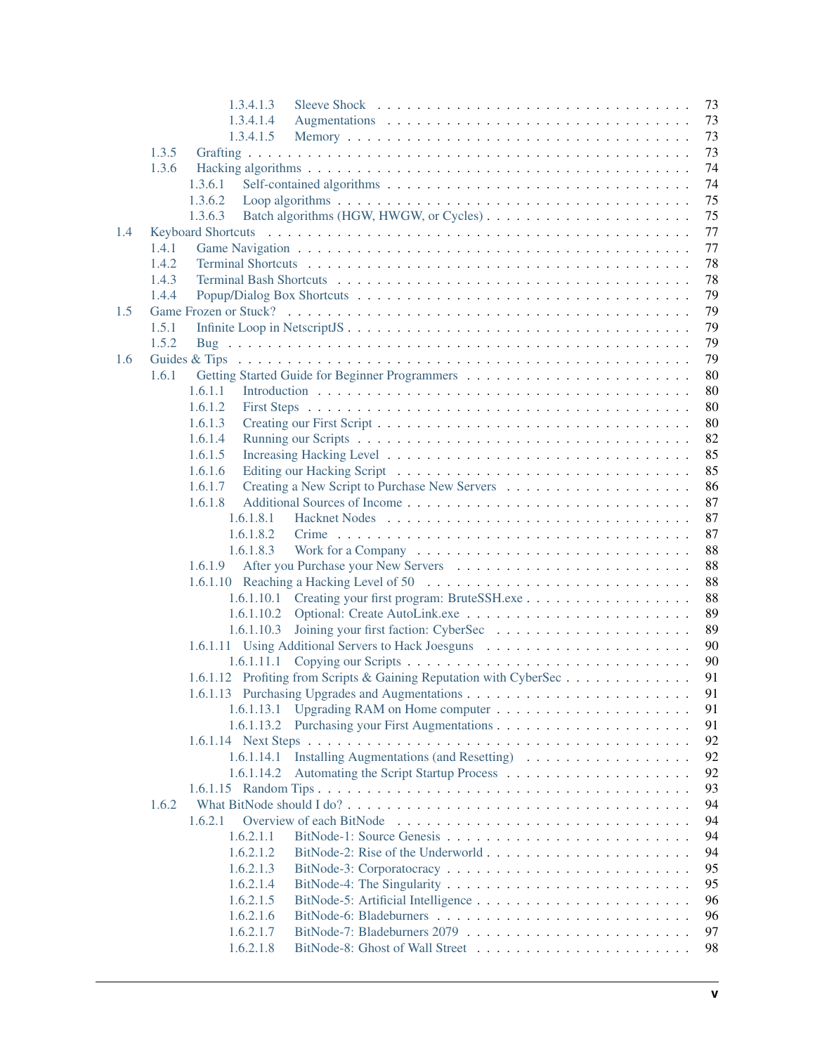- 1.3.4.1.3 Sleeve Shock . . . 73
- 1.3.4.1.4 Augmentations . . . 73
- 1.3.4.1.5 Memory . . . 73
- 1.3.5 Grafting . . . 73
- 1.3.6 Hacking algorithms . . . 74
  - 1.3.6.1 Self-contained algorithms . . . 74
  - 1.3.6.2 Loop algorithms . . . 75
  - 1.3.6.3 Batch algorithms (HGW, HWGW, or Cycles) . . . 75
- 1.4 Keyboard Shortcuts . . . 77
  - 1.4.1 Game Navigation . . . 77
  - 1.4.2 Terminal Shortcuts . . . 78
  - 1.4.3 Terminal Bash Shortcuts . . . 78
  - 1.4.4 Popup/Dialog Box Shortcuts . . . 79
- 1.5 Game Frozen or Stuck? . . . 79
  - 1.5.1 Infinite Loop in NetscriptJS . . . 79
  - 1.5.2 Bug . . . 79
- 1.6 Guides & Tips . . . 79
  - 1.6.1 Getting Started Guide for Beginner Programmers . . . 80
    - 1.6.1.1 Introduction . . . 80
    - 1.6.1.2 First Steps . . . 80
    - 1.6.1.3 Creating our First Script . . . 80
    - 1.6.1.4 Running our Scripts . . . 82
    - 1.6.1.5 Increasing Hacking Level . . . 85
    - 1.6.1.6 Editing our Hacking Script . . . 85
    - 1.6.1.7 Creating a New Script to Purchase New Servers . . . 86
    - 1.6.1.8 Additional Sources of Income . . . 87
      - 1.6.1.8.1 Hacknet Nodes . . . 87
      - 1.6.1.8.2 Crime . . . 87
      - 1.6.1.8.3 Work for a Company . . . 88
    - 1.6.1.9 After you Purchase your New Servers . . . 88
    - 1.6.1.10 Reaching a Hacking Level of 50 . . . 88
      - 1.6.1.10.1 Creating your first program: BruteSSH.exe . . . 88
      - 1.6.1.10.2 Optional: Create AutoLink.exe . . . 89
      - 1.6.1.10.3 Joining your first faction: CyberSec . . . 89
    - 1.6.1.11 Using Additional Servers to Hack Joesguns . . . 90
      - 1.6.1.11.1 Copying our Scripts . . . 90
    - 1.6.1.12 Profiting from Scripts & Gaining Reputation with CyberSec . . . 91
    - 1.6.1.13 Purchasing Upgrades and Augmentations . . . 91
      - 1.6.1.13.1 Upgrading RAM on Home computer . . . 91
      - 1.6.1.13.2 Purchasing your First Augmentations . . . 91
    - 1.6.1.14 Next Steps . . . 92
      - 1.6.1.14.1 Installing Augmentations (and Resetting) . . . 92
      - 1.6.1.14.2 Automating the Script Startup Process . . . 92
    - 1.6.1.15 Random Tips . . . 93
  - 1.6.2 What BitNode should I do? . . . 94
    - 1.6.2.1 Overview of each BitNode . . . 94
      - 1.6.2.1.1 BitNode-1: Source Genesis . . . 94
      - 1.6.2.1.2 BitNode-2: Rise of the Underworld . . . 94
      - 1.6.2.1.3 BitNode-3: Corporatocracy . . . 95
      - 1.6.2.1.4 BitNode-4: The Singularity . . . 95
      - 1.6.2.1.5 BitNode-5: Artificial Intelligence . . . 96
      - 1.6.2.1.6 BitNode-6: Bladeburners . . . 96
      - 1.6.2.1.7 BitNode-7: Bladeburners 2079 . . . 97
      - 1.6.2.1.8 BitNode-8: Ghost of Wall Street . . . 98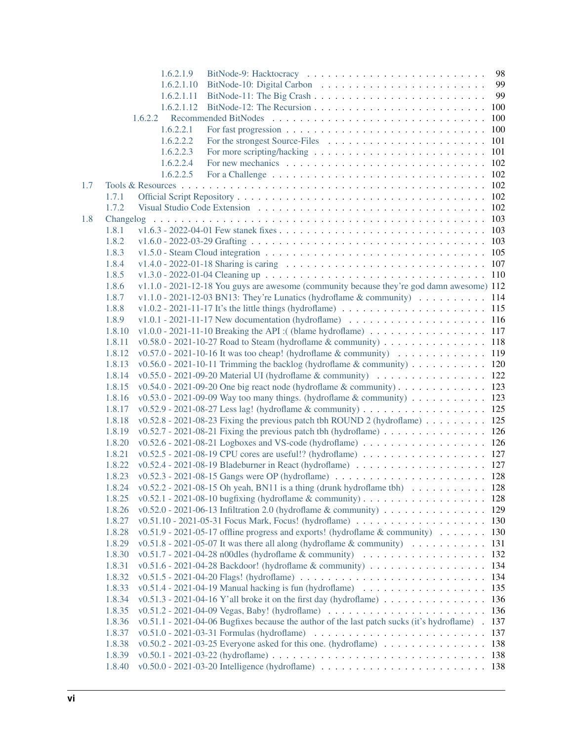- 1.6.2.1.9 BitNode-9: Hacktocracy . . . 98
- 1.6.2.1.10 BitNode-10: Digital Carbon . . . 99
- 1.6.2.1.11 BitNode-11: The Big Crash . . . 99
- 1.6.2.1.12 BitNode-12: The Recursion . . . 100
- 1.6.2.2 Recommended BitNodes . . . 100
- 1.6.2.2.1 For fast progression . . . 100
- 1.6.2.2.2 For the strongest Source-Files . . . 101
- 1.6.2.2.3 For more scripting/hacking . . . 101
- 1.6.2.2.4 For new mechanics . . . 102
- 1.6.2.2.5 For a Challenge . . . 102
- 1.7 Tools & Resources . . . 102
- 1.7.1 Official Script Repository . . . 102
- 1.7.2 Visual Studio Code Extension . . . 102
- 1.8 Changelog . . . 103
- 1.8.1 v1.6.3 - 2022-04-01 Few stanek fixes . . . 103
- 1.8.2 v1.6.0 - 2022-03-29 Grafting . . . 103
- 1.8.3 v1.5.0 - Steam Cloud integration . . . 105
- 1.8.4 v1.4.0 - 2022-01-18 Sharing is caring . . . 107
- 1.8.5 v1.3.0 - 2022-01-04 Cleaning up . . . 110
- 1.8.6 v1.1.0 - 2021-12-18 You guys are awesome (community because they're god damn awesome) 112
- 1.8.7 v1.1.0 - 2021-12-03 BN13: They're Lunatics (hydroflame & community) . . . 114
- 1.8.8 v1.0.2 - 2021-11-17 It's the little things (hydroflame) . . . 115
- 1.8.9 v1.0.1 - 2021-11-17 New documentation (hydroflame) . . . 116
- 1.8.10 v1.0.0 - 2021-11-10 Breaking the API :( (blame hydroflame) . . . 117
- 1.8.11 v0.58.0 - 2021-10-27 Road to Steam (hydroflame & community) . . . 118
- 1.8.12 v0.57.0 - 2021-10-16 It was too cheap! (hydroflame & community) . . . 119
- 1.8.13 v0.56.0 - 2021-10-11 Trimming the backlog (hydroflame & community) . . . 120
- 1.8.14 v0.55.0 - 2021-09-20 Material UI (hydroflame & community) . . . 122
- 1.8.15 v0.54.0 - 2021-09-20 One big react node (hydroflame & community) . . . 123
- 1.8.16 v0.53.0 - 2021-09-09 Way too many things. (hydroflame & community) . . . 123
- 1.8.17 v0.52.9 - 2021-08-27 Less lag! (hydroflame & community) . . . 125
- 1.8.18 v0.52.8 - 2021-08-23 Fixing the previous patch tbh ROUND 2 (hydroflame) . . . 125
- 1.8.19 v0.52.7 - 2021-08-21 Fixing the previous patch tbh (hydroflame) . . . 126
- 1.8.20 v0.52.6 - 2021-08-21 Logboxes and VS-code (hydroflame) . . . 126
- 1.8.21 v0.52.5 - 2021-08-19 CPU cores are useful!? (hydroflame) . . . 127
- 1.8.22 v0.52.4 - 2021-08-19 Bladeburner in React (hydroflame) . . . 127
- 1.8.23 v0.52.3 - 2021-08-15 Gangs were OP (hydroflame) . . . 128
- 1.8.24 v0.52.2 - 2021-08-15 Oh yeah, BN11 is a thing (drunk hydroflame tbh) . . . 128
- 1.8.25 v0.52.1 - 2021-08-10 bugfixing (hydroflame & community) . . . 128
- 1.8.26 v0.52.0 - 2021-06-13 Infiltration 2.0 (hydroflame & community) . . . 129
- 1.8.27 v0.51.10 - 2021-05-31 Focus Mark, Focus! (hydroflame) . . . 130
- 1.8.28 v0.51.9 - 2021-05-17 offline progress and exports! (hydroflame & community) . . . 130
- 1.8.29 v0.51.8 - 2021-05-07 It was there all along (hydroflame & community) . . . 131
- 1.8.30 v0.51.7 - 2021-04-28 n00dles (hydroflame & community) . . . 132
- 1.8.31 v0.51.6 - 2021-04-28 Backdoor! (hydroflame & community) . . . 134
- 1.8.32 v0.51.5 - 2021-04-20 Flags! (hydroflame) . . . 134
- 1.8.33 v0.51.4 - 2021-04-19 Manual hacking is fun (hydroflame) . . . 135
- 1.8.34 v0.51.3 - 2021-04-16 Y'all broke it on the first day (hydroflame) . . . 136
- 1.8.35 v0.51.2 - 2021-04-09 Vegas, Baby! (hydroflame) . . . 136
- 1.8.36 v0.51.1 - 2021-04-06 Bugfixes because the author of the last patch sucks (it's hydroflame) . 137
- 1.8.37 v0.51.0 - 2021-03-31 Formulas (hydroflame) . . . 137
- 1.8.38 v0.50.2 - 2021-03-25 Everyone asked for this one. (hydroflame) . . . 138
- 1.8.39 v0.50.1 - 2021-03-22 (hydroflame) . . . 138
- 1.8.40 v0.50.0 - 2021-03-20 Intelligence (hydroflame) . . . 138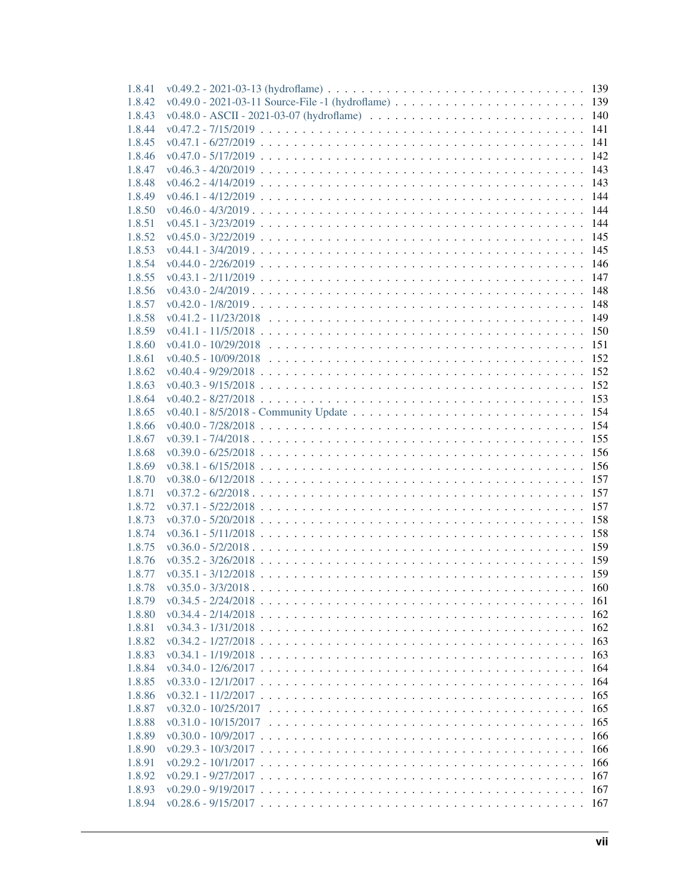1.8.41 v0.49.2 - 2021-03-13 (hydroflame) . . . . . . . . . . . . . . . . . . . . . . . . . . . . . . 139
1.8.42 v0.49.0 - 2021-03-11 Source-File -1 (hydroflame) . . . . . . . . . . . . . . . . . . . . . . . 139
1.8.43 v0.48.0 - ASCII - 2021-03-07 (hydroflame) . . . . . . . . . . . . . . . . . . . . . . . . . . 140
1.8.44 v0.47.2 - 7/15/2019 . . . . . . . . . . . . . . . . . . . . . . . . . . . . . . . . . . . . . 141
1.8.45 v0.47.1 - 6/27/2019 . . . . . . . . . . . . . . . . . . . . . . . . . . . . . . . . . . . . . 141
1.8.46 v0.47.0 - 5/17/2019 . . . . . . . . . . . . . . . . . . . . . . . . . . . . . . . . . . . . . 142
1.8.47 v0.46.3 - 4/20/2019 . . . . . . . . . . . . . . . . . . . . . . . . . . . . . . . . . . . . . 143
1.8.48 v0.46.2 - 4/14/2019 . . . . . . . . . . . . . . . . . . . . . . . . . . . . . . . . . . . . . 143
1.8.49 v0.46.1 - 4/12/2019 . . . . . . . . . . . . . . . . . . . . . . . . . . . . . . . . . . . . . 144
1.8.50 v0.46.0 - 4/3/2019 . . . . . . . . . . . . . . . . . . . . . . . . . . . . . . . . . . . . . . 144
1.8.51 v0.45.1 - 3/23/2019 . . . . . . . . . . . . . . . . . . . . . . . . . . . . . . . . . . . . . 144
1.8.52 v0.45.0 - 3/22/2019 . . . . . . . . . . . . . . . . . . . . . . . . . . . . . . . . . . . . . 145
1.8.53 v0.44.1 - 3/4/2019 . . . . . . . . . . . . . . . . . . . . . . . . . . . . . . . . . . . . . . 145
1.8.54 v0.44.0 - 2/26/2019 . . . . . . . . . . . . . . . . . . . . . . . . . . . . . . . . . . . . . 146
1.8.55 v0.43.1 - 2/11/2019 . . . . . . . . . . . . . . . . . . . . . . . . . . . . . . . . . . . . . 147
1.8.56 v0.43.0 - 2/4/2019 . . . . . . . . . . . . . . . . . . . . . . . . . . . . . . . . . . . . . . 148
1.8.57 v0.42.0 - 1/8/2019 . . . . . . . . . . . . . . . . . . . . . . . . . . . . . . . . . . . . . . 148
1.8.58 v0.41.2 - 11/23/2018 . . . . . . . . . . . . . . . . . . . . . . . . . . . . . . . . . . . . 149
1.8.59 v0.41.1 - 11/5/2018 . . . . . . . . . . . . . . . . . . . . . . . . . . . . . . . . . . . . . 150
1.8.60 v0.41.0 - 10/29/2018 . . . . . . . . . . . . . . . . . . . . . . . . . . . . . . . . . . . . 151
1.8.61 v0.40.5 - 10/09/2018 . . . . . . . . . . . . . . . . . . . . . . . . . . . . . . . . . . . . 152
1.8.62 v0.40.4 - 9/29/2018 . . . . . . . . . . . . . . . . . . . . . . . . . . . . . . . . . . . . . 152
1.8.63 v0.40.3 - 9/15/2018 . . . . . . . . . . . . . . . . . . . . . . . . . . . . . . . . . . . . . 152
1.8.64 v0.40.2 - 8/27/2018 . . . . . . . . . . . . . . . . . . . . . . . . . . . . . . . . . . . . . 153
1.8.65 v0.40.1 - 8/5/2018 - Community Update . . . . . . . . . . . . . . . . . . . . . . . . . . . 154
1.8.66 v0.40.0 - 7/28/2018 . . . . . . . . . . . . . . . . . . . . . . . . . . . . . . . . . . . . . 154
1.8.67 v0.39.1 - 7/4/2018 . . . . . . . . . . . . . . . . . . . . . . . . . . . . . . . . . . . . . . 155
1.8.68 v0.39.0 - 6/25/2018 . . . . . . . . . . . . . . . . . . . . . . . . . . . . . . . . . . . . . 156
1.8.69 v0.38.1 - 6/15/2018 . . . . . . . . . . . . . . . . . . . . . . . . . . . . . . . . . . . . . 156
1.8.70 v0.38.0 - 6/12/2018 . . . . . . . . . . . . . . . . . . . . . . . . . . . . . . . . . . . . . 157
1.8.71 v0.37.2 - 6/2/2018 . . . . . . . . . . . . . . . . . . . . . . . . . . . . . . . . . . . . . . 157
1.8.72 v0.37.1 - 5/22/2018 . . . . . . . . . . . . . . . . . . . . . . . . . . . . . . . . . . . . . 157
1.8.73 v0.37.0 - 5/20/2018 . . . . . . . . . . . . . . . . . . . . . . . . . . . . . . . . . . . . . 158
1.8.74 v0.36.1 - 5/11/2018 . . . . . . . . . . . . . . . . . . . . . . . . . . . . . . . . . . . . . 158
1.8.75 v0.36.0 - 5/2/2018 . . . . . . . . . . . . . . . . . . . . . . . . . . . . . . . . . . . . . . 159
1.8.76 v0.35.2 - 3/26/2018 . . . . . . . . . . . . . . . . . . . . . . . . . . . . . . . . . . . . . 159
1.8.77 v0.35.1 - 3/12/2018 . . . . . . . . . . . . . . . . . . . . . . . . . . . . . . . . . . . . . 159
1.8.78 v0.35.0 - 3/3/2018 . . . . . . . . . . . . . . . . . . . . . . . . . . . . . . . . . . . . . . 160
1.8.79 v0.34.5 - 2/24/2018 . . . . . . . . . . . . . . . . . . . . . . . . . . . . . . . . . . . . . 161
1.8.80 v0.34.4 - 2/14/2018 . . . . . . . . . . . . . . . . . . . . . . . . . . . . . . . . . . . . . 162
1.8.81 v0.34.3 - 1/31/2018 . . . . . . . . . . . . . . . . . . . . . . . . . . . . . . . . . . . . . 162
1.8.82 v0.34.2 - 1/27/2018 . . . . . . . . . . . . . . . . . . . . . . . . . . . . . . . . . . . . . 163
1.8.83 v0.34.1 - 1/19/2018 . . . . . . . . . . . . . . . . . . . . . . . . . . . . . . . . . . . . . 163
1.8.84 v0.34.0 - 12/6/2017 . . . . . . . . . . . . . . . . . . . . . . . . . . . . . . . . . . . . . 164
1.8.85 v0.33.0 - 12/1/2017 . . . . . . . . . . . . . . . . . . . . . . . . . . . . . . . . . . . . . 164
1.8.86 v0.32.1 - 11/2/2017 . . . . . . . . . . . . . . . . . . . . . . . . . . . . . . . . . . . . . 165
1.8.87 v0.32.0 - 10/25/2017 . . . . . . . . . . . . . . . . . . . . . . . . . . . . . . . . . . . . 165
1.8.88 v0.31.0 - 10/15/2017 . . . . . . . . . . . . . . . . . . . . . . . . . . . . . . . . . . . . 165
1.8.89 v0.30.0 - 10/9/2017 . . . . . . . . . . . . . . . . . . . . . . . . . . . . . . . . . . . . . 166
1.8.90 v0.29.3 - 10/3/2017 . . . . . . . . . . . . . . . . . . . . . . . . . . . . . . . . . . . . . 166
1.8.91 v0.29.2 - 10/1/2017 . . . . . . . . . . . . . . . . . . . . . . . . . . . . . . . . . . . . . 166
1.8.92 v0.29.1 - 9/27/2017 . . . . . . . . . . . . . . . . . . . . . . . . . . . . . . . . . . . . . 167
1.8.93 v0.29.0 - 9/19/2017 . . . . . . . . . . . . . . . . . . . . . . . . . . . . . . . . . . . . . 167
1.8.94 v0.28.6 - 9/15/2017 . . . . . . . . . . . . . . . . . . . . . . . . . . . . . . . . . . . . . 167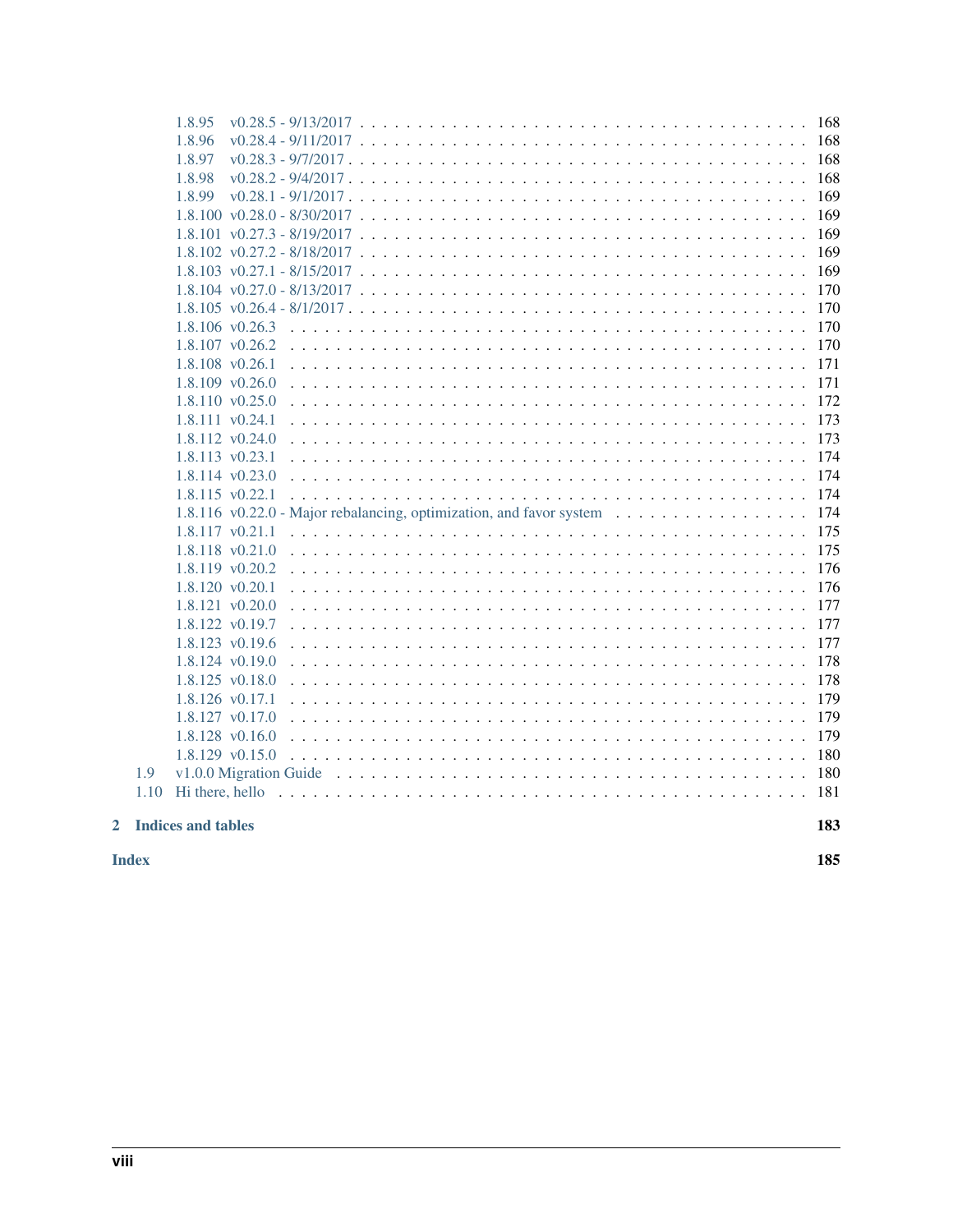- 1.8.95 v0.28.5 - 9/13/2017 . . . 168
- 1.8.96 v0.28.4 - 9/11/2017 . . . 168
- 1.8.97 v0.28.3 - 9/7/2017 . . . 168
- 1.8.98 v0.28.2 - 9/4/2017 . . . 168
- 1.8.99 v0.28.1 - 9/1/2017 . . . 169
- 1.8.100 v0.28.0 - 8/30/2017 . . . 169
- 1.8.101 v0.27.3 - 8/19/2017 . . . 169
- 1.8.102 v0.27.2 - 8/18/2017 . . . 169
- 1.8.103 v0.27.1 - 8/15/2017 . . . 169
- 1.8.104 v0.27.0 - 8/13/2017 . . . 170
- 1.8.105 v0.26.4 - 8/1/2017 . . . 170
- 1.8.106 v0.26.3 . . . 170
- 1.8.107 v0.26.2 . . . 170
- 1.8.108 v0.26.1 . . . 171
- 1.8.109 v0.26.0 . . . 171
- 1.8.110 v0.25.0 . . . 172
- 1.8.111 v0.24.1 . . . 173
- 1.8.112 v0.24.0 . . . 173
- 1.8.113 v0.23.1 . . . 174
- 1.8.114 v0.23.0 . . . 174
- 1.8.115 v0.22.1 . . . 174
- 1.8.116 v0.22.0 - Major rebalancing, optimization, and favor system . . . 174
- 1.8.117 v0.21.1 . . . 175
- 1.8.118 v0.21.0 . . . 175
- 1.8.119 v0.20.2 . . . 176
- 1.8.120 v0.20.1 . . . 176
- 1.8.121 v0.20.0 . . . 177
- 1.8.122 v0.19.7 . . . 177
- 1.8.123 v0.19.6 . . . 177
- 1.8.124 v0.19.0 . . . 178
- 1.8.125 v0.18.0 . . . 178
- 1.8.126 v0.17.1 . . . 179
- 1.8.127 v0.17.0 . . . 179
- 1.8.128 v0.16.0 . . . 179
- 1.8.129 v0.15.0 . . . 180

1.9 v1.0.0 Migration Guide . . . 180

1.10 Hi there, hello . . . 181

**2 Indices and tables** **183**

**Index** **185**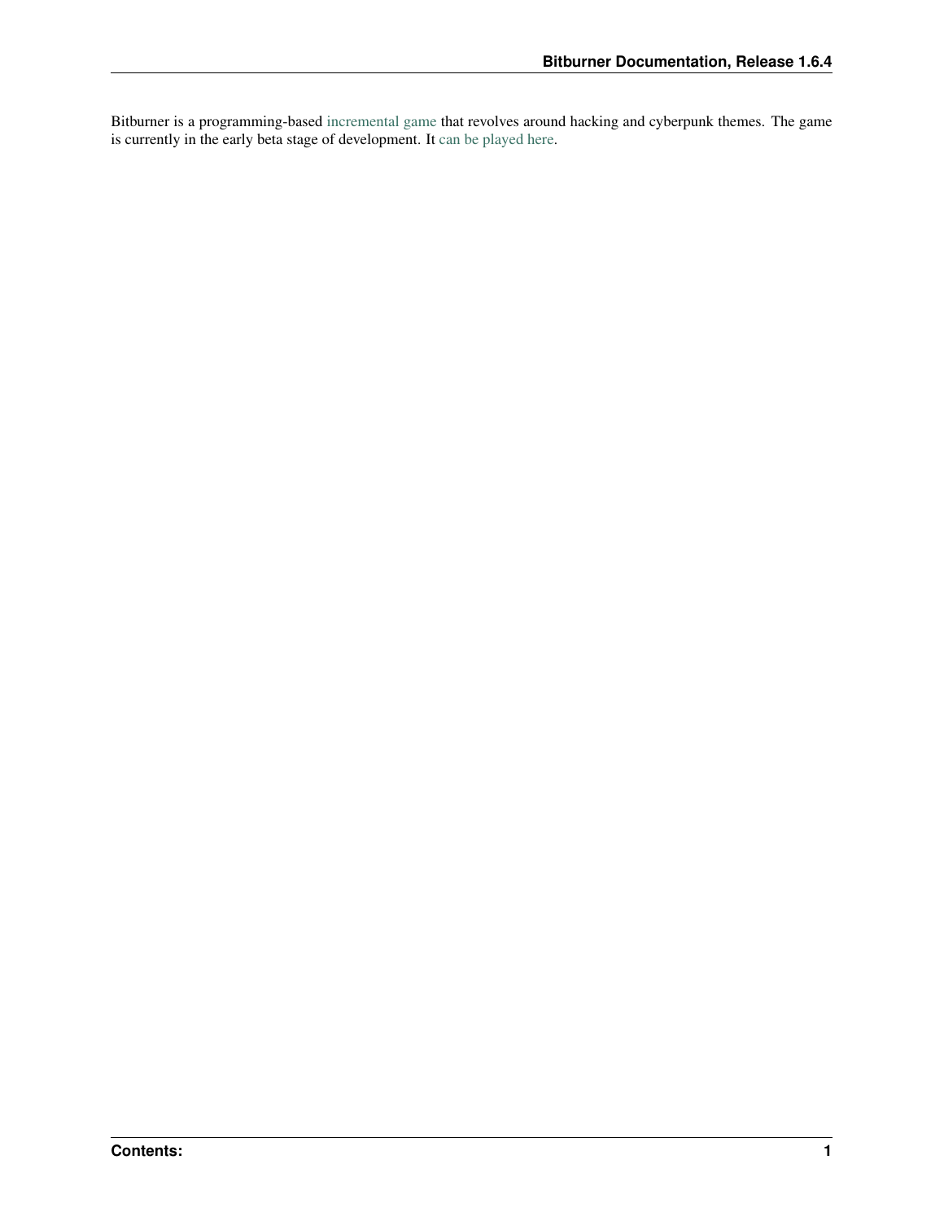Bitburner is a programming-based incremental game that revolves around hacking and cyberpunk themes. The game is currently in the early beta stage of development. It can be played here.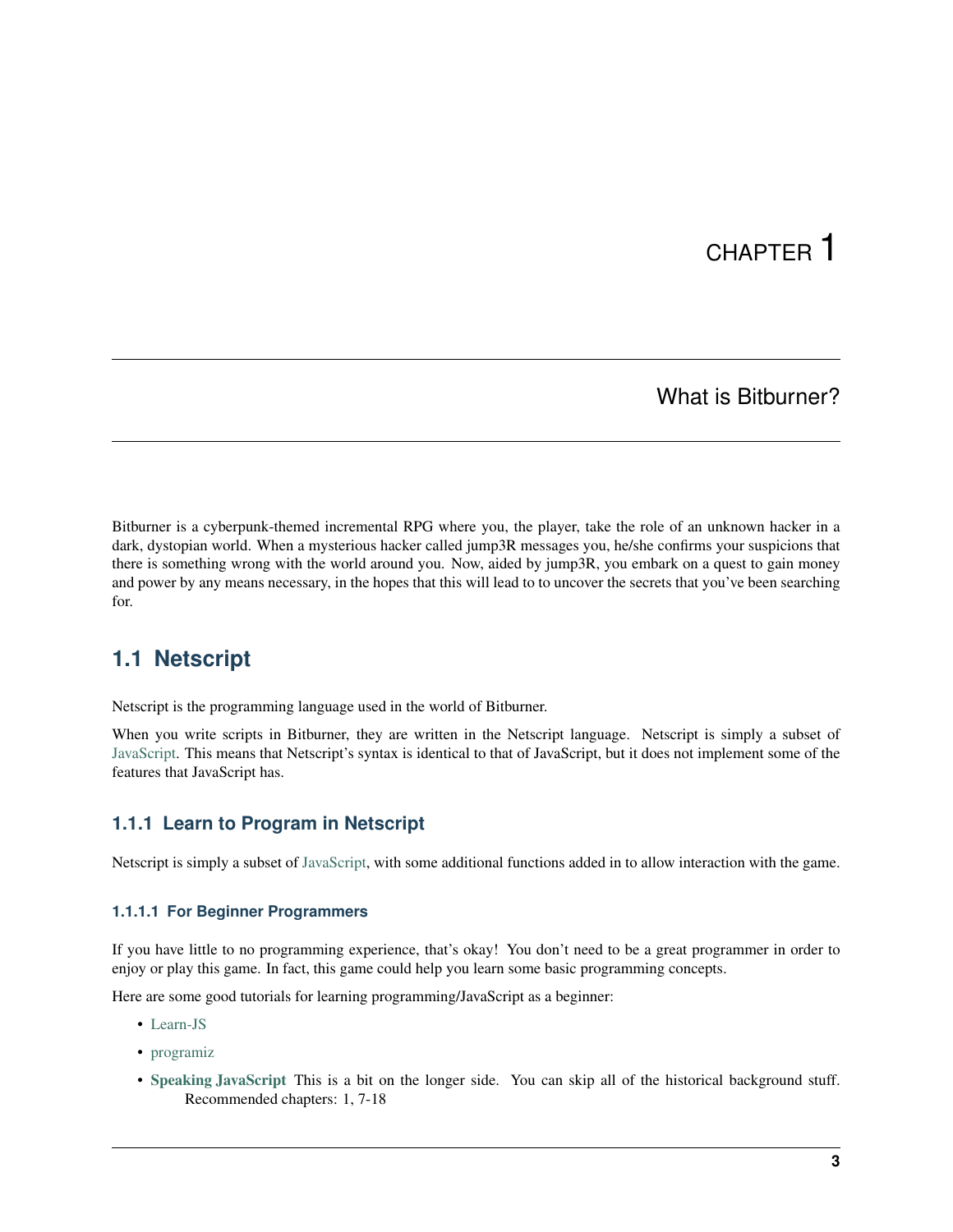# CHAPTER 1

# What is Bitburner?

Bitburner is a cyberpunk-themed incremental RPG where you, the player, take the role of an unknown hacker in a dark, dystopian world. When a mysterious hacker called jump3R messages you, he/she confirms your suspicions that there is something wrong with the world around you. Now, aided by jump3R, you embark on a quest to gain money and power by any means necessary, in the hopes that this will lead to to uncover the secrets that you've been searching for.

## 1.1 Netscript

Netscript is the programming language used in the world of Bitburner.

When you write scripts in Bitburner, they are written in the Netscript language. Netscript is simply a subset of JavaScript. This means that Netscript's syntax is identical to that of JavaScript, but it does not implement some of the features that JavaScript has.

### 1.1.1 Learn to Program in Netscript

Netscript is simply a subset of JavaScript, with some additional functions added in to allow interaction with the game.

#### 1.1.1.1 For Beginner Programmers

If you have little to no programming experience, that's okay! You don't need to be a great programmer in order to enjoy or play this game. In fact, this game could help you learn some basic programming concepts.

Here are some good tutorials for learning programming/JavaScript as a beginner:

- Learn-JS
- programiz
- **Speaking JavaScript** This is a bit on the longer side. You can skip all of the historical background stuff. Recommended chapters: 1, 7-18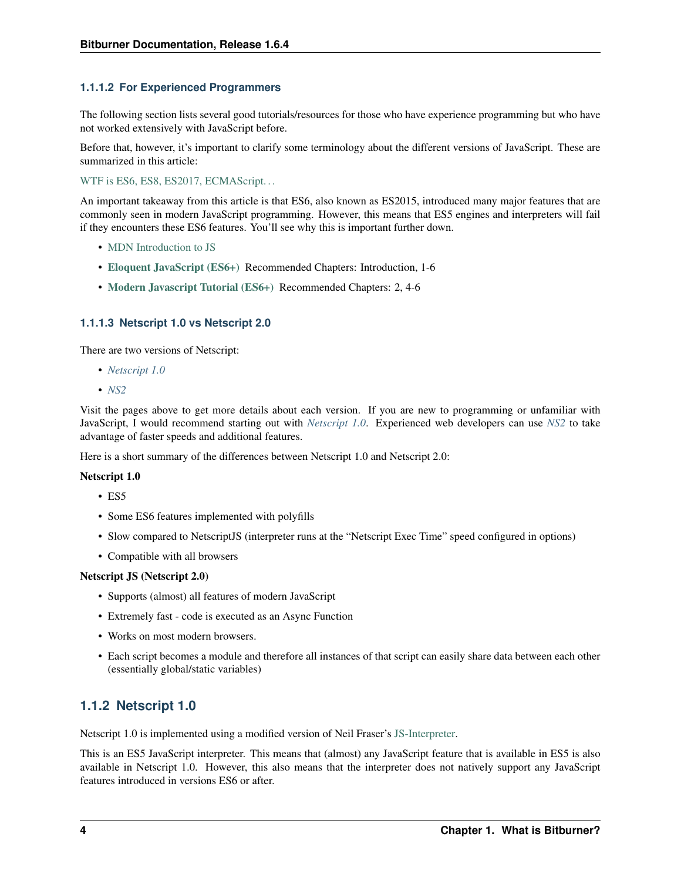#### 1.1.1.2 For Experienced Programmers

The following section lists several good tutorials/resources for those who have experience programming but who have not worked extensively with JavaScript before.

Before that, however, it's important to clarify some terminology about the different versions of JavaScript. These are summarized in this article:

WTF is ES6, ES8, ES2017, ECMAScript...

An important takeaway from this article is that ES6, also known as ES2015, introduced many major features that are commonly seen in modern JavaScript programming. However, this means that ES5 engines and interpreters will fail if they encounters these ES6 features. You'll see why this is important further down.

- MDN Introduction to JS
- **Eloquent JavaScript (ES6+)** Recommended Chapters: Introduction, 1-6
- **Modern Javascript Tutorial (ES6+)** Recommended Chapters: 2, 4-6

#### 1.1.1.3 Netscript 1.0 vs Netscript 2.0

There are two versions of Netscript:

- *Netscript 1.0*
- *NS2*

Visit the pages above to get more details about each version. If you are new to programming or unfamiliar with JavaScript, I would recommend starting out with *Netscript 1.0*. Experienced web developers can use *NS2* to take advantage of faster speeds and additional features.

Here is a short summary of the differences between Netscript 1.0 and Netscript 2.0:

**Netscript 1.0**

- ES5
- Some ES6 features implemented with polyfills
- Slow compared to NetscriptJS (interpreter runs at the "Netscript Exec Time" speed configured in options)
- Compatible with all browsers

**Netscript JS (Netscript 2.0)**

- Supports (almost) all features of modern JavaScript
- Extremely fast - code is executed as an Async Function
- Works on most modern browsers.
- Each script becomes a module and therefore all instances of that script can easily share data between each other (essentially global/static variables)

### 1.1.2 Netscript 1.0

Netscript 1.0 is implemented using a modified version of Neil Fraser's JS-Interpreter.

This is an ES5 JavaScript interpreter. This means that (almost) any JavaScript feature that is available in ES5 is also available in Netscript 1.0. However, this also means that the interpreter does not natively support any JavaScript features introduced in versions ES6 or after.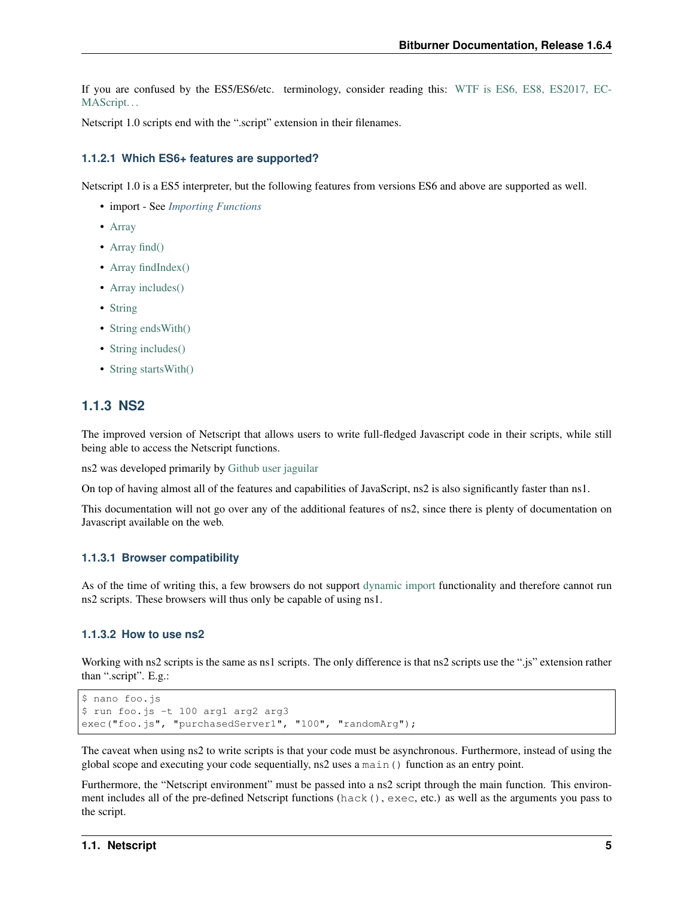If you are confused by the ES5/ES6/etc. terminology, consider reading this: WTF is ES6, ES8, ES2017, ECMAScript...

Netscript 1.0 scripts end with the ".script" extension in their filenames.

#### 1.1.2.1 Which ES6+ features are supported?

Netscript 1.0 is a ES5 interpreter, but the following features from versions ES6 and above are supported as well.

- import - See *Importing Functions*
- Array
- Array find()
- Array findIndex()
- Array includes()
- String
- String endsWith()
- String includes()
- String startsWith()

### 1.1.3 NS2

The improved version of Netscript that allows users to write full-fledged Javascript code in their scripts, while still being able to access the Netscript functions.

ns2 was developed primarily by Github user jaguilar

On top of having almost all of the features and capabilities of JavaScript, ns2 is also significantly faster than ns1.

This documentation will not go over any of the additional features of ns2, since there is plenty of documentation on Javascript available on the web.

#### 1.1.3.1 Browser compatibility

As of the time of writing this, a few browsers do not support dynamic import functionality and therefore cannot run ns2 scripts. These browsers will thus only be capable of using ns1.

#### 1.1.3.2 How to use ns2

Working with ns2 scripts is the same as ns1 scripts. The only difference is that ns2 scripts use the ".js" extension rather than ".script". E.g.:

```
$ nano foo.js
$ run foo.js -t 100 arg1 arg2 arg3
exec("foo.js", "purchasedServer1", "100", "randomArg");
```

The caveat when using ns2 to write scripts is that your code must be asynchronous. Furthermore, instead of using the global scope and executing your code sequentially, ns2 uses a `main()` function as an entry point.

Furthermore, the "Netscript environment" must be passed into a ns2 script through the main function. This environment includes all of the pre-defined Netscript functions (`hack()`, `exec`, etc.) as well as the arguments you pass to the script.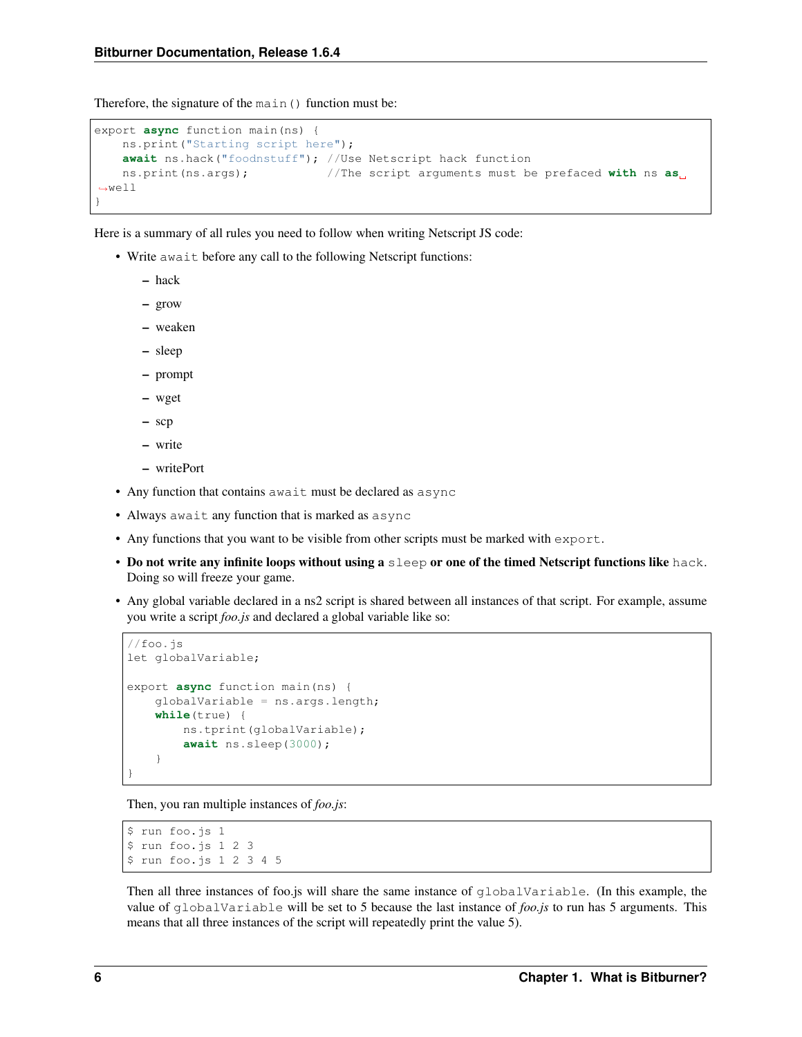Therefore, the signature of the `main()` function must be:

```
export async function main(ns) {
    ns.print("Starting script here");
    await ns.hack("foodnstuff"); //Use Netscript hack function
    ns.print(ns.args);           //The script arguments must be prefaced with ns as well
}
```

Here is a summary of all rules you need to follow when writing Netscript JS code:

- Write `await` before any call to the following Netscript functions:
  - hack
  - grow
  - weaken
  - sleep
  - prompt
  - wget
  - scp
  - write
  - writePort
- Any function that contains `await` must be declared as `async`
- Always `await` any function that is marked as `async`
- Any functions that you want to be visible from other scripts must be marked with `export`.
- **Do not write any infinite loops without using a `sleep` or one of the timed Netscript functions like `hack`.** Doing so will freeze your game.
- Any global variable declared in a ns2 script is shared between all instances of that script. For example, assume you write a script *foo.js* and declared a global variable like so:

  ```
  //foo.js
  let globalVariable;

  export async function main(ns) {
      globalVariable = ns.args.length;
      while(true) {
          ns.tprint(globalVariable);
          await ns.sleep(3000);
      }
  }
  ```

  Then, you ran multiple instances of *foo.js*:

  ```
  $ run foo.js 1
  $ run foo.js 1 2 3
  $ run foo.js 1 2 3 4 5
  ```

  Then all three instances of foo.js will share the same instance of `globalVariable`. (In this example, the value of `globalVariable` will be set to 5 because the last instance of *foo.js* to run has 5 arguments. This means that all three instances of the script will repeatedly print the value 5).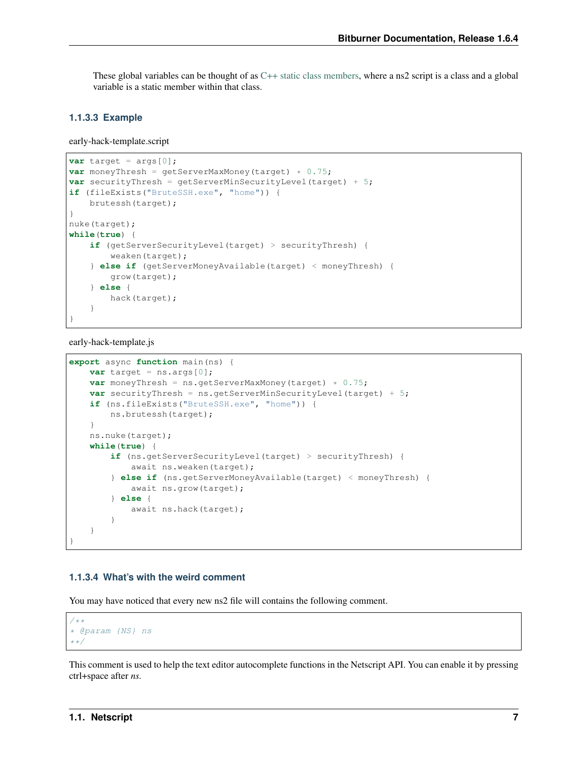These global variables can be thought of as C++ static class members, where a ns2 script is a class and a global variable is a static member within that class.

### 1.1.3.3 Example

early-hack-template.script

```
var target = args[0];
var moneyThresh = getServerMaxMoney(target) * 0.75;
var securityThresh = getServerMinSecurityLevel(target) + 5;
if (fileExists("BruteSSH.exe", "home")) {
    brutessh(target);
}
nuke(target);
while(true) {
    if (getServerSecurityLevel(target) > securityThresh) {
        weaken(target);
    } else if (getServerMoneyAvailable(target) < moneyThresh) {
        grow(target);
    } else {
        hack(target);
    }
}
```

early-hack-template.js

```
export async function main(ns) {
    var target = ns.args[0];
    var moneyThresh = ns.getServerMaxMoney(target) * 0.75;
    var securityThresh = ns.getServerMinSecurityLevel(target) + 5;
    if (ns.fileExists("BruteSSH.exe", "home")) {
        ns.brutessh(target);
    }
    ns.nuke(target);
    while(true) {
        if (ns.getServerSecurityLevel(target) > securityThresh) {
            await ns.weaken(target);
        } else if (ns.getServerMoneyAvailable(target) < moneyThresh) {
            await ns.grow(target);
        } else {
            await ns.hack(target);
        }
    }
}
```

### 1.1.3.4 What's with the weird comment

You may have noticed that every new ns2 file will contains the following comment.

```
/**
* @param {NS} ns
**/
```

This comment is used to help the text editor autocomplete functions in the Netscript API. You can enable it by pressing ctrl+space after *ns.*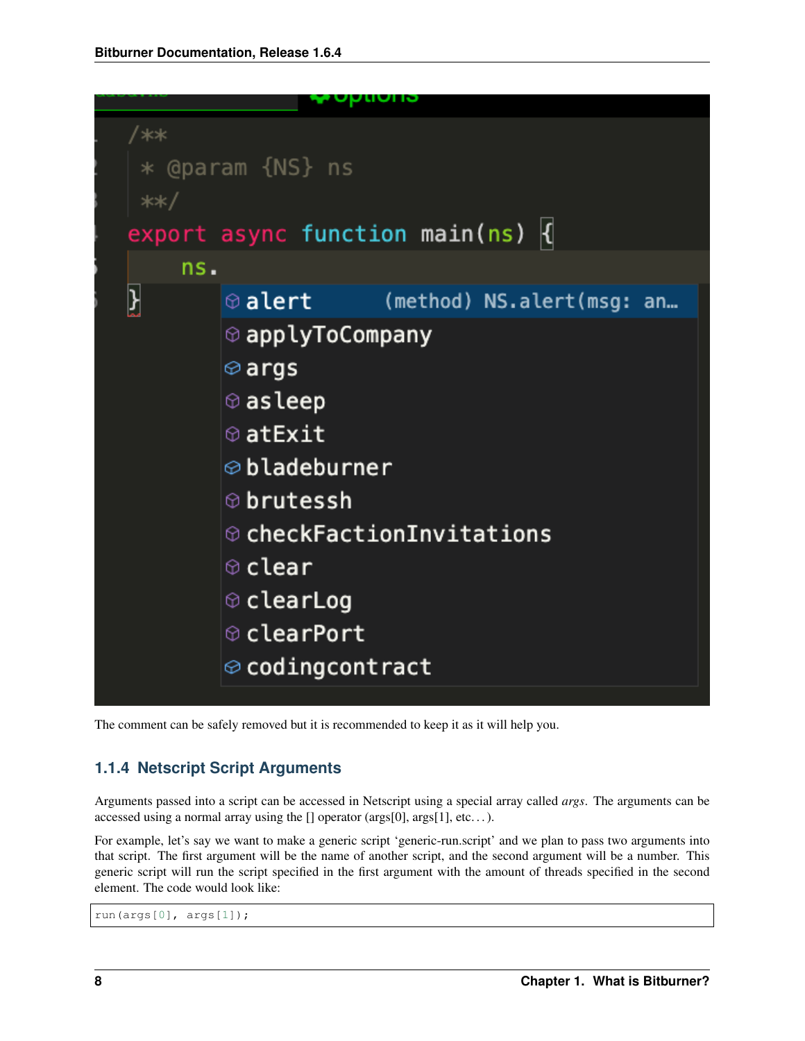The comment can be safely removed but it is recommended to keep it as it will help you.

### 1.1.4 Netscript Script Arguments

Arguments passed into a script can be accessed in Netscript using a special array called *args*. The arguments can be accessed using a normal array using the [] operator (args[0], args[1], etc. . . ).

For example, let's say we want to make a generic script 'generic-run.script' and we plan to pass two arguments into that script. The first argument will be the name of another script, and the second argument will be a number. This generic script will run the script specified in the first argument with the amount of threads specified in the second element. The code would look like:

```
run(args[0], args[1]);
```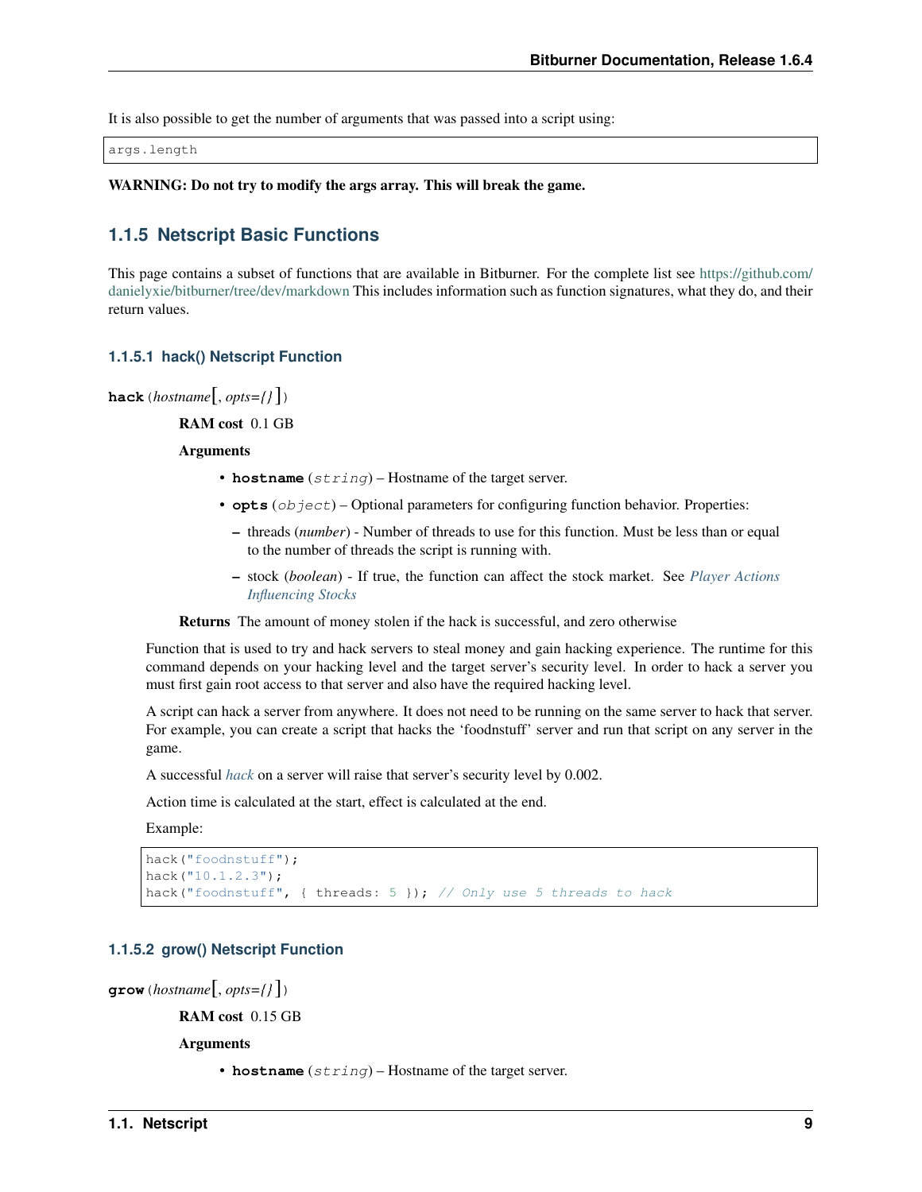It is also possible to get the number of arguments that was passed into a script using:

```
args.length
```

**WARNING: Do not try to modify the args array. This will break the game.**

### 1.1.5 Netscript Basic Functions

This page contains a subset of functions that are available in Bitburner. For the complete list see https://github.com/danielyxie/bitburner/tree/dev/markdown This includes information such as function signatures, what they do, and their return values.

#### 1.1.5.1 hack() Netscript Function

**hack**(*hostname*[, *opts={}* ])

**RAM cost** 0.1 GB

**Arguments**

- **hostname** (*string*) – Hostname of the target server.
- **opts** (*object*) – Optional parameters for configuring function behavior. Properties:
  - threads (*number*) - Number of threads to use for this function. Must be less than or equal to the number of threads the script is running with.
  - stock (*boolean*) - If true, the function can affect the stock market. See *Player Actions Influencing Stocks*

**Returns** The amount of money stolen if the hack is successful, and zero otherwise

Function that is used to try and hack servers to steal money and gain hacking experience. The runtime for this command depends on your hacking level and the target server's security level. In order to hack a server you must first gain root access to that server and also have the required hacking level.

A script can hack a server from anywhere. It does not need to be running on the same server to hack that server. For example, you can create a script that hacks the 'foodnstuff' server and run that script on any server in the game.

A successful *hack* on a server will raise that server's security level by 0.002.

Action time is calculated at the start, effect is calculated at the end.

Example:

```
hack("foodnstuff");
hack("10.1.2.3");
hack("foodnstuff", { threads: 5 }); // Only use 5 threads to hack
```

#### 1.1.5.2 grow() Netscript Function

**grow**(*hostname*[, *opts={}* ])

**RAM cost** 0.15 GB

**Arguments**

- **hostname** (*string*) – Hostname of the target server.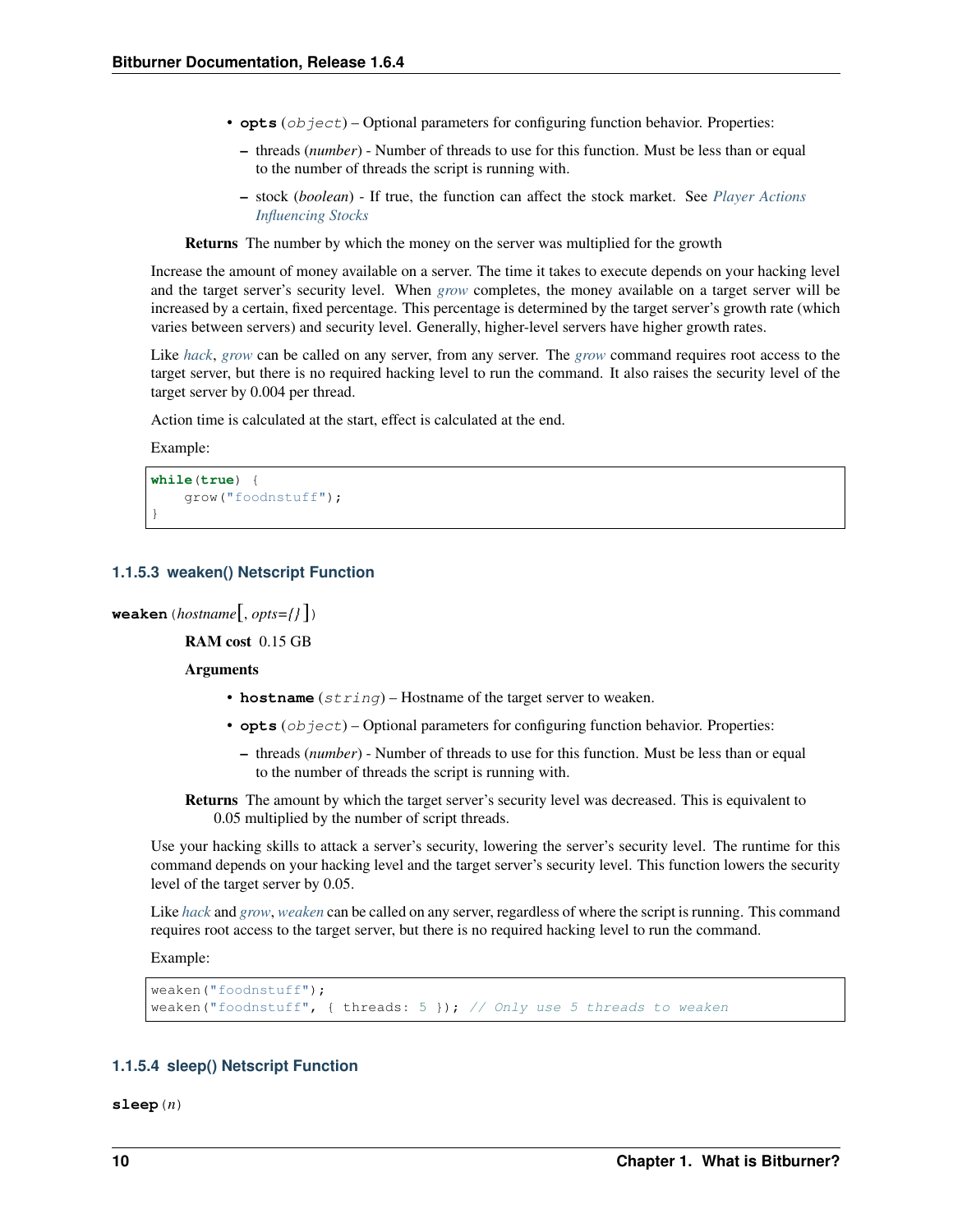- **opts** (*object*) – Optional parameters for configuring function behavior. Properties:
  - threads (*number*) - Number of threads to use for this function. Must be less than or equal to the number of threads the script is running with.
  - stock (*boolean*) - If true, the function can affect the stock market. See *Player Actions Influencing Stocks*

**Returns** The number by which the money on the server was multiplied for the growth

Increase the amount of money available on a server. The time it takes to execute depends on your hacking level and the target server's security level. When *grow* completes, the money available on a target server will be increased by a certain, fixed percentage. This percentage is determined by the target server's growth rate (which varies between servers) and security level. Generally, higher-level servers have higher growth rates.

Like *hack*, *grow* can be called on any server, from any server. The *grow* command requires root access to the target server, but there is no required hacking level to run the command. It also raises the security level of the target server by 0.004 per thread.

Action time is calculated at the start, effect is calculated at the end.

Example:

```
while(true) {
    grow("foodnstuff");
}
```

### 1.1.5.3 weaken() Netscript Function

**weaken**(*hostname*[, *opts={}*])

**RAM cost** 0.15 GB

**Arguments**

- **hostname** (*string*) – Hostname of the target server to weaken.
- **opts** (*object*) – Optional parameters for configuring function behavior. Properties:
  - threads (*number*) - Number of threads to use for this function. Must be less than or equal to the number of threads the script is running with.

**Returns** The amount by which the target server's security level was decreased. This is equivalent to 0.05 multiplied by the number of script threads.

Use your hacking skills to attack a server's security, lowering the server's security level. The runtime for this command depends on your hacking level and the target server's security level. This function lowers the security level of the target server by 0.05.

Like *hack* and *grow*, *weaken* can be called on any server, regardless of where the script is running. This command requires root access to the target server, but there is no required hacking level to run the command.

Example:

```
weaken("foodnstuff");
weaken("foodnstuff", { threads: 5 }); // Only use 5 threads to weaken
```

### 1.1.5.4 sleep() Netscript Function

**sleep**(*n*)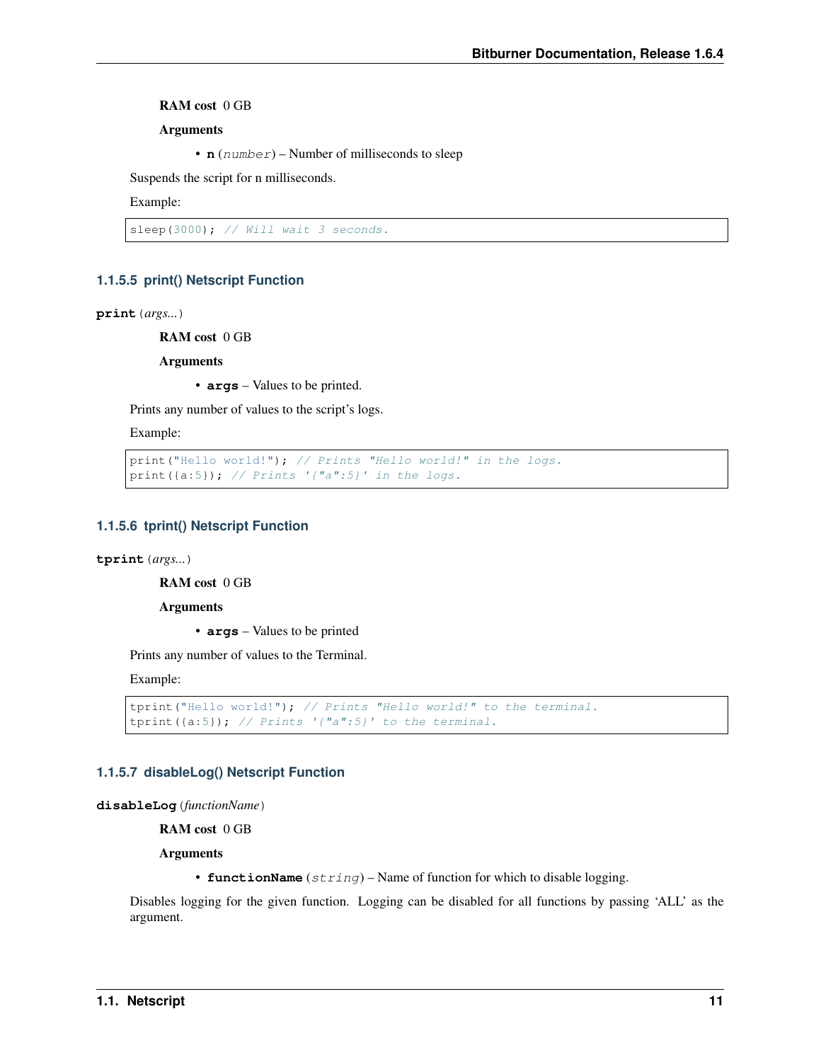**RAM cost** 0 GB

**Arguments**

- **n** (*number*) – Number of milliseconds to sleep

Suspends the script for n milliseconds.

Example:

```
sleep(3000); // Will wait 3 seconds.
```

### 1.1.5.5 print() Netscript Function

**print**(*args...*)

**RAM cost** 0 GB

**Arguments**

- **args** – Values to be printed.

Prints any number of values to the script's logs.

Example:

```
print("Hello world!"); // Prints "Hello world!" in the logs.
print({a:5}); // Prints '{"a":5}' in the logs.
```

### 1.1.5.6 tprint() Netscript Function

**tprint**(*args...*)

**RAM cost** 0 GB

**Arguments**

- **args** – Values to be printed

Prints any number of values to the Terminal.

Example:

```
tprint("Hello world!"); // Prints "Hello world!" to the terminal.
tprint({a:5}); // Prints '{"a":5}' to the terminal.
```

### 1.1.5.7 disableLog() Netscript Function

**disableLog**(*functionName*)

**RAM cost** 0 GB

**Arguments**

- **functionName** (*string*) – Name of function for which to disable logging.

Disables logging for the given function. Logging can be disabled for all functions by passing 'ALL' as the argument.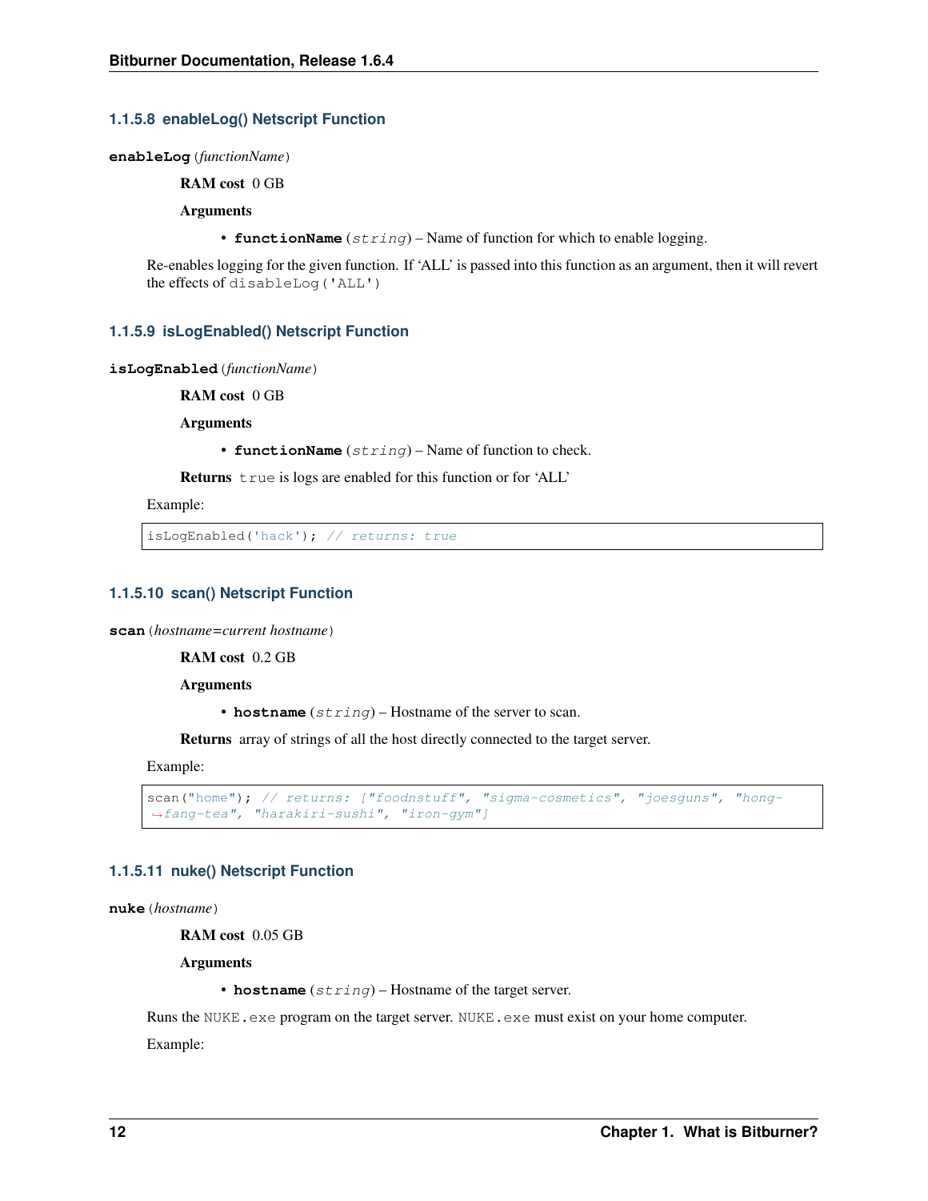#### 1.1.5.8 enableLog() Netscript Function

**enableLog**(*functionName*)

**RAM cost** 0 GB

**Arguments**

- **functionName** (*string*) – Name of function for which to enable logging.

Re-enables logging for the given function. If 'ALL' is passed into this function as an argument, then it will revert the effects of `disableLog('ALL')`

#### 1.1.5.9 isLogEnabled() Netscript Function

**isLogEnabled**(*functionName*)

**RAM cost** 0 GB

**Arguments**

- **functionName** (*string*) – Name of function to check.

**Returns** `true` is logs are enabled for this function or for 'ALL'

Example:

```
isLogEnabled('hack'); // returns: true
```

#### 1.1.5.10 scan() Netscript Function

**scan**(*hostname=current hostname*)

**RAM cost** 0.2 GB

**Arguments**

- **hostname** (*string*) – Hostname of the server to scan.

**Returns** array of strings of all the host directly connected to the target server.

Example:

```
scan("home"); // returns: ["foodnstuff", "sigma-cosmetics", "joesguns", "hong-fang-tea", "harakiri-sushi", "iron-gym"]
```

#### 1.1.5.11 nuke() Netscript Function

**nuke**(*hostname*)

**RAM cost** 0.05 GB

**Arguments**

- **hostname** (*string*) – Hostname of the target server.

Runs the `NUKE.exe` program on the target server. `NUKE.exe` must exist on your home computer.

Example: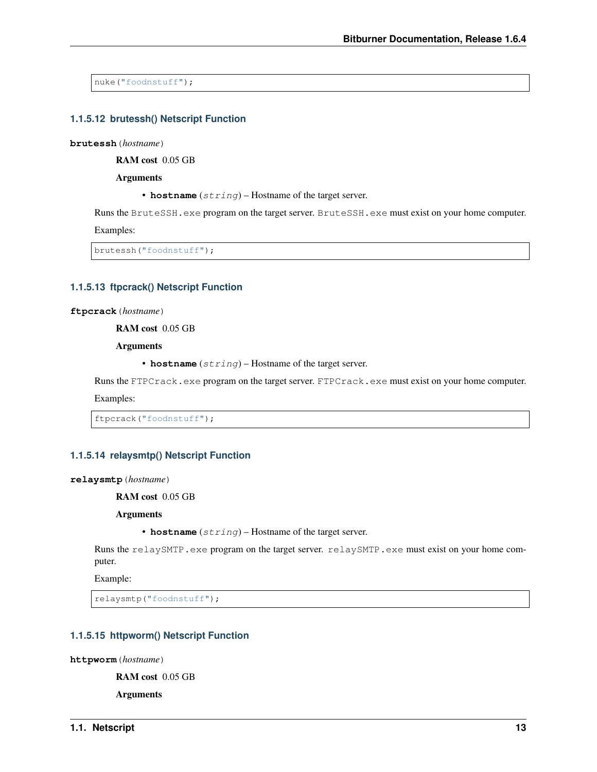```
nuke("foodnstuff");
```

#### 1.1.5.12 brutessh() Netscript Function

**brutessh**(*hostname*)

**RAM cost** 0.05 GB

**Arguments**

- **hostname** (*string*) – Hostname of the target server.

Runs the `BruteSSH.exe` program on the target server. `BruteSSH.exe` must exist on your home computer.

Examples:

```
brutessh("foodnstuff");
```

#### 1.1.5.13 ftpcrack() Netscript Function

**ftpcrack**(*hostname*)

**RAM cost** 0.05 GB

**Arguments**

- **hostname** (*string*) – Hostname of the target server.

Runs the `FTPCrack.exe` program on the target server. `FTPCrack.exe` must exist on your home computer.

Examples:

```
ftpcrack("foodnstuff");
```

#### 1.1.5.14 relaysmtp() Netscript Function

**relaysmtp**(*hostname*)

**RAM cost** 0.05 GB

**Arguments**

- **hostname** (*string*) – Hostname of the target server.

Runs the `relaySMTP.exe` program on the target server. `relaySMTP.exe` must exist on your home computer.

Example:

```
relaysmtp("foodnstuff");
```

#### 1.1.5.15 httpworm() Netscript Function

**httpworm**(*hostname*)

**RAM cost** 0.05 GB

**Arguments**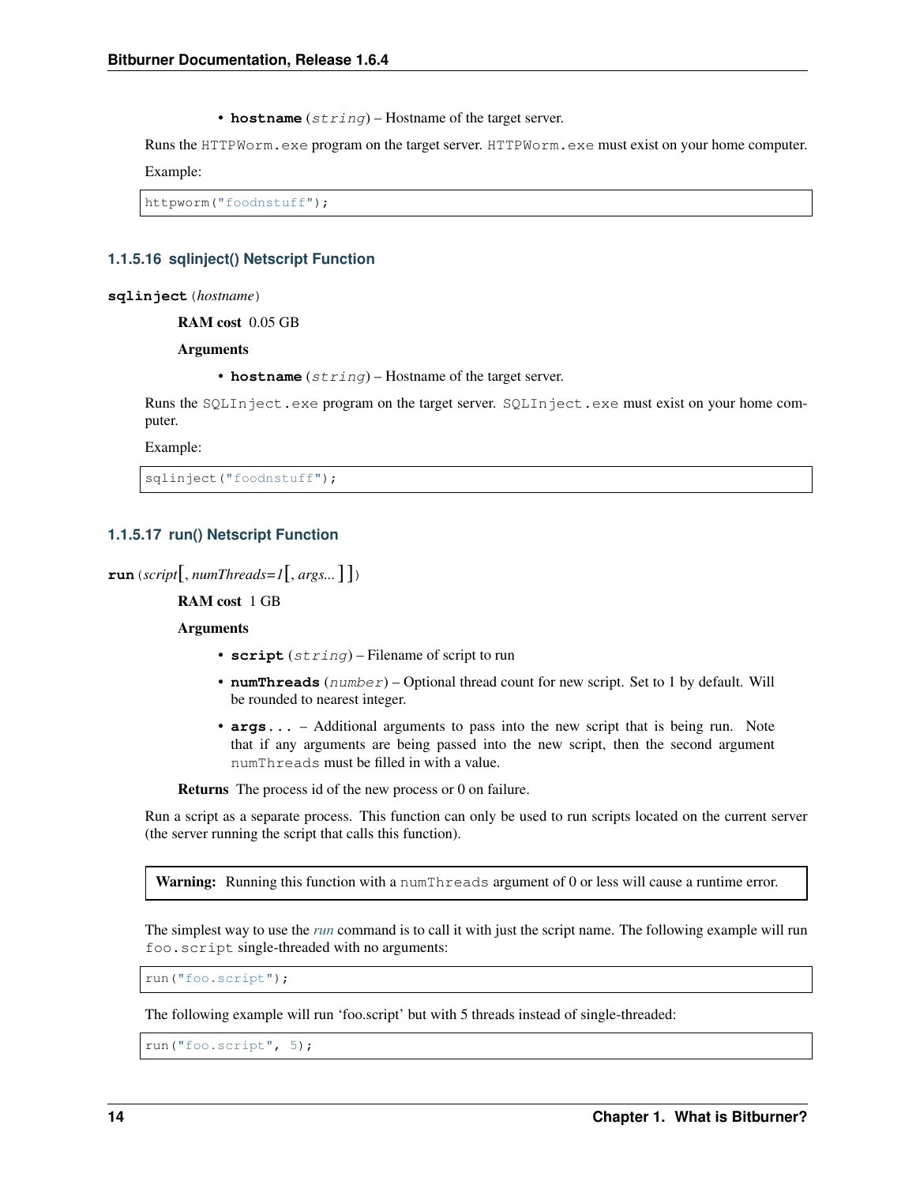- **hostname** (*string*) – Hostname of the target server.

Runs the `HTTPWorm.exe` program on the target server. `HTTPWorm.exe` must exist on your home computer.

Example:

```
httpworm("foodnstuff");
```

### 1.1.5.16 sqlinject() Netscript Function

**sqlinject**(*hostname*)

**RAM cost** 0.05 GB

**Arguments**

- **hostname** (*string*) – Hostname of the target server.

Runs the `SQLInject.exe` program on the target server. `SQLInject.exe` must exist on your home computer.

Example:

```
sqlinject("foodnstuff");
```

### 1.1.5.17 run() Netscript Function

**run**(*script*[, *numThreads=1*[, *args...* ]])

**RAM cost** 1 GB

**Arguments**

- **script** (*string*) – Filename of script to run
- **numThreads** (*number*) – Optional thread count for new script. Set to 1 by default. Will be rounded to nearest integer.
- **args...** – Additional arguments to pass into the new script that is being run. Note that if any arguments are being passed into the new script, then the second argument `numThreads` must be filled in with a value.

**Returns** The process id of the new process or 0 on failure.

Run a script as a separate process. This function can only be used to run scripts located on the current server (the server running the script that calls this function).

> **Warning:** Running this function with a `numThreads` argument of 0 or less will cause a runtime error.

The simplest way to use the *run* command is to call it with just the script name. The following example will run `foo.script` single-threaded with no arguments:

```
run("foo.script");
```

The following example will run 'foo.script' but with 5 threads instead of single-threaded:

```
run("foo.script", 5);
```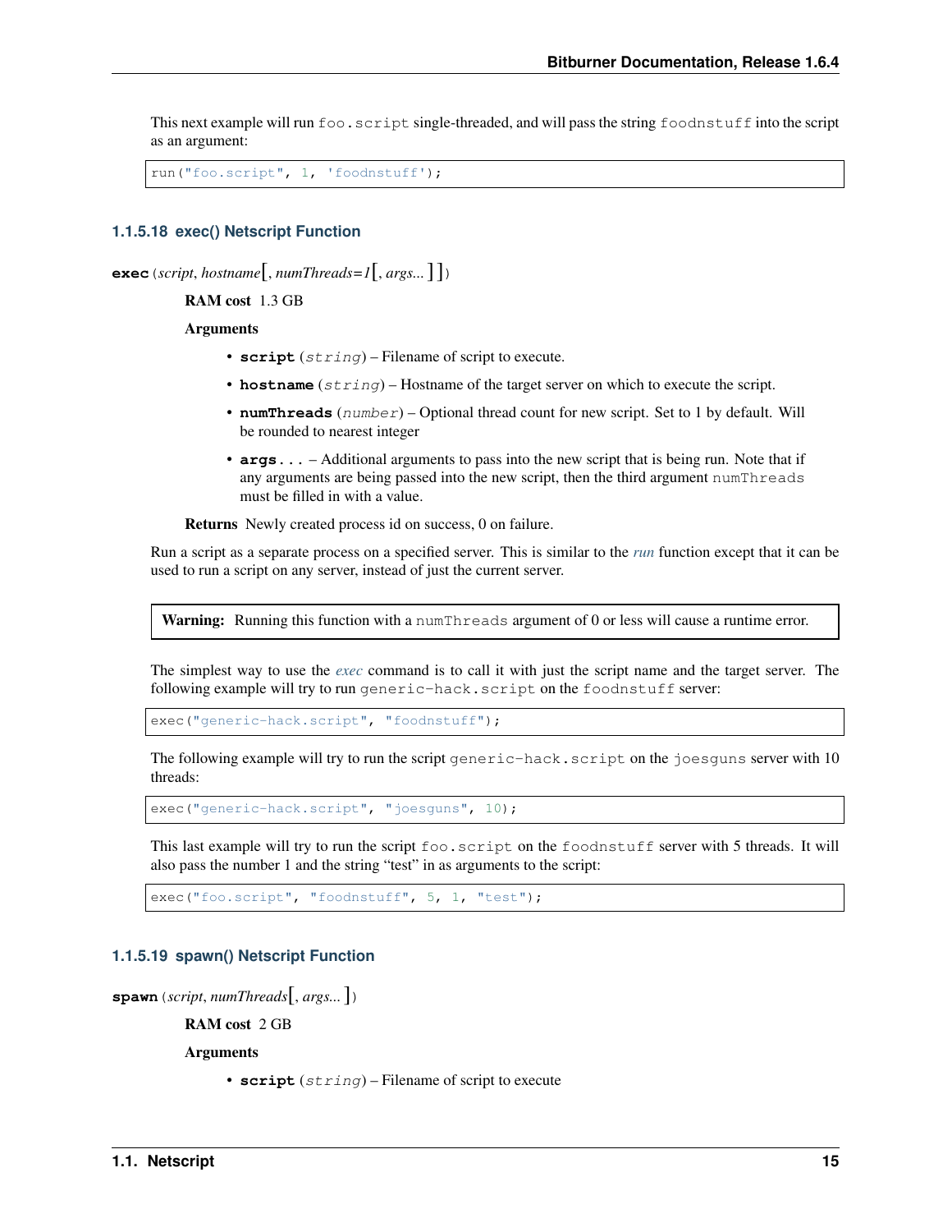This next example will run `foo.script` single-threaded, and will pass the string `foodnstuff` into the script as an argument:

```
run("foo.script", 1, 'foodnstuff');
```

#### 1.1.5.18 exec() Netscript Function

**exec**(*script*, *hostname*[, *numThreads=1*[, *args...* ]])

**RAM cost** 1.3 GB

**Arguments**

- **script** (*string*) – Filename of script to execute.
- **hostname** (*string*) – Hostname of the target server on which to execute the script.
- **numThreads** (*number*) – Optional thread count for new script. Set to 1 by default. Will be rounded to nearest integer
- **args...** – Additional arguments to pass into the new script that is being run. Note that if any arguments are being passed into the new script, then the third argument `numThreads` must be filled in with a value.

**Returns** Newly created process id on success, 0 on failure.

Run a script as a separate process on a specified server. This is similar to the *run* function except that it can be used to run a script on any server, instead of just the current server.

> **Warning:** Running this function with a `numThreads` argument of 0 or less will cause a runtime error.

The simplest way to use the *exec* command is to call it with just the script name and the target server. The following example will try to run `generic-hack.script` on the `foodnstuff` server:

```
exec("generic-hack.script", "foodnstuff");
```

The following example will try to run the script `generic-hack.script` on the `joesguns` server with 10 threads:

```
exec("generic-hack.script", "joesguns", 10);
```

This last example will try to run the script `foo.script` on the `foodnstuff` server with 5 threads. It will also pass the number 1 and the string "test" in as arguments to the script:

```
exec("foo.script", "foodnstuff", 5, 1, "test");
```

#### 1.1.5.19 spawn() Netscript Function

**spawn**(*script*, *numThreads*[, *args...* ])

**RAM cost** 2 GB

**Arguments**

- **script** (*string*) – Filename of script to execute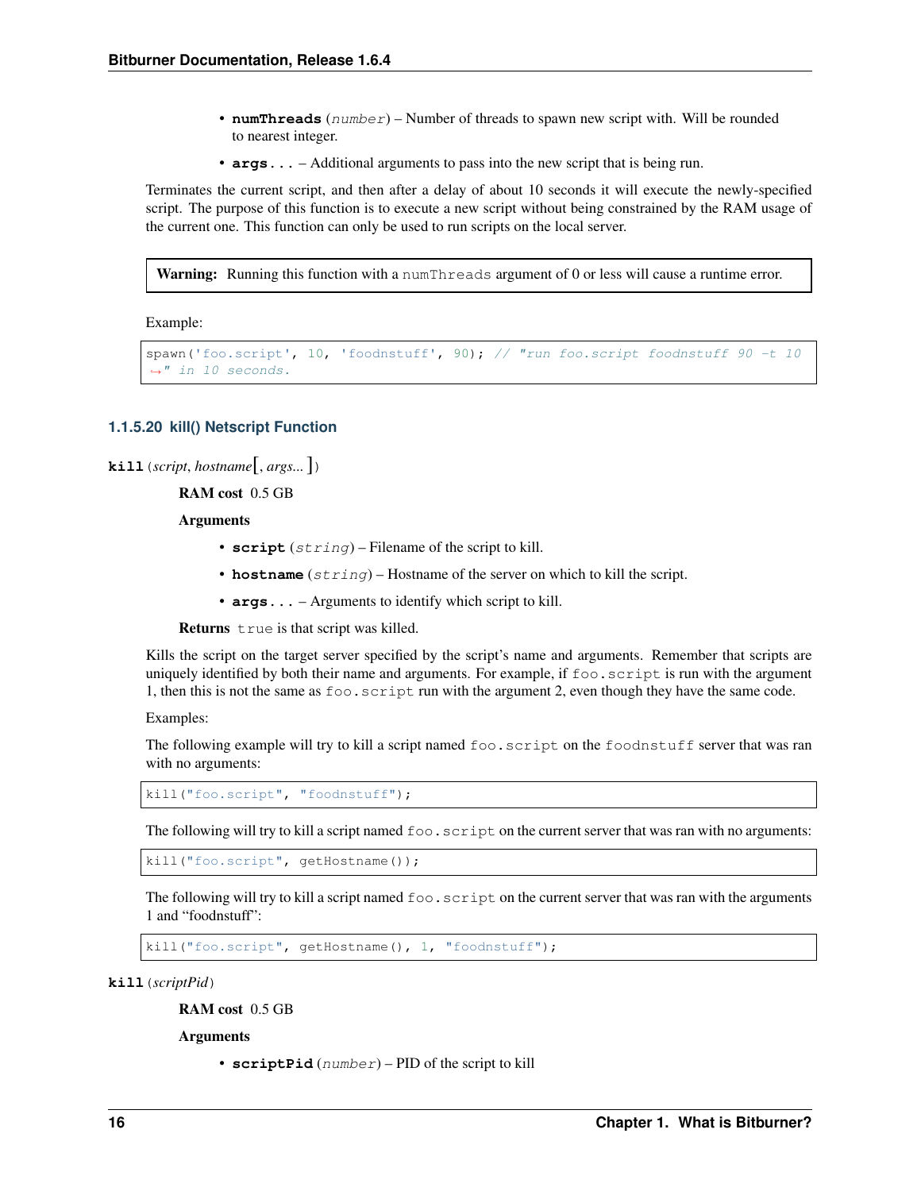- **numThreads** (*number*) – Number of threads to spawn new script with. Will be rounded to nearest integer.
- **args...** – Additional arguments to pass into the new script that is being run.

Terminates the current script, and then after a delay of about 10 seconds it will execute the newly-specified script. The purpose of this function is to execute a new script without being constrained by the RAM usage of the current one. This function can only be used to run scripts on the local server.

> **Warning:** Running this function with a `numThreads` argument of 0 or less will cause a runtime error.

Example:

```
spawn('foo.script', 10, 'foodnstuff', 90); // "run foo.script foodnstuff 90 -t 10
↪" in 10 seconds.
```

### 1.1.5.20 kill() Netscript Function

**kill**(*script*, *hostname*[, *args...* ])

**RAM cost** 0.5 GB

**Arguments**

- **script** (*string*) – Filename of the script to kill.
- **hostname** (*string*) – Hostname of the server on which to kill the script.
- **args...** – Arguments to identify which script to kill.

**Returns** `true` is that script was killed.

Kills the script on the target server specified by the script's name and arguments. Remember that scripts are uniquely identified by both their name and arguments. For example, if `foo.script` is run with the argument 1, then this is not the same as `foo.script` run with the argument 2, even though they have the same code.

Examples:

The following example will try to kill a script named `foo.script` on the `foodnstuff` server that was ran with no arguments:

```
kill("foo.script", "foodnstuff");
```

The following will try to kill a script named `foo.script` on the current server that was ran with no arguments:

```
kill("foo.script", getHostname());
```

The following will try to kill a script named `foo.script` on the current server that was ran with the arguments 1 and "foodnstuff":

```
kill("foo.script", getHostname(), 1, "foodnstuff");
```

**kill**(*scriptPid*)

**RAM cost** 0.5 GB

**Arguments**

- **scriptPid** (*number*) – PID of the script to kill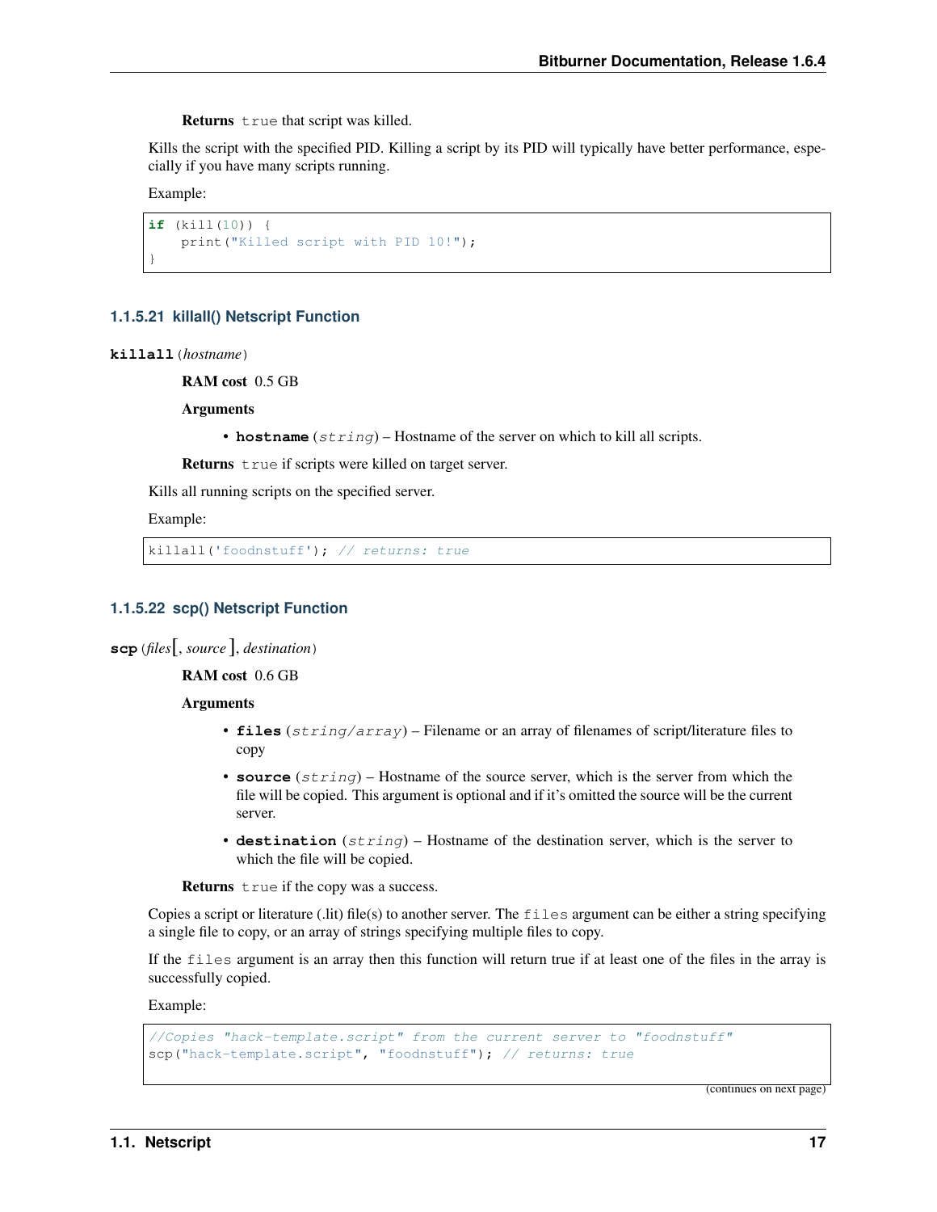**Returns** `true` that script was killed.

Kills the script with the specified PID. Killing a script by its PID will typically have better performance, especially if you have many scripts running.

Example:

```
if (kill(10)) {
    print("Killed script with PID 10!");
}
```

#### 1.1.5.21 killall() Netscript Function

**killall**(*hostname*)

**RAM cost** 0.5 GB

**Arguments**

- **hostname** (*string*) – Hostname of the server on which to kill all scripts.

**Returns** `true` if scripts were killed on target server.

Kills all running scripts on the specified server.

Example:

```
killall('foodnstuff'); // returns: true
```

#### 1.1.5.22 scp() Netscript Function

**scp**(*files*[, *source*], *destination*)

**RAM cost** 0.6 GB

**Arguments**

- **files** (*string/array*) – Filename or an array of filenames of script/literature files to copy
- **source** (*string*) – Hostname of the source server, which is the server from which the file will be copied. This argument is optional and if it's omitted the source will be the current server.
- **destination** (*string*) – Hostname of the destination server, which is the server to which the file will be copied.

**Returns** `true` if the copy was a success.

Copies a script or literature (.lit) file(s) to another server. The `files` argument can be either a string specifying a single file to copy, or an array of strings specifying multiple files to copy.

If the `files` argument is an array then this function will return true if at least one of the files in the array is successfully copied.

Example:

```
//Copies "hack-template.script" from the current server to "foodnstuff"
scp("hack-template.script", "foodnstuff"); // returns: true
```

(continues on next page)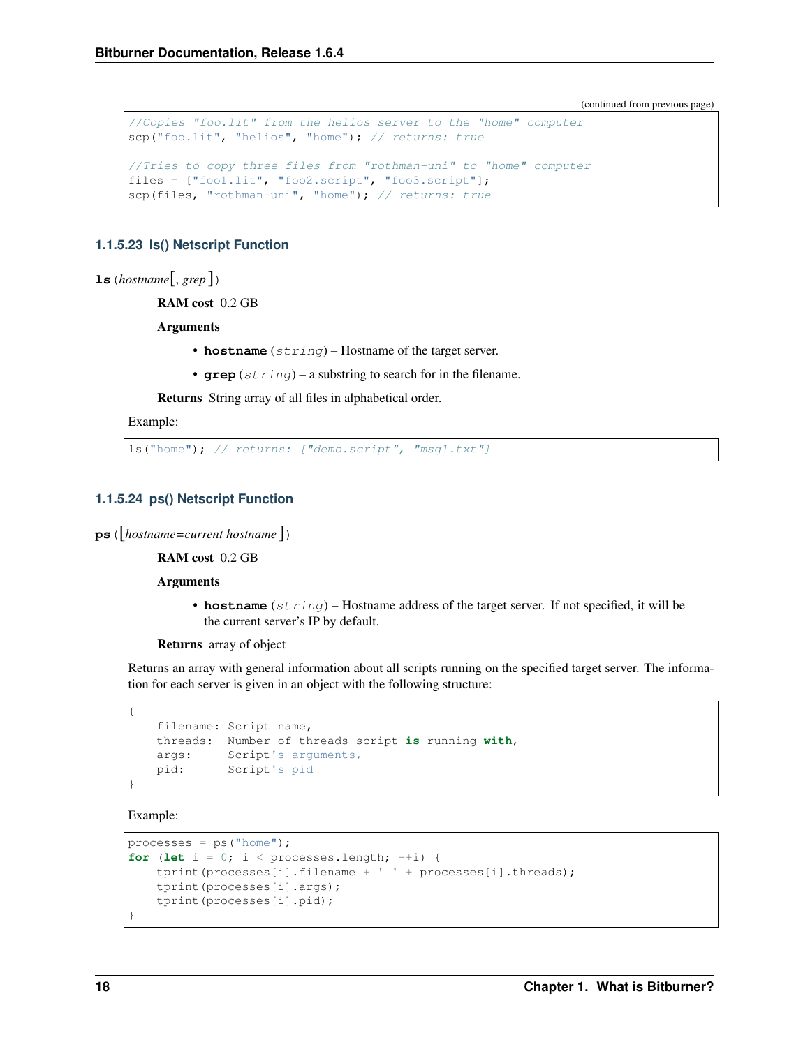(continued from previous page)

```
//Copies "foo.lit" from the helios server to the "home" computer
scp("foo.lit", "helios", "home"); // returns: true

//Tries to copy three files from "rothman-uni" to "home" computer
files = ["foo1.lit", "foo2.script", "foo3.script"];
scp(files, "rothman-uni", "home"); // returns: true
```

### 1.1.5.23 ls() Netscript Function

**ls**(*hostname*[, *grep*])

**RAM cost** 0.2 GB

**Arguments**

- **hostname** (*string*) – Hostname of the target server.
- **grep** (*string*) – a substring to search for in the filename.

**Returns** String array of all files in alphabetical order.

Example:

```
ls("home"); // returns: ["demo.script", "msg1.txt"]
```

### 1.1.5.24 ps() Netscript Function

**ps**([*hostname=current hostname*])

**RAM cost** 0.2 GB

**Arguments**

- **hostname** (*string*) – Hostname address of the target server. If not specified, it will be the current server's IP by default.

**Returns** array of object

Returns an array with general information about all scripts running on the specified target server. The information for each server is given in an object with the following structure:

```
{
    filename: Script name,
    threads:  Number of threads script is running with,
    args:     Script's arguments,
    pid:      Script's pid
}
```

Example:

```
processes = ps("home");
for (let i = 0; i < processes.length; ++i) {
    tprint(processes[i].filename + ' ' + processes[i].threads);
    tprint(processes[i].args);
    tprint(processes[i].pid);
}
```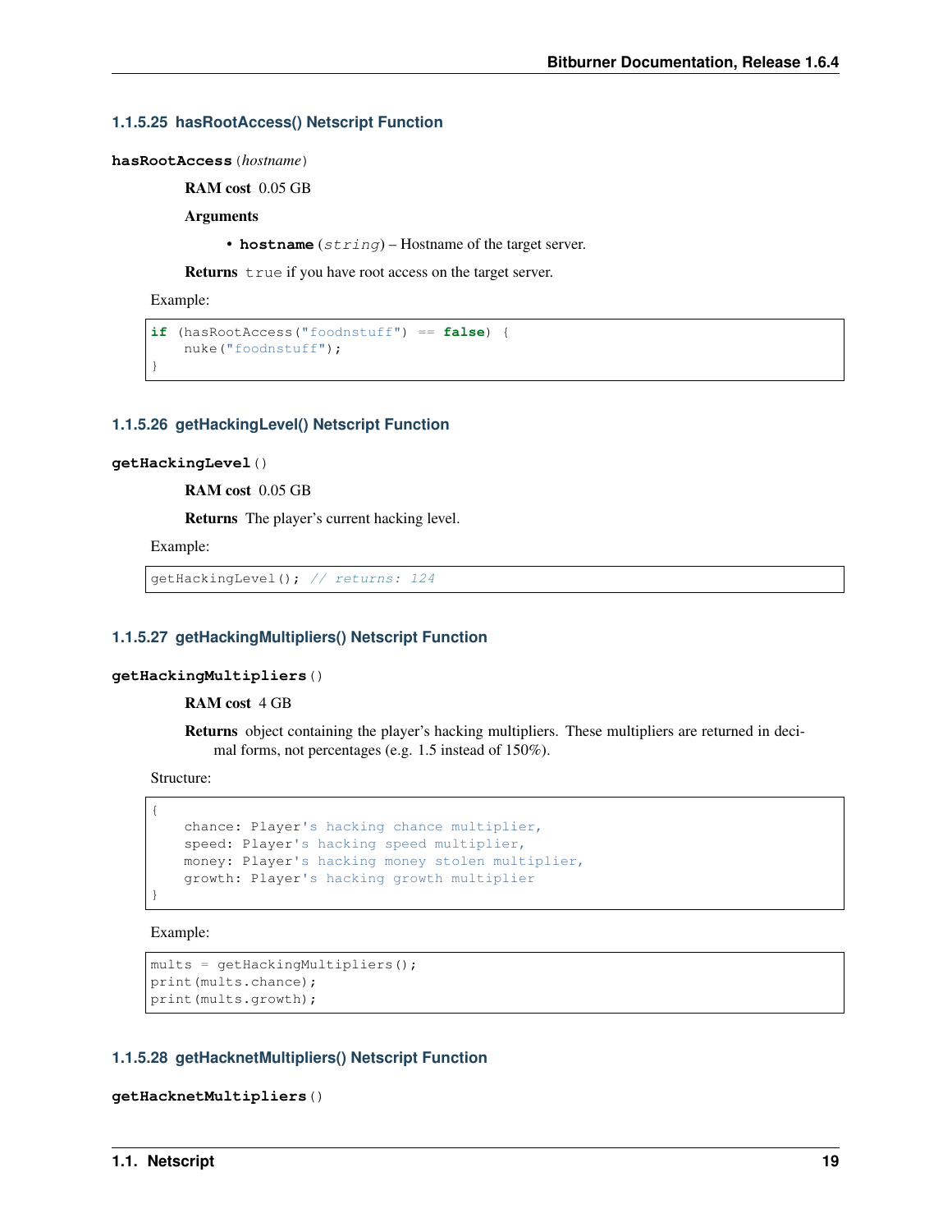#### 1.1.5.25 hasRootAccess() Netscript Function

**hasRootAccess**(*hostname*)

**RAM cost** 0.05 GB

**Arguments**

- **hostname** (*string*) – Hostname of the target server.

**Returns** `true` if you have root access on the target server.

Example:

```
if (hasRootAccess("foodnstuff") == false) {
    nuke("foodnstuff");
}
```

#### 1.1.5.26 getHackingLevel() Netscript Function

**getHackingLevel**()

**RAM cost** 0.05 GB

**Returns** The player's current hacking level.

Example:

```
getHackingLevel(); // returns: 124
```

#### 1.1.5.27 getHackingMultipliers() Netscript Function

**getHackingMultipliers**()

**RAM cost** 4 GB

**Returns** object containing the player's hacking multipliers. These multipliers are returned in decimal forms, not percentages (e.g. 1.5 instead of 150%).

Structure:

```
{
    chance: Player's hacking chance multiplier,
    speed: Player's hacking speed multiplier,
    money: Player's hacking money stolen multiplier,
    growth: Player's hacking growth multiplier
}
```

Example:

```
mults = getHackingMultipliers();
print(mults.chance);
print(mults.growth);
```

#### 1.1.5.28 getHacknetMultipliers() Netscript Function

**getHacknetMultipliers**()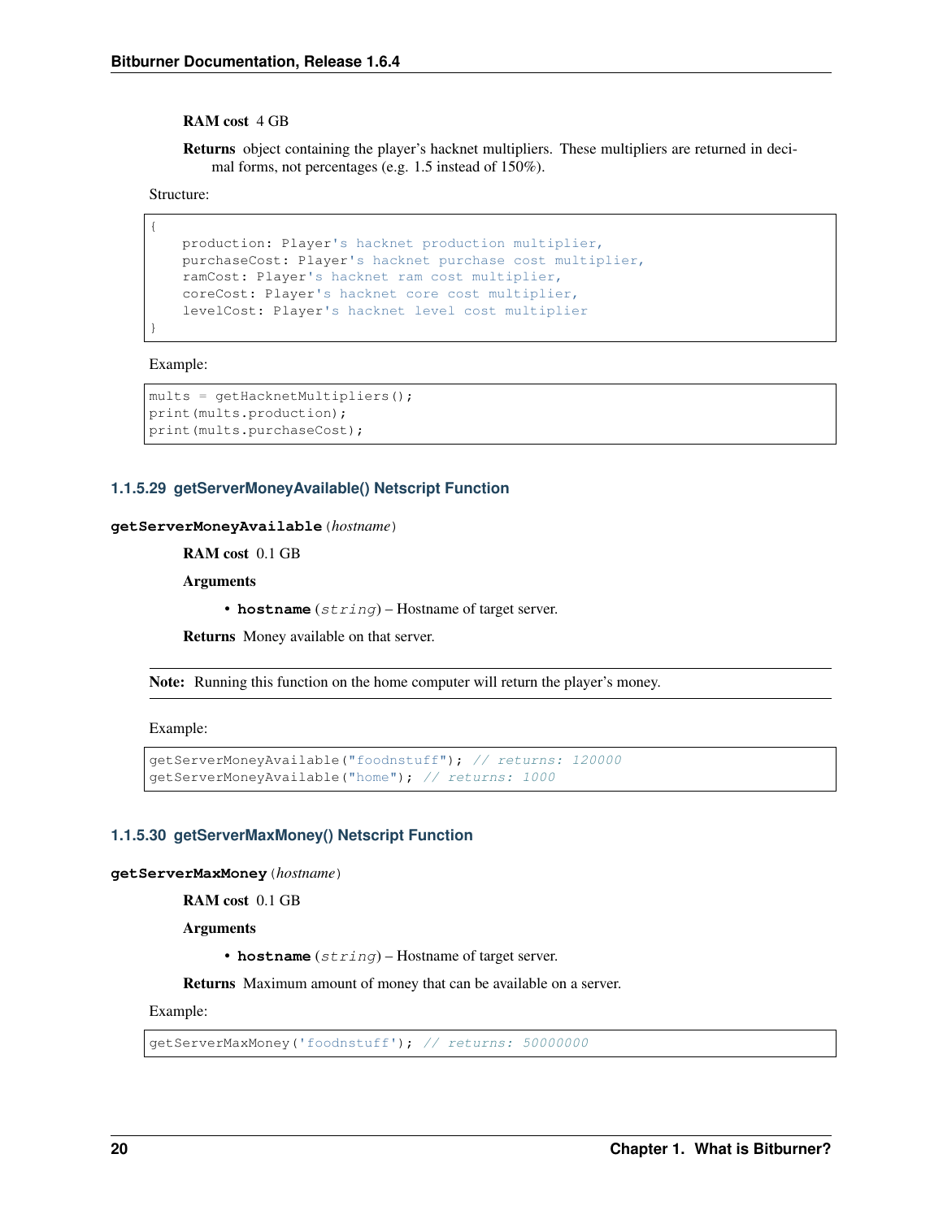**RAM cost** 4 GB

**Returns** object containing the player's hacknet multipliers. These multipliers are returned in decimal forms, not percentages (e.g. 1.5 instead of 150%).

Structure:

```
{
    production: Player's hacknet production multiplier,
    purchaseCost: Player's hacknet purchase cost multiplier,
    ramCost: Player's hacknet ram cost multiplier,
    coreCost: Player's hacknet core cost multiplier,
    levelCost: Player's hacknet level cost multiplier
}
```

Example:

```
mults = getHacknetMultipliers();
print(mults.production);
print(mults.purchaseCost);
```

#### 1.1.5.29 getServerMoneyAvailable() Netscript Function

**getServerMoneyAvailable**(*hostname*)

**RAM cost** 0.1 GB

**Arguments**

- **hostname** (*string*) – Hostname of target server.

**Returns** Money available on that server.

**Note:** Running this function on the home computer will return the player's money.

Example:

```
getServerMoneyAvailable("foodnstuff"); // returns: 120000
getServerMoneyAvailable("home"); // returns: 1000
```

#### 1.1.5.30 getServerMaxMoney() Netscript Function

**getServerMaxMoney**(*hostname*)

**RAM cost** 0.1 GB

**Arguments**

- **hostname** (*string*) – Hostname of target server.

**Returns** Maximum amount of money that can be available on a server.

Example:

```
getServerMaxMoney('foodnstuff'); // returns: 50000000
```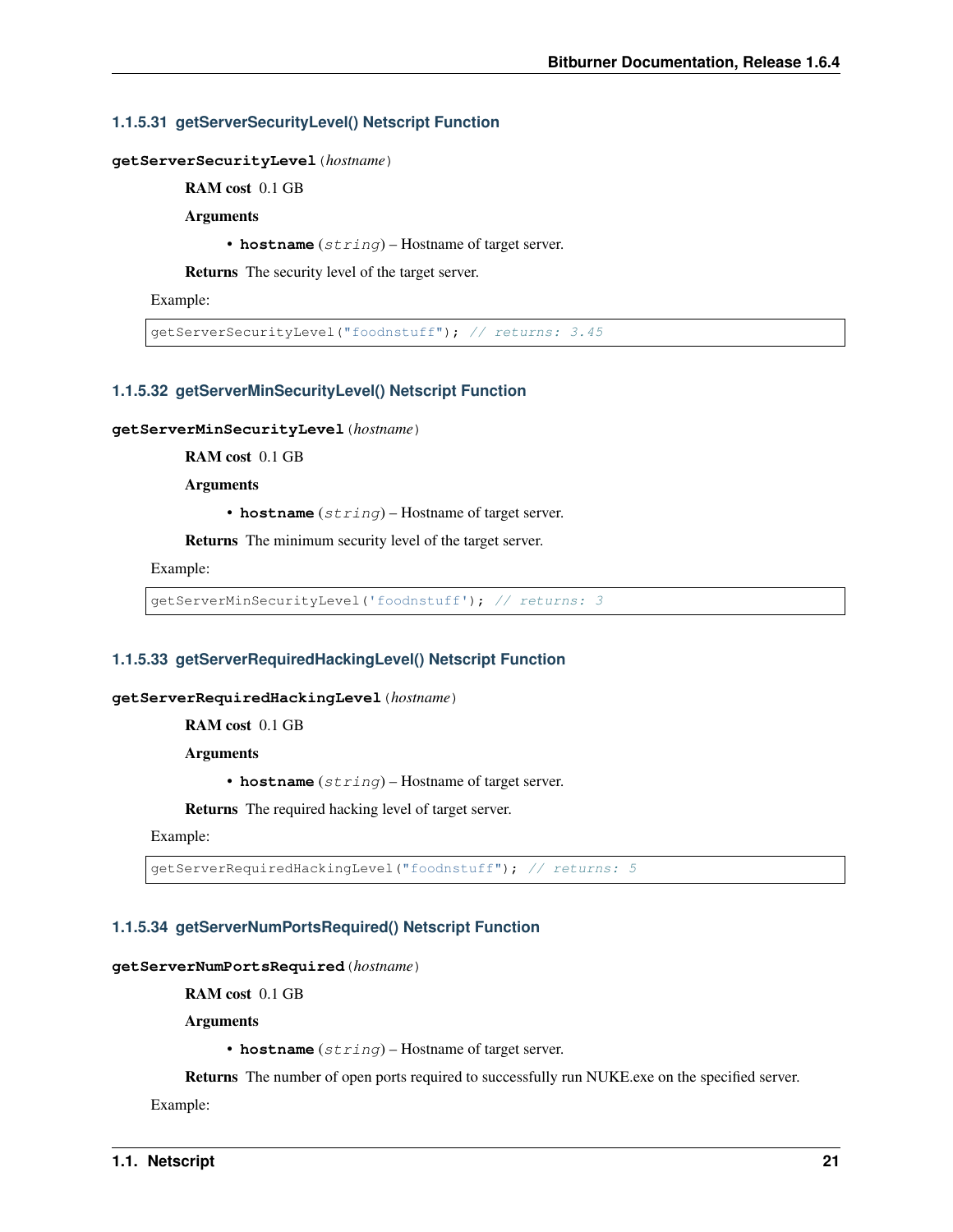#### 1.1.5.31 getServerSecurityLevel() Netscript Function

**getServerSecurityLevel**(*hostname*)

**RAM cost** 0.1 GB

**Arguments**

- **hostname** (*string*) – Hostname of target server.

**Returns** The security level of the target server.

Example:

```
getServerSecurityLevel("foodnstuff"); // returns: 3.45
```

#### 1.1.5.32 getServerMinSecurityLevel() Netscript Function

**getServerMinSecurityLevel**(*hostname*)

**RAM cost** 0.1 GB

**Arguments**

- **hostname** (*string*) – Hostname of target server.

**Returns** The minimum security level of the target server.

Example:

```
getServerMinSecurityLevel('foodnstuff'); // returns: 3
```

#### 1.1.5.33 getServerRequiredHackingLevel() Netscript Function

**getServerRequiredHackingLevel**(*hostname*)

**RAM cost** 0.1 GB

**Arguments**

- **hostname** (*string*) – Hostname of target server.

**Returns** The required hacking level of target server.

Example:

```
getServerRequiredHackingLevel("foodnstuff"); // returns: 5
```

#### 1.1.5.34 getServerNumPortsRequired() Netscript Function

**getServerNumPortsRequired**(*hostname*)

**RAM cost** 0.1 GB

**Arguments**

- **hostname** (*string*) – Hostname of target server.

**Returns** The number of open ports required to successfully run NUKE.exe on the specified server.

Example: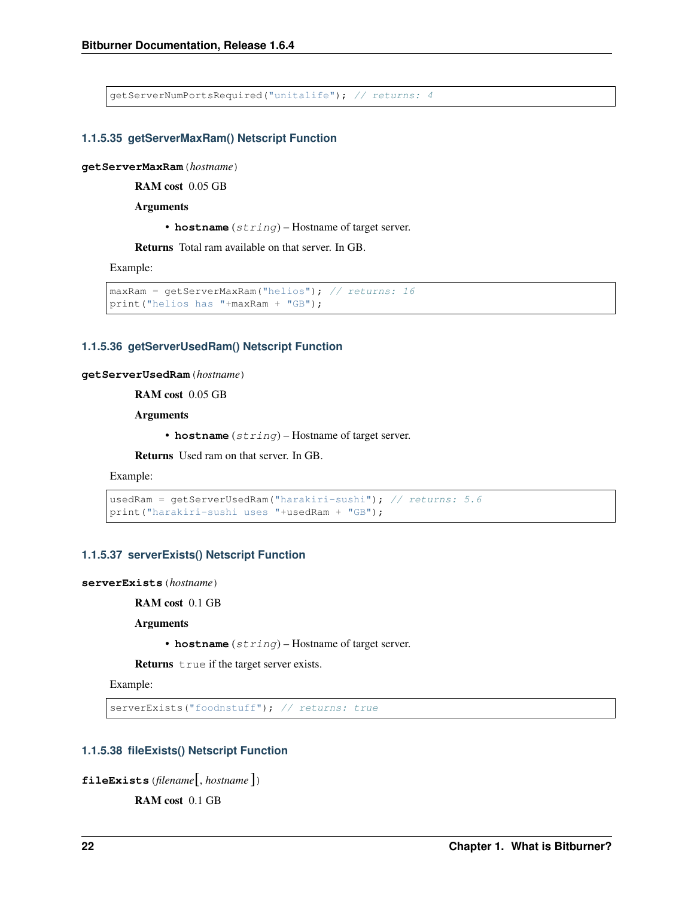```
getServerNumPortsRequired("unitalife"); // returns: 4
```

#### 1.1.5.35 getServerMaxRam() Netscript Function

**getServerMaxRam**(*hostname*)

**RAM cost** 0.05 GB

**Arguments**

- **hostname** (*string*) – Hostname of target server.

**Returns** Total ram available on that server. In GB.

Example:

```
maxRam = getServerMaxRam("helios"); // returns: 16
print("helios has "+maxRam + "GB");
```

#### 1.1.5.36 getServerUsedRam() Netscript Function

**getServerUsedRam**(*hostname*)

**RAM cost** 0.05 GB

**Arguments**

- **hostname** (*string*) – Hostname of target server.

**Returns** Used ram on that server. In GB.

Example:

```
usedRam = getServerUsedRam("harakiri-sushi"); // returns: 5.6
print("harakiri-sushi uses "+usedRam + "GB");
```

#### 1.1.5.37 serverExists() Netscript Function

**serverExists**(*hostname*)

**RAM cost** 0.1 GB

**Arguments**

- **hostname** (*string*) – Hostname of target server.

**Returns** `true` if the target server exists.

Example:

```
serverExists("foodnstuff"); // returns: true
```

#### 1.1.5.38 fileExists() Netscript Function

**fileExists**(*filename*[, *hostname* ])

**RAM cost** 0.1 GB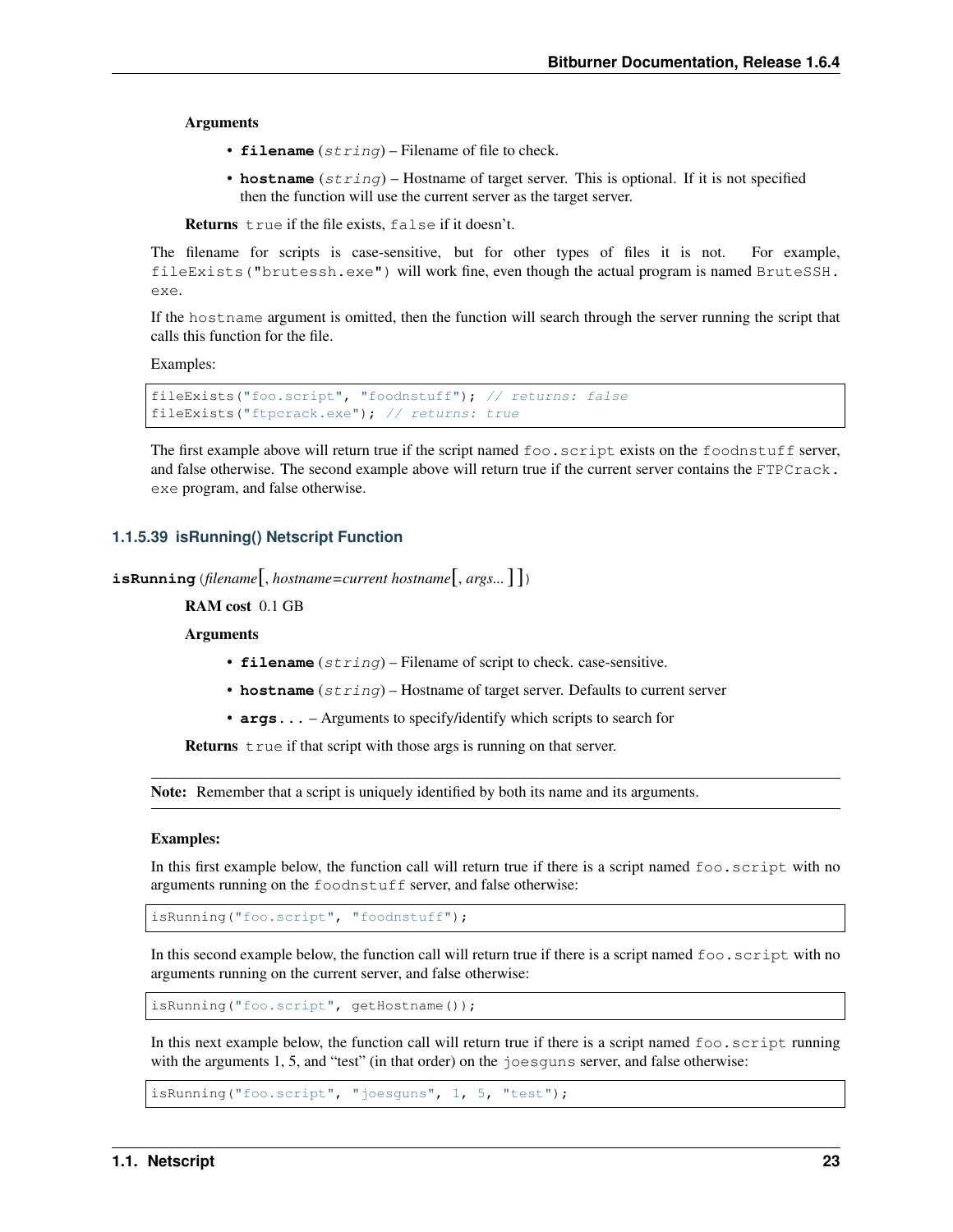**Arguments**

- **filename** (*string*) – Filename of file to check.
- **hostname** (*string*) – Hostname of target server. This is optional. If it is not specified then the function will use the current server as the target server.

**Returns** `true` if the file exists, `false` if it doesn't.

The filename for scripts is case-sensitive, but for other types of files it is not. For example, `fileExists("brutessh.exe")` will work fine, even though the actual program is named `BruteSSH.exe`.

If the `hostname` argument is omitted, then the function will search through the server running the script that calls this function for the file.

Examples:

```
fileExists("foo.script", "foodnstuff"); // returns: false
fileExists("ftpcrack.exe"); // returns: true
```

The first example above will return true if the script named `foo.script` exists on the `foodnstuff` server, and false otherwise. The second example above will return true if the current server contains the `FTPCrack.exe` program, and false otherwise.

### 1.1.5.39 isRunning() Netscript Function

**isRunning** (*filename*[, *hostname=current hostname*[, *args...* ]])

**RAM cost** 0.1 GB

**Arguments**

- **filename** (*string*) – Filename of script to check. case-sensitive.
- **hostname** (*string*) – Hostname of target server. Defaults to current server
- **args...** – Arguments to specify/identify which scripts to search for

**Returns** `true` if that script with those args is running on that server.

**Note:** Remember that a script is uniquely identified by both its name and its arguments.

**Examples:**

In this first example below, the function call will return true if there is a script named `foo.script` with no arguments running on the `foodnstuff` server, and false otherwise:

```
isRunning("foo.script", "foodnstuff");
```

In this second example below, the function call will return true if there is a script named `foo.script` with no arguments running on the current server, and false otherwise:

```
isRunning("foo.script", getHostname());
```

In this next example below, the function call will return true if there is a script named `foo.script` running with the arguments 1, 5, and "test" (in that order) on the `joesguns` server, and false otherwise:

```
isRunning("foo.script", "joesguns", 1, 5, "test");
```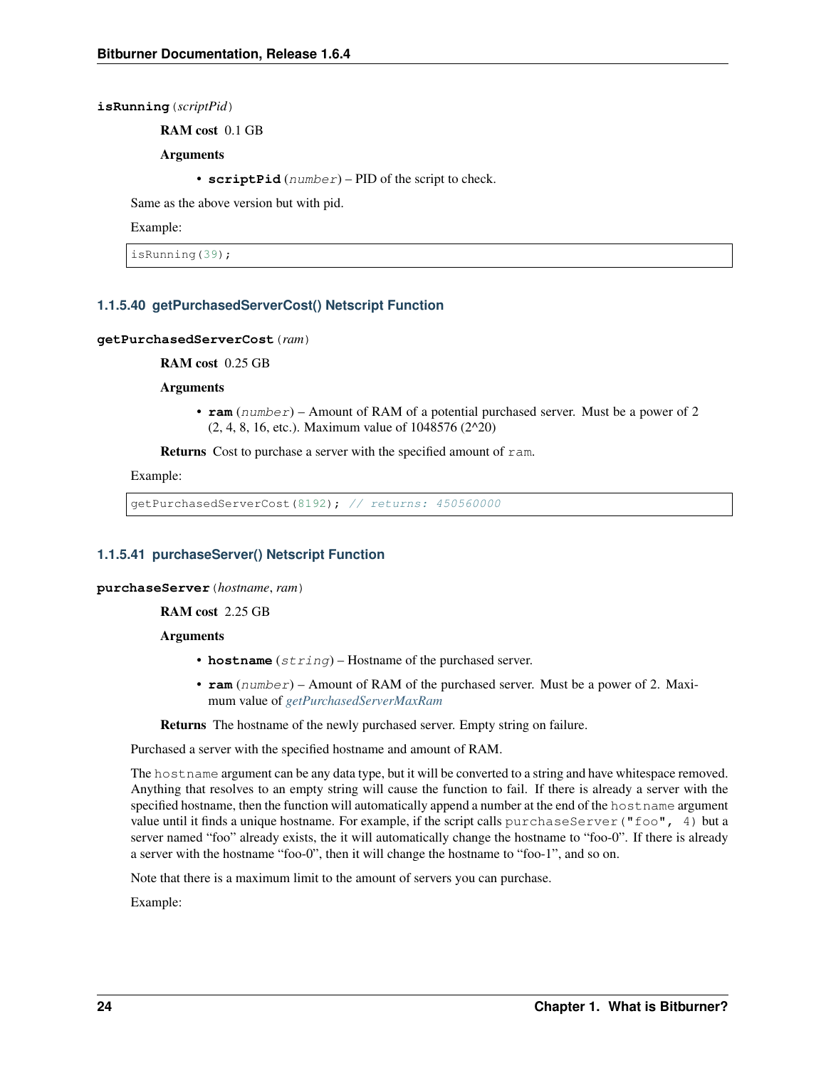**isRunning**(*scriptPid*)

**RAM cost** 0.1 GB

**Arguments**

- **scriptPid** (*number*) – PID of the script to check.

Same as the above version but with pid.

Example:

```
isRunning(39);
```

### 1.1.5.40 getPurchasedServerCost() Netscript Function

**getPurchasedServerCost**(*ram*)

**RAM cost** 0.25 GB

**Arguments**

- **ram** (*number*) – Amount of RAM of a potential purchased server. Must be a power of 2 (2, 4, 8, 16, etc.). Maximum value of 1048576 (2^20)

**Returns** Cost to purchase a server with the specified amount of `ram`.

Example:

```
getPurchasedServerCost(8192); // returns: 450560000
```

### 1.1.5.41 purchaseServer() Netscript Function

**purchaseServer**(*hostname*, *ram*)

**RAM cost** 2.25 GB

**Arguments**

- **hostname** (*string*) – Hostname of the purchased server.
- **ram** (*number*) – Amount of RAM of the purchased server. Must be a power of 2. Maximum value of *getPurchasedServerMaxRam*

**Returns** The hostname of the newly purchased server. Empty string on failure.

Purchased a server with the specified hostname and amount of RAM.

The `hostname` argument can be any data type, but it will be converted to a string and have whitespace removed. Anything that resolves to an empty string will cause the function to fail. If there is already a server with the specified hostname, then the function will automatically append a number at the end of the `hostname` argument value until it finds a unique hostname. For example, if the script calls `purchaseServer("foo", 4)` but a server named "foo" already exists, the it will automatically change the hostname to "foo-0". If there is already a server with the hostname "foo-0", then it will change the hostname to "foo-1", and so on.

Note that there is a maximum limit to the amount of servers you can purchase.

Example: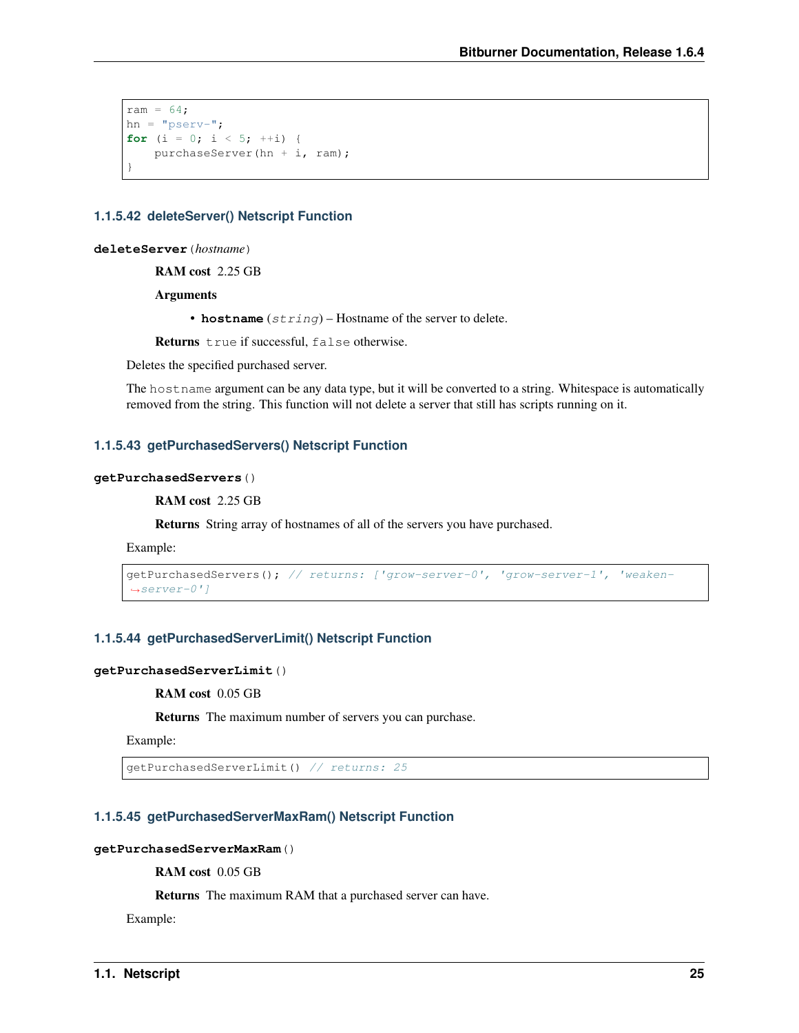```
ram = 64;
hn = "pserv-";
for (i = 0; i < 5; ++i) {
    purchaseServer(hn + i, ram);
}
```

### 1.1.5.42 deleteServer() Netscript Function

**deleteServer**(*hostname*)

**RAM cost** 2.25 GB

**Arguments**

- **hostname** (*string*) – Hostname of the server to delete.

**Returns** `true` if successful, `false` otherwise.

Deletes the specified purchased server.

The `hostname` argument can be any data type, but it will be converted to a string. Whitespace is automatically removed from the string. This function will not delete a server that still has scripts running on it.

### 1.1.5.43 getPurchasedServers() Netscript Function

**getPurchasedServers**()

**RAM cost** 2.25 GB

**Returns** String array of hostnames of all of the servers you have purchased.

Example:

```
getPurchasedServers(); // returns: ['grow-server-0', 'grow-server-1', 'weaken-server-0']
```

### 1.1.5.44 getPurchasedServerLimit() Netscript Function

**getPurchasedServerLimit**()

**RAM cost** 0.05 GB

**Returns** The maximum number of servers you can purchase.

Example:

```
getPurchasedServerLimit() // returns: 25
```

### 1.1.5.45 getPurchasedServerMaxRam() Netscript Function

**getPurchasedServerMaxRam**()

**RAM cost** 0.05 GB

**Returns** The maximum RAM that a purchased server can have.

Example: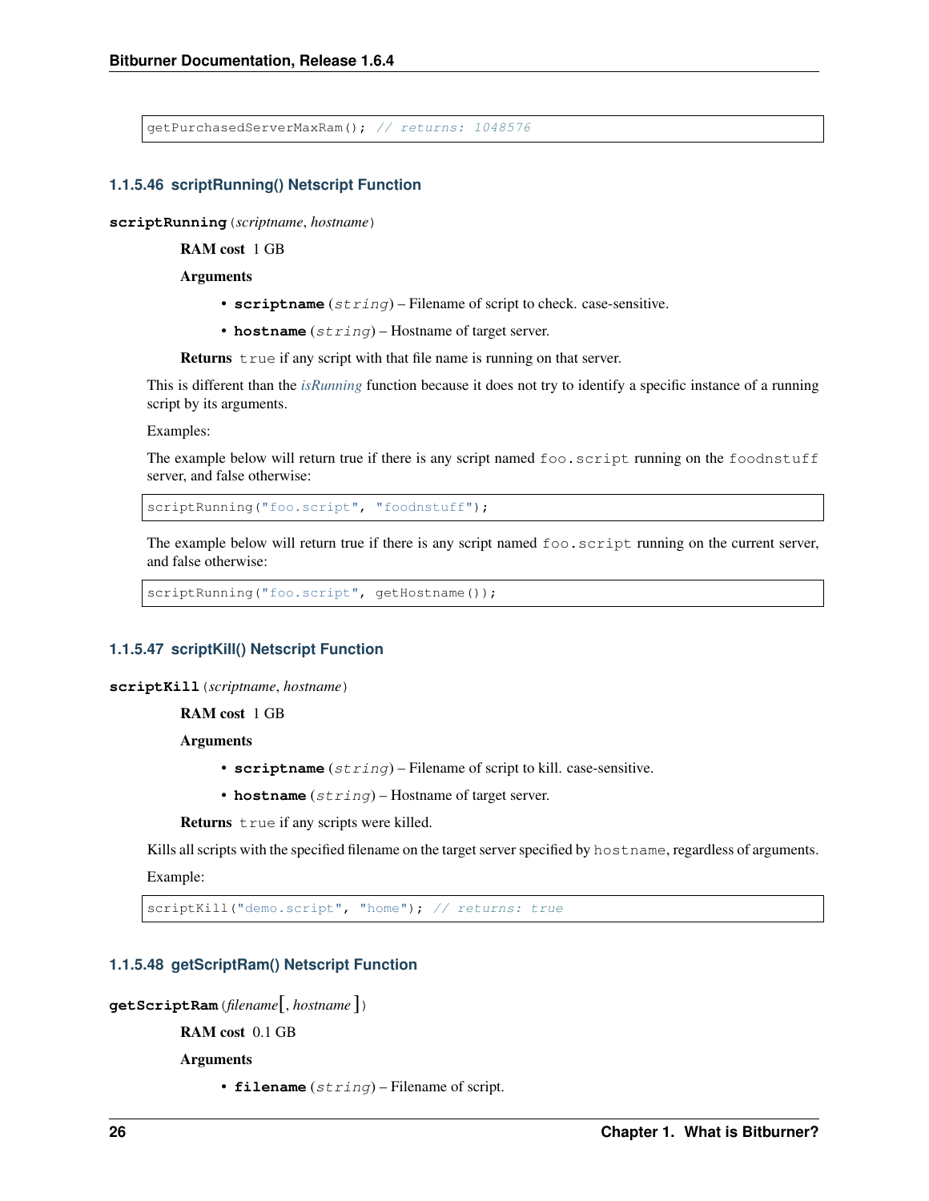```
getPurchasedServerMaxRam(); // returns: 1048576
```

### 1.1.5.46 scriptRunning() Netscript Function

**scriptRunning**(*scriptname*, *hostname*)

**RAM cost** 1 GB

**Arguments**

- **scriptname** (*string*) – Filename of script to check. case-sensitive.
- **hostname** (*string*) – Hostname of target server.

**Returns** `true` if any script with that file name is running on that server.

This is different than the *isRunning* function because it does not try to identify a specific instance of a running script by its arguments.

Examples:

The example below will return true if there is any script named `foo.script` running on the `foodnstuff` server, and false otherwise:

```
scriptRunning("foo.script", "foodnstuff");
```

The example below will return true if there is any script named `foo.script` running on the current server, and false otherwise:

```
scriptRunning("foo.script", getHostname());
```

### 1.1.5.47 scriptKill() Netscript Function

**scriptKill**(*scriptname*, *hostname*)

**RAM cost** 1 GB

**Arguments**

- **scriptname** (*string*) – Filename of script to kill. case-sensitive.
- **hostname** (*string*) – Hostname of target server.

**Returns** `true` if any scripts were killed.

Kills all scripts with the specified filename on the target server specified by `hostname`, regardless of arguments.

Example:

```
scriptKill("demo.script", "home"); // returns: true
```

### 1.1.5.48 getScriptRam() Netscript Function

**getScriptRam**(*filename*[, *hostname*])

**RAM cost** 0.1 GB

**Arguments**

- **filename** (*string*) – Filename of script.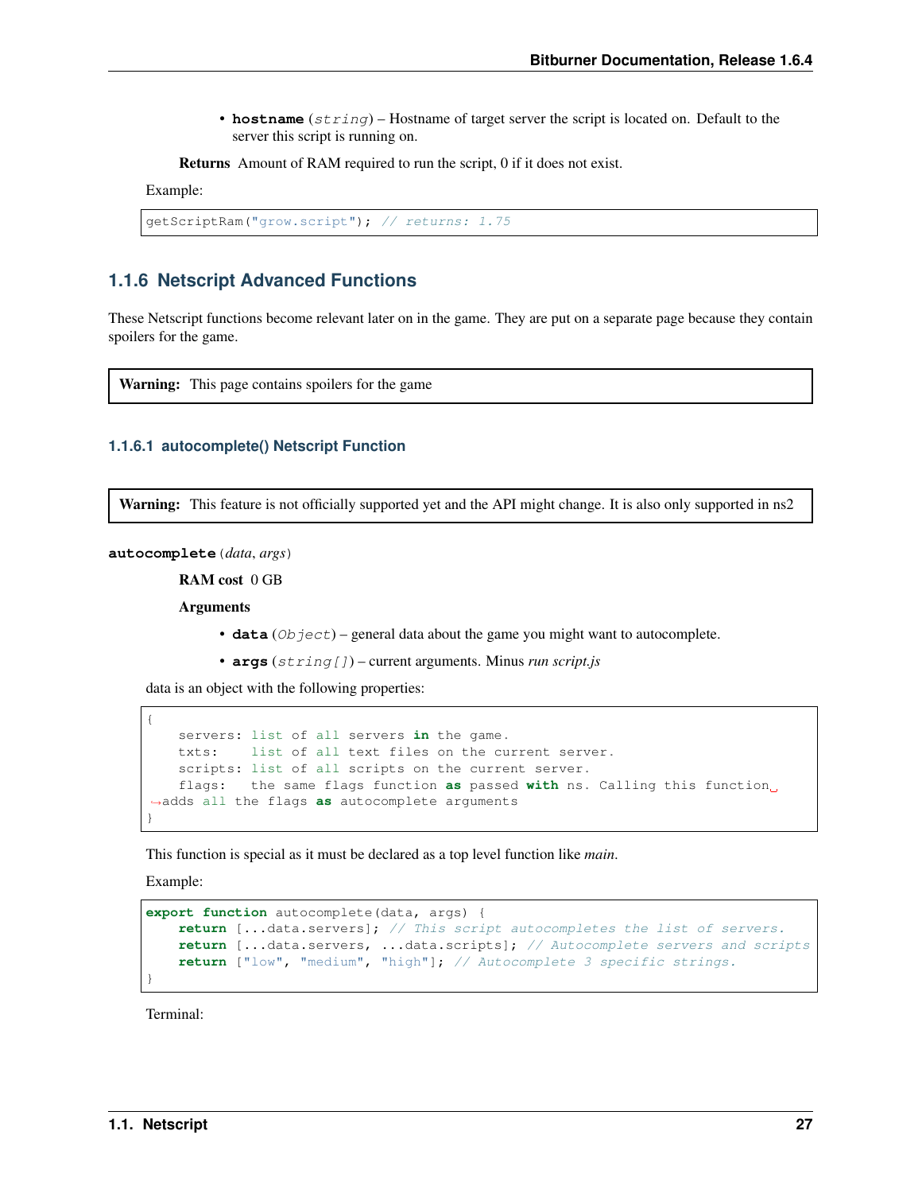- **hostname** (*string*) – Hostname of target server the script is located on. Default to the server this script is running on.

**Returns** Amount of RAM required to run the script, 0 if it does not exist.

Example:

```
getScriptRam("grow.script"); // returns: 1.75
```

### 1.1.6 Netscript Advanced Functions

These Netscript functions become relevant later on in the game. They are put on a separate page because they contain spoilers for the game.

> **Warning:** This page contains spoilers for the game

#### 1.1.6.1 autocomplete() Netscript Function

> **Warning:** This feature is not officially supported yet and the API might change. It is also only supported in ns2

**autocomplete**(*data*, *args*)

**RAM cost** 0 GB

**Arguments**

- **data** (*Object*) – general data about the game you might want to autocomplete.
- **args** (*string[]*) – current arguments. Minus *run script.js*

data is an object with the following properties:

```
{
    servers: list of all servers in the game.
    txts:    list of all text files on the current server.
    scripts: list of all scripts on the current server.
    flags:   the same flags function as passed with ns. Calling this function adds all the flags as autocomplete arguments
}
```

This function is special as it must be declared as a top level function like *main*.

Example:

```
export function autocomplete(data, args) {
    return [...data.servers]; // This script autocompletes the list of servers.
    return [...data.servers, ...data.scripts]; // Autocomplete servers and scripts
    return ["low", "medium", "high"]; // Autocomplete 3 specific strings.
}
```

Terminal: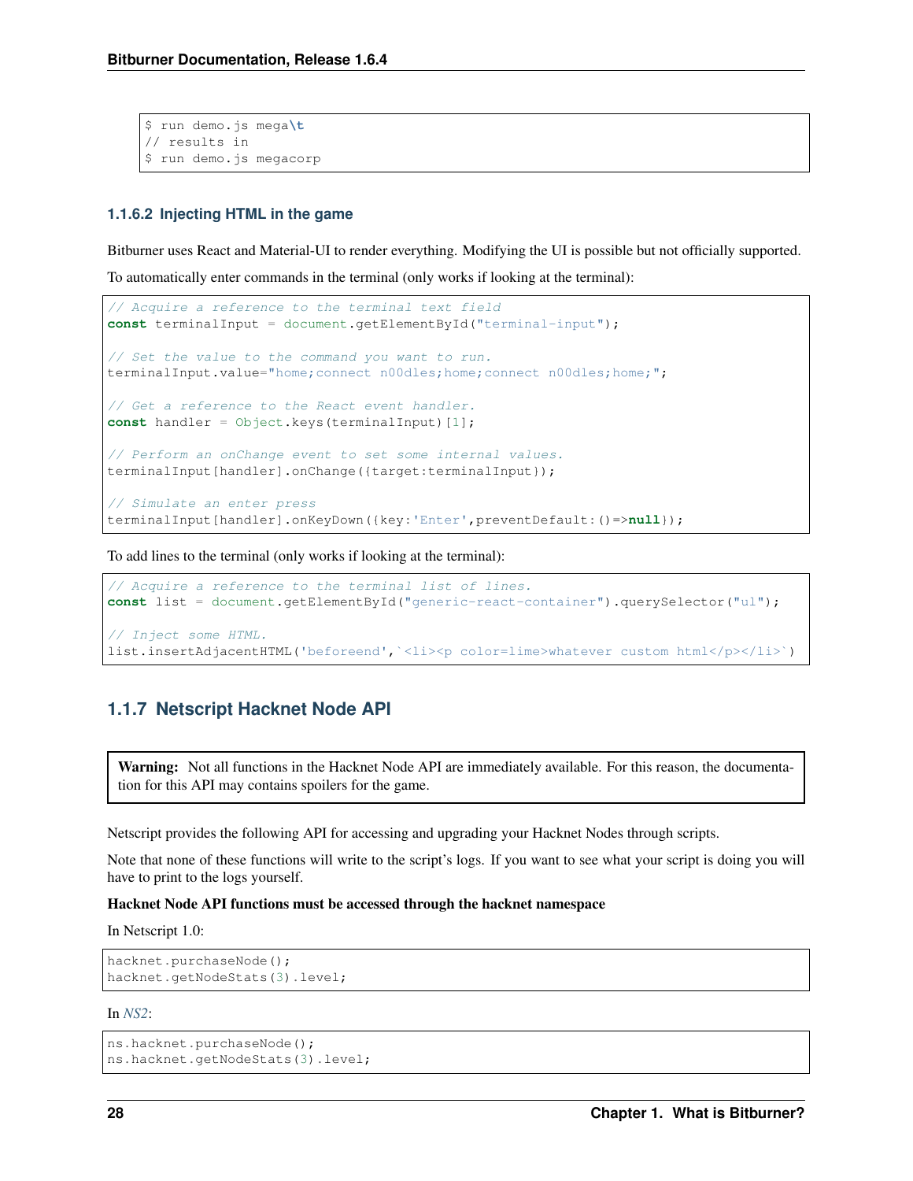```
$ run demo.js mega\t
// results in
$ run demo.js megacorp
```

#### 1.1.6.2 Injecting HTML in the game

Bitburner uses React and Material-UI to render everything. Modifying the UI is possible but not officially supported.

To automatically enter commands in the terminal (only works if looking at the terminal):

```
// Acquire a reference to the terminal text field
const terminalInput = document.getElementById("terminal-input");

// Set the value to the command you want to run.
terminalInput.value="home;connect n00dles;home;connect n00dles;home;";

// Get a reference to the React event handler.
const handler = Object.keys(terminalInput)[1];

// Perform an onChange event to set some internal values.
terminalInput[handler].onChange({target:terminalInput});

// Simulate an enter press
terminalInput[handler].onKeyDown({key:'Enter',preventDefault:()=>null});
```

To add lines to the terminal (only works if looking at the terminal):

```
// Acquire a reference to the terminal list of lines.
const list = document.getElementById("generic-react-container").querySelector("ul");

// Inject some HTML.
list.insertAdjacentHTML('beforeend',`<li><p color=lime>whatever custom html</p></li>`)
```

### 1.1.7 Netscript Hacknet Node API

**Warning:** Not all functions in the Hacknet Node API are immediately available. For this reason, the documentation for this API may contains spoilers for the game.

Netscript provides the following API for accessing and upgrading your Hacknet Nodes through scripts.

Note that none of these functions will write to the script's logs. If you want to see what your script is doing you will have to print to the logs yourself.

**Hacknet Node API functions must be accessed through the hacknet namespace**

In Netscript 1.0:

```
hacknet.purchaseNode();
hacknet.getNodeStats(3).level;
```

In *NS2*:

```
ns.hacknet.purchaseNode();
ns.hacknet.getNodeStats(3).level;
```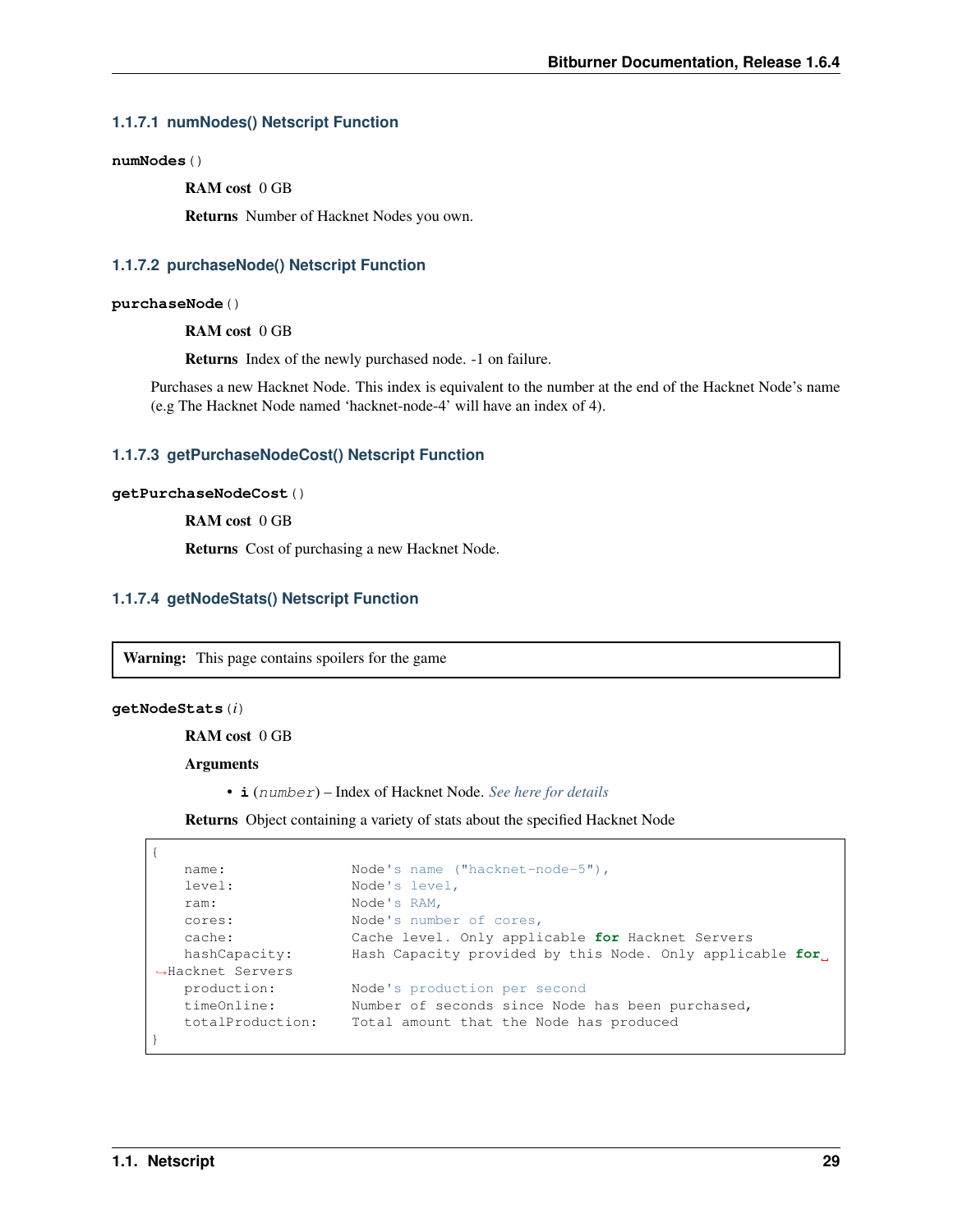#### 1.1.7.1 numNodes() Netscript Function

**numNodes**()

**RAM cost** 0 GB

**Returns** Number of Hacknet Nodes you own.

#### 1.1.7.2 purchaseNode() Netscript Function

**purchaseNode**()

**RAM cost** 0 GB

**Returns** Index of the newly purchased node. -1 on failure.

Purchases a new Hacknet Node. This index is equivalent to the number at the end of the Hacknet Node's name (e.g The Hacknet Node named 'hacknet-node-4' will have an index of 4).

#### 1.1.7.3 getPurchaseNodeCost() Netscript Function

**getPurchaseNodeCost**()

**RAM cost** 0 GB

**Returns** Cost of purchasing a new Hacknet Node.

#### 1.1.7.4 getNodeStats() Netscript Function

> **Warning:** This page contains spoilers for the game

**getNodeStats**(*i*)

**RAM cost** 0 GB

**Arguments**

- **i** (*number*) – Index of Hacknet Node. *See here for details*

**Returns** Object containing a variety of stats about the specified Hacknet Node

```
{
    name:               Node's name ("hacknet-node-5"),
    level:              Node's level,
    ram:                Node's RAM,
    cores:              Node's number of cores,
    cache:              Cache level. Only applicable for Hacknet Servers
    hashCapacity:       Hash Capacity provided by this Node. Only applicable for Hacknet Servers
    production:         Node's production per second
    timeOnline:         Number of seconds since Node has been purchased,
    totalProduction:    Total amount that the Node has produced
}
```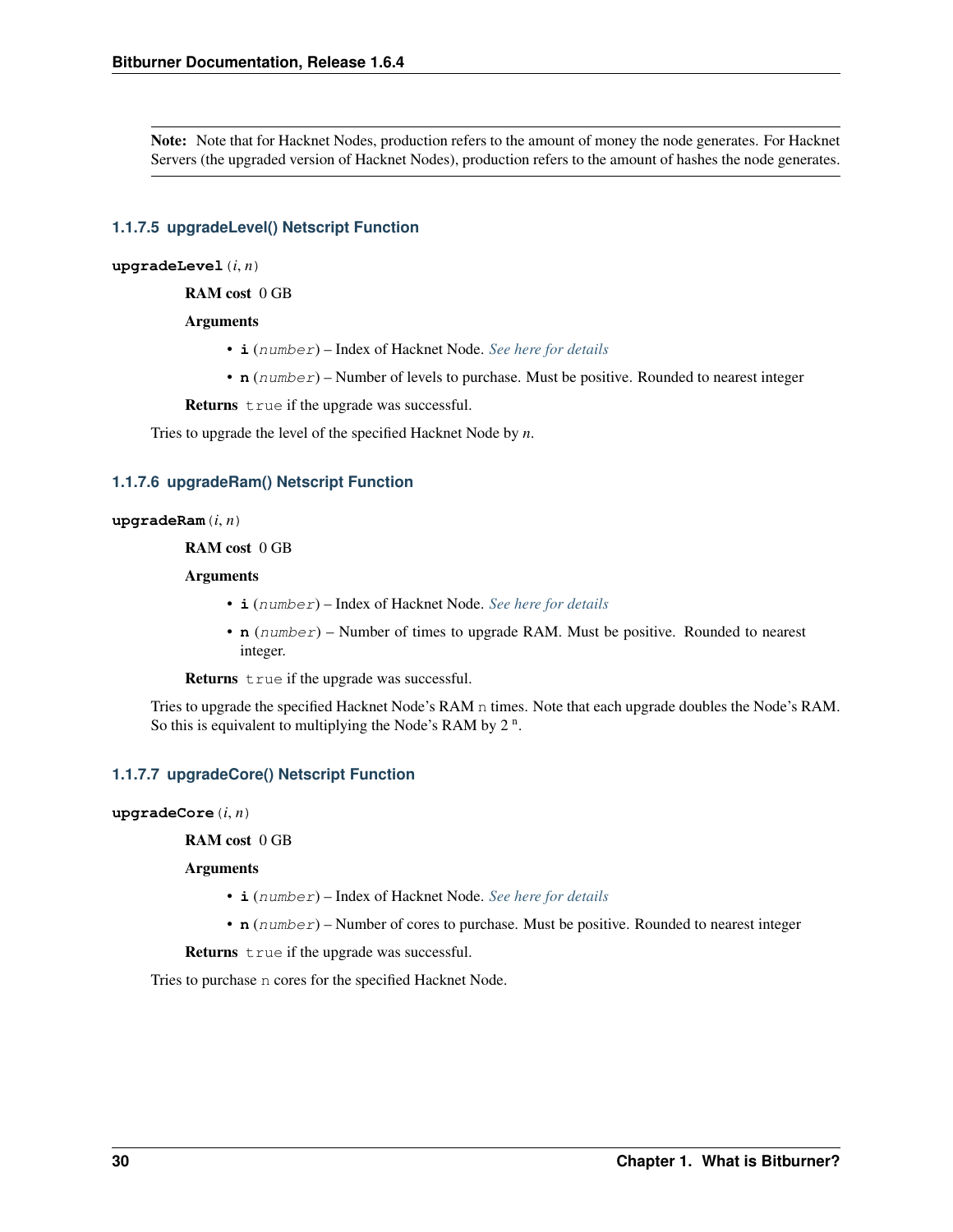**Note:** Note that for Hacknet Nodes, production refers to the amount of money the node generates. For Hacknet Servers (the upgraded version of Hacknet Nodes), production refers to the amount of hashes the node generates.

### 1.1.7.5 upgradeLevel() Netscript Function

**upgradeLevel**(*i*, *n*)

**RAM cost** 0 GB

**Arguments**

- **i** (*number*) – Index of Hacknet Node. *See here for details*
- **n** (*number*) – Number of levels to purchase. Must be positive. Rounded to nearest integer

**Returns** `true` if the upgrade was successful.

Tries to upgrade the level of the specified Hacknet Node by *n*.

### 1.1.7.6 upgradeRam() Netscript Function

**upgradeRam**(*i*, *n*)

**RAM cost** 0 GB

**Arguments**

- **i** (*number*) – Index of Hacknet Node. *See here for details*
- **n** (*number*) – Number of times to upgrade RAM. Must be positive. Rounded to nearest integer.

**Returns** `true` if the upgrade was successful.

Tries to upgrade the specified Hacknet Node's RAM `n` times. Note that each upgrade doubles the Node's RAM. So this is equivalent to multiplying the Node's RAM by $2^n$.

### 1.1.7.7 upgradeCore() Netscript Function

**upgradeCore**(*i*, *n*)

**RAM cost** 0 GB

**Arguments**

- **i** (*number*) – Index of Hacknet Node. *See here for details*
- **n** (*number*) – Number of cores to purchase. Must be positive. Rounded to nearest integer

**Returns** `true` if the upgrade was successful.

Tries to purchase `n` cores for the specified Hacknet Node.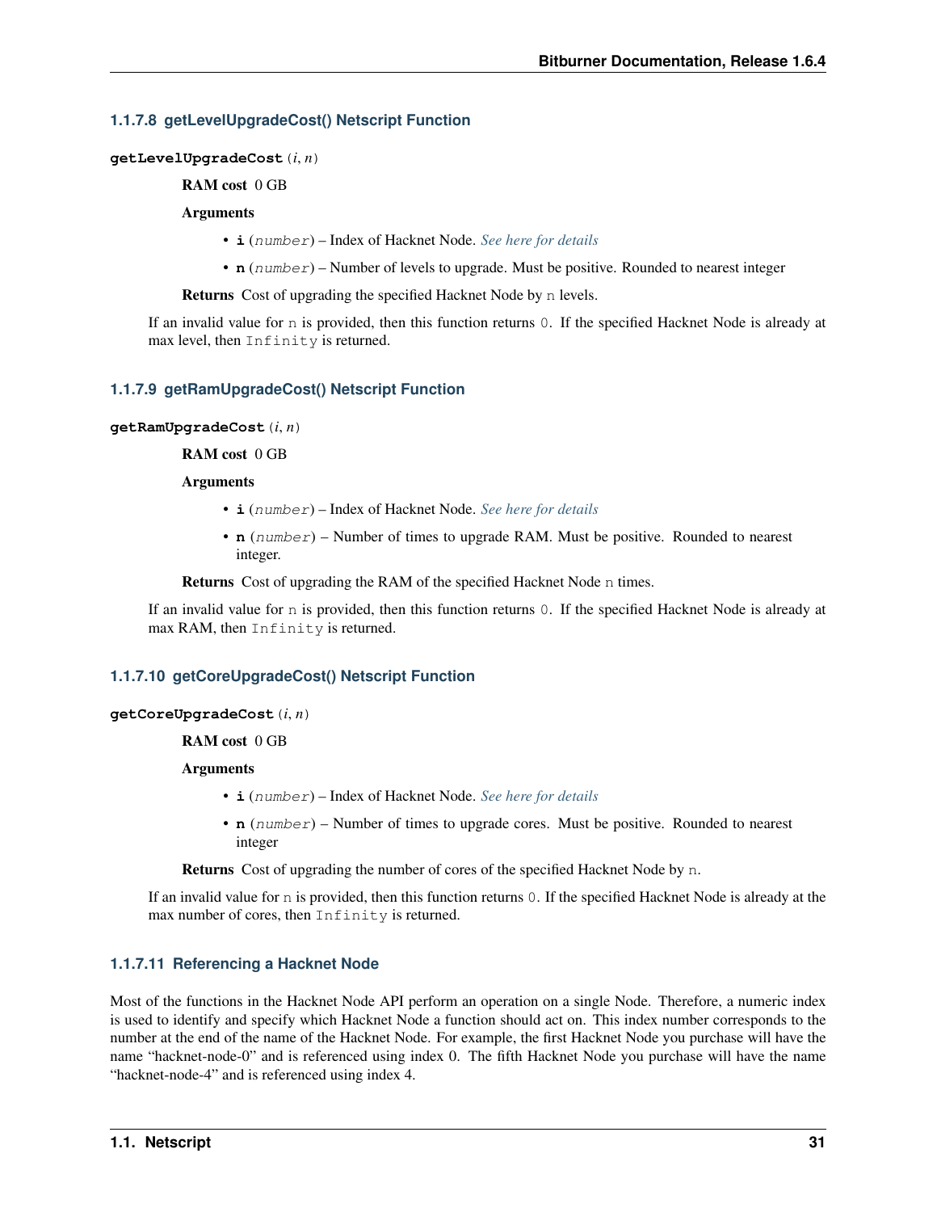#### 1.1.7.8 getLevelUpgradeCost() Netscript Function

**getLevelUpgradeCost**(*i*, *n*)

**RAM cost** 0 GB

**Arguments**

- **i** (*number*) – Index of Hacknet Node. *See here for details*
- **n** (*number*) – Number of levels to upgrade. Must be positive. Rounded to nearest integer

**Returns** Cost of upgrading the specified Hacknet Node by `n` levels.

If an invalid value for `n` is provided, then this function returns `0`. If the specified Hacknet Node is already at max level, then `Infinity` is returned.

#### 1.1.7.9 getRamUpgradeCost() Netscript Function

**getRamUpgradeCost**(*i*, *n*)

**RAM cost** 0 GB

**Arguments**

- **i** (*number*) – Index of Hacknet Node. *See here for details*
- **n** (*number*) – Number of times to upgrade RAM. Must be positive. Rounded to nearest integer.

**Returns** Cost of upgrading the RAM of the specified Hacknet Node `n` times.

If an invalid value for `n` is provided, then this function returns `0`. If the specified Hacknet Node is already at max RAM, then `Infinity` is returned.

#### 1.1.7.10 getCoreUpgradeCost() Netscript Function

**getCoreUpgradeCost**(*i*, *n*)

**RAM cost** 0 GB

**Arguments**

- **i** (*number*) – Index of Hacknet Node. *See here for details*
- **n** (*number*) – Number of times to upgrade cores. Must be positive. Rounded to nearest integer

**Returns** Cost of upgrading the number of cores of the specified Hacknet Node by `n`.

If an invalid value for `n` is provided, then this function returns `0`. If the specified Hacknet Node is already at the max number of cores, then `Infinity` is returned.

#### 1.1.7.11 Referencing a Hacknet Node

Most of the functions in the Hacknet Node API perform an operation on a single Node. Therefore, a numeric index is used to identify and specify which Hacknet Node a function should act on. This index number corresponds to the number at the end of the name of the Hacknet Node. For example, the first Hacknet Node you purchase will have the name "hacknet-node-0" and is referenced using index 0. The fifth Hacknet Node you purchase will have the name "hacknet-node-4" and is referenced using index 4.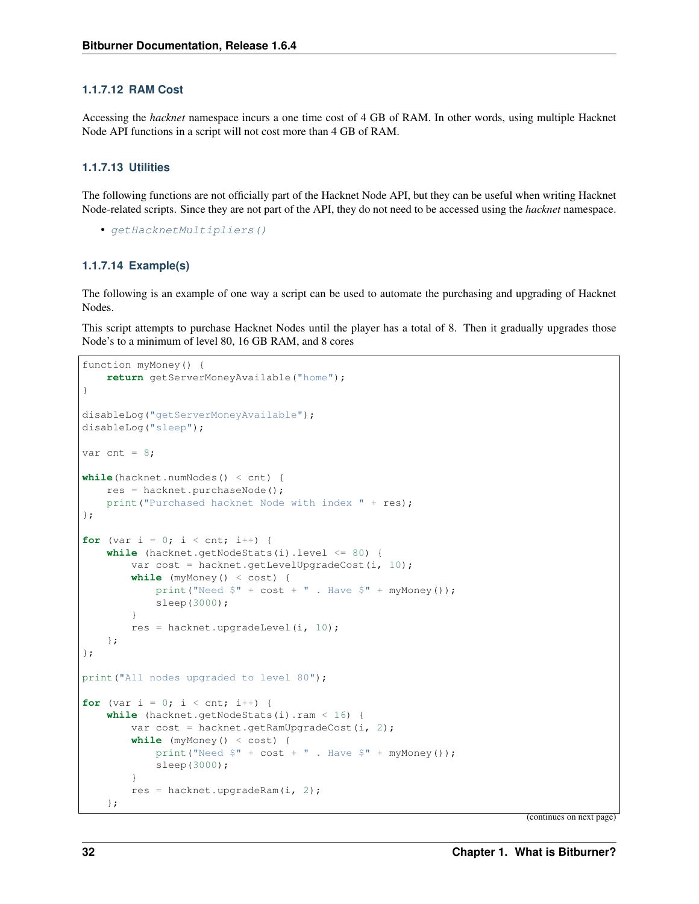#### 1.1.7.12 RAM Cost

Accessing the *hacknet* namespace incurs a one time cost of 4 GB of RAM. In other words, using multiple Hacknet Node API functions in a script will not cost more than 4 GB of RAM.

#### 1.1.7.13 Utilities

The following functions are not officially part of the Hacknet Node API, but they can be useful when writing Hacknet Node-related scripts. Since they are not part of the API, they do not need to be accessed using the *hacknet* namespace.

- `getHacknetMultipliers()`

#### 1.1.7.14 Example(s)

The following is an example of one way a script can be used to automate the purchasing and upgrading of Hacknet Nodes.

This script attempts to purchase Hacknet Nodes until the player has a total of 8. Then it gradually upgrades those Node's to a minimum of level 80, 16 GB RAM, and 8 cores

```
function myMoney() {
    return getServerMoneyAvailable("home");
}

disableLog("getServerMoneyAvailable");
disableLog("sleep");

var cnt = 8;

while(hacknet.numNodes() < cnt) {
    res = hacknet.purchaseNode();
    print("Purchased hacknet Node with index " + res);
};

for (var i = 0; i < cnt; i++) {
    while (hacknet.getNodeStats(i).level <= 80) {
        var cost = hacknet.getLevelUpgradeCost(i, 10);
        while (myMoney() < cost) {
            print("Need $" + cost + " . Have $" + myMoney());
            sleep(3000);
        }
        res = hacknet.upgradeLevel(i, 10);
    };
};

print("All nodes upgraded to level 80");

for (var i = 0; i < cnt; i++) {
    while (hacknet.getNodeStats(i).ram < 16) {
        var cost = hacknet.getRamUpgradeCost(i, 2);
        while (myMoney() < cost) {
            print("Need $" + cost + " . Have $" + myMoney());
            sleep(3000);
        }
        res = hacknet.upgradeRam(i, 2);
    };
```

(continues on next page)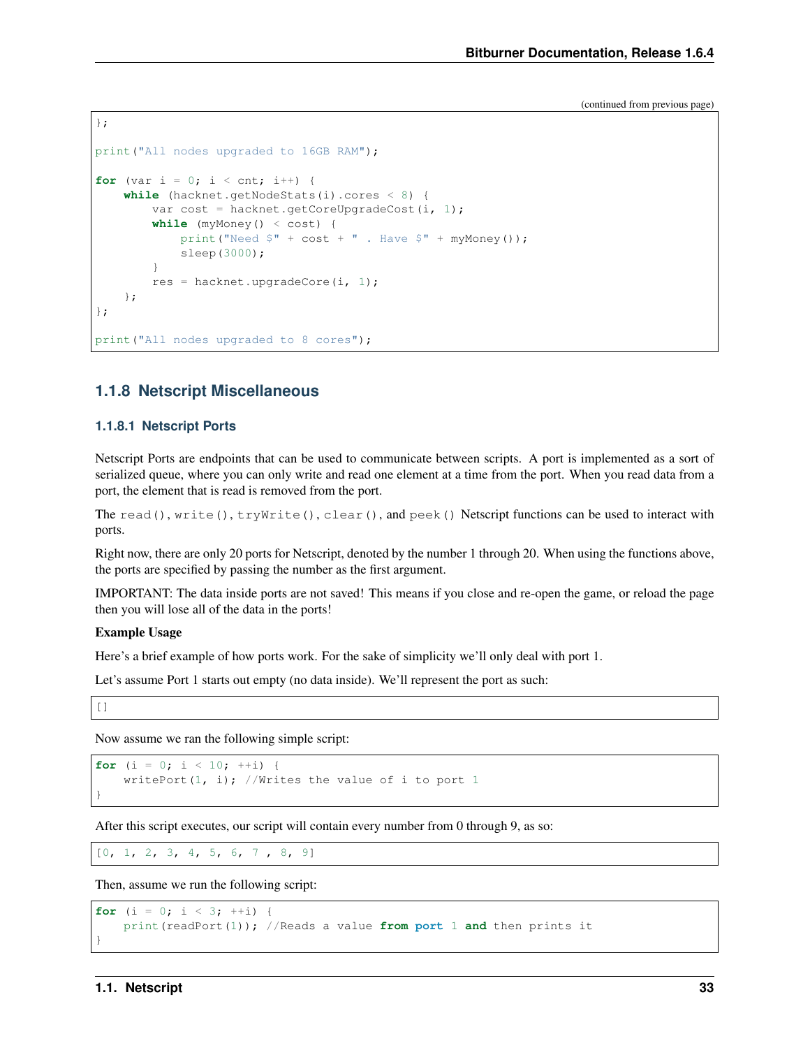(continued from previous page)

```
};

print("All nodes upgraded to 16GB RAM");

for (var i = 0; i < cnt; i++) {
    while (hacknet.getNodeStats(i).cores < 8) {
        var cost = hacknet.getCoreUpgradeCost(i, 1);
        while (myMoney() < cost) {
            print("Need $" + cost + " . Have $" + myMoney());
            sleep(3000);
        }
        res = hacknet.upgradeCore(i, 1);
    };
};

print("All nodes upgraded to 8 cores");
```

### 1.1.8 Netscript Miscellaneous

#### 1.1.8.1 Netscript Ports

Netscript Ports are endpoints that can be used to communicate between scripts. A port is implemented as a sort of serialized queue, where you can only write and read one element at a time from the port. When you read data from a port, the element that is read is removed from the port.

The `read()`, `write()`, `tryWrite()`, `clear()`, and `peek()` Netscript functions can be used to interact with ports.

Right now, there are only 20 ports for Netscript, denoted by the number 1 through 20. When using the functions above, the ports are specified by passing the number as the first argument.

IMPORTANT: The data inside ports are not saved! This means if you close and re-open the game, or reload the page then you will lose all of the data in the ports!

**Example Usage**

Here's a brief example of how ports work. For the sake of simplicity we'll only deal with port 1.

Let's assume Port 1 starts out empty (no data inside). We'll represent the port as such:

```
[]
```

Now assume we ran the following simple script:

```
for (i = 0; i < 10; ++i) {
    writePort(1, i); //Writes the value of i to port 1
}
```

After this script executes, our script will contain every number from 0 through 9, as so:

```
[0, 1, 2, 3, 4, 5, 6, 7 , 8, 9]
```

Then, assume we run the following script:

```
for (i = 0; i < 3; ++i) {
    print(readPort(1)); //Reads a value from port 1 and then prints it
}
```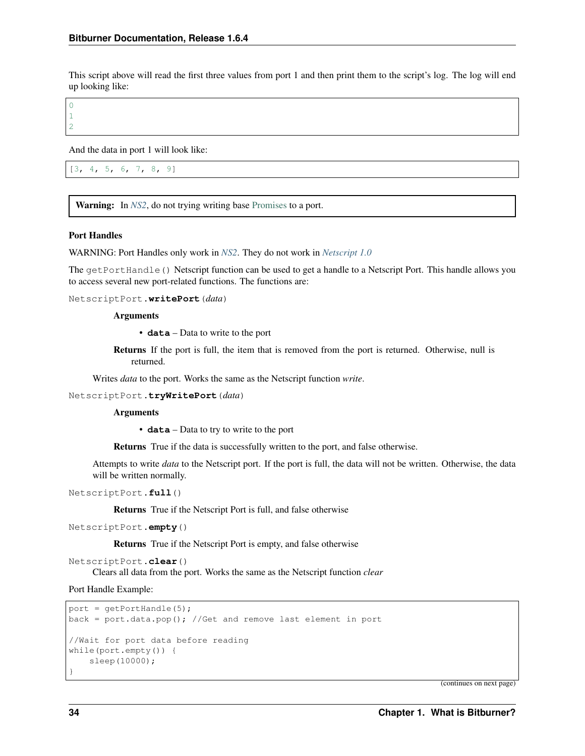This script above will read the first three values from port 1 and then print them to the script's log. The log will end up looking like:

```
0
1
2
```

And the data in port 1 will look like:

```
[3, 4, 5, 6, 7, 8, 9]
```

> **Warning:** In *NS2*, do not trying writing base Promises to a port.

**Port Handles**

WARNING: Port Handles only work in *NS2*. They do not work in *Netscript 1.0*

The `getPortHandle()` Netscript function can be used to get a handle to a Netscript Port. This handle allows you to access several new port-related functions. The functions are:

`NetscriptPort.`**`writePort`**`(`*`data`*`)`

**Arguments**

- **`data`** – Data to write to the port

**Returns** If the port is full, the item that is removed from the port is returned. Otherwise, null is returned.

Writes *data* to the port. Works the same as the Netscript function *write*.

`NetscriptPort.`**`tryWritePort`**`(`*`data`*`)`

**Arguments**

- **`data`** – Data to try to write to the port

**Returns** True if the data is successfully written to the port, and false otherwise.

Attempts to write *data* to the Netscript port. If the port is full, the data will not be written. Otherwise, the data will be written normally.

`NetscriptPort.`**`full`**`()`

**Returns** True if the Netscript Port is full, and false otherwise

`NetscriptPort.`**`empty`**`()`

**Returns** True if the Netscript Port is empty, and false otherwise

`NetscriptPort.`**`clear`**`()`

Clears all data from the port. Works the same as the Netscript function *clear*

Port Handle Example:

```
port = getPortHandle(5);
back = port.data.pop(); //Get and remove last element in port

//Wait for port data before reading
while(port.empty()) {
    sleep(10000);
}
```

(continues on next page)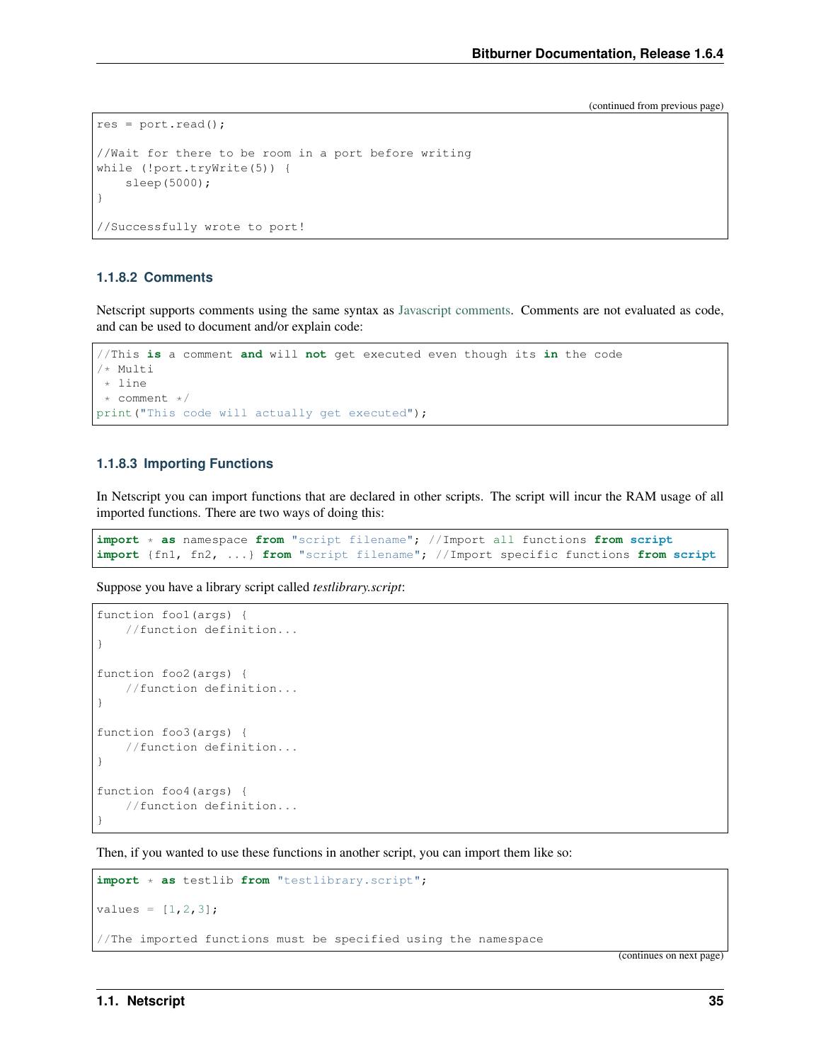(continued from previous page)

```
res = port.read();

//Wait for there to be room in a port before writing
while (!port.tryWrite(5)) {
    sleep(5000);
}

//Successfully wrote to port!
```

#### 1.1.8.2 Comments

Netscript supports comments using the same syntax as Javascript comments. Comments are not evaluated as code, and can be used to document and/or explain code:

```
//This is a comment and will not get executed even though its in the code
/* Multi
 * line
 * comment */
print("This code will actually get executed");
```

#### 1.1.8.3 Importing Functions

In Netscript you can import functions that are declared in other scripts. The script will incur the RAM usage of all imported functions. There are two ways of doing this:

```
import * as namespace from "script filename"; //Import all functions from script
import {fn1, fn2, ...} from "script filename"; //Import specific functions from script
```

Suppose you have a library script called *testlibrary.script*:

```
function foo1(args) {
    //function definition...
}

function foo2(args) {
    //function definition...
}

function foo3(args) {
    //function definition...
}

function foo4(args) {
    //function definition...
}
```

Then, if you wanted to use these functions in another script, you can import them like so:

```
import * as testlib from "testlibrary.script";

values = [1,2,3];

//The imported functions must be specified using the namespace
```

(continues on next page)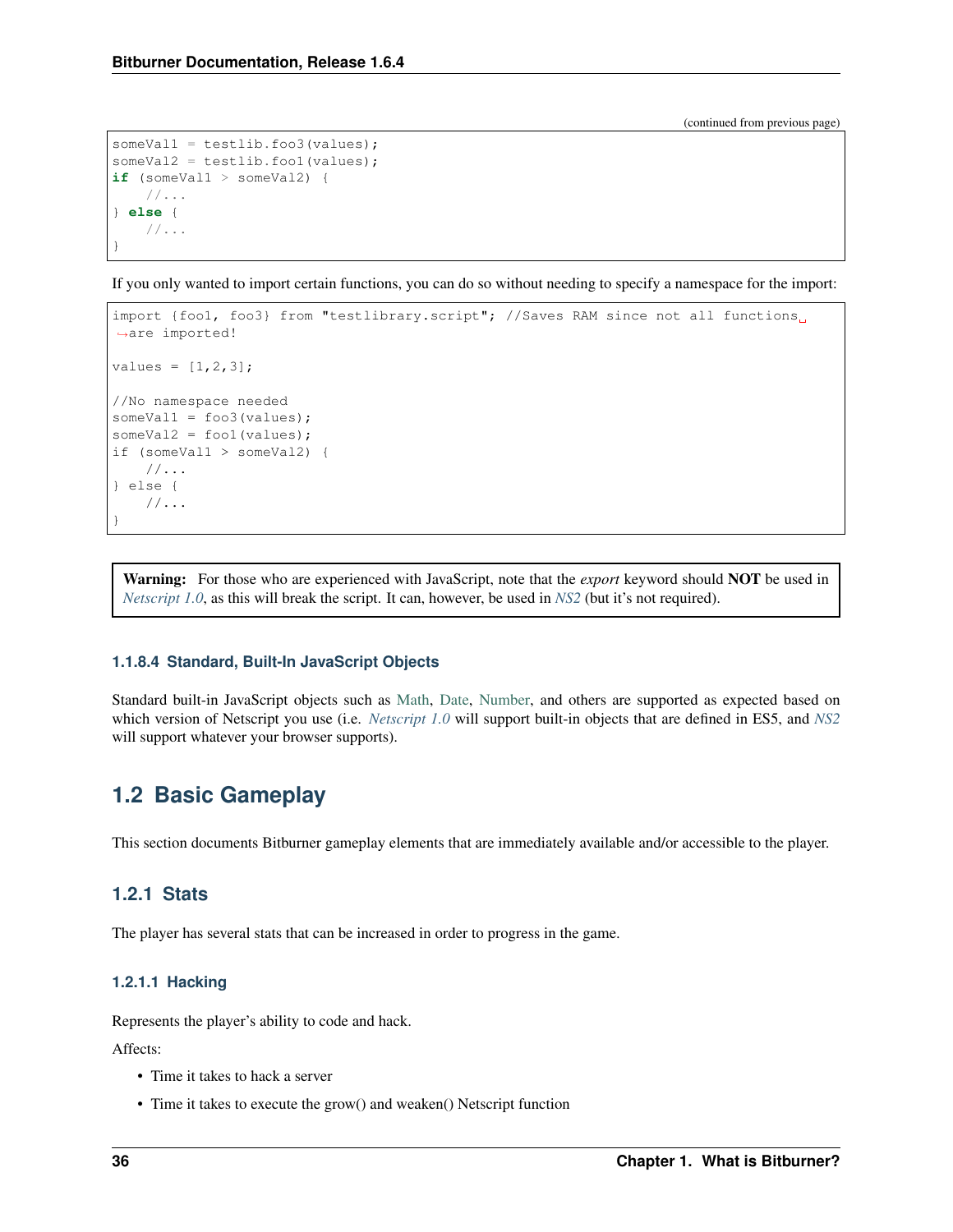(continued from previous page)

```
someVal1 = testlib.foo3(values);
someVal2 = testlib.foo1(values);
if (someVal1 > someVal2) {
    //...
} else {
    //...
}
```

If you only wanted to import certain functions, you can do so without needing to specify a namespace for the import:

```
import {foo1, foo3} from "testlibrary.script"; //Saves RAM since not all functions are imported!

values = [1,2,3];

//No namespace needed
someVal1 = foo3(values);
someVal2 = foo1(values);
if (someVal1 > someVal2) {
    //...
} else {
    //...
}
```

> **Warning:** For those who are experienced with JavaScript, note that the *export* keyword should **NOT** be used in *Netscript 1.0*, as this will break the script. It can, however, be used in *NS2* (but it's not required).

#### 1.1.8.4 Standard, Built-In JavaScript Objects

Standard built-in JavaScript objects such as Math, Date, Number, and others are supported as expected based on which version of Netscript you use (i.e. *Netscript 1.0* will support built-in objects that are defined in ES5, and *NS2* will support whatever your browser supports).

## 1.2 Basic Gameplay

This section documents Bitburner gameplay elements that are immediately available and/or accessible to the player.

### 1.2.1 Stats

The player has several stats that can be increased in order to progress in the game.

#### 1.2.1.1 Hacking

Represents the player's ability to code and hack.

Affects:

- Time it takes to hack a server
- Time it takes to execute the grow() and weaken() Netscript function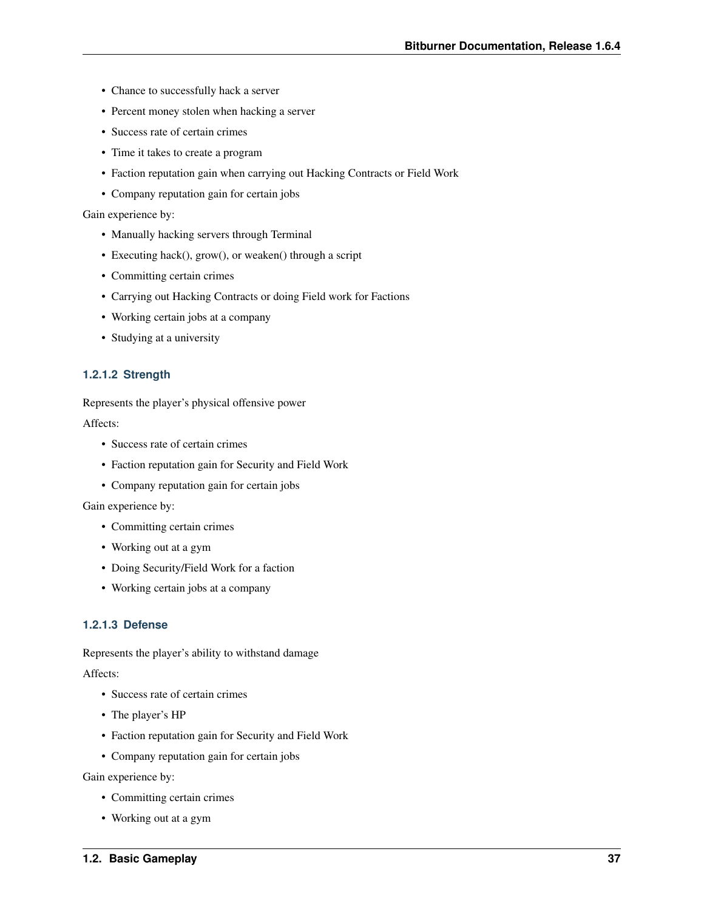- Chance to successfully hack a server
- Percent money stolen when hacking a server
- Success rate of certain crimes
- Time it takes to create a program
- Faction reputation gain when carrying out Hacking Contracts or Field Work
- Company reputation gain for certain jobs

Gain experience by:

- Manually hacking servers through Terminal
- Executing hack(), grow(), or weaken() through a script
- Committing certain crimes
- Carrying out Hacking Contracts or doing Field work for Factions
- Working certain jobs at a company
- Studying at a university

#### 1.2.1.2 Strength

Represents the player's physical offensive power

Affects:

- Success rate of certain crimes
- Faction reputation gain for Security and Field Work
- Company reputation gain for certain jobs

Gain experience by:

- Committing certain crimes
- Working out at a gym
- Doing Security/Field Work for a faction
- Working certain jobs at a company

#### 1.2.1.3 Defense

Represents the player's ability to withstand damage

Affects:

- Success rate of certain crimes
- The player's HP
- Faction reputation gain for Security and Field Work
- Company reputation gain for certain jobs

Gain experience by:

- Committing certain crimes
- Working out at a gym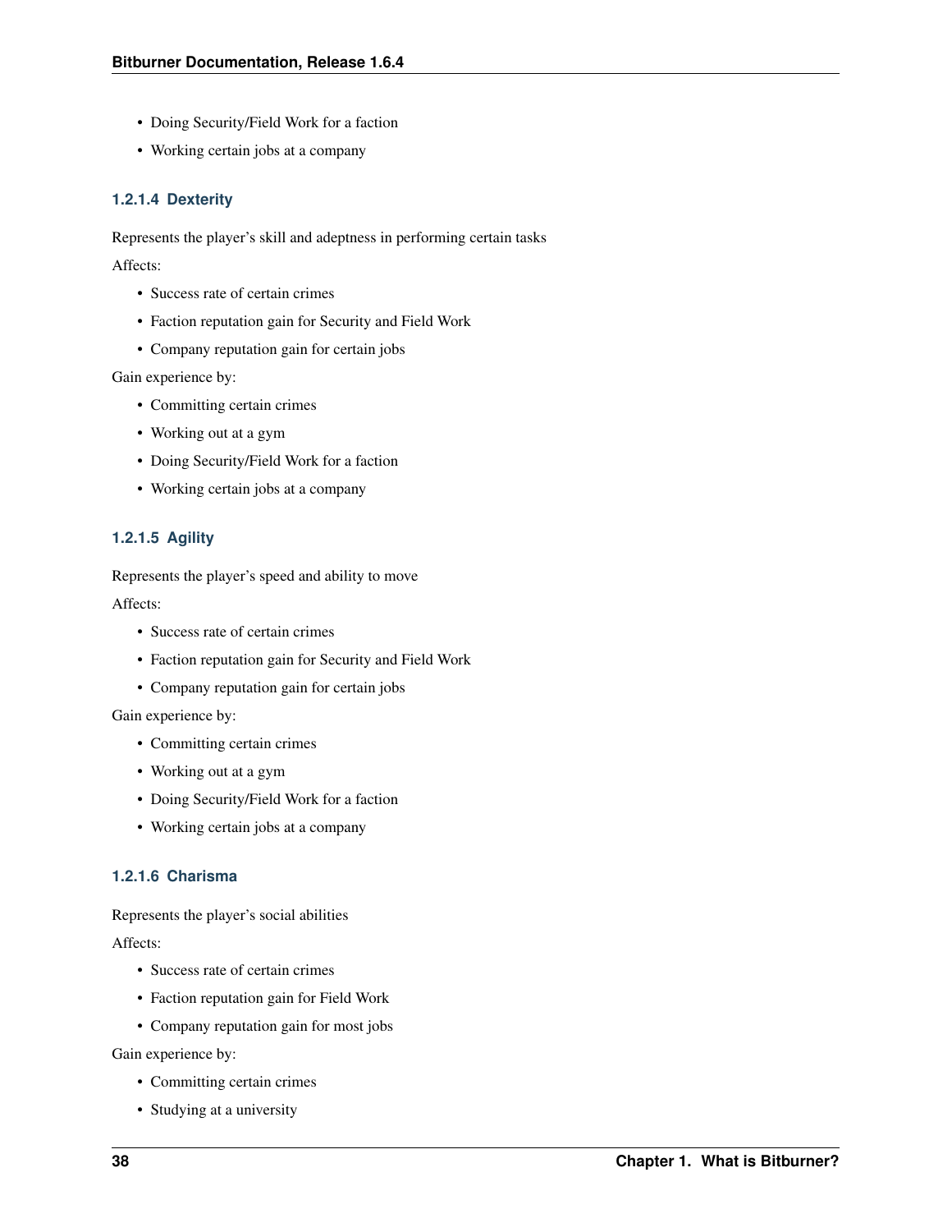- Doing Security/Field Work for a faction
- Working certain jobs at a company

#### 1.2.1.4 Dexterity

Represents the player's skill and adeptness in performing certain tasks

Affects:

- Success rate of certain crimes
- Faction reputation gain for Security and Field Work
- Company reputation gain for certain jobs

Gain experience by:

- Committing certain crimes
- Working out at a gym
- Doing Security/Field Work for a faction
- Working certain jobs at a company

#### 1.2.1.5 Agility

Represents the player's speed and ability to move

Affects:

- Success rate of certain crimes
- Faction reputation gain for Security and Field Work
- Company reputation gain for certain jobs

Gain experience by:

- Committing certain crimes
- Working out at a gym
- Doing Security/Field Work for a faction
- Working certain jobs at a company

#### 1.2.1.6 Charisma

Represents the player's social abilities

Affects:

- Success rate of certain crimes
- Faction reputation gain for Field Work
- Company reputation gain for most jobs

Gain experience by:

- Committing certain crimes
- Studying at a university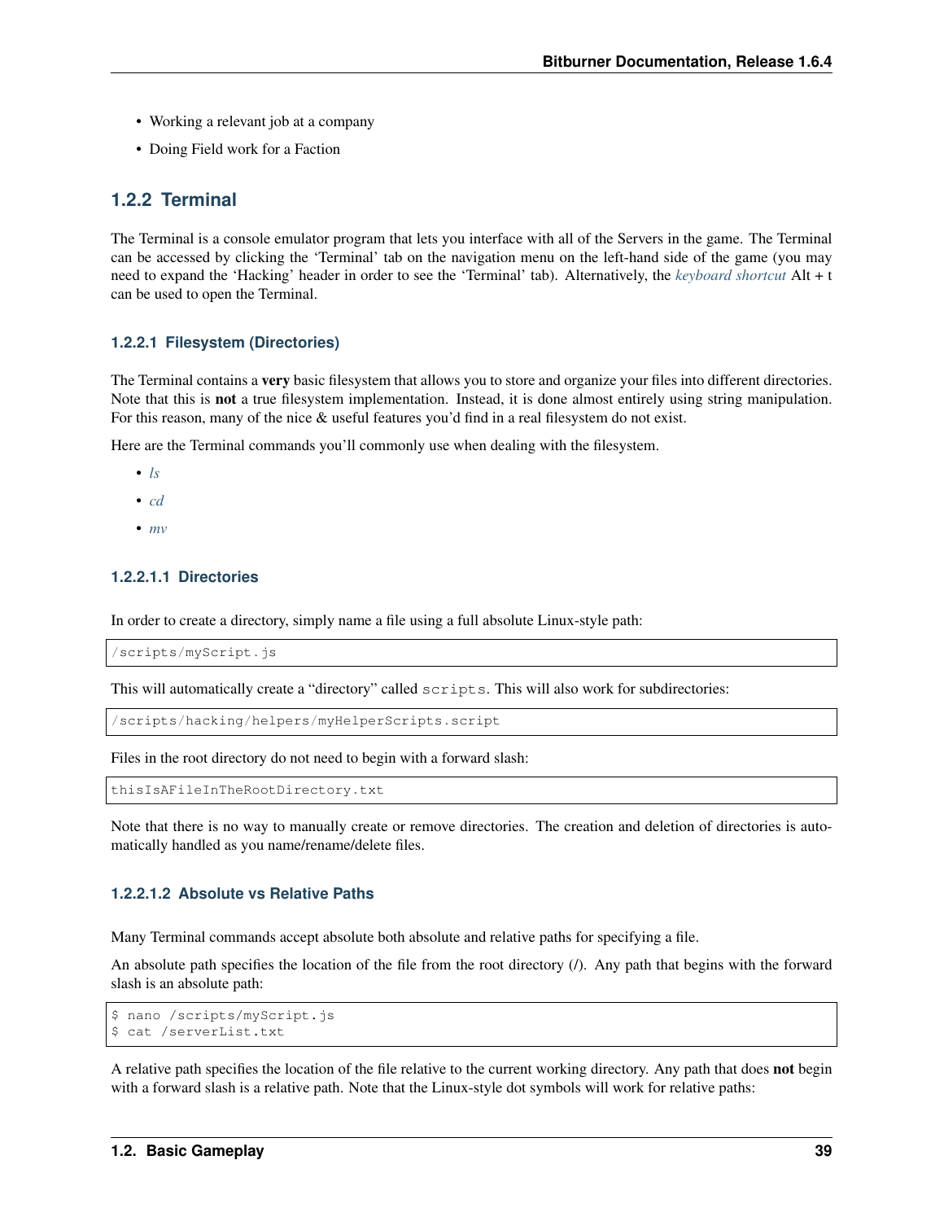- Working a relevant job at a company
- Doing Field work for a Faction

## 1.2.2 Terminal

The Terminal is a console emulator program that lets you interface with all of the Servers in the game. The Terminal can be accessed by clicking the 'Terminal' tab on the navigation menu on the left-hand side of the game (you may need to expand the 'Hacking' header in order to see the 'Terminal' tab). Alternatively, the *keyboard shortcut* Alt + t can be used to open the Terminal.

### 1.2.2.1 Filesystem (Directories)

The Terminal contains a **very** basic filesystem that allows you to store and organize your files into different directories. Note that this is **not** a true filesystem implementation. Instead, it is done almost entirely using string manipulation. For this reason, many of the nice & useful features you'd find in a real filesystem do not exist.

Here are the Terminal commands you'll commonly use when dealing with the filesystem.

- *ls*
- *cd*
- *mv*

#### 1.2.2.1.1 Directories

In order to create a directory, simply name a file using a full absolute Linux-style path:

```
/scripts/myScript.js
```

This will automatically create a "directory" called `scripts`. This will also work for subdirectories:

```
/scripts/hacking/helpers/myHelperScripts.script
```

Files in the root directory do not need to begin with a forward slash:

```
thisIsAFileInTheRootDirectory.txt
```

Note that there is no way to manually create or remove directories. The creation and deletion of directories is automatically handled as you name/rename/delete files.

#### 1.2.2.1.2 Absolute vs Relative Paths

Many Terminal commands accept absolute both absolute and relative paths for specifying a file.

An absolute path specifies the location of the file from the root directory (/). Any path that begins with the forward slash is an absolute path:

```
$ nano /scripts/myScript.js
$ cat /serverList.txt
```

A relative path specifies the location of the file relative to the current working directory. Any path that does **not** begin with a forward slash is a relative path. Note that the Linux-style dot symbols will work for relative paths: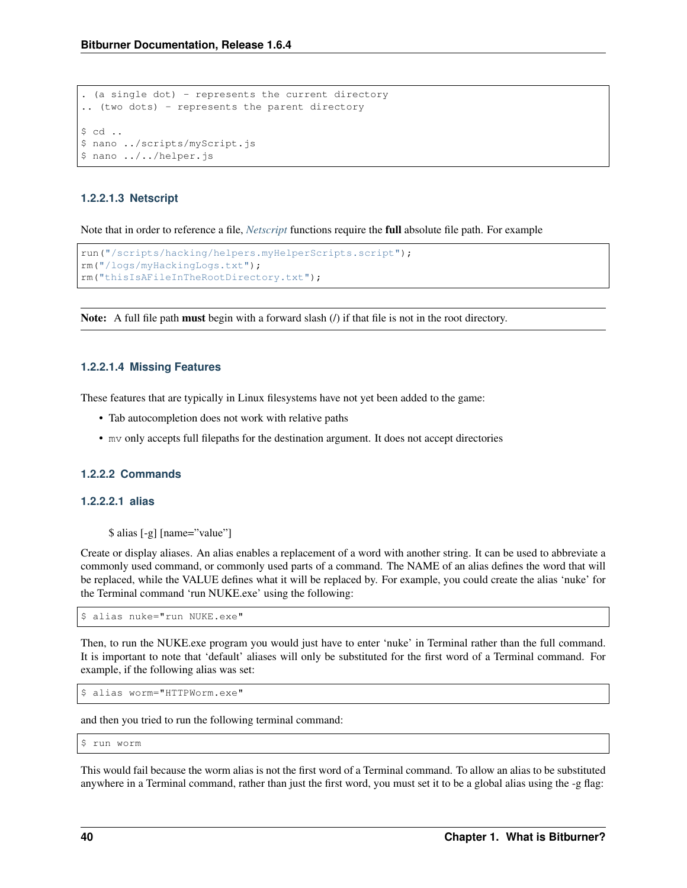```
. (a single dot) - represents the current directory
.. (two dots) - represents the parent directory

$ cd ..
$ nano ../scripts/myScript.js
$ nano ../../helper.js
```

#### 1.2.2.1.3 Netscript

Note that in order to reference a file, *Netscript* functions require the **full** absolute file path. For example

```
run("/scripts/hacking/helpers.myHelperScripts.script");
rm("/logs/myHackingLogs.txt");
rm("thisIsAFileInTheRootDirectory.txt");
```

**Note:** A full file path **must** begin with a forward slash (/) if that file is not in the root directory.

#### 1.2.2.1.4 Missing Features

These features that are typically in Linux filesystems have not yet been added to the game:

- Tab autocompletion does not work with relative paths
- `mv` only accepts full filepaths for the destination argument. It does not accept directories

### 1.2.2.2 Commands

#### 1.2.2.2.1 alias

> $ alias [-g] [name="value"]

Create or display aliases. An alias enables a replacement of a word with another string. It can be used to abbreviate a commonly used command, or commonly used parts of a command. The NAME of an alias defines the word that will be replaced, while the VALUE defines what it will be replaced by. For example, you could create the alias 'nuke' for the Terminal command 'run NUKE.exe' using the following:

```
$ alias nuke="run NUKE.exe"
```

Then, to run the NUKE.exe program you would just have to enter 'nuke' in Terminal rather than the full command. It is important to note that 'default' aliases will only be substituted for the first word of a Terminal command. For example, if the following alias was set:

```
$ alias worm="HTTPWorm.exe"
```

and then you tried to run the following terminal command:

```
$ run worm
```

This would fail because the worm alias is not the first word of a Terminal command. To allow an alias to be substituted anywhere in a Terminal command, rather than just the first word, you must set it to be a global alias using the -g flag: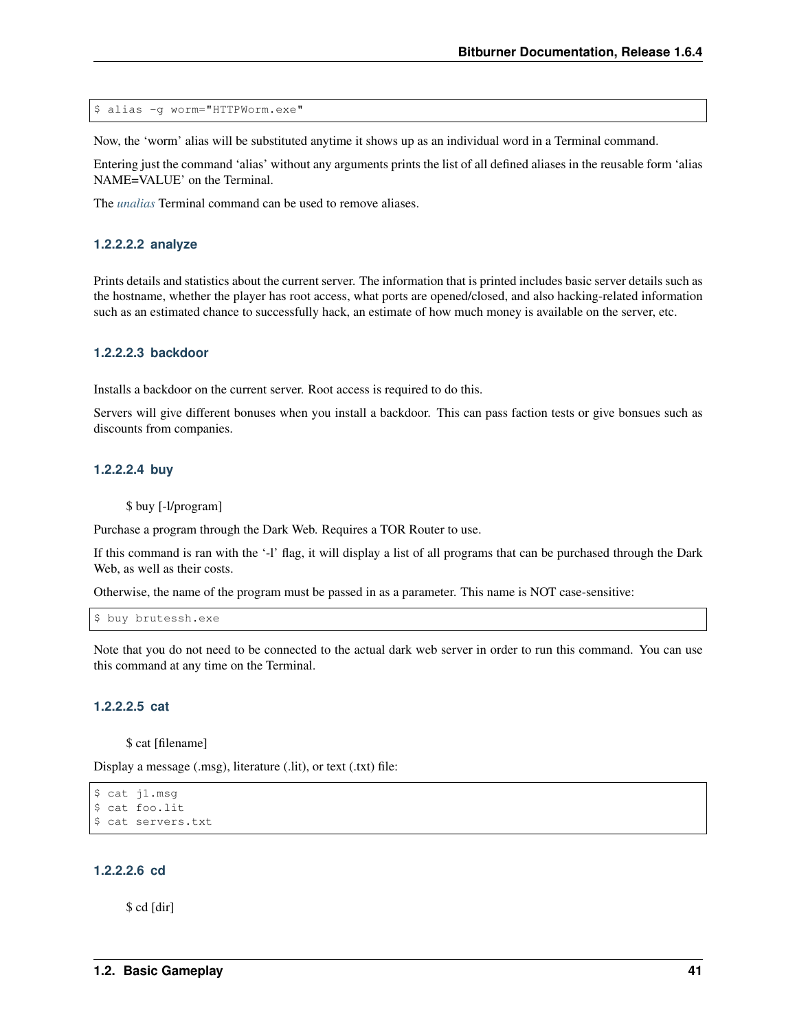```
$ alias -g worm="HTTPWorm.exe"
```

Now, the 'worm' alias will be substituted anytime it shows up as an individual word in a Terminal command.

Entering just the command 'alias' without any arguments prints the list of all defined aliases in the reusable form 'alias NAME=VALUE' on the Terminal.

The *unalias* Terminal command can be used to remove aliases.

#### 1.2.2.2.2 analyze

Prints details and statistics about the current server. The information that is printed includes basic server details such as the hostname, whether the player has root access, what ports are opened/closed, and also hacking-related information such as an estimated chance to successfully hack, an estimate of how much money is available on the server, etc.

#### 1.2.2.2.3 backdoor

Installs a backdoor on the current server. Root access is required to do this.

Servers will give different bonuses when you install a backdoor. This can pass faction tests or give bonsues such as discounts from companies.

#### 1.2.2.2.4 buy

> $ buy [-l/program]

Purchase a program through the Dark Web. Requires a TOR Router to use.

If this command is ran with the '-l' flag, it will display a list of all programs that can be purchased through the Dark Web, as well as their costs.

Otherwise, the name of the program must be passed in as a parameter. This name is NOT case-sensitive:

```
$ buy brutessh.exe
```

Note that you do not need to be connected to the actual dark web server in order to run this command. You can use this command at any time on the Terminal.

#### 1.2.2.2.5 cat

> $ cat [filename]

Display a message (.msg), literature (.lit), or text (.txt) file:

```
$ cat j1.msg
$ cat foo.lit
$ cat servers.txt
```

#### 1.2.2.2.6 cd

> $ cd [dir]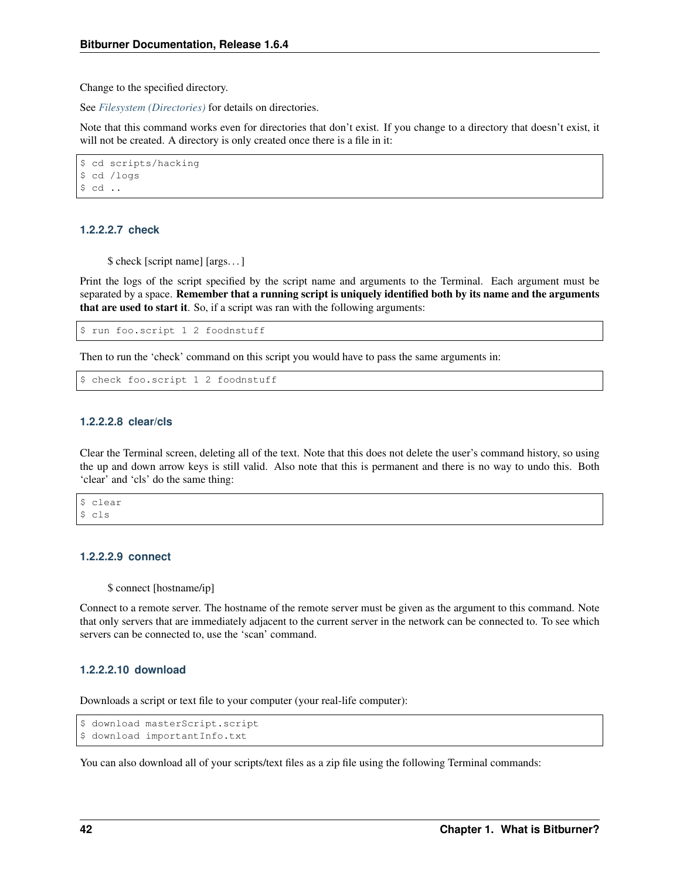Change to the specified directory.

See *Filesystem (Directories)* for details on directories.

Note that this command works even for directories that don't exist. If you change to a directory that doesn't exist, it will not be created. A directory is only created once there is a file in it:

```
$ cd scripts/hacking
$ cd /logs
$ cd ..
```

#### 1.2.2.2.7 check

> $ check [script name] [args. . . ]

Print the logs of the script specified by the script name and arguments to the Terminal. Each argument must be separated by a space. **Remember that a running script is uniquely identified both by its name and the arguments that are used to start it**. So, if a script was ran with the following arguments:

```
$ run foo.script 1 2 foodnstuff
```

Then to run the 'check' command on this script you would have to pass the same arguments in:

```
$ check foo.script 1 2 foodnstuff
```

#### 1.2.2.2.8 clear/cls

Clear the Terminal screen, deleting all of the text. Note that this does not delete the user's command history, so using the up and down arrow keys is still valid. Also note that this is permanent and there is no way to undo this. Both 'clear' and 'cls' do the same thing:

```
$ clear
$ cls
```

#### 1.2.2.2.9 connect

> $ connect [hostname/ip]

Connect to a remote server. The hostname of the remote server must be given as the argument to this command. Note that only servers that are immediately adjacent to the current server in the network can be connected to. To see which servers can be connected to, use the 'scan' command.

#### 1.2.2.2.10 download

Downloads a script or text file to your computer (your real-life computer):

```
$ download masterScript.script
$ download importantInfo.txt
```

You can also download all of your scripts/text files as a zip file using the following Terminal commands: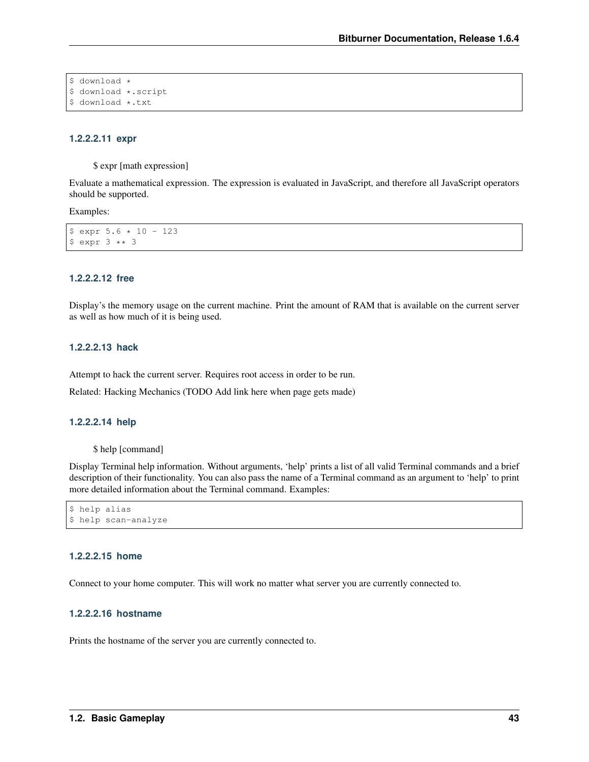```
$ download *
$ download *.script
$ download *.txt
```

##### 1.2.2.2.11 expr

$ expr [math expression]

Evaluate a mathematical expression. The expression is evaluated in JavaScript, and therefore all JavaScript operators should be supported.

Examples:

```
$ expr 5.6 * 10 - 123
$ expr 3 ** 3
```

##### 1.2.2.2.12 free

Display's the memory usage on the current machine. Print the amount of RAM that is available on the current server as well as how much of it is being used.

##### 1.2.2.2.13 hack

Attempt to hack the current server. Requires root access in order to be run.

Related: Hacking Mechanics (TODO Add link here when page gets made)

##### 1.2.2.2.14 help

$ help [command]

Display Terminal help information. Without arguments, 'help' prints a list of all valid Terminal commands and a brief description of their functionality. You can also pass the name of a Terminal command as an argument to 'help' to print more detailed information about the Terminal command. Examples:

```
$ help alias
$ help scan-analyze
```

##### 1.2.2.2.15 home

Connect to your home computer. This will work no matter what server you are currently connected to.

##### 1.2.2.2.16 hostname

Prints the hostname of the server you are currently connected to.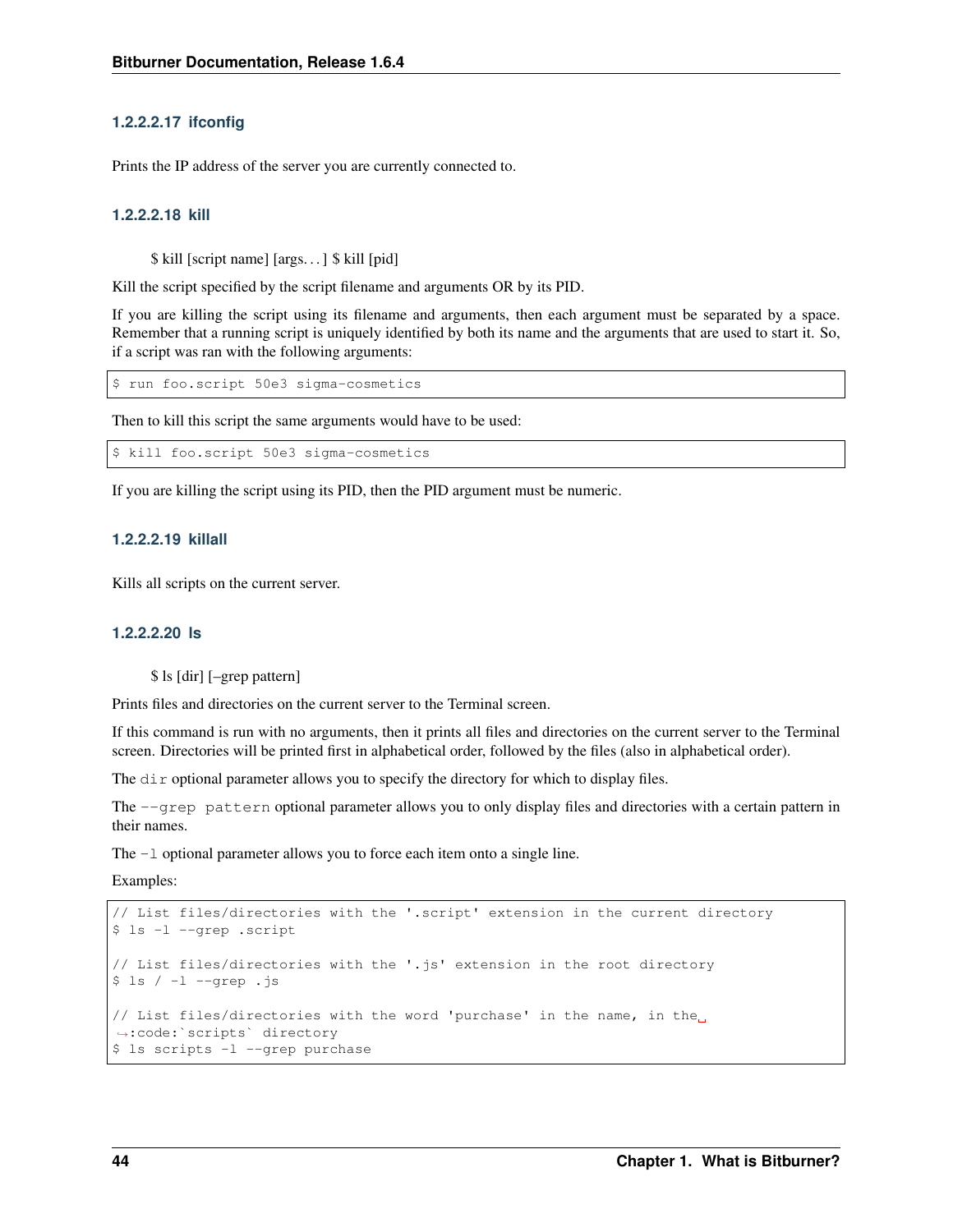#### 1.2.2.2.17 ifconfig

Prints the IP address of the server you are currently connected to.

#### 1.2.2.2.18 kill

> $ kill [script name] [args. . . ] $ kill [pid]

Kill the script specified by the script filename and arguments OR by its PID.

If you are killing the script using its filename and arguments, then each argument must be separated by a space. Remember that a running script is uniquely identified by both its name and the arguments that are used to start it. So, if a script was ran with the following arguments:

```
$ run foo.script 50e3 sigma-cosmetics
```

Then to kill this script the same arguments would have to be used:

```
$ kill foo.script 50e3 sigma-cosmetics
```

If you are killing the script using its PID, then the PID argument must be numeric.

#### 1.2.2.2.19 killall

Kills all scripts on the current server.

#### 1.2.2.2.20 ls

> $ ls [dir] [–grep pattern]

Prints files and directories on the current server to the Terminal screen.

If this command is run with no arguments, then it prints all files and directories on the current server to the Terminal screen. Directories will be printed first in alphabetical order, followed by the files (also in alphabetical order).

The `dir` optional parameter allows you to specify the directory for which to display files.

The `--grep pattern` optional parameter allows you to only display files and directories with a certain pattern in their names.

The `-l` optional parameter allows you to force each item onto a single line.

Examples:

```
// List files/directories with the '.script' extension in the current directory
$ ls -l --grep .script

// List files/directories with the '.js' extension in the root directory
$ ls / -l --grep .js

// List files/directories with the word 'purchase' in the name, in the
→:code:`scripts` directory
$ ls scripts -l --grep purchase
```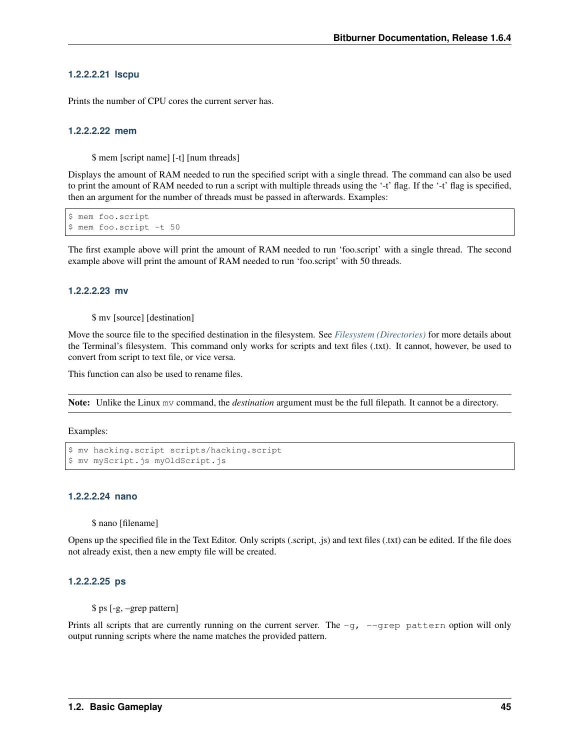#### 1.2.2.2.21 lscpu

Prints the number of CPU cores the current server has.

#### 1.2.2.2.22 mem

$ mem [script name] [-t] [num threads]

Displays the amount of RAM needed to run the specified script with a single thread. The command can also be used to print the amount of RAM needed to run a script with multiple threads using the '-t' flag. If the '-t' flag is specified, then an argument for the number of threads must be passed in afterwards. Examples:

```
$ mem foo.script
$ mem foo.script -t 50
```

The first example above will print the amount of RAM needed to run 'foo.script' with a single thread. The second example above will print the amount of RAM needed to run 'foo.script' with 50 threads.

#### 1.2.2.2.23 mv

$ mv [source] [destination]

Move the source file to the specified destination in the filesystem. See *Filesystem (Directories)* for more details about the Terminal's filesystem. This command only works for scripts and text files (.txt). It cannot, however, be used to convert from script to text file, or vice versa.

This function can also be used to rename files.

**Note:** Unlike the Linux `mv` command, the *destination* argument must be the full filepath. It cannot be a directory.

Examples:

```
$ mv hacking.script scripts/hacking.script
$ mv myScript.js myOldScript.js
```

#### 1.2.2.2.24 nano

$ nano [filename]

Opens up the specified file in the Text Editor. Only scripts (.script, .js) and text files (.txt) can be edited. If the file does not already exist, then a new empty file will be created.

#### 1.2.2.2.25 ps

$ ps [-g, –grep pattern]

Prints all scripts that are currently running on the current server. The `-g, --grep pattern` option will only output running scripts where the name matches the provided pattern.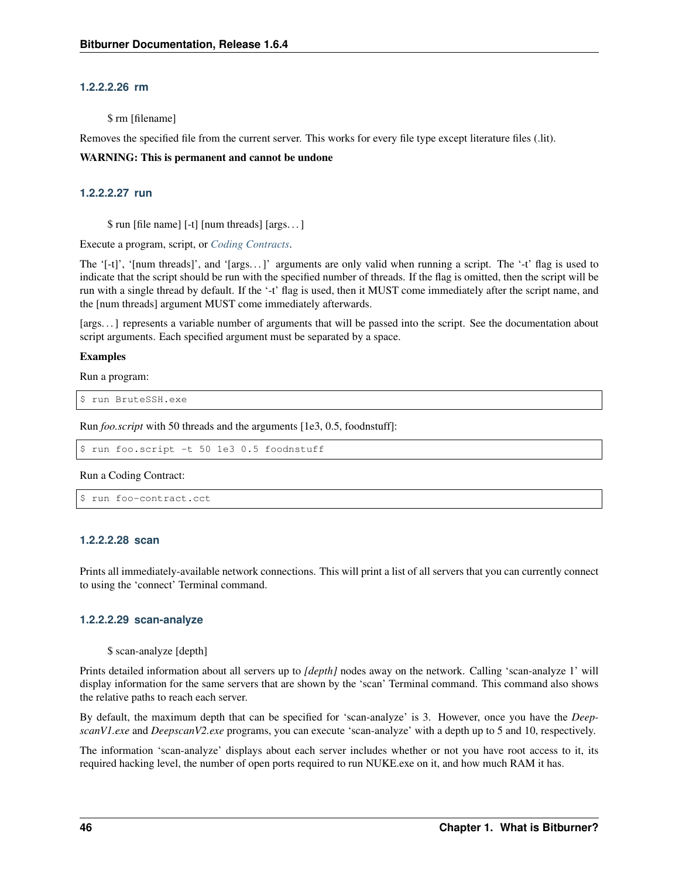#### 1.2.2.2.26 rm

$ rm [filename]

Removes the specified file from the current server. This works for every file type except literature files (.lit).

**WARNING: This is permanent and cannot be undone**

#### 1.2.2.2.27 run

$ run [file name] [-t] [num threads] [args. . . ]

Execute a program, script, or *Coding Contracts*.

The '[-t]', '[num threads]', and '[args. . . ]' arguments are only valid when running a script. The '-t' flag is used to indicate that the script should be run with the specified number of threads. If the flag is omitted, then the script will be run with a single thread by default. If the '-t' flag is used, then it MUST come immediately after the script name, and the [num threads] argument MUST come immediately afterwards.

[args. . . ] represents a variable number of arguments that will be passed into the script. See the documentation about script arguments. Each specified argument must be separated by a space.

**Examples**

Run a program:

```
$ run BruteSSH.exe
```

Run *foo.script* with 50 threads and the arguments [1e3, 0.5, foodnstuff]:

```
$ run foo.script -t 50 1e3 0.5 foodnstuff
```

Run a Coding Contract:

```
$ run foo-contract.cct
```

#### 1.2.2.2.28 scan

Prints all immediately-available network connections. This will print a list of all servers that you can currently connect to using the 'connect' Terminal command.

#### 1.2.2.2.29 scan-analyze

$ scan-analyze [depth]

Prints detailed information about all servers up to *[depth]* nodes away on the network. Calling 'scan-analyze 1' will display information for the same servers that are shown by the 'scan' Terminal command. This command also shows the relative paths to reach each server.

By default, the maximum depth that can be specified for 'scan-analyze' is 3. However, once you have the *DeepscanV1.exe* and *DeepscanV2.exe* programs, you can execute 'scan-analyze' with a depth up to 5 and 10, respectively.

The information 'scan-analyze' displays about each server includes whether or not you have root access to it, its required hacking level, the number of open ports required to run NUKE.exe on it, and how much RAM it has.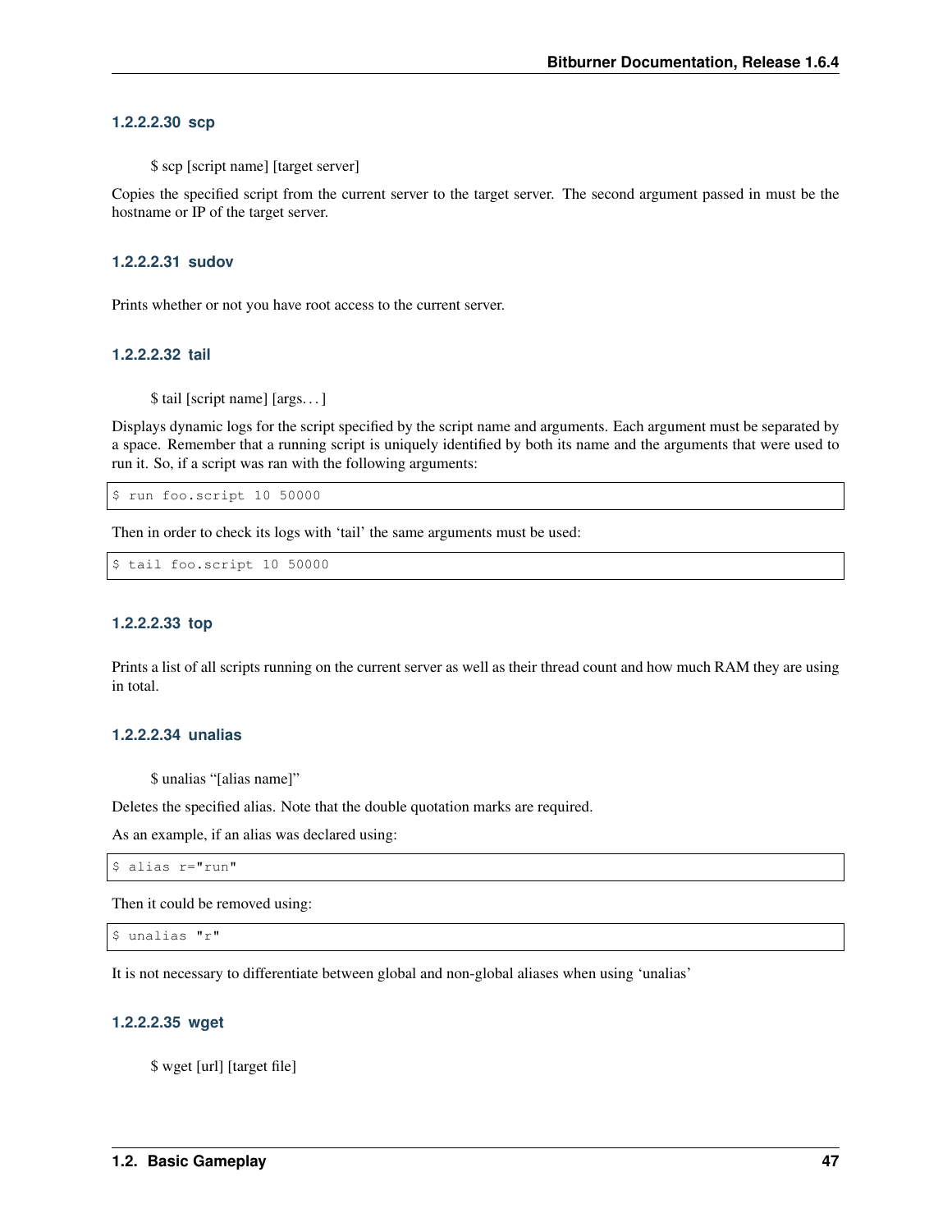#### 1.2.2.2.30 scp

> $ scp [script name] [target server]

Copies the specified script from the current server to the target server. The second argument passed in must be the hostname or IP of the target server.

#### 1.2.2.2.31 sudov

Prints whether or not you have root access to the current server.

#### 1.2.2.2.32 tail

> $ tail [script name] [args. . . ]

Displays dynamic logs for the script specified by the script name and arguments. Each argument must be separated by a space. Remember that a running script is uniquely identified by both its name and the arguments that were used to run it. So, if a script was ran with the following arguments:

```
$ run foo.script 10 50000
```

Then in order to check its logs with 'tail' the same arguments must be used:

```
$ tail foo.script 10 50000
```

#### 1.2.2.2.33 top

Prints a list of all scripts running on the current server as well as their thread count and how much RAM they are using in total.

#### 1.2.2.2.34 unalias

> $ unalias "[alias name]"

Deletes the specified alias. Note that the double quotation marks are required.

As an example, if an alias was declared using:

```
$ alias r="run"
```

Then it could be removed using:

```
$ unalias "r"
```

It is not necessary to differentiate between global and non-global aliases when using 'unalias'

#### 1.2.2.2.35 wget

> $ wget [url] [target file]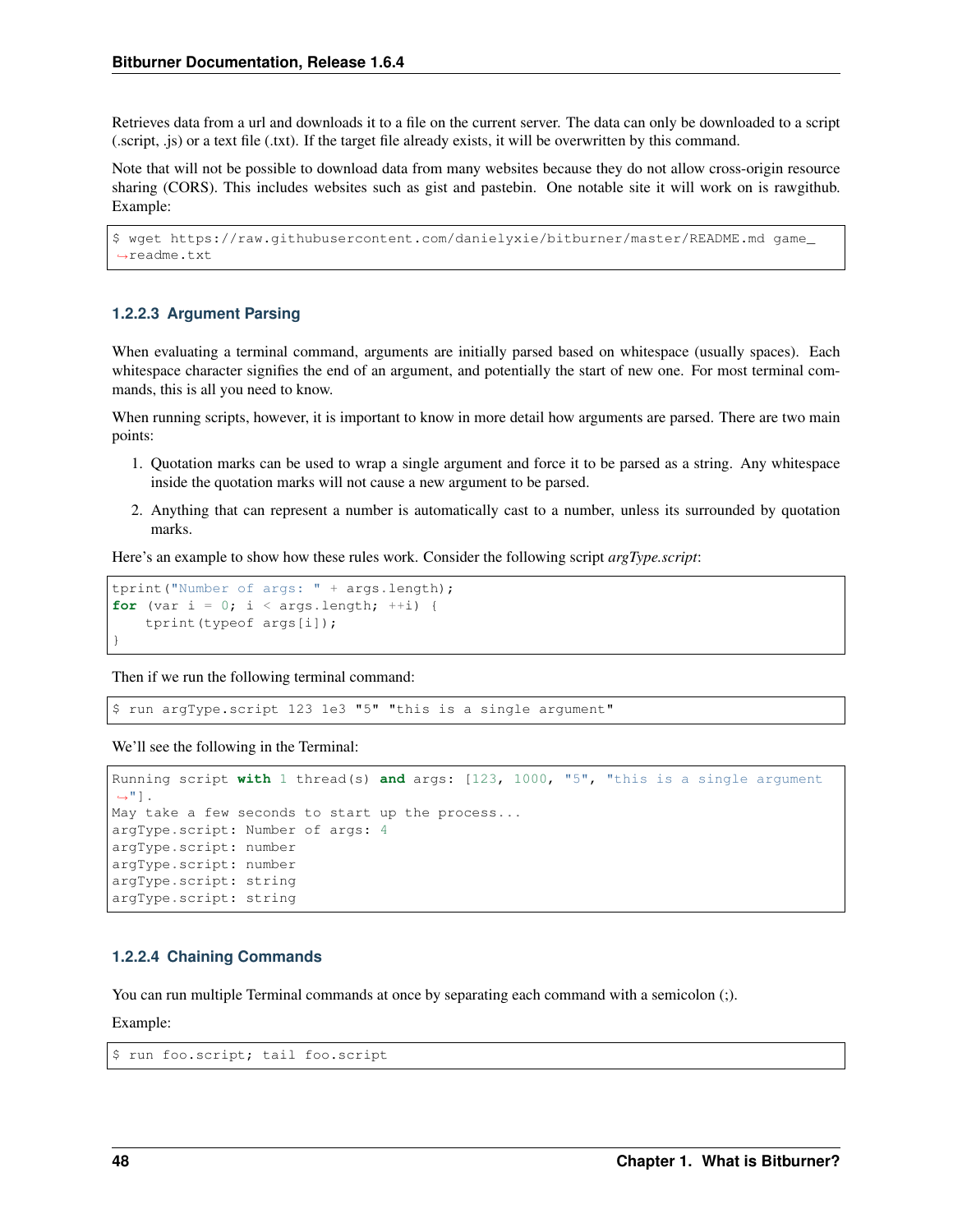Retrieves data from a url and downloads it to a file on the current server. The data can only be downloaded to a script (.script, .js) or a text file (.txt). If the target file already exists, it will be overwritten by this command.

Note that it will not be possible to download data from many websites because they do not allow cross-origin resource sharing (CORS). This includes websites such as gist and pastebin. One notable site it will work on is rawgithub. Example:

```
$ wget https://raw.githubusercontent.com/danielyxie/bitburner/master/README.md game_readme.txt
```

#### 1.2.2.3 Argument Parsing

When evaluating a terminal command, arguments are initially parsed based on whitespace (usually spaces). Each whitespace character signifies the end of an argument, and potentially the start of new one. For most terminal commands, this is all you need to know.

When running scripts, however, it is important to know in more detail how arguments are parsed. There are two main points:

1. Quotation marks can be used to wrap a single argument and force it to be parsed as a string. Any whitespace inside the quotation marks will not cause a new argument to be parsed.
2. Anything that can represent a number is automatically cast to a number, unless its surrounded by quotation marks.

Here's an example to show how these rules work. Consider the following script *argType.script*:

```
tprint("Number of args: " + args.length);
for (var i = 0; i < args.length; ++i) {
    tprint(typeof args[i]);
}
```

Then if we run the following terminal command:

```
$ run argType.script 123 1e3 "5" "this is a single argument"
```

We'll see the following in the Terminal:

```
Running script with 1 thread(s) and args: [123, 1000, "5", "this is a single argument"].
May take a few seconds to start up the process...
argType.script: Number of args: 4
argType.script: number
argType.script: number
argType.script: string
argType.script: string
```

#### 1.2.2.4 Chaining Commands

You can run multiple Terminal commands at once by separating each command with a semicolon (;).

Example:

```
$ run foo.script; tail foo.script
```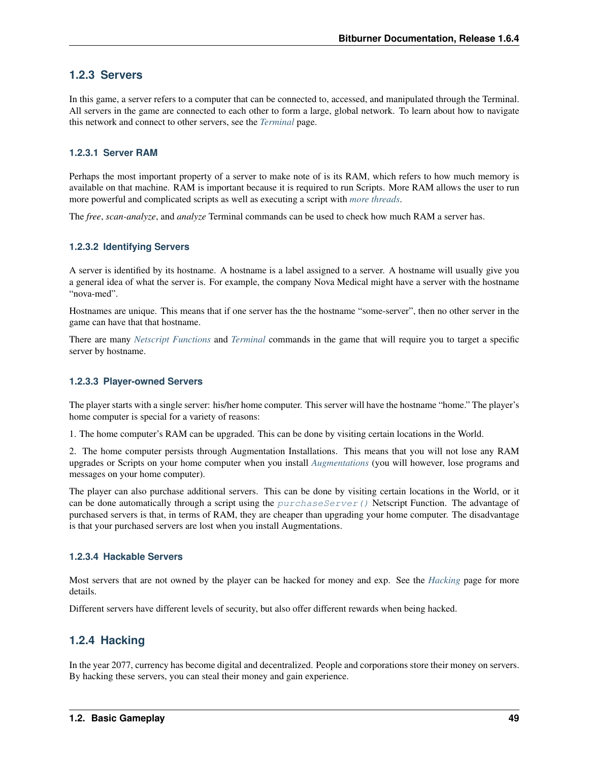## 1.2.3 Servers

In this game, a server refers to a computer that can be connected to, accessed, and manipulated through the Terminal. All servers in the game are connected to each other to form a large, global network. To learn about how to navigate this network and connect to other servers, see the *Terminal* page.

### 1.2.3.1 Server RAM

Perhaps the most important property of a server to make note of is its RAM, which refers to how much memory is available on that machine. RAM is important because it is required to run Scripts. More RAM allows the user to run more powerful and complicated scripts as well as executing a script with *more threads*.

The *free*, *scan-analyze*, and *analyze* Terminal commands can be used to check how much RAM a server has.

### 1.2.3.2 Identifying Servers

A server is identified by its hostname. A hostname is a label assigned to a server. A hostname will usually give you a general idea of what the server is. For example, the company Nova Medical might have a server with the hostname "nova-med".

Hostnames are unique. This means that if one server has the the hostname "some-server", then no other server in the game can have that that hostname.

There are many *Netscript Functions* and *Terminal* commands in the game that will require you to target a specific server by hostname.

### 1.2.3.3 Player-owned Servers

The player starts with a single server: his/her home computer. This server will have the hostname "home." The player's home computer is special for a variety of reasons:

1. The home computer's RAM can be upgraded. This can be done by visiting certain locations in the World.

2. The home computer persists through Augmentation Installations. This means that you will not lose any RAM upgrades or Scripts on your home computer when you install *Augmentations* (you will however, lose programs and messages on your home computer).

The player can also purchase additional servers. This can be done by visiting certain locations in the World, or it can be done automatically through a script using the `purchaseServer()` Netscript Function. The advantage of purchased servers is that, in terms of RAM, they are cheaper than upgrading your home computer. The disadvantage is that your purchased servers are lost when you install Augmentations.

### 1.2.3.4 Hackable Servers

Most servers that are not owned by the player can be hacked for money and exp. See the *Hacking* page for more details.

Different servers have different levels of security, but also offer different rewards when being hacked.

## 1.2.4 Hacking

In the year 2077, currency has become digital and decentralized. People and corporations store their money on servers. By hacking these servers, you can steal their money and gain experience.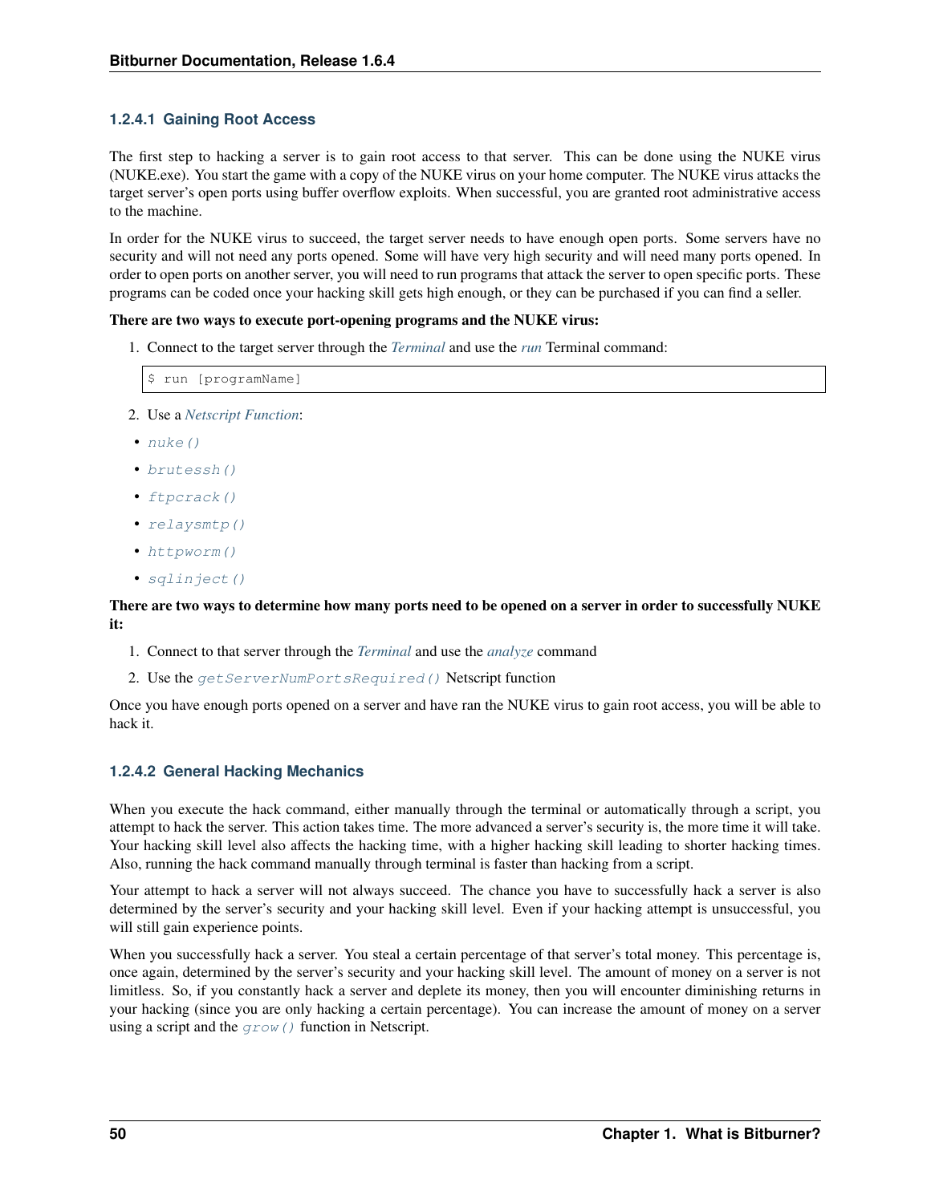### 1.2.4.1 Gaining Root Access

The first step to hacking a server is to gain root access to that server. This can be done using the NUKE virus (NUKE.exe). You start the game with a copy of the NUKE virus on your home computer. The NUKE virus attacks the target server's open ports using buffer overflow exploits. When successful, you are granted root administrative access to the machine.

In order for the NUKE virus to succeed, the target server needs to have enough open ports. Some servers have no security and will not need any ports opened. Some will have very high security and will need many ports opened. In order to open ports on another server, you will need to run programs that attack the server to open specific ports. These programs can be coded once your hacking skill gets high enough, or they can be purchased if you can find a seller.

**There are two ways to execute port-opening programs and the NUKE virus:**

1. Connect to the target server through the *Terminal* and use the *run* Terminal command:

```
$ run [programName]
```

2. Use a *Netscript Function*:

- `nuke()`
- `brutessh()`
- `ftpcrack()`
- `relaysmtp()`
- `httpworm()`
- `sqlinject()`

**There are two ways to determine how many ports need to be opened on a server in order to successfully NUKE it:**

1. Connect to that server through the *Terminal* and use the *analyze* command
2. Use the `getServerNumPortsRequired()` Netscript function

Once you have enough ports opened on a server and have ran the NUKE virus to gain root access, you will be able to hack it.

### 1.2.4.2 General Hacking Mechanics

When you execute the hack command, either manually through the terminal or automatically through a script, you attempt to hack the server. This action takes time. The more advanced a server's security is, the more time it will take. Your hacking skill level also affects the hacking time, with a higher hacking skill leading to shorter hacking times. Also, running the hack command manually through terminal is faster than hacking from a script.

Your attempt to hack a server will not always succeed. The chance you have to successfully hack a server is also determined by the server's security and your hacking skill level. Even if your hacking attempt is unsuccessful, you will still gain experience points.

When you successfully hack a server. You steal a certain percentage of that server's total money. This percentage is, once again, determined by the server's security and your hacking skill level. The amount of money on a server is not limitless. So, if you constantly hack a server and deplete its money, then you will encounter diminishing returns in your hacking (since you are only hacking a certain percentage). You can increase the amount of money on a server using a script and the `grow()` function in Netscript.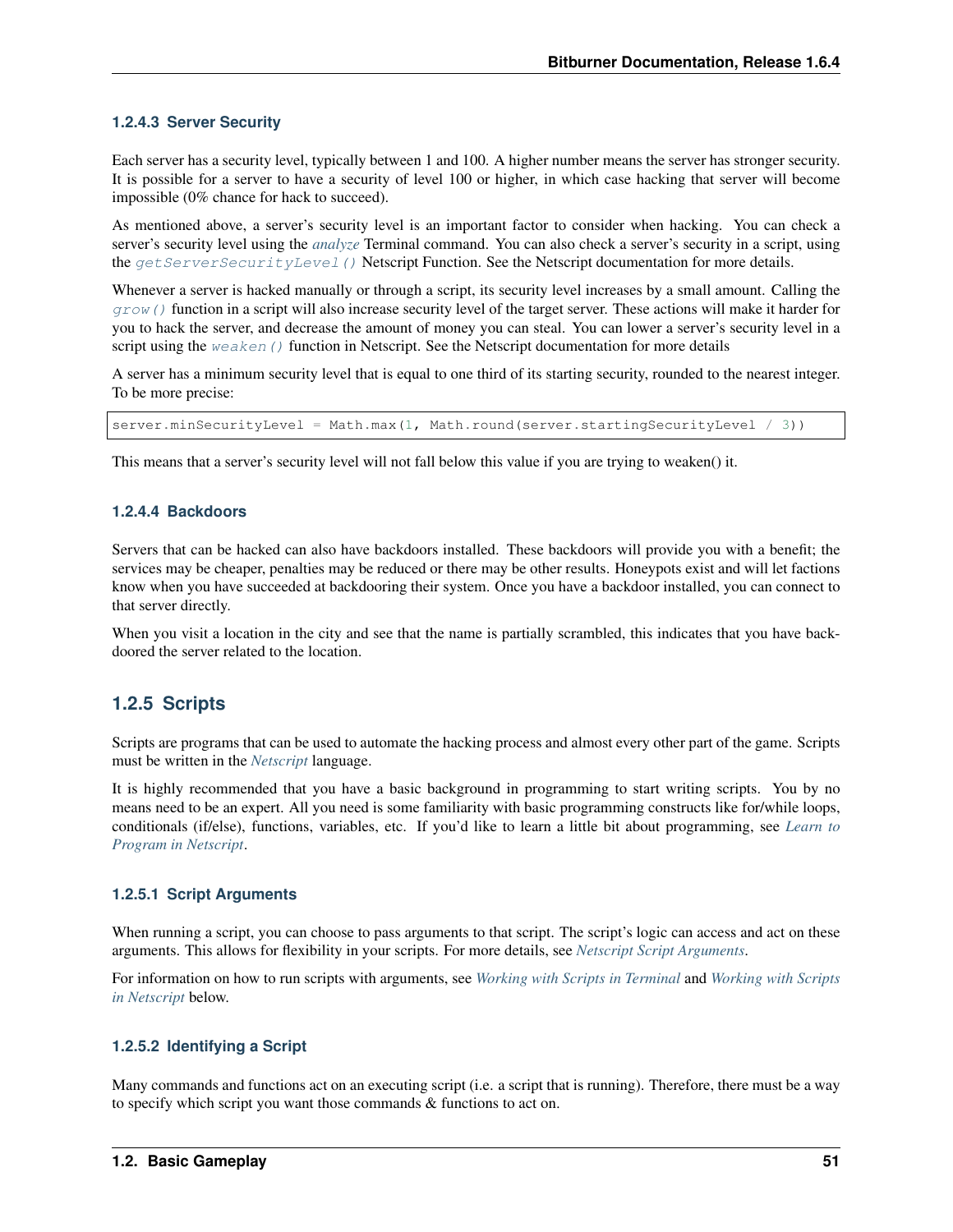#### 1.2.4.3 Server Security

Each server has a security level, typically between 1 and 100. A higher number means the server has stronger security. It is possible for a server to have a security of level 100 or higher, in which case hacking that server will become impossible (0% chance for hack to succeed).

As mentioned above, a server's security level is an important factor to consider when hacking. You can check a server's security level using the *analyze* Terminal command. You can also check a server's security in a script, using the `getServerSecurityLevel()` Netscript Function. See the Netscript documentation for more details.

Whenever a server is hacked manually or through a script, its security level increases by a small amount. Calling the `grow()` function in a script will also increase security level of the target server. These actions will make it harder for you to hack the server, and decrease the amount of money you can steal. You can lower a server's security level in a script using the `weaken()` function in Netscript. See the Netscript documentation for more details

A server has a minimum security level that is equal to one third of its starting security, rounded to the nearest integer. To be more precise:

```
server.minSecurityLevel = Math.max(1, Math.round(server.startingSecurityLevel / 3))
```

This means that a server's security level will not fall below this value if you are trying to weaken() it.

#### 1.2.4.4 Backdoors

Servers that can be hacked can also have backdoors installed. These backdoors will provide you with a benefit; the services may be cheaper, penalties may be reduced or there may be other results. Honeypots exist and will let factions know when you have succeeded at backdooring their system. Once you have a backdoor installed, you can connect to that server directly.

When you visit a location in the city and see that the name is partially scrambled, this indicates that you have backdoored the server related to the location.

### 1.2.5 Scripts

Scripts are programs that can be used to automate the hacking process and almost every other part of the game. Scripts must be written in the *Netscript* language.

It is highly recommended that you have a basic background in programming to start writing scripts. You by no means need to be an expert. All you need is some familiarity with basic programming constructs like for/while loops, conditionals (if/else), functions, variables, etc. If you'd like to learn a little bit about programming, see *Learn to Program in Netscript*.

#### 1.2.5.1 Script Arguments

When running a script, you can choose to pass arguments to that script. The script's logic can access and act on these arguments. This allows for flexibility in your scripts. For more details, see *Netscript Script Arguments*.

For information on how to run scripts with arguments, see *Working with Scripts in Terminal* and *Working with Scripts in Netscript* below.

#### 1.2.5.2 Identifying a Script

Many commands and functions act on an executing script (i.e. a script that is running). Therefore, there must be a way to specify which script you want those commands & functions to act on.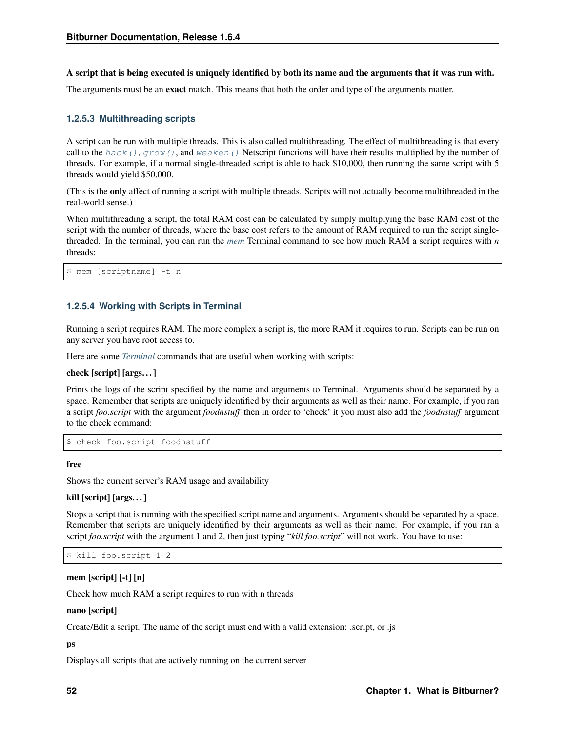**A script that is being executed is uniquely identified by both its name and the arguments that it was run with.**

The arguments must be an **exact** match. This means that both the order and type of the arguments matter.

### 1.2.5.3 Multithreading scripts

A script can be run with multiple threads. This is also called multithreading. The effect of multithreading is that every call to the `hack()`, `grow()`, and `weaken()` Netscript functions will have their results multiplied by the number of threads. For example, if a normal single-threaded script is able to hack $10,000, then running the same script with 5 threads would yield $50,000.

(This is the **only** affect of running a script with multiple threads. Scripts will not actually become multithreaded in the real-world sense.)

When multithreading a script, the total RAM cost can be calculated by simply multiplying the base RAM cost of the script with the number of threads, where the base cost refers to the amount of RAM required to run the script single-threaded. In the terminal, you can run the *mem* Terminal command to see how much RAM a script requires with *n* threads:

```
$ mem [scriptname] -t n
```

### 1.2.5.4 Working with Scripts in Terminal

Running a script requires RAM. The more complex a script is, the more RAM it requires to run. Scripts can be run on any server you have root access to.

Here are some *Terminal* commands that are useful when working with scripts:

**check [script] [args. . . ]**

Prints the logs of the script specified by the name and arguments to Terminal. Arguments should be separated by a space. Remember that scripts are uniquely identified by their arguments as well as their name. For example, if you ran a script *foo.script* with the argument *foodnstuff* then in order to 'check' it you must also add the *foodnstuff* argument to the check command:

```
$ check foo.script foodnstuff
```

**free**

Shows the current server's RAM usage and availability

**kill [script] [args. . . ]**

Stops a script that is running with the specified script name and arguments. Arguments should be separated by a space. Remember that scripts are uniquely identified by their arguments as well as their name. For example, if you ran a script *foo.script* with the argument 1 and 2, then just typing "*kill foo.script*" will not work. You have to use:

```
$ kill foo.script 1 2
```

**mem [script] [-t] [n]**

Check how much RAM a script requires to run with n threads

**nano [script]**

Create/Edit a script. The name of the script must end with a valid extension: .script, or .js

**ps**

Displays all scripts that are actively running on the current server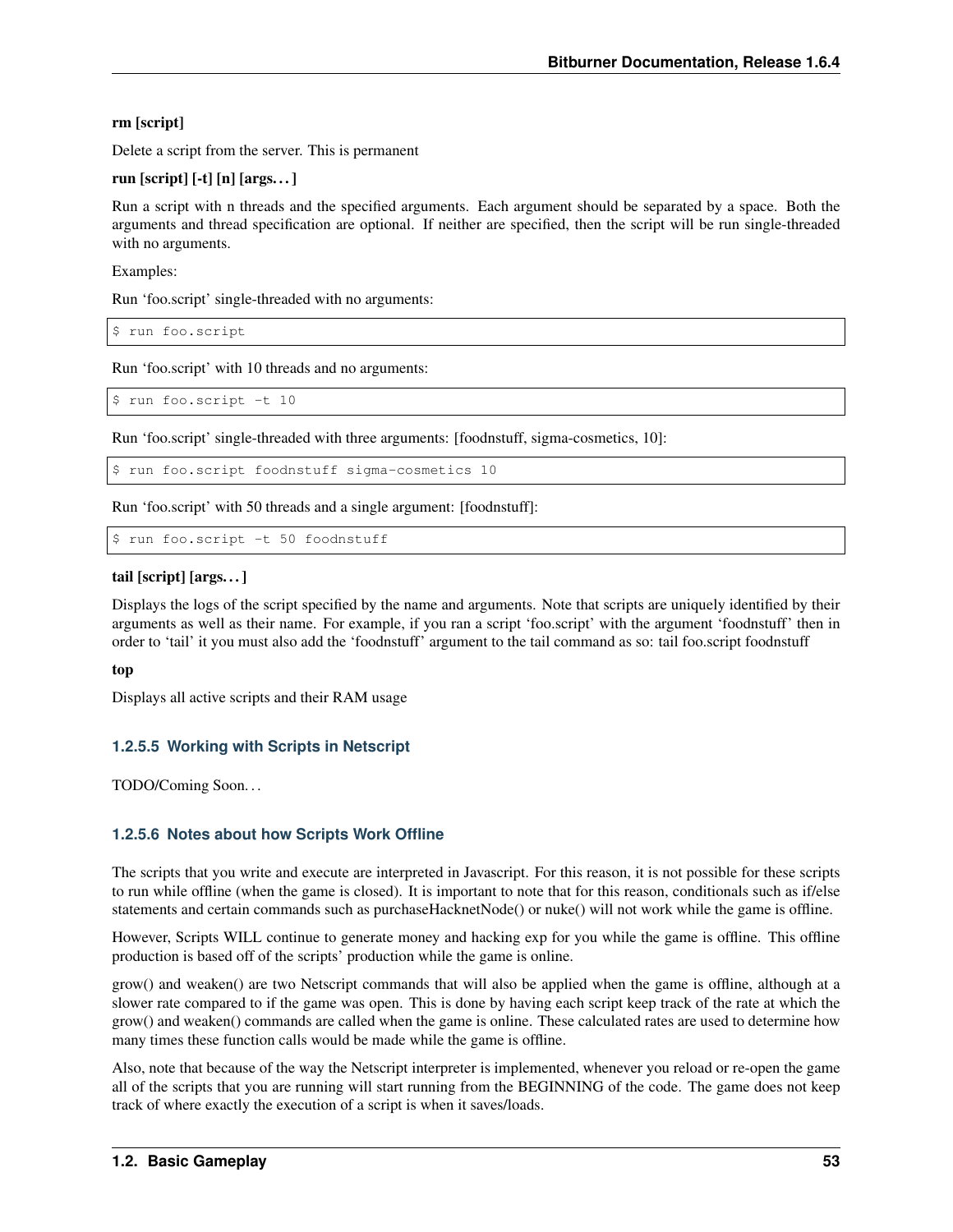**rm [script]**

Delete a script from the server. This is permanent

**run [script] [-t] [n] [args. . . ]**

Run a script with n threads and the specified arguments. Each argument should be separated by a space. Both the arguments and thread specification are optional. If neither are specified, then the script will be run single-threaded with no arguments.

Examples:

Run 'foo.script' single-threaded with no arguments:

```
$ run foo.script
```

Run 'foo.script' with 10 threads and no arguments:

```
$ run foo.script -t 10
```

Run 'foo.script' single-threaded with three arguments: [foodnstuff, sigma-cosmetics, 10]:

```
$ run foo.script foodnstuff sigma-cosmetics 10
```

Run 'foo.script' with 50 threads and a single argument: [foodnstuff]:

```
$ run foo.script -t 50 foodnstuff
```

**tail [script] [args. . . ]**

Displays the logs of the script specified by the name and arguments. Note that scripts are uniquely identified by their arguments as well as their name. For example, if you ran a script 'foo.script' with the argument 'foodnstuff' then in order to 'tail' it you must also add the 'foodnstuff' argument to the tail command as so: tail foo.script foodnstuff

**top**

Displays all active scripts and their RAM usage

#### 1.2.5.5 Working with Scripts in Netscript

TODO/Coming Soon. . .

#### 1.2.5.6 Notes about how Scripts Work Offline

The scripts that you write and execute are interpreted in Javascript. For this reason, it is not possible for these scripts to run while offline (when the game is closed). It is important to note that for this reason, conditionals such as if/else statements and certain commands such as purchaseHacknetNode() or nuke() will not work while the game is offline.

However, Scripts WILL continue to generate money and hacking exp for you while the game is offline. This offline production is based off of the scripts' production while the game is online.

grow() and weaken() are two Netscript commands that will also be applied when the game is offline, although at a slower rate compared to if the game was open. This is done by having each script keep track of the rate at which the grow() and weaken() commands are called when the game is online. These calculated rates are used to determine how many times these function calls would be made while the game is offline.

Also, note that because of the way the Netscript interpreter is implemented, whenever you reload or re-open the game all of the scripts that you are running will start running from the BEGINNING of the code. The game does not keep track of where exactly the execution of a script is when it saves/loads.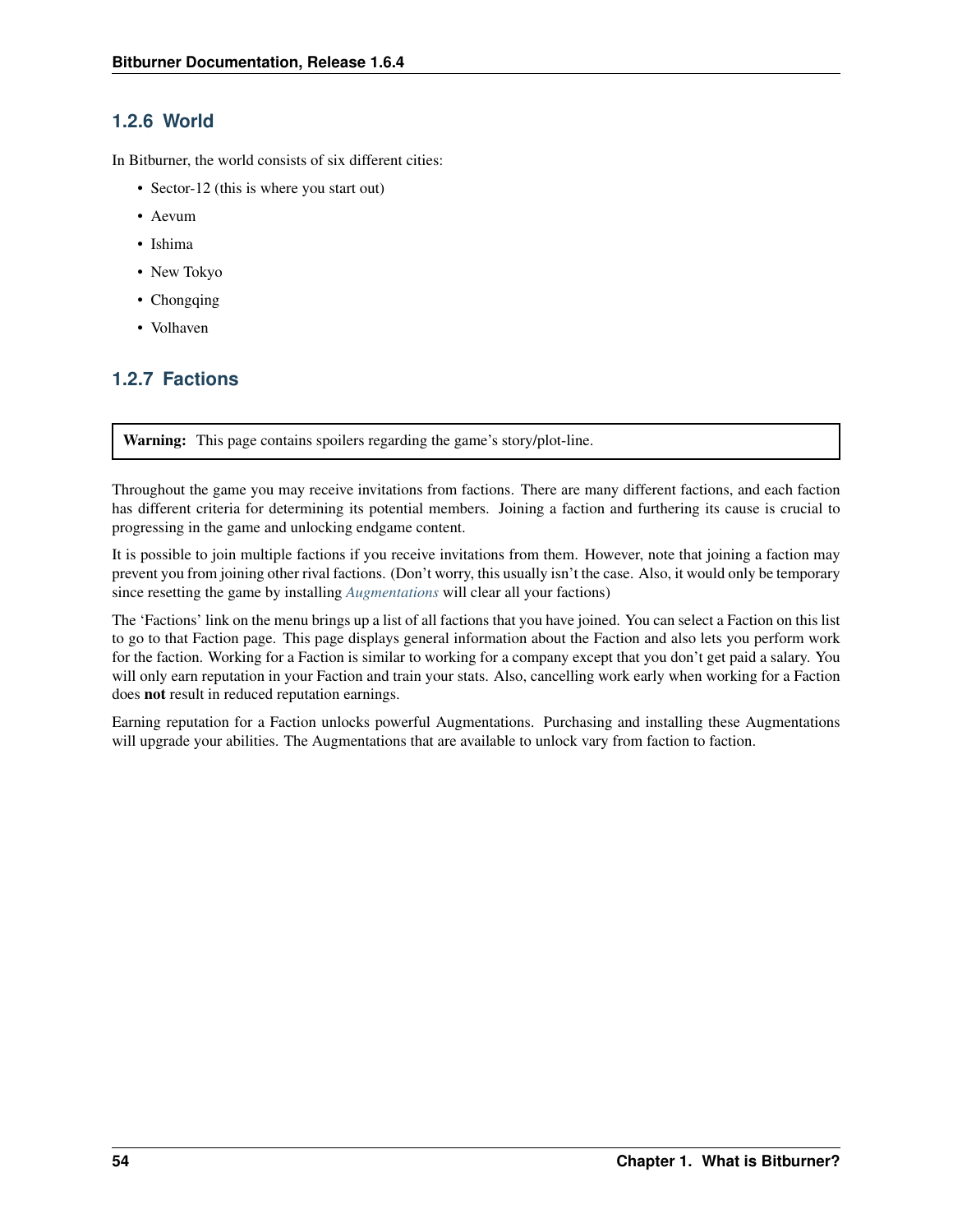### 1.2.6 World

In Bitburner, the world consists of six different cities:

- Sector-12 (this is where you start out)
- Aevum
- Ishima
- New Tokyo
- Chongqing
- Volhaven

### 1.2.7 Factions

> **Warning:** This page contains spoilers regarding the game's story/plot-line.

Throughout the game you may receive invitations from factions. There are many different factions, and each faction has different criteria for determining its potential members. Joining a faction and furthering its cause is crucial to progressing in the game and unlocking endgame content.

It is possible to join multiple factions if you receive invitations from them. However, note that joining a faction may prevent you from joining other rival factions. (Don't worry, this usually isn't the case. Also, it would only be temporary since resetting the game by installing *Augmentations* will clear all your factions)

The 'Factions' link on the menu brings up a list of all factions that you have joined. You can select a Faction on this list to go to that Faction page. This page displays general information about the Faction and also lets you perform work for the faction. Working for a Faction is similar to working for a company except that you don't get paid a salary. You will only earn reputation in your Faction and train your stats. Also, cancelling work early when working for a Faction does **not** result in reduced reputation earnings.

Earning reputation for a Faction unlocks powerful Augmentations. Purchasing and installing these Augmentations will upgrade your abilities. The Augmentations that are available to unlock vary from faction to faction.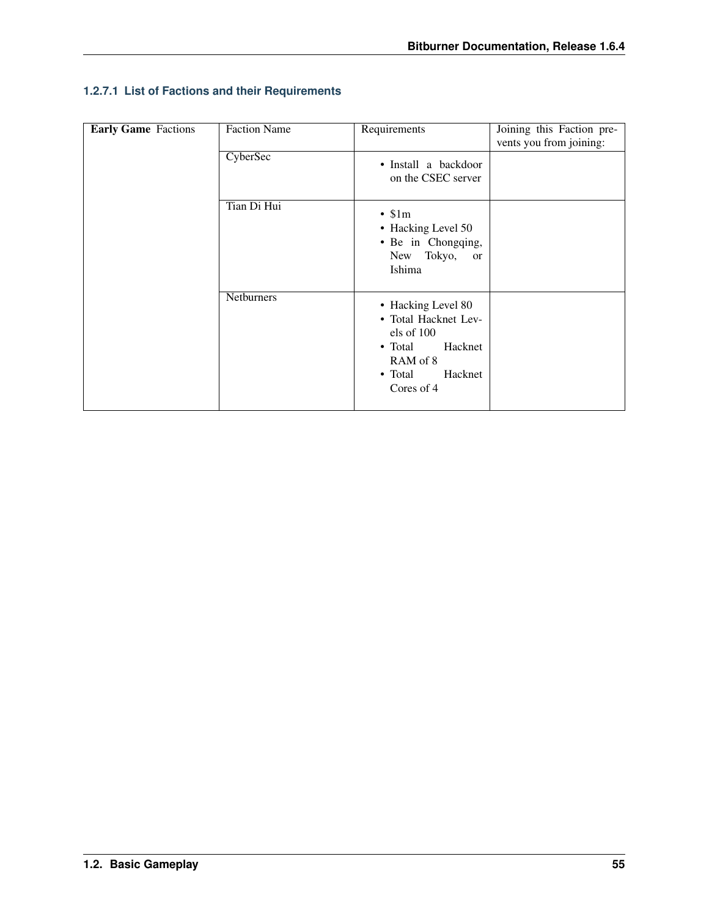#### 1.2.7.1 List of Factions and their Requirements

| **Early Game** Factions | Faction Name | Requirements | Joining this Faction prevents you from joining: |
|---|---|---|---|
| | CyberSec | • Install a backdoor on the CSEC server | |
| | Tian Di Hui | • $1m<br>• Hacking Level 50<br>• Be in Chongqing, New Tokyo, or Ishima | |
| | Netburners | • Hacking Level 80<br>• Total Hacknet Levels of 100<br>• Total Hacknet RAM of 8<br>• Total Hacknet Cores of 4 | |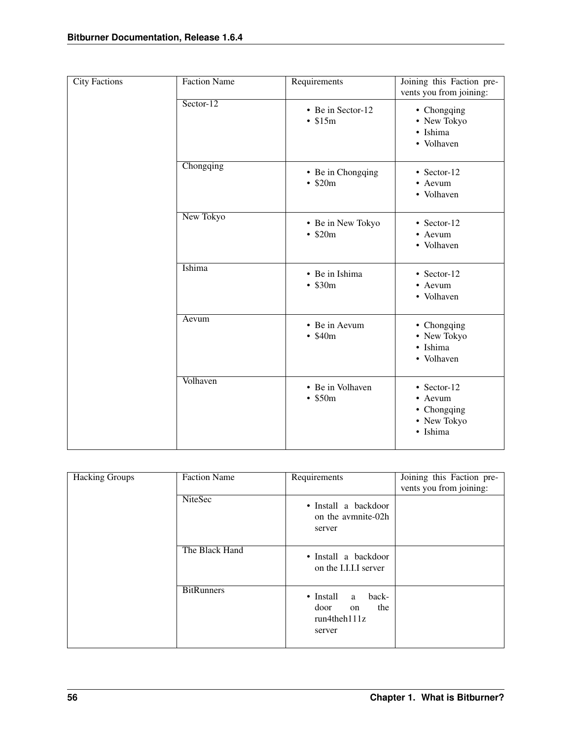| City Factions | Faction Name | Requirements | Joining this Faction prevents you from joining: |
|---|---|---|---|
| | Sector-12 | • Be in Sector-12<br>• $15m | • Chongqing<br>• New Tokyo<br>• Ishima<br>• Volhaven |
| | Chongqing | • Be in Chongqing<br>• $20m | • Sector-12<br>• Aevum<br>• Volhaven |
| | New Tokyo | • Be in New Tokyo<br>• $20m | • Sector-12<br>• Aevum<br>• Volhaven |
| | Ishima | • Be in Ishima<br>• $30m | • Sector-12<br>• Aevum<br>• Volhaven |
| | Aevum | • Be in Aevum<br>• $40m | • Chongqing<br>• New Tokyo<br>• Ishima<br>• Volhaven |
| | Volhaven | • Be in Volhaven<br>• $50m | • Sector-12<br>• Aevum<br>• Chongqing<br>• New Tokyo<br>• Ishima |

| Hacking Groups | Faction Name | Requirements | Joining this Faction prevents you from joining: |
|---|---|---|---|
| | NiteSec | • Install a backdoor on the avmnite-02h server | |
| | The Black Hand | • Install a backdoor on the I.I.I.I server | |
| | BitRunners | • Install a backdoor on the run4theh111z server | |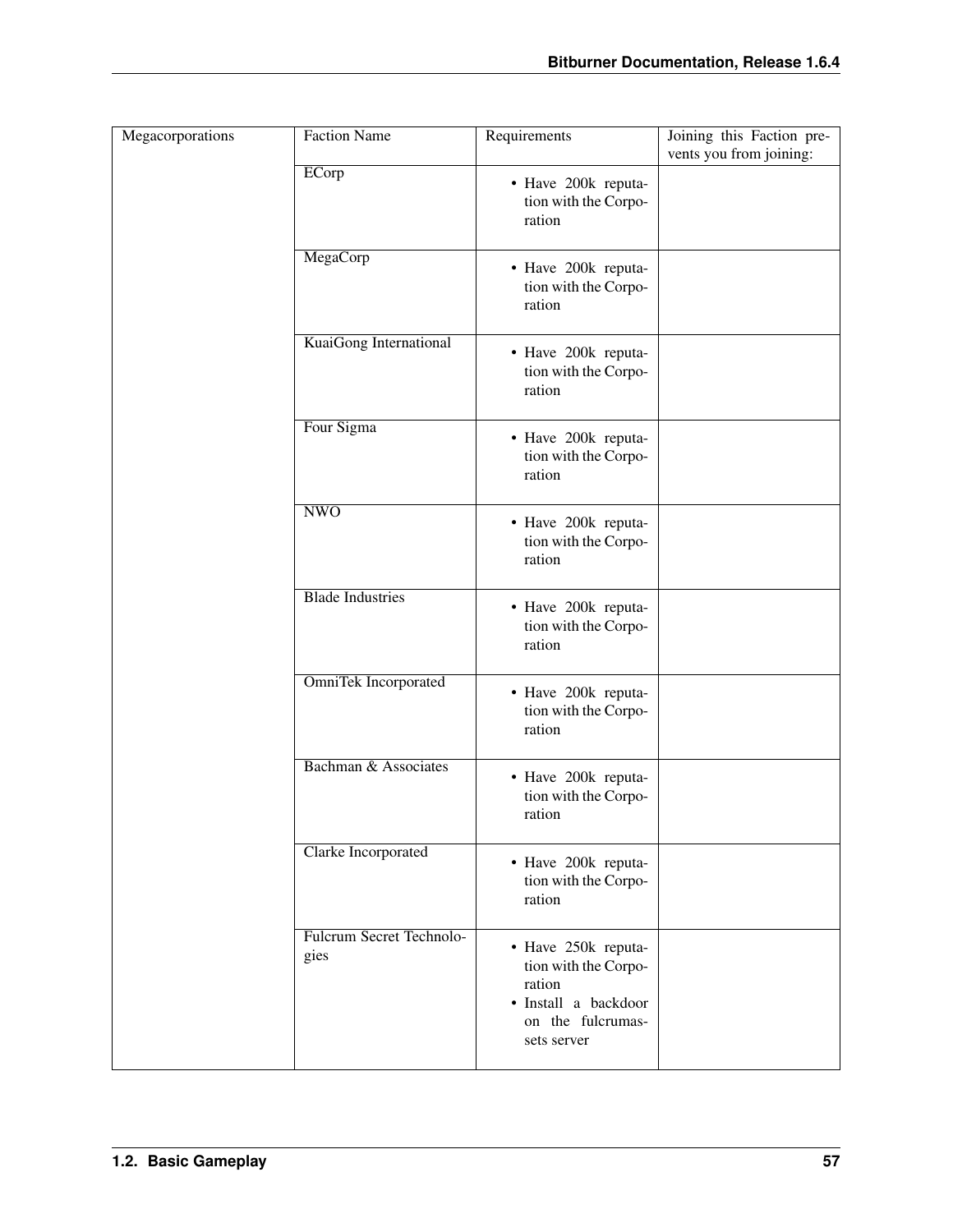| Megacorporations | Faction Name | Requirements | Joining this Faction prevents you from joining: |
|---|---|---|---|
| | ECorp | • Have 200k reputation with the Corporation | |
| | MegaCorp | • Have 200k reputation with the Corporation | |
| | KuaiGong International | • Have 200k reputation with the Corporation | |
| | Four Sigma | • Have 200k reputation with the Corporation | |
| | NWO | • Have 200k reputation with the Corporation | |
| | Blade Industries | • Have 200k reputation with the Corporation | |
| | OmniTek Incorporated | • Have 200k reputation with the Corporation | |
| | Bachman & Associates | • Have 200k reputation with the Corporation | |
| | Clarke Incorporated | • Have 200k reputation with the Corporation | |
| | Fulcrum Secret Technologies | • Have 250k reputation with the Corporation<br>• Install a backdoor on the fulcrumassets server | |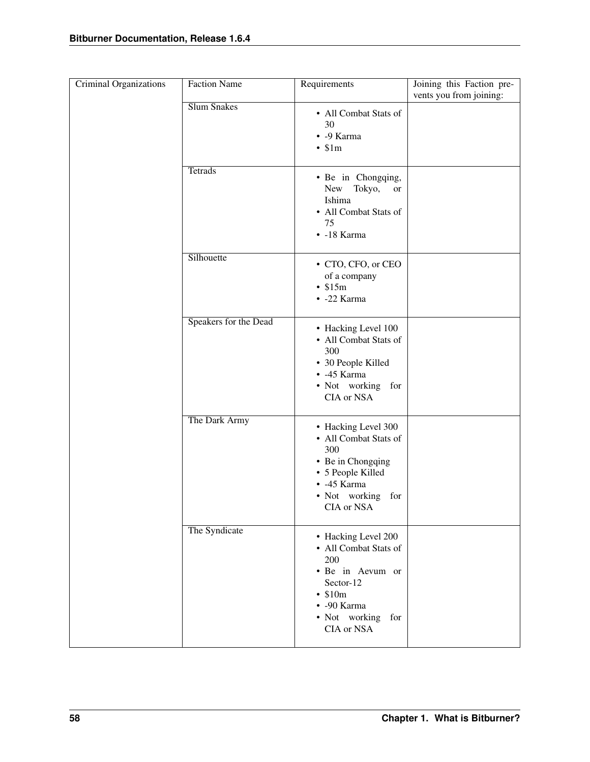| Criminal Organizations | Faction Name | Requirements | Joining this Faction prevents you from joining: |
|---|---|---|---|
| | Slum Snakes | • All Combat Stats of 30<br>• -9 Karma<br>• $1m | |
| | Tetrads | • Be in Chongqing, New Tokyo, or Ishima<br>• All Combat Stats of 75<br>• -18 Karma | |
| | Silhouette | • CTO, CFO, or CEO of a company<br>• $15m<br>• -22 Karma | |
| | Speakers for the Dead | • Hacking Level 100<br>• All Combat Stats of 300<br>• 30 People Killed<br>• -45 Karma<br>• Not working for CIA or NSA | |
| | The Dark Army | • Hacking Level 300<br>• All Combat Stats of 300<br>• Be in Chongqing<br>• 5 People Killed<br>• -45 Karma<br>• Not working for CIA or NSA | |
| | The Syndicate | • Hacking Level 200<br>• All Combat Stats of 200<br>• Be in Aevum or Sector-12<br>• $10m<br>• -90 Karma<br>• Not working for CIA or NSA | |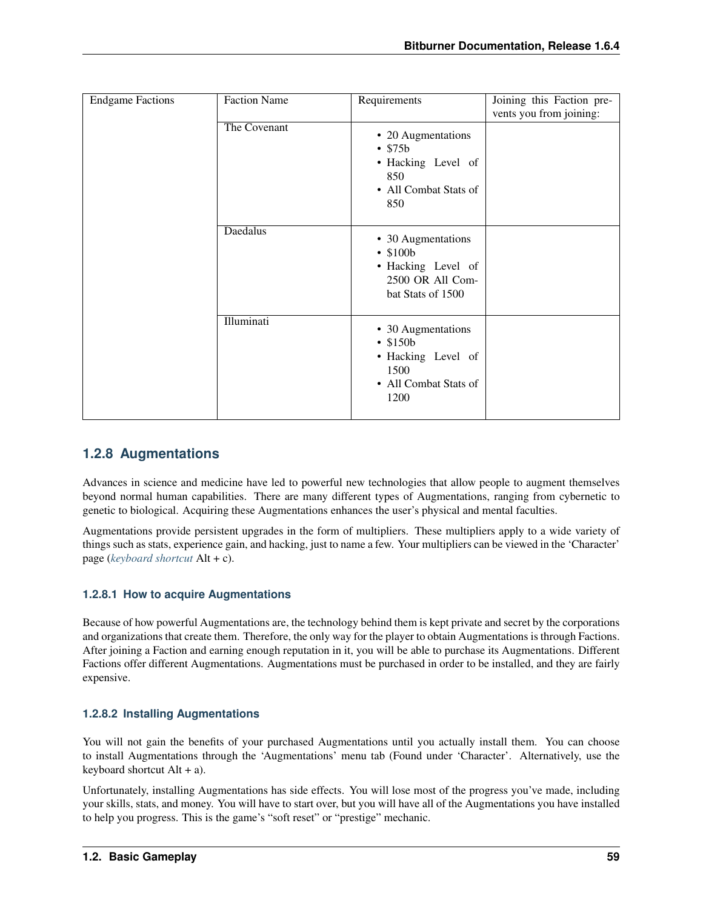| Endgame Factions | Faction Name | Requirements | Joining this Faction prevents you from joining: |
|---|---|---|---|
| | The Covenant | • 20 Augmentations<br>• $75b<br>• Hacking Level of 850<br>• All Combat Stats of 850 | |
| | Daedalus | • 30 Augmentations<br>• $100b<br>• Hacking Level of 2500 OR All Combat Stats of 1500 | |
| | Illuminati | • 30 Augmentations<br>• $150b<br>• Hacking Level of 1500<br>• All Combat Stats of 1200 | |

### 1.2.8 Augmentations

Advances in science and medicine have led to powerful new technologies that allow people to augment themselves beyond normal human capabilities. There are many different types of Augmentations, ranging from cybernetic to genetic to biological. Acquiring these Augmentations enhances the user's physical and mental faculties.

Augmentations provide persistent upgrades in the form of multipliers. These multipliers apply to a wide variety of things such as stats, experience gain, and hacking, just to name a few. Your multipliers can be viewed in the 'Character' page (*keyboard shortcut* Alt + c).

#### 1.2.8.1 How to acquire Augmentations

Because of how powerful Augmentations are, the technology behind them is kept private and secret by the corporations and organizations that create them. Therefore, the only way for the player to obtain Augmentations is through Factions. After joining a Faction and earning enough reputation in it, you will be able to purchase its Augmentations. Different Factions offer different Augmentations. Augmentations must be purchased in order to be installed, and they are fairly expensive.

#### 1.2.8.2 Installing Augmentations

You will not gain the benefits of your purchased Augmentations until you actually install them. You can choose to install Augmentations through the 'Augmentations' menu tab (Found under 'Character'. Alternatively, use the keyboard shortcut Alt + a).

Unfortunately, installing Augmentations has side effects. You will lose most of the progress you've made, including your skills, stats, and money. You will have to start over, but you will have all of the Augmentations you have installed to help you progress. This is the game's "soft reset" or "prestige" mechanic.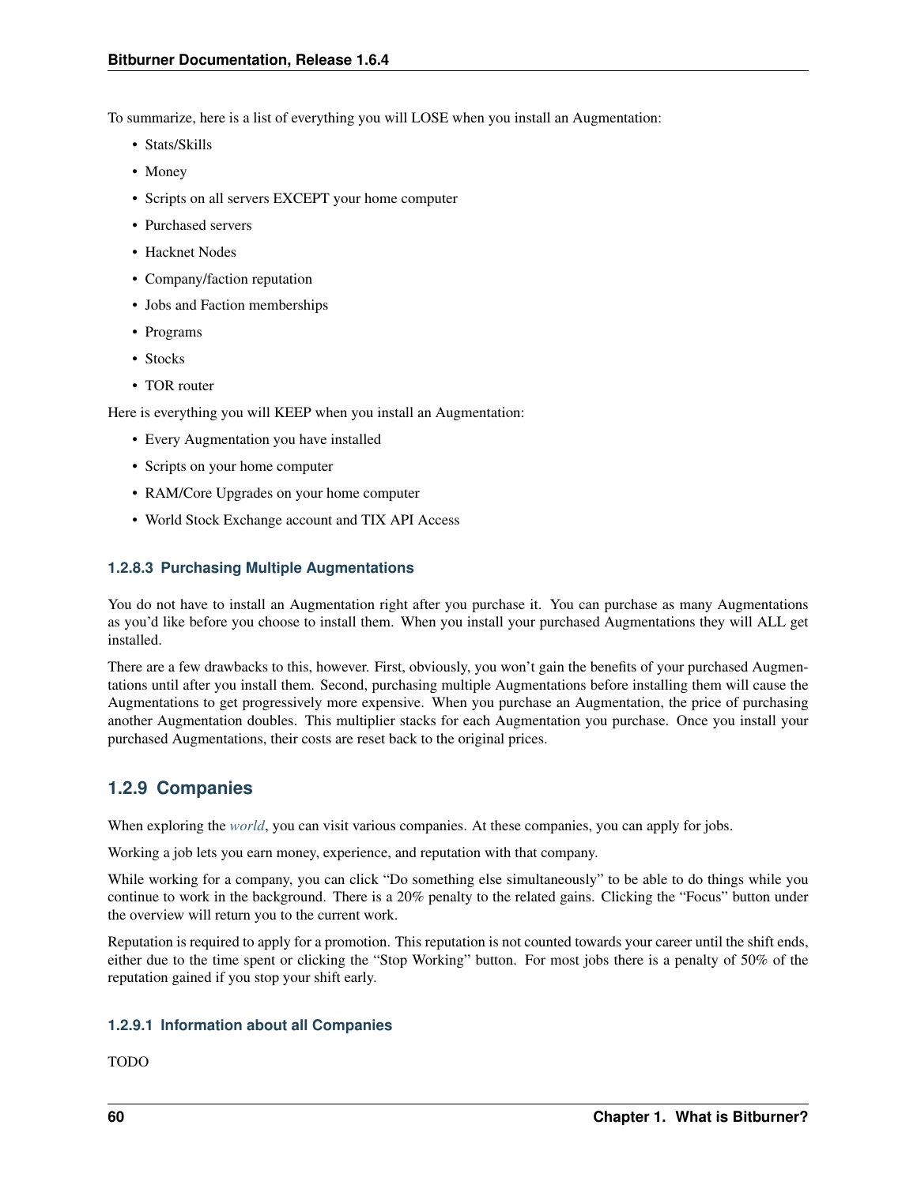To summarize, here is a list of everything you will LOSE when you install an Augmentation:

- Stats/Skills
- Money
- Scripts on all servers EXCEPT your home computer
- Purchased servers
- Hacknet Nodes
- Company/faction reputation
- Jobs and Faction memberships
- Programs
- Stocks
- TOR router

Here is everything you will KEEP when you install an Augmentation:

- Every Augmentation you have installed
- Scripts on your home computer
- RAM/Core Upgrades on your home computer
- World Stock Exchange account and TIX API Access

#### 1.2.8.3 Purchasing Multiple Augmentations

You do not have to install an Augmentation right after you purchase it. You can purchase as many Augmentations as you'd like before you choose to install them. When you install your purchased Augmentations they will ALL get installed.

There are a few drawbacks to this, however. First, obviously, you won't gain the benefits of your purchased Augmentations until after you install them. Second, purchasing multiple Augmentations before installing them will cause the Augmentations to get progressively more expensive. When you purchase an Augmentation, the price of purchasing another Augmentation doubles. This multiplier stacks for each Augmentation you purchase. Once you install your purchased Augmentations, their costs are reset back to the original prices.

### 1.2.9 Companies

When exploring the *world*, you can visit various companies. At these companies, you can apply for jobs.

Working a job lets you earn money, experience, and reputation with that company.

While working for a company, you can click "Do something else simultaneously" to be able to do things while you continue to work in the background. There is a 20% penalty to the related gains. Clicking the "Focus" button under the overview will return you to the current work.

Reputation is required to apply for a promotion. This reputation is not counted towards your career until the shift ends, either due to the time spent or clicking the "Stop Working" button. For most jobs there is a penalty of 50% of the reputation gained if you stop your shift early.

#### 1.2.9.1 Information about all Companies

TODO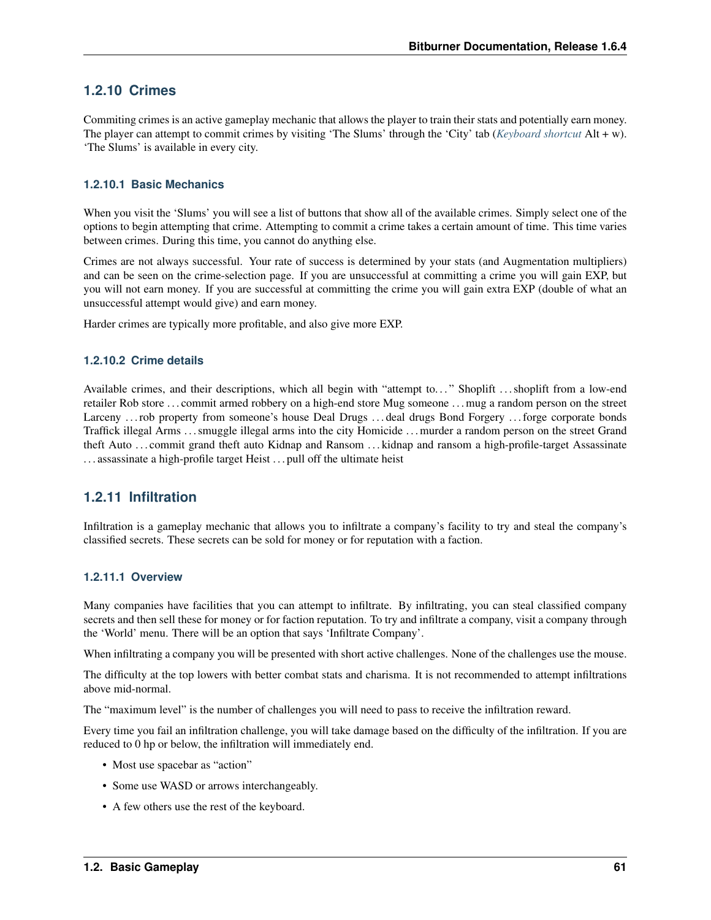## 1.2.10 Crimes

Commiting crimes is an active gameplay mechanic that allows the player to train their stats and potentially earn money. The player can attempt to commit crimes by visiting 'The Slums' through the 'City' tab (*Keyboard shortcut* Alt + w). 'The Slums' is available in every city.

### 1.2.10.1 Basic Mechanics

When you visit the 'Slums' you will see a list of buttons that show all of the available crimes. Simply select one of the options to begin attempting that crime. Attempting to commit a crime takes a certain amount of time. This time varies between crimes. During this time, you cannot do anything else.

Crimes are not always successful. Your rate of success is determined by your stats (and Augmentation multipliers) and can be seen on the crime-selection page. If you are unsuccessful at committing a crime you will gain EXP, but you will not earn money. If you are successful at committing the crime you will gain extra EXP (double of what an unsuccessful attempt would give) and earn money.

Harder crimes are typically more profitable, and also give more EXP.

### 1.2.10.2 Crime details

Available crimes, and their descriptions, which all begin with "attempt to…" Shoplift …shoplift from a low-end retailer Rob store …commit armed robbery on a high-end store Mug someone …mug a random person on the street Larceny …rob property from someone's house Deal Drugs …deal drugs Bond Forgery …forge corporate bonds Traffick illegal Arms …smuggle illegal arms into the city Homicide …murder a random person on the street Grand theft Auto …commit grand theft auto Kidnap and Ransom …kidnap and ransom a high-profile-target Assassinate …assassinate a high-profile target Heist …pull off the ultimate heist

## 1.2.11 Infiltration

Infiltration is a gameplay mechanic that allows you to infiltrate a company's facility to try and steal the company's classified secrets. These secrets can be sold for money or for reputation with a faction.

### 1.2.11.1 Overview

Many companies have facilities that you can attempt to infiltrate. By infiltrating, you can steal classified company secrets and then sell these for money or for faction reputation. To try and infiltrate a company, visit a company through the 'World' menu. There will be an option that says 'Infiltrate Company'.

When infiltrating a company you will be presented with short active challenges. None of the challenges use the mouse.

The difficulty at the top lowers with better combat stats and charisma. It is not recommended to attempt infiltrations above mid-normal.

The "maximum level" is the number of challenges you will need to pass to receive the infiltration reward.

Every time you fail an infiltration challenge, you will take damage based on the difficulty of the infiltration. If you are reduced to 0 hp or below, the infiltration will immediately end.

- Most use spacebar as "action"
- Some use WASD or arrows interchangeably.
- A few others use the rest of the keyboard.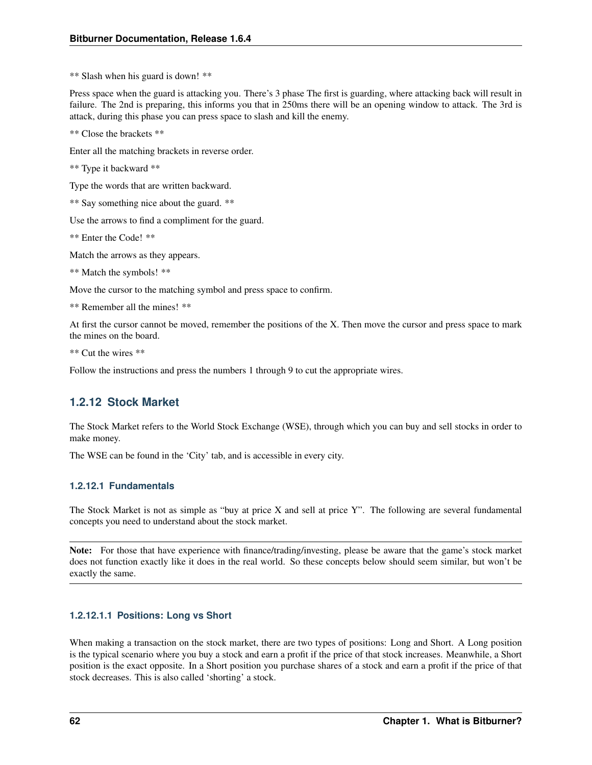** Slash when his guard is down! **

Press space when the guard is attacking you. There's 3 phase The first is guarding, where attacking back will result in failure. The 2nd is preparing, this informs you that in 250ms there will be an opening window to attack. The 3rd is attack, during this phase you can press space to slash and kill the enemy.

** Close the brackets **

Enter all the matching brackets in reverse order.

** Type it backward **

Type the words that are written backward.

** Say something nice about the guard. **

Use the arrows to find a compliment for the guard.

** Enter the Code! **

Match the arrows as they appears.

** Match the symbols! **

Move the cursor to the matching symbol and press space to confirm.

** Remember all the mines! **

At first the cursor cannot be moved, remember the positions of the X. Then move the cursor and press space to mark the mines on the board.

** Cut the wires **

Follow the instructions and press the numbers 1 through 9 to cut the appropriate wires.

## 1.2.12 Stock Market

The Stock Market refers to the World Stock Exchange (WSE), through which you can buy and sell stocks in order to make money.

The WSE can be found in the 'City' tab, and is accessible in every city.

### 1.2.12.1 Fundamentals

The Stock Market is not as simple as "buy at price X and sell at price Y". The following are several fundamental concepts you need to understand about the stock market.

**Note:** For those that have experience with finance/trading/investing, please be aware that the game's stock market does not function exactly like it does in the real world. So these concepts below should seem similar, but won't be exactly the same.

#### 1.2.12.1.1 Positions: Long vs Short

When making a transaction on the stock market, there are two types of positions: Long and Short. A Long position is the typical scenario where you buy a stock and earn a profit if the price of that stock increases. Meanwhile, a Short position is the exact opposite. In a Short position you purchase shares of a stock and earn a profit if the price of that stock decreases. This is also called 'shorting' a stock.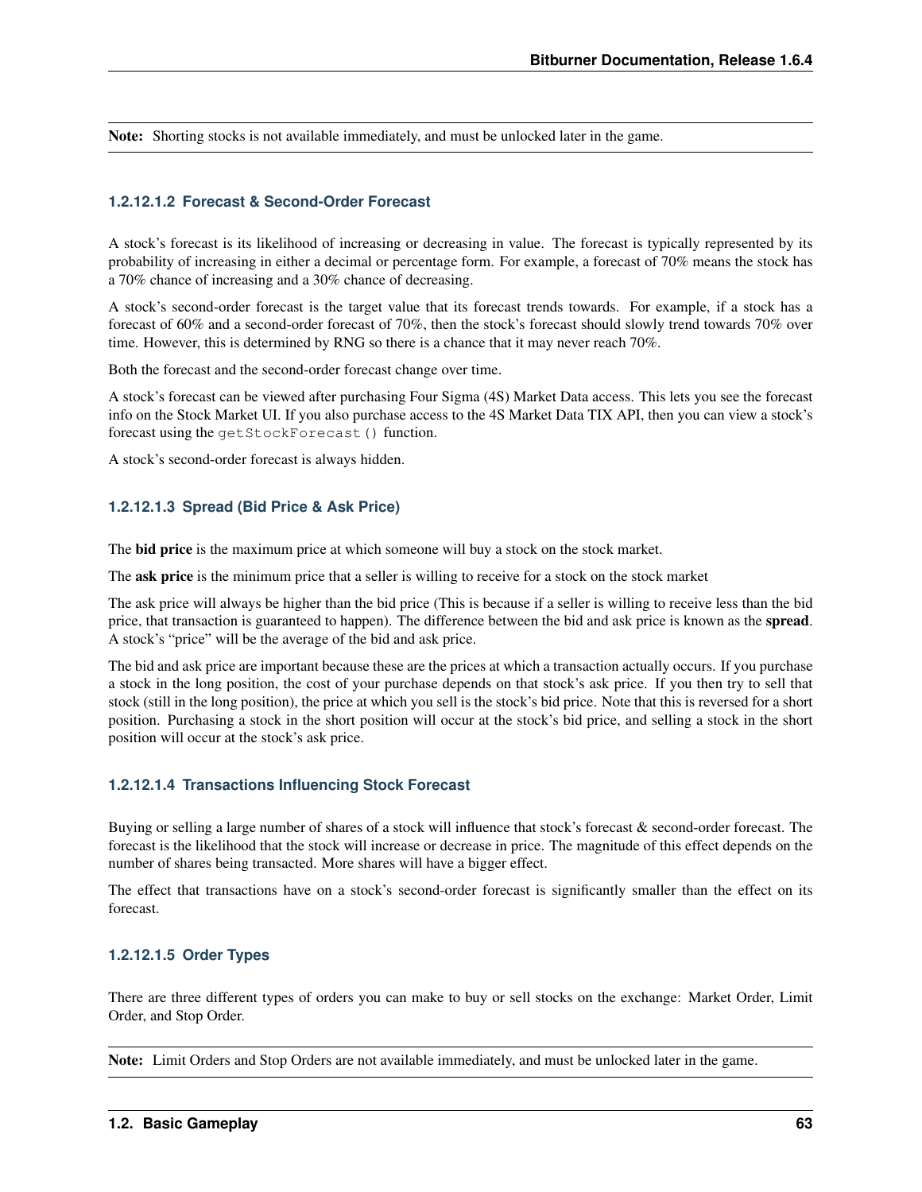**Note:** Shorting stocks is not available immediately, and must be unlocked later in the game.

#### 1.2.12.1.2 Forecast & Second-Order Forecast

A stock's forecast is its likelihood of increasing or decreasing in value. The forecast is typically represented by its probability of increasing in either a decimal or percentage form. For example, a forecast of 70% means the stock has a 70% chance of increasing and a 30% chance of decreasing.

A stock's second-order forecast is the target value that its forecast trends towards. For example, if a stock has a forecast of 60% and a second-order forecast of 70%, then the stock's forecast should slowly trend towards 70% over time. However, this is determined by RNG so there is a chance that it may never reach 70%.

Both the forecast and the second-order forecast change over time.

A stock's forecast can be viewed after purchasing Four Sigma (4S) Market Data access. This lets you see the forecast info on the Stock Market UI. If you also purchase access to the 4S Market Data TIX API, then you can view a stock's forecast using the `getStockForecast()` function.

A stock's second-order forecast is always hidden.

#### 1.2.12.1.3 Spread (Bid Price & Ask Price)

The **bid price** is the maximum price at which someone will buy a stock on the stock market.

The **ask price** is the minimum price that a seller is willing to receive for a stock on the stock market

The ask price will always be higher than the bid price (This is because if a seller is willing to receive less than the bid price, that transaction is guaranteed to happen). The difference between the bid and ask price is known as the **spread**. A stock's "price" will be the average of the bid and ask price.

The bid and ask price are important because these are the prices at which a transaction actually occurs. If you purchase a stock in the long position, the cost of your purchase depends on that stock's ask price. If you then try to sell that stock (still in the long position), the price at which you sell is the stock's bid price. Note that this is reversed for a short position. Purchasing a stock in the short position will occur at the stock's bid price, and selling a stock in the short position will occur at the stock's ask price.

#### 1.2.12.1.4 Transactions Influencing Stock Forecast

Buying or selling a large number of shares of a stock will influence that stock's forecast & second-order forecast. The forecast is the likelihood that the stock will increase or decrease in price. The magnitude of this effect depends on the number of shares being transacted. More shares will have a bigger effect.

The effect that transactions have on a stock's second-order forecast is significantly smaller than the effect on its forecast.

#### 1.2.12.1.5 Order Types

There are three different types of orders you can make to buy or sell stocks on the exchange: Market Order, Limit Order, and Stop Order.

**Note:** Limit Orders and Stop Orders are not available immediately, and must be unlocked later in the game.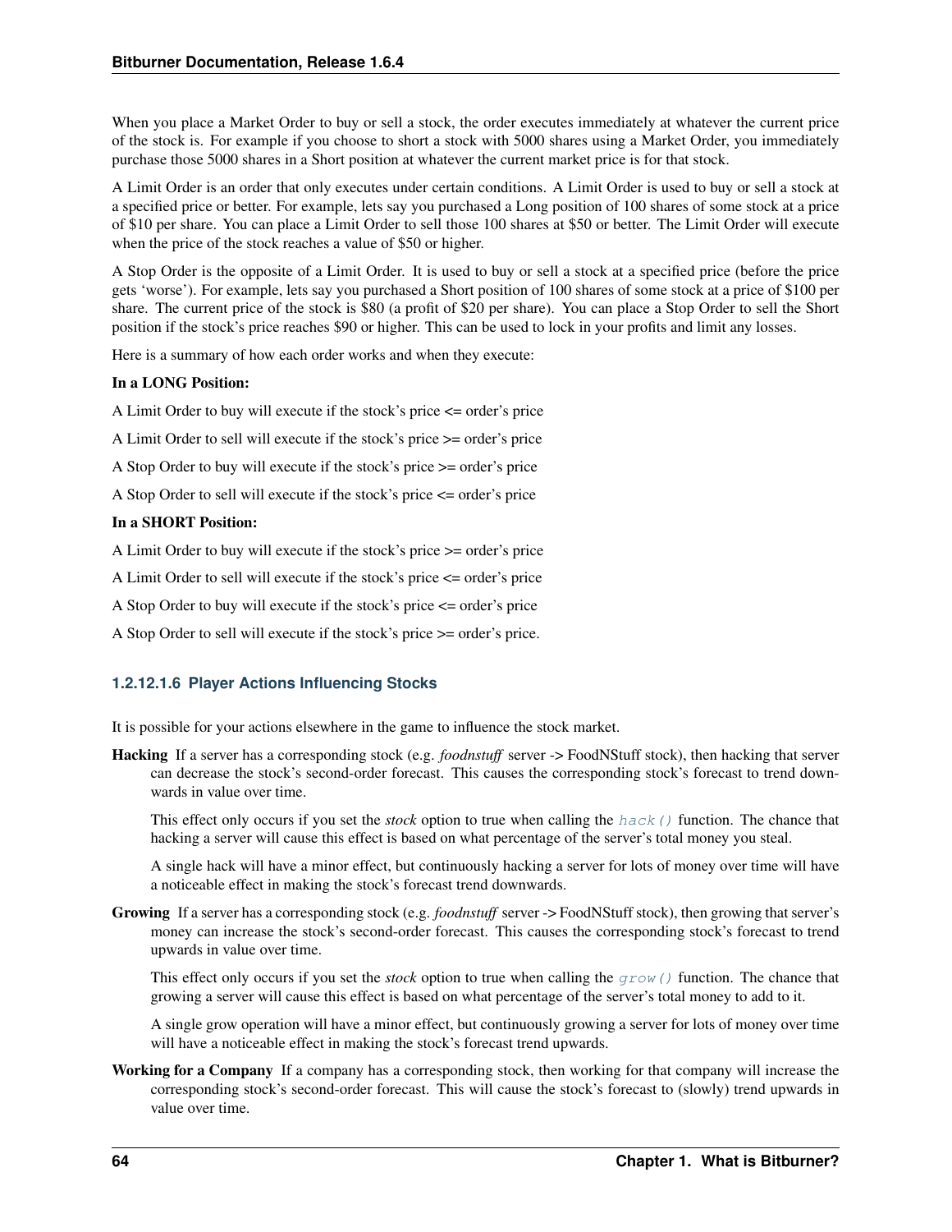When you place a Market Order to buy or sell a stock, the order executes immediately at whatever the current price of the stock is. For example if you choose to short a stock with 5000 shares using a Market Order, you immediately purchase those 5000 shares in a Short position at whatever the current market price is for that stock.

A Limit Order is an order that only executes under certain conditions. A Limit Order is used to buy or sell a stock at a specified price or better. For example, lets say you purchased a Long position of 100 shares of some stock at a price of $10 per share. You can place a Limit Order to sell those 100 shares at $50 or better. The Limit Order will execute when the price of the stock reaches a value of $50 or higher.

A Stop Order is the opposite of a Limit Order. It is used to buy or sell a stock at a specified price (before the price gets 'worse'). For example, lets say you purchased a Short position of 100 shares of some stock at a price of $100 per share. The current price of the stock is $80 (a profit of $20 per share). You can place a Stop Order to sell the Short position if the stock's price reaches $90 or higher. This can be used to lock in your profits and limit any losses.

Here is a summary of how each order works and when they execute:

**In a LONG Position:**

A Limit Order to buy will execute if the stock's price <= order's price

A Limit Order to sell will execute if the stock's price >= order's price

A Stop Order to buy will execute if the stock's price >= order's price

A Stop Order to sell will execute if the stock's price <= order's price

**In a SHORT Position:**

A Limit Order to buy will execute if the stock's price >= order's price

A Limit Order to sell will execute if the stock's price <= order's price

A Stop Order to buy will execute if the stock's price <= order's price

A Stop Order to sell will execute if the stock's price >= order's price.

#### 1.2.12.1.6 Player Actions Influencing Stocks

It is possible for your actions elsewhere in the game to influence the stock market.

**Hacking** If a server has a corresponding stock (e.g. *foodnstuff* server -> FoodNStuff stock), then hacking that server can decrease the stock's second-order forecast. This causes the corresponding stock's forecast to trend downwards in value over time.

This effect only occurs if you set the *stock* option to true when calling the `hack()` function. The chance that hacking a server will cause this effect is based on what percentage of the server's total money you steal.

A single hack will have a minor effect, but continuously hacking a server for lots of money over time will have a noticeable effect in making the stock's forecast trend downwards.

**Growing** If a server has a corresponding stock (e.g. *foodnstuff* server -> FoodNStuff stock), then growing that server's money can increase the stock's second-order forecast. This causes the corresponding stock's forecast to trend upwards in value over time.

This effect only occurs if you set the *stock* option to true when calling the `grow()` function. The chance that growing a server will cause this effect is based on what percentage of the server's total money to add to it.

A single grow operation will have a minor effect, but continuously growing a server for lots of money over time will have a noticeable effect in making the stock's forecast trend upwards.

**Working for a Company** If a company has a corresponding stock, then working for that company will increase the corresponding stock's second-order forecast. This will cause the stock's forecast to (slowly) trend upwards in value over time.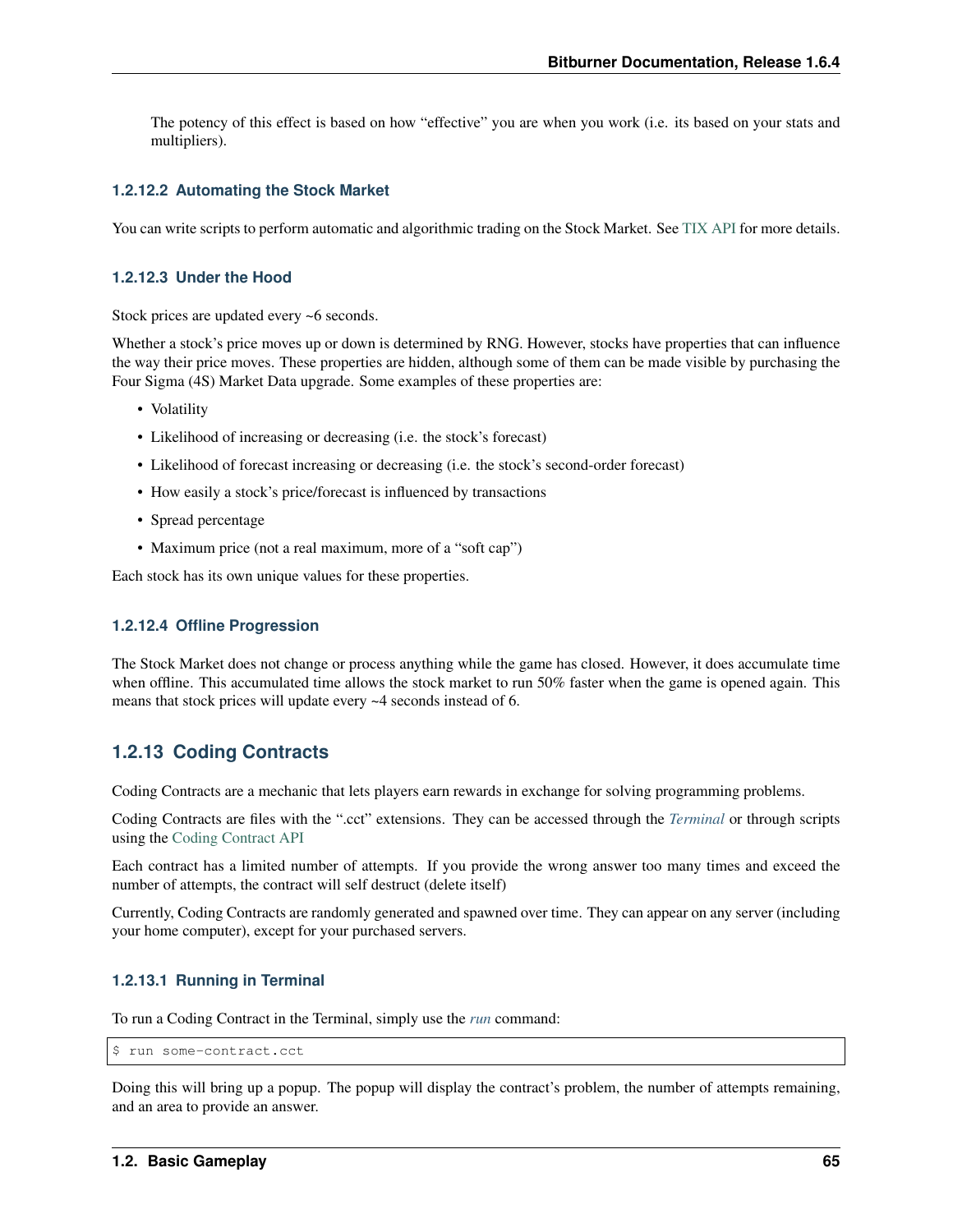The potency of this effect is based on how "effective" you are when you work (i.e. its based on your stats and multipliers).

#### 1.2.12.2 Automating the Stock Market

You can write scripts to perform automatic and algorithmic trading on the Stock Market. See TIX API for more details.

#### 1.2.12.3 Under the Hood

Stock prices are updated every ~6 seconds.

Whether a stock's price moves up or down is determined by RNG. However, stocks have properties that can influence the way their price moves. These properties are hidden, although some of them can be made visible by purchasing the Four Sigma (4S) Market Data upgrade. Some examples of these properties are:

- Volatility
- Likelihood of increasing or decreasing (i.e. the stock's forecast)
- Likelihood of forecast increasing or decreasing (i.e. the stock's second-order forecast)
- How easily a stock's price/forecast is influenced by transactions
- Spread percentage
- Maximum price (not a real maximum, more of a "soft cap")

Each stock has its own unique values for these properties.

#### 1.2.12.4 Offline Progression

The Stock Market does not change or process anything while the game has closed. However, it does accumulate time when offline. This accumulated time allows the stock market to run 50% faster when the game is opened again. This means that stock prices will update every ~4 seconds instead of 6.

### 1.2.13 Coding Contracts

Coding Contracts are a mechanic that lets players earn rewards in exchange for solving programming problems.

Coding Contracts are files with the ".cct" extensions. They can be accessed through the *Terminal* or through scripts using the Coding Contract API

Each contract has a limited number of attempts. If you provide the wrong answer too many times and exceed the number of attempts, the contract will self destruct (delete itself)

Currently, Coding Contracts are randomly generated and spawned over time. They can appear on any server (including your home computer), except for your purchased servers.

#### 1.2.13.1 Running in Terminal

To run a Coding Contract in the Terminal, simply use the *run* command:

```
$ run some-contract.cct
```

Doing this will bring up a popup. The popup will display the contract's problem, the number of attempts remaining, and an area to provide an answer.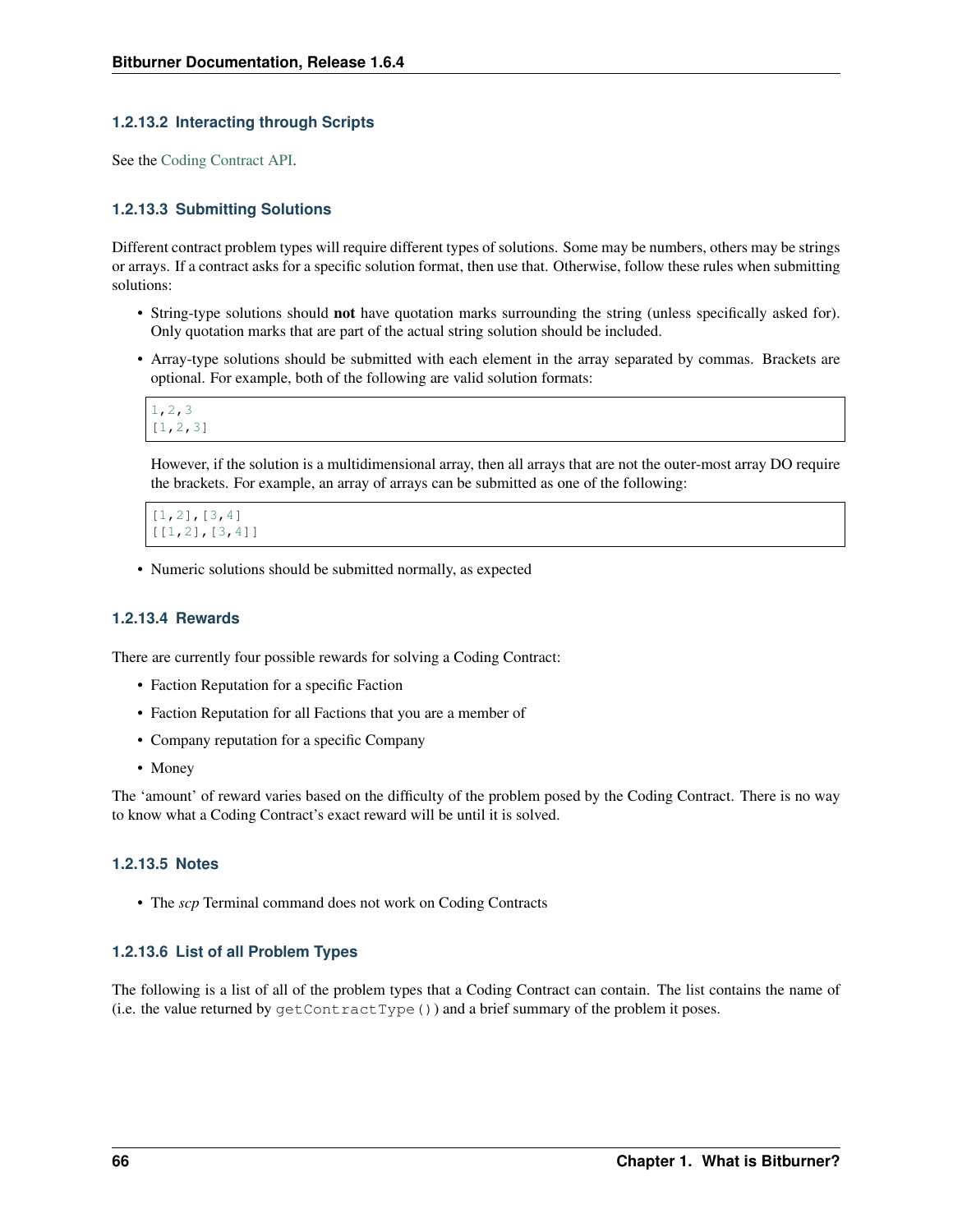#### 1.2.13.2 Interacting through Scripts

See the Coding Contract API.

#### 1.2.13.3 Submitting Solutions

Different contract problem types will require different types of solutions. Some may be numbers, others may be strings or arrays. If a contract asks for a specific solution format, then use that. Otherwise, follow these rules when submitting solutions:

- String-type solutions should **not** have quotation marks surrounding the string (unless specifically asked for). Only quotation marks that are part of the actual string solution should be included.
- Array-type solutions should be submitted with each element in the array separated by commas. Brackets are optional. For example, both of the following are valid solution formats:

```
1,2,3
[1,2,3]
```

  However, if the solution is a multidimensional array, then all arrays that are not the outer-most array DO require the brackets. For example, an array of arrays can be submitted as one of the following:

```
[1,2],[3,4]
[[1,2],[3,4]]
```

- Numeric solutions should be submitted normally, as expected

#### 1.2.13.4 Rewards

There are currently four possible rewards for solving a Coding Contract:

- Faction Reputation for a specific Faction
- Faction Reputation for all Factions that you are a member of
- Company reputation for a specific Company
- Money

The 'amount' of reward varies based on the difficulty of the problem posed by the Coding Contract. There is no way to know what a Coding Contract's exact reward will be until it is solved.

#### 1.2.13.5 Notes

- The *scp* Terminal command does not work on Coding Contracts

#### 1.2.13.6 List of all Problem Types

The following is a list of all of the problem types that a Coding Contract can contain. The list contains the name of (i.e. the value returned by `getContractType()`) and a brief summary of the problem it poses.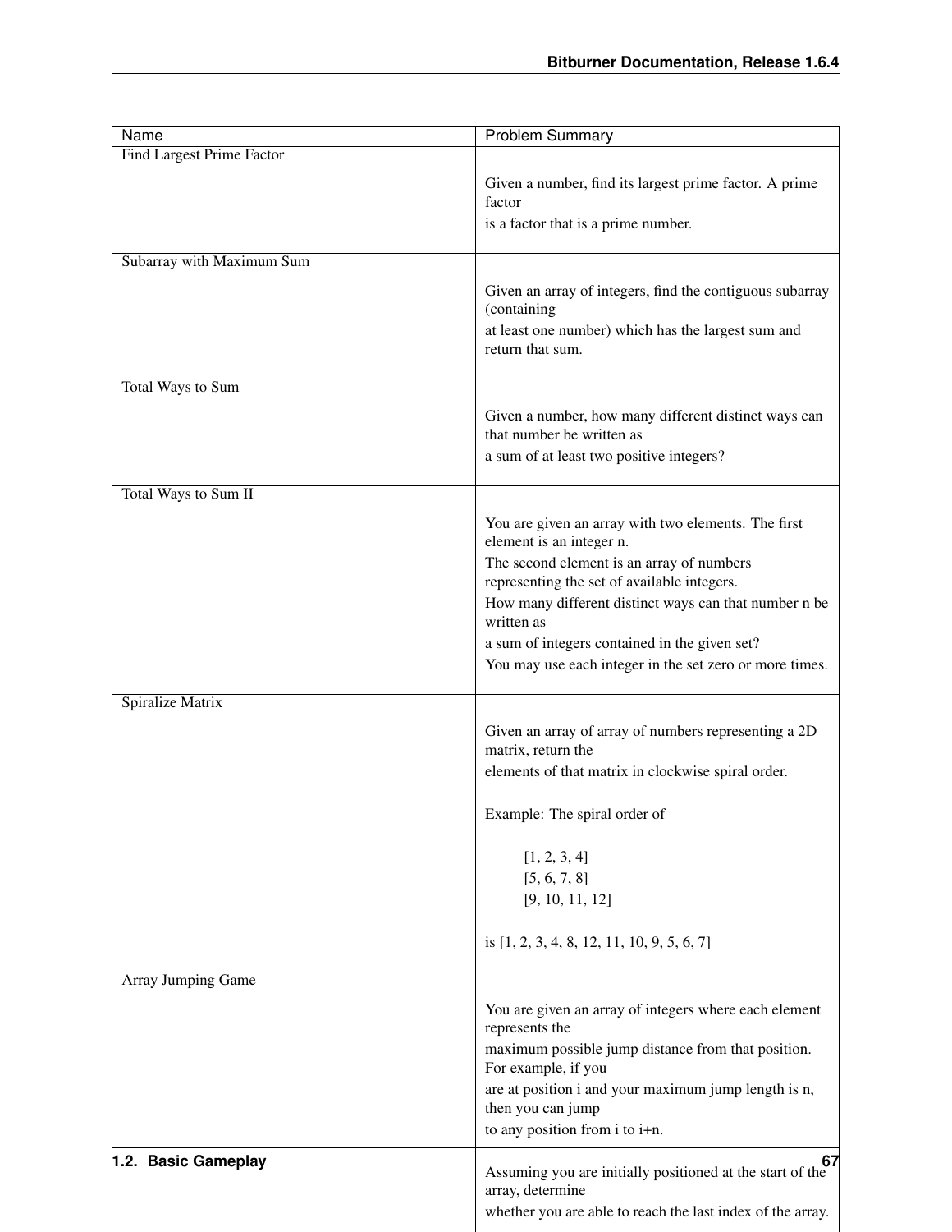| Name | Problem Summary |
|---|---|
| Find Largest Prime Factor | Given a number, find its largest prime factor. A prime factor<br>is a factor that is a prime number. |
| Subarray with Maximum Sum | Given an array of integers, find the contiguous subarray (containing<br>at least one number) which has the largest sum and return that sum. |
| Total Ways to Sum | Given a number, how many different distinct ways can that number be written as<br>a sum of at least two positive integers? |
| Total Ways to Sum II | You are given an array with two elements. The first element is an integer n.<br>The second element is an array of numbers representing the set of available integers.<br>How many different distinct ways can that number n be written as<br>a sum of integers contained in the given set?<br>You may use each integer in the set zero or more times. |
| Spiralize Matrix | Given an array of array of numbers representing a 2D matrix, return the<br>elements of that matrix in clockwise spiral order.<br><br>Example: The spiral order of<br><br>[1, 2, 3, 4]<br>[5, 6, 7, 8]<br>[9, 10, 11, 12]<br><br>is [1, 2, 3, 4, 8, 12, 11, 10, 9, 5, 6, 7] |
| Array Jumping Game | You are given an array of integers where each element represents the<br>maximum possible jump distance from that position. For example, if you<br>are at position i and your maximum jump length is n, then you can jump<br>to any position from i to i+n.<br><br>Assuming you are initially positioned at the start of the array, determine<br>whether you are able to reach the last index of the array. |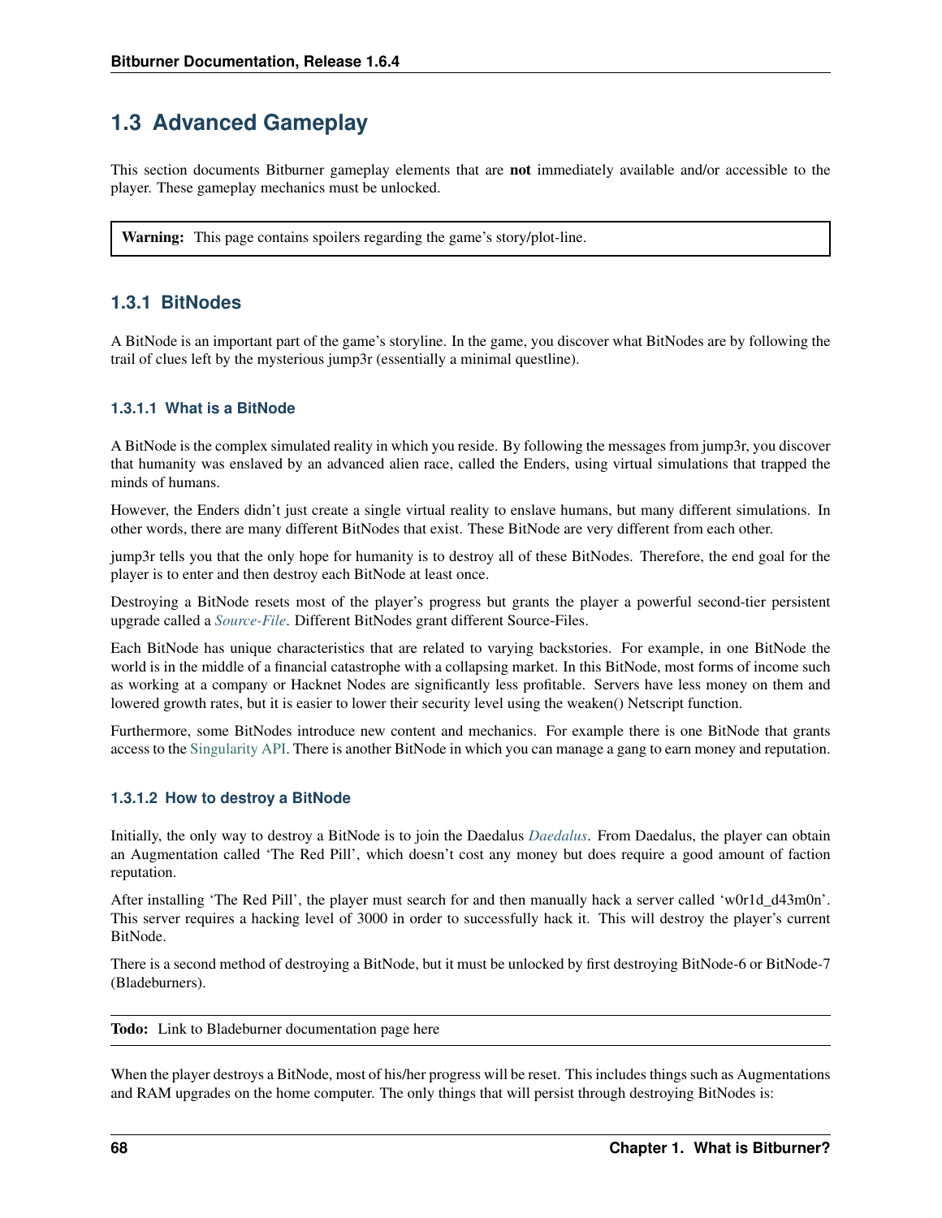## 1.3 Advanced Gameplay

This section documents Bitburner gameplay elements that are **not** immediately available and/or accessible to the player. These gameplay mechanics must be unlocked.

> **Warning:** This page contains spoilers regarding the game's story/plot-line.

### 1.3.1 BitNodes

A BitNode is an important part of the game's storyline. In the game, you discover what BitNodes are by following the trail of clues left by the mysterious jump3r (essentially a minimal questline).

#### 1.3.1.1 What is a BitNode

A BitNode is the complex simulated reality in which you reside. By following the messages from jump3r, you discover that humanity was enslaved by an advanced alien race, called the Enders, using virtual simulations that trapped the minds of humans.

However, the Enders didn't just create a single virtual reality to enslave humans, but many different simulations. In other words, there are many different BitNodes that exist. These BitNode are very different from each other.

jump3r tells you that the only hope for humanity is to destroy all of these BitNodes. Therefore, the end goal for the player is to enter and then destroy each BitNode at least once.

Destroying a BitNode resets most of the player's progress but grants the player a powerful second-tier persistent upgrade called a *Source-File*. Different BitNodes grant different Source-Files.

Each BitNode has unique characteristics that are related to varying backstories. For example, in one BitNode the world is in the middle of a financial catastrophe with a collapsing market. In this BitNode, most forms of income such as working at a company or Hacknet Nodes are significantly less profitable. Servers have less money on them and lowered growth rates, but it is easier to lower their security level using the weaken() Netscript function.

Furthermore, some BitNodes introduce new content and mechanics. For example there is one BitNode that grants access to the Singularity API. There is another BitNode in which you can manage a gang to earn money and reputation.

#### 1.3.1.2 How to destroy a BitNode

Initially, the only way to destroy a BitNode is to join the Daedalus *Daedalus*. From Daedalus, the player can obtain an Augmentation called 'The Red Pill', which doesn't cost any money but does require a good amount of faction reputation.

After installing 'The Red Pill', the player must search for and then manually hack a server called 'w0r1d_d43m0n'. This server requires a hacking level of 3000 in order to successfully hack it. This will destroy the player's current BitNode.

There is a second method of destroying a BitNode, but it must be unlocked by first destroying BitNode-6 or BitNode-7 (Bladeburners).

> **Todo:** Link to Bladeburner documentation page here

When the player destroys a BitNode, most of his/her progress will be reset. This includes things such as Augmentations and RAM upgrades on the home computer. The only things that will persist through destroying BitNodes is: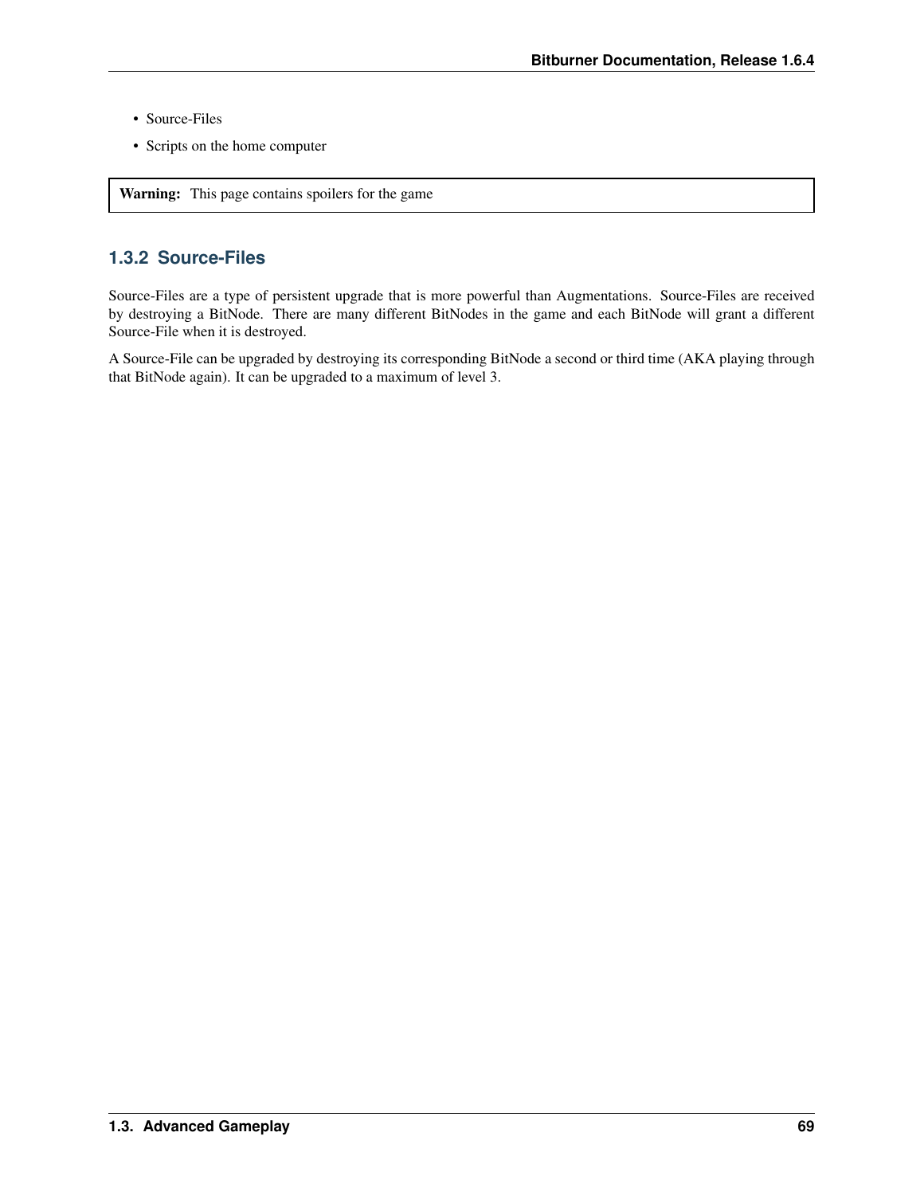- Source-Files
- Scripts on the home computer

**Warning:** This page contains spoilers for the game

### 1.3.2 Source-Files

Source-Files are a type of persistent upgrade that is more powerful than Augmentations. Source-Files are received by destroying a BitNode. There are many different BitNodes in the game and each BitNode will grant a different Source-File when it is destroyed.

A Source-File can be upgraded by destroying its corresponding BitNode a second or third time (AKA playing through that BitNode again). It can be upgraded to a maximum of level 3.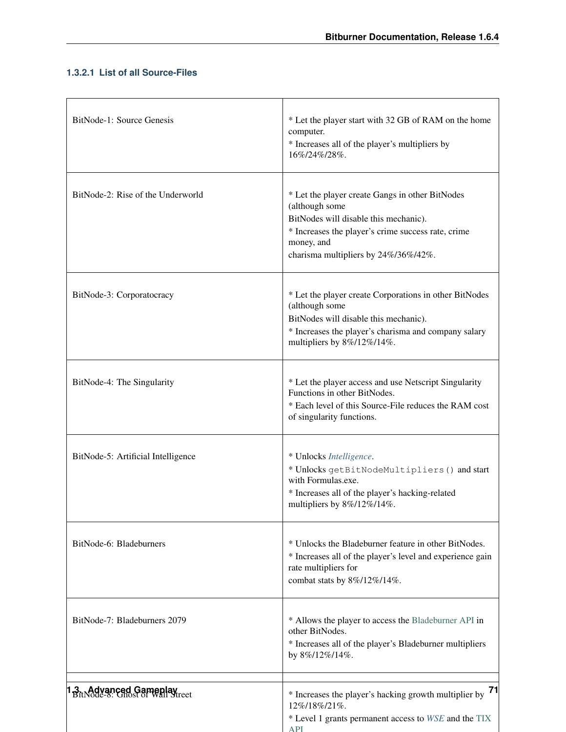#### 1.3.2.1 List of all Source-Files

| | |
|---|---|
| BitNode-1: Source Genesis | * Let the player start with 32 GB of RAM on the home computer.<br>* Increases all of the player's multipliers by 16%/24%/28%. |
| BitNode-2: Rise of the Underworld | * Let the player create Gangs in other BitNodes (although some BitNodes will disable this mechanic).<br>* Increases the player's crime success rate, crime money, and charisma multipliers by 24%/36%/42%. |
| BitNode-3: Corporatocracy | * Let the player create Corporations in other BitNodes (although some BitNodes will disable this mechanic).<br>* Increases the player's charisma and company salary multipliers by 8%/12%/14%. |
| BitNode-4: The Singularity | * Let the player access and use Netscript Singularity Functions in other BitNodes.<br>* Each level of this Source-File reduces the RAM cost of singularity functions. |
| BitNode-5: Artificial Intelligence | * Unlocks *Intelligence*.<br>* Unlocks `getBitNodeMultipliers()` and start with Formulas.exe.<br>* Increases all of the player's hacking-related multipliers by 8%/12%/14%. |
| BitNode-6: Bladeburners | * Unlocks the Bladeburner feature in other BitNodes.<br>* Increases all of the player's level and experience gain rate multipliers for combat stats by 8%/12%/14%. |
| BitNode-7: Bladeburners 2079 | * Allows the player to access the Bladeburner API in other BitNodes.<br>* Increases all of the player's Bladeburner multipliers by 8%/12%/14%. |
| BitNode-8: Ghost of Wall Street | * Increases the player's hacking growth multiplier by 12%/18%/21%.<br>* Level 1 grants permanent access to *WSE* and the TIX API |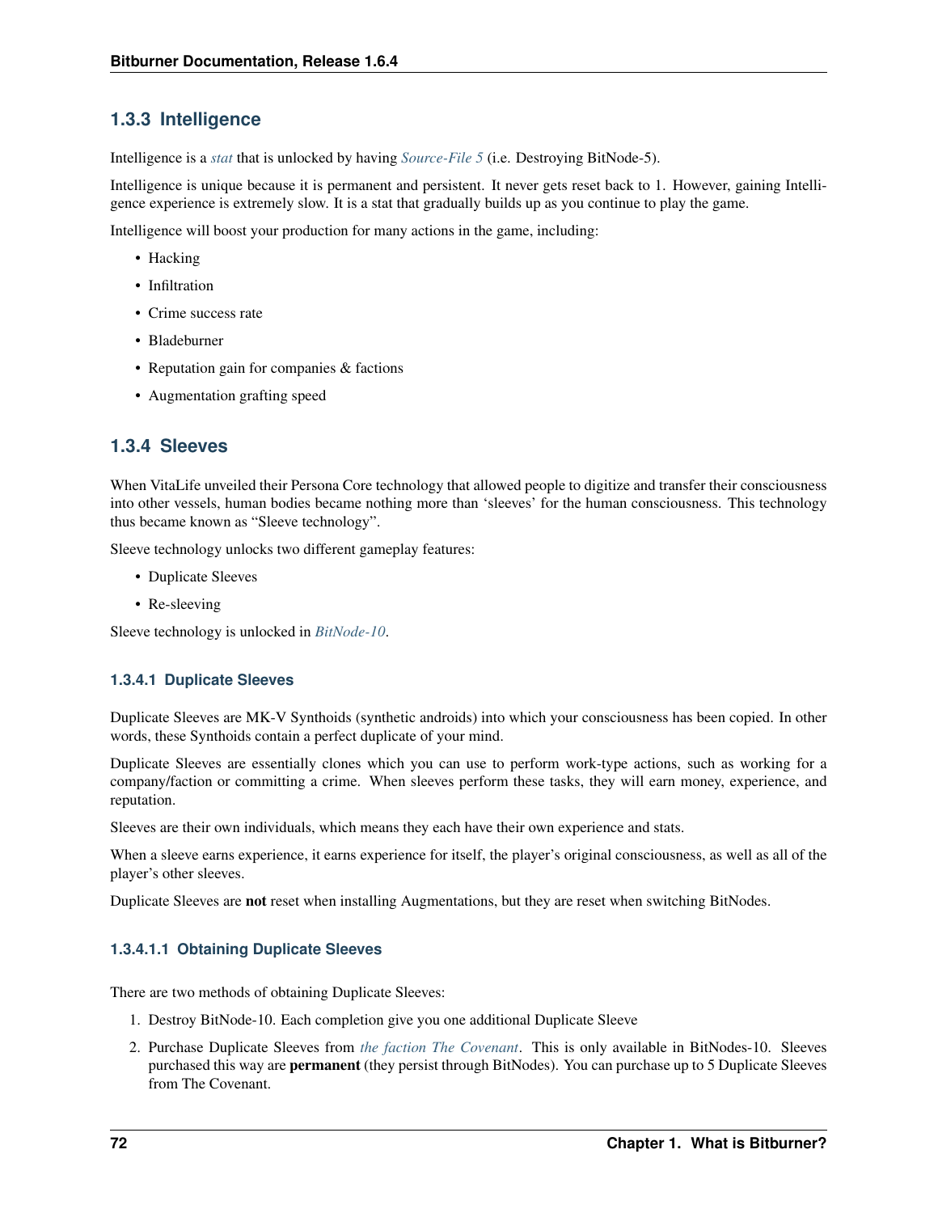### 1.3.3 Intelligence

Intelligence is a *stat* that is unlocked by having *Source-File 5* (i.e. Destroying BitNode-5).

Intelligence is unique because it is permanent and persistent. It never gets reset back to 1. However, gaining Intelligence experience is extremely slow. It is a stat that gradually builds up as you continue to play the game.

Intelligence will boost your production for many actions in the game, including:

- Hacking
- Infiltration
- Crime success rate
- Bladeburner
- Reputation gain for companies & factions
- Augmentation grafting speed

### 1.3.4 Sleeves

When VitaLife unveiled their Persona Core technology that allowed people to digitize and transfer their consciousness into other vessels, human bodies became nothing more than 'sleeves' for the human consciousness. This technology thus became known as "Sleeve technology".

Sleeve technology unlocks two different gameplay features:

- Duplicate Sleeves
- Re-sleeving

Sleeve technology is unlocked in *BitNode-10*.

#### 1.3.4.1 Duplicate Sleeves

Duplicate Sleeves are MK-V Synthoids (synthetic androids) into which your consciousness has been copied. In other words, these Synthoids contain a perfect duplicate of your mind.

Duplicate Sleeves are essentially clones which you can use to perform work-type actions, such as working for a company/faction or committing a crime. When sleeves perform these tasks, they will earn money, experience, and reputation.

Sleeves are their own individuals, which means they each have their own experience and stats.

When a sleeve earns experience, it earns experience for itself, the player's original consciousness, as well as all of the player's other sleeves.

Duplicate Sleeves are **not** reset when installing Augmentations, but they are reset when switching BitNodes.

##### 1.3.4.1.1 Obtaining Duplicate Sleeves

There are two methods of obtaining Duplicate Sleeves:

1. Destroy BitNode-10. Each completion give you one additional Duplicate Sleeve
2. Purchase Duplicate Sleeves from *the faction The Covenant*. This is only available in BitNodes-10. Sleeves purchased this way are **permanent** (they persist through BitNodes). You can purchase up to 5 Duplicate Sleeves from The Covenant.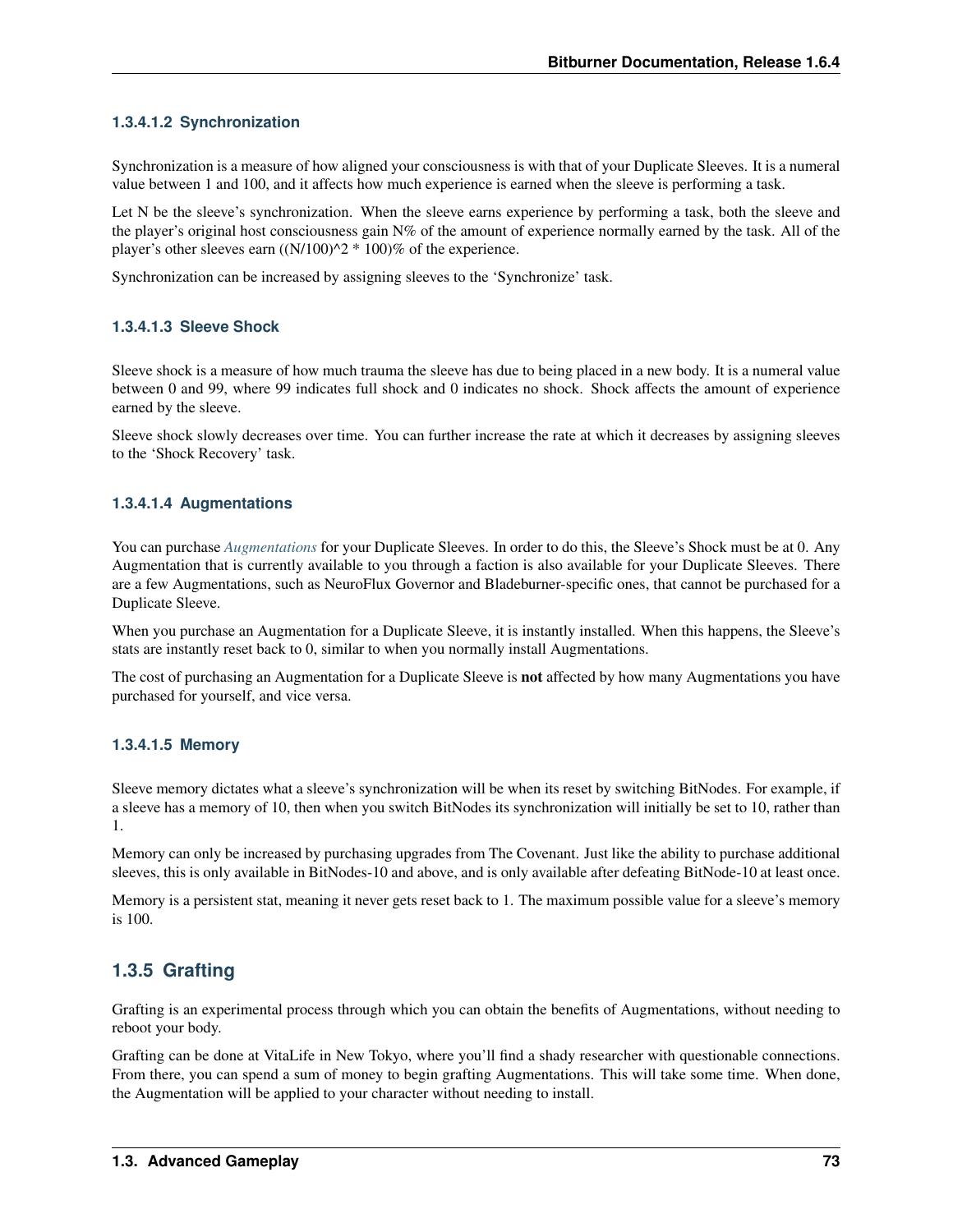#### 1.3.4.1.2 Synchronization

Synchronization is a measure of how aligned your consciousness is with that of your Duplicate Sleeves. It is a numeral value between 1 and 100, and it affects how much experience is earned when the sleeve is performing a task.

Let N be the sleeve's synchronization. When the sleeve earns experience by performing a task, both the sleeve and the player's original host consciousness gain N% of the amount of experience normally earned by the task. All of the player's other sleeves earn ((N/100)^2 * 100)% of the experience.

Synchronization can be increased by assigning sleeves to the 'Synchronize' task.

#### 1.3.4.1.3 Sleeve Shock

Sleeve shock is a measure of how much trauma the sleeve has due to being placed in a new body. It is a numeral value between 0 and 99, where 99 indicates full shock and 0 indicates no shock. Shock affects the amount of experience earned by the sleeve.

Sleeve shock slowly decreases over time. You can further increase the rate at which it decreases by assigning sleeves to the 'Shock Recovery' task.

#### 1.3.4.1.4 Augmentations

You can purchase *Augmentations* for your Duplicate Sleeves. In order to do this, the Sleeve's Shock must be at 0. Any Augmentation that is currently available to you through a faction is also available for your Duplicate Sleeves. There are a few Augmentations, such as NeuroFlux Governor and Bladeburner-specific ones, that cannot be purchased for a Duplicate Sleeve.

When you purchase an Augmentation for a Duplicate Sleeve, it is instantly installed. When this happens, the Sleeve's stats are instantly reset back to 0, similar to when you normally install Augmentations.

The cost of purchasing an Augmentation for a Duplicate Sleeve is **not** affected by how many Augmentations you have purchased for yourself, and vice versa.

#### 1.3.4.1.5 Memory

Sleeve memory dictates what a sleeve's synchronization will be when its reset by switching BitNodes. For example, if a sleeve has a memory of 10, then when you switch BitNodes its synchronization will initially be set to 10, rather than 1.

Memory can only be increased by purchasing upgrades from The Covenant. Just like the ability to purchase additional sleeves, this is only available in BitNodes-10 and above, and is only available after defeating BitNode-10 at least once.

Memory is a persistent stat, meaning it never gets reset back to 1. The maximum possible value for a sleeve's memory is 100.

### 1.3.5 Grafting

Grafting is an experimental process through which you can obtain the benefits of Augmentations, without needing to reboot your body.

Grafting can be done at VitaLife in New Tokyo, where you'll find a shady researcher with questionable connections. From there, you can spend a sum of money to begin grafting Augmentations. This will take some time. When done, the Augmentation will be applied to your character without needing to install.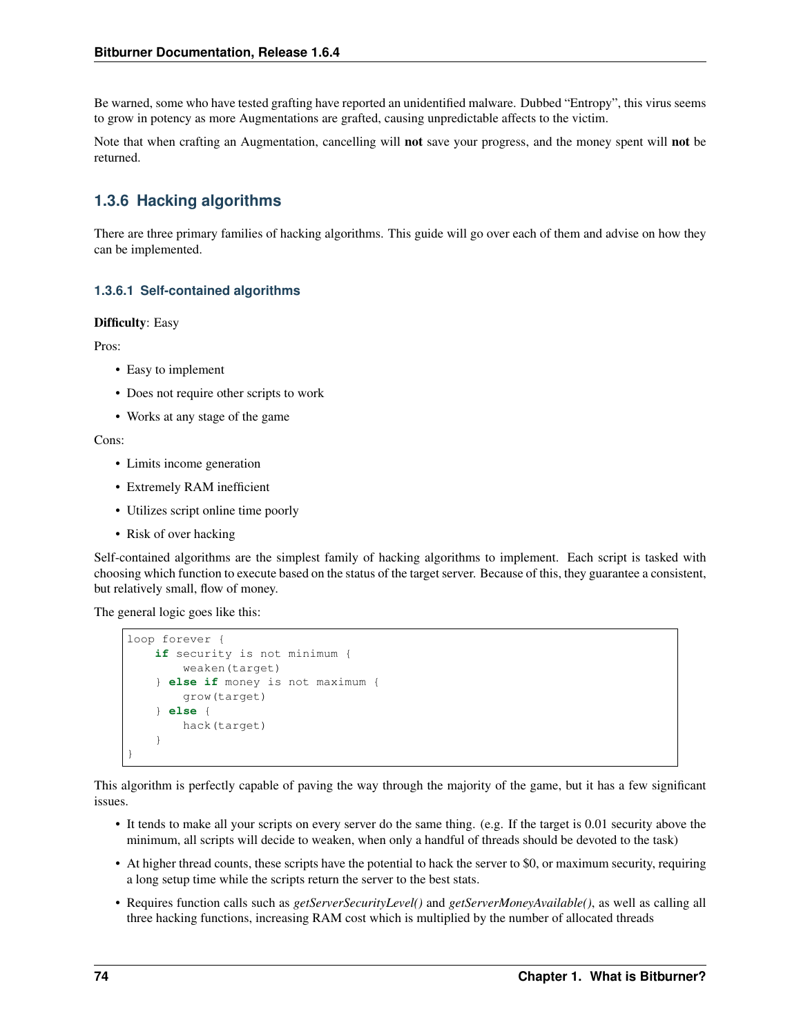Be warned, some who have tested grafting have reported an unidentified malware. Dubbed "Entropy", this virus seems to grow in potency as more Augmentations are grafted, causing unpredictable affects to the victim.

Note that when crafting an Augmentation, cancelling will **not** save your progress, and the money spent will **not** be returned.

### 1.3.6 Hacking algorithms

There are three primary families of hacking algorithms. This guide will go over each of them and advise on how they can be implemented.

#### 1.3.6.1 Self-contained algorithms

**Difficulty**: Easy

Pros:

- Easy to implement
- Does not require other scripts to work
- Works at any stage of the game

Cons:

- Limits income generation
- Extremely RAM inefficient
- Utilizes script online time poorly
- Risk of over hacking

Self-contained algorithms are the simplest family of hacking algorithms to implement. Each script is tasked with choosing which function to execute based on the status of the target server. Because of this, they guarantee a consistent, but relatively small, flow of money.

The general logic goes like this:

```
loop forever {
    if security is not minimum {
        weaken(target)
    } else if money is not maximum {
        grow(target)
    } else {
        hack(target)
    }
}
```

This algorithm is perfectly capable of paving the way through the majority of the game, but it has a few significant issues.

- It tends to make all your scripts on every server do the same thing. (e.g. If the target is 0.01 security above the minimum, all scripts will decide to weaken, when only a handful of threads should be devoted to the task)
- At higher thread counts, these scripts have the potential to hack the server to $0, or maximum security, requiring a long setup time while the scripts return the server to the best stats.
- Requires function calls such as *getServerSecurityLevel()* and *getServerMoneyAvailable()*, as well as calling all three hacking functions, increasing RAM cost which is multiplied by the number of allocated threads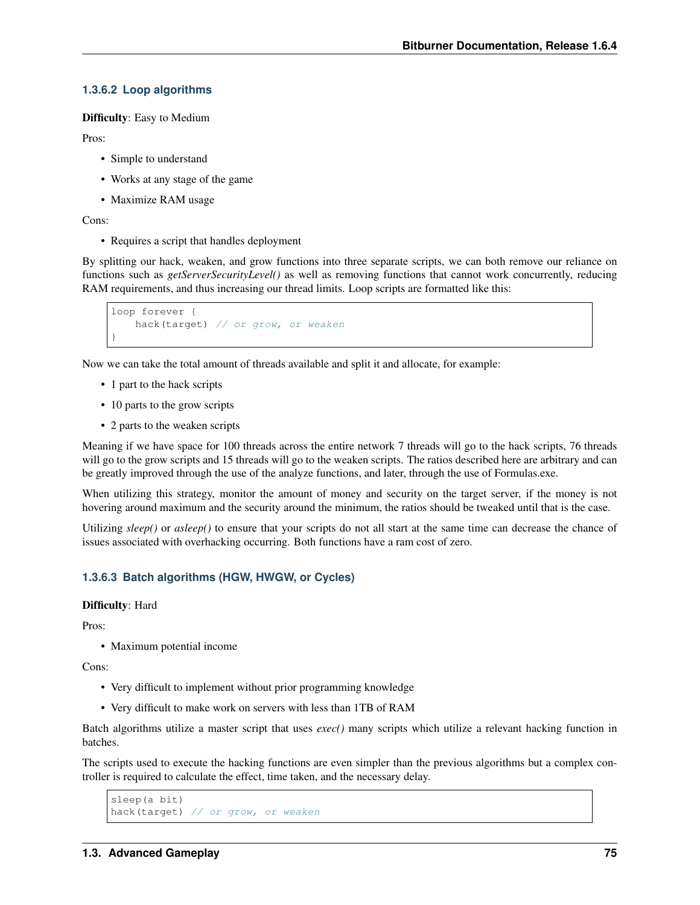### 1.3.6.2 Loop algorithms

**Difficulty**: Easy to Medium

Pros:

- Simple to understand
- Works at any stage of the game
- Maximize RAM usage

Cons:

- Requires a script that handles deployment

By splitting our hack, weaken, and grow functions into three separate scripts, we can both remove our reliance on functions such as *getServerSecurityLevel()* as well as removing functions that cannot work concurrently, reducing RAM requirements, and thus increasing our thread limits. Loop scripts are formatted like this:

```
loop forever {
    hack(target) // or grow, or weaken
}
```

Now we can take the total amount of threads available and split it and allocate, for example:

- 1 part to the hack scripts
- 10 parts to the grow scripts
- 2 parts to the weaken scripts

Meaning if we have space for 100 threads across the entire network 7 threads will go to the hack scripts, 76 threads will go to the grow scripts and 15 threads will go to the weaken scripts. The ratios described here are arbitrary and can be greatly improved through the use of the analyze functions, and later, through the use of Formulas.exe.

When utilizing this strategy, monitor the amount of money and security on the target server, if the money is not hovering around maximum and the security around the minimum, the ratios should be tweaked until that is the case.

Utilizing *sleep()* or *asleep()* to ensure that your scripts do not all start at the same time can decrease the chance of issues associated with overhacking occurring. Both functions have a ram cost of zero.

### 1.3.6.3 Batch algorithms (HGW, HWGW, or Cycles)

**Difficulty**: Hard

Pros:

- Maximum potential income

Cons:

- Very difficult to implement without prior programming knowledge
- Very difficult to make work on servers with less than 1TB of RAM

Batch algorithms utilize a master script that uses *exec()* many scripts which utilize a relevant hacking function in batches.

The scripts used to execute the hacking functions are even simpler than the previous algorithms but a complex controller is required to calculate the effect, time taken, and the necessary delay.

```
sleep(a bit)
hack(target) // or grow, or weaken
```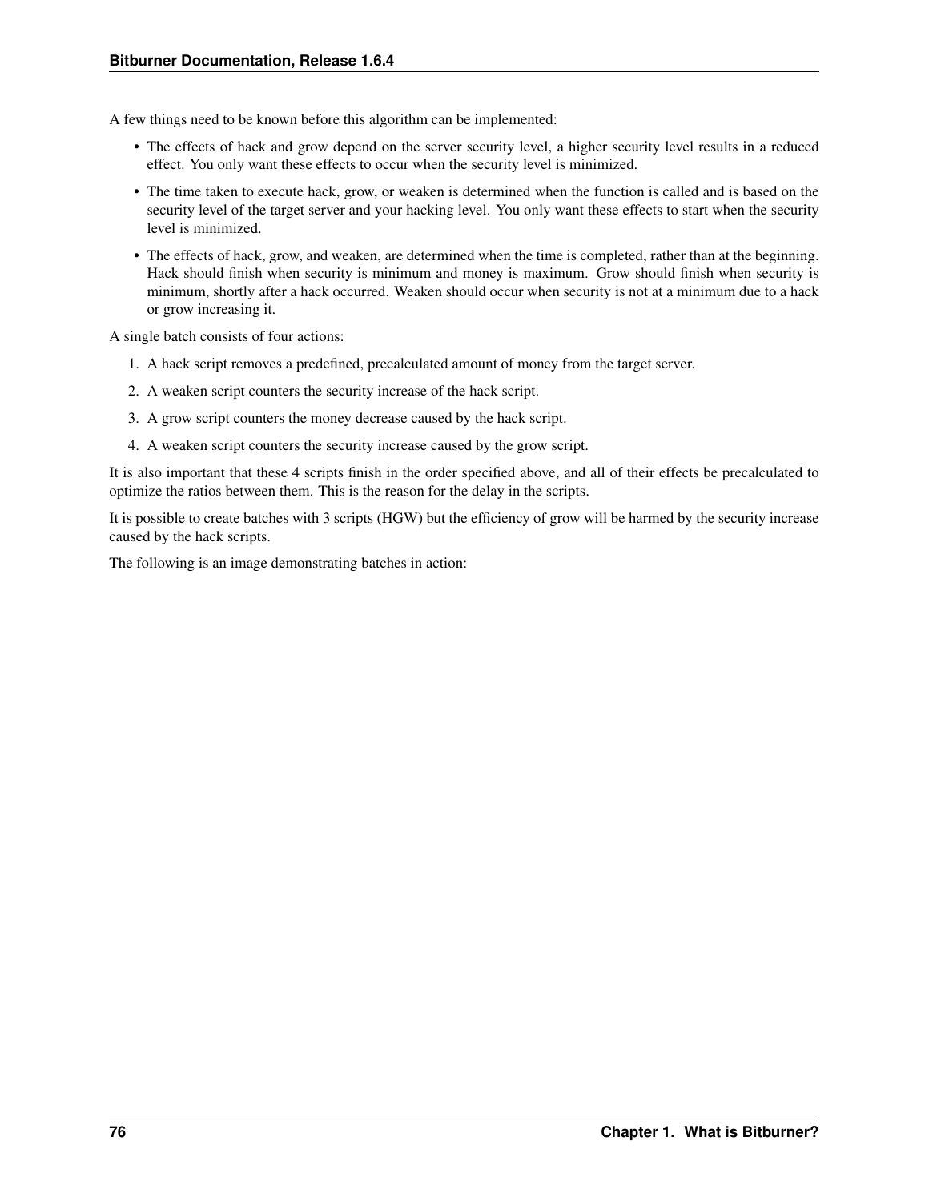A few things need to be known before this algorithm can be implemented:

- The effects of hack and grow depend on the server security level, a higher security level results in a reduced effect. You only want these effects to occur when the security level is minimized.
- The time taken to execute hack, grow, or weaken is determined when the function is called and is based on the security level of the target server and your hacking level. You only want these effects to start when the security level is minimized.
- The effects of hack, grow, and weaken, are determined when the time is completed, rather than at the beginning. Hack should finish when security is minimum and money is maximum. Grow should finish when security is minimum, shortly after a hack occurred. Weaken should occur when security is not at a minimum due to a hack or grow increasing it.

A single batch consists of four actions:

1. A hack script removes a predefined, precalculated amount of money from the target server.
2. A weaken script counters the security increase of the hack script.
3. A grow script counters the money decrease caused by the hack script.
4. A weaken script counters the security increase caused by the grow script.

It is also important that these 4 scripts finish in the order specified above, and all of their effects be precalculated to optimize the ratios between them. This is the reason for the delay in the scripts.

It is possible to create batches with 3 scripts (HGW) but the efficiency of grow will be harmed by the security increase caused by the hack scripts.

The following is an image demonstrating batches in action: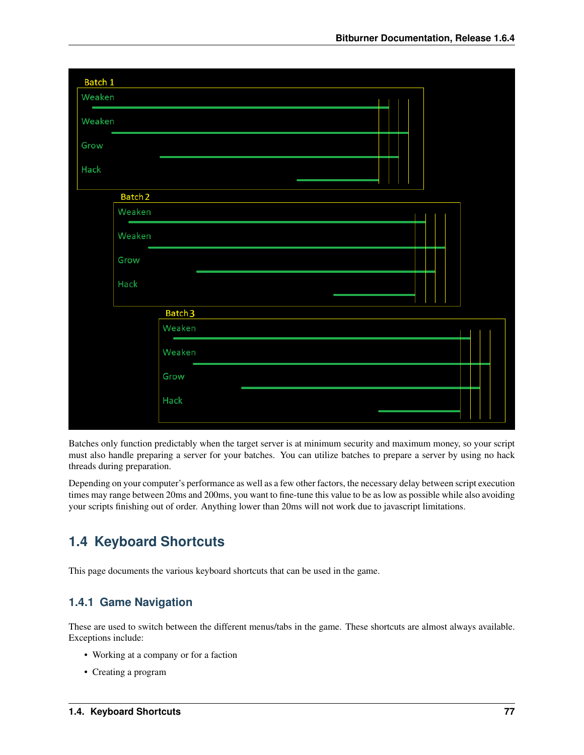Batches only function predictably when the target server is at minimum security and maximum money, so your script must also handle preparing a server for your batches. You can utilize batches to prepare a server by using no hack threads during preparation.

Depending on your computer's performance as well as a few other factors, the necessary delay between script execution times may range between 20ms and 200ms, you want to fine-tune this value to be as low as possible while also avoiding your scripts finishing out of order. Anything lower than 20ms will not work due to javascript limitations.

## 1.4 Keyboard Shortcuts

This page documents the various keyboard shortcuts that can be used in the game.

### 1.4.1 Game Navigation

These are used to switch between the different menus/tabs in the game. These shortcuts are almost always available. Exceptions include:

- Working at a company or for a faction
- Creating a program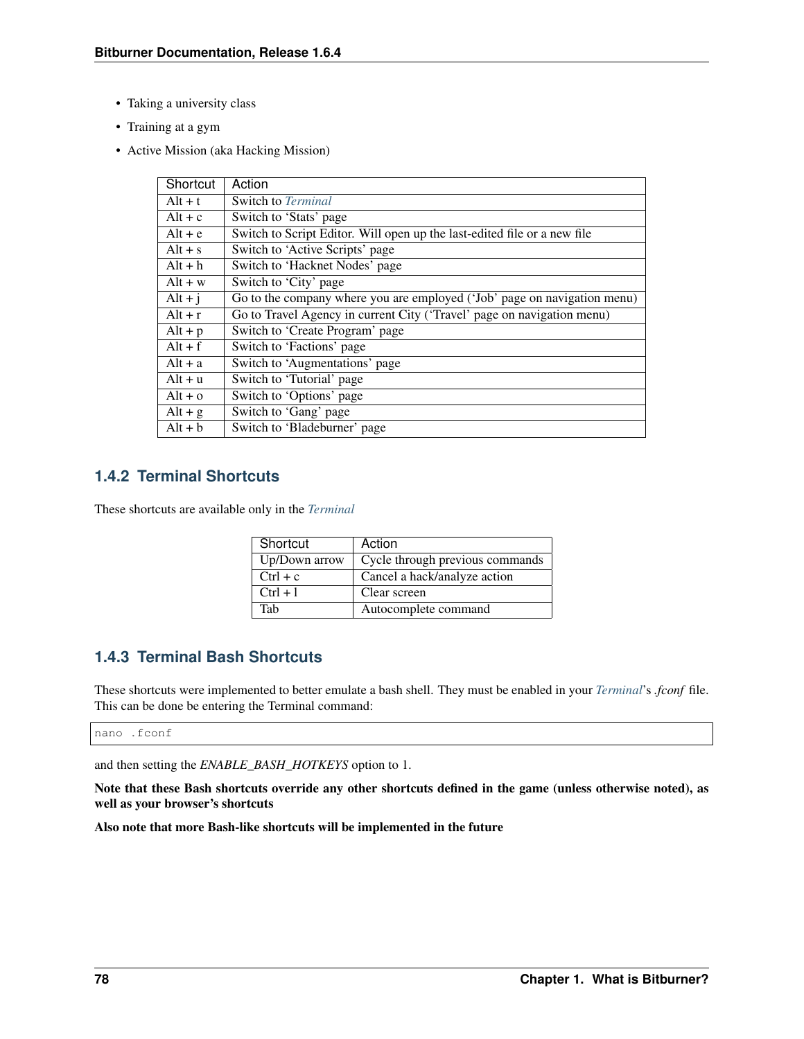- Taking a university class
- Training at a gym
- Active Mission (aka Hacking Mission)

| Shortcut | Action |
|---|---|
| Alt + t | Switch to *Terminal* |
| Alt + c | Switch to 'Stats' page |
| Alt + e | Switch to Script Editor. Will open up the last-edited file or a new file |
| Alt + s | Switch to 'Active Scripts' page |
| Alt + h | Switch to 'Hacknet Nodes' page |
| Alt + w | Switch to 'City' page |
| Alt + j | Go to the company where you are employed ('Job' page on navigation menu) |
| Alt + r | Go to Travel Agency in current City ('Travel' page on navigation menu) |
| Alt + p | Switch to 'Create Program' page |
| Alt + f | Switch to 'Factions' page |
| Alt + a | Switch to 'Augmentations' page |
| Alt + u | Switch to 'Tutorial' page |
| Alt + o | Switch to 'Options' page |
| Alt + g | Switch to 'Gang' page |
| Alt + b | Switch to 'Bladeburner' page |

### 1.4.2 Terminal Shortcuts

These shortcuts are available only in the *Terminal*

| Shortcut | Action |
|---|---|
| Up/Down arrow | Cycle through previous commands |
| Ctrl + c | Cancel a hack/analyze action |
| Ctrl + l | Clear screen |
| Tab | Autocomplete command |

### 1.4.3 Terminal Bash Shortcuts

These shortcuts were implemented to better emulate a bash shell. They must be enabled in your *Terminal*'s *.fconf* file. This can be done be entering the Terminal command:

```
nano .fconf
```

and then setting the *ENABLE_BASH_HOTKEYS* option to 1.

**Note that these Bash shortcuts override any other shortcuts defined in the game (unless otherwise noted), as well as your browser's shortcuts**

**Also note that more Bash-like shortcuts will be implemented in the future**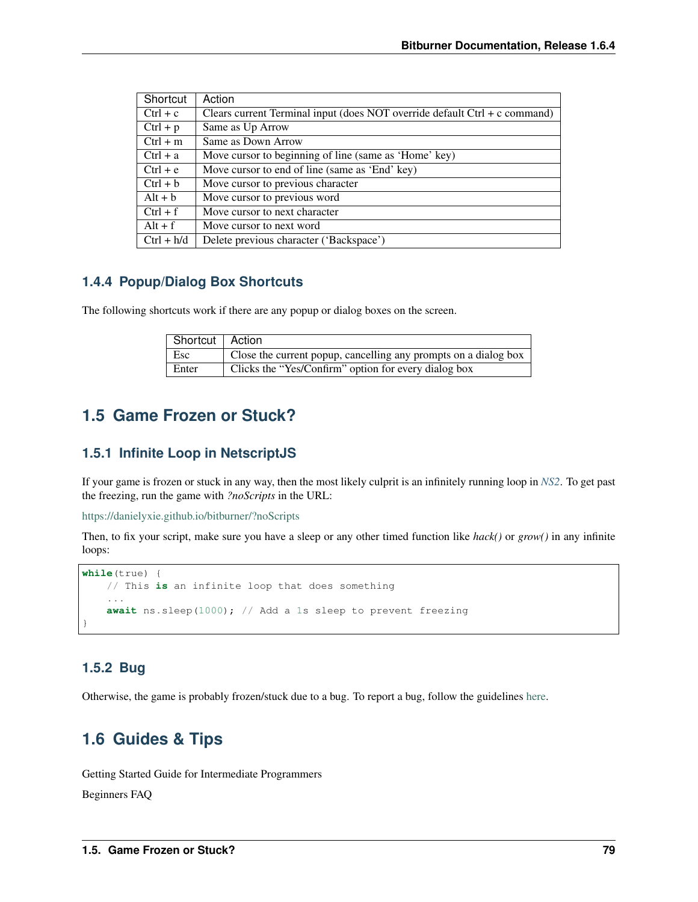| Shortcut | Action |
|---|---|
| Ctrl + c | Clears current Terminal input (does NOT override default Ctrl + c command) |
| Ctrl + p | Same as Up Arrow |
| Ctrl + m | Same as Down Arrow |
| Ctrl + a | Move cursor to beginning of line (same as 'Home' key) |
| Ctrl + e | Move cursor to end of line (same as 'End' key) |
| Ctrl + b | Move cursor to previous character |
| Alt + b | Move cursor to previous word |
| Ctrl + f | Move cursor to next character |
| Alt + f | Move cursor to next word |
| Ctrl + h/d | Delete previous character ('Backspace') |

### 1.4.4 Popup/Dialog Box Shortcuts

The following shortcuts work if there are any popup or dialog boxes on the screen.

| Shortcut | Action |
|---|---|
| Esc | Close the current popup, cancelling any prompts on a dialog box |
| Enter | Clicks the "Yes/Confirm" option for every dialog box |

## 1.5 Game Frozen or Stuck?

### 1.5.1 Infinite Loop in NetscriptJS

If your game is frozen or stuck in any way, then the most likely culprit is an infinitely running loop in *NS2*. To get past the freezing, run the game with *?noScripts* in the URL:

https://danielyxie.github.io/bitburner/?noScripts

Then, to fix your script, make sure you have a sleep or any other timed function like *hack()* or *grow()* in any infinite loops:

```
while(true) {
    // This is an infinite loop that does something
    ...
    await ns.sleep(1000); // Add a 1s sleep to prevent freezing
}
```

### 1.5.2 Bug

Otherwise, the game is probably frozen/stuck due to a bug. To report a bug, follow the guidelines here.

## 1.6 Guides & Tips

Getting Started Guide for Intermediate Programmers

Beginners FAQ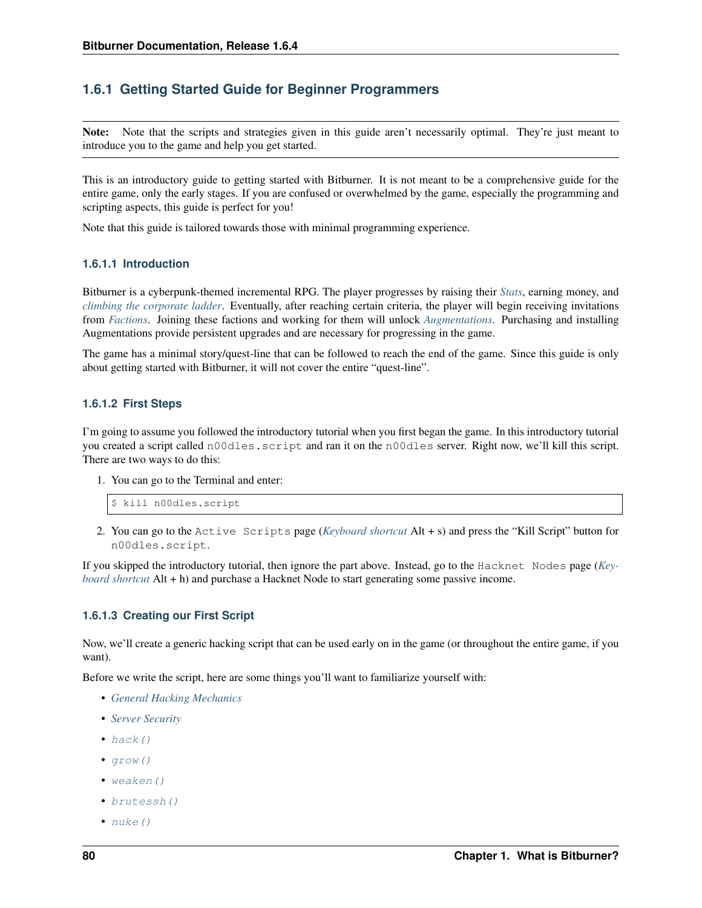### 1.6.1 Getting Started Guide for Beginner Programmers

**Note:** Note that the scripts and strategies given in this guide aren't necessarily optimal. They're just meant to introduce you to the game and help you get started.

This is an introductory guide to getting started with Bitburner. It is not meant to be a comprehensive guide for the entire game, only the early stages. If you are confused or overwhelmed by the game, especially the programming and scripting aspects, this guide is perfect for you!

Note that this guide is tailored towards those with minimal programming experience.

#### 1.6.1.1 Introduction

Bitburner is a cyberpunk-themed incremental RPG. The player progresses by raising their *Stats*, earning money, and *climbing the corporate ladder*. Eventually, after reaching certain criteria, the player will begin receiving invitations from *Factions*. Joining these factions and working for them will unlock *Augmentations*. Purchasing and installing Augmentations provide persistent upgrades and are necessary for progressing in the game.

The game has a minimal story/quest-line that can be followed to reach the end of the game. Since this guide is only about getting started with Bitburner, it will not cover the entire "quest-line".

#### 1.6.1.2 First Steps

I'm going to assume you followed the introductory tutorial when you first began the game. In this introductory tutorial you created a script called `n00dles.script` and ran it on the `n00dles` server. Right now, we'll kill this script. There are two ways to do this:

1. You can go to the Terminal and enter:

```
$ kill n00dles.script
```

2. You can go to the `Active Scripts` page (*Keyboard shortcut* Alt + s) and press the "Kill Script" button for `n00dles.script`.

If you skipped the introductory tutorial, then ignore the part above. Instead, go to the `Hacknet Nodes` page (*Keyboard shortcut* Alt + h) and purchase a Hacknet Node to start generating some passive income.

#### 1.6.1.3 Creating our First Script

Now, we'll create a generic hacking script that can be used early on in the game (or throughout the entire game, if you want).

Before we write the script, here are some things you'll want to familiarize yourself with:

- *General Hacking Mechanics*
- *Server Security*
- `hack()`
- `grow()`
- `weaken()`
- `brutessh()`
- `nuke()`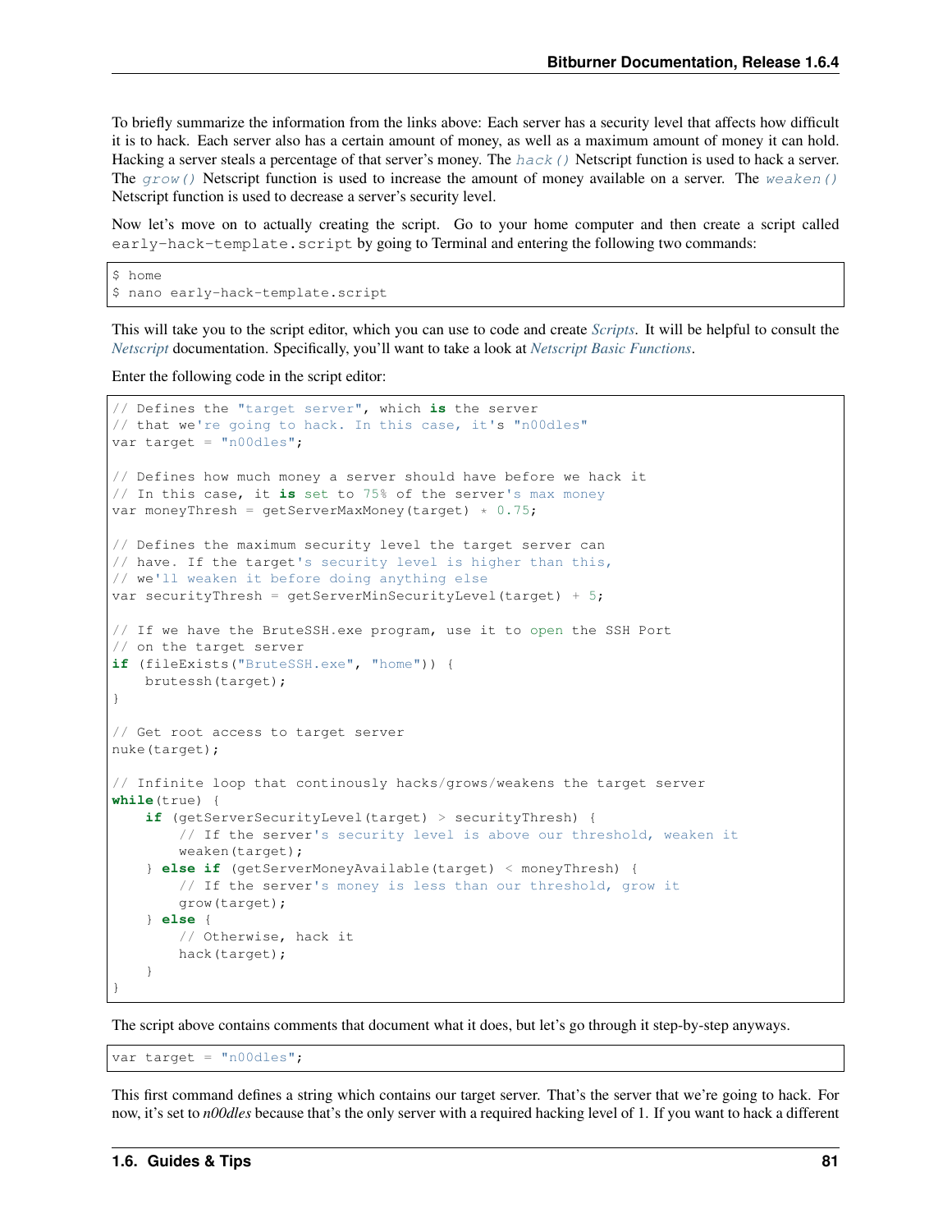To briefly summarize the information from the links above: Each server has a security level that affects how difficult it is to hack. Each server also has a certain amount of money, as well as a maximum amount of money it can hold. Hacking a server steals a percentage of that server's money. The `hack()` Netscript function is used to hack a server. The `grow()` Netscript function is used to increase the amount of money available on a server. The `weaken()` Netscript function is used to decrease a server's security level.

Now let's move on to actually creating the script. Go to your home computer and then create a script called `early-hack-template.script` by going to Terminal and entering the following two commands:

```
$ home
$ nano early-hack-template.script
```

This will take you to the script editor, which you can use to code and create *Scripts*. It will be helpful to consult the *Netscript* documentation. Specifically, you'll want to take a look at *Netscript Basic Functions*.

Enter the following code in the script editor:

```
// Defines the "target server", which is the server
// that we're going to hack. In this case, it's "n00dles"
var target = "n00dles";

// Defines how much money a server should have before we hack it
// In this case, it is set to 75% of the server's max money
var moneyThresh = getServerMaxMoney(target) * 0.75;

// Defines the maximum security level the target server can
// have. If the target's security level is higher than this,
// we'll weaken it before doing anything else
var securityThresh = getServerMinSecurityLevel(target) + 5;

// If we have the BruteSSH.exe program, use it to open the SSH Port
// on the target server
if (fileExists("BruteSSH.exe", "home")) {
    brutessh(target);
}

// Get root access to target server
nuke(target);

// Infinite loop that continously hacks/grows/weakens the target server
while(true) {
    if (getServerSecurityLevel(target) > securityThresh) {
        // If the server's security level is above our threshold, weaken it
        weaken(target);
    } else if (getServerMoneyAvailable(target) < moneyThresh) {
        // If the server's money is less than our threshold, grow it
        grow(target);
    } else {
        // Otherwise, hack it
        hack(target);
    }
}
```

The script above contains comments that document what it does, but let's go through it step-by-step anyways.

```
var target = "n00dles";
```

This first command defines a string which contains our target server. That's the server that we're going to hack. For now, it's set to *n00dles* because that's the only server with a required hacking level of 1. If you want to hack a different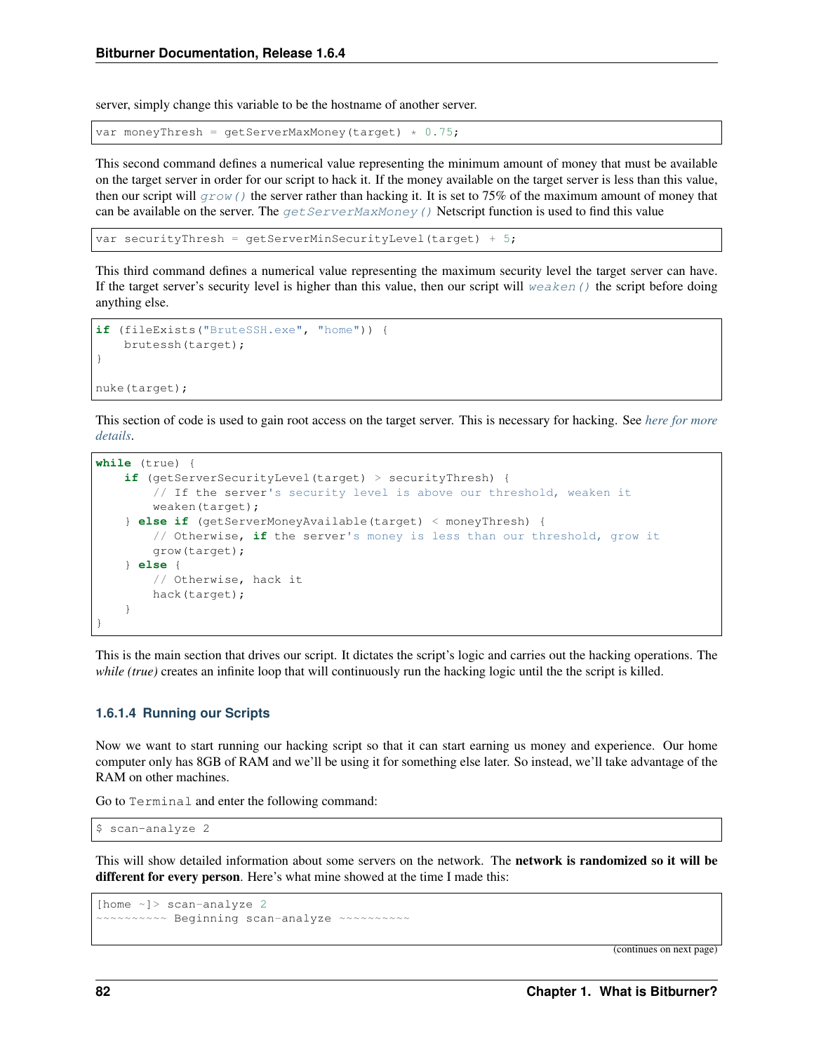server, simply change this variable to be the hostname of another server.

```
var moneyThresh = getServerMaxMoney(target) * 0.75;
```

This second command defines a numerical value representing the minimum amount of money that must be available on the target server in order for our script to hack it. If the money available on the target server is less than this value, then our script will *grow()* the server rather than hacking it. It is set to 75% of the maximum amount of money that can be available on the server. The *getServerMaxMoney()* Netscript function is used to find this value

```
var securityThresh = getServerMinSecurityLevel(target) + 5;
```

This third command defines a numerical value representing the maximum security level the target server can have. If the target server's security level is higher than this value, then our script will *weaken()* the script before doing anything else.

```
if (fileExists("BruteSSH.exe", "home")) {
    brutessh(target);
}

nuke(target);
```

This section of code is used to gain root access on the target server. This is necessary for hacking. See *here for more details*.

```
while (true) {
    if (getServerSecurityLevel(target) > securityThresh) {
        // If the server's security level is above our threshold, weaken it
        weaken(target);
    } else if (getServerMoneyAvailable(target) < moneyThresh) {
        // Otherwise, if the server's money is less than our threshold, grow it
        grow(target);
    } else {
        // Otherwise, hack it
        hack(target);
    }
}
```

This is the main section that drives our script. It dictates the script's logic and carries out the hacking operations. The *while (true)* creates an infinite loop that will continuously run the hacking logic until the the script is killed.

### 1.6.1.4 Running our Scripts

Now we want to start running our hacking script so that it can start earning us money and experience. Our home computer only has 8GB of RAM and we'll be using it for something else later. So instead, we'll take advantage of the RAM on other machines.

Go to `Terminal` and enter the following command:

```
$ scan-analyze 2
```

This will show detailed information about some servers on the network. The **network is randomized so it will be different for every person**. Here's what mine showed at the time I made this:

```
[home ~]> scan-analyze 2
~~~~~~~~~~ Beginning scan-analyze ~~~~~~~~~~
```

(continues on next page)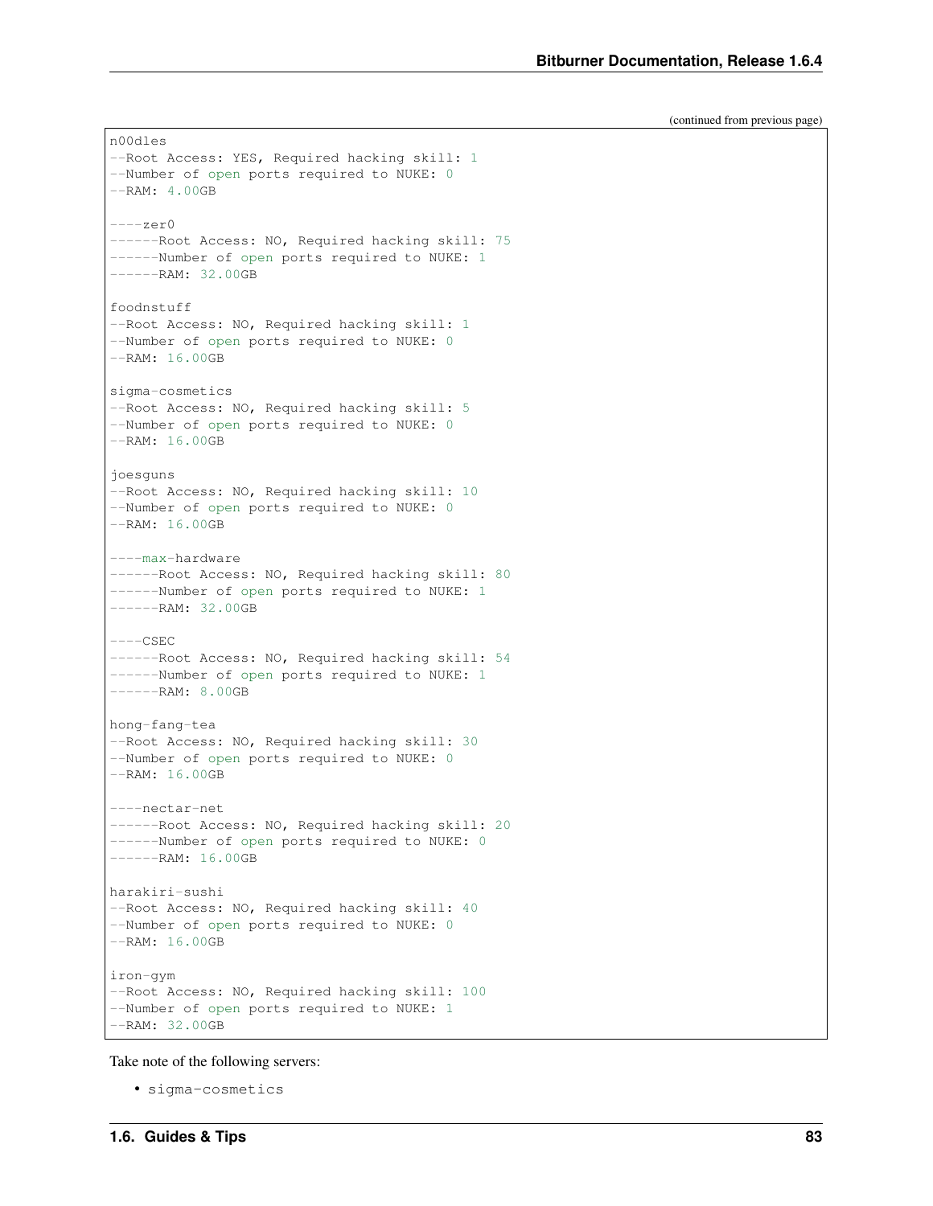(continued from previous page)

```
n00dles
--Root Access: YES, Required hacking skill: 1
--Number of open ports required to NUKE: 0
--RAM: 4.00GB

----zer0
------Root Access: NO, Required hacking skill: 75
------Number of open ports required to NUKE: 1
------RAM: 32.00GB

foodnstuff
--Root Access: NO, Required hacking skill: 1
--Number of open ports required to NUKE: 0
--RAM: 16.00GB

sigma-cosmetics
--Root Access: NO, Required hacking skill: 5
--Number of open ports required to NUKE: 0
--RAM: 16.00GB

joesguns
--Root Access: NO, Required hacking skill: 10
--Number of open ports required to NUKE: 0
--RAM: 16.00GB

----max-hardware
------Root Access: NO, Required hacking skill: 80
------Number of open ports required to NUKE: 1
------RAM: 32.00GB

----CSEC
------Root Access: NO, Required hacking skill: 54
------Number of open ports required to NUKE: 1
------RAM: 8.00GB

hong-fang-tea
--Root Access: NO, Required hacking skill: 30
--Number of open ports required to NUKE: 0
--RAM: 16.00GB

----nectar-net
------Root Access: NO, Required hacking skill: 20
------Number of open ports required to NUKE: 0
------RAM: 16.00GB

harakiri-sushi
--Root Access: NO, Required hacking skill: 40
--Number of open ports required to NUKE: 0
--RAM: 16.00GB

iron-gym
--Root Access: NO, Required hacking skill: 100
--Number of open ports required to NUKE: 1
--RAM: 32.00GB
```

Take note of the following servers:

- `sigma-cosmetics`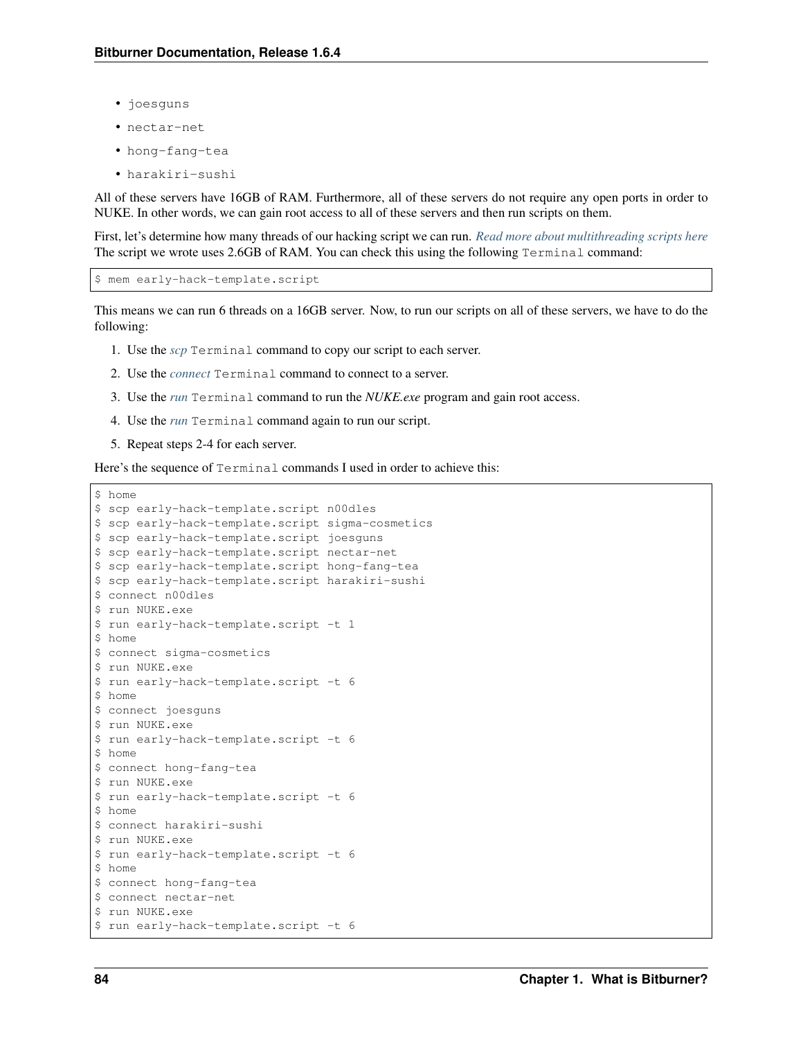- joesguns
- nectar-net
- hong-fang-tea
- harakiri-sushi

All of these servers have 16GB of RAM. Furthermore, all of these servers do not require any open ports in order to NUKE. In other words, we can gain root access to all of these servers and then run scripts on them.

First, let's determine how many threads of our hacking script we can run. *Read more about multithreading scripts here* The script we wrote uses 2.6GB of RAM. You can check this using the following `Terminal` command:

```
$ mem early-hack-template.script
```

This means we can run 6 threads on a 16GB server. Now, to run our scripts on all of these servers, we have to do the following:

1. Use the *scp* `Terminal` command to copy our script to each server.
2. Use the *connect* `Terminal` command to connect to a server.
3. Use the *run* `Terminal` command to run the *NUKE.exe* program and gain root access.
4. Use the *run* `Terminal` command again to run our script.
5. Repeat steps 2-4 for each server.

Here's the sequence of `Terminal` commands I used in order to achieve this:

```
$ home
$ scp early-hack-template.script n00dles
$ scp early-hack-template.script sigma-cosmetics
$ scp early-hack-template.script joesguns
$ scp early-hack-template.script nectar-net
$ scp early-hack-template.script hong-fang-tea
$ scp early-hack-template.script harakiri-sushi
$ connect n00dles
$ run NUKE.exe
$ run early-hack-template.script -t 1
$ home
$ connect sigma-cosmetics
$ run NUKE.exe
$ run early-hack-template.script -t 6
$ home
$ connect joesguns
$ run NUKE.exe
$ run early-hack-template.script -t 6
$ home
$ connect hong-fang-tea
$ run NUKE.exe
$ run early-hack-template.script -t 6
$ home
$ connect harakiri-sushi
$ run NUKE.exe
$ run early-hack-template.script -t 6
$ home
$ connect hong-fang-tea
$ connect nectar-net
$ run NUKE.exe
$ run early-hack-template.script -t 6
```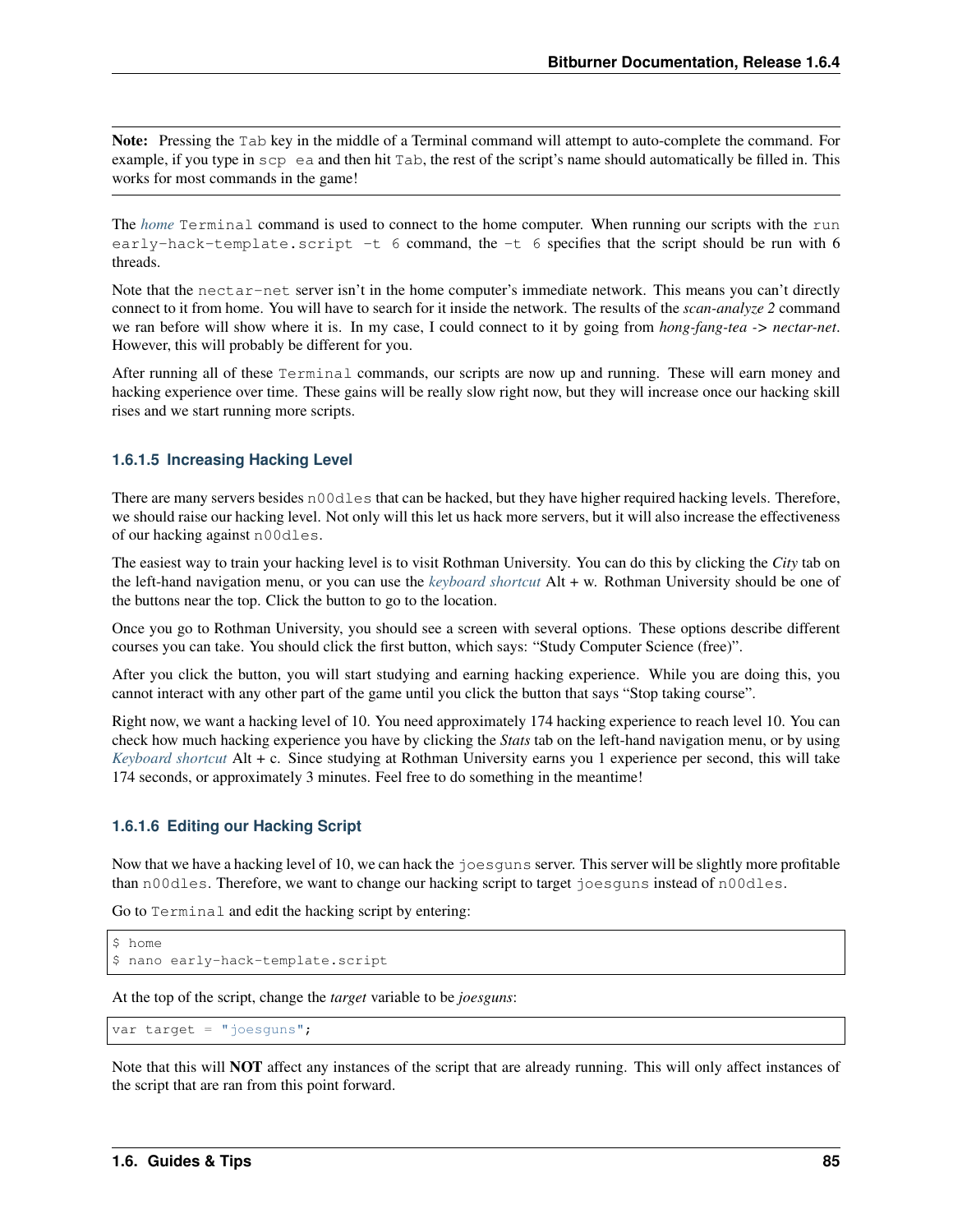**Note:** Pressing the `Tab` key in the middle of a Terminal command will attempt to auto-complete the command. For example, if you type in `scp ea` and then hit `Tab`, the rest of the script's name should automatically be filled in. This works for most commands in the game!

The *home* `Terminal` command is used to connect to the home computer. When running our scripts with the `run early-hack-template.script -t 6` command, the `-t 6` specifies that the script should be run with 6 threads.

Note that the `nectar-net` server isn't in the home computer's immediate network. This means you can't directly connect to it from home. You will have to search for it inside the network. The results of the *scan-analyze 2* command we ran before will show where it is. In my case, I could connect to it by going from *hong-fang-tea -> nectar-net*. However, this will probably be different for you.

After running all of these `Terminal` commands, our scripts are now up and running. These will earn money and hacking experience over time. These gains will be really slow right now, but they will increase once our hacking skill rises and we start running more scripts.

#### 1.6.1.5 Increasing Hacking Level

There are many servers besides `n00dles` that can be hacked, but they have higher required hacking levels. Therefore, we should raise our hacking level. Not only will this let us hack more servers, but it will also increase the effectiveness of our hacking against `n00dles`.

The easiest way to train your hacking level is to visit Rothman University. You can do this by clicking the *City* tab on the left-hand navigation menu, or you can use the *keyboard shortcut* Alt + w. Rothman University should be one of the buttons near the top. Click the button to go to the location.

Once you go to Rothman University, you should see a screen with several options. These options describe different courses you can take. You should click the first button, which says: "Study Computer Science (free)".

After you click the button, you will start studying and earning hacking experience. While you are doing this, you cannot interact with any other part of the game until you click the button that says "Stop taking course".

Right now, we want a hacking level of 10. You need approximately 174 hacking experience to reach level 10. You can check how much hacking experience you have by clicking the *Stats* tab on the left-hand navigation menu, or by using *Keyboard shortcut* Alt + c. Since studying at Rothman University earns you 1 experience per second, this will take 174 seconds, or approximately 3 minutes. Feel free to do something in the meantime!

#### 1.6.1.6 Editing our Hacking Script

Now that we have a hacking level of 10, we can hack the `joesguns` server. This server will be slightly more profitable than `n00dles`. Therefore, we want to change our hacking script to target `joesguns` instead of `n00dles`.

Go to `Terminal` and edit the hacking script by entering:

```
$ home
$ nano early-hack-template.script
```

At the top of the script, change the *target* variable to be *joesguns*:

```
var target = "joesguns";
```

Note that this will **NOT** affect any instances of the script that are already running. This will only affect instances of the script that are ran from this point forward.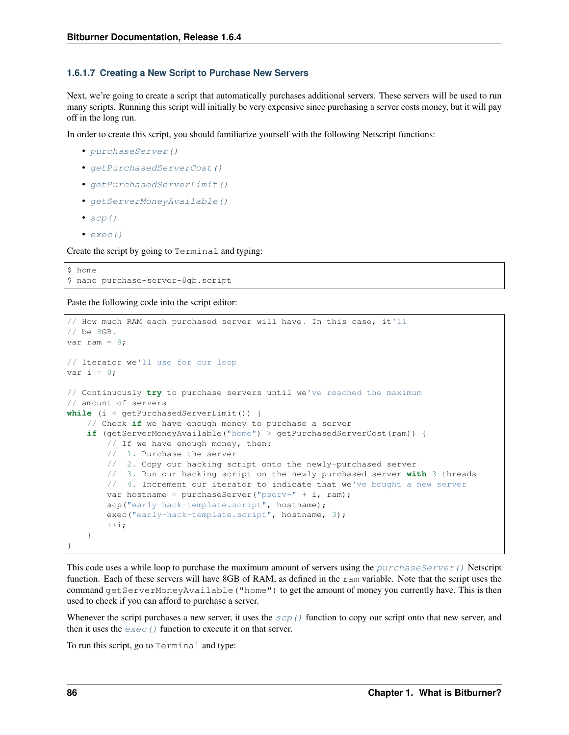### 1.6.1.7 Creating a New Script to Purchase New Servers

Next, we're going to create a script that automatically purchases additional servers. These servers will be used to run many scripts. Running this script will initially be very expensive since purchasing a server costs money, but it will pay off in the long run.

In order to create this script, you should familiarize yourself with the following Netscript functions:

- *purchaseServer()*
- *getPurchasedServerCost()*
- *getPurchasedServerLimit()*
- *getServerMoneyAvailable()*
- *scp()*
- *exec()*

Create the script by going to `Terminal` and typing:

```
$ home
$ nano purchase-server-8gb.script
```

Paste the following code into the script editor:

```
// How much RAM each purchased server will have. In this case, it'll
// be 8GB.
var ram = 8;

// Iterator we'll use for our loop
var i = 0;

// Continuously try to purchase servers until we've reached the maximum
// amount of servers
while (i < getPurchasedServerLimit()) {
    // Check if we have enough money to purchase a server
    if (getServerMoneyAvailable("home") > getPurchasedServerCost(ram)) {
        // If we have enough money, then:
        //  1. Purchase the server
        //  2. Copy our hacking script onto the newly-purchased server
        //  3. Run our hacking script on the newly-purchased server with 3 threads
        //  4. Increment our iterator to indicate that we've bought a new server
        var hostname = purchaseServer("pserv-" + i, ram);
        scp("early-hack-template.script", hostname);
        exec("early-hack-template.script", hostname, 3);
        ++i;
    }
}
```

This code uses a while loop to purchase the maximum amount of servers using the *purchaseServer()* Netscript function. Each of these servers will have 8GB of RAM, as defined in the `ram` variable. Note that the script uses the command `getServerMoneyAvailable("home")` to get the amount of money you currently have. This is then used to check if you can afford to purchase a server.

Whenever the script purchases a new server, it uses the *scp()* function to copy our script onto that new server, and then it uses the *exec()* function to execute it on that server.

To run this script, go to `Terminal` and type: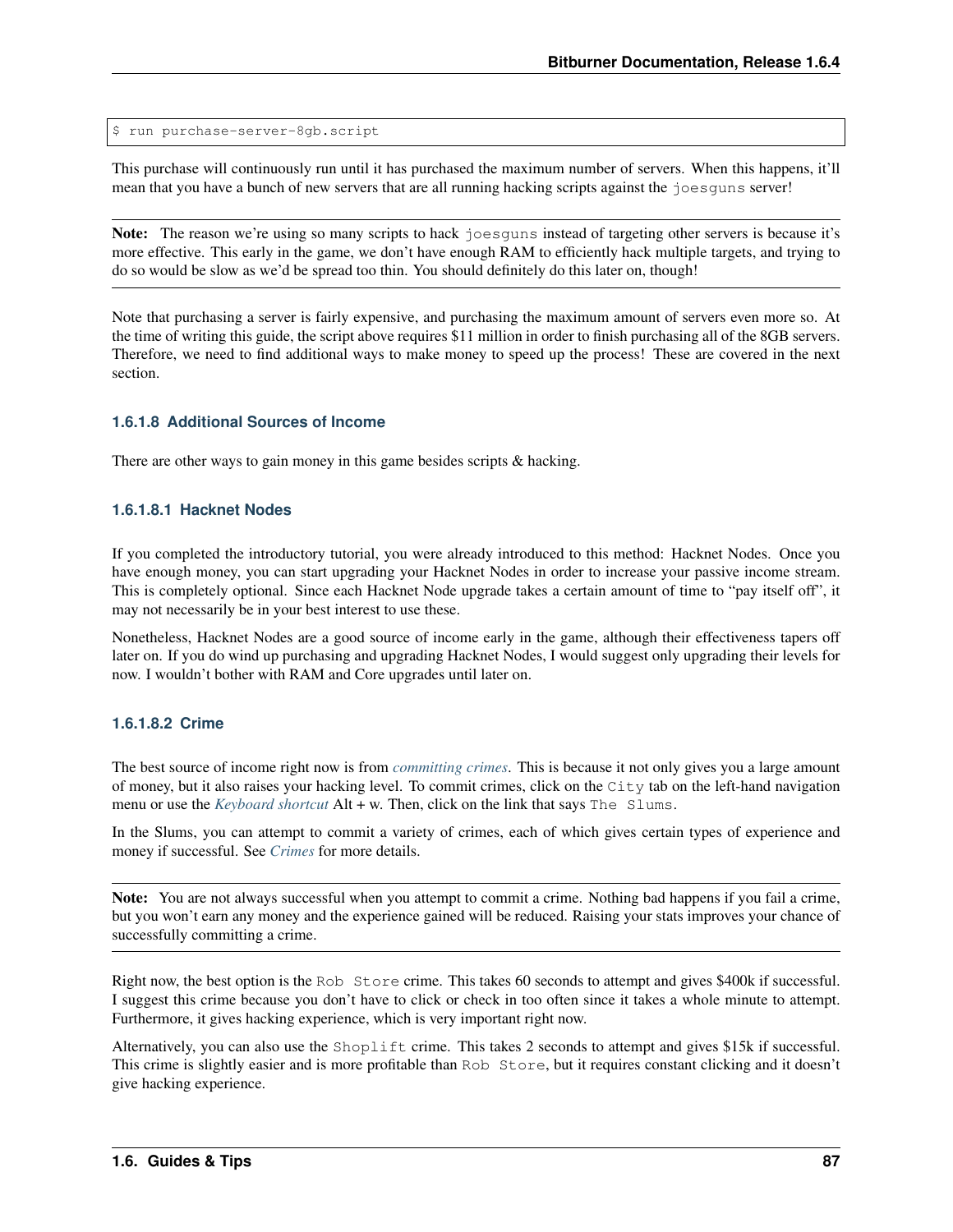```
$ run purchase-server-8gb.script
```

This purchase will continuously run until it has purchased the maximum number of servers. When this happens, it'll mean that you have a bunch of new servers that are all running hacking scripts against the `joesguns` server!

**Note:** The reason we're using so many scripts to hack `joesguns` instead of targeting other servers is because it's more effective. This early in the game, we don't have enough RAM to efficiently hack multiple targets, and trying to do so would be slow as we'd be spread too thin. You should definitely do this later on, though!

Note that purchasing a server is fairly expensive, and purchasing the maximum amount of servers even more so. At the time of writing this guide, the script above requires $11 million in order to finish purchasing all of the 8GB servers. Therefore, we need to find additional ways to make money to speed up the process! These are covered in the next section.

#### 1.6.1.8 Additional Sources of Income

There are other ways to gain money in this game besides scripts & hacking.

##### 1.6.1.8.1 Hacknet Nodes

If you completed the introductory tutorial, you were already introduced to this method: Hacknet Nodes. Once you have enough money, you can start upgrading your Hacknet Nodes in order to increase your passive income stream. This is completely optional. Since each Hacknet Node upgrade takes a certain amount of time to "pay itself off", it may not necessarily be in your best interest to use these.

Nonetheless, Hacknet Nodes are a good source of income early in the game, although their effectiveness tapers off later on. If you do wind up purchasing and upgrading Hacknet Nodes, I would suggest only upgrading their levels for now. I wouldn't bother with RAM and Core upgrades until later on.

##### 1.6.1.8.2 Crime

The best source of income right now is from *committing crimes*. This is because it not only gives you a large amount of money, but it also raises your hacking level. To commit crimes, click on the `City` tab on the left-hand navigation menu or use the *Keyboard shortcut* Alt + w. Then, click on the link that says `The Slums`.

In the Slums, you can attempt to commit a variety of crimes, each of which gives certain types of experience and money if successful. See *Crimes* for more details.

**Note:** You are not always successful when you attempt to commit a crime. Nothing bad happens if you fail a crime, but you won't earn any money and the experience gained will be reduced. Raising your stats improves your chance of successfully committing a crime.

Right now, the best option is the `Rob Store` crime. This takes 60 seconds to attempt and gives $400k if successful. I suggest this crime because you don't have to click or check in too often since it takes a whole minute to attempt. Furthermore, it gives hacking experience, which is very important right now.

Alternatively, you can also use the `Shoplift` crime. This takes 2 seconds to attempt and gives $15k if successful. This crime is slightly easier and is more profitable than `Rob Store`, but it requires constant clicking and it doesn't give hacking experience.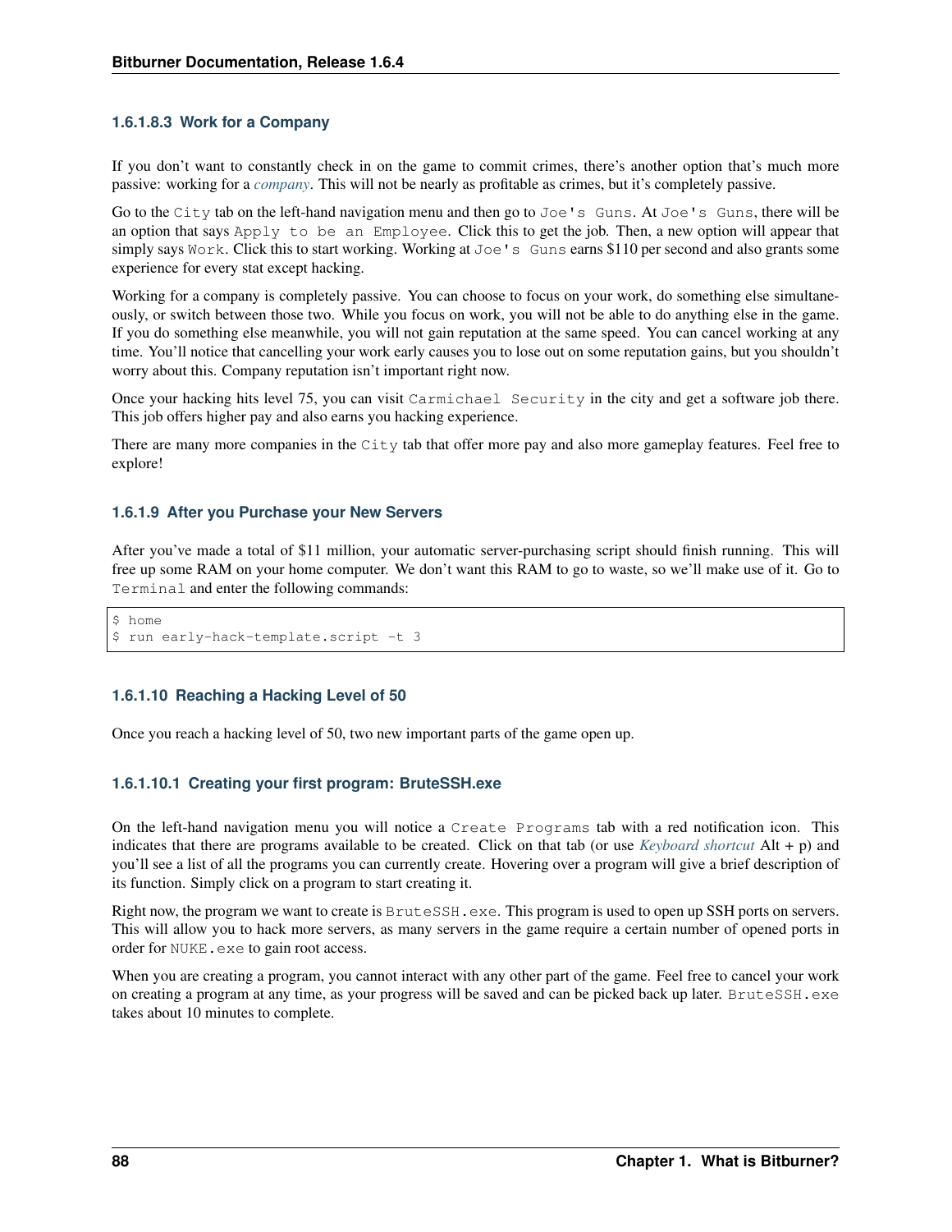#### 1.6.1.8.3 Work for a Company

If you don't want to constantly check in on the game to commit crimes, there's another option that's much more passive: working for a *company*. This will not be nearly as profitable as crimes, but it's completely passive.

Go to the `City` tab on the left-hand navigation menu and then go to `Joe's Guns`. At `Joe's Guns`, there will be an option that says `Apply to be an Employee`. Click this to get the job. Then, a new option will appear that simply says `Work`. Click this to start working. Working at `Joe's Guns` earns $110 per second and also grants some experience for every stat except hacking.

Working for a company is completely passive. You can choose to focus on your work, do something else simultaneously, or switch between those two. While you focus on work, you will not be able to do anything else in the game. If you do something else meanwhile, you will not gain reputation at the same speed. You can cancel working at any time. You'll notice that cancelling your work early causes you to lose out on some reputation gains, but you shouldn't worry about this. Company reputation isn't important right now.

Once your hacking hits level 75, you can visit `Carmichael Security` in the city and get a software job there. This job offers higher pay and also earns you hacking experience.

There are many more companies in the `City` tab that offer more pay and also more gameplay features. Feel free to explore!

### 1.6.1.9 After you Purchase your New Servers

After you've made a total of $11 million, your automatic server-purchasing script should finish running. This will free up some RAM on your home computer. We don't want this RAM to go to waste, so we'll make use of it. Go to `Terminal` and enter the following commands:

```
$ home
$ run early-hack-template.script -t 3
```

### 1.6.1.10 Reaching a Hacking Level of 50

Once you reach a hacking level of 50, two new important parts of the game open up.

#### 1.6.1.10.1 Creating your first program: BruteSSH.exe

On the left-hand navigation menu you will notice a `Create Programs` tab with a red notification icon. This indicates that there are programs available to be created. Click on that tab (or use *Keyboard shortcut* Alt + p) and you'll see a list of all the programs you can currently create. Hovering over a program will give a brief description of its function. Simply click on a program to start creating it.

Right now, the program we want to create is `BruteSSH.exe`. This program is used to open up SSH ports on servers. This will allow you to hack more servers, as many servers in the game require a certain number of opened ports in order for `NUKE.exe` to gain root access.

When you are creating a program, you cannot interact with any other part of the game. Feel free to cancel your work on creating a program at any time, as your progress will be saved and can be picked back up later. `BruteSSH.exe` takes about 10 minutes to complete.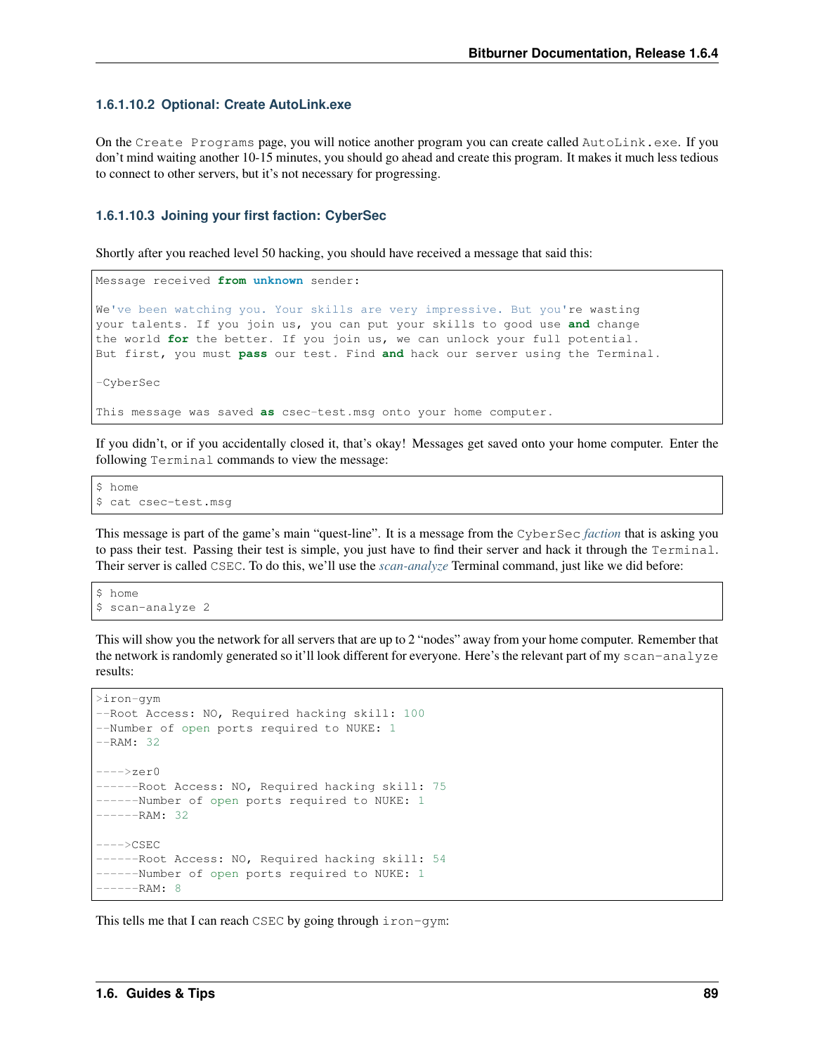#### 1.6.1.10.2 Optional: Create AutoLink.exe

On the `Create Programs` page, you will notice another program you can create called `AutoLink.exe`. If you don't mind waiting another 10-15 minutes, you should go ahead and create this program. It makes it much less tedious to connect to other servers, but it's not necessary for progressing.

#### 1.6.1.10.3 Joining your first faction: CyberSec

Shortly after you reached level 50 hacking, you should have received a message that said this:

```
Message received from unknown sender:

We've been watching you. Your skills are very impressive. But you're wasting
your talents. If you join us, you can put your skills to good use and change
the world for the better. If you join us, we can unlock your full potential.
But first, you must pass our test. Find and hack our server using the Terminal.

-CyberSec

This message was saved as csec-test.msg onto your home computer.
```

If you didn't, or if you accidentally closed it, that's okay! Messages get saved onto your home computer. Enter the following `Terminal` commands to view the message:

```
$ home
$ cat csec-test.msg
```

This message is part of the game's main "quest-line". It is a message from the `CyberSec` *faction* that is asking you to pass their test. Passing their test is simple, you just have to find their server and hack it through the `Terminal`. Their server is called `CSEC`. To do this, we'll use the *scan-analyze* Terminal command, just like we did before:

```
$ home
$ scan-analyze 2
```

This will show you the network for all servers that are up to 2 "nodes" away from your home computer. Remember that the network is randomly generated so it'll look different for everyone. Here's the relevant part of my `scan-analyze` results:

```
>iron-gym
--Root Access: NO, Required hacking skill: 100
--Number of open ports required to NUKE: 1
--RAM: 32

---->zer0
------Root Access: NO, Required hacking skill: 75
------Number of open ports required to NUKE: 1
------RAM: 32

---->CSEC
------Root Access: NO, Required hacking skill: 54
------Number of open ports required to NUKE: 1
------RAM: 8
```

This tells me that I can reach `CSEC` by going through `iron-gym`: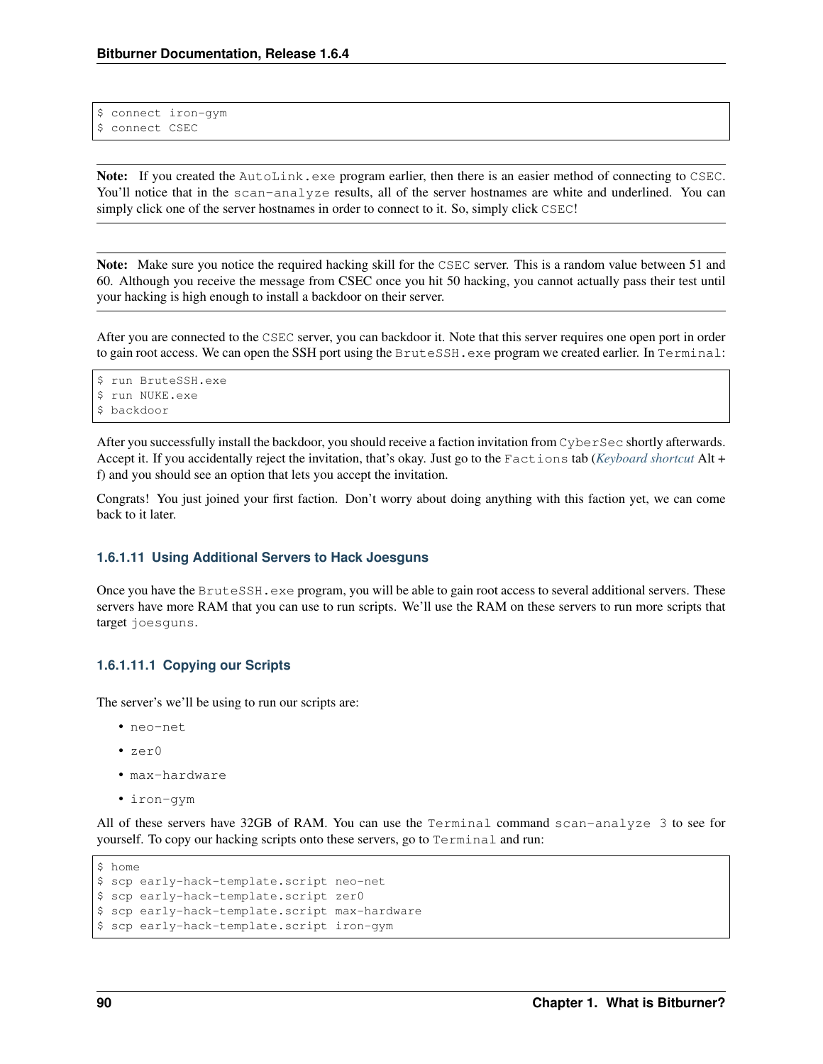```
$ connect iron-gym
$ connect CSEC
```

**Note:** If you created the AutoLink.exe program earlier, then there is an easier method of connecting to CSEC. You'll notice that in the scan-analyze results, all of the server hostnames are white and underlined. You can simply click one of the server hostnames in order to connect to it. So, simply click CSEC!

**Note:** Make sure you notice the required hacking skill for the CSEC server. This is a random value between 51 and 60. Although you receive the message from CSEC once you hit 50 hacking, you cannot actually pass their test until your hacking is high enough to install a backdoor on their server.

After you are connected to the CSEC server, you can backdoor it. Note that this server requires one open port in order to gain root access. We can open the SSH port using the BruteSSH.exe program we created earlier. In Terminal:

```
$ run BruteSSH.exe
$ run NUKE.exe
$ backdoor
```

After you successfully install the backdoor, you should receive a faction invitation from CyberSec shortly afterwards. Accept it. If you accidentally reject the invitation, that's okay. Just go to the Factions tab (*Keyboard shortcut* Alt + f) and you should see an option that lets you accept the invitation.

Congrats! You just joined your first faction. Don't worry about doing anything with this faction yet, we can come back to it later.

#### 1.6.1.11 Using Additional Servers to Hack Joesguns

Once you have the BruteSSH.exe program, you will be able to gain root access to several additional servers. These servers have more RAM that you can use to run scripts. We'll use the RAM on these servers to run more scripts that target joesguns.

##### 1.6.1.11.1 Copying our Scripts

The server's we'll be using to run our scripts are:

- neo-net
- zer0
- max-hardware
- iron-gym

All of these servers have 32GB of RAM. You can use the Terminal command scan-analyze 3 to see for yourself. To copy our hacking scripts onto these servers, go to Terminal and run:

```
$ home
$ scp early-hack-template.script neo-net
$ scp early-hack-template.script zer0
$ scp early-hack-template.script max-hardware
$ scp early-hack-template.script iron-gym
```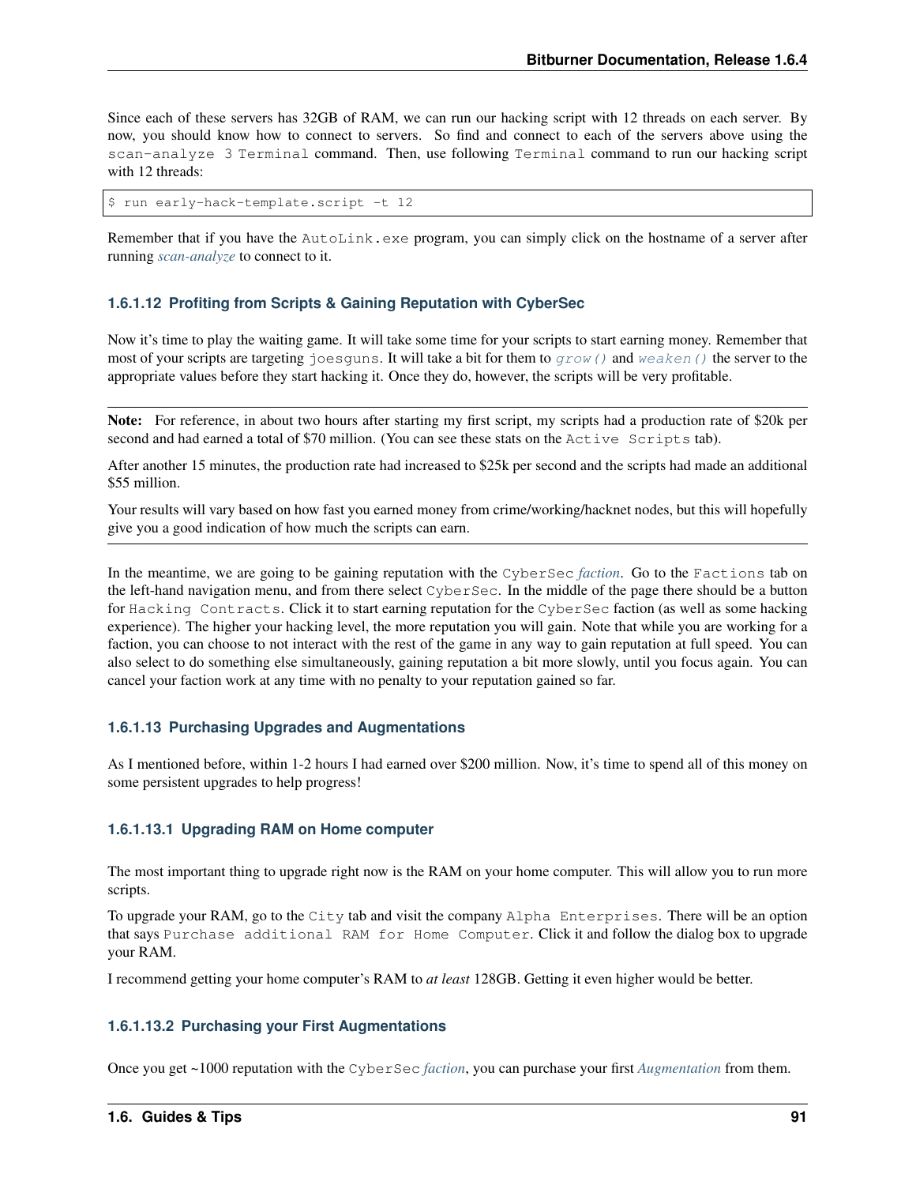Since each of these servers has 32GB of RAM, we can run our hacking script with 12 threads on each server. By now, you should know how to connect to servers. So find and connect to each of the servers above using the `scan-analyze 3 Terminal` command. Then, use following `Terminal` command to run our hacking script with 12 threads:

```
$ run early-hack-template.script -t 12
```

Remember that if you have the `AutoLink.exe` program, you can simply click on the hostname of a server after running *scan-analyze* to connect to it.

### 1.6.1.12 Profiting from Scripts & Gaining Reputation with CyberSec

Now it's time to play the waiting game. It will take some time for your scripts to start earning money. Remember that most of your scripts are targeting `joesguns`. It will take a bit for them to `grow()` and `weaken()` the server to the appropriate values before they start hacking it. Once they do, however, the scripts will be very profitable.

---

**Note:** For reference, in about two hours after starting my first script, my scripts had a production rate of $20k per second and had earned a total of $70 million. (You can see these stats on the `Active Scripts` tab).

After another 15 minutes, the production rate had increased to $25k per second and the scripts had made an additional $55 million.

Your results will vary based on how fast you earned money from crime/working/hacknet nodes, but this will hopefully give you a good indication of how much the scripts can earn.

---

In the meantime, we are going to be gaining reputation with the `CyberSec` *faction*. Go to the `Factions` tab on the left-hand navigation menu, and from there select `CyberSec`. In the middle of the page there should be a button for `Hacking Contracts`. Click it to start earning reputation for the `CyberSec` faction (as well as some hacking experience). The higher your hacking level, the more reputation you will gain. Note that while you are working for a faction, you can choose to not interact with the rest of the game in any way to gain reputation at full speed. You can also select to do something else simultaneously, gaining reputation a bit more slowly, until you focus again. You can cancel your faction work at any time with no penalty to your reputation gained so far.

### 1.6.1.13 Purchasing Upgrades and Augmentations

As I mentioned before, within 1-2 hours I had earned over $200 million. Now, it's time to spend all of this money on some persistent upgrades to help progress!

#### 1.6.1.13.1 Upgrading RAM on Home computer

The most important thing to upgrade right now is the RAM on your home computer. This will allow you to run more scripts.

To upgrade your RAM, go to the `City` tab and visit the company `Alpha Enterprises`. There will be an option that says `Purchase additional RAM for Home Computer`. Click it and follow the dialog box to upgrade your RAM.

I recommend getting your home computer's RAM to *at least* 128GB. Getting it even higher would be better.

#### 1.6.1.13.2 Purchasing your First Augmentations

Once you get ~1000 reputation with the `CyberSec` *faction*, you can purchase your first *Augmentation* from them.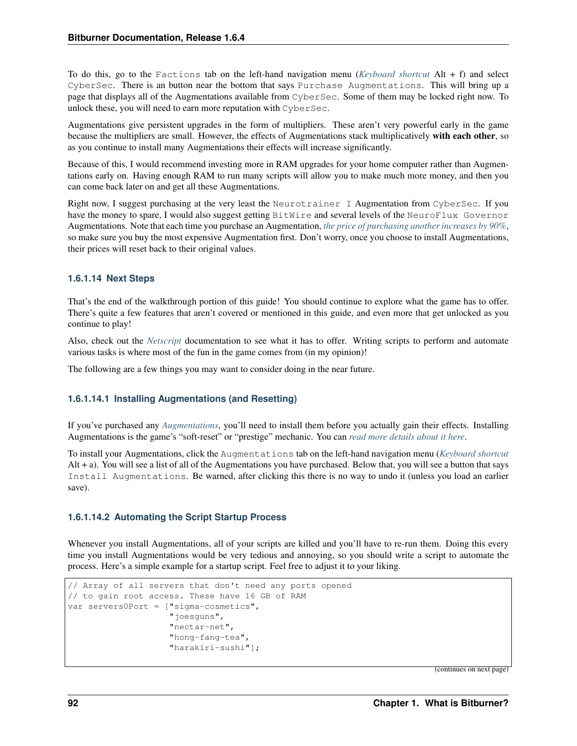To do this, go to the `Factions` tab on the left-hand navigation menu (*Keyboard shortcut* Alt + f) and select `CyberSec`. There is an button near the bottom that says `Purchase Augmentations`. This will bring up a page that displays all of the Augmentations available from `CyberSec`. Some of them may be locked right now. To unlock these, you will need to earn more reputation with `CyberSec`.

Augmentations give persistent upgrades in the form of multipliers. These aren't very powerful early in the game because the multipliers are small. However, the effects of Augmentations stack multiplicatively **with each other**, so as you continue to install many Augmentations their effects will increase significantly.

Because of this, I would recommend investing more in RAM upgrades for your home computer rather than Augmentations early on. Having enough RAM to run many scripts will allow you to make much more money, and then you can come back later on and get all these Augmentations.

Right now, I suggest purchasing at the very least the `Neurotrainer I` Augmentation from `CyberSec`. If you have the money to spare, I would also suggest getting `BitWire` and several levels of the `NeuroFlux Governor` Augmentations. Note that each time you purchase an Augmentation, *the price of purchasing another increases by 90%*, so make sure you buy the most expensive Augmentation first. Don't worry, once you choose to install Augmentations, their prices will reset back to their original values.

#### 1.6.1.14 Next Steps

That's the end of the walkthrough portion of this guide! You should continue to explore what the game has to offer. There's quite a few features that aren't covered or mentioned in this guide, and even more that get unlocked as you continue to play!

Also, check out the *Netscript* documentation to see what it has to offer. Writing scripts to perform and automate various tasks is where most of the fun in the game comes from (in my opinion)!

The following are a few things you may want to consider doing in the near future.

##### 1.6.1.14.1 Installing Augmentations (and Resetting)

If you've purchased any *Augmentations*, you'll need to install them before you actually gain their effects. Installing Augmentations is the game's "soft-reset" or "prestige" mechanic. You can *read more details about it here*.

To install your Augmentations, click the `Augmentations` tab on the left-hand navigation menu (*Keyboard shortcut* Alt + a). You will see a list of all of the Augmentations you have purchased. Below that, you will see a button that says `Install Augmentations`. Be warned, after clicking this there is no way to undo it (unless you load an earlier save).

##### 1.6.1.14.2 Automating the Script Startup Process

Whenever you install Augmentations, all of your scripts are killed and you'll have to re-run them. Doing this every time you install Augmentations would be very tedious and annoying, so you should write a script to automate the process. Here's a simple example for a startup script. Feel free to adjust it to your liking.

```
// Array of all servers that don't need any ports opened
// to gain root access. These have 16 GB of RAM
var servers0Port = ["sigma-cosmetics",
                    "joesguns",
                    "nectar-net",
                    "hong-fang-tea",
                    "harakiri-sushi"];
```

(continues on next page)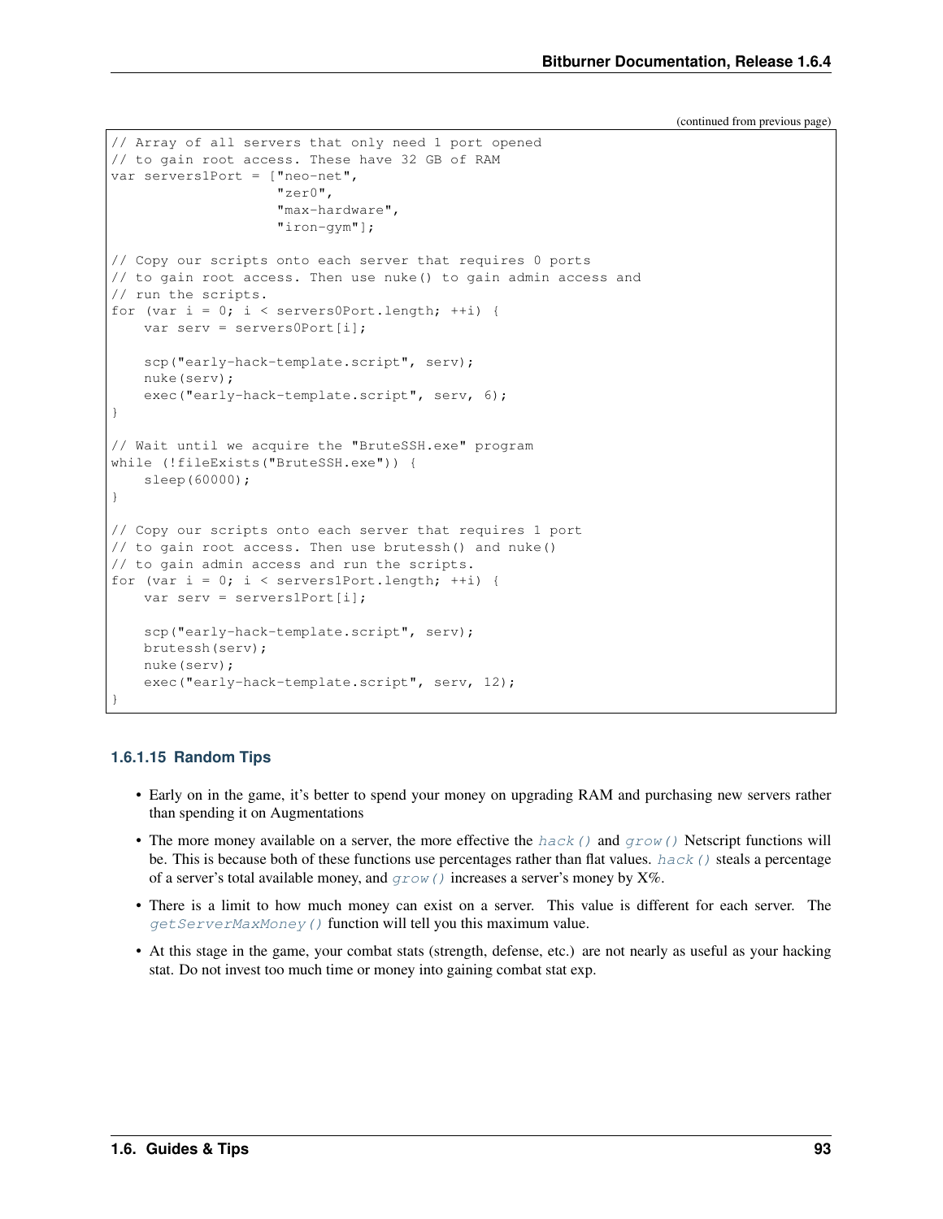(continued from previous page)

```
// Array of all servers that only need 1 port opened
// to gain root access. These have 32 GB of RAM
var servers1Port = ["neo-net",
                    "zer0",
                    "max-hardware",
                    "iron-gym"];

// Copy our scripts onto each server that requires 0 ports
// to gain root access. Then use nuke() to gain admin access and
// run the scripts.
for (var i = 0; i < servers0Port.length; ++i) {
    var serv = servers0Port[i];

    scp("early-hack-template.script", serv);
    nuke(serv);
    exec("early-hack-template.script", serv, 6);
}

// Wait until we acquire the "BruteSSH.exe" program
while (!fileExists("BruteSSH.exe")) {
    sleep(60000);
}

// Copy our scripts onto each server that requires 1 port
// to gain root access. Then use brutessh() and nuke()
// to gain admin access and run the scripts.
for (var i = 0; i < servers1Port.length; ++i) {
    var serv = servers1Port[i];

    scp("early-hack-template.script", serv);
    brutessh(serv);
    nuke(serv);
    exec("early-hack-template.script", serv, 12);
}
```

#### 1.6.1.15 Random Tips

- Early on in the game, it's better to spend your money on upgrading RAM and purchasing new servers rather than spending it on Augmentations
- The more money available on a server, the more effective the `hack()` and `grow()` Netscript functions will be. This is because both of these functions use percentages rather than flat values. `hack()` steals a percentage of a server's total available money, and `grow()` increases a server's money by X%.
- There is a limit to how much money can exist on a server. This value is different for each server. The `getServerMaxMoney()` function will tell you this maximum value.
- At this stage in the game, your combat stats (strength, defense, etc.) are not nearly as useful as your hacking stat. Do not invest too much time or money into gaining combat stat exp.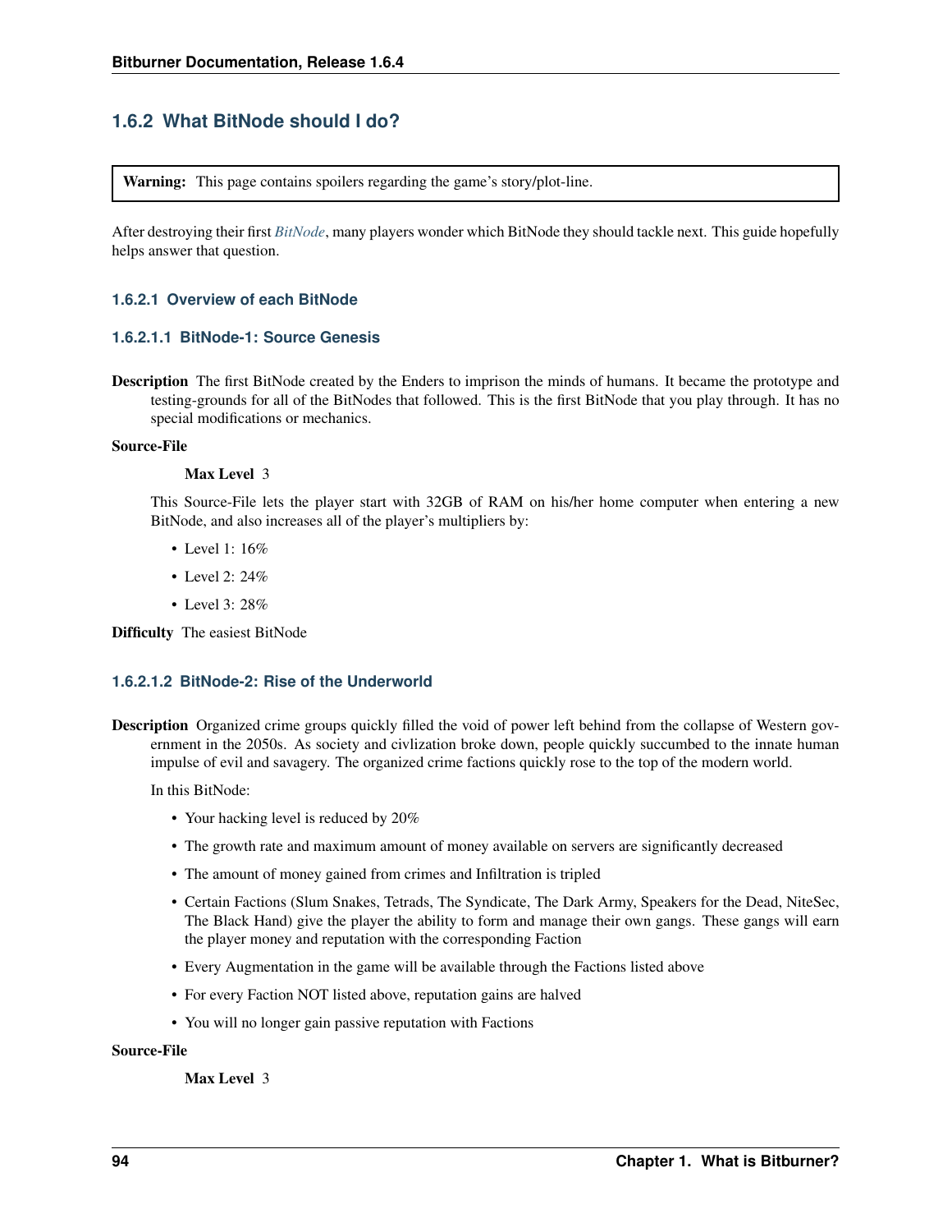### 1.6.2 What BitNode should I do?

> **Warning:** This page contains spoilers regarding the game's story/plot-line.

After destroying their first *BitNode*, many players wonder which BitNode they should tackle next. This guide hopefully helps answer that question.

#### 1.6.2.1 Overview of each BitNode

##### 1.6.2.1.1 BitNode-1: Source Genesis

**Description** The first BitNode created by the Enders to imprison the minds of humans. It became the prototype and testing-grounds for all of the BitNodes that followed. This is the first BitNode that you play through. It has no special modifications or mechanics.

**Source-File**

**Max Level** 3

This Source-File lets the player start with 32GB of RAM on his/her home computer when entering a new BitNode, and also increases all of the player's multipliers by:

- Level 1: 16%
- Level 2: 24%
- Level 3: 28%

**Difficulty** The easiest BitNode

##### 1.6.2.1.2 BitNode-2: Rise of the Underworld

**Description** Organized crime groups quickly filled the void of power left behind from the collapse of Western government in the 2050s. As society and civlization broke down, people quickly succumbed to the innate human impulse of evil and savagery. The organized crime factions quickly rose to the top of the modern world.

In this BitNode:

- Your hacking level is reduced by 20%
- The growth rate and maximum amount of money available on servers are significantly decreased
- The amount of money gained from crimes and Infiltration is tripled
- Certain Factions (Slum Snakes, Tetrads, The Syndicate, The Dark Army, Speakers for the Dead, NiteSec, The Black Hand) give the player the ability to form and manage their own gangs. These gangs will earn the player money and reputation with the corresponding Faction
- Every Augmentation in the game will be available through the Factions listed above
- For every Faction NOT listed above, reputation gains are halved
- You will no longer gain passive reputation with Factions

**Source-File**

**Max Level** 3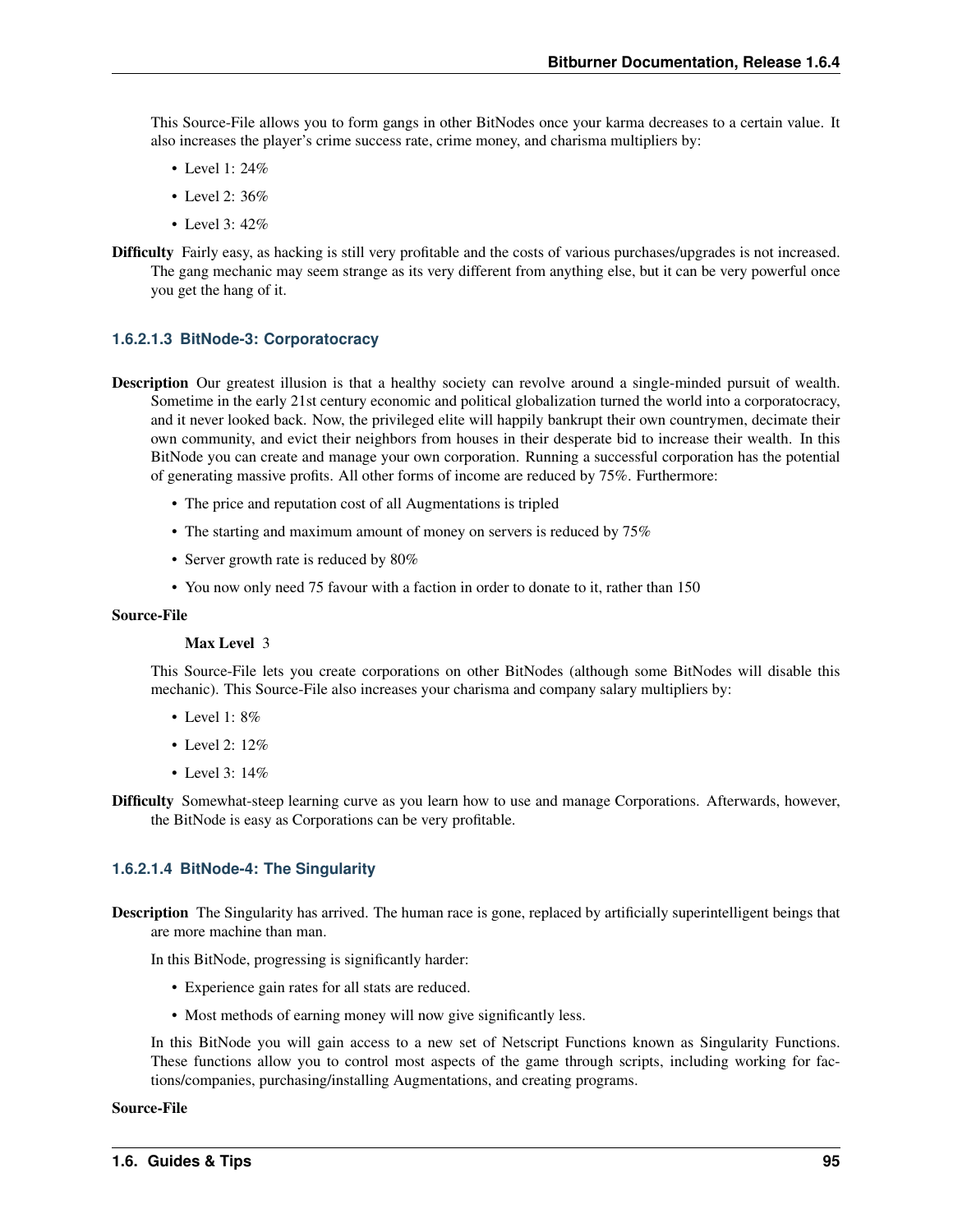This Source-File allows you to form gangs in other BitNodes once your karma decreases to a certain value. It also increases the player's crime success rate, crime money, and charisma multipliers by:

- Level 1: 24%
- Level 2: 36%
- Level 3: 42%

**Difficulty** Fairly easy, as hacking is still very profitable and the costs of various purchases/upgrades is not increased. The gang mechanic may seem strange as its very different from anything else, but it can be very powerful once you get the hang of it.

#### 1.6.2.1.3 BitNode-3: Corporatocracy

**Description** Our greatest illusion is that a healthy society can revolve around a single-minded pursuit of wealth. Sometime in the early 21st century economic and political globalization turned the world into a corporatocracy, and it never looked back. Now, the privileged elite will happily bankrupt their own countrymen, decimate their own community, and evict their neighbors from houses in their desperate bid to increase their wealth. In this BitNode you can create and manage your own corporation. Running a successful corporation has the potential of generating massive profits. All other forms of income are reduced by 75%. Furthermore:

- The price and reputation cost of all Augmentations is tripled
- The starting and maximum amount of money on servers is reduced by 75%
- Server growth rate is reduced by 80%
- You now only need 75 favour with a faction in order to donate to it, rather than 150

**Source-File**

**Max Level** 3

This Source-File lets you create corporations on other BitNodes (although some BitNodes will disable this mechanic). This Source-File also increases your charisma and company salary multipliers by:

- Level 1: 8%
- Level 2: 12%
- Level 3: 14%

**Difficulty** Somewhat-steep learning curve as you learn how to use and manage Corporations. Afterwards, however, the BitNode is easy as Corporations can be very profitable.

#### 1.6.2.1.4 BitNode-4: The Singularity

**Description** The Singularity has arrived. The human race is gone, replaced by artificially superintelligent beings that are more machine than man.

In this BitNode, progressing is significantly harder:

- Experience gain rates for all stats are reduced.
- Most methods of earning money will now give significantly less.

In this BitNode you will gain access to a new set of Netscript Functions known as Singularity Functions. These functions allow you to control most aspects of the game through scripts, including working for factions/companies, purchasing/installing Augmentations, and creating programs.

**Source-File**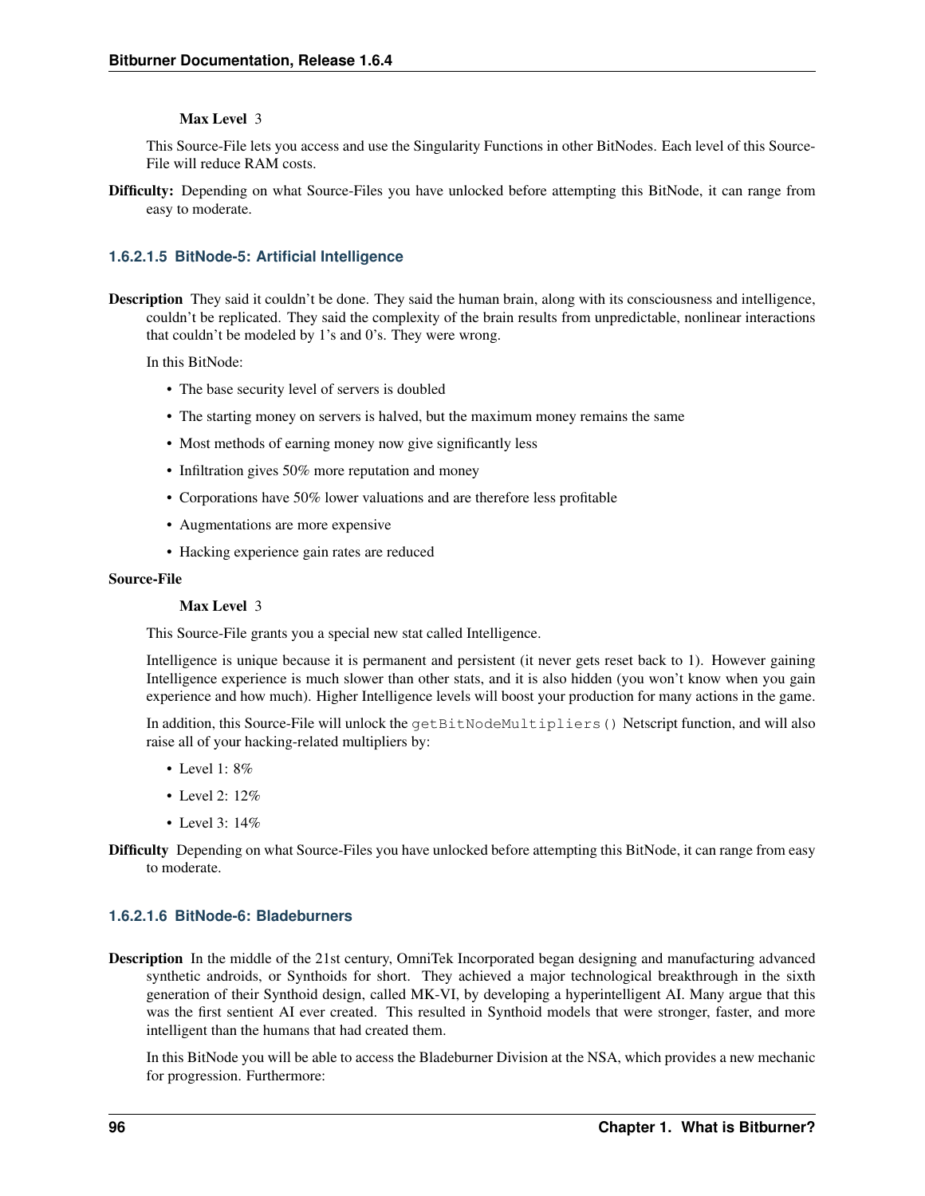**Max Level** 3

This Source-File lets you access and use the Singularity Functions in other BitNodes. Each level of this Source-File will reduce RAM costs.

**Difficulty:** Depending on what Source-Files you have unlocked before attempting this BitNode, it can range from easy to moderate.

#### 1.6.2.1.5 BitNode-5: Artificial Intelligence

**Description** They said it couldn't be done. They said the human brain, along with its consciousness and intelligence, couldn't be replicated. They said the complexity of the brain results from unpredictable, nonlinear interactions that couldn't be modeled by 1's and 0's. They were wrong.

In this BitNode:

- The base security level of servers is doubled
- The starting money on servers is halved, but the maximum money remains the same
- Most methods of earning money now give significantly less
- Infiltration gives 50% more reputation and money
- Corporations have 50% lower valuations and are therefore less profitable
- Augmentations are more expensive
- Hacking experience gain rates are reduced

**Source-File**

**Max Level** 3

This Source-File grants you a special new stat called Intelligence.

Intelligence is unique because it is permanent and persistent (it never gets reset back to 1). However gaining Intelligence experience is much slower than other stats, and it is also hidden (you won't know when you gain experience and how much). Higher Intelligence levels will boost your production for many actions in the game.

In addition, this Source-File will unlock the `getBitNodeMultipliers()` Netscript function, and will also raise all of your hacking-related multipliers by:

- Level 1: 8%
- Level 2: 12%
- Level 3: 14%

**Difficulty** Depending on what Source-Files you have unlocked before attempting this BitNode, it can range from easy to moderate.

#### 1.6.2.1.6 BitNode-6: Bladeburners

**Description** In the middle of the 21st century, OmniTek Incorporated began designing and manufacturing advanced synthetic androids, or Synthoids for short. They achieved a major technological breakthrough in the sixth generation of their Synthoid design, called MK-VI, by developing a hyperintelligent AI. Many argue that this was the first sentient AI ever created. This resulted in Synthoid models that were stronger, faster, and more intelligent than the humans that had created them.

In this BitNode you will be able to access the Bladeburner Division at the NSA, which provides a new mechanic for progression. Furthermore: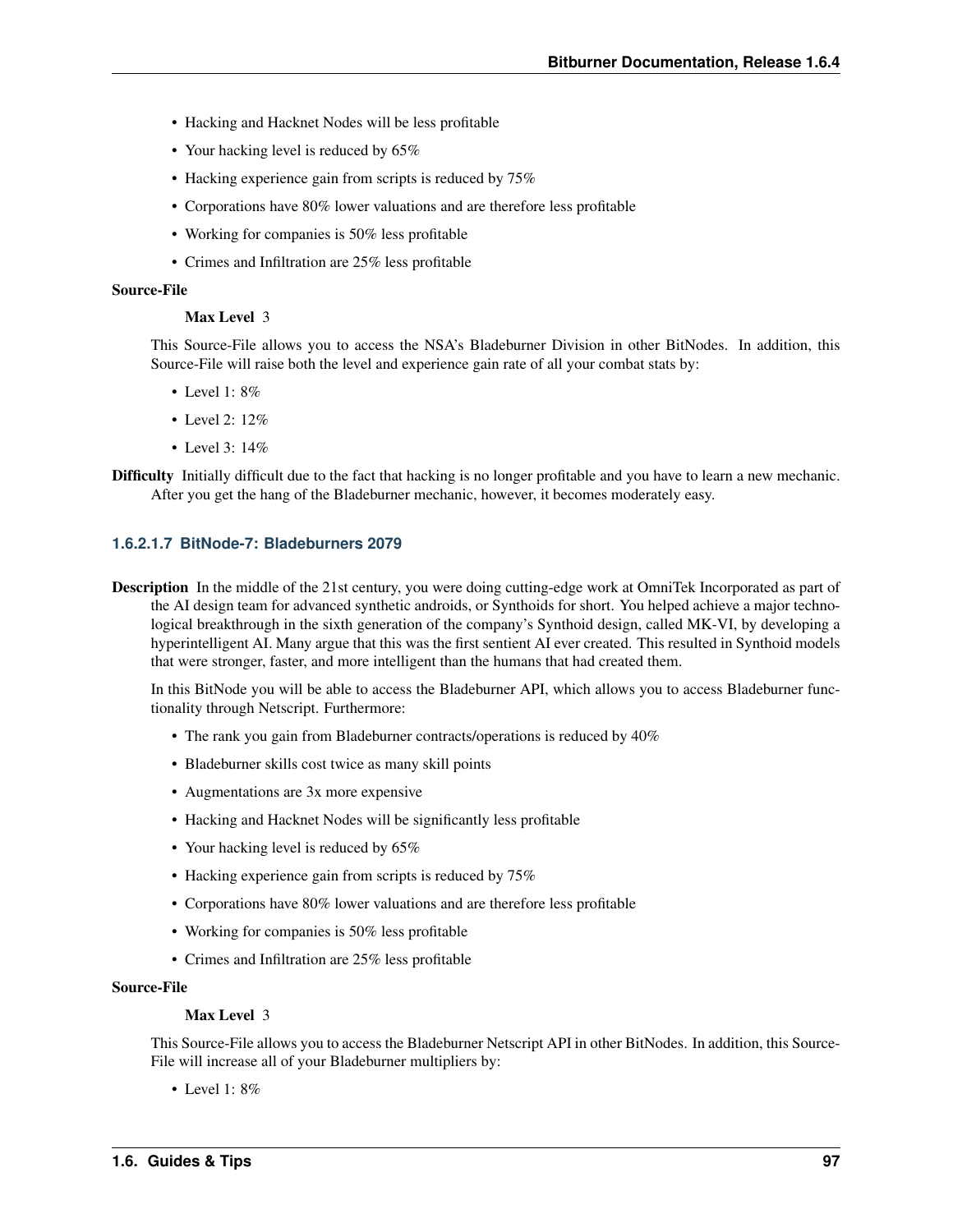- Hacking and Hacknet Nodes will be less profitable
- Your hacking level is reduced by 65%
- Hacking experience gain from scripts is reduced by 75%
- Corporations have 80% lower valuations and are therefore less profitable
- Working for companies is 50% less profitable
- Crimes and Infiltration are 25% less profitable

**Source-File**

**Max Level** 3

This Source-File allows you to access the NSA's Bladeburner Division in other BitNodes. In addition, this Source-File will raise both the level and experience gain rate of all your combat stats by:

- Level 1: 8%
- Level 2: 12%
- Level 3: 14%

**Difficulty** Initially difficult due to the fact that hacking is no longer profitable and you have to learn a new mechanic. After you get the hang of the Bladeburner mechanic, however, it becomes moderately easy.

#### 1.6.2.1.7 BitNode-7: Bladeburners 2079

**Description** In the middle of the 21st century, you were doing cutting-edge work at OmniTek Incorporated as part of the AI design team for advanced synthetic androids, or Synthoids for short. You helped achieve a major technological breakthrough in the sixth generation of the company's Synthoid design, called MK-VI, by developing a hyperintelligent AI. Many argue that this was the first sentient AI ever created. This resulted in Synthoid models that were stronger, faster, and more intelligent than the humans that had created them.

In this BitNode you will be able to access the Bladeburner API, which allows you to access Bladeburner functionality through Netscript. Furthermore:

- The rank you gain from Bladeburner contracts/operations is reduced by 40%
- Bladeburner skills cost twice as many skill points
- Augmentations are 3x more expensive
- Hacking and Hacknet Nodes will be significantly less profitable
- Your hacking level is reduced by 65%
- Hacking experience gain from scripts is reduced by 75%
- Corporations have 80% lower valuations and are therefore less profitable
- Working for companies is 50% less profitable
- Crimes and Infiltration are 25% less profitable

**Source-File**

**Max Level** 3

This Source-File allows you to access the Bladeburner Netscript API in other BitNodes. In addition, this Source-File will increase all of your Bladeburner multipliers by:

- Level 1: 8%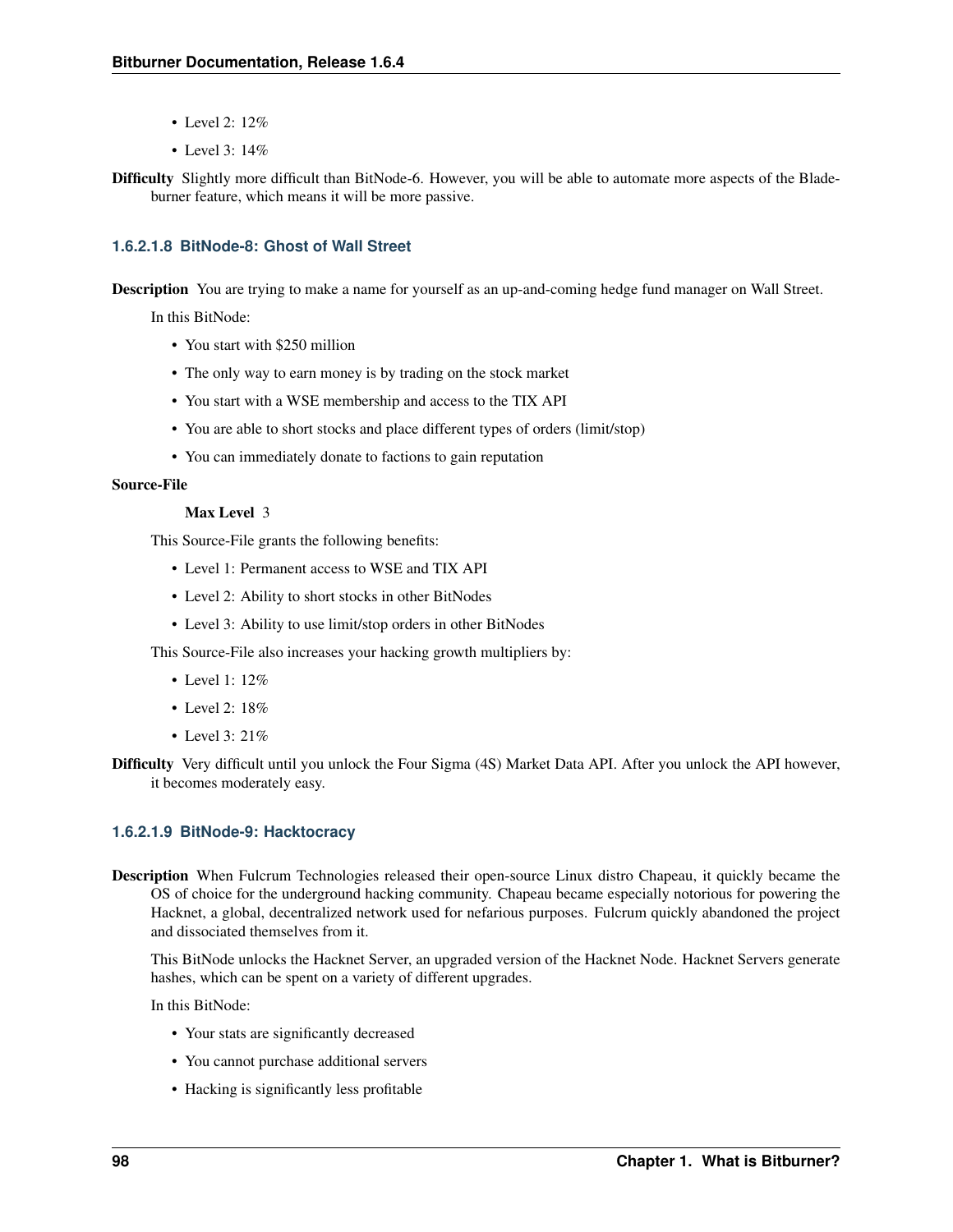- Level 2: 12%
- Level 3: 14%

**Difficulty** Slightly more difficult than BitNode-6. However, you will be able to automate more aspects of the Bladeburner feature, which means it will be more passive.

#### 1.6.2.1.8 BitNode-8: Ghost of Wall Street

**Description** You are trying to make a name for yourself as an up-and-coming hedge fund manager on Wall Street.

In this BitNode:

- You start with $250 million
- The only way to earn money is by trading on the stock market
- You start with a WSE membership and access to the TIX API
- You are able to short stocks and place different types of orders (limit/stop)
- You can immediately donate to factions to gain reputation

**Source-File**

**Max Level** 3

This Source-File grants the following benefits:

- Level 1: Permanent access to WSE and TIX API
- Level 2: Ability to short stocks in other BitNodes
- Level 3: Ability to use limit/stop orders in other BitNodes

This Source-File also increases your hacking growth multipliers by:

- Level 1: 12%
- Level 2: 18%
- Level 3: 21%

**Difficulty** Very difficult until you unlock the Four Sigma (4S) Market Data API. After you unlock the API however, it becomes moderately easy.

#### 1.6.2.1.9 BitNode-9: Hacktocracy

**Description** When Fulcrum Technologies released their open-source Linux distro Chapeau, it quickly became the OS of choice for the underground hacking community. Chapeau became especially notorious for powering the Hacknet, a global, decentralized network used for nefarious purposes. Fulcrum quickly abandoned the project and dissociated themselves from it.

This BitNode unlocks the Hacknet Server, an upgraded version of the Hacknet Node. Hacknet Servers generate hashes, which can be spent on a variety of different upgrades.

In this BitNode:

- Your stats are significantly decreased
- You cannot purchase additional servers
- Hacking is significantly less profitable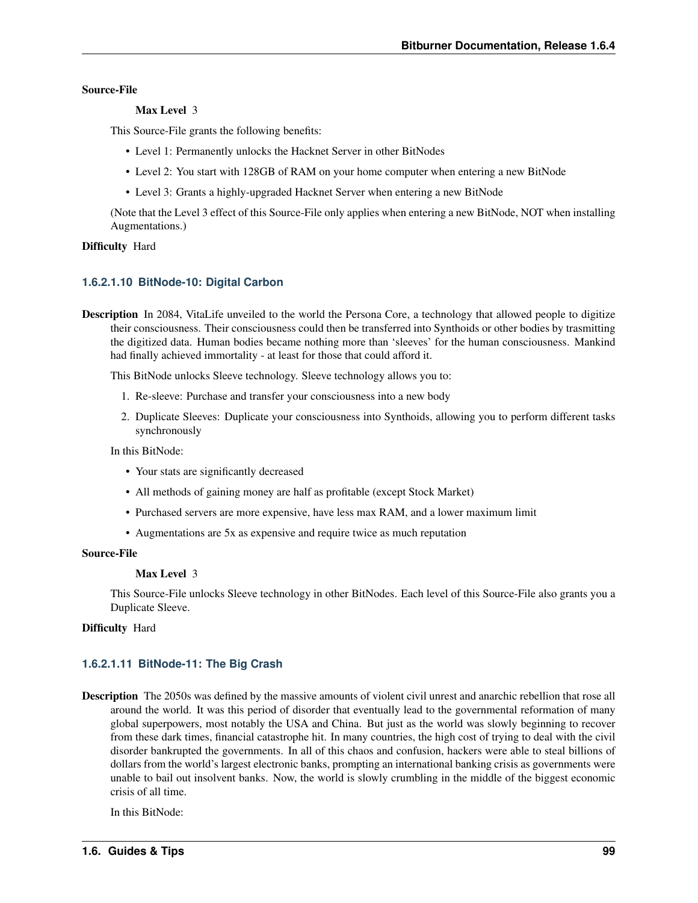**Source-File**

**Max Level** 3

This Source-File grants the following benefits:

- Level 1: Permanently unlocks the Hacknet Server in other BitNodes
- Level 2: You start with 128GB of RAM on your home computer when entering a new BitNode
- Level 3: Grants a highly-upgraded Hacknet Server when entering a new BitNode

(Note that the Level 3 effect of this Source-File only applies when entering a new BitNode, NOT when installing Augmentations.)

**Difficulty** Hard

#### 1.6.2.1.10 BitNode-10: Digital Carbon

**Description** In 2084, VitaLife unveiled to the world the Persona Core, a technology that allowed people to digitize their consciousness. Their consciousness could then be transferred into Synthoids or other bodies by trasmitting the digitized data. Human bodies became nothing more than 'sleeves' for the human consciousness. Mankind had finally achieved immortality - at least for those that could afford it.

This BitNode unlocks Sleeve technology. Sleeve technology allows you to:

1. Re-sleeve: Purchase and transfer your consciousness into a new body
2. Duplicate Sleeves: Duplicate your consciousness into Synthoids, allowing you to perform different tasks synchronously

In this BitNode:

- Your stats are significantly decreased
- All methods of gaining money are half as profitable (except Stock Market)
- Purchased servers are more expensive, have less max RAM, and a lower maximum limit
- Augmentations are 5x as expensive and require twice as much reputation

**Source-File**

**Max Level** 3

This Source-File unlocks Sleeve technology in other BitNodes. Each level of this Source-File also grants you a Duplicate Sleeve.

**Difficulty** Hard

#### 1.6.2.1.11 BitNode-11: The Big Crash

**Description** The 2050s was defined by the massive amounts of violent civil unrest and anarchic rebellion that rose all around the world. It was this period of disorder that eventually lead to the governmental reformation of many global superpowers, most notably the USA and China. But just as the world was slowly beginning to recover from these dark times, financial catastrophe hit. In many countries, the high cost of trying to deal with the civil disorder bankrupted the governments. In all of this chaos and confusion, hackers were able to steal billions of dollars from the world's largest electronic banks, prompting an international banking crisis as governments were unable to bail out insolvent banks. Now, the world is slowly crumbling in the middle of the biggest economic crisis of all time.

In this BitNode: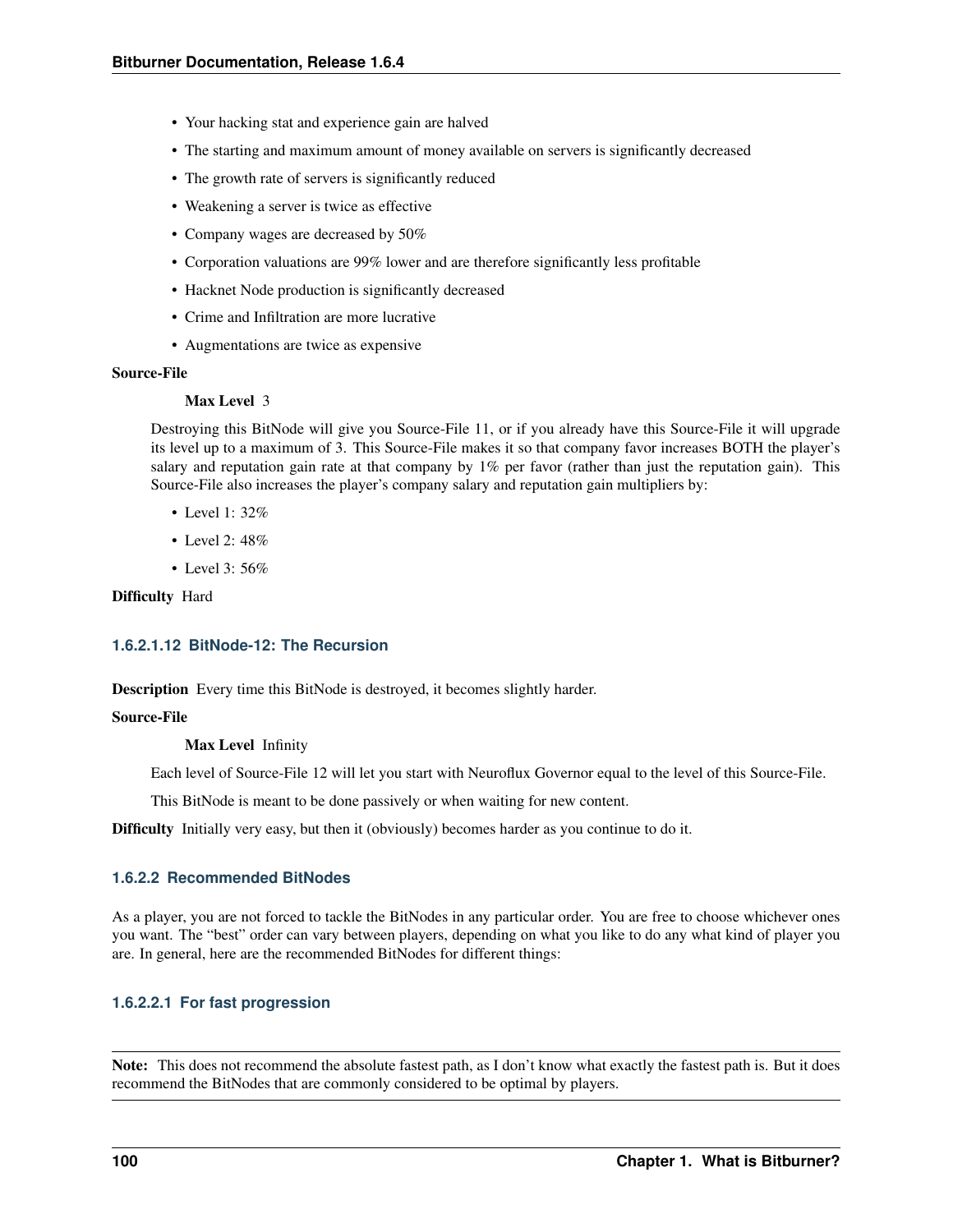- Your hacking stat and experience gain are halved
- The starting and maximum amount of money available on servers is significantly decreased
- The growth rate of servers is significantly reduced
- Weakening a server is twice as effective
- Company wages are decreased by 50%
- Corporation valuations are 99% lower and are therefore significantly less profitable
- Hacknet Node production is significantly decreased
- Crime and Infiltration are more lucrative
- Augmentations are twice as expensive

**Source-File**

**Max Level** 3

Destroying this BitNode will give you Source-File 11, or if you already have this Source-File it will upgrade its level up to a maximum of 3. This Source-File makes it so that company favor increases BOTH the player's salary and reputation gain rate at that company by 1% per favor (rather than just the reputation gain). This Source-File also increases the player's company salary and reputation gain multipliers by:

- Level 1: 32%
- Level 2: 48%
- Level 3: 56%

**Difficulty** Hard

#### 1.6.2.1.12 BitNode-12: The Recursion

**Description** Every time this BitNode is destroyed, it becomes slightly harder.

**Source-File**

**Max Level** Infinity

Each level of Source-File 12 will let you start with Neuroflux Governor equal to the level of this Source-File.

This BitNode is meant to be done passively or when waiting for new content.

**Difficulty** Initially very easy, but then it (obviously) becomes harder as you continue to do it.

### 1.6.2.2 Recommended BitNodes

As a player, you are not forced to tackle the BitNodes in any particular order. You are free to choose whichever ones you want. The "best" order can vary between players, depending on what you like to do any what kind of player you are. In general, here are the recommended BitNodes for different things:

#### 1.6.2.2.1 For fast progression

**Note:** This does not recommend the absolute fastest path, as I don't know what exactly the fastest path is. But it does recommend the BitNodes that are commonly considered to be optimal by players.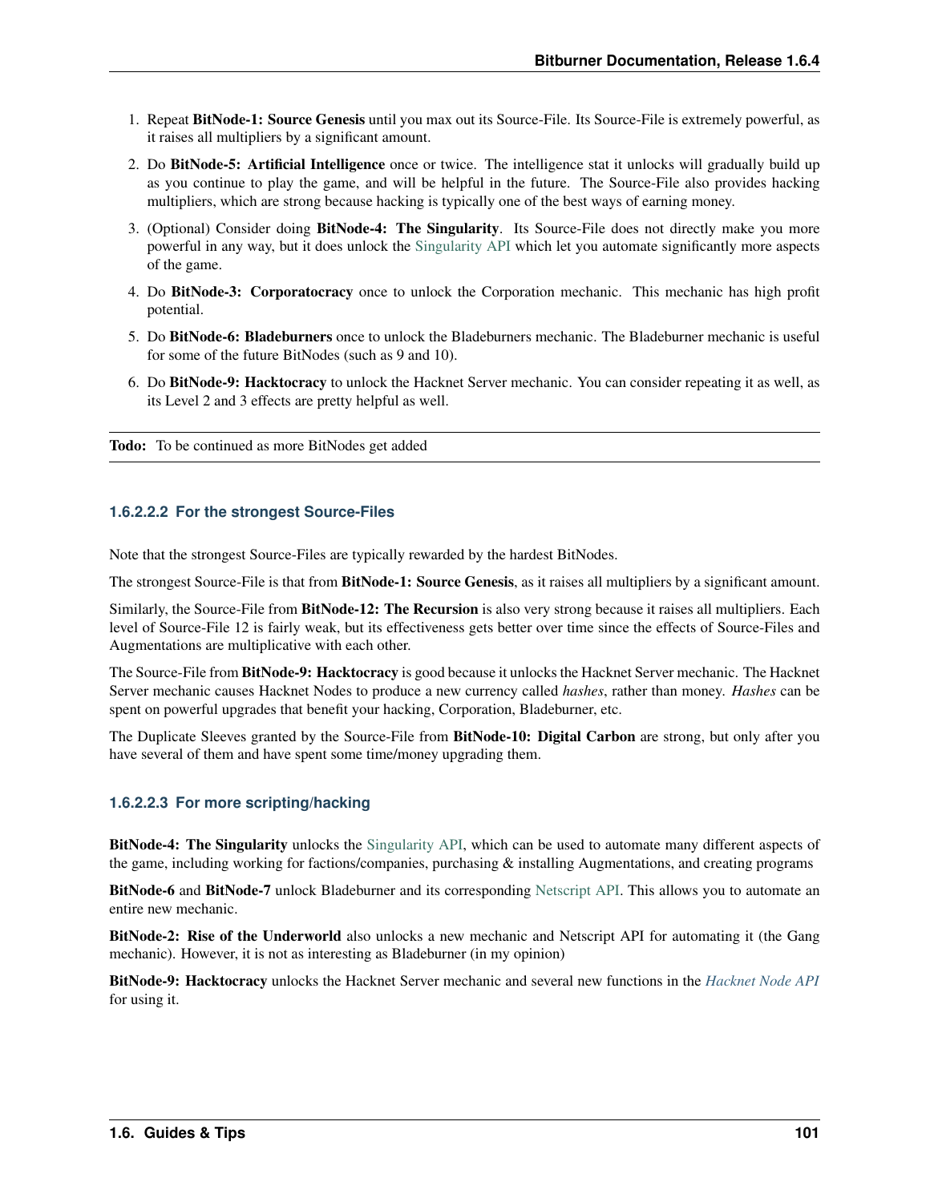1. Repeat **BitNode-1: Source Genesis** until you max out its Source-File. Its Source-File is extremely powerful, as it raises all multipliers by a significant amount.
2. Do **BitNode-5: Artificial Intelligence** once or twice. The intelligence stat it unlocks will gradually build up as you continue to play the game, and will be helpful in the future. The Source-File also provides hacking multipliers, which are strong because hacking is typically one of the best ways of earning money.
3. (Optional) Consider doing **BitNode-4: The Singularity**. Its Source-File does not directly make you more powerful in any way, but it does unlock the Singularity API which let you automate significantly more aspects of the game.
4. Do **BitNode-3: Corporatocracy** once to unlock the Corporation mechanic. This mechanic has high profit potential.
5. Do **BitNode-6: Bladeburners** once to unlock the Bladeburners mechanic. The Bladeburner mechanic is useful for some of the future BitNodes (such as 9 and 10).
6. Do **BitNode-9: Hacktocracy** to unlock the Hacknet Server mechanic. You can consider repeating it as well, as its Level 2 and 3 effects are pretty helpful as well.

**Todo:** To be continued as more BitNodes get added

#### 1.6.2.2.2 For the strongest Source-Files

Note that the strongest Source-Files are typically rewarded by the hardest BitNodes.

The strongest Source-File is that from **BitNode-1: Source Genesis**, as it raises all multipliers by a significant amount.

Similarly, the Source-File from **BitNode-12: The Recursion** is also very strong because it raises all multipliers. Each level of Source-File 12 is fairly weak, but its effectiveness gets better over time since the effects of Source-Files and Augmentations are multiplicative with each other.

The Source-File from **BitNode-9: Hacktocracy** is good because it unlocks the Hacknet Server mechanic. The Hacknet Server mechanic causes Hacknet Nodes to produce a new currency called *hashes*, rather than money. *Hashes* can be spent on powerful upgrades that benefit your hacking, Corporation, Bladeburner, etc.

The Duplicate Sleeves granted by the Source-File from **BitNode-10: Digital Carbon** are strong, but only after you have several of them and have spent some time/money upgrading them.

#### 1.6.2.2.3 For more scripting/hacking

**BitNode-4: The Singularity** unlocks the Singularity API, which can be used to automate many different aspects of the game, including working for factions/companies, purchasing & installing Augmentations, and creating programs

**BitNode-6** and **BitNode-7** unlock Bladeburner and its corresponding Netscript API. This allows you to automate an entire new mechanic.

**BitNode-2: Rise of the Underworld** also unlocks a new mechanic and Netscript API for automating it (the Gang mechanic). However, it is not as interesting as Bladeburner (in my opinion)

**BitNode-9: Hacktocracy** unlocks the Hacknet Server mechanic and several new functions in the *Hacknet Node API* for using it.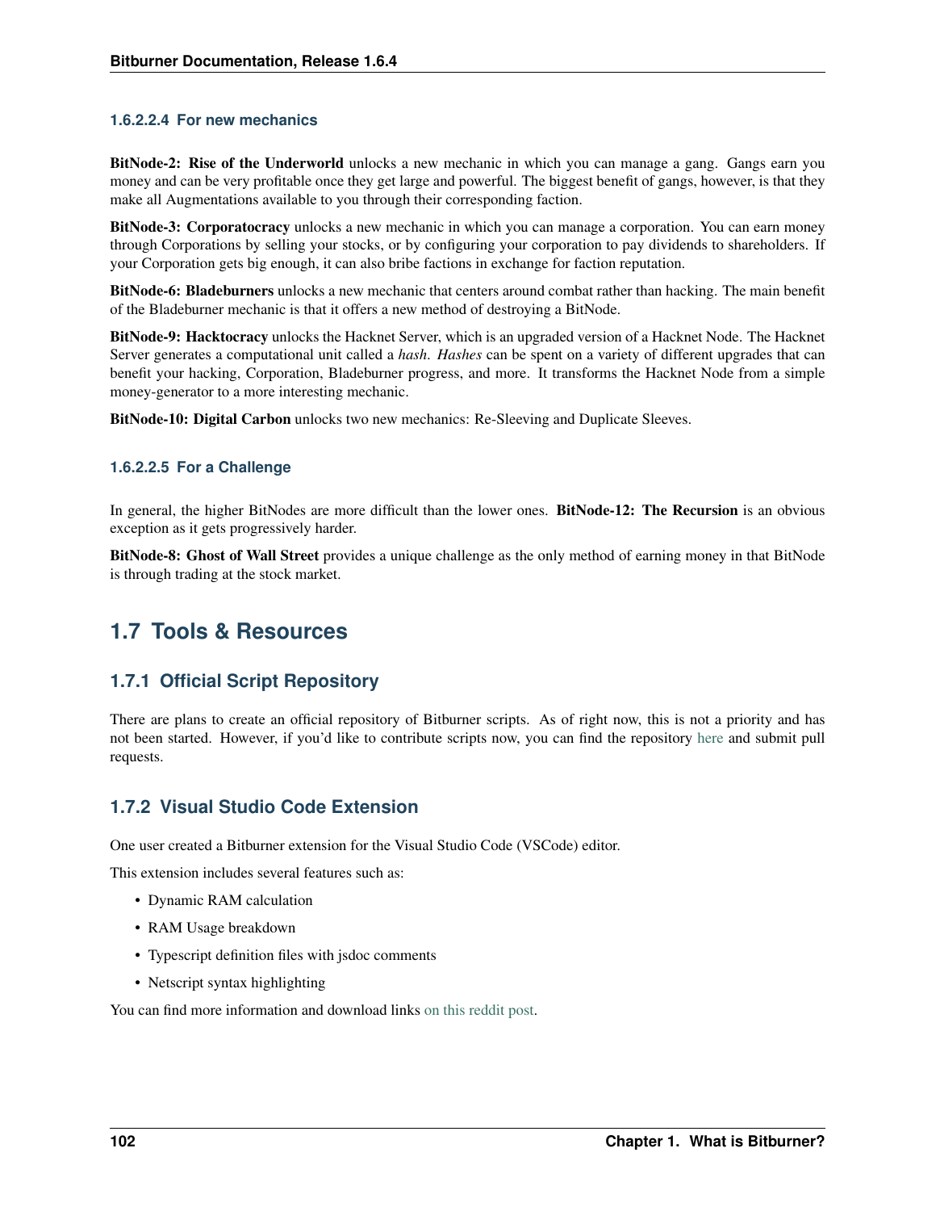#### 1.6.2.2.4 For new mechanics

**BitNode-2: Rise of the Underworld** unlocks a new mechanic in which you can manage a gang. Gangs earn you money and can be very profitable once they get large and powerful. The biggest benefit of gangs, however, is that they make all Augmentations available to you through their corresponding faction.

**BitNode-3: Corporatocracy** unlocks a new mechanic in which you can manage a corporation. You can earn money through Corporations by selling your stocks, or by configuring your corporation to pay dividends to shareholders. If your Corporation gets big enough, it can also bribe factions in exchange for faction reputation.

**BitNode-6: Bladeburners** unlocks a new mechanic that centers around combat rather than hacking. The main benefit of the Bladeburner mechanic is that it offers a new method of destroying a BitNode.

**BitNode-9: Hacktocracy** unlocks the Hacknet Server, which is an upgraded version of a Hacknet Node. The Hacknet Server generates a computational unit called a *hash*. *Hashes* can be spent on a variety of different upgrades that can benefit your hacking, Corporation, Bladeburner progress, and more. It transforms the Hacknet Node from a simple money-generator to a more interesting mechanic.

**BitNode-10: Digital Carbon** unlocks two new mechanics: Re-Sleeving and Duplicate Sleeves.

#### 1.6.2.2.5 For a Challenge

In general, the higher BitNodes are more difficult than the lower ones. **BitNode-12: The Recursion** is an obvious exception as it gets progressively harder.

**BitNode-8: Ghost of Wall Street** provides a unique challenge as the only method of earning money in that BitNode is through trading at the stock market.

## 1.7 Tools & Resources

### 1.7.1 Official Script Repository

There are plans to create an official repository of Bitburner scripts. As of right now, this is not a priority and has not been started. However, if you'd like to contribute scripts now, you can find the repository here and submit pull requests.

### 1.7.2 Visual Studio Code Extension

One user created a Bitburner extension for the Visual Studio Code (VSCode) editor.

This extension includes several features such as:

- Dynamic RAM calculation
- RAM Usage breakdown
- Typescript definition files with jsdoc comments
- Netscript syntax highlighting

You can find more information and download links on this reddit post.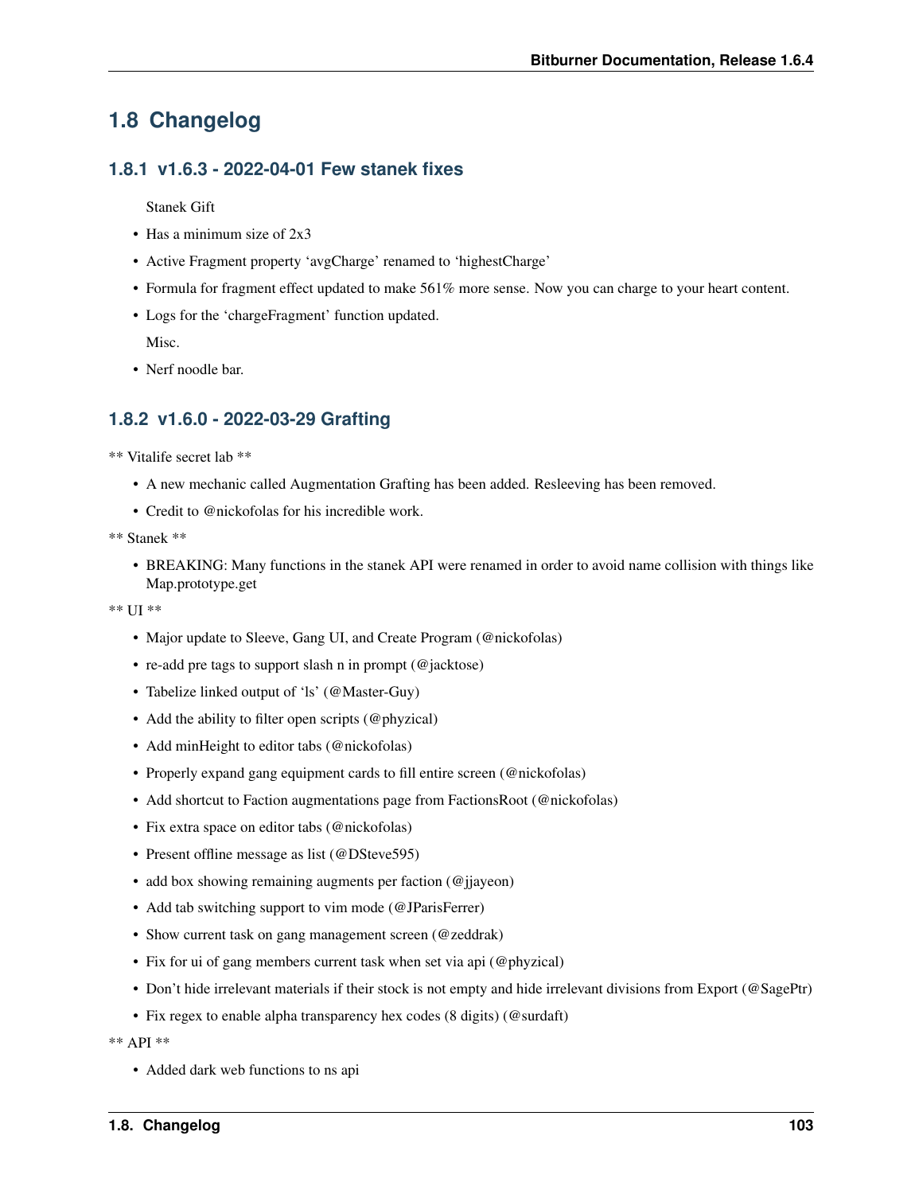## 1.8 Changelog

### 1.8.1 v1.6.3 - 2022-04-01 Few stanek fixes

Stanek Gift

- Has a minimum size of 2x3
- Active Fragment property 'avgCharge' renamed to 'highestCharge'
- Formula for fragment effect updated to make 561% more sense. Now you can charge to your heart content.
- Logs for the 'chargeFragment' function updated.

  Misc.

- Nerf noodle bar.

### 1.8.2 v1.6.0 - 2022-03-29 Grafting

** Vitalife secret lab **

- A new mechanic called Augmentation Grafting has been added. Resleeving has been removed.
- Credit to @nickofolas for his incredible work.

** Stanek **

- BREAKING: Many functions in the stanek API were renamed in order to avoid name collision with things like Map.prototype.get

** UI **

- Major update to Sleeve, Gang UI, and Create Program (@nickofolas)
- re-add pre tags to support slash n in prompt (@jacktose)
- Tabelize linked output of 'ls' (@Master-Guy)
- Add the ability to filter open scripts (@phyzical)
- Add minHeight to editor tabs (@nickofolas)
- Properly expand gang equipment cards to fill entire screen (@nickofolas)
- Add shortcut to Faction augmentations page from FactionsRoot (@nickofolas)
- Fix extra space on editor tabs (@nickofolas)
- Present offline message as list (@DSteve595)
- add box showing remaining augments per faction (@jjayeon)
- Add tab switching support to vim mode (@JParisFerrer)
- Show current task on gang management screen (@zeddrak)
- Fix for ui of gang members current task when set via api (@phyzical)
- Don't hide irrelevant materials if their stock is not empty and hide irrelevant divisions from Export (@SagePtr)
- Fix regex to enable alpha transparency hex codes (8 digits) (@surdaft)

** API **

- Added dark web functions to ns api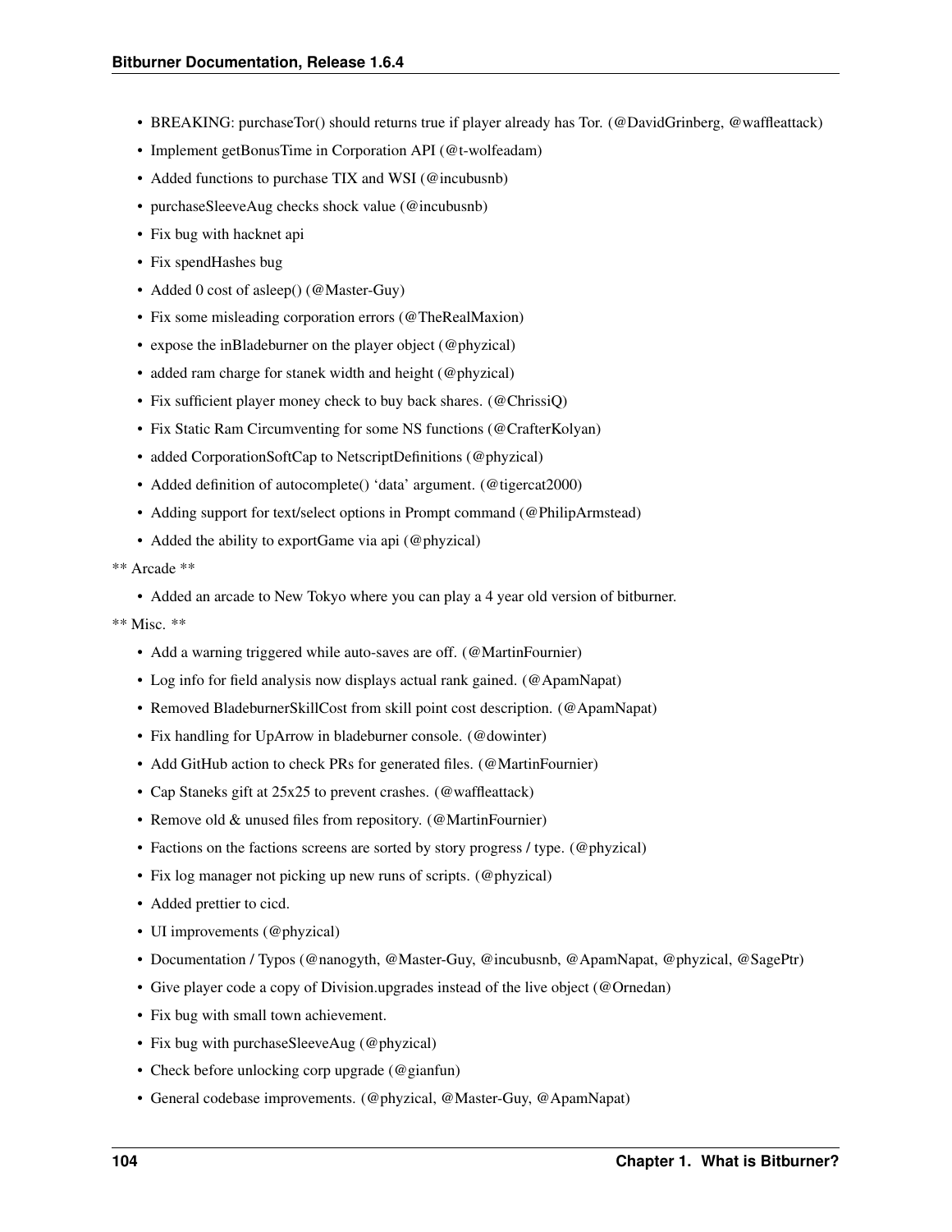- BREAKING: purchaseTor() should returns true if player already has Tor. (@DavidGrinberg, @waffleattack)
- Implement getBonusTime in Corporation API (@t-wolfeadam)
- Added functions to purchase TIX and WSI (@incubusnb)
- purchaseSleeveAug checks shock value (@incubusnb)
- Fix bug with hacknet api
- Fix spendHashes bug
- Added 0 cost of asleep() (@Master-Guy)
- Fix some misleading corporation errors (@TheRealMaxion)
- expose the inBladeburner on the player object (@phyzical)
- added ram charge for stanek width and height (@phyzical)
- Fix sufficient player money check to buy back shares. (@ChrissiQ)
- Fix Static Ram Circumventing for some NS functions (@CrafterKolyan)
- added CorporationSoftCap to NetscriptDefinitions (@phyzical)
- Added definition of autocomplete() 'data' argument. (@tigercat2000)
- Adding support for text/select options in Prompt command (@PhilipArmstead)
- Added the ability to exportGame via api (@phyzical)

** Arcade **

- Added an arcade to New Tokyo where you can play a 4 year old version of bitburner.

** Misc. **

- Add a warning triggered while auto-saves are off. (@MartinFournier)
- Log info for field analysis now displays actual rank gained. (@ApamNapat)
- Removed BladeburnerSkillCost from skill point cost description. (@ApamNapat)
- Fix handling for UpArrow in bladeburner console. (@dowinter)
- Add GitHub action to check PRs for generated files. (@MartinFournier)
- Cap Staneks gift at 25x25 to prevent crashes. (@waffleattack)
- Remove old & unused files from repository. (@MartinFournier)
- Factions on the factions screens are sorted by story progress / type. (@phyzical)
- Fix log manager not picking up new runs of scripts. (@phyzical)
- Added prettier to cicd.
- UI improvements (@phyzical)
- Documentation / Typos (@nanogyth, @Master-Guy, @incubusnb, @ApamNapat, @phyzical, @SagePtr)
- Give player code a copy of Division.upgrades instead of the live object (@Ornedan)
- Fix bug with small town achievement.
- Fix bug with purchaseSleeveAug (@phyzical)
- Check before unlocking corp upgrade (@gianfun)
- General codebase improvements. (@phyzical, @Master-Guy, @ApamNapat)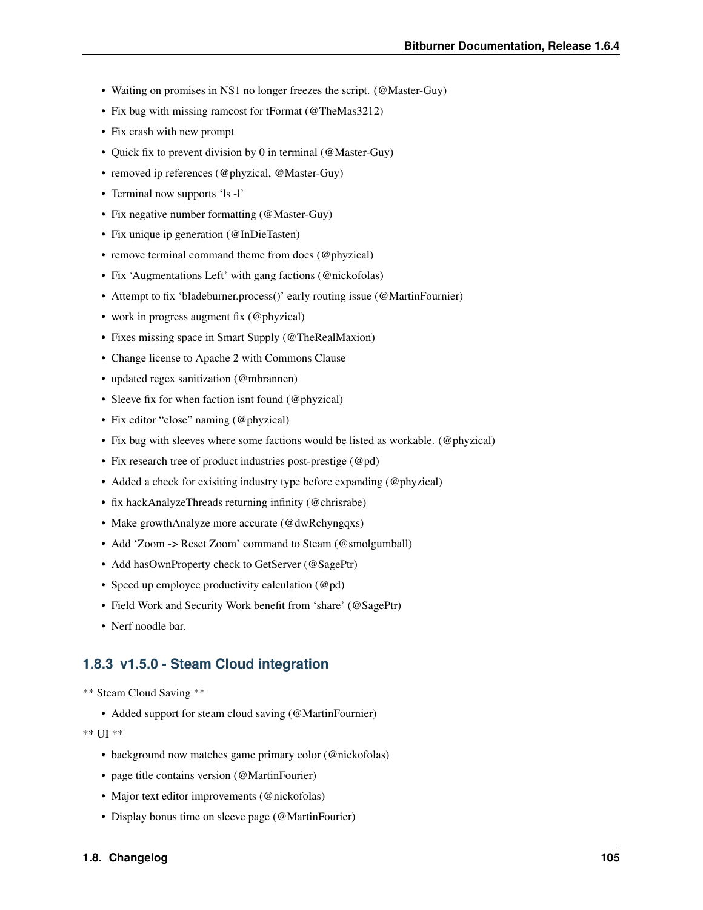- Waiting on promises in NS1 no longer freezes the script. (@Master-Guy)
- Fix bug with missing ramcost for tFormat (@TheMas3212)
- Fix crash with new prompt
- Quick fix to prevent division by 0 in terminal (@Master-Guy)
- removed ip references (@phyzical, @Master-Guy)
- Terminal now supports 'ls -l'
- Fix negative number formatting (@Master-Guy)
- Fix unique ip generation (@InDieTasten)
- remove terminal command theme from docs (@phyzical)
- Fix 'Augmentations Left' with gang factions (@nickofolas)
- Attempt to fix 'bladeburner.process()' early routing issue (@MartinFournier)
- work in progress augment fix (@phyzical)
- Fixes missing space in Smart Supply (@TheRealMaxion)
- Change license to Apache 2 with Commons Clause
- updated regex sanitization (@mbrannen)
- Sleeve fix for when faction isnt found (@phyzical)
- Fix editor "close" naming (@phyzical)
- Fix bug with sleeves where some factions would be listed as workable. (@phyzical)
- Fix research tree of product industries post-prestige (@pd)
- Added a check for exisiting industry type before expanding (@phyzical)
- fix hackAnalyzeThreads returning infinity (@chrisrabe)
- Make growthAnalyze more accurate (@dwRchyngqxs)
- Add 'Zoom -> Reset Zoom' command to Steam (@smolgumball)
- Add hasOwnProperty check to GetServer (@SagePtr)
- Speed up employee productivity calculation (@pd)
- Field Work and Security Work benefit from 'share' (@SagePtr)
- Nerf noodle bar.

### 1.8.3 v1.5.0 - Steam Cloud integration

** Steam Cloud Saving **

- Added support for steam cloud saving (@MartinFournier)

** UI **

- background now matches game primary color (@nickofolas)
- page title contains version (@MartinFourier)
- Major text editor improvements (@nickofolas)
- Display bonus time on sleeve page (@MartinFourier)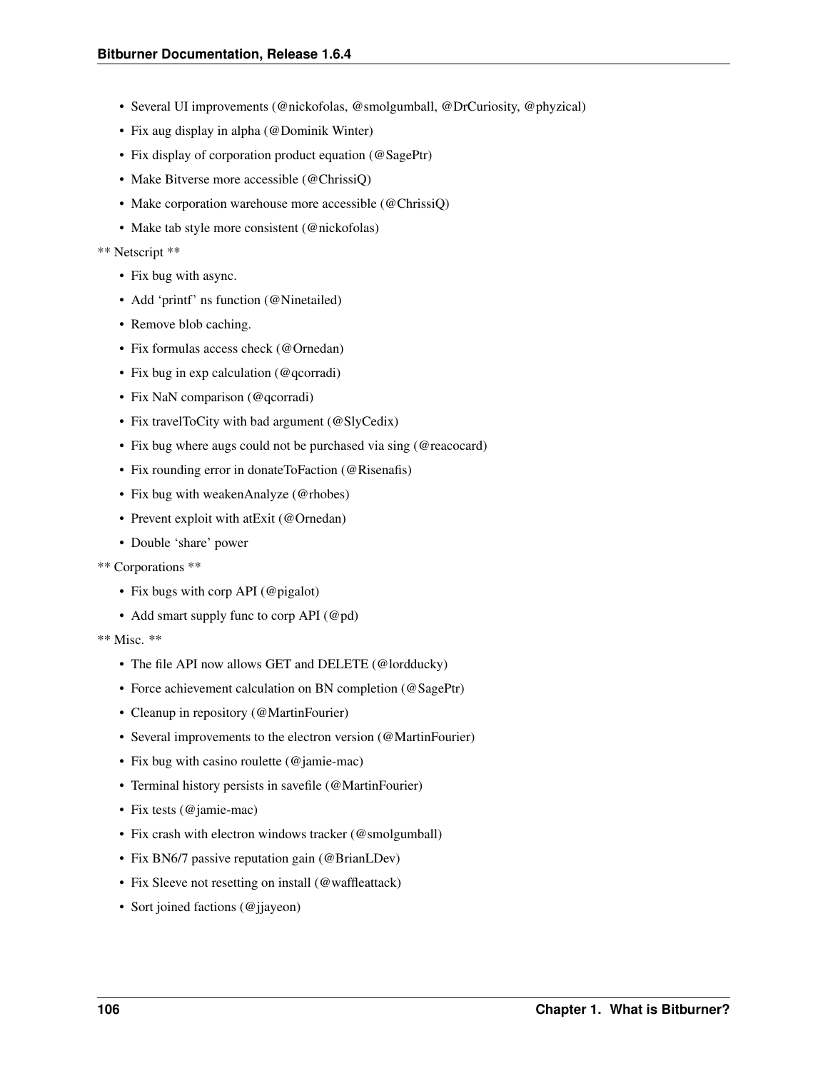- Several UI improvements (@nickofolas, @smolgumball, @DrCuriosity, @phyzical)
- Fix aug display in alpha (@Dominik Winter)
- Fix display of corporation product equation (@SagePtr)
- Make Bitverse more accessible (@ChrissiQ)
- Make corporation warehouse more accessible (@ChrissiQ)
- Make tab style more consistent (@nickofolas)

** Netscript **

- Fix bug with async.
- Add 'printf' ns function (@Ninetailed)
- Remove blob caching.
- Fix formulas access check (@Ornedan)
- Fix bug in exp calculation (@qcorradi)
- Fix NaN comparison (@qcorradi)
- Fix travelToCity with bad argument (@SlyCedix)
- Fix bug where augs could not be purchased via sing (@reacocard)
- Fix rounding error in donateToFaction (@Risenafis)
- Fix bug with weakenAnalyze (@rhobes)
- Prevent exploit with atExit (@Ornedan)
- Double 'share' power

** Corporations **

- Fix bugs with corp API (@pigalot)
- Add smart supply func to corp API (@pd)

** Misc. **

- The file API now allows GET and DELETE (@lordducky)
- Force achievement calculation on BN completion (@SagePtr)
- Cleanup in repository (@MartinFourier)
- Several improvements to the electron version (@MartinFourier)
- Fix bug with casino roulette (@jamie-mac)
- Terminal history persists in savefile (@MartinFourier)
- Fix tests (@jamie-mac)
- Fix crash with electron windows tracker (@smolgumball)
- Fix BN6/7 passive reputation gain (@BrianLDev)
- Fix Sleeve not resetting on install (@waffleattack)
- Sort joined factions (@jjayeon)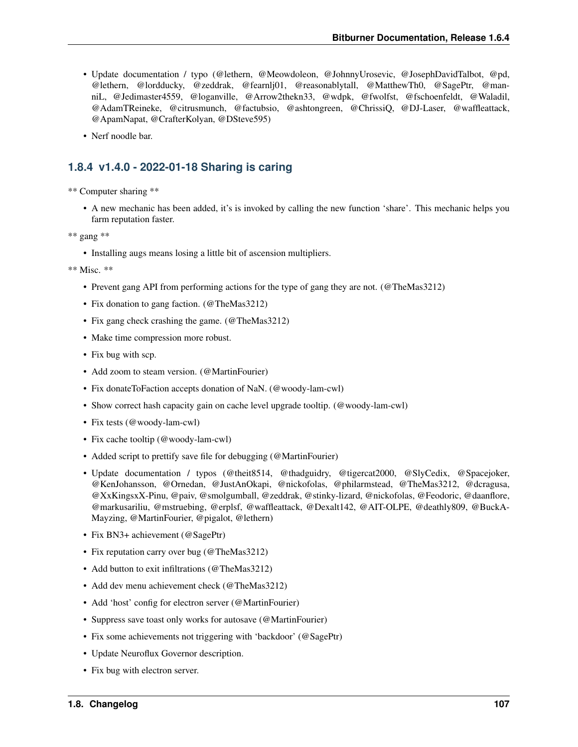- Update documentation / typo (@lethern, @Meowdoleon, @JohnnyUrosevic, @JosephDavidTalbot, @pd, @lethern, @lordducky, @zeddrak, @fearnlj01, @reasonablytall, @MatthewTh0, @SagePtr, @manniL, @Jedimaster4559, @loganville, @Arrow2thekn33, @wdpk, @fwolfst, @fschoenfeldt, @Waladil, @AdamTReineke, @citrusmunch, @factubsio, @ashtongreen, @ChrissiQ, @DJ-Laser, @waffleattack, @ApamNapat, @CrafterKolyan, @DSteve595)
- Nerf noodle bar.

### 1.8.4 v1.4.0 - 2022-01-18 Sharing is caring

** Computer sharing **

- A new mechanic has been added, it's is invoked by calling the new function 'share'. This mechanic helps you farm reputation faster.

** gang **

- Installing augs means losing a little bit of ascension multipliers.

** Misc. **

- Prevent gang API from performing actions for the type of gang they are not. (@TheMas3212)
- Fix donation to gang faction. (@TheMas3212)
- Fix gang check crashing the game. (@TheMas3212)
- Make time compression more robust.
- Fix bug with scp.
- Add zoom to steam version. (@MartinFourier)
- Fix donateToFaction accepts donation of NaN. (@woody-lam-cwl)
- Show correct hash capacity gain on cache level upgrade tooltip. (@woody-lam-cwl)
- Fix tests (@woody-lam-cwl)
- Fix cache tooltip (@woody-lam-cwl)
- Added script to prettify save file for debugging (@MartinFourier)
- Update documentation / typos (@theit8514, @thadguidry, @tigercat2000, @SlyCedix, @Spacejoker, @KenJohansson, @Ornedan, @JustAnOkapi, @nickofolas, @philarmstead, @TheMas3212, @dcragusa, @XxKingsxX-Pinu, @paiv, @smolgumball, @zeddrak, @stinky-lizard, @nickofolas, @Feodoric, @daanflore, @markusariliu, @mstruebing, @erplsf, @waffleattack, @Dexalt142, @AIT-OLPE, @deathly809, @BuckAMayzing, @MartinFourier, @pigalot, @lethern)
- Fix BN3+ achievement (@SagePtr)
- Fix reputation carry over bug (@TheMas3212)
- Add button to exit infiltrations (@TheMas3212)
- Add dev menu achievement check (@TheMas3212)
- Add 'host' config for electron server (@MartinFourier)
- Suppress save toast only works for autosave (@MartinFourier)
- Fix some achievements not triggering with 'backdoor' (@SagePtr)
- Update Neuroflux Governor description.
- Fix bug with electron server.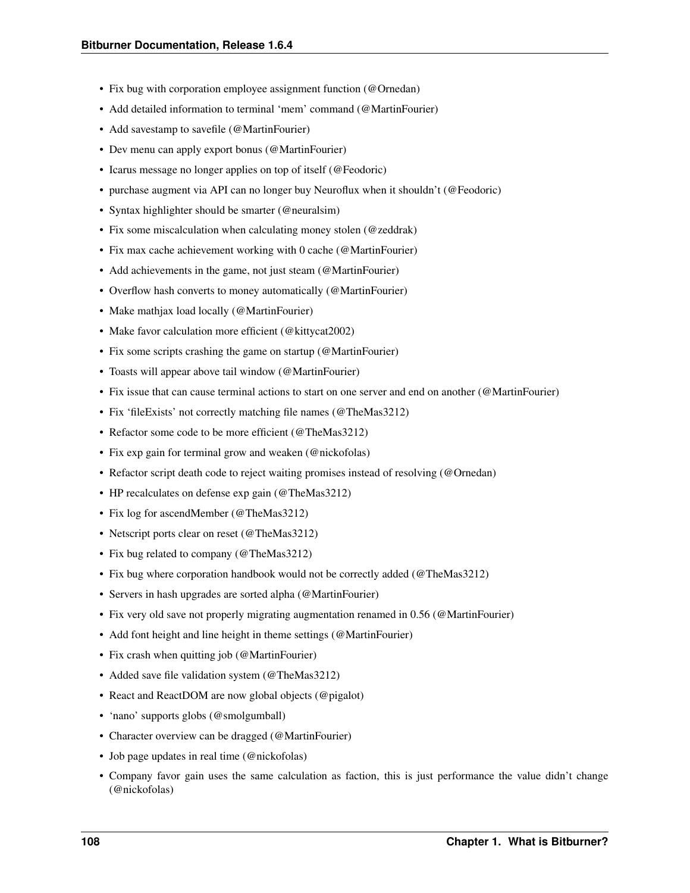- Fix bug with corporation employee assignment function (@Ornedan)
- Add detailed information to terminal 'mem' command (@MartinFourier)
- Add savestamp to savefile (@MartinFourier)
- Dev menu can apply export bonus (@MartinFourier)
- Icarus message no longer applies on top of itself (@Feodoric)
- purchase augment via API can no longer buy Neuroflux when it shouldn't (@Feodoric)
- Syntax highlighter should be smarter (@neuralsim)
- Fix some miscalculation when calculating money stolen (@zeddrak)
- Fix max cache achievement working with 0 cache (@MartinFourier)
- Add achievements in the game, not just steam (@MartinFourier)
- Overflow hash converts to money automatically (@MartinFourier)
- Make mathjax load locally (@MartinFourier)
- Make favor calculation more efficient (@kittycat2002)
- Fix some scripts crashing the game on startup (@MartinFourier)
- Toasts will appear above tail window (@MartinFourier)
- Fix issue that can cause terminal actions to start on one server and end on another (@MartinFourier)
- Fix 'fileExists' not correctly matching file names (@TheMas3212)
- Refactor some code to be more efficient (@TheMas3212)
- Fix exp gain for terminal grow and weaken (@nickofolas)
- Refactor script death code to reject waiting promises instead of resolving (@Ornedan)
- HP recalculates on defense exp gain (@TheMas3212)
- Fix log for ascendMember (@TheMas3212)
- Netscript ports clear on reset (@TheMas3212)
- Fix bug related to company (@TheMas3212)
- Fix bug where corporation handbook would not be correctly added (@TheMas3212)
- Servers in hash upgrades are sorted alpha (@MartinFourier)
- Fix very old save not properly migrating augmentation renamed in 0.56 (@MartinFourier)
- Add font height and line height in theme settings (@MartinFourier)
- Fix crash when quitting job (@MartinFourier)
- Added save file validation system (@TheMas3212)
- React and ReactDOM are now global objects (@pigalot)
- 'nano' supports globs (@smolgumball)
- Character overview can be dragged (@MartinFourier)
- Job page updates in real time (@nickofolas)
- Company favor gain uses the same calculation as faction, this is just performance the value didn't change (@nickofolas)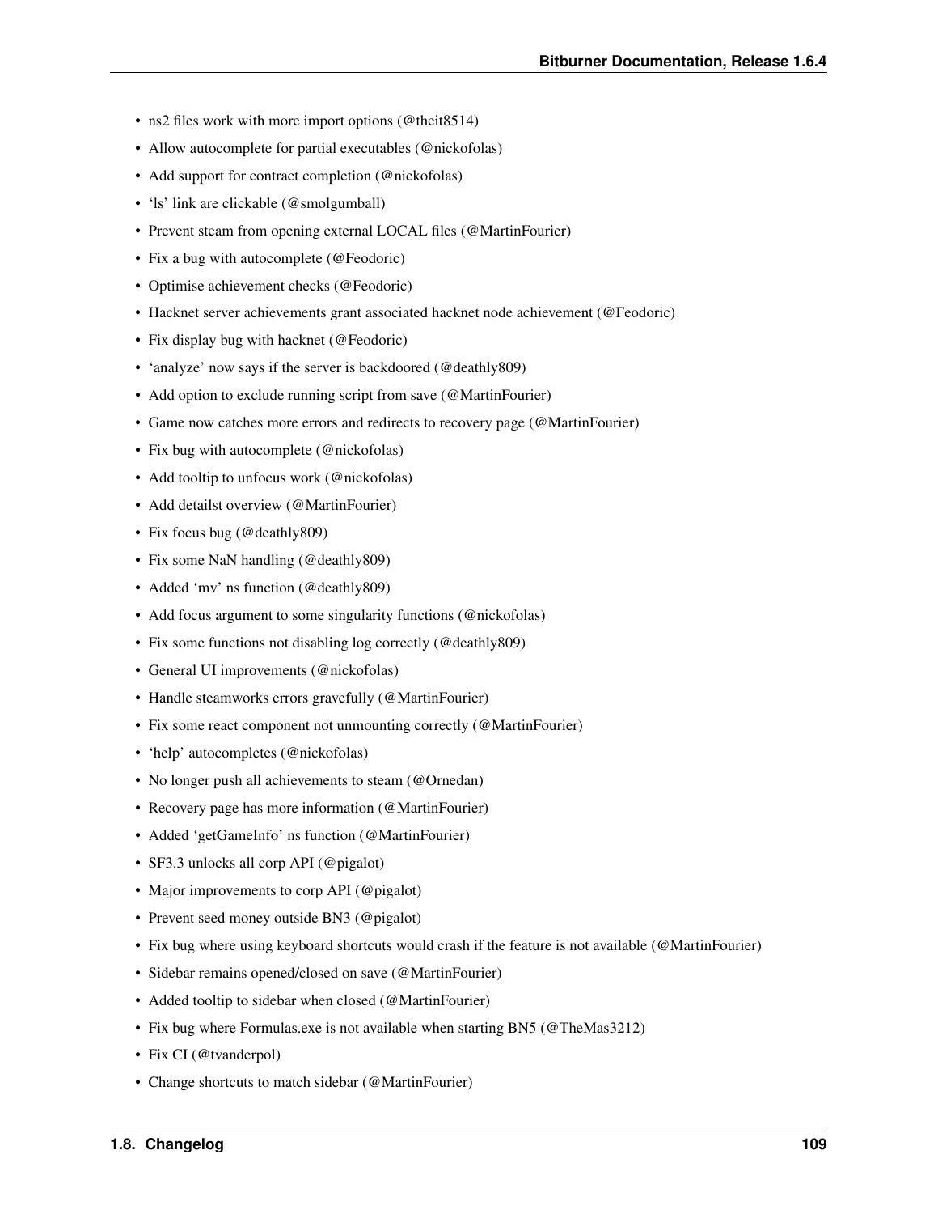- ns2 files work with more import options (@theit8514)
- Allow autocomplete for partial executables (@nickofolas)
- Add support for contract completion (@nickofolas)
- 'ls' link are clickable (@smolgumball)
- Prevent steam from opening external LOCAL files (@MartinFourier)
- Fix a bug with autocomplete (@Feodoric)
- Optimise achievement checks (@Feodoric)
- Hacknet server achievements grant associated hacknet node achievement (@Feodoric)
- Fix display bug with hacknet (@Feodoric)
- 'analyze' now says if the server is backdoored (@deathly809)
- Add option to exclude running script from save (@MartinFourier)
- Game now catches more errors and redirects to recovery page (@MartinFourier)
- Fix bug with autocomplete (@nickofolas)
- Add tooltip to unfocus work (@nickofolas)
- Add detailst overview (@MartinFourier)
- Fix focus bug (@deathly809)
- Fix some NaN handling (@deathly809)
- Added 'mv' ns function (@deathly809)
- Add focus argument to some singularity functions (@nickofolas)
- Fix some functions not disabling log correctly (@deathly809)
- General UI improvements (@nickofolas)
- Handle steamworks errors gravefully (@MartinFourier)
- Fix some react component not unmounting correctly (@MartinFourier)
- 'help' autocompletes (@nickofolas)
- No longer push all achievements to steam (@Ornedan)
- Recovery page has more information (@MartinFourier)
- Added 'getGameInfo' ns function (@MartinFourier)
- SF3.3 unlocks all corp API (@pigalot)
- Major improvements to corp API (@pigalot)
- Prevent seed money outside BN3 (@pigalot)
- Fix bug where using keyboard shortcuts would crash if the feature is not available (@MartinFourier)
- Sidebar remains opened/closed on save (@MartinFourier)
- Added tooltip to sidebar when closed (@MartinFourier)
- Fix bug where Formulas.exe is not available when starting BN5 (@TheMas3212)
- Fix CI (@tvanderpol)
- Change shortcuts to match sidebar (@MartinFourier)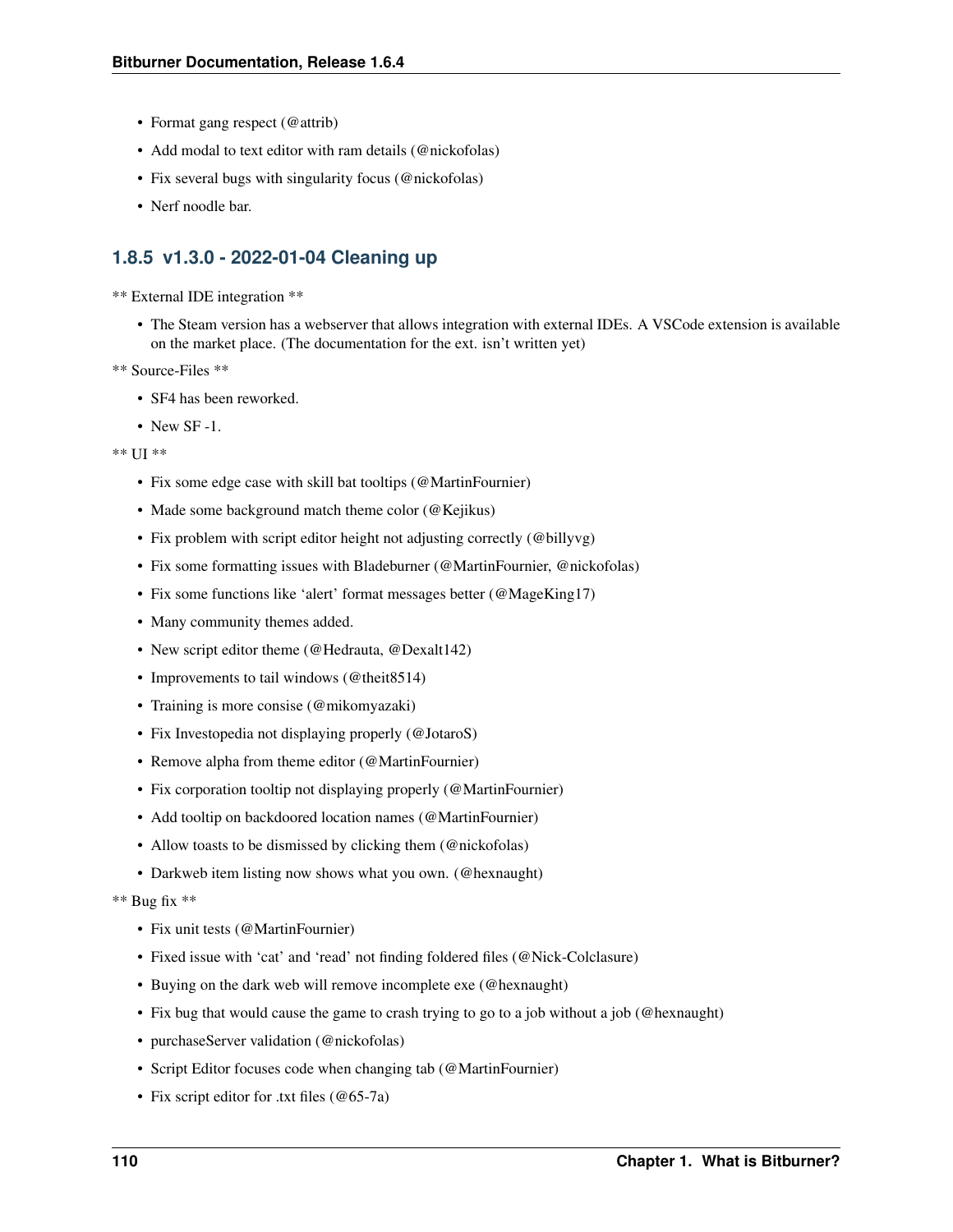- Format gang respect (@attrib)
- Add modal to text editor with ram details (@nickofolas)
- Fix several bugs with singularity focus (@nickofolas)
- Nerf noodle bar.

### 1.8.5 v1.3.0 - 2022-01-04 Cleaning up

** External IDE integration **

- The Steam version has a webserver that allows integration with external IDEs. A VSCode extension is available on the market place. (The documentation for the ext. isn't written yet)

** Source-Files **

- SF4 has been reworked.
- New SF -1.

** UI **

- Fix some edge case with skill bat tooltips (@MartinFournier)
- Made some background match theme color (@Kejikus)
- Fix problem with script editor height not adjusting correctly (@billyvg)
- Fix some formatting issues with Bladeburner (@MartinFournier, @nickofolas)
- Fix some functions like 'alert' format messages better (@MageKing17)
- Many community themes added.
- New script editor theme (@Hedrauta, @Dexalt142)
- Improvements to tail windows (@theit8514)
- Training is more consise (@mikomyazaki)
- Fix Investopedia not displaying properly (@JotaroS)
- Remove alpha from theme editor (@MartinFournier)
- Fix corporation tooltip not displaying properly (@MartinFournier)
- Add tooltip on backdoored location names (@MartinFournier)
- Allow toasts to be dismissed by clicking them (@nickofolas)
- Darkweb item listing now shows what you own. (@hexnaught)

** Bug fix **

- Fix unit tests (@MartinFournier)
- Fixed issue with 'cat' and 'read' not finding foldered files (@Nick-Colclasure)
- Buying on the dark web will remove incomplete exe (@hexnaught)
- Fix bug that would cause the game to crash trying to go to a job without a job (@hexnaught)
- purchaseServer validation (@nickofolas)
- Script Editor focuses code when changing tab (@MartinFournier)
- Fix script editor for .txt files (@65-7a)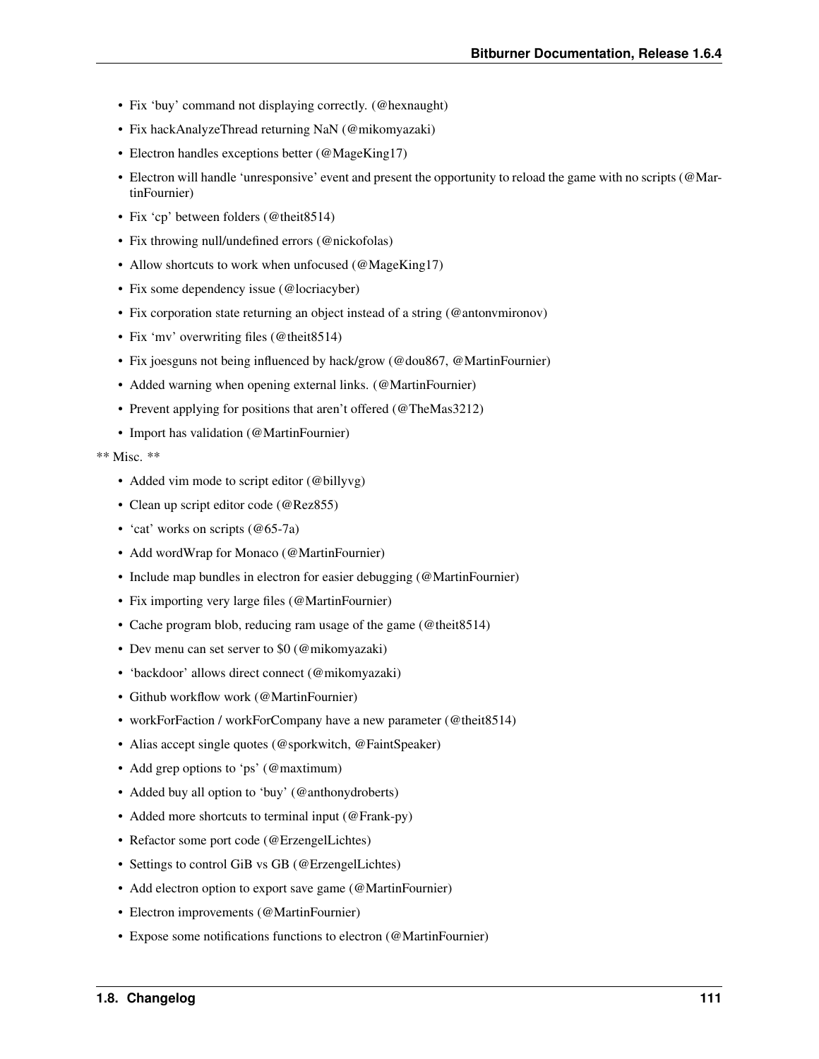- Fix 'buy' command not displaying correctly. (@hexnaught)
- Fix hackAnalyzeThread returning NaN (@mikomyazaki)
- Electron handles exceptions better (@MageKing17)
- Electron will handle 'unresponsive' event and present the opportunity to reload the game with no scripts (@MartinFournier)
- Fix 'cp' between folders (@theit8514)
- Fix throwing null/undefined errors (@nickofolas)
- Allow shortcuts to work when unfocused (@MageKing17)
- Fix some dependency issue (@locriacyber)
- Fix corporation state returning an object instead of a string (@antonvmironov)
- Fix 'mv' overwriting files (@theit8514)
- Fix joesguns not being influenced by hack/grow (@dou867, @MartinFournier)
- Added warning when opening external links. (@MartinFournier)
- Prevent applying for positions that aren't offered (@TheMas3212)
- Import has validation (@MartinFournier)

** Misc. **

- Added vim mode to script editor (@billyvg)
- Clean up script editor code (@Rez855)
- 'cat' works on scripts (@65-7a)
- Add wordWrap for Monaco (@MartinFournier)
- Include map bundles in electron for easier debugging (@MartinFournier)
- Fix importing very large files (@MartinFournier)
- Cache program blob, reducing ram usage of the game (@theit8514)
- Dev menu can set server to $0 (@mikomyazaki)
- 'backdoor' allows direct connect (@mikomyazaki)
- Github workflow work (@MartinFournier)
- workForFaction / workForCompany have a new parameter (@theit8514)
- Alias accept single quotes (@sporkwitch, @FaintSpeaker)
- Add grep options to 'ps' (@maxtimum)
- Added buy all option to 'buy' (@anthonydroberts)
- Added more shortcuts to terminal input (@Frank-py)
- Refactor some port code (@ErzengelLichtes)
- Settings to control GiB vs GB (@ErzengelLichtes)
- Add electron option to export save game (@MartinFournier)
- Electron improvements (@MartinFournier)
- Expose some notifications functions to electron (@MartinFournier)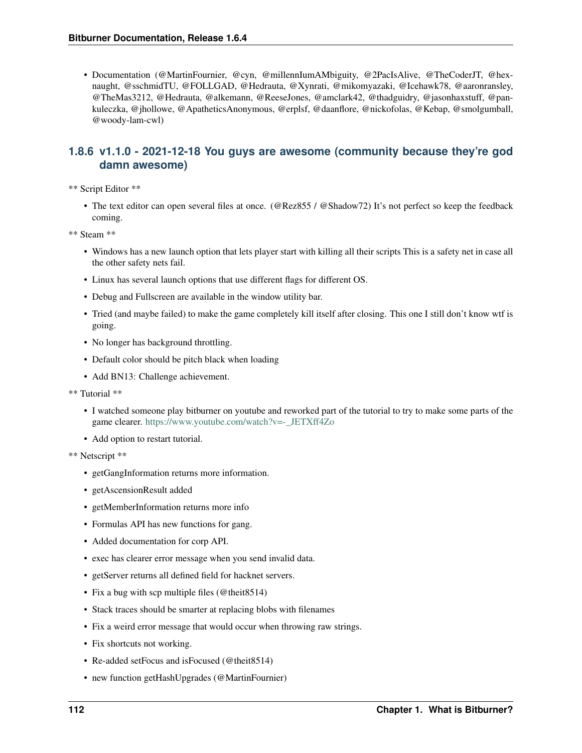- Documentation (@MartinFournier, @cyn, @millennIumAMbiguity, @2PacIsAlive, @TheCoderJT, @hexnaught, @sschmidTU, @FOLLGAD, @Hedrauta, @Xynrati, @mikomyazaki, @Icehawk78, @aaronransley, @TheMas3212, @Hedrauta, @alkemann, @ReeseJones, @amclark42, @thadguidry, @jasonhaxstuff, @pankuleczka, @jhollowe, @ApatheticsAnonymous, @erplsf, @daanflore, @nickofolas, @Kebap, @smolgumball, @woody-lam-cwl)

### 1.8.6 v1.1.0 - 2021-12-18 You guys are awesome (community because they're god damn awesome)

** Script Editor **

- The text editor can open several files at once. (@Rez855 / @Shadow72) It's not perfect so keep the feedback coming.

** Steam **

- Windows has a new launch option that lets player start with killing all their scripts This is a safety net in case all the other safety nets fail.
- Linux has several launch options that use different flags for different OS.
- Debug and Fullscreen are available in the window utility bar.
- Tried (and maybe failed) to make the game completely kill itself after closing. This one I still don't know wtf is going.
- No longer has background throttling.
- Default color should be pitch black when loading
- Add BN13: Challenge achievement.

** Tutorial **

- I watched someone play bitburner on youtube and reworked part of the tutorial to try to make some parts of the game clearer. https://www.youtube.com/watch?v=-_JETXff4Zo
- Add option to restart tutorial.

** Netscript **

- getGangInformation returns more information.
- getAscensionResult added
- getMemberInformation returns more info
- Formulas API has new functions for gang.
- Added documentation for corp API.
- exec has clearer error message when you send invalid data.
- getServer returns all defined field for hacknet servers.
- Fix a bug with scp multiple files (@theit8514)
- Stack traces should be smarter at replacing blobs with filenames
- Fix a weird error message that would occur when throwing raw strings.
- Fix shortcuts not working.
- Re-added setFocus and isFocused (@theit8514)
- new function getHashUpgrades (@MartinFournier)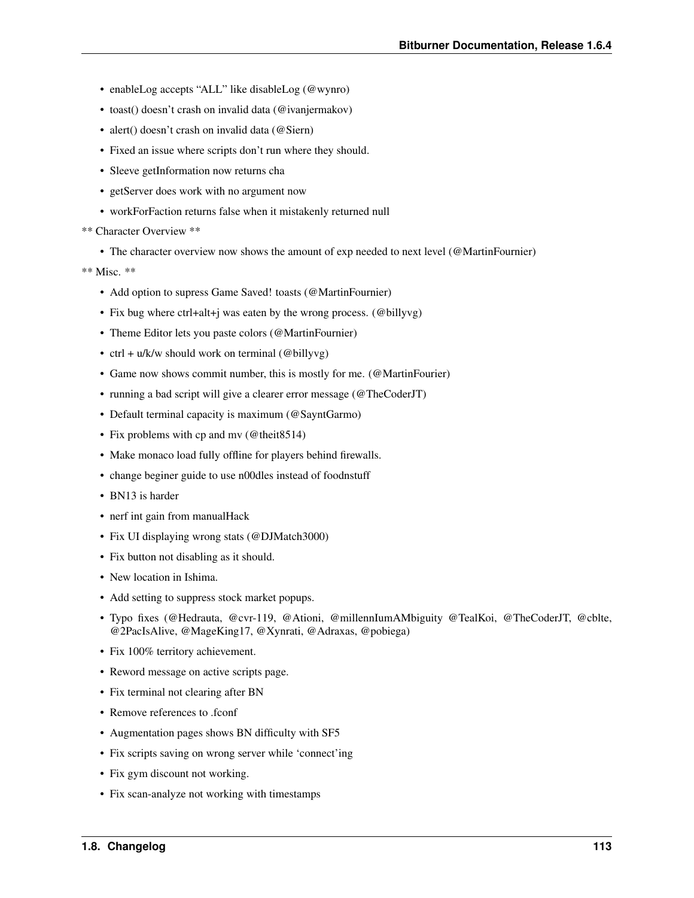- enableLog accepts "ALL" like disableLog (@wynro)
- toast() doesn't crash on invalid data (@ivanjermakov)
- alert() doesn't crash on invalid data (@Siern)
- Fixed an issue where scripts don't run where they should.
- Sleeve getInformation now returns cha
- getServer does work with no argument now
- workForFaction returns false when it mistakenly returned null

** Character Overview **

- The character overview now shows the amount of exp needed to next level (@MartinFournier)

** Misc. **

- Add option to supress Game Saved! toasts (@MartinFournier)
- Fix bug where ctrl+alt+j was eaten by the wrong process. (@billyvg)
- Theme Editor lets you paste colors (@MartinFournier)
- ctrl + u/k/w should work on terminal (@billyvg)
- Game now shows commit number, this is mostly for me. (@MartinFourier)
- running a bad script will give a clearer error message (@TheCoderJT)
- Default terminal capacity is maximum (@SayntGarmo)
- Fix problems with cp and mv (@theit8514)
- Make monaco load fully offline for players behind firewalls.
- change beginer guide to use n00dles instead of foodnstuff
- BN13 is harder
- nerf int gain from manualHack
- Fix UI displaying wrong stats (@DJMatch3000)
- Fix button not disabling as it should.
- New location in Ishima.
- Add setting to suppress stock market popups.
- Typo fixes (@Hedrauta, @cvr-119, @Ationi, @millennIumAMbiguity @TealKoi, @TheCoderJT, @cblte, @2PacIsAlive, @MageKing17, @Xynrati, @Adraxas, @pobiega)
- Fix 100% territory achievement.
- Reword message on active scripts page.
- Fix terminal not clearing after BN
- Remove references to .fconf
- Augmentation pages shows BN difficulty with SF5
- Fix scripts saving on wrong server while 'connect'ing
- Fix gym discount not working.
- Fix scan-analyze not working with timestamps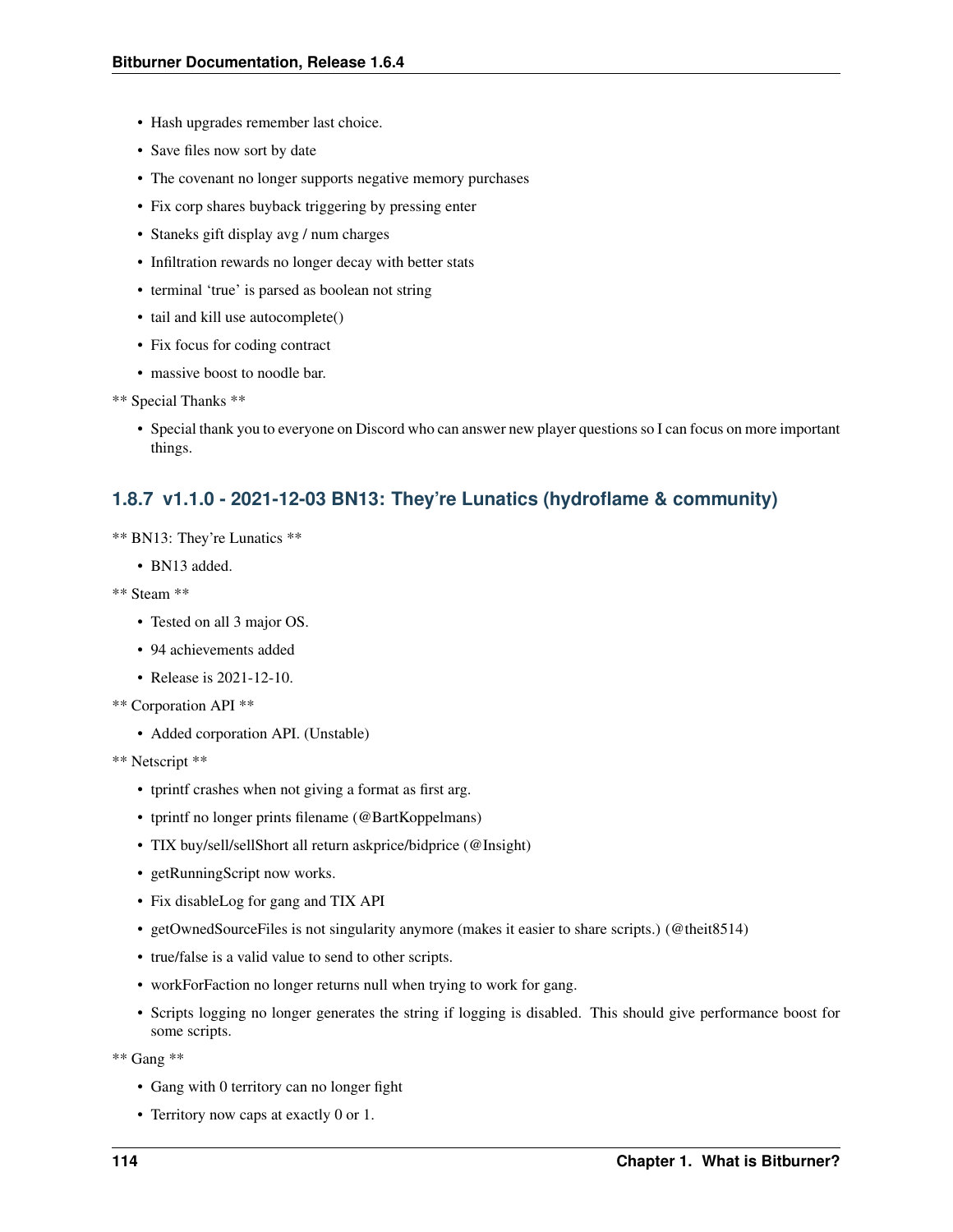- Hash upgrades remember last choice.
- Save files now sort by date
- The covenant no longer supports negative memory purchases
- Fix corp shares buyback triggering by pressing enter
- Staneks gift display avg / num charges
- Infiltration rewards no longer decay with better stats
- terminal 'true' is parsed as boolean not string
- tail and kill use autocomplete()
- Fix focus for coding contract
- massive boost to noodle bar.

** Special Thanks **

- Special thank you to everyone on Discord who can answer new player questions so I can focus on more important things.

### 1.8.7 v1.1.0 - 2021-12-03 BN13: They're Lunatics (hydroflame & community)

** BN13: They're Lunatics **

- BN13 added.

** Steam **

- Tested on all 3 major OS.
- 94 achievements added
- Release is 2021-12-10.

** Corporation API **

- Added corporation API. (Unstable)

** Netscript **

- tprintf crashes when not giving a format as first arg.
- tprintf no longer prints filename (@BartKoppelmans)
- TIX buy/sell/sellShort all return askprice/bidprice (@Insight)
- getRunningScript now works.
- Fix disableLog for gang and TIX API
- getOwnedSourceFiles is not singularity anymore (makes it easier to share scripts.) (@theit8514)
- true/false is a valid value to send to other scripts.
- workForFaction no longer returns null when trying to work for gang.
- Scripts logging no longer generates the string if logging is disabled. This should give performance boost for some scripts.

** Gang **

- Gang with 0 territory can no longer fight
- Territory now caps at exactly 0 or 1.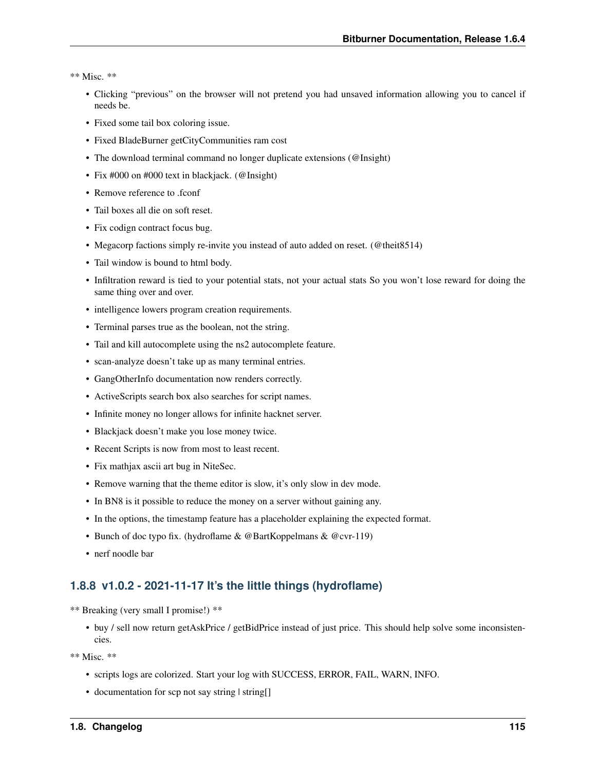** Misc. **

- Clicking "previous" on the browser will not pretend you had unsaved information allowing you to cancel if needs be.
- Fixed some tail box coloring issue.
- Fixed BladeBurner getCityCommunities ram cost
- The download terminal command no longer duplicate extensions (@Insight)
- Fix #000 on #000 text in blackjack. (@Insight)
- Remove reference to .fconf
- Tail boxes all die on soft reset.
- Fix codign contract focus bug.
- Megacorp factions simply re-invite you instead of auto added on reset. (@theit8514)
- Tail window is bound to html body.
- Infiltration reward is tied to your potential stats, not your actual stats So you won't lose reward for doing the same thing over and over.
- intelligence lowers program creation requirements.
- Terminal parses true as the boolean, not the string.
- Tail and kill autocomplete using the ns2 autocomplete feature.
- scan-analyze doesn't take up as many terminal entries.
- GangOtherInfo documentation now renders correctly.
- ActiveScripts search box also searches for script names.
- Infinite money no longer allows for infinite hacknet server.
- Blackjack doesn't make you lose money twice.
- Recent Scripts is now from most to least recent.
- Fix mathjax ascii art bug in NiteSec.
- Remove warning that the theme editor is slow, it's only slow in dev mode.
- In BN8 is it possible to reduce the money on a server without gaining any.
- In the options, the timestamp feature has a placeholder explaining the expected format.
- Bunch of doc typo fix. (hydroflame & @BartKoppelmans & @cvr-119)
- nerf noodle bar

### 1.8.8 v1.0.2 - 2021-11-17 It's the little things (hydroflame)

** Breaking (very small I promise!) **

- buy / sell now return getAskPrice / getBidPrice instead of just price. This should help solve some inconsistencies.

** Misc. **

- scripts logs are colorized. Start your log with SUCCESS, ERROR, FAIL, WARN, INFO.
- documentation for scp not say string | string[]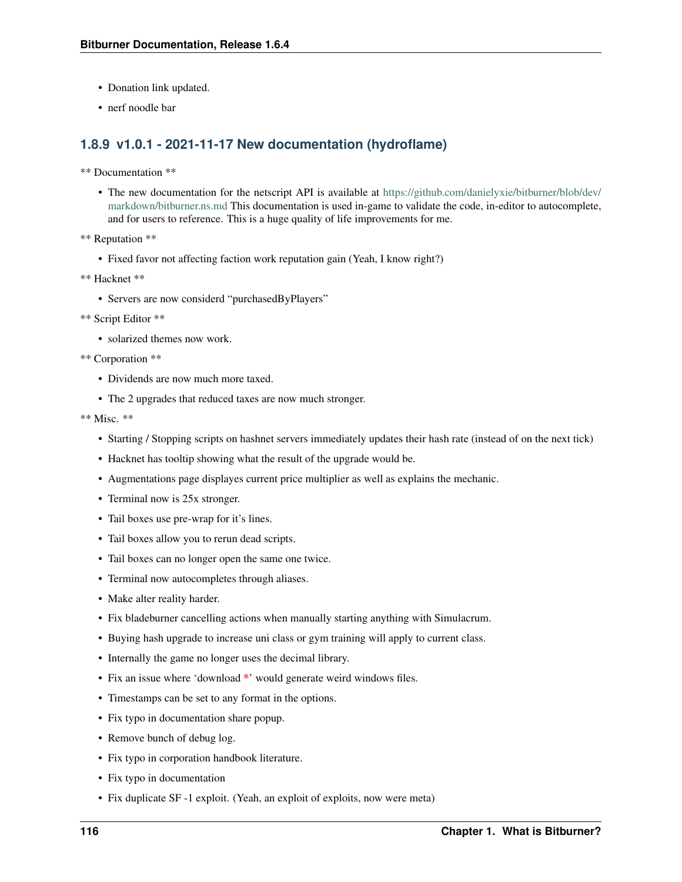- Donation link updated.
- nerf noodle bar

### 1.8.9 v1.0.1 - 2021-11-17 New documentation (hydroflame)

** Documentation **

- The new documentation for the netscript API is available at https://github.com/danielyxie/bitburner/blob/dev/markdown/bitburner.ns.md This documentation is used in-game to validate the code, in-editor to autocomplete, and for users to reference. This is a huge quality of life improvements for me.

** Reputation **

- Fixed favor not affecting faction work reputation gain (Yeah, I know right?)

** Hacknet **

- Servers are now considerd "purchasedByPlayers"

** Script Editor **

- solarized themes now work.

** Corporation **

- Dividends are now much more taxed.
- The 2 upgrades that reduced taxes are now much stronger.

** Misc. **

- Starting / Stopping scripts on hashnet servers immediately updates their hash rate (instead of on the next tick)
- Hacknet has tooltip showing what the result of the upgrade would be.
- Augmentations page displayes current price multiplier as well as explains the mechanic.
- Terminal now is 25x stronger.
- Tail boxes use pre-wrap for it's lines.
- Tail boxes allow you to rerun dead scripts.
- Tail boxes can no longer open the same one twice.
- Terminal now autocompletes through aliases.
- Make alter reality harder.
- Fix bladeburner cancelling actions when manually starting anything with Simulacrum.
- Buying hash upgrade to increase uni class or gym training will apply to current class.
- Internally the game no longer uses the decimal library.
- Fix an issue where 'download *' would generate weird windows files.
- Timestamps can be set to any format in the options.
- Fix typo in documentation share popup.
- Remove bunch of debug log.
- Fix typo in corporation handbook literature.
- Fix typo in documentation
- Fix duplicate SF -1 exploit. (Yeah, an exploit of exploits, now were meta)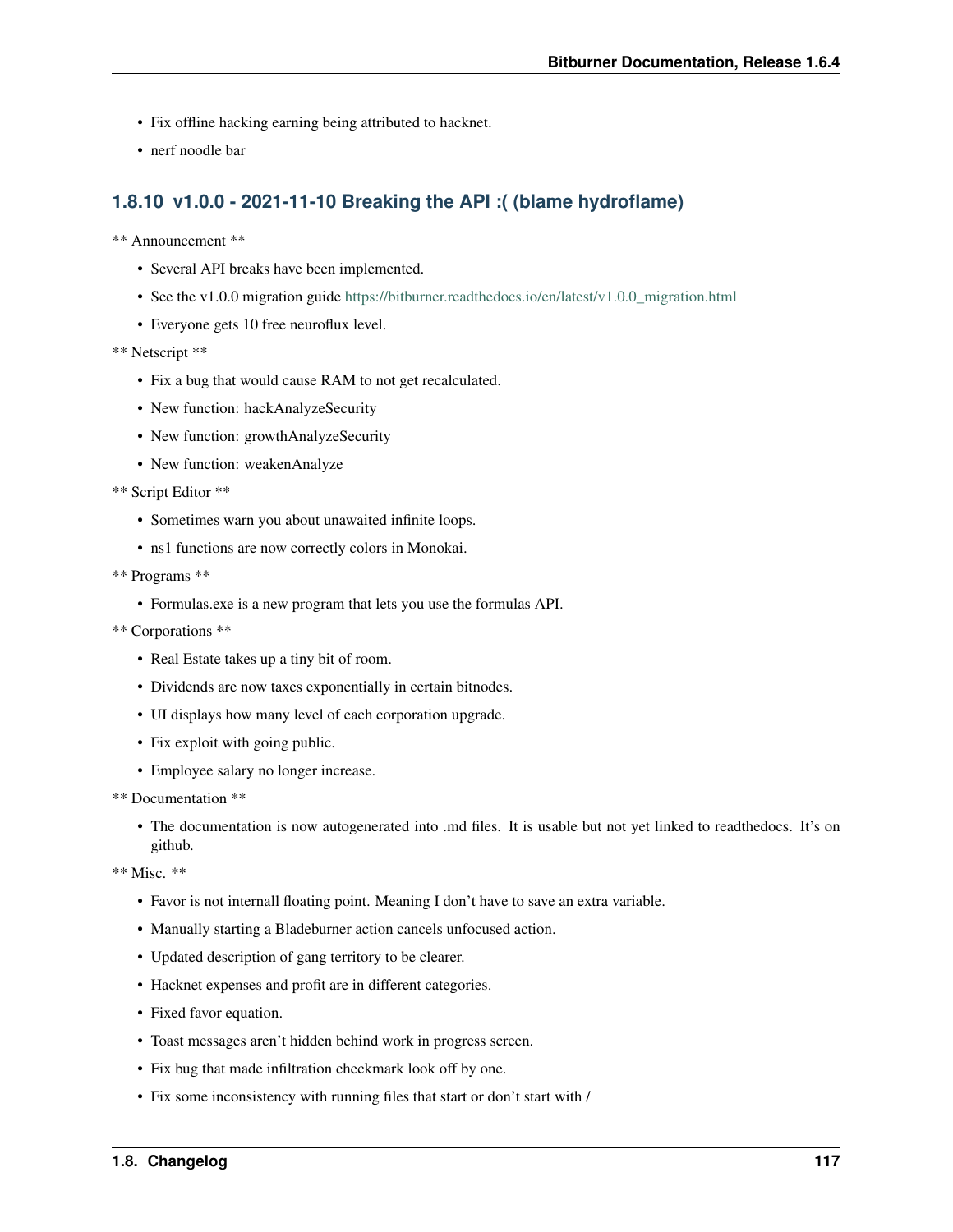- Fix offline hacking earning being attributed to hacknet.
- nerf noodle bar

### 1.8.10 v1.0.0 - 2021-11-10 Breaking the API :( (blame hydroflame)

** Announcement **

- Several API breaks have been implemented.
- See the v1.0.0 migration guide https://bitburner.readthedocs.io/en/latest/v1.0.0_migration.html
- Everyone gets 10 free neuroflux level.

** Netscript **

- Fix a bug that would cause RAM to not get recalculated.
- New function: hackAnalyzeSecurity
- New function: growthAnalyzeSecurity
- New function: weakenAnalyze

** Script Editor **

- Sometimes warn you about unawaited infinite loops.
- ns1 functions are now correctly colors in Monokai.

** Programs **

- Formulas.exe is a new program that lets you use the formulas API.

** Corporations **

- Real Estate takes up a tiny bit of room.
- Dividends are now taxes exponentially in certain bitnodes.
- UI displays how many level of each corporation upgrade.
- Fix exploit with going public.
- Employee salary no longer increase.

** Documentation **

- The documentation is now autogenerated into .md files. It is usable but not yet linked to readthedocs. It's on github.

** Misc. **

- Favor is not internall floating point. Meaning I don't have to save an extra variable.
- Manually starting a Bladeburner action cancels unfocused action.
- Updated description of gang territory to be clearer.
- Hacknet expenses and profit are in different categories.
- Fixed favor equation.
- Toast messages aren't hidden behind work in progress screen.
- Fix bug that made infiltration checkmark look off by one.
- Fix some inconsistency with running files that start or don't start with /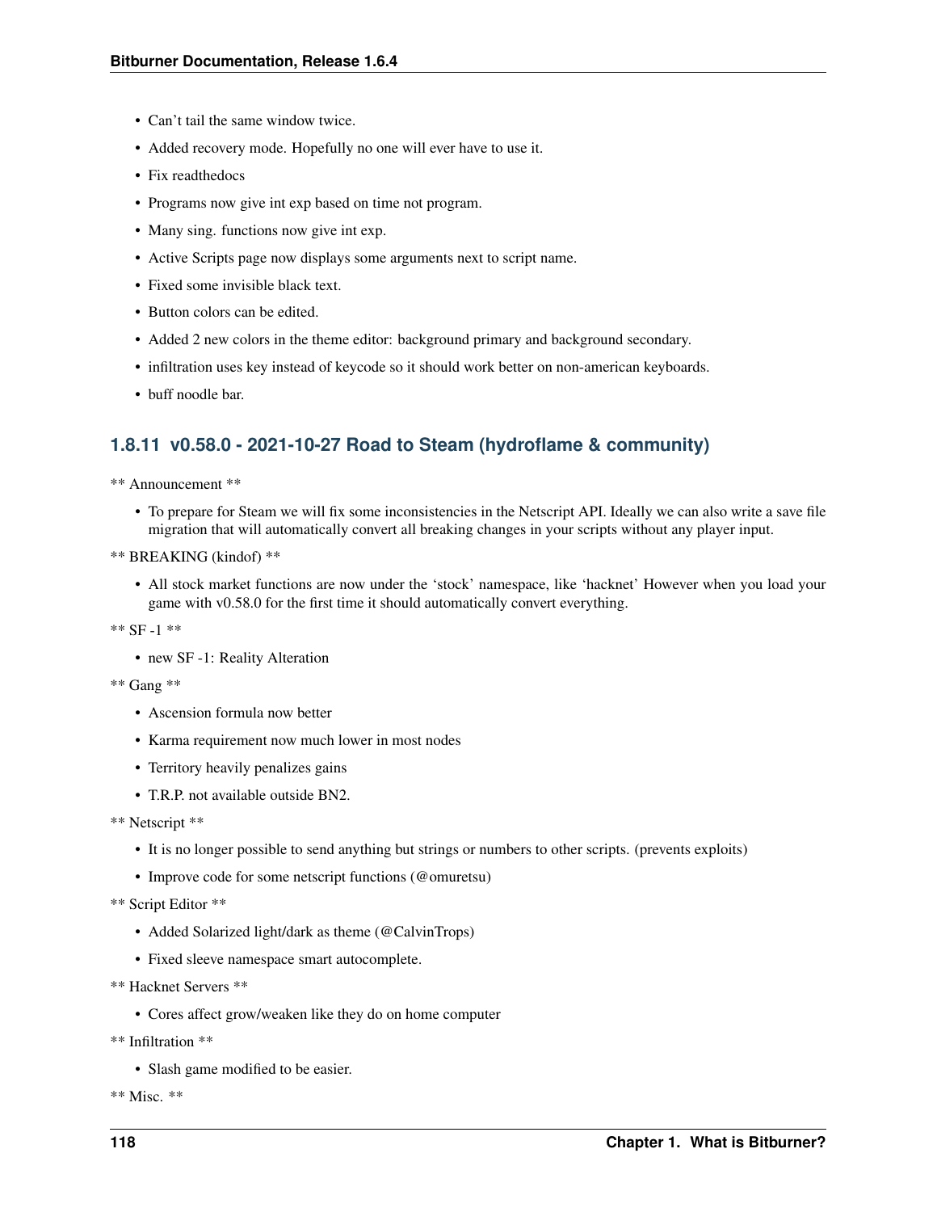- Can't tail the same window twice.
- Added recovery mode. Hopefully no one will ever have to use it.
- Fix readthedocs
- Programs now give int exp based on time not program.
- Many sing. functions now give int exp.
- Active Scripts page now displays some arguments next to script name.
- Fixed some invisible black text.
- Button colors can be edited.
- Added 2 new colors in the theme editor: background primary and background secondary.
- infiltration uses key instead of keycode so it should work better on non-american keyboards.
- buff noodle bar.

### 1.8.11 v0.58.0 - 2021-10-27 Road to Steam (hydroflame & community)

** Announcement **

- To prepare for Steam we will fix some inconsistencies in the Netscript API. Ideally we can also write a save file migration that will automatically convert all breaking changes in your scripts without any player input.

** BREAKING (kindof) **

- All stock market functions are now under the 'stock' namespace, like 'hacknet' However when you load your game with v0.58.0 for the first time it should automatically convert everything.

** SF -1 **

- new SF -1: Reality Alteration

** Gang **

- Ascension formula now better
- Karma requirement now much lower in most nodes
- Territory heavily penalizes gains
- T.R.P. not available outside BN2.

** Netscript **

- It is no longer possible to send anything but strings or numbers to other scripts. (prevents exploits)
- Improve code for some netscript functions (@omuretsu)

** Script Editor **

- Added Solarized light/dark as theme (@CalvinTrops)
- Fixed sleeve namespace smart autocomplete.

** Hacknet Servers **

- Cores affect grow/weaken like they do on home computer

** Infiltration **

- Slash game modified to be easier.

** Misc. **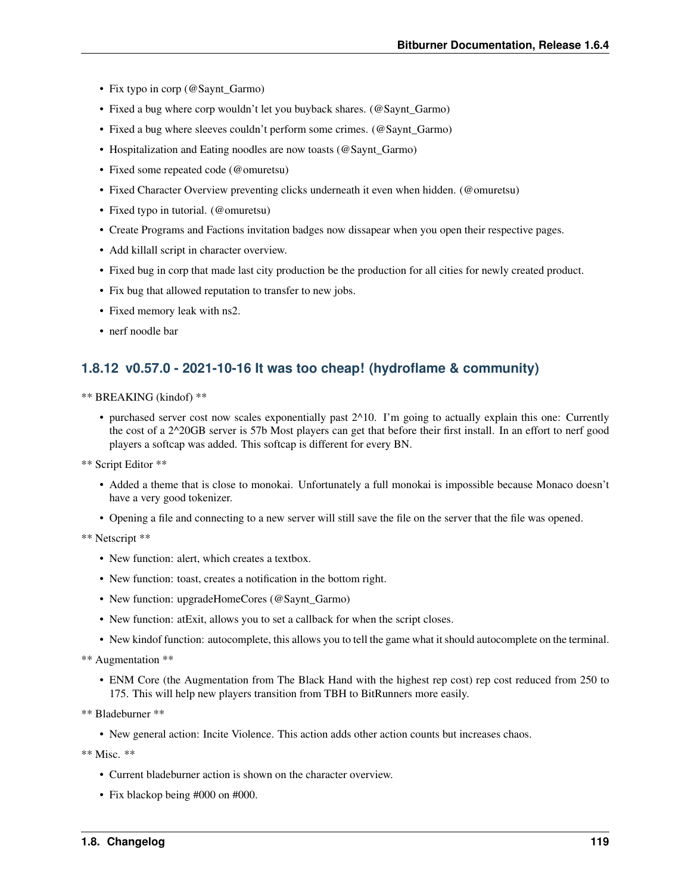- Fix typo in corp (@Saynt_Garmo)
- Fixed a bug where corp wouldn't let you buyback shares. (@Saynt_Garmo)
- Fixed a bug where sleeves couldn't perform some crimes. (@Saynt_Garmo)
- Hospitalization and Eating noodles are now toasts (@Saynt_Garmo)
- Fixed some repeated code (@omuretsu)
- Fixed Character Overview preventing clicks underneath it even when hidden. (@omuretsu)
- Fixed typo in tutorial. (@omuretsu)
- Create Programs and Factions invitation badges now dissapear when you open their respective pages.
- Add killall script in character overview.
- Fixed bug in corp that made last city production be the production for all cities for newly created product.
- Fix bug that allowed reputation to transfer to new jobs.
- Fixed memory leak with ns2.
- nerf noodle bar

### 1.8.12 v0.57.0 - 2021-10-16 It was too cheap! (hydroflame & community)

** BREAKING (kindof) **

- purchased server cost now scales exponentially past 2^10. I'm going to actually explain this one: Currently the cost of a 2^20GB server is 57b Most players can get that before their first install. In an effort to nerf good players a softcap was added. This softcap is different for every BN.

** Script Editor **

- Added a theme that is close to monokai. Unfortunately a full monokai is impossible because Monaco doesn't have a very good tokenizer.
- Opening a file and connecting to a new server will still save the file on the server that the file was opened.

** Netscript **

- New function: alert, which creates a textbox.
- New function: toast, creates a notification in the bottom right.
- New function: upgradeHomeCores (@Saynt_Garmo)
- New function: atExit, allows you to set a callback for when the script closes.
- New kindof function: autocomplete, this allows you to tell the game what it should autocomplete on the terminal.

** Augmentation **

- ENM Core (the Augmentation from The Black Hand with the highest rep cost) rep cost reduced from 250 to 175. This will help new players transition from TBH to BitRunners more easily.

** Bladeburner **

- New general action: Incite Violence. This action adds other action counts but increases chaos.

** Misc. **

- Current bladeburner action is shown on the character overview.
- Fix blackop being #000 on #000.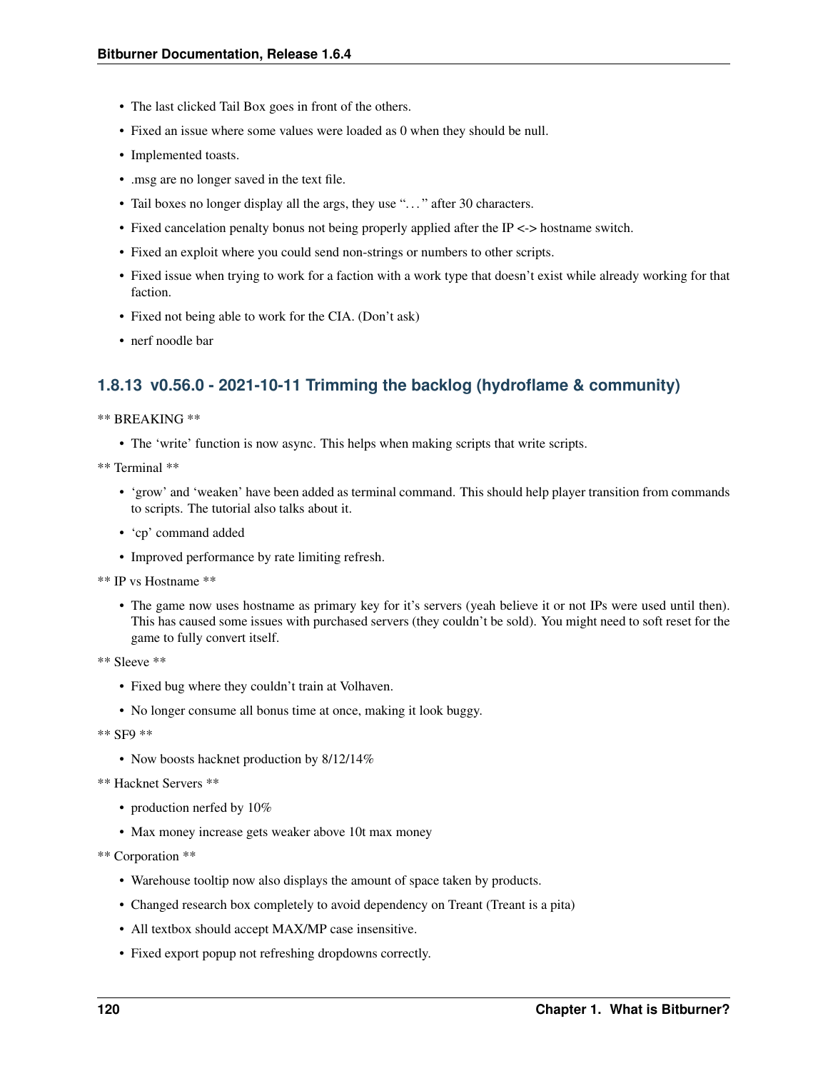- The last clicked Tail Box goes in front of the others.
- Fixed an issue where some values were loaded as 0 when they should be null.
- Implemented toasts.
- .msg are no longer saved in the text file.
- Tail boxes no longer display all the args, they use "..." after 30 characters.
- Fixed cancelation penalty bonus not being properly applied after the IP <-> hostname switch.
- Fixed an exploit where you could send non-strings or numbers to other scripts.
- Fixed issue when trying to work for a faction with a work type that doesn't exist while already working for that faction.
- Fixed not being able to work for the CIA. (Don't ask)
- nerf noodle bar

### 1.8.13 v0.56.0 - 2021-10-11 Trimming the backlog (hydroflame & community)

** BREAKING **

- The 'write' function is now async. This helps when making scripts that write scripts.

** Terminal **

- 'grow' and 'weaken' have been added as terminal command. This should help player transition from commands to scripts. The tutorial also talks about it.
- 'cp' command added
- Improved performance by rate limiting refresh.

** IP vs Hostname **

- The game now uses hostname as primary key for it's servers (yeah believe it or not IPs were used until then). This has caused some issues with purchased servers (they couldn't be sold). You might need to soft reset for the game to fully convert itself.

** Sleeve **

- Fixed bug where they couldn't train at Volhaven.
- No longer consume all bonus time at once, making it look buggy.

** SF9 **

- Now boosts hacknet production by 8/12/14%

** Hacknet Servers **

- production nerfed by 10%
- Max money increase gets weaker above 10t max money

** Corporation **

- Warehouse tooltip now also displays the amount of space taken by products.
- Changed research box completely to avoid dependency on Treant (Treant is a pita)
- All textbox should accept MAX/MP case insensitive.
- Fixed export popup not refreshing dropdowns correctly.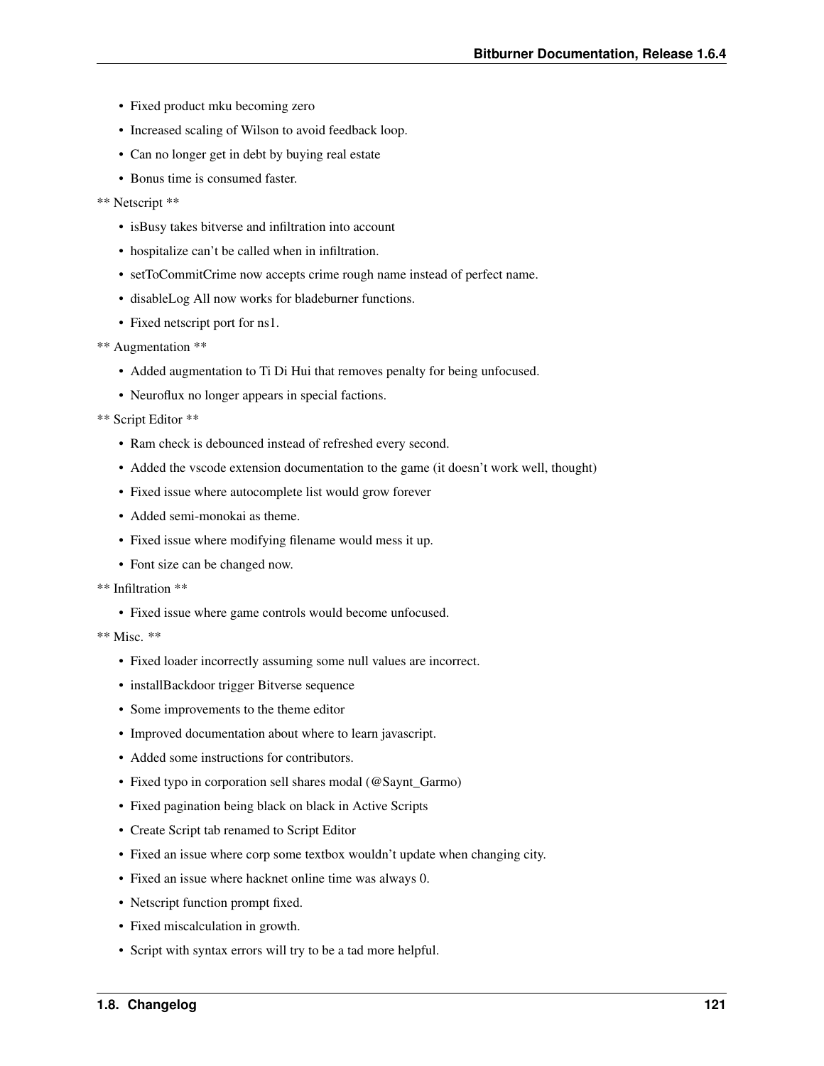- Fixed product mku becoming zero
- Increased scaling of Wilson to avoid feedback loop.
- Can no longer get in debt by buying real estate
- Bonus time is consumed faster.

** Netscript **

- isBusy takes bitverse and infiltration into account
- hospitalize can't be called when in infiltration.
- setToCommitCrime now accepts crime rough name instead of perfect name.
- disableLog All now works for bladeburner functions.
- Fixed netscript port for ns1.

** Augmentation **

- Added augmentation to Ti Di Hui that removes penalty for being unfocused.
- Neuroflux no longer appears in special factions.

** Script Editor **

- Ram check is debounced instead of refreshed every second.
- Added the vscode extension documentation to the game (it doesn't work well, thought)
- Fixed issue where autocomplete list would grow forever
- Added semi-monokai as theme.
- Fixed issue where modifying filename would mess it up.
- Font size can be changed now.

** Infiltration **

- Fixed issue where game controls would become unfocused.

** Misc. **

- Fixed loader incorrectly assuming some null values are incorrect.
- installBackdoor trigger Bitverse sequence
- Some improvements to the theme editor
- Improved documentation about where to learn javascript.
- Added some instructions for contributors.
- Fixed typo in corporation sell shares modal (@Saynt_Garmo)
- Fixed pagination being black on black in Active Scripts
- Create Script tab renamed to Script Editor
- Fixed an issue where corp some textbox wouldn't update when changing city.
- Fixed an issue where hacknet online time was always 0.
- Netscript function prompt fixed.
- Fixed miscalculation in growth.
- Script with syntax errors will try to be a tad more helpful.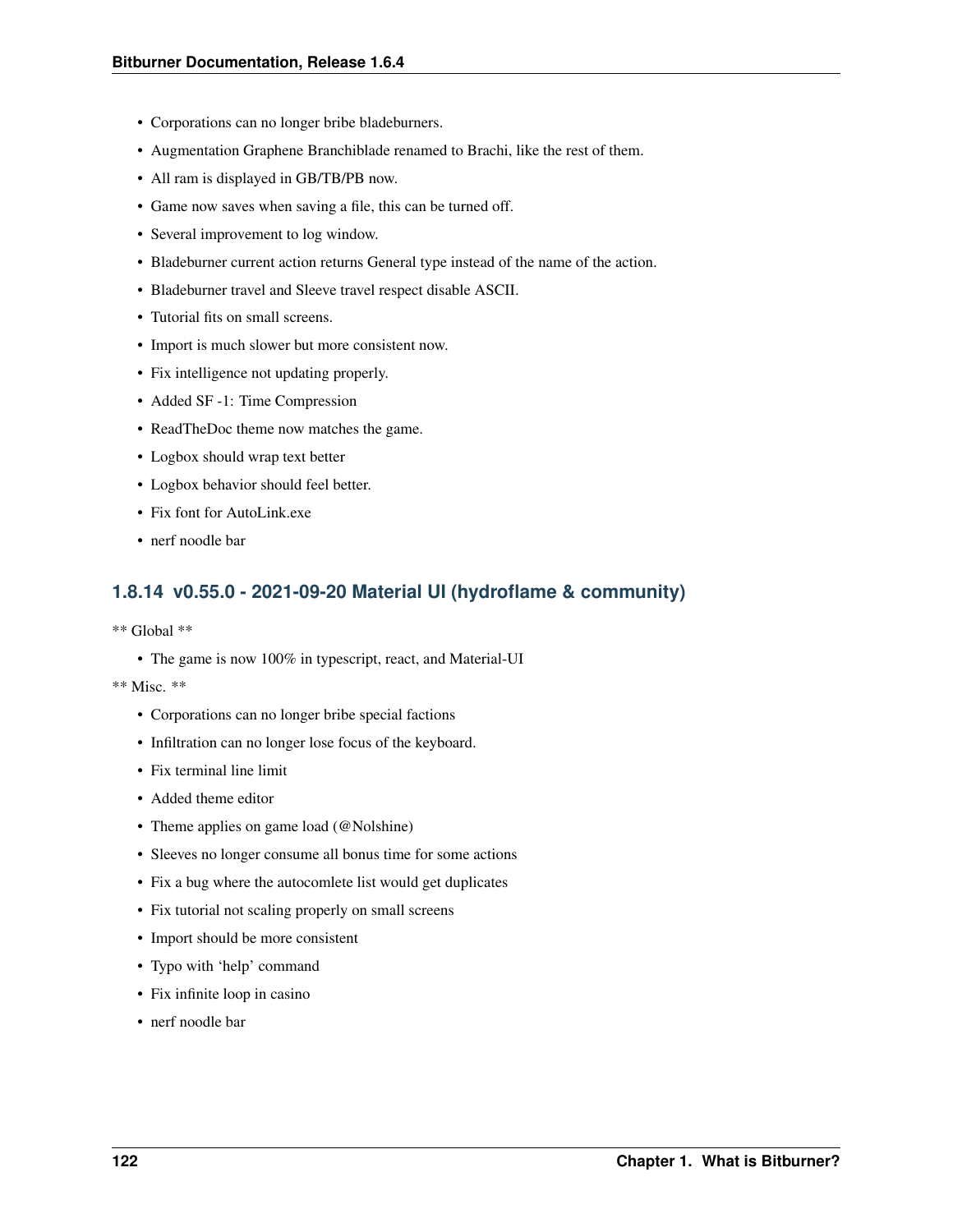- Corporations can no longer bribe bladeburners.
- Augmentation Graphene Branchiblade renamed to Brachi, like the rest of them.
- All ram is displayed in GB/TB/PB now.
- Game now saves when saving a file, this can be turned off.
- Several improvement to log window.
- Bladeburner current action returns General type instead of the name of the action.
- Bladeburner travel and Sleeve travel respect disable ASCII.
- Tutorial fits on small screens.
- Import is much slower but more consistent now.
- Fix intelligence not updating properly.
- Added SF -1: Time Compression
- ReadTheDoc theme now matches the game.
- Logbox should wrap text better
- Logbox behavior should feel better.
- Fix font for AutoLink.exe
- nerf noodle bar

### 1.8.14 v0.55.0 - 2021-09-20 Material UI (hydroflame & community)

** Global **

- The game is now 100% in typescript, react, and Material-UI

** Misc. **

- Corporations can no longer bribe special factions
- Infiltration can no longer lose focus of the keyboard.
- Fix terminal line limit
- Added theme editor
- Theme applies on game load (@Nolshine)
- Sleeves no longer consume all bonus time for some actions
- Fix a bug where the autocomlete list would get duplicates
- Fix tutorial not scaling properly on small screens
- Import should be more consistent
- Typo with 'help' command
- Fix infinite loop in casino
- nerf noodle bar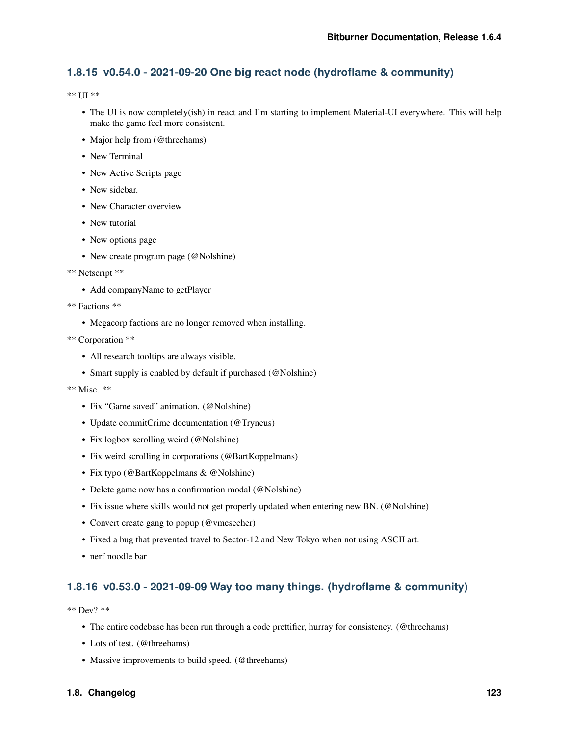### 1.8.15 v0.54.0 - 2021-09-20 One big react node (hydroflame & community)

** UI **

- The UI is now completely(ish) in react and I'm starting to implement Material-UI everywhere. This will help make the game feel more consistent.
- Major help from (@threehams)
- New Terminal
- New Active Scripts page
- New sidebar.
- New Character overview
- New tutorial
- New options page
- New create program page (@Nolshine)

** Netscript **

- Add companyName to getPlayer

** Factions **

- Megacorp factions are no longer removed when installing.

** Corporation **

- All research tooltips are always visible.
- Smart supply is enabled by default if purchased (@Nolshine)

** Misc. **

- Fix "Game saved" animation. (@Nolshine)
- Update commitCrime documentation (@Tryneus)
- Fix logbox scrolling weird (@Nolshine)
- Fix weird scrolling in corporations (@BartKoppelmans)
- Fix typo (@BartKoppelmans & @Nolshine)
- Delete game now has a confirmation modal (@Nolshine)
- Fix issue where skills would not get properly updated when entering new BN. (@Nolshine)
- Convert create gang to popup (@vmesecher)
- Fixed a bug that prevented travel to Sector-12 and New Tokyo when not using ASCII art.
- nerf noodle bar

### 1.8.16 v0.53.0 - 2021-09-09 Way too many things. (hydroflame & community)

** Dev? **

- The entire codebase has been run through a code prettifier, hurray for consistency. (@threehams)
- Lots of test. (@threehams)
- Massive improvements to build speed. (@threehams)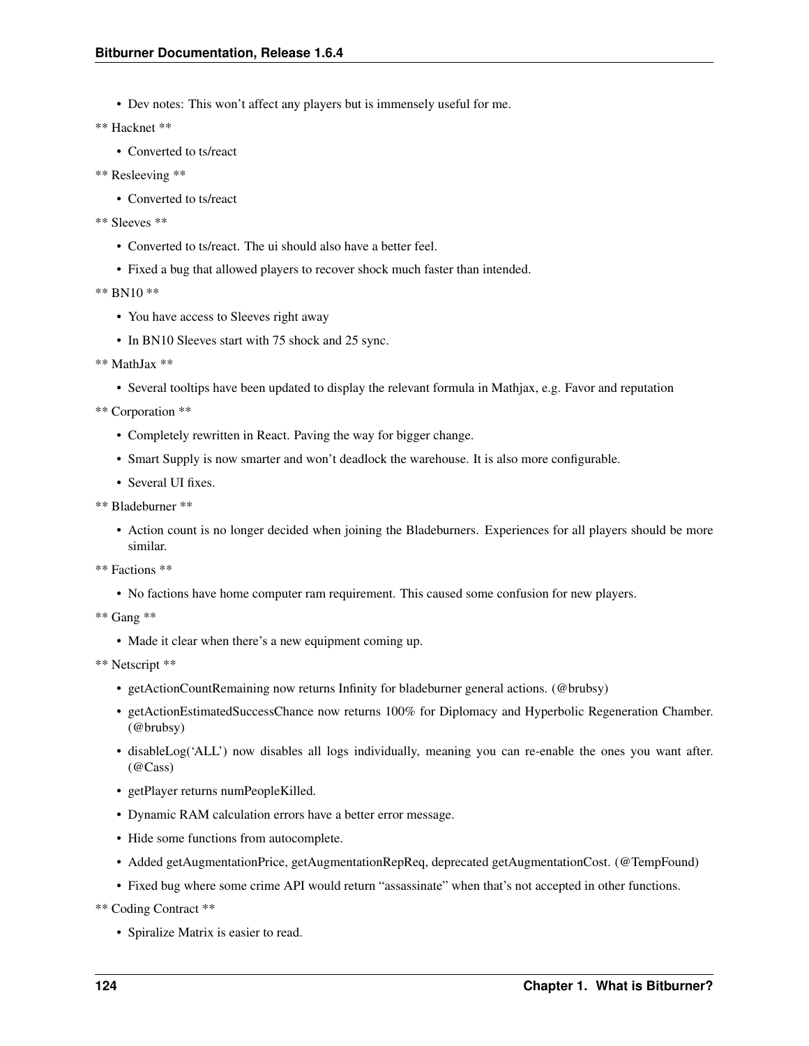- Dev notes: This won't affect any players but is immensely useful for me.

** Hacknet **

- Converted to ts/react

** Resleeving **

- Converted to ts/react

** Sleeves **

- Converted to ts/react. The ui should also have a better feel.
- Fixed a bug that allowed players to recover shock much faster than intended.

** BN10 **

- You have access to Sleeves right away
- In BN10 Sleeves start with 75 shock and 25 sync.

** MathJax **

- Several tooltips have been updated to display the relevant formula in Mathjax, e.g. Favor and reputation

** Corporation **

- Completely rewritten in React. Paving the way for bigger change.
- Smart Supply is now smarter and won't deadlock the warehouse. It is also more configurable.
- Several UI fixes.

** Bladeburner **

- Action count is no longer decided when joining the Bladeburners. Experiences for all players should be more similar.

** Factions **

- No factions have home computer ram requirement. This caused some confusion for new players.

** Gang **

- Made it clear when there's a new equipment coming up.

** Netscript **

- getActionCountRemaining now returns Infinity for bladeburner general actions. (@brubsy)
- getActionEstimatedSuccessChance now returns 100% for Diplomacy and Hyperbolic Regeneration Chamber. (@brubsy)
- disableLog('ALL') now disables all logs individually, meaning you can re-enable the ones you want after. (@Cass)
- getPlayer returns numPeopleKilled.
- Dynamic RAM calculation errors have a better error message.
- Hide some functions from autocomplete.
- Added getAugmentationPrice, getAugmentationRepReq, deprecated getAugmentationCost. (@TempFound)
- Fixed bug where some crime API would return "assassinate" when that's not accepted in other functions.

** Coding Contract **

- Spiralize Matrix is easier to read.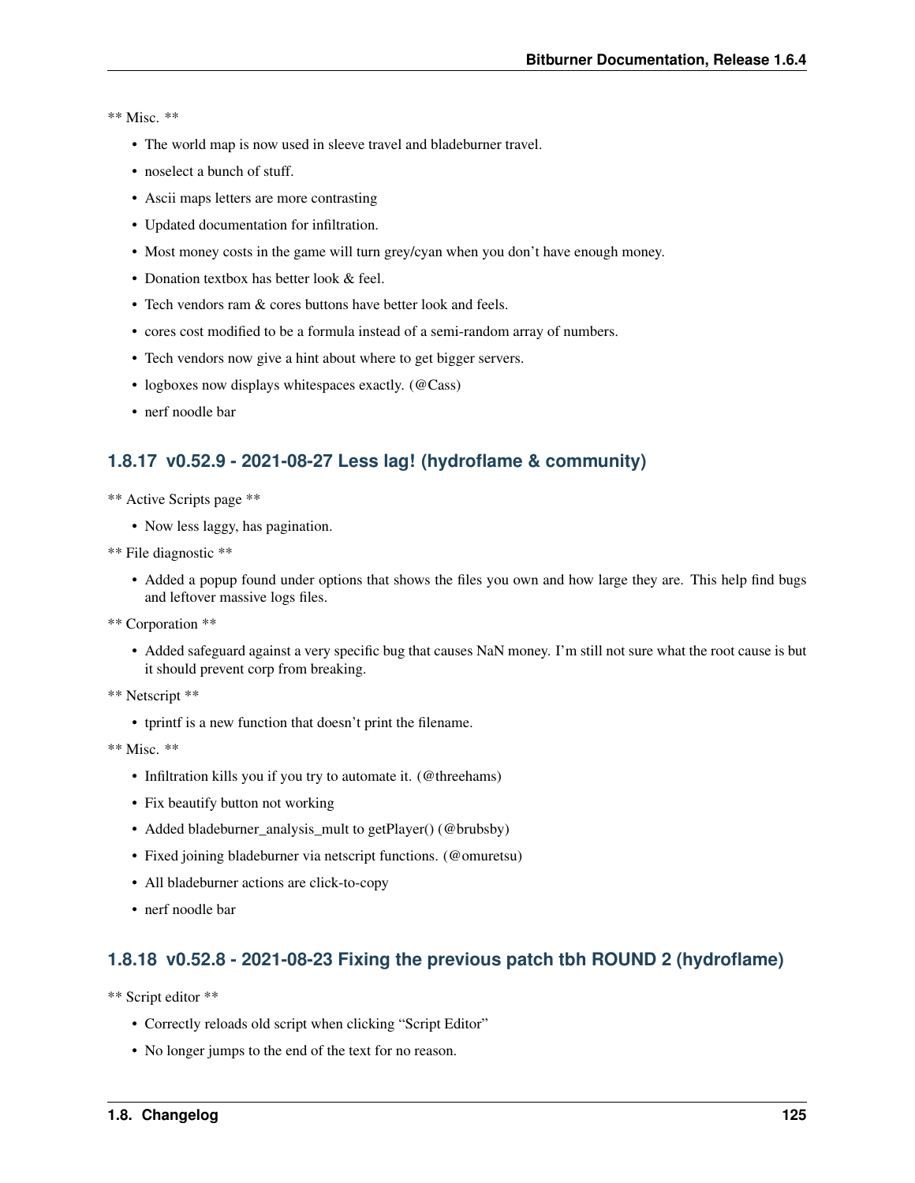** Misc. **

- The world map is now used in sleeve travel and bladeburner travel.
- noselect a bunch of stuff.
- Ascii maps letters are more contrasting
- Updated documentation for infiltration.
- Most money costs in the game will turn grey/cyan when you don't have enough money.
- Donation textbox has better look & feel.
- Tech vendors ram & cores buttons have better look and feels.
- cores cost modified to be a formula instead of a semi-random array of numbers.
- Tech vendors now give a hint about where to get bigger servers.
- logboxes now displays whitespaces exactly. (@Cass)
- nerf noodle bar

### 1.8.17 v0.52.9 - 2021-08-27 Less lag! (hydroflame & community)

** Active Scripts page **

- Now less laggy, has pagination.

** File diagnostic **

- Added a popup found under options that shows the files you own and how large they are. This help find bugs and leftover massive logs files.

** Corporation **

- Added safeguard against a very specific bug that causes NaN money. I'm still not sure what the root cause is but it should prevent corp from breaking.

** Netscript **

- tprintf is a new function that doesn't print the filename.

** Misc. **

- Infiltration kills you if you try to automate it. (@threehams)
- Fix beautify button not working
- Added bladeburner_analysis_mult to getPlayer() (@brubsby)
- Fixed joining bladeburner via netscript functions. (@omuretsu)
- All bladeburner actions are click-to-copy
- nerf noodle bar

### 1.8.18 v0.52.8 - 2021-08-23 Fixing the previous patch tbh ROUND 2 (hydroflame)

** Script editor **

- Correctly reloads old script when clicking "Script Editor"
- No longer jumps to the end of the text for no reason.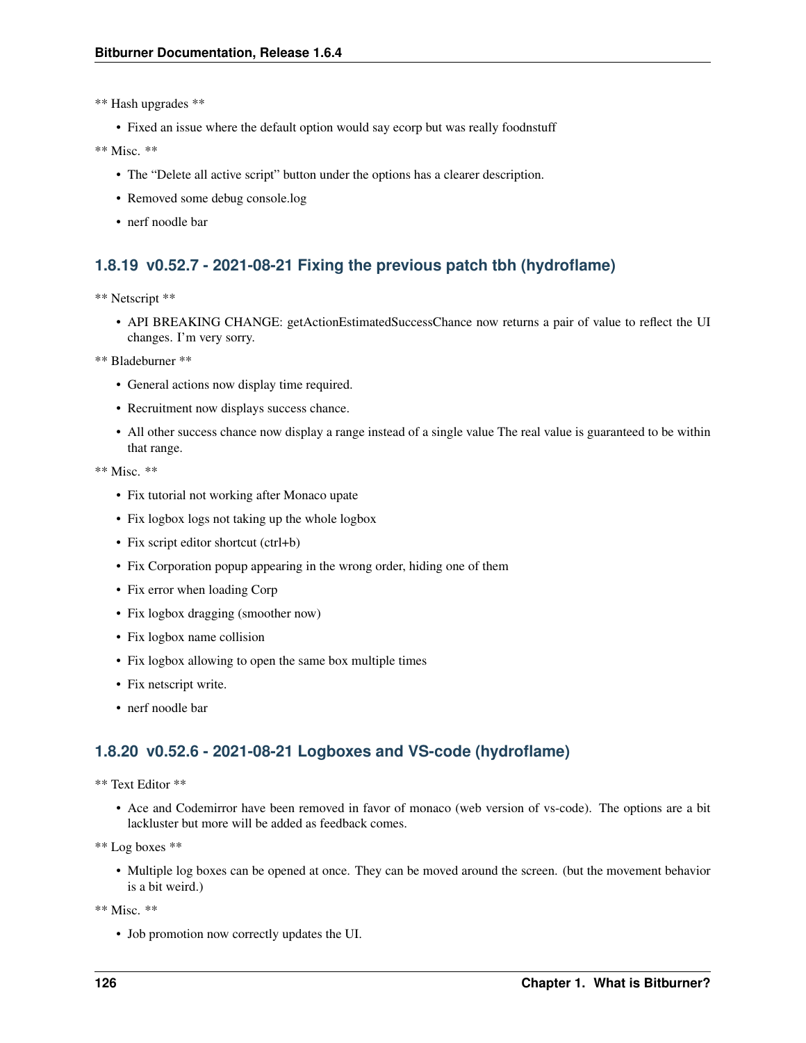** Hash upgrades **

- Fixed an issue where the default option would say ecorp but was really foodnstuff

** Misc. **

- The "Delete all active script" button under the options has a clearer description.
- Removed some debug console.log
- nerf noodle bar

### 1.8.19 v0.52.7 - 2021-08-21 Fixing the previous patch tbh (hydroflame)

** Netscript **

- API BREAKING CHANGE: getActionEstimatedSuccessChance now returns a pair of value to reflect the UI changes. I'm very sorry.

** Bladeburner **

- General actions now display time required.
- Recruitment now displays success chance.
- All other success chance now display a range instead of a single value The real value is guaranteed to be within that range.

** Misc. **

- Fix tutorial not working after Monaco upate
- Fix logbox logs not taking up the whole logbox
- Fix script editor shortcut (ctrl+b)
- Fix Corporation popup appearing in the wrong order, hiding one of them
- Fix error when loading Corp
- Fix logbox dragging (smoother now)
- Fix logbox name collision
- Fix logbox allowing to open the same box multiple times
- Fix netscript write.
- nerf noodle bar

### 1.8.20 v0.52.6 - 2021-08-21 Logboxes and VS-code (hydroflame)

** Text Editor **

- Ace and Codemirror have been removed in favor of monaco (web version of vs-code). The options are a bit lackluster but more will be added as feedback comes.

** Log boxes **

- Multiple log boxes can be opened at once. They can be moved around the screen. (but the movement behavior is a bit weird.)

** Misc. **

- Job promotion now correctly updates the UI.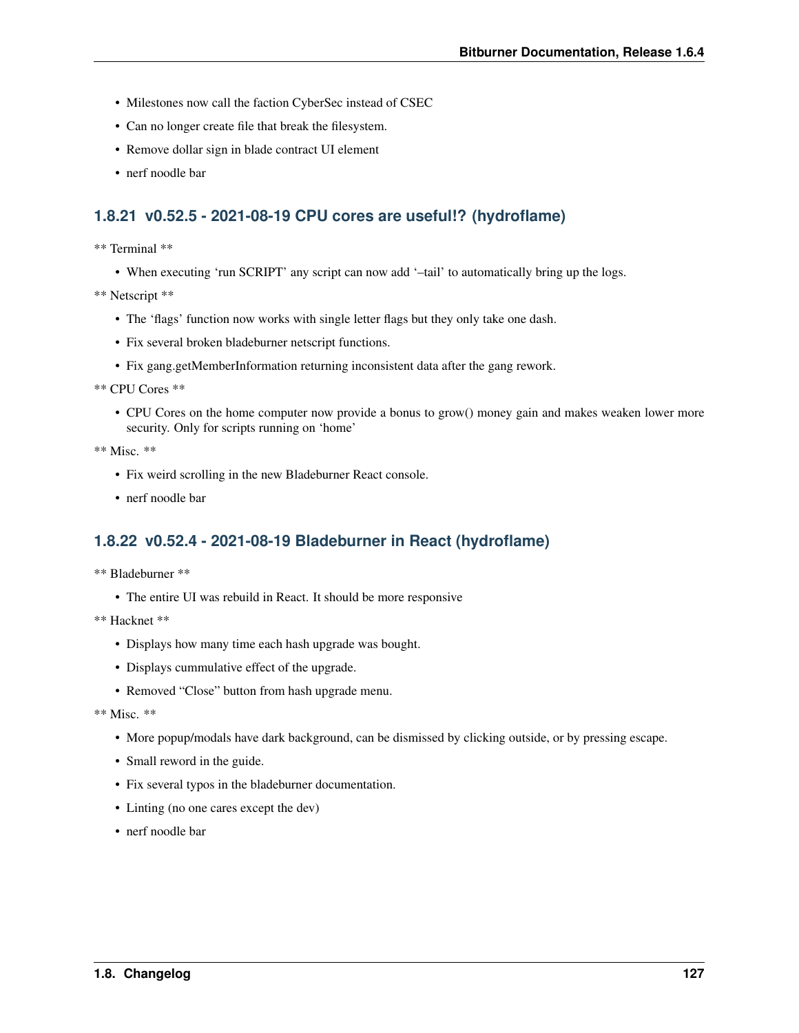- Milestones now call the faction CyberSec instead of CSEC
- Can no longer create file that break the filesystem.
- Remove dollar sign in blade contract UI element
- nerf noodle bar

### 1.8.21 v0.52.5 - 2021-08-19 CPU cores are useful!? (hydroflame)

** Terminal **

- When executing 'run SCRIPT' any script can now add '–tail' to automatically bring up the logs.

** Netscript **

- The 'flags' function now works with single letter flags but they only take one dash.
- Fix several broken bladeburner netscript functions.
- Fix gang.getMemberInformation returning inconsistent data after the gang rework.

** CPU Cores **

- CPU Cores on the home computer now provide a bonus to grow() money gain and makes weaken lower more security. Only for scripts running on 'home'

** Misc. **

- Fix weird scrolling in the new Bladeburner React console.
- nerf noodle bar

### 1.8.22 v0.52.4 - 2021-08-19 Bladeburner in React (hydroflame)

** Bladeburner **

- The entire UI was rebuild in React. It should be more responsive

** Hacknet **

- Displays how many time each hash upgrade was bought.
- Displays cummulative effect of the upgrade.
- Removed "Close" button from hash upgrade menu.

** Misc. **

- More popup/modals have dark background, can be dismissed by clicking outside, or by pressing escape.
- Small reword in the guide.
- Fix several typos in the bladeburner documentation.
- Linting (no one cares except the dev)
- nerf noodle bar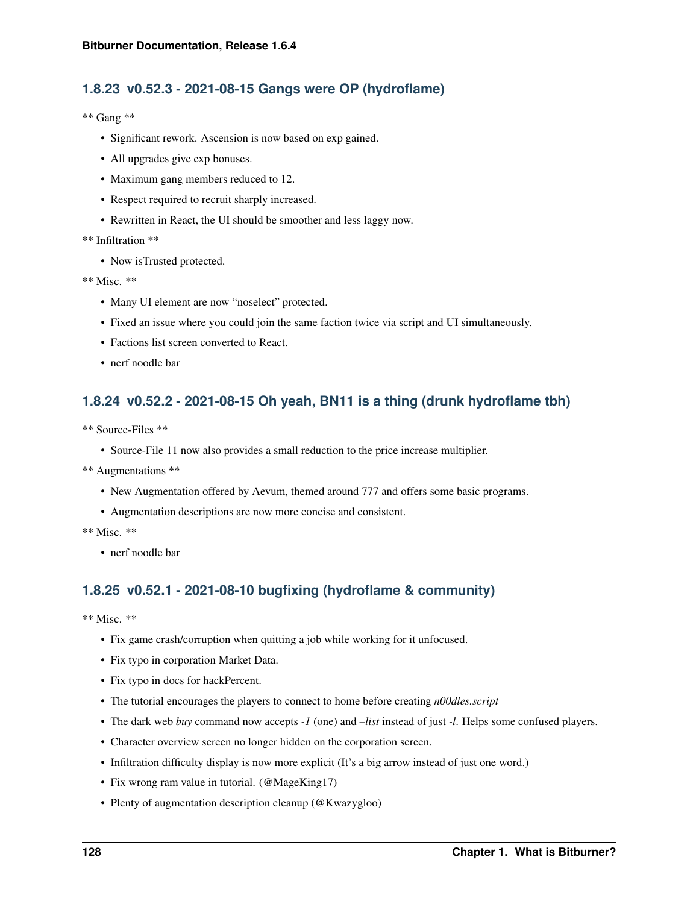### 1.8.23 v0.52.3 - 2021-08-15 Gangs were OP (hydroflame)

** Gang **

- Significant rework. Ascension is now based on exp gained.
- All upgrades give exp bonuses.
- Maximum gang members reduced to 12.
- Respect required to recruit sharply increased.
- Rewritten in React, the UI should be smoother and less laggy now.

** Infiltration **

- Now isTrusted protected.

** Misc. **

- Many UI element are now "noselect" protected.
- Fixed an issue where you could join the same faction twice via script and UI simultaneously.
- Factions list screen converted to React.
- nerf noodle bar

### 1.8.24 v0.52.2 - 2021-08-15 Oh yeah, BN11 is a thing (drunk hydroflame tbh)

** Source-Files **

- Source-File 11 now also provides a small reduction to the price increase multiplier.

** Augmentations **

- New Augmentation offered by Aevum, themed around 777 and offers some basic programs.
- Augmentation descriptions are now more concise and consistent.

** Misc. **

- nerf noodle bar

### 1.8.25 v0.52.1 - 2021-08-10 bugfixing (hydroflame & community)

** Misc. **

- Fix game crash/corruption when quitting a job while working for it unfocused.
- Fix typo in corporation Market Data.
- Fix typo in docs for hackPercent.
- The tutorial encourages the players to connect to home before creating *n00dles.script*
- The dark web *buy* command now accepts *-1* (one) and *–list* instead of just *-l*. Helps some confused players.
- Character overview screen no longer hidden on the corporation screen.
- Infiltration difficulty display is now more explicit (It's a big arrow instead of just one word.)
- Fix wrong ram value in tutorial. (@MageKing17)
- Plenty of augmentation description cleanup (@Kwazygloo)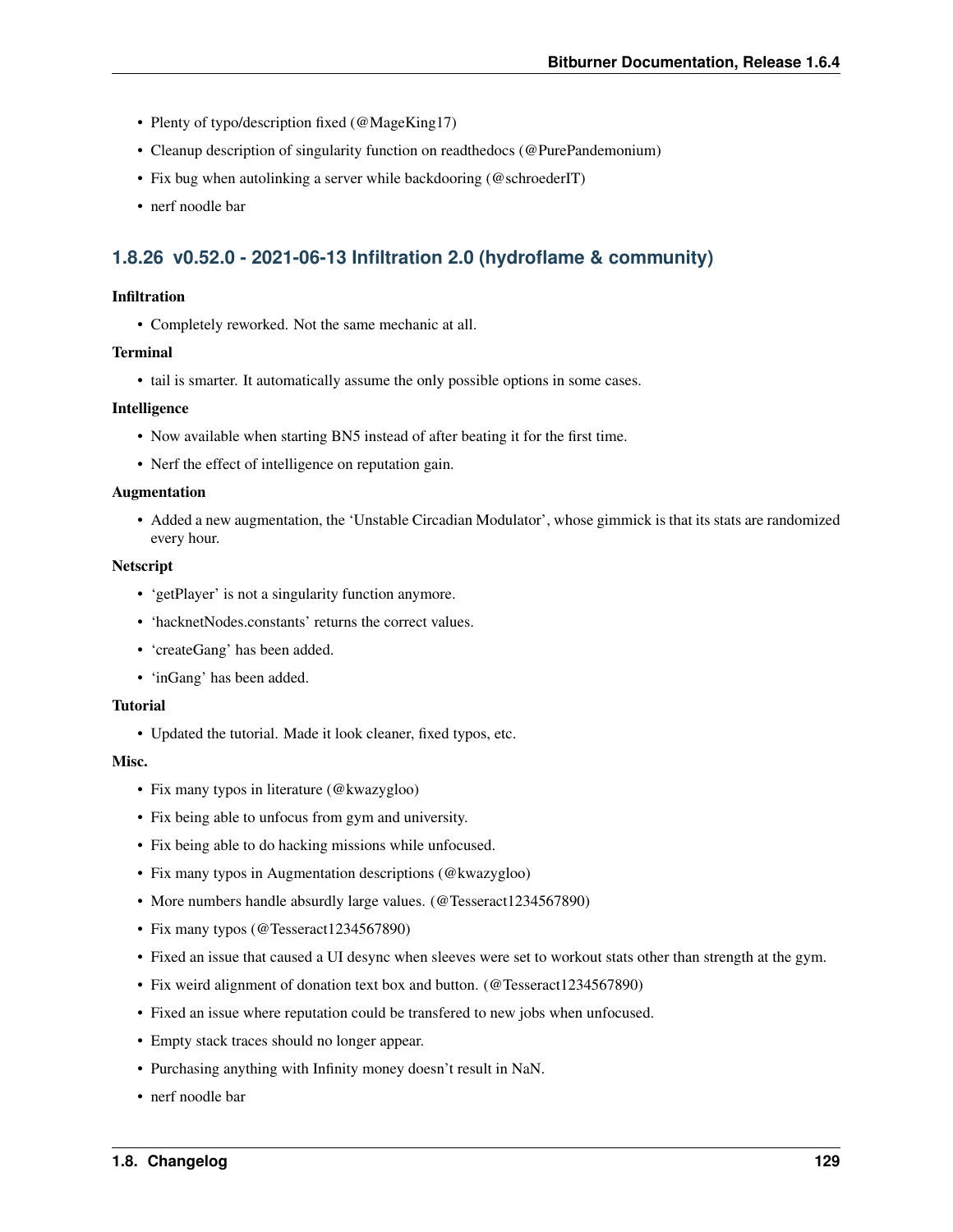- Plenty of typo/description fixed (@MageKing17)
- Cleanup description of singularity function on readthedocs (@PurePandemonium)
- Fix bug when autolinking a server while backdooring (@schroederIT)
- nerf noodle bar

## 1.8.26 v0.52.0 - 2021-06-13 Infiltration 2.0 (hydroflame & community)

**Infiltration**

- Completely reworked. Not the same mechanic at all.

**Terminal**

- tail is smarter. It automatically assume the only possible options in some cases.

**Intelligence**

- Now available when starting BN5 instead of after beating it for the first time.
- Nerf the effect of intelligence on reputation gain.

**Augmentation**

- Added a new augmentation, the 'Unstable Circadian Modulator', whose gimmick is that its stats are randomized every hour.

**Netscript**

- 'getPlayer' is not a singularity function anymore.
- 'hacknetNodes.constants' returns the correct values.
- 'createGang' has been added.
- 'inGang' has been added.

**Tutorial**

- Updated the tutorial. Made it look cleaner, fixed typos, etc.

**Misc.**

- Fix many typos in literature (@kwazygloo)
- Fix being able to unfocus from gym and university.
- Fix being able to do hacking missions while unfocused.
- Fix many typos in Augmentation descriptions (@kwazygloo)
- More numbers handle absurdly large values. (@Tesseract1234567890)
- Fix many typos (@Tesseract1234567890)
- Fixed an issue that caused a UI desync when sleeves were set to workout stats other than strength at the gym.
- Fix weird alignment of donation text box and button. (@Tesseract1234567890)
- Fixed an issue where reputation could be transfered to new jobs when unfocused.
- Empty stack traces should no longer appear.
- Purchasing anything with Infinity money doesn't result in NaN.
- nerf noodle bar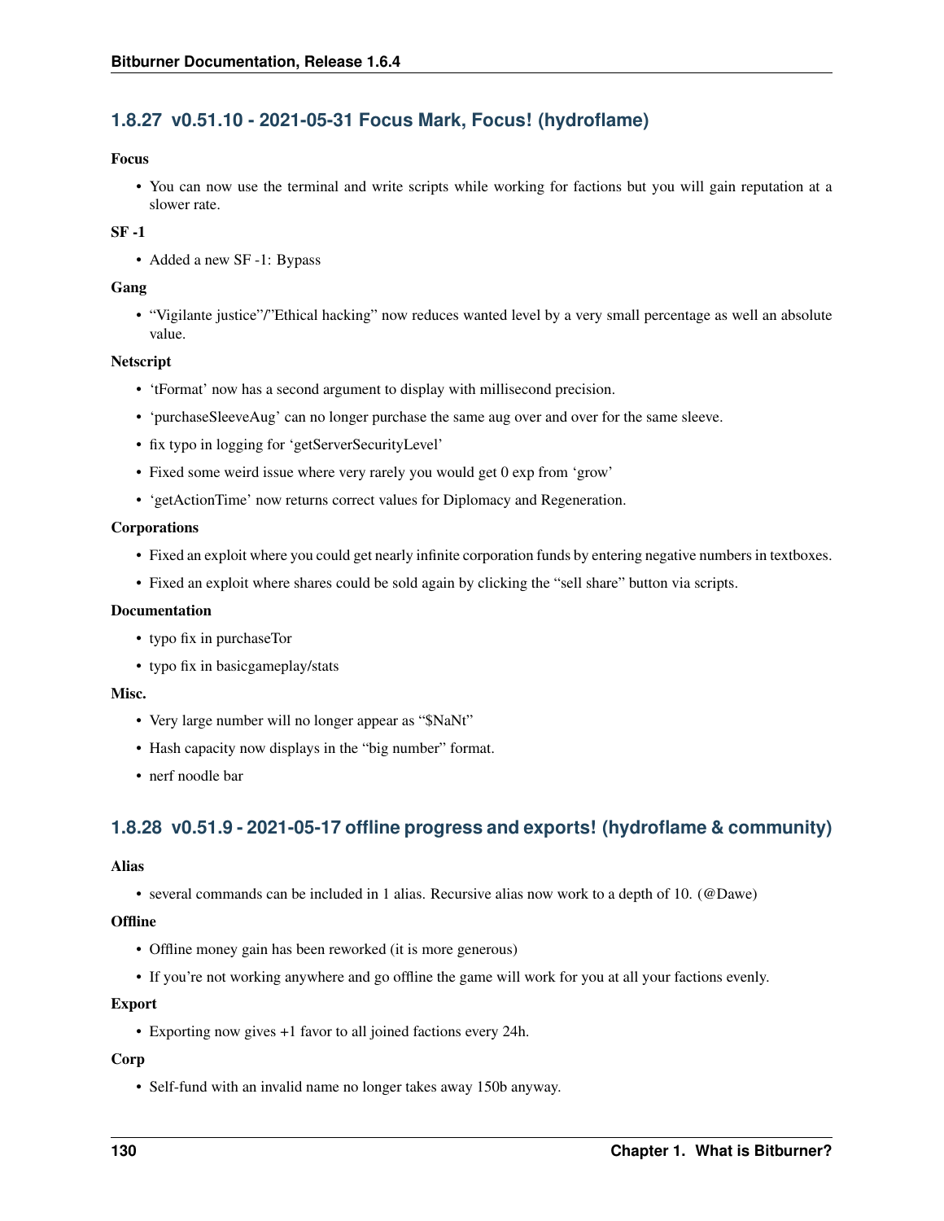### 1.8.27 v0.51.10 - 2021-05-31 Focus Mark, Focus! (hydroflame)

**Focus**

- You can now use the terminal and write scripts while working for factions but you will gain reputation at a slower rate.

**SF -1**

- Added a new SF -1: Bypass

**Gang**

- "Vigilante justice"/"Ethical hacking" now reduces wanted level by a very small percentage as well an absolute value.

**Netscript**

- 'tFormat' now has a second argument to display with millisecond precision.
- 'purchaseSleeveAug' can no longer purchase the same aug over and over for the same sleeve.
- fix typo in logging for 'getServerSecurityLevel'
- Fixed some weird issue where very rarely you would get 0 exp from 'grow'
- 'getActionTime' now returns correct values for Diplomacy and Regeneration.

**Corporations**

- Fixed an exploit where you could get nearly infinite corporation funds by entering negative numbers in textboxes.
- Fixed an exploit where shares could be sold again by clicking the "sell share" button via scripts.

**Documentation**

- typo fix in purchaseTor
- typo fix in basicgameplay/stats

**Misc.**

- Very large number will no longer appear as "$NaNt"
- Hash capacity now displays in the "big number" format.
- nerf noodle bar

### 1.8.28 v0.51.9 - 2021-05-17 offline progress and exports! (hydroflame & community)

**Alias**

- several commands can be included in 1 alias. Recursive alias now work to a depth of 10. (@Dawe)

**Offline**

- Offline money gain has been reworked (it is more generous)
- If you're not working anywhere and go offline the game will work for you at all your factions evenly.

**Export**

- Exporting now gives +1 favor to all joined factions every 24h.

**Corp**

- Self-fund with an invalid name no longer takes away 150b anyway.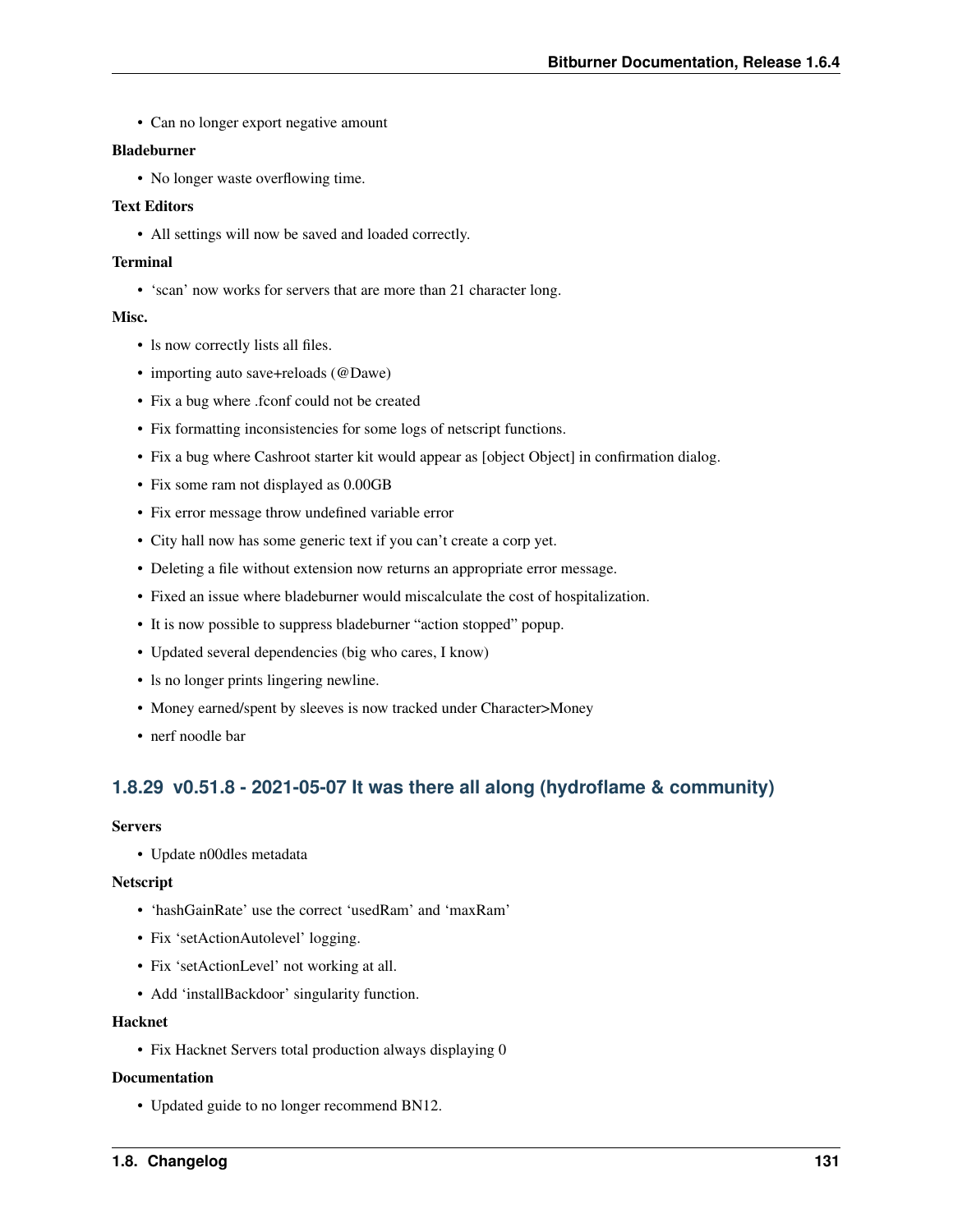- Can no longer export negative amount

**Bladeburner**

- No longer waste overflowing time.

**Text Editors**

- All settings will now be saved and loaded correctly.

**Terminal**

- 'scan' now works for servers that are more than 21 character long.

**Misc.**

- ls now correctly lists all files.
- importing auto save+reloads (@Dawe)
- Fix a bug where .fconf could not be created
- Fix formatting inconsistencies for some logs of netscript functions.
- Fix a bug where Cashroot starter kit would appear as [object Object] in confirmation dialog.
- Fix some ram not displayed as 0.00GB
- Fix error message throw undefined variable error
- City hall now has some generic text if you can't create a corp yet.
- Deleting a file without extension now returns an appropriate error message.
- Fixed an issue where bladeburner would miscalculate the cost of hospitalization.
- It is now possible to suppress bladeburner "action stopped" popup.
- Updated several dependencies (big who cares, I know)
- ls no longer prints lingering newline.
- Money earned/spent by sleeves is now tracked under Character>Money
- nerf noodle bar

## 1.8.29 v0.51.8 - 2021-05-07 It was there all along (hydroflame & community)

**Servers**

- Update n00dles metadata

**Netscript**

- 'hashGainRate' use the correct 'usedRam' and 'maxRam'
- Fix 'setActionAutolevel' logging.
- Fix 'setActionLevel' not working at all.
- Add 'installBackdoor' singularity function.

**Hacknet**

- Fix Hacknet Servers total production always displaying 0

**Documentation**

- Updated guide to no longer recommend BN12.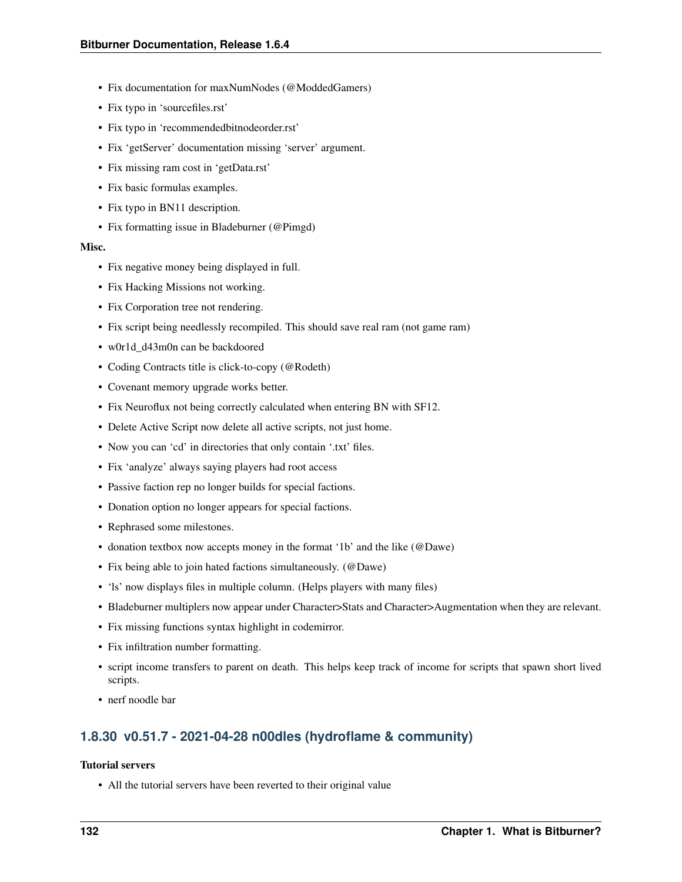- Fix documentation for maxNumNodes (@ModdedGamers)
- Fix typo in 'sourcefiles.rst'
- Fix typo in 'recommendedbitnodeorder.rst'
- Fix 'getServer' documentation missing 'server' argument.
- Fix missing ram cost in 'getData.rst'
- Fix basic formulas examples.
- Fix typo in BN11 description.
- Fix formatting issue in Bladeburner (@Pimgd)

**Misc.**

- Fix negative money being displayed in full.
- Fix Hacking Missions not working.
- Fix Corporation tree not rendering.
- Fix script being needlessly recompiled. This should save real ram (not game ram)
- w0r1d_d43m0n can be backdoored
- Coding Contracts title is click-to-copy (@Rodeth)
- Covenant memory upgrade works better.
- Fix Neuroflux not being correctly calculated when entering BN with SF12.
- Delete Active Script now delete all active scripts, not just home.
- Now you can 'cd' in directories that only contain '.txt' files.
- Fix 'analyze' always saying players had root access
- Passive faction rep no longer builds for special factions.
- Donation option no longer appears for special factions.
- Rephrased some milestones.
- donation textbox now accepts money in the format '1b' and the like (@Dawe)
- Fix being able to join hated factions simultaneously. (@Dawe)
- 'ls' now displays files in multiple column. (Helps players with many files)
- Bladeburner multiplers now appear under Character>Stats and Character>Augmentation when they are relevant.
- Fix missing functions syntax highlight in codemirror.
- Fix infiltration number formatting.
- script income transfers to parent on death. This helps keep track of income for scripts that spawn short lived scripts.
- nerf noodle bar

## 1.8.30 v0.51.7 - 2021-04-28 n00dles (hydroflame & community)

**Tutorial servers**

- All the tutorial servers have been reverted to their original value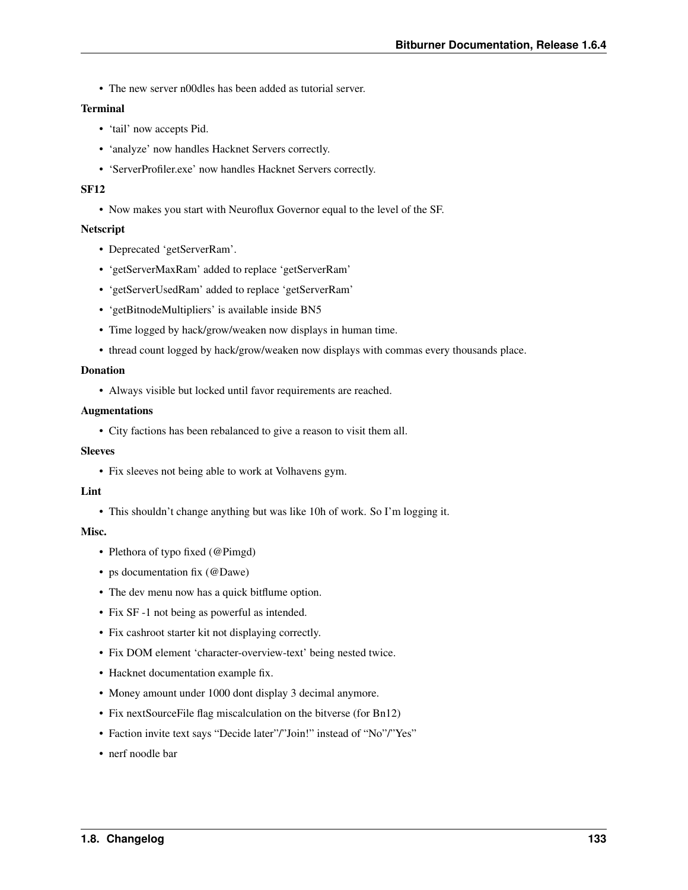- The new server n00dles has been added as tutorial server.

**Terminal**

- 'tail' now accepts Pid.
- 'analyze' now handles Hacknet Servers correctly.
- 'ServerProfiler.exe' now handles Hacknet Servers correctly.

**SF12**

- Now makes you start with Neuroflux Governor equal to the level of the SF.

**Netscript**

- Deprecated 'getServerRam'.
- 'getServerMaxRam' added to replace 'getServerRam'
- 'getServerUsedRam' added to replace 'getServerRam'
- 'getBitnodeMultipliers' is available inside BN5
- Time logged by hack/grow/weaken now displays in human time.
- thread count logged by hack/grow/weaken now displays with commas every thousands place.

**Donation**

- Always visible but locked until favor requirements are reached.

**Augmentations**

- City factions has been rebalanced to give a reason to visit them all.

**Sleeves**

- Fix sleeves not being able to work at Volhavens gym.

**Lint**

- This shouldn't change anything but was like 10h of work. So I'm logging it.

**Misc.**

- Plethora of typo fixed (@Pimgd)
- ps documentation fix (@Dawe)
- The dev menu now has a quick bitflume option.
- Fix SF -1 not being as powerful as intended.
- Fix cashroot starter kit not displaying correctly.
- Fix DOM element 'character-overview-text' being nested twice.
- Hacknet documentation example fix.
- Money amount under 1000 dont display 3 decimal anymore.
- Fix nextSourceFile flag miscalculation on the bitverse (for Bn12)
- Faction invite text says "Decide later"/"Join!" instead of "No"/"Yes"
- nerf noodle bar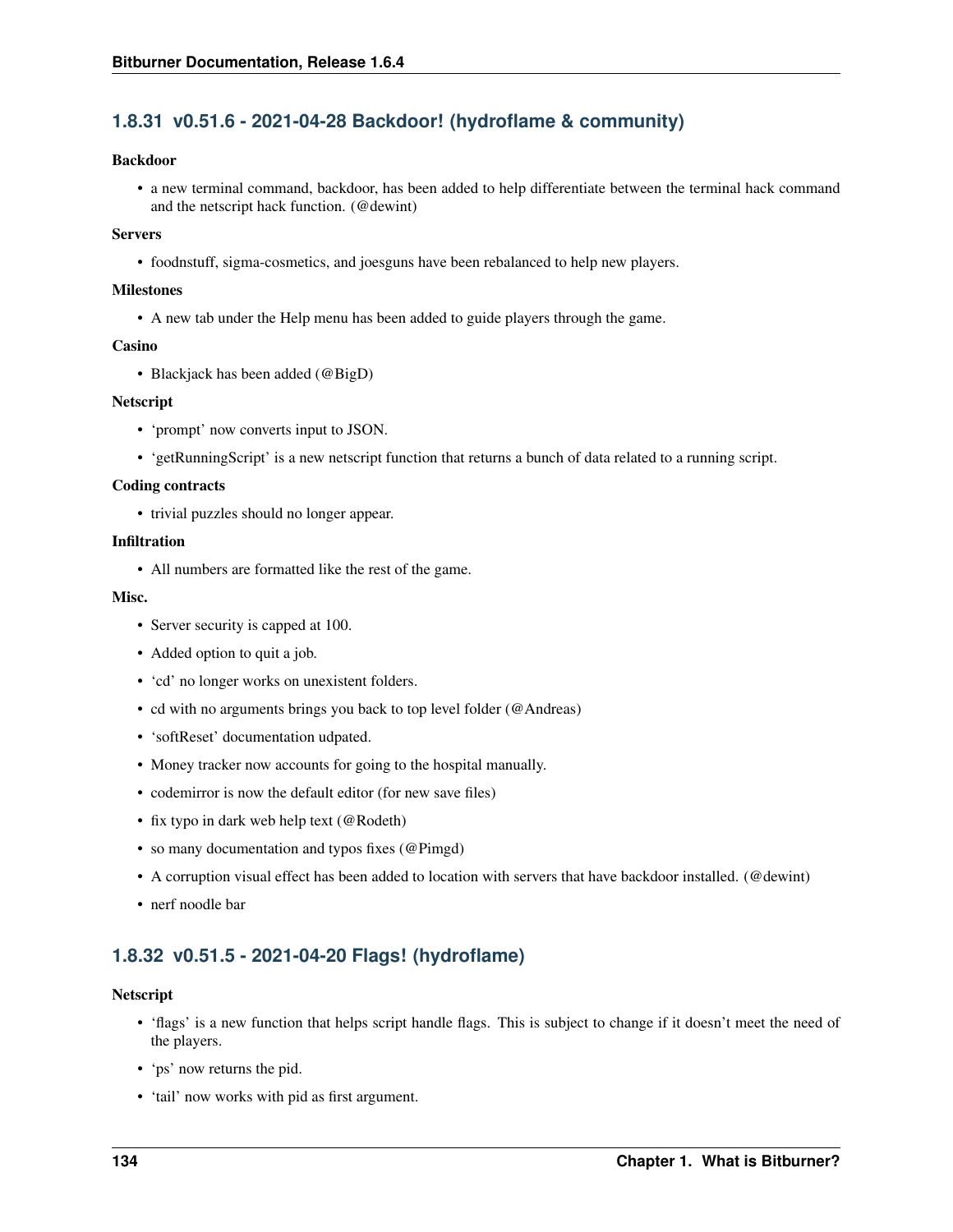### 1.8.31 v0.51.6 - 2021-04-28 Backdoor! (hydroflame & community)

**Backdoor**

- a new terminal command, backdoor, has been added to help differentiate between the terminal hack command and the netscript hack function. (@dewint)

**Servers**

- foodnstuff, sigma-cosmetics, and joesguns have been rebalanced to help new players.

**Milestones**

- A new tab under the Help menu has been added to guide players through the game.

**Casino**

- Blackjack has been added (@BigD)

**Netscript**

- 'prompt' now converts input to JSON.
- 'getRunningScript' is a new netscript function that returns a bunch of data related to a running script.

**Coding contracts**

- trivial puzzles should no longer appear.

**Infiltration**

- All numbers are formatted like the rest of the game.

**Misc.**

- Server security is capped at 100.
- Added option to quit a job.
- 'cd' no longer works on unexistent folders.
- cd with no arguments brings you back to top level folder (@Andreas)
- 'softReset' documentation udpated.
- Money tracker now accounts for going to the hospital manually.
- codemirror is now the default editor (for new save files)
- fix typo in dark web help text (@Rodeth)
- so many documentation and typos fixes (@Pimgd)
- A corruption visual effect has been added to location with servers that have backdoor installed. (@dewint)
- nerf noodle bar

### 1.8.32 v0.51.5 - 2021-04-20 Flags! (hydroflame)

**Netscript**

- 'flags' is a new function that helps script handle flags. This is subject to change if it doesn't meet the need of the players.
- 'ps' now returns the pid.
- 'tail' now works with pid as first argument.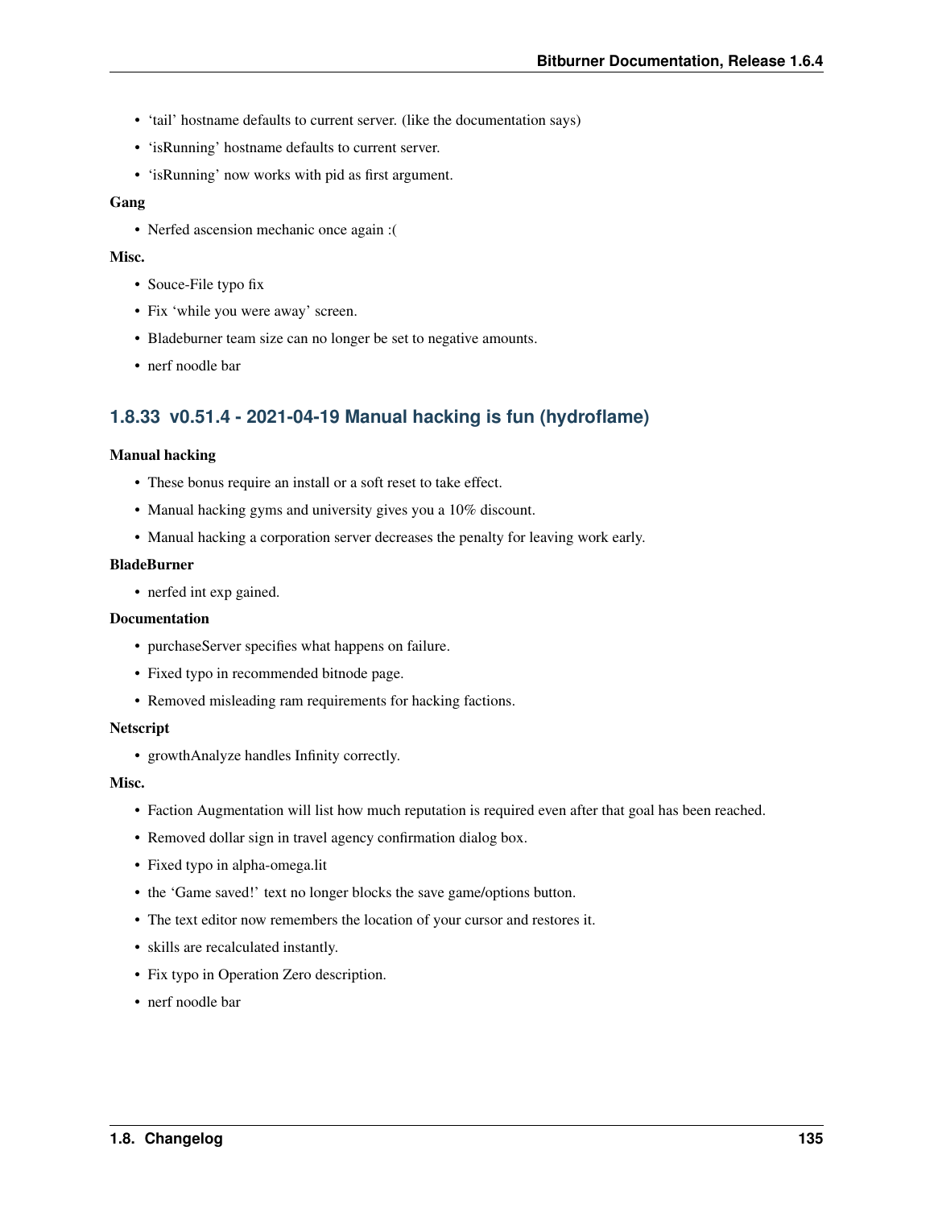- 'tail' hostname defaults to current server. (like the documentation says)
- 'isRunning' hostname defaults to current server.
- 'isRunning' now works with pid as first argument.

**Gang**

- Nerfed ascension mechanic once again :(

**Misc.**

- Souce-File typo fix
- Fix 'while you were away' screen.
- Bladeburner team size can no longer be set to negative amounts.
- nerf noodle bar

### 1.8.33 v0.51.4 - 2021-04-19 Manual hacking is fun (hydroflame)

**Manual hacking**

- These bonus require an install or a soft reset to take effect.
- Manual hacking gyms and university gives you a 10% discount.
- Manual hacking a corporation server decreases the penalty for leaving work early.

**BladeBurner**

- nerfed int exp gained.

**Documentation**

- purchaseServer specifies what happens on failure.
- Fixed typo in recommended bitnode page.
- Removed misleading ram requirements for hacking factions.

**Netscript**

- growthAnalyze handles Infinity correctly.

**Misc.**

- Faction Augmentation will list how much reputation is required even after that goal has been reached.
- Removed dollar sign in travel agency confirmation dialog box.
- Fixed typo in alpha-omega.lit
- the 'Game saved!' text no longer blocks the save game/options button.
- The text editor now remembers the location of your cursor and restores it.
- skills are recalculated instantly.
- Fix typo in Operation Zero description.
- nerf noodle bar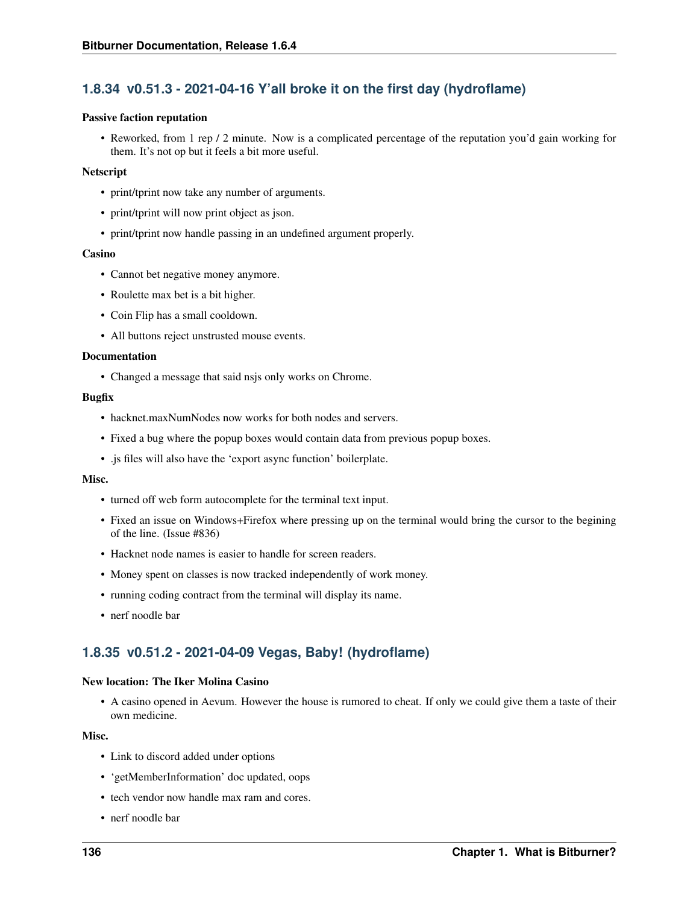### 1.8.34 v0.51.3 - 2021-04-16 Y'all broke it on the first day (hydroflame)

**Passive faction reputation**

- Reworked, from 1 rep / 2 minute. Now is a complicated percentage of the reputation you'd gain working for them. It's not op but it feels a bit more useful.

**Netscript**

- print/tprint now take any number of arguments.
- print/tprint will now print object as json.
- print/tprint now handle passing in an undefined argument properly.

**Casino**

- Cannot bet negative money anymore.
- Roulette max bet is a bit higher.
- Coin Flip has a small cooldown.
- All buttons reject unstrusted mouse events.

**Documentation**

- Changed a message that said nsjs only works on Chrome.

**Bugfix**

- hacknet.maxNumNodes now works for both nodes and servers.
- Fixed a bug where the popup boxes would contain data from previous popup boxes.
- .js files will also have the 'export async function' boilerplate.

**Misc.**

- turned off web form autocomplete for the terminal text input.
- Fixed an issue on Windows+Firefox where pressing up on the terminal would bring the cursor to the begining of the line. (Issue #836)
- Hacknet node names is easier to handle for screen readers.
- Money spent on classes is now tracked independently of work money.
- running coding contract from the terminal will display its name.
- nerf noodle bar

### 1.8.35 v0.51.2 - 2021-04-09 Vegas, Baby! (hydroflame)

**New location: The Iker Molina Casino**

- A casino opened in Aevum. However the house is rumored to cheat. If only we could give them a taste of their own medicine.

**Misc.**

- Link to discord added under options
- 'getMemberInformation' doc updated, oops
- tech vendor now handle max ram and cores.
- nerf noodle bar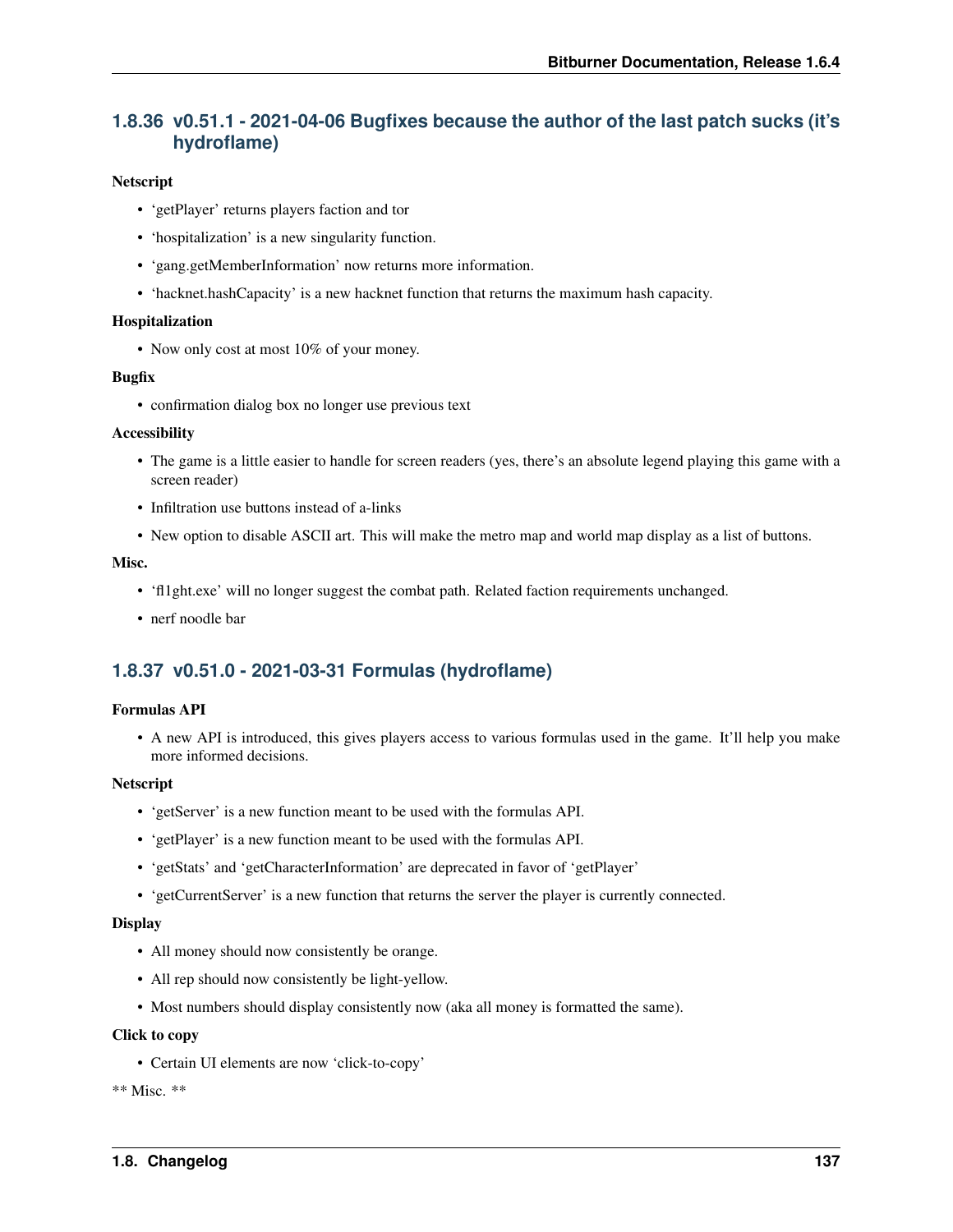### 1.8.36 v0.51.1 - 2021-04-06 Bugfixes because the author of the last patch sucks (it's hydroflame)

**Netscript**

- 'getPlayer' returns players faction and tor
- 'hospitalization' is a new singularity function.
- 'gang.getMemberInformation' now returns more information.
- 'hacknet.hashCapacity' is a new hacknet function that returns the maximum hash capacity.

**Hospitalization**

- Now only cost at most 10% of your money.

**Bugfix**

- confirmation dialog box no longer use previous text

**Accessibility**

- The game is a little easier to handle for screen readers (yes, there's an absolute legend playing this game with a screen reader)
- Infiltration use buttons instead of a-links
- New option to disable ASCII art. This will make the metro map and world map display as a list of buttons.

**Misc.**

- 'fl1ght.exe' will no longer suggest the combat path. Related faction requirements unchanged.
- nerf noodle bar

### 1.8.37 v0.51.0 - 2021-03-31 Formulas (hydroflame)

**Formulas API**

- A new API is introduced, this gives players access to various formulas used in the game. It'll help you make more informed decisions.

**Netscript**

- 'getServer' is a new function meant to be used with the formulas API.
- 'getPlayer' is a new function meant to be used with the formulas API.
- 'getStats' and 'getCharacterInformation' are deprecated in favor of 'getPlayer'
- 'getCurrentServer' is a new function that returns the server the player is currently connected.

**Display**

- All money should now consistently be orange.
- All rep should now consistently be light-yellow.
- Most numbers should display consistently now (aka all money is formatted the same).

**Click to copy**

- Certain UI elements are now 'click-to-copy'

** Misc. **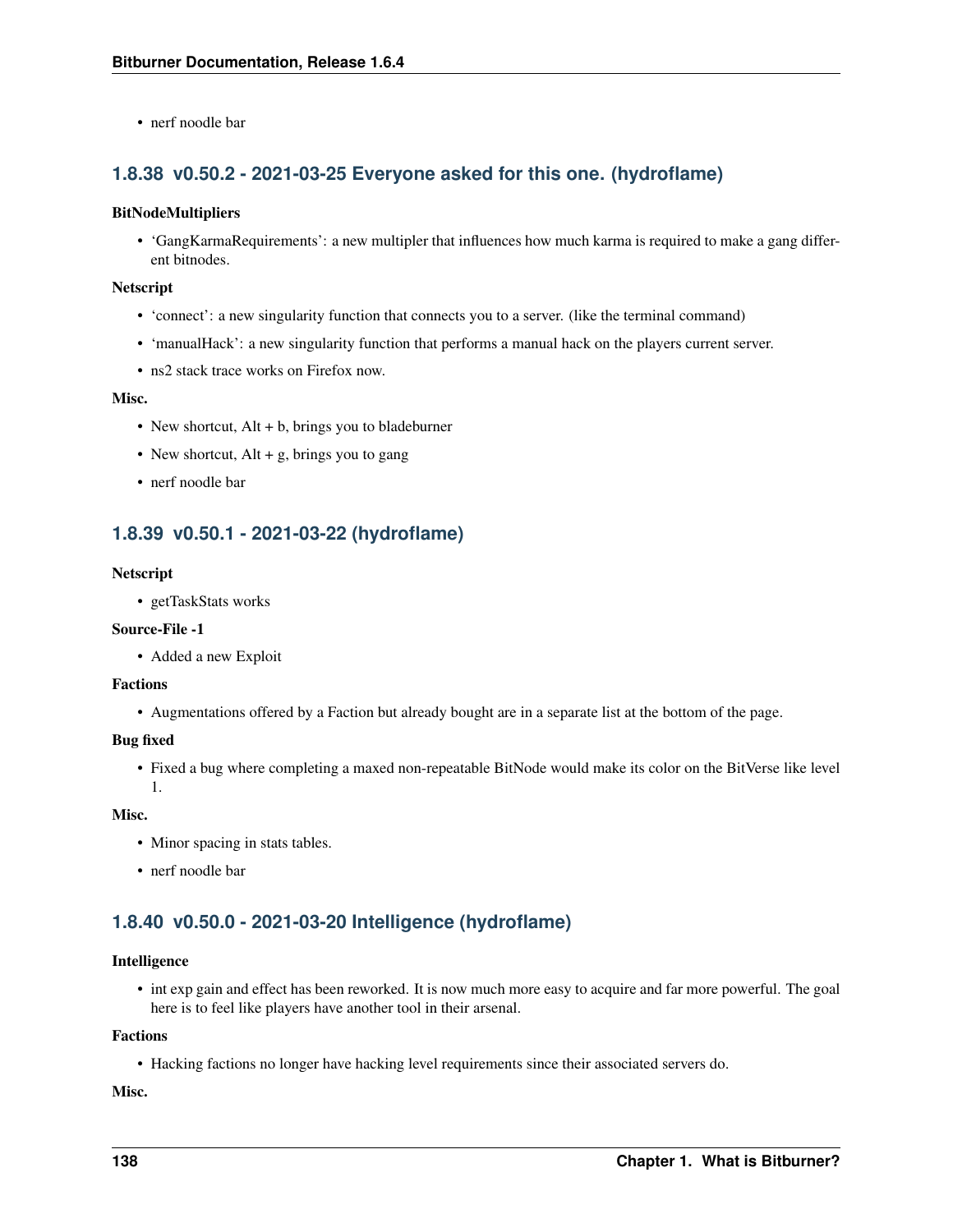- nerf noodle bar

### 1.8.38 v0.50.2 - 2021-03-25 Everyone asked for this one. (hydroflame)

**BitNodeMultipliers**

- 'GangKarmaRequirements': a new multipler that influences how much karma is required to make a gang different bitnodes.

**Netscript**

- 'connect': a new singularity function that connects you to a server. (like the terminal command)
- 'manualHack': a new singularity function that performs a manual hack on the players current server.
- ns2 stack trace works on Firefox now.

**Misc.**

- New shortcut, Alt + b, brings you to bladeburner
- New shortcut, Alt + g, brings you to gang
- nerf noodle bar

### 1.8.39 v0.50.1 - 2021-03-22 (hydroflame)

**Netscript**

- getTaskStats works

**Source-File -1**

- Added a new Exploit

**Factions**

- Augmentations offered by a Faction but already bought are in a separate list at the bottom of the page.

**Bug fixed**

- Fixed a bug where completing a maxed non-repeatable BitNode would make its color on the BitVerse like level 1.

**Misc.**

- Minor spacing in stats tables.
- nerf noodle bar

### 1.8.40 v0.50.0 - 2021-03-20 Intelligence (hydroflame)

**Intelligence**

- int exp gain and effect has been reworked. It is now much more easy to acquire and far more powerful. The goal here is to feel like players have another tool in their arsenal.

**Factions**

- Hacking factions no longer have hacking level requirements since their associated servers do.

**Misc.**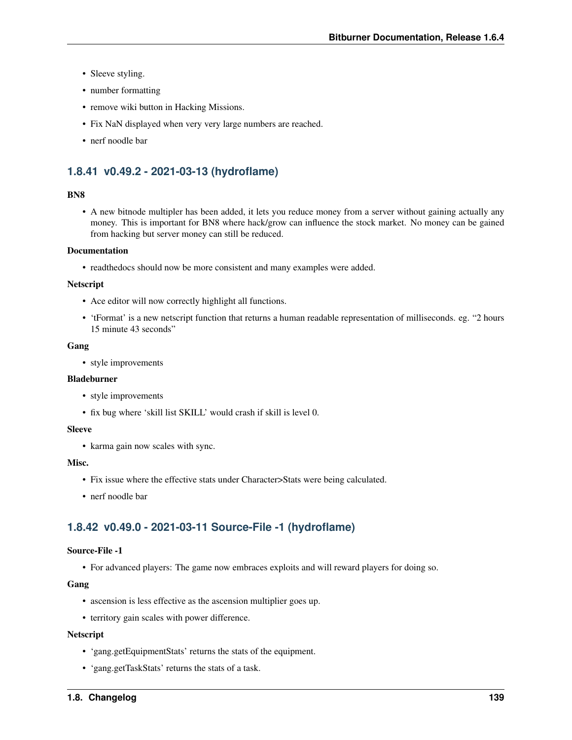- Sleeve styling.
- number formatting
- remove wiki button in Hacking Missions.
- Fix NaN displayed when very very large numbers are reached.
- nerf noodle bar

### 1.8.41 v0.49.2 - 2021-03-13 (hydroflame)

**BN8**

- A new bitnode multipler has been added, it lets you reduce money from a server without gaining actually any money. This is important for BN8 where hack/grow can influence the stock market. No money can be gained from hacking but server money can still be reduced.

**Documentation**

- readthedocs should now be more consistent and many examples were added.

**Netscript**

- Ace editor will now correctly highlight all functions.
- 'tFormat' is a new netscript function that returns a human readable representation of milliseconds. eg. "2 hours 15 minute 43 seconds"

**Gang**

- style improvements

**Bladeburner**

- style improvements
- fix bug where 'skill list SKILL' would crash if skill is level 0.

**Sleeve**

- karma gain now scales with sync.

**Misc.**

- Fix issue where the effective stats under Character>Stats were being calculated.
- nerf noodle bar

### 1.8.42 v0.49.0 - 2021-03-11 Source-File -1 (hydroflame)

**Source-File -1**

- For advanced players: The game now embraces exploits and will reward players for doing so.

**Gang**

- ascension is less effective as the ascension multiplier goes up.
- territory gain scales with power difference.

**Netscript**

- 'gang.getEquipmentStats' returns the stats of the equipment.
- 'gang.getTaskStats' returns the stats of a task.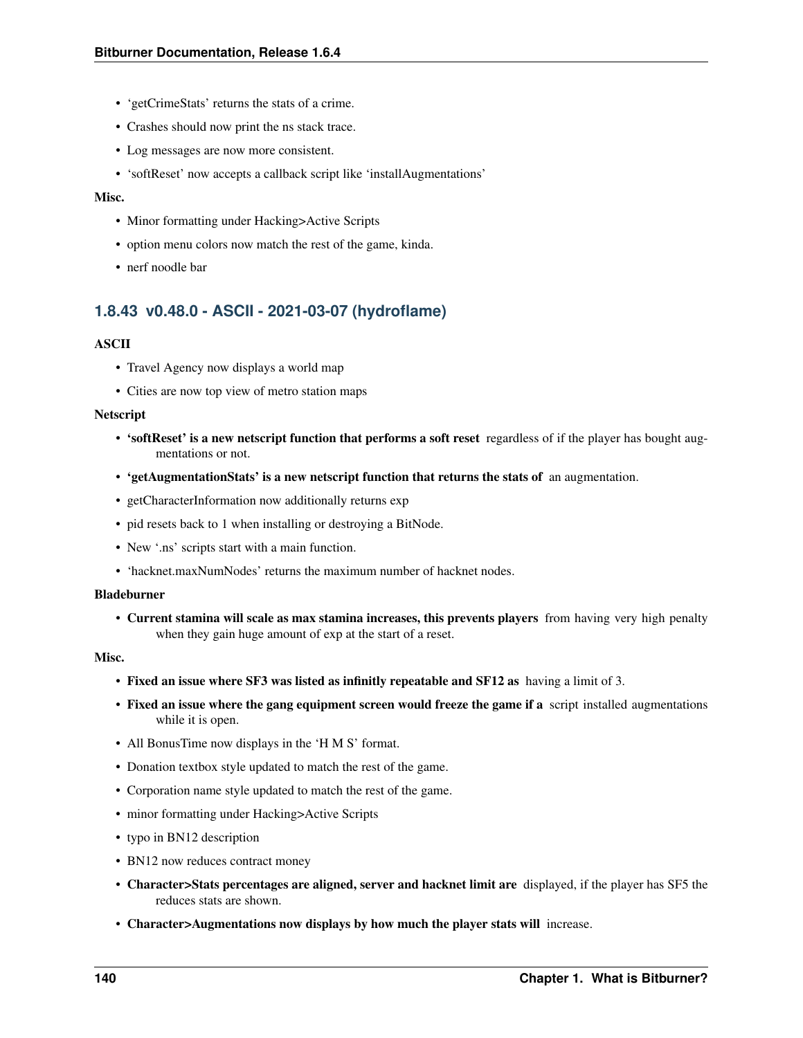- 'getCrimeStats' returns the stats of a crime.
- Crashes should now print the ns stack trace.
- Log messages are now more consistent.
- 'softReset' now accepts a callback script like 'installAugmentations'

**Misc.**

- Minor formatting under Hacking>Active Scripts
- option menu colors now match the rest of the game, kinda.
- nerf noodle bar

### 1.8.43 v0.48.0 - ASCII - 2021-03-07 (hydroflame)

**ASCII**

- Travel Agency now displays a world map
- Cities are now top view of metro station maps

**Netscript**

- **'softReset' is a new netscript function that performs a soft reset** regardless of if the player has bought augmentations or not.
- **'getAugmentationStats' is a new netscript function that returns the stats of** an augmentation.
- getCharacterInformation now additionally returns exp
- pid resets back to 1 when installing or destroying a BitNode.
- New '.ns' scripts start with a main function.
- 'hacknet.maxNumNodes' returns the maximum number of hacknet nodes.

**Bladeburner**

- **Current stamina will scale as max stamina increases, this prevents players** from having very high penalty when they gain huge amount of exp at the start of a reset.

**Misc.**

- **Fixed an issue where SF3 was listed as infinitly repeatable and SF12 as** having a limit of 3.
- **Fixed an issue where the gang equipment screen would freeze the game if a** script installed augmentations while it is open.
- All BonusTime now displays in the 'H M S' format.
- Donation textbox style updated to match the rest of the game.
- Corporation name style updated to match the rest of the game.
- minor formatting under Hacking>Active Scripts
- typo in BN12 description
- BN12 now reduces contract money
- **Character>Stats percentages are aligned, server and hacknet limit are** displayed, if the player has SF5 the reduces stats are shown.
- **Character>Augmentations now displays by how much the player stats will** increase.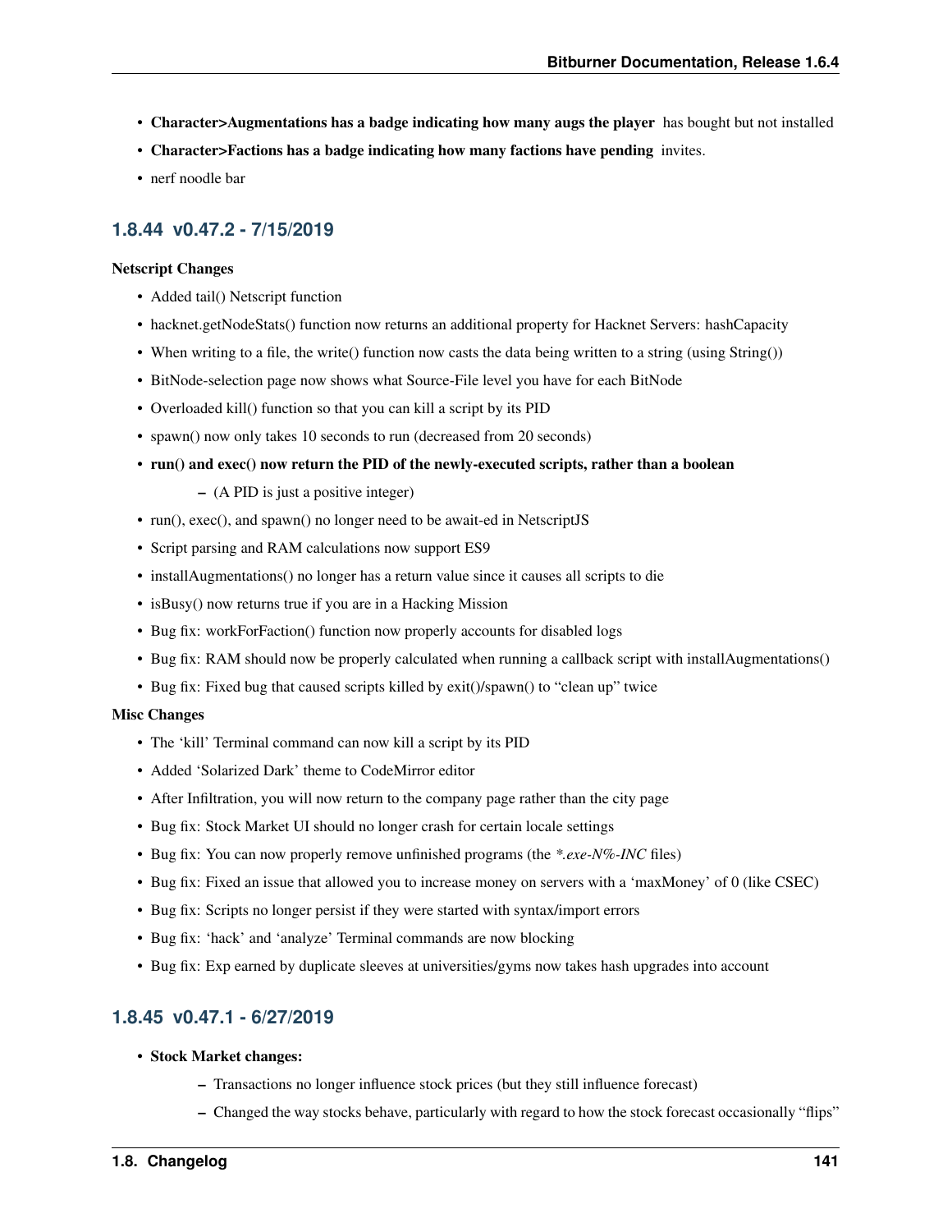- **Character>Augmentations has a badge indicating how many augs the player** has bought but not installed
- **Character>Factions has a badge indicating how many factions have pending** invites.
- nerf noodle bar

### 1.8.44 v0.47.2 - 7/15/2019

**Netscript Changes**

- Added tail() Netscript function
- hacknet.getNodeStats() function now returns an additional property for Hacknet Servers: hashCapacity
- When writing to a file, the write() function now casts the data being written to a string (using String())
- BitNode-selection page now shows what Source-File level you have for each BitNode
- Overloaded kill() function so that you can kill a script by its PID
- spawn() now only takes 10 seconds to run (decreased from 20 seconds)
- **run() and exec() now return the PID of the newly-executed scripts, rather than a boolean**
  - (A PID is just a positive integer)
- run(), exec(), and spawn() no longer need to be await-ed in NetscriptJS
- Script parsing and RAM calculations now support ES9
- installAugmentations() no longer has a return value since it causes all scripts to die
- isBusy() now returns true if you are in a Hacking Mission
- Bug fix: workForFaction() function now properly accounts for disabled logs
- Bug fix: RAM should now be properly calculated when running a callback script with installAugmentations()
- Bug fix: Fixed bug that caused scripts killed by exit()/spawn() to "clean up" twice

**Misc Changes**

- The 'kill' Terminal command can now kill a script by its PID
- Added 'Solarized Dark' theme to CodeMirror editor
- After Infiltration, you will now return to the company page rather than the city page
- Bug fix: Stock Market UI should no longer crash for certain locale settings
- Bug fix: You can now properly remove unfinished programs (the *\*.exe-N%-INC* files)
- Bug fix: Fixed an issue that allowed you to increase money on servers with a 'maxMoney' of 0 (like CSEC)
- Bug fix: Scripts no longer persist if they were started with syntax/import errors
- Bug fix: 'hack' and 'analyze' Terminal commands are now blocking
- Bug fix: Exp earned by duplicate sleeves at universities/gyms now takes hash upgrades into account

### 1.8.45 v0.47.1 - 6/27/2019

- **Stock Market changes:**
  - Transactions no longer influence stock prices (but they still influence forecast)
  - Changed the way stocks behave, particularly with regard to how the stock forecast occasionally "flips"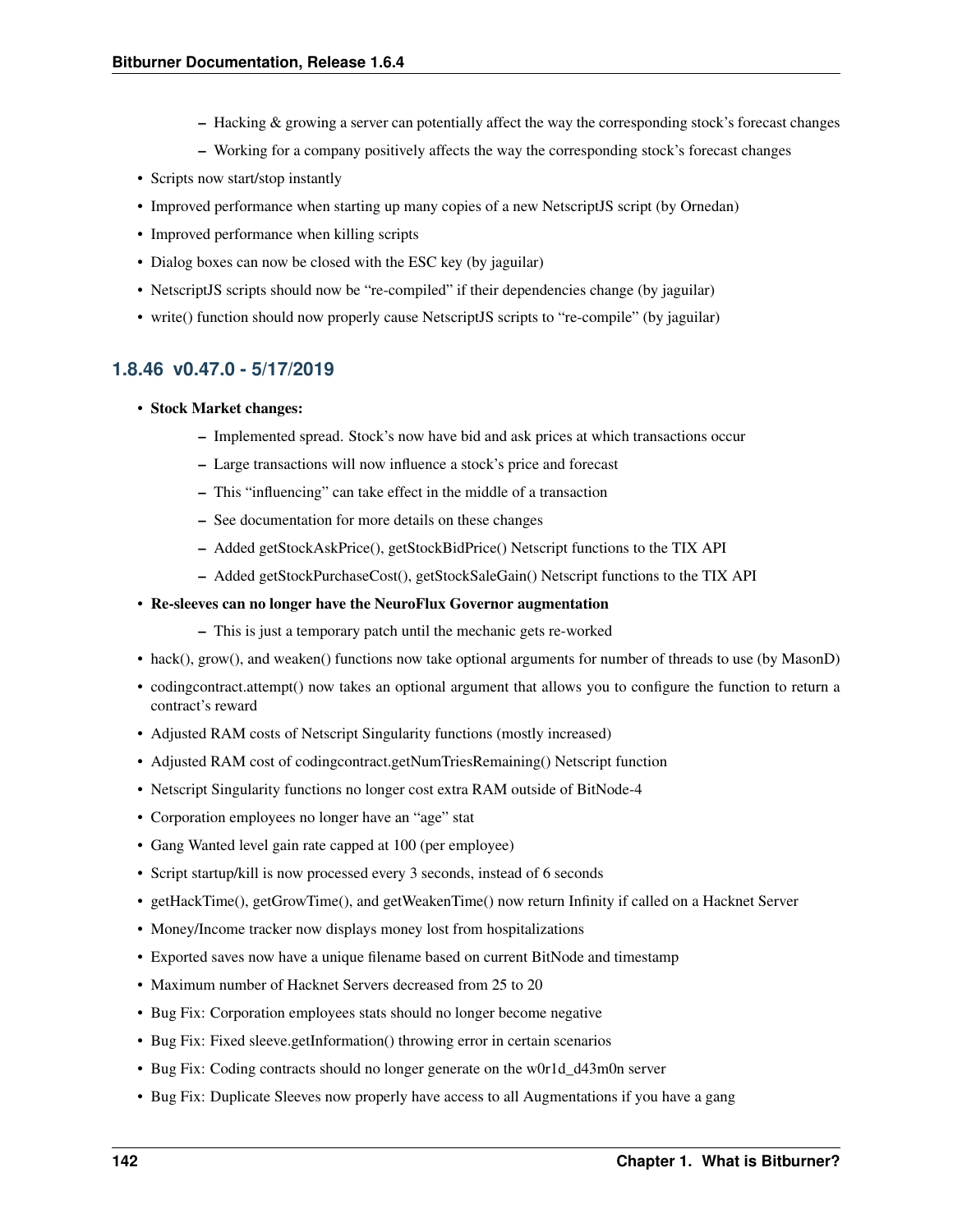- Hacking & growing a server can potentially affect the way the corresponding stock's forecast changes
  - Working for a company positively affects the way the corresponding stock's forecast changes
- Scripts now start/stop instantly
- Improved performance when starting up many copies of a new NetscriptJS script (by Ornedan)
- Improved performance when killing scripts
- Dialog boxes can now be closed with the ESC key (by jaguilar)
- NetscriptJS scripts should now be "re-compiled" if their dependencies change (by jaguilar)
- write() function should now properly cause NetscriptJS scripts to "re-compile" (by jaguilar)

### 1.8.46 v0.47.0 - 5/17/2019

- **Stock Market changes:**
  - Implemented spread. Stock's now have bid and ask prices at which transactions occur
  - Large transactions will now influence a stock's price and forecast
  - This "influencing" can take effect in the middle of a transaction
  - See documentation for more details on these changes
  - Added getStockAskPrice(), getStockBidPrice() Netscript functions to the TIX API
  - Added getStockPurchaseCost(), getStockSaleGain() Netscript functions to the TIX API
- **Re-sleeves can no longer have the NeuroFlux Governor augmentation**
  - This is just a temporary patch until the mechanic gets re-worked
- hack(), grow(), and weaken() functions now take optional arguments for number of threads to use (by MasonD)
- codingcontract.attempt() now takes an optional argument that allows you to configure the function to return a contract's reward
- Adjusted RAM costs of Netscript Singularity functions (mostly increased)
- Adjusted RAM cost of codingcontract.getNumTriesRemaining() Netscript function
- Netscript Singularity functions no longer cost extra RAM outside of BitNode-4
- Corporation employees no longer have an "age" stat
- Gang Wanted level gain rate capped at 100 (per employee)
- Script startup/kill is now processed every 3 seconds, instead of 6 seconds
- getHackTime(), getGrowTime(), and getWeakenTime() now return Infinity if called on a Hacknet Server
- Money/Income tracker now displays money lost from hospitalizations
- Exported saves now have a unique filename based on current BitNode and timestamp
- Maximum number of Hacknet Servers decreased from 25 to 20
- Bug Fix: Corporation employees stats should no longer become negative
- Bug Fix: Fixed sleeve.getInformation() throwing error in certain scenarios
- Bug Fix: Coding contracts should no longer generate on the w0r1d_d43m0n server
- Bug Fix: Duplicate Sleeves now properly have access to all Augmentations if you have a gang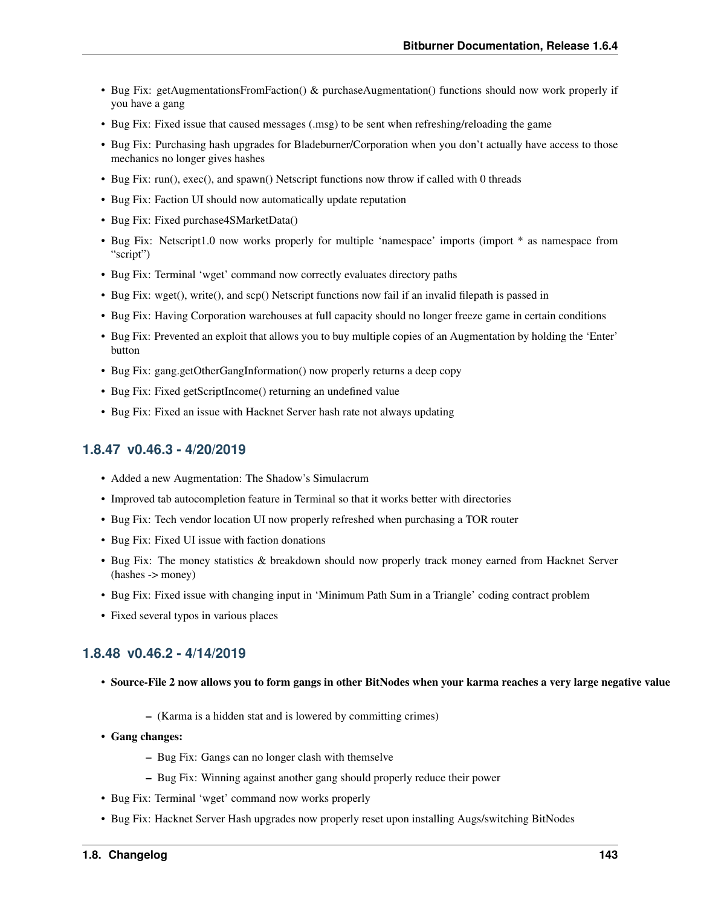- Bug Fix: getAugmentationsFromFaction() & purchaseAugmentation() functions should now work properly if you have a gang
- Bug Fix: Fixed issue that caused messages (.msg) to be sent when refreshing/reloading the game
- Bug Fix: Purchasing hash upgrades for Bladeburner/Corporation when you don't actually have access to those mechanics no longer gives hashes
- Bug Fix: run(), exec(), and spawn() Netscript functions now throw if called with 0 threads
- Bug Fix: Faction UI should now automatically update reputation
- Bug Fix: Fixed purchase4SMarketData()
- Bug Fix: Netscript1.0 now works properly for multiple 'namespace' imports (import * as namespace from "script")
- Bug Fix: Terminal 'wget' command now correctly evaluates directory paths
- Bug Fix: wget(), write(), and scp() Netscript functions now fail if an invalid filepath is passed in
- Bug Fix: Having Corporation warehouses at full capacity should no longer freeze game in certain conditions
- Bug Fix: Prevented an exploit that allows you to buy multiple copies of an Augmentation by holding the 'Enter' button
- Bug Fix: gang.getOtherGangInformation() now properly returns a deep copy
- Bug Fix: Fixed getScriptIncome() returning an undefined value
- Bug Fix: Fixed an issue with Hacknet Server hash rate not always updating

### 1.8.47 v0.46.3 - 4/20/2019

- Added a new Augmentation: The Shadow's Simulacrum
- Improved tab autocompletion feature in Terminal so that it works better with directories
- Bug Fix: Tech vendor location UI now properly refreshed when purchasing a TOR router
- Bug Fix: Fixed UI issue with faction donations
- Bug Fix: The money statistics & breakdown should now properly track money earned from Hacknet Server (hashes -> money)
- Bug Fix: Fixed issue with changing input in 'Minimum Path Sum in a Triangle' coding contract problem
- Fixed several typos in various places

### 1.8.48 v0.46.2 - 4/14/2019

- **Source-File 2 now allows you to form gangs in other BitNodes when your karma reaches a very large negative value**
  - (Karma is a hidden stat and is lowered by committing crimes)
- **Gang changes:**
  - Bug Fix: Gangs can no longer clash with themselve
  - Bug Fix: Winning against another gang should properly reduce their power
- Bug Fix: Terminal 'wget' command now works properly
- Bug Fix: Hacknet Server Hash upgrades now properly reset upon installing Augs/switching BitNodes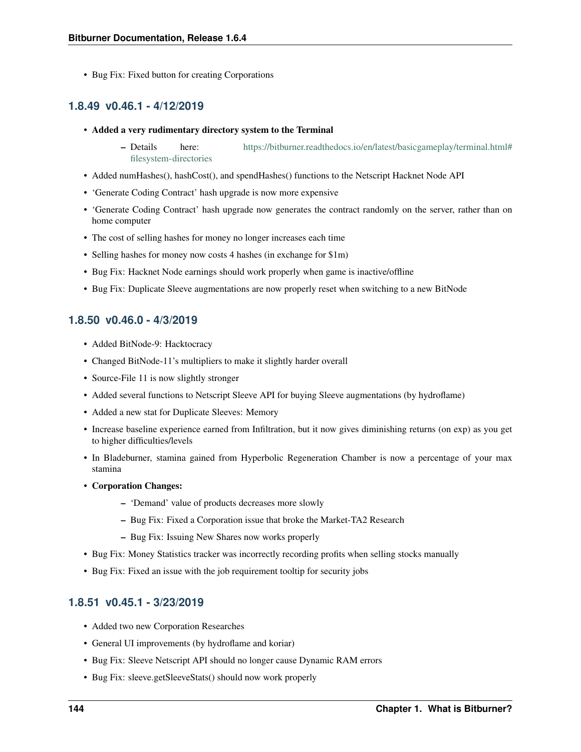- Bug Fix: Fixed button for creating Corporations

### 1.8.49 v0.46.1 - 4/12/2019

- **Added a very rudimentary directory system to the Terminal**
  - Details here: https://bitburner.readthedocs.io/en/latest/basicgameplay/terminal.html#filesystem-directories
- Added numHashes(), hashCost(), and spendHashes() functions to the Netscript Hacknet Node API
- 'Generate Coding Contract' hash upgrade is now more expensive
- 'Generate Coding Contract' hash upgrade now generates the contract randomly on the server, rather than on home computer
- The cost of selling hashes for money no longer increases each time
- Selling hashes for money now costs 4 hashes (in exchange for $1m)
- Bug Fix: Hacknet Node earnings should work properly when game is inactive/offline
- Bug Fix: Duplicate Sleeve augmentations are now properly reset when switching to a new BitNode

### 1.8.50 v0.46.0 - 4/3/2019

- Added BitNode-9: Hacktocracy
- Changed BitNode-11's multipliers to make it slightly harder overall
- Source-File 11 is now slightly stronger
- Added several functions to Netscript Sleeve API for buying Sleeve augmentations (by hydroflame)
- Added a new stat for Duplicate Sleeves: Memory
- Increase baseline experience earned from Infiltration, but it now gives diminishing returns (on exp) as you get to higher difficulties/levels
- In Bladeburner, stamina gained from Hyperbolic Regeneration Chamber is now a percentage of your max stamina
- **Corporation Changes:**
  - 'Demand' value of products decreases more slowly
  - Bug Fix: Fixed a Corporation issue that broke the Market-TA2 Research
  - Bug Fix: Issuing New Shares now works properly
- Bug Fix: Money Statistics tracker was incorrectly recording profits when selling stocks manually
- Bug Fix: Fixed an issue with the job requirement tooltip for security jobs

### 1.8.51 v0.45.1 - 3/23/2019

- Added two new Corporation Researches
- General UI improvements (by hydroflame and koriar)
- Bug Fix: Sleeve Netscript API should no longer cause Dynamic RAM errors
- Bug Fix: sleeve.getSleeveStats() should now work properly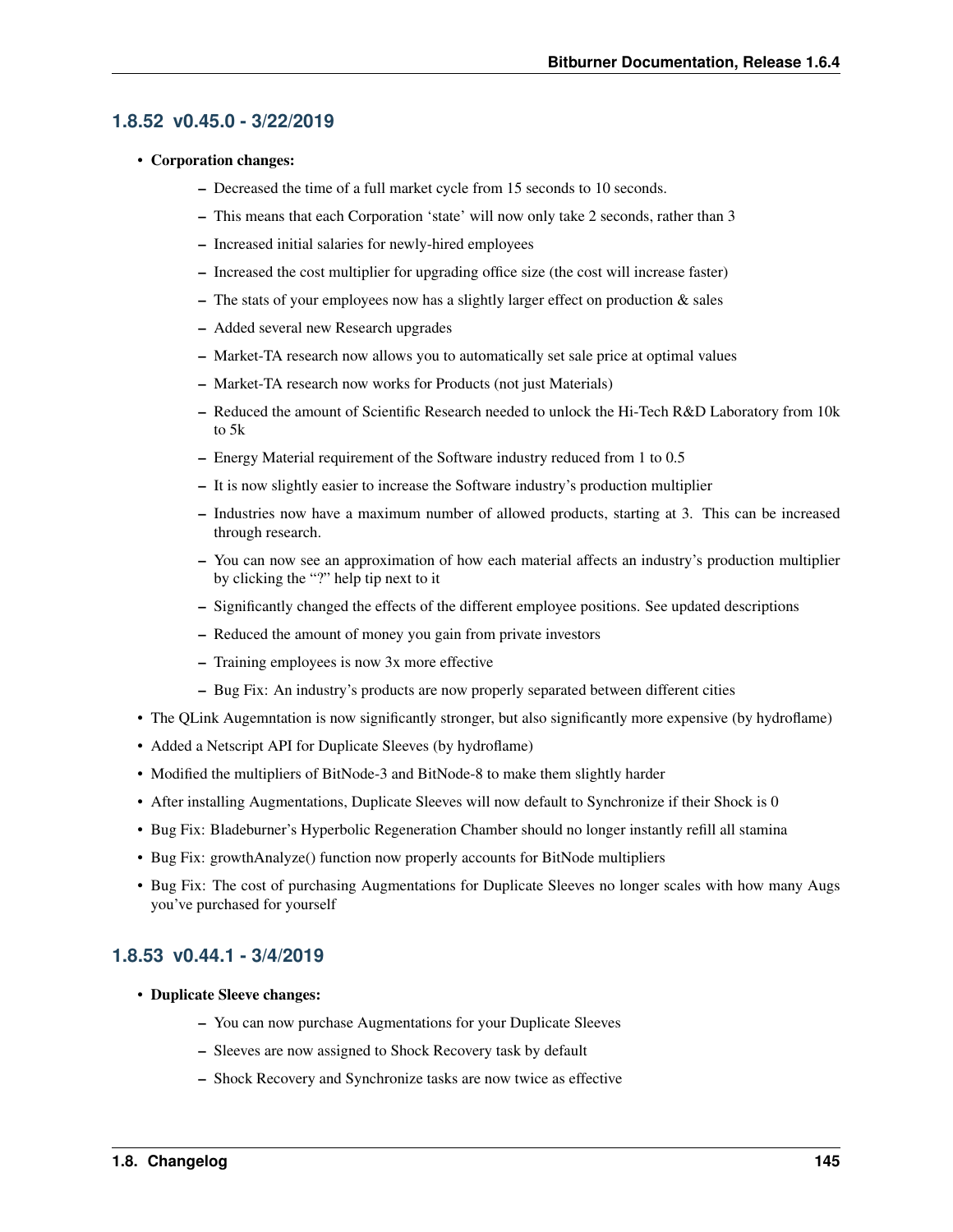### 1.8.52 v0.45.0 - 3/22/2019

- **Corporation changes:**
  - Decreased the time of a full market cycle from 15 seconds to 10 seconds.
  - This means that each Corporation 'state' will now only take 2 seconds, rather than 3
  - Increased initial salaries for newly-hired employees
  - Increased the cost multiplier for upgrading office size (the cost will increase faster)
  - The stats of your employees now has a slightly larger effect on production & sales
  - Added several new Research upgrades
  - Market-TA research now allows you to automatically set sale price at optimal values
  - Market-TA research now works for Products (not just Materials)
  - Reduced the amount of Scientific Research needed to unlock the Hi-Tech R&D Laboratory from 10k to 5k
  - Energy Material requirement of the Software industry reduced from 1 to 0.5
  - It is now slightly easier to increase the Software industry's production multiplier
  - Industries now have a maximum number of allowed products, starting at 3. This can be increased through research.
  - You can now see an approximation of how each material affects an industry's production multiplier by clicking the "?" help tip next to it
  - Significantly changed the effects of the different employee positions. See updated descriptions
  - Reduced the amount of money you gain from private investors
  - Training employees is now 3x more effective
  - Bug Fix: An industry's products are now properly separated between different cities
- The QLink Augemntation is now significantly stronger, but also significantly more expensive (by hydroflame)
- Added a Netscript API for Duplicate Sleeves (by hydroflame)
- Modified the multipliers of BitNode-3 and BitNode-8 to make them slightly harder
- After installing Augmentations, Duplicate Sleeves will now default to Synchronize if their Shock is 0
- Bug Fix: Bladeburner's Hyperbolic Regeneration Chamber should no longer instantly refill all stamina
- Bug Fix: growthAnalyze() function now properly accounts for BitNode multipliers
- Bug Fix: The cost of purchasing Augmentations for Duplicate Sleeves no longer scales with how many Augs you've purchased for yourself

### 1.8.53 v0.44.1 - 3/4/2019

- **Duplicate Sleeve changes:**
  - You can now purchase Augmentations for your Duplicate Sleeves
  - Sleeves are now assigned to Shock Recovery task by default
  - Shock Recovery and Synchronize tasks are now twice as effective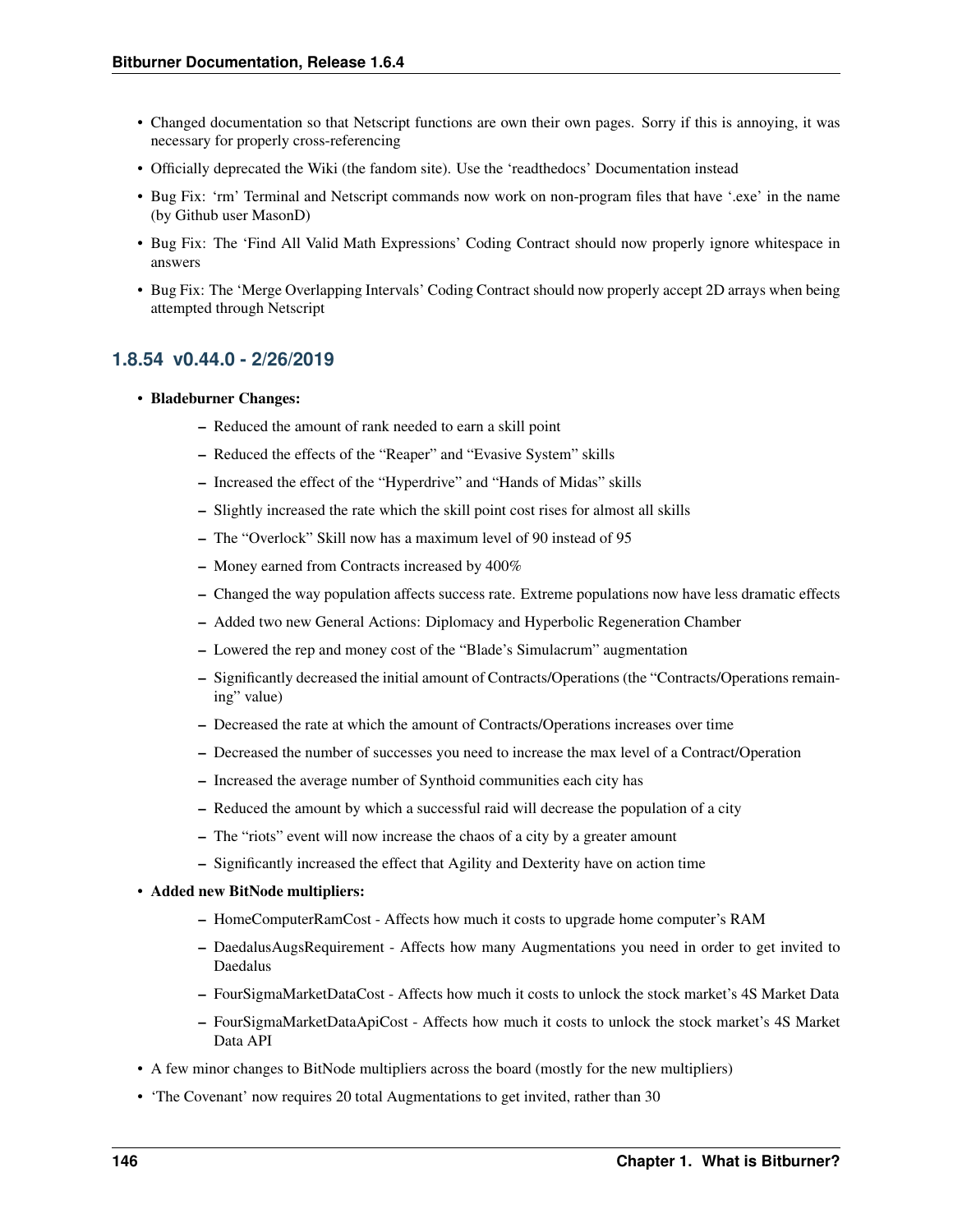- Changed documentation so that Netscript functions are own their own pages. Sorry if this is annoying, it was necessary for properly cross-referencing
- Officially deprecated the Wiki (the fandom site). Use the 'readthedocs' Documentation instead
- Bug Fix: 'rm' Terminal and Netscript commands now work on non-program files that have '.exe' in the name (by Github user MasonD)
- Bug Fix: The 'Find All Valid Math Expressions' Coding Contract should now properly ignore whitespace in answers
- Bug Fix: The 'Merge Overlapping Intervals' Coding Contract should now properly accept 2D arrays when being attempted through Netscript

### 1.8.54 v0.44.0 - 2/26/2019

- **Bladeburner Changes:**
  - Reduced the amount of rank needed to earn a skill point
  - Reduced the effects of the "Reaper" and "Evasive System" skills
  - Increased the effect of the "Hyperdrive" and "Hands of Midas" skills
  - Slightly increased the rate which the skill point cost rises for almost all skills
  - The "Overlock" Skill now has a maximum level of 90 instead of 95
  - Money earned from Contracts increased by 400%
  - Changed the way population affects success rate. Extreme populations now have less dramatic effects
  - Added two new General Actions: Diplomacy and Hyperbolic Regeneration Chamber
  - Lowered the rep and money cost of the "Blade's Simulacrum" augmentation
  - Significantly decreased the initial amount of Contracts/Operations (the "Contracts/Operations remaining" value)
  - Decreased the rate at which the amount of Contracts/Operations increases over time
  - Decreased the number of successes you need to increase the max level of a Contract/Operation
  - Increased the average number of Synthoid communities each city has
  - Reduced the amount by which a successful raid will decrease the population of a city
  - The "riots" event will now increase the chaos of a city by a greater amount
  - Significantly increased the effect that Agility and Dexterity have on action time
- **Added new BitNode multipliers:**
  - HomeComputerRamCost - Affects how much it costs to upgrade home computer's RAM
  - DaedalusAugsRequirement - Affects how many Augmentations you need in order to get invited to Daedalus
  - FourSigmaMarketDataCost - Affects how much it costs to unlock the stock market's 4S Market Data
  - FourSigmaMarketDataApiCost - Affects how much it costs to unlock the stock market's 4S Market Data API
- A few minor changes to BitNode multipliers across the board (mostly for the new multipliers)
- 'The Covenant' now requires 20 total Augmentations to get invited, rather than 30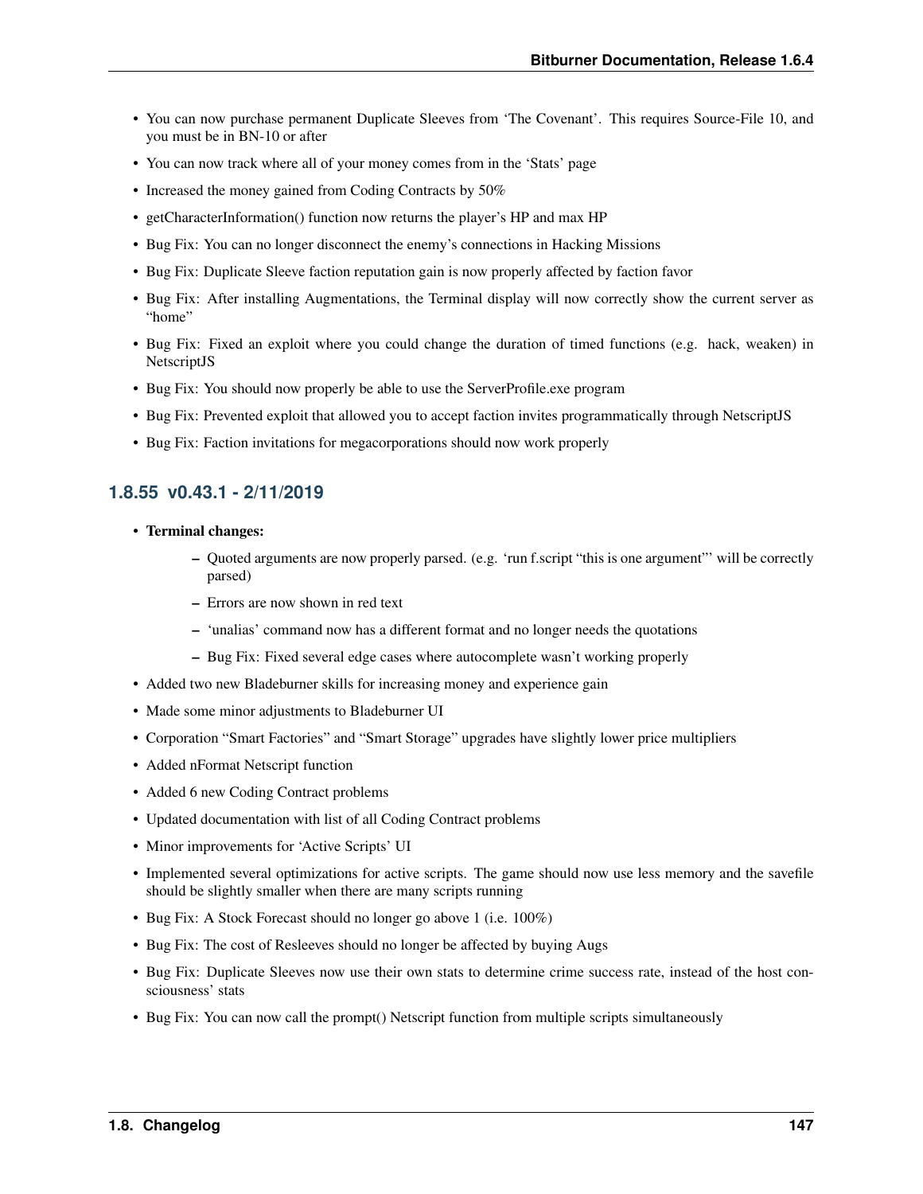- You can now purchase permanent Duplicate Sleeves from 'The Covenant'. This requires Source-File 10, and you must be in BN-10 or after
- You can now track where all of your money comes from in the 'Stats' page
- Increased the money gained from Coding Contracts by 50%
- getCharacterInformation() function now returns the player's HP and max HP
- Bug Fix: You can no longer disconnect the enemy's connections in Hacking Missions
- Bug Fix: Duplicate Sleeve faction reputation gain is now properly affected by faction favor
- Bug Fix: After installing Augmentations, the Terminal display will now correctly show the current server as "home"
- Bug Fix: Fixed an exploit where you could change the duration of timed functions (e.g. hack, weaken) in NetscriptJS
- Bug Fix: You should now properly be able to use the ServerProfile.exe program
- Bug Fix: Prevented exploit that allowed you to accept faction invites programmatically through NetscriptJS
- Bug Fix: Faction invitations for megacorporations should now work properly

### 1.8.55 v0.43.1 - 2/11/2019

- **Terminal changes:**
  - Quoted arguments are now properly parsed. (e.g. 'run f.script "this is one argument"' will be correctly parsed)
  - Errors are now shown in red text
  - 'unalias' command now has a different format and no longer needs the quotations
  - Bug Fix: Fixed several edge cases where autocomplete wasn't working properly
- Added two new Bladeburner skills for increasing money and experience gain
- Made some minor adjustments to Bladeburner UI
- Corporation "Smart Factories" and "Smart Storage" upgrades have slightly lower price multipliers
- Added nFormat Netscript function
- Added 6 new Coding Contract problems
- Updated documentation with list of all Coding Contract problems
- Minor improvements for 'Active Scripts' UI
- Implemented several optimizations for active scripts. The game should now use less memory and the savefile should be slightly smaller when there are many scripts running
- Bug Fix: A Stock Forecast should no longer go above 1 (i.e. 100%)
- Bug Fix: The cost of Resleeves should no longer be affected by buying Augs
- Bug Fix: Duplicate Sleeves now use their own stats to determine crime success rate, instead of the host consciousness' stats
- Bug Fix: You can now call the prompt() Netscript function from multiple scripts simultaneously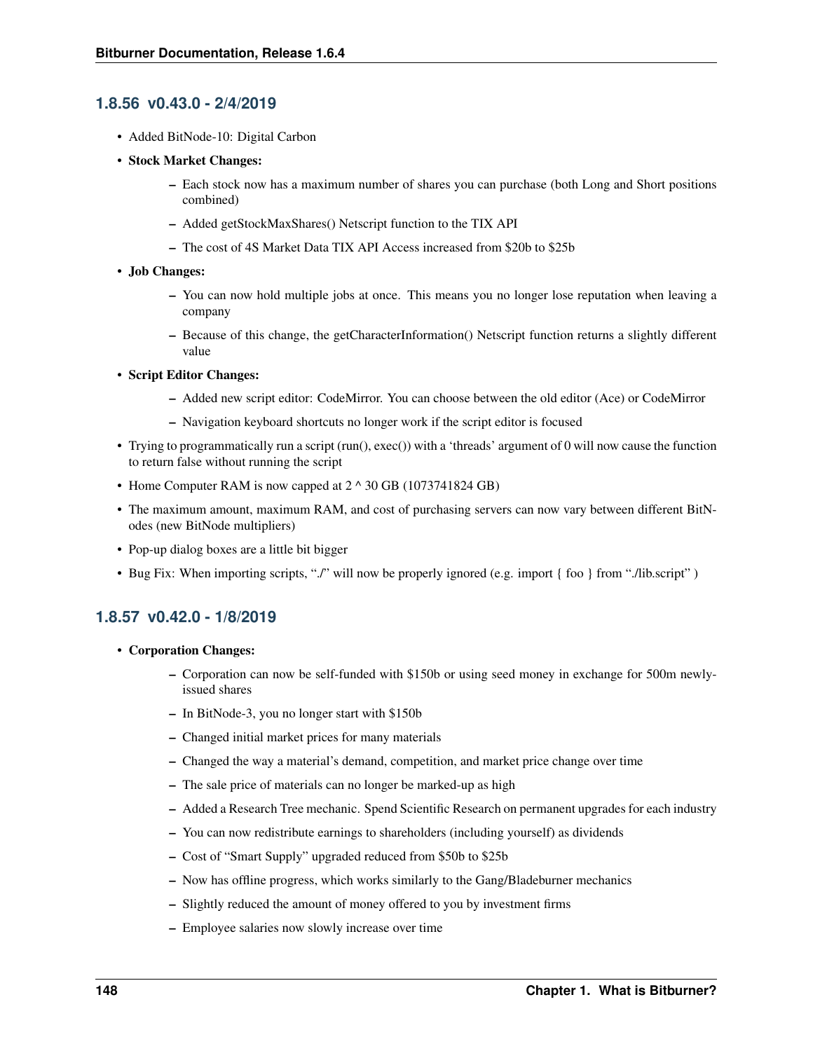### 1.8.56 v0.43.0 - 2/4/2019

- Added BitNode-10: Digital Carbon
- **Stock Market Changes:**
  - Each stock now has a maximum number of shares you can purchase (both Long and Short positions combined)
  - Added getStockMaxShares() Netscript function to the TIX API
  - The cost of 4S Market Data TIX API Access increased from $20b to $25b
- **Job Changes:**
  - You can now hold multiple jobs at once. This means you no longer lose reputation when leaving a company
  - Because of this change, the getCharacterInformation() Netscript function returns a slightly different value
- **Script Editor Changes:**
  - Added new script editor: CodeMirror. You can choose between the old editor (Ace) or CodeMirror
  - Navigation keyboard shortcuts no longer work if the script editor is focused
- Trying to programmatically run a script (run(), exec()) with a 'threads' argument of 0 will now cause the function to return false without running the script
- Home Computer RAM is now capped at 2 ^ 30 GB (1073741824 GB)
- The maximum amount, maximum RAM, and cost of purchasing servers can now vary between different BitNodes (new BitNode multipliers)
- Pop-up dialog boxes are a little bit bigger
- Bug Fix: When importing scripts, "./" will now be properly ignored (e.g. import { foo } from "./lib.script" )

### 1.8.57 v0.42.0 - 1/8/2019

- **Corporation Changes:**
  - Corporation can now be self-funded with $150b or using seed money in exchange for 500m newly-issued shares
  - In BitNode-3, you no longer start with $150b
  - Changed initial market prices for many materials
  - Changed the way a material's demand, competition, and market price change over time
  - The sale price of materials can no longer be marked-up as high
  - Added a Research Tree mechanic. Spend Scientific Research on permanent upgrades for each industry
  - You can now redistribute earnings to shareholders (including yourself) as dividends
  - Cost of "Smart Supply" upgraded reduced from $50b to $25b
  - Now has offline progress, which works similarly to the Gang/Bladeburner mechanics
  - Slightly reduced the amount of money offered to you by investment firms
  - Employee salaries now slowly increase over time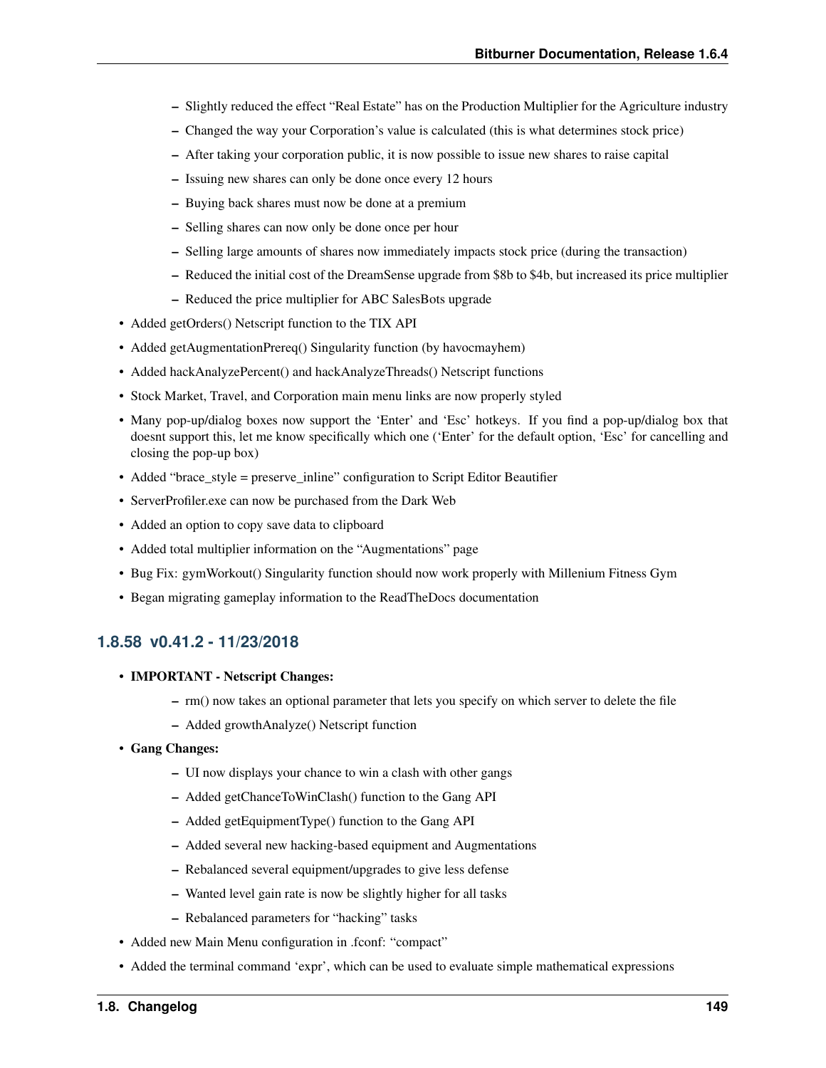- Slightly reduced the effect "Real Estate" has on the Production Multiplier for the Agriculture industry
  - Changed the way your Corporation's value is calculated (this is what determines stock price)
  - After taking your corporation public, it is now possible to issue new shares to raise capital
  - Issuing new shares can only be done once every 12 hours
  - Buying back shares must now be done at a premium
  - Selling shares can now only be done once per hour
  - Selling large amounts of shares now immediately impacts stock price (during the transaction)
  - Reduced the initial cost of the DreamSense upgrade from $8b to $4b, but increased its price multiplier
  - Reduced the price multiplier for ABC SalesBots upgrade
- Added getOrders() Netscript function to the TIX API
- Added getAugmentationPrereq() Singularity function (by havocmayhem)
- Added hackAnalyzePercent() and hackAnalyzeThreads() Netscript functions
- Stock Market, Travel, and Corporation main menu links are now properly styled
- Many pop-up/dialog boxes now support the 'Enter' and 'Esc' hotkeys. If you find a pop-up/dialog box that doesnt support this, let me know specifically which one ('Enter' for the default option, 'Esc' for cancelling and closing the pop-up box)
- Added "brace_style = preserve_inline" configuration to Script Editor Beautifier
- ServerProfiler.exe can now be purchased from the Dark Web
- Added an option to copy save data to clipboard
- Added total multiplier information on the "Augmentations" page
- Bug Fix: gymWorkout() Singularity function should now work properly with Millenium Fitness Gym
- Began migrating gameplay information to the ReadTheDocs documentation

### 1.8.58 v0.41.2 - 11/23/2018

- **IMPORTANT - Netscript Changes:**
  - rm() now takes an optional parameter that lets you specify on which server to delete the file
  - Added growthAnalyze() Netscript function
- **Gang Changes:**
  - UI now displays your chance to win a clash with other gangs
  - Added getChanceToWinClash() function to the Gang API
  - Added getEquipmentType() function to the Gang API
  - Added several new hacking-based equipment and Augmentations
  - Rebalanced several equipment/upgrades to give less defense
  - Wanted level gain rate is now be slightly higher for all tasks
  - Rebalanced parameters for "hacking" tasks
- Added new Main Menu configuration in .fconf: "compact"
- Added the terminal command 'expr', which can be used to evaluate simple mathematical expressions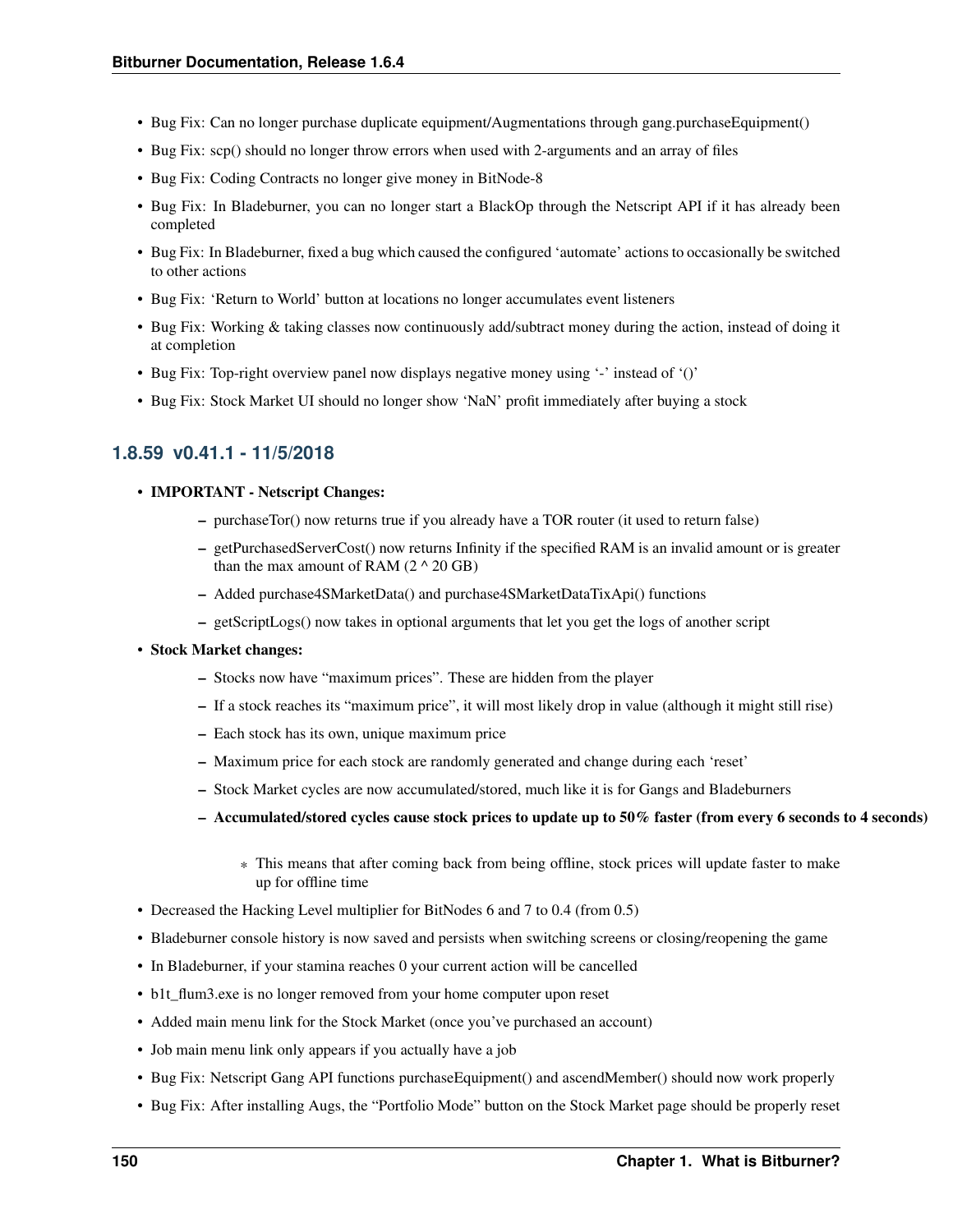- Bug Fix: Can no longer purchase duplicate equipment/Augmentations through gang.purchaseEquipment()
- Bug Fix: scp() should no longer throw errors when used with 2-arguments and an array of files
- Bug Fix: Coding Contracts no longer give money in BitNode-8
- Bug Fix: In Bladeburner, you can no longer start a BlackOp through the Netscript API if it has already been completed
- Bug Fix: In Bladeburner, fixed a bug which caused the configured 'automate' actions to occasionally be switched to other actions
- Bug Fix: 'Return to World' button at locations no longer accumulates event listeners
- Bug Fix: Working & taking classes now continuously add/subtract money during the action, instead of doing it at completion
- Bug Fix: Top-right overview panel now displays negative money using '-' instead of '()'
- Bug Fix: Stock Market UI should no longer show 'NaN' profit immediately after buying a stock

### 1.8.59 v0.41.1 - 11/5/2018

- **IMPORTANT - Netscript Changes:**
  - purchaseTor() now returns true if you already have a TOR router (it used to return false)
  - getPurchasedServerCost() now returns Infinity if the specified RAM is an invalid amount or is greater than the max amount of RAM (2 ^ 20 GB)
  - Added purchase4SMarketData() and purchase4SMarketDataTixApi() functions
  - getScriptLogs() now takes in optional arguments that let you get the logs of another script
- **Stock Market changes:**
  - Stocks now have "maximum prices". These are hidden from the player
  - If a stock reaches its "maximum price", it will most likely drop in value (although it might still rise)
  - Each stock has its own, unique maximum price
  - Maximum price for each stock are randomly generated and change during each 'reset'
  - Stock Market cycles are now accumulated/stored, much like it is for Gangs and Bladeburners
  - **Accumulated/stored cycles cause stock prices to update up to 50% faster (from every 6 seconds to 4 seconds)**
    - This means that after coming back from being offline, stock prices will update faster to make up for offline time
- Decreased the Hacking Level multiplier for BitNodes 6 and 7 to 0.4 (from 0.5)
- Bladeburner console history is now saved and persists when switching screens or closing/reopening the game
- In Bladeburner, if your stamina reaches 0 your current action will be cancelled
- b1t_flum3.exe is no longer removed from your home computer upon reset
- Added main menu link for the Stock Market (once you've purchased an account)
- Job main menu link only appears if you actually have a job
- Bug Fix: Netscript Gang API functions purchaseEquipment() and ascendMember() should now work properly
- Bug Fix: After installing Augs, the "Portfolio Mode" button on the Stock Market page should be properly reset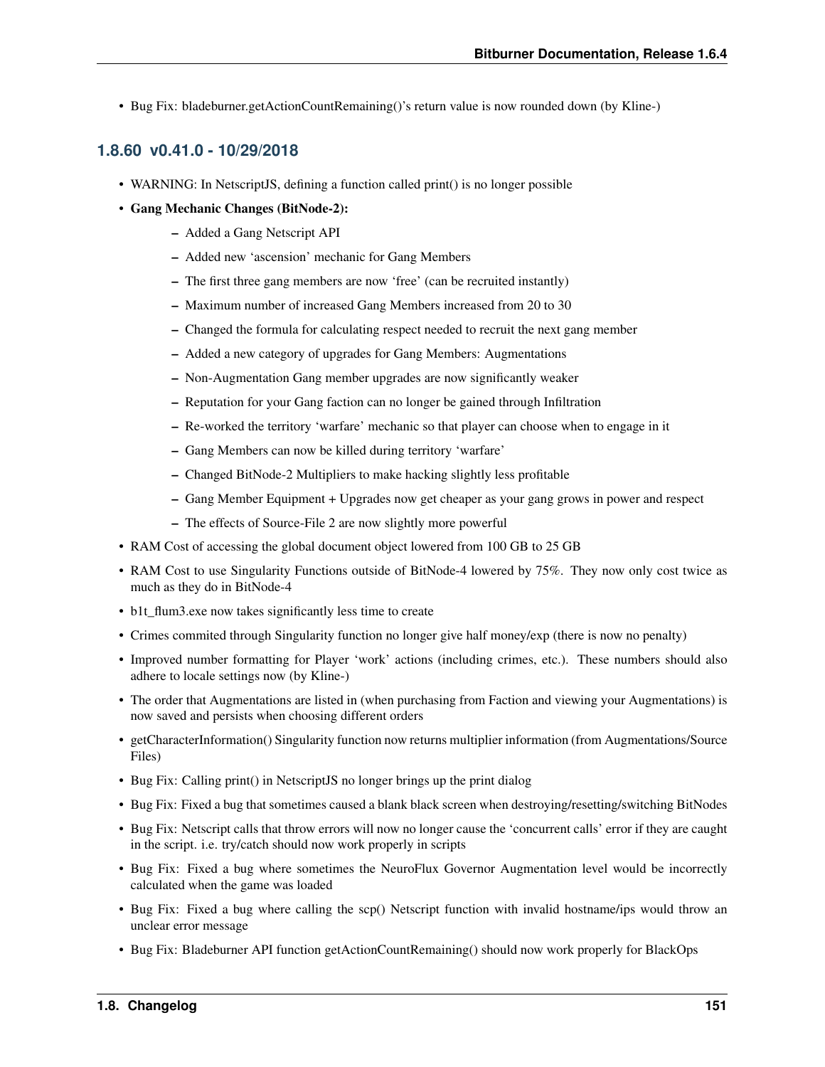- Bug Fix: bladeburner.getActionCountRemaining()'s return value is now rounded down (by Kline-)

## 1.8.60 v0.41.0 - 10/29/2018

- WARNING: In NetscriptJS, defining a function called print() is no longer possible
- **Gang Mechanic Changes (BitNode-2):**
  - Added a Gang Netscript API
  - Added new 'ascension' mechanic for Gang Members
  - The first three gang members are now 'free' (can be recruited instantly)
  - Maximum number of increased Gang Members increased from 20 to 30
  - Changed the formula for calculating respect needed to recruit the next gang member
  - Added a new category of upgrades for Gang Members: Augmentations
  - Non-Augmentation Gang member upgrades are now significantly weaker
  - Reputation for your Gang faction can no longer be gained through Infiltration
  - Re-worked the territory 'warfare' mechanic so that player can choose when to engage in it
  - Gang Members can now be killed during territory 'warfare'
  - Changed BitNode-2 Multipliers to make hacking slightly less profitable
  - Gang Member Equipment + Upgrades now get cheaper as your gang grows in power and respect
  - The effects of Source-File 2 are now slightly more powerful
- RAM Cost of accessing the global document object lowered from 100 GB to 25 GB
- RAM Cost to use Singularity Functions outside of BitNode-4 lowered by 75%. They now only cost twice as much as they do in BitNode-4
- b1t_flum3.exe now takes significantly less time to create
- Crimes commited through Singularity function no longer give half money/exp (there is now no penalty)
- Improved number formatting for Player 'work' actions (including crimes, etc.). These numbers should also adhere to locale settings now (by Kline-)
- The order that Augmentations are listed in (when purchasing from Faction and viewing your Augmentations) is now saved and persists when choosing different orders
- getCharacterInformation() Singularity function now returns multiplier information (from Augmentations/Source Files)
- Bug Fix: Calling print() in NetscriptJS no longer brings up the print dialog
- Bug Fix: Fixed a bug that sometimes caused a blank black screen when destroying/resetting/switching BitNodes
- Bug Fix: Netscript calls that throw errors will now no longer cause the 'concurrent calls' error if they are caught in the script. i.e. try/catch should now work properly in scripts
- Bug Fix: Fixed a bug where sometimes the NeuroFlux Governor Augmentation level would be incorrectly calculated when the game was loaded
- Bug Fix: Fixed a bug where calling the scp() Netscript function with invalid hostname/ips would throw an unclear error message
- Bug Fix: Bladeburner API function getActionCountRemaining() should now work properly for BlackOps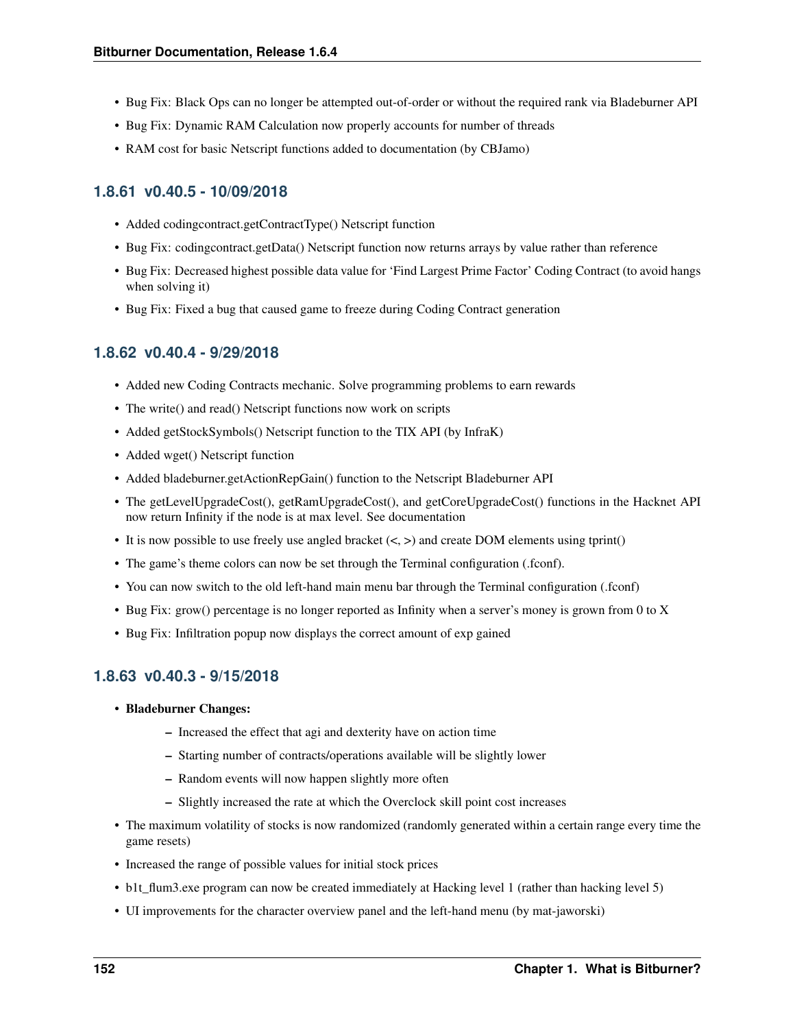- Bug Fix: Black Ops can no longer be attempted out-of-order or without the required rank via Bladeburner API
- Bug Fix: Dynamic RAM Calculation now properly accounts for number of threads
- RAM cost for basic Netscript functions added to documentation (by CBJamo)

### 1.8.61 v0.40.5 - 10/09/2018

- Added codingcontract.getContractType() Netscript function
- Bug Fix: codingcontract.getData() Netscript function now returns arrays by value rather than reference
- Bug Fix: Decreased highest possible data value for 'Find Largest Prime Factor' Coding Contract (to avoid hangs when solving it)
- Bug Fix: Fixed a bug that caused game to freeze during Coding Contract generation

### 1.8.62 v0.40.4 - 9/29/2018

- Added new Coding Contracts mechanic. Solve programming problems to earn rewards
- The write() and read() Netscript functions now work on scripts
- Added getStockSymbols() Netscript function to the TIX API (by InfraK)
- Added wget() Netscript function
- Added bladeburner.getActionRepGain() function to the Netscript Bladeburner API
- The getLevelUpgradeCost(), getRamUpgradeCost(), and getCoreUpgradeCost() functions in the Hacknet API now return Infinity if the node is at max level. See documentation
- It is now possible to use freely use angled bracket (<, >) and create DOM elements using tprint()
- The game's theme colors can now be set through the Terminal configuration (.fconf).
- You can now switch to the old left-hand main menu bar through the Terminal configuration (.fconf)
- Bug Fix: grow() percentage is no longer reported as Infinity when a server's money is grown from 0 to X
- Bug Fix: Infiltration popup now displays the correct amount of exp gained

### 1.8.63 v0.40.3 - 9/15/2018

- **Bladeburner Changes:**
  - Increased the effect that agi and dexterity have on action time
  - Starting number of contracts/operations available will be slightly lower
  - Random events will now happen slightly more often
  - Slightly increased the rate at which the Overclock skill point cost increases
- The maximum volatility of stocks is now randomized (randomly generated within a certain range every time the game resets)
- Increased the range of possible values for initial stock prices
- b1t_flum3.exe program can now be created immediately at Hacking level 1 (rather than hacking level 5)
- UI improvements for the character overview panel and the left-hand menu (by mat-jaworski)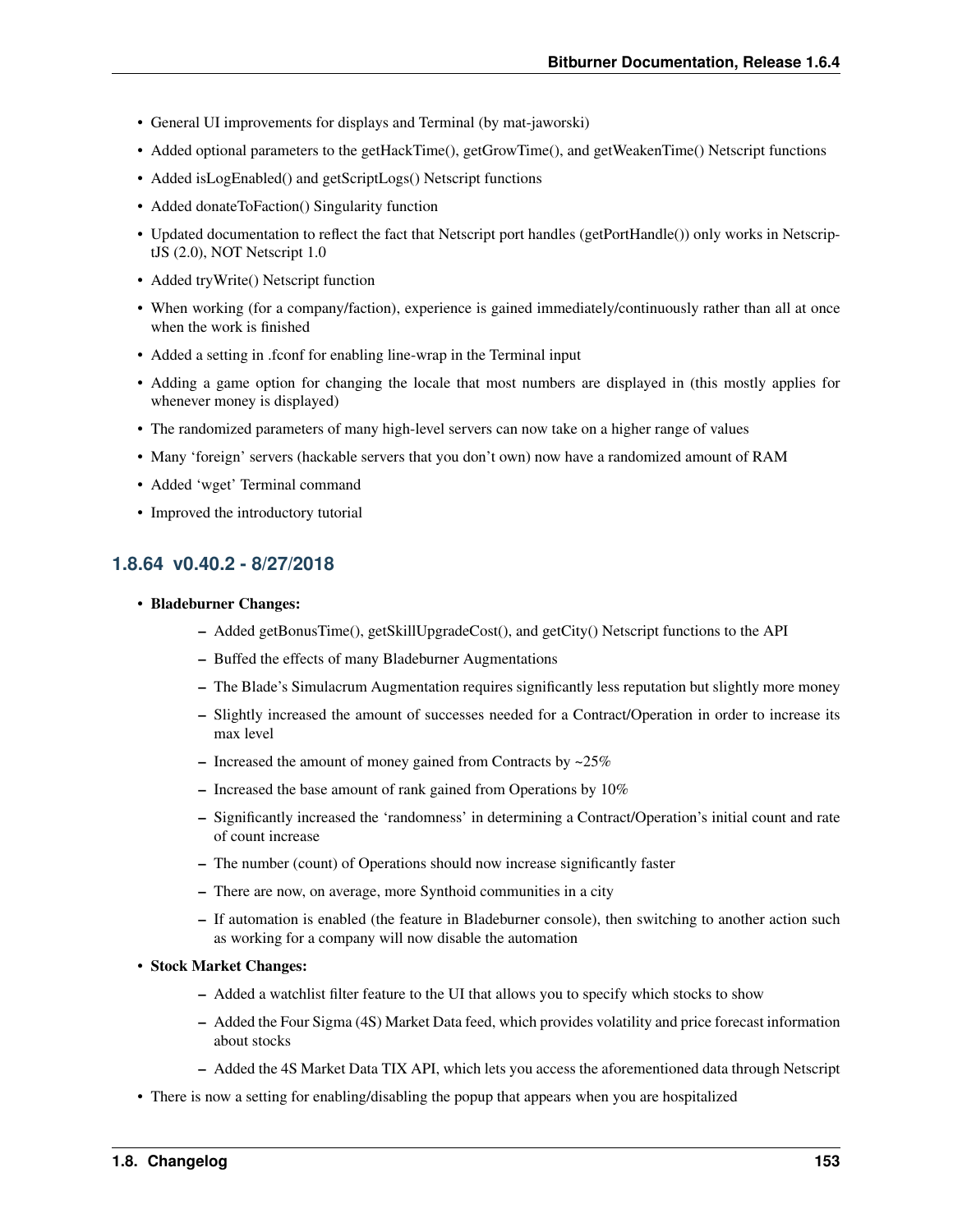- General UI improvements for displays and Terminal (by mat-jaworski)
- Added optional parameters to the getHackTime(), getGrowTime(), and getWeakenTime() Netscript functions
- Added isLogEnabled() and getScriptLogs() Netscript functions
- Added donateToFaction() Singularity function
- Updated documentation to reflect the fact that Netscript port handles (getPortHandle()) only works in NetscriptJS (2.0), NOT Netscript 1.0
- Added tryWrite() Netscript function
- When working (for a company/faction), experience is gained immediately/continuously rather than all at once when the work is finished
- Added a setting in .fconf for enabling line-wrap in the Terminal input
- Adding a game option for changing the locale that most numbers are displayed in (this mostly applies for whenever money is displayed)
- The randomized parameters of many high-level servers can now take on a higher range of values
- Many 'foreign' servers (hackable servers that you don't own) now have a randomized amount of RAM
- Added 'wget' Terminal command
- Improved the introductory tutorial

### 1.8.64 v0.40.2 - 8/27/2018

- **Bladeburner Changes:**
  - Added getBonusTime(), getSkillUpgradeCost(), and getCity() Netscript functions to the API
  - Buffed the effects of many Bladeburner Augmentations
  - The Blade's Simulacrum Augmentation requires significantly less reputation but slightly more money
  - Slightly increased the amount of successes needed for a Contract/Operation in order to increase its max level
  - Increased the amount of money gained from Contracts by ~25%
  - Increased the base amount of rank gained from Operations by 10%
  - Significantly increased the 'randomness' in determining a Contract/Operation's initial count and rate of count increase
  - The number (count) of Operations should now increase significantly faster
  - There are now, on average, more Synthoid communities in a city
  - If automation is enabled (the feature in Bladeburner console), then switching to another action such as working for a company will now disable the automation
- **Stock Market Changes:**
  - Added a watchlist filter feature to the UI that allows you to specify which stocks to show
  - Added the Four Sigma (4S) Market Data feed, which provides volatility and price forecast information about stocks
  - Added the 4S Market Data TIX API, which lets you access the aforementioned data through Netscript
- There is now a setting for enabling/disabling the popup that appears when you are hospitalized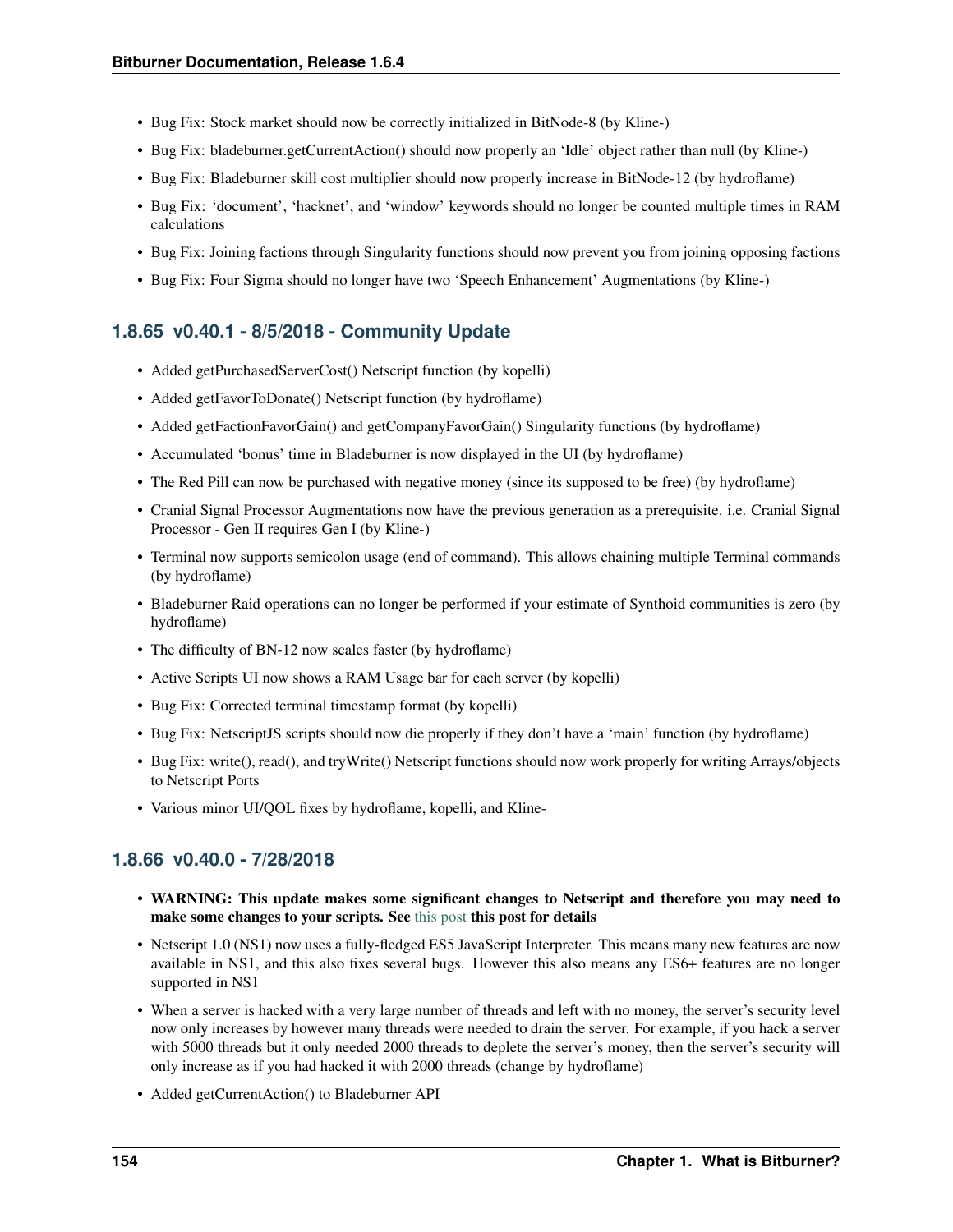- Bug Fix: Stock market should now be correctly initialized in BitNode-8 (by Kline-)
- Bug Fix: bladeburner.getCurrentAction() should now properly an 'Idle' object rather than null (by Kline-)
- Bug Fix: Bladeburner skill cost multiplier should now properly increase in BitNode-12 (by hydroflame)
- Bug Fix: 'document', 'hacknet', and 'window' keywords should no longer be counted multiple times in RAM calculations
- Bug Fix: Joining factions through Singularity functions should now prevent you from joining opposing factions
- Bug Fix: Four Sigma should no longer have two 'Speech Enhancement' Augmentations (by Kline-)

### 1.8.65 v0.40.1 - 8/5/2018 - Community Update

- Added getPurchasedServerCost() Netscript function (by kopelli)
- Added getFavorToDonate() Netscript function (by hydroflame)
- Added getFactionFavorGain() and getCompanyFavorGain() Singularity functions (by hydroflame)
- Accumulated 'bonus' time in Bladeburner is now displayed in the UI (by hydroflame)
- The Red Pill can now be purchased with negative money (since its supposed to be free) (by hydroflame)
- Cranial Signal Processor Augmentations now have the previous generation as a prerequisite. i.e. Cranial Signal Processor - Gen II requires Gen I (by Kline-)
- Terminal now supports semicolon usage (end of command). This allows chaining multiple Terminal commands (by hydroflame)
- Bladeburner Raid operations can no longer be performed if your estimate of Synthoid communities is zero (by hydroflame)
- The difficulty of BN-12 now scales faster (by hydroflame)
- Active Scripts UI now shows a RAM Usage bar for each server (by kopelli)
- Bug Fix: Corrected terminal timestamp format (by kopelli)
- Bug Fix: NetscriptJS scripts should now die properly if they don't have a 'main' function (by hydroflame)
- Bug Fix: write(), read(), and tryWrite() Netscript functions should now work properly for writing Arrays/objects to Netscript Ports
- Various minor UI/QOL fixes by hydroflame, kopelli, and Kline-

### 1.8.66 v0.40.0 - 7/28/2018

- **WARNING: This update makes some significant changes to Netscript and therefore you may need to make some changes to your scripts. See** this post **this post for details**
- Netscript 1.0 (NS1) now uses a fully-fledged ES5 JavaScript Interpreter. This means many new features are now available in NS1, and this also fixes several bugs. However this also means any ES6+ features are no longer supported in NS1
- When a server is hacked with a very large number of threads and left with no money, the server's security level now only increases by however many threads were needed to drain the server. For example, if you hack a server with 5000 threads but it only needed 2000 threads to deplete the server's money, then the server's security will only increase as if you had hacked it with 2000 threads (change by hydroflame)
- Added getCurrentAction() to Bladeburner API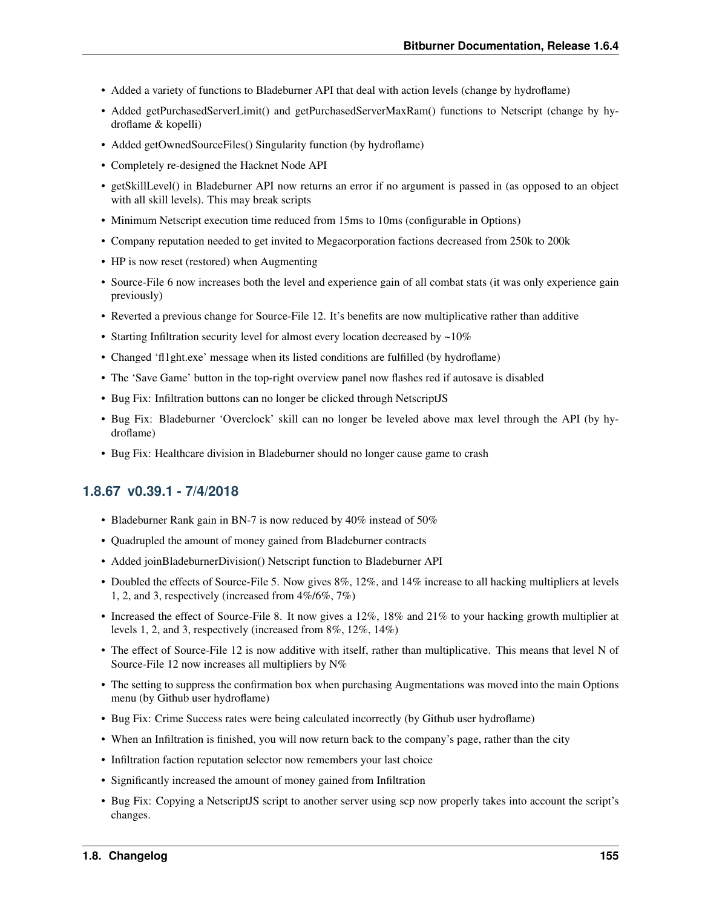- Added a variety of functions to Bladeburner API that deal with action levels (change by hydroflame)
- Added getPurchasedServerLimit() and getPurchasedServerMaxRam() functions to Netscript (change by hydroflame & kopelli)
- Added getOwnedSourceFiles() Singularity function (by hydroflame)
- Completely re-designed the Hacknet Node API
- getSkillLevel() in Bladeburner API now returns an error if no argument is passed in (as opposed to an object with all skill levels). This may break scripts
- Minimum Netscript execution time reduced from 15ms to 10ms (configurable in Options)
- Company reputation needed to get invited to Megacorporation factions decreased from 250k to 200k
- HP is now reset (restored) when Augmenting
- Source-File 6 now increases both the level and experience gain of all combat stats (it was only experience gain previously)
- Reverted a previous change for Source-File 12. It's benefits are now multiplicative rather than additive
- Starting Infiltration security level for almost every location decreased by ~10%
- Changed 'fl1ght.exe' message when its listed conditions are fulfilled (by hydroflame)
- The 'Save Game' button in the top-right overview panel now flashes red if autosave is disabled
- Bug Fix: Infiltration buttons can no longer be clicked through NetscriptJS
- Bug Fix: Bladeburner 'Overclock' skill can no longer be leveled above max level through the API (by hydroflame)
- Bug Fix: Healthcare division in Bladeburner should no longer cause game to crash

### 1.8.67 v0.39.1 - 7/4/2018

- Bladeburner Rank gain in BN-7 is now reduced by 40% instead of 50%
- Quadrupled the amount of money gained from Bladeburner contracts
- Added joinBladeburnerDivision() Netscript function to Bladeburner API
- Doubled the effects of Source-File 5. Now gives 8%, 12%, and 14% increase to all hacking multipliers at levels 1, 2, and 3, respectively (increased from 4%/6%, 7%)
- Increased the effect of Source-File 8. It now gives a 12%, 18% and 21% to your hacking growth multiplier at levels 1, 2, and 3, respectively (increased from 8%, 12%, 14%)
- The effect of Source-File 12 is now additive with itself, rather than multiplicative. This means that level N of Source-File 12 now increases all multipliers by N%
- The setting to suppress the confirmation box when purchasing Augmentations was moved into the main Options menu (by Github user hydroflame)
- Bug Fix: Crime Success rates were being calculated incorrectly (by Github user hydroflame)
- When an Infiltration is finished, you will now return back to the company's page, rather than the city
- Infiltration faction reputation selector now remembers your last choice
- Significantly increased the amount of money gained from Infiltration
- Bug Fix: Copying a NetscriptJS script to another server using scp now properly takes into account the script's changes.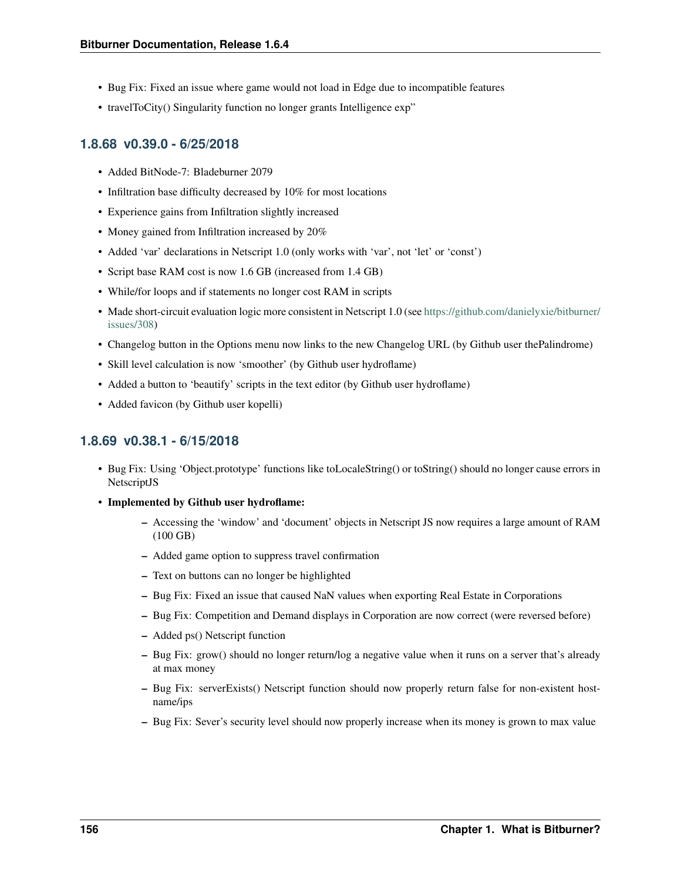- Bug Fix: Fixed an issue where game would not load in Edge due to incompatible features
- travelToCity() Singularity function no longer grants Intelligence exp"

### 1.8.68 v0.39.0 - 6/25/2018

- Added BitNode-7: Bladeburner 2079
- Infiltration base difficulty decreased by 10% for most locations
- Experience gains from Infiltration slightly increased
- Money gained from Infiltration increased by 20%
- Added 'var' declarations in Netscript 1.0 (only works with 'var', not 'let' or 'const')
- Script base RAM cost is now 1.6 GB (increased from 1.4 GB)
- While/for loops and if statements no longer cost RAM in scripts
- Made short-circuit evaluation logic more consistent in Netscript 1.0 (see https://github.com/danielyxie/bitburner/issues/308)
- Changelog button in the Options menu now links to the new Changelog URL (by Github user thePalindrome)
- Skill level calculation is now 'smoother' (by Github user hydroflame)
- Added a button to 'beautify' scripts in the text editor (by Github user hydroflame)
- Added favicon (by Github user kopelli)

### 1.8.69 v0.38.1 - 6/15/2018

- Bug Fix: Using 'Object.prototype' functions like toLocaleString() or toString() should no longer cause errors in NetscriptJS
- **Implemented by Github user hydroflame:**
  - Accessing the 'window' and 'document' objects in Netscript JS now requires a large amount of RAM (100 GB)
  - Added game option to suppress travel confirmation
  - Text on buttons can no longer be highlighted
  - Bug Fix: Fixed an issue that caused NaN values when exporting Real Estate in Corporations
  - Bug Fix: Competition and Demand displays in Corporation are now correct (were reversed before)
  - Added ps() Netscript function
  - Bug Fix: grow() should no longer return/log a negative value when it runs on a server that's already at max money
  - Bug Fix: serverExists() Netscript function should now properly return false for non-existent hostname/ips
  - Bug Fix: Sever's security level should now properly increase when its money is grown to max value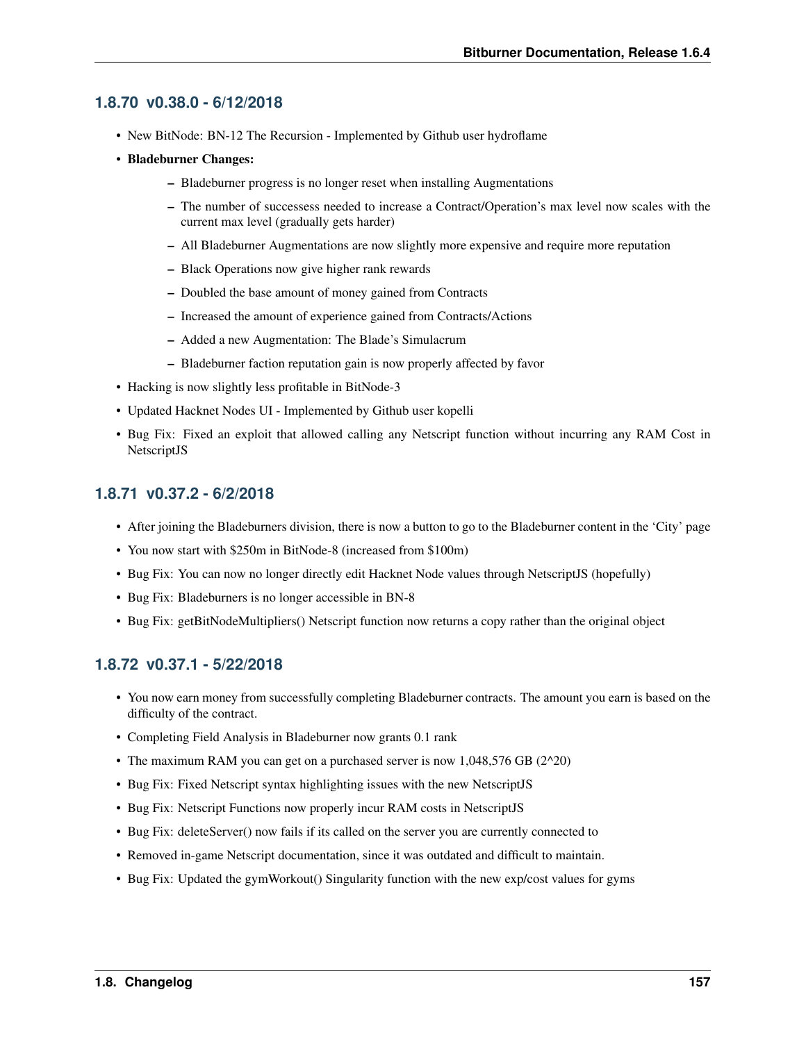### 1.8.70 v0.38.0 - 6/12/2018

- New BitNode: BN-12 The Recursion - Implemented by Github user hydroflame
- **Bladeburner Changes:**
  - Bladeburner progress is no longer reset when installing Augmentations
  - The number of successess needed to increase a Contract/Operation's max level now scales with the current max level (gradually gets harder)
  - All Bladeburner Augmentations are now slightly more expensive and require more reputation
  - Black Operations now give higher rank rewards
  - Doubled the base amount of money gained from Contracts
  - Increased the amount of experience gained from Contracts/Actions
  - Added a new Augmentation: The Blade's Simulacrum
  - Bladeburner faction reputation gain is now properly affected by favor
- Hacking is now slightly less profitable in BitNode-3
- Updated Hacknet Nodes UI - Implemented by Github user kopelli
- Bug Fix: Fixed an exploit that allowed calling any Netscript function without incurring any RAM Cost in NetscriptJS

### 1.8.71 v0.37.2 - 6/2/2018

- After joining the Bladeburners division, there is now a button to go to the Bladeburner content in the 'City' page
- You now start with $250m in BitNode-8 (increased from $100m)
- Bug Fix: You can now no longer directly edit Hacknet Node values through NetscriptJS (hopefully)
- Bug Fix: Bladeburners is no longer accessible in BN-8
- Bug Fix: getBitNodeMultipliers() Netscript function now returns a copy rather than the original object

### 1.8.72 v0.37.1 - 5/22/2018

- You now earn money from successfully completing Bladeburner contracts. The amount you earn is based on the difficulty of the contract.
- Completing Field Analysis in Bladeburner now grants 0.1 rank
- The maximum RAM you can get on a purchased server is now 1,048,576 GB (2^20)
- Bug Fix: Fixed Netscript syntax highlighting issues with the new NetscriptJS
- Bug Fix: Netscript Functions now properly incur RAM costs in NetscriptJS
- Bug Fix: deleteServer() now fails if its called on the server you are currently connected to
- Removed in-game Netscript documentation, since it was outdated and difficult to maintain.
- Bug Fix: Updated the gymWorkout() Singularity function with the new exp/cost values for gyms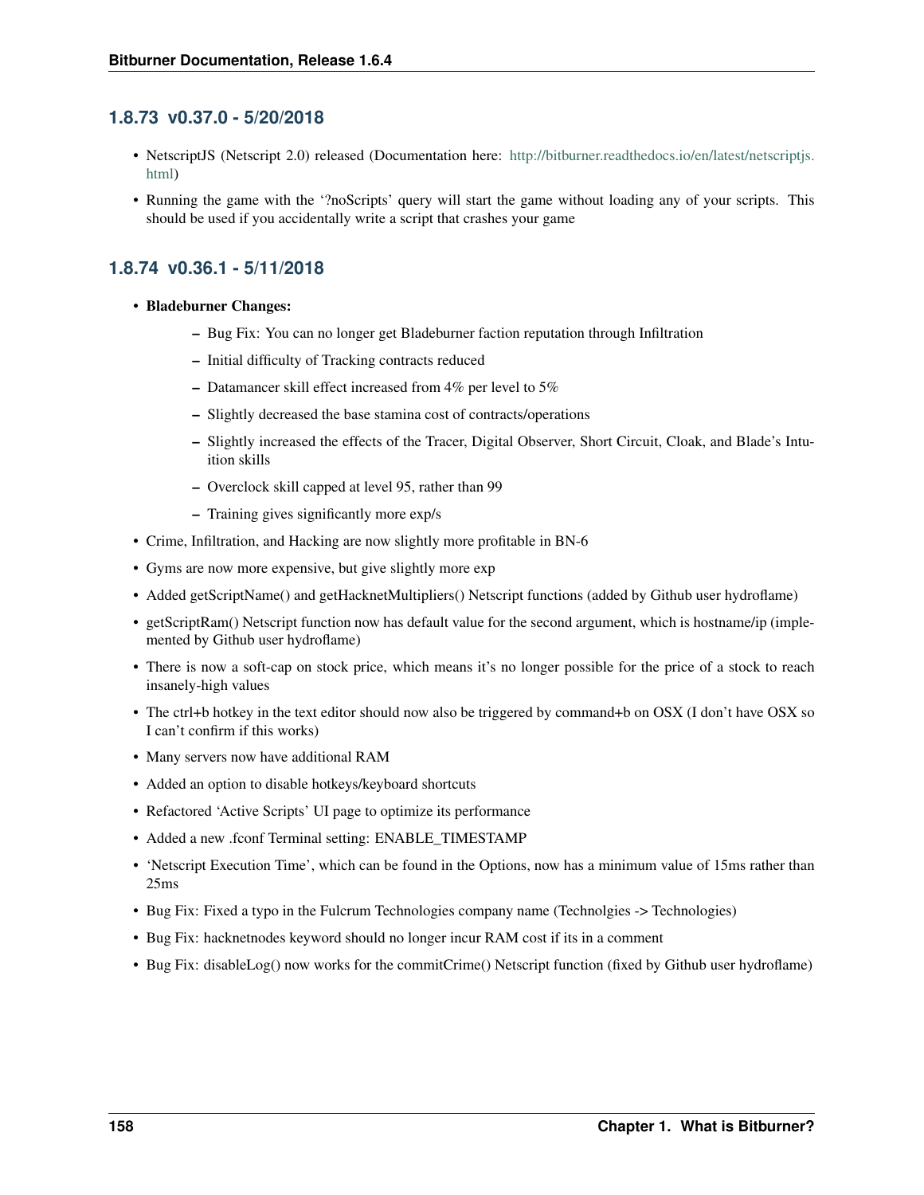### 1.8.73 v0.37.0 - 5/20/2018

- NetscriptJS (Netscript 2.0) released (Documentation here: http://bitburner.readthedocs.io/en/latest/netscriptjs.html)
- Running the game with the '?noScripts' query will start the game without loading any of your scripts. This should be used if you accidentally write a script that crashes your game

### 1.8.74 v0.36.1 - 5/11/2018

- **Bladeburner Changes:**
  - Bug Fix: You can no longer get Bladeburner faction reputation through Infiltration
  - Initial difficulty of Tracking contracts reduced
  - Datamancer skill effect increased from 4% per level to 5%
  - Slightly decreased the base stamina cost of contracts/operations
  - Slightly increased the effects of the Tracer, Digital Observer, Short Circuit, Cloak, and Blade's Intuition skills
  - Overclock skill capped at level 95, rather than 99
  - Training gives significantly more exp/s
- Crime, Infiltration, and Hacking are now slightly more profitable in BN-6
- Gyms are now more expensive, but give slightly more exp
- Added getScriptName() and getHacknetMultipliers() Netscript functions (added by Github user hydroflame)
- getScriptRam() Netscript function now has default value for the second argument, which is hostname/ip (implemented by Github user hydroflame)
- There is now a soft-cap on stock price, which means it's no longer possible for the price of a stock to reach insanely-high values
- The ctrl+b hotkey in the text editor should now also be triggered by command+b on OSX (I don't have OSX so I can't confirm if this works)
- Many servers now have additional RAM
- Added an option to disable hotkeys/keyboard shortcuts
- Refactored 'Active Scripts' UI page to optimize its performance
- Added a new .fconf Terminal setting: ENABLE_TIMESTAMP
- 'Netscript Execution Time', which can be found in the Options, now has a minimum value of 15ms rather than 25ms
- Bug Fix: Fixed a typo in the Fulcrum Technologies company name (Technolgies -> Technologies)
- Bug Fix: hacknetnodes keyword should no longer incur RAM cost if its in a comment
- Bug Fix: disableLog() now works for the commitCrime() Netscript function (fixed by Github user hydroflame)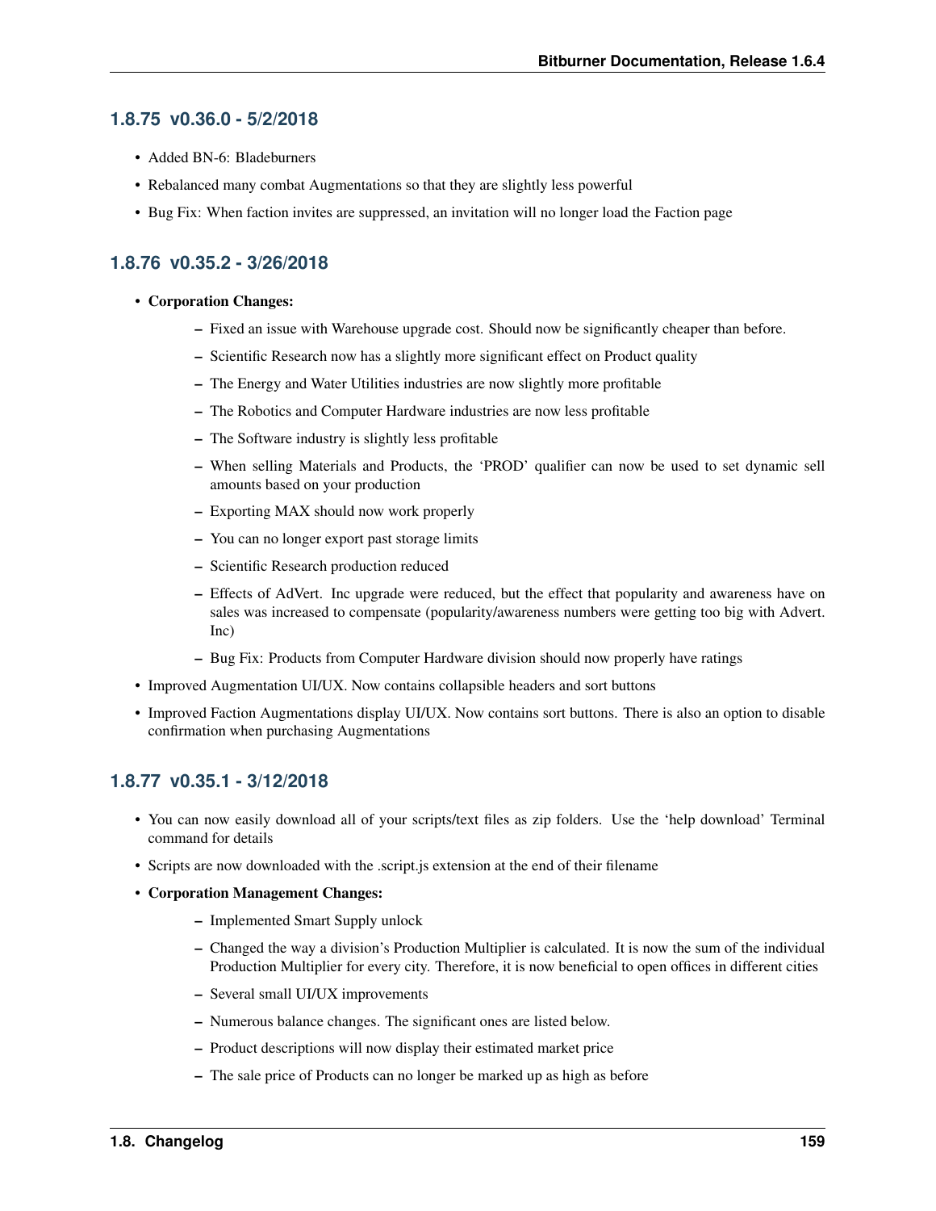### 1.8.75 v0.36.0 - 5/2/2018

- Added BN-6: Bladeburners
- Rebalanced many combat Augmentations so that they are slightly less powerful
- Bug Fix: When faction invites are suppressed, an invitation will no longer load the Faction page

### 1.8.76 v0.35.2 - 3/26/2018

- **Corporation Changes:**
  - Fixed an issue with Warehouse upgrade cost. Should now be significantly cheaper than before.
  - Scientific Research now has a slightly more significant effect on Product quality
  - The Energy and Water Utilities industries are now slightly more profitable
  - The Robotics and Computer Hardware industries are now less profitable
  - The Software industry is slightly less profitable
  - When selling Materials and Products, the 'PROD' qualifier can now be used to set dynamic sell amounts based on your production
  - Exporting MAX should now work properly
  - You can no longer export past storage limits
  - Scientific Research production reduced
  - Effects of AdVert. Inc upgrade were reduced, but the effect that popularity and awareness have on sales was increased to compensate (popularity/awareness numbers were getting too big with Advert. Inc)
  - Bug Fix: Products from Computer Hardware division should now properly have ratings
- Improved Augmentation UI/UX. Now contains collapsible headers and sort buttons
- Improved Faction Augmentations display UI/UX. Now contains sort buttons. There is also an option to disable confirmation when purchasing Augmentations

### 1.8.77 v0.35.1 - 3/12/2018

- You can now easily download all of your scripts/text files as zip folders. Use the 'help download' Terminal command for details
- Scripts are now downloaded with the .script.js extension at the end of their filename
- **Corporation Management Changes:**
  - Implemented Smart Supply unlock
  - Changed the way a division's Production Multiplier is calculated. It is now the sum of the individual Production Multiplier for every city. Therefore, it is now beneficial to open offices in different cities
  - Several small UI/UX improvements
  - Numerous balance changes. The significant ones are listed below.
  - Product descriptions will now display their estimated market price
  - The sale price of Products can no longer be marked up as high as before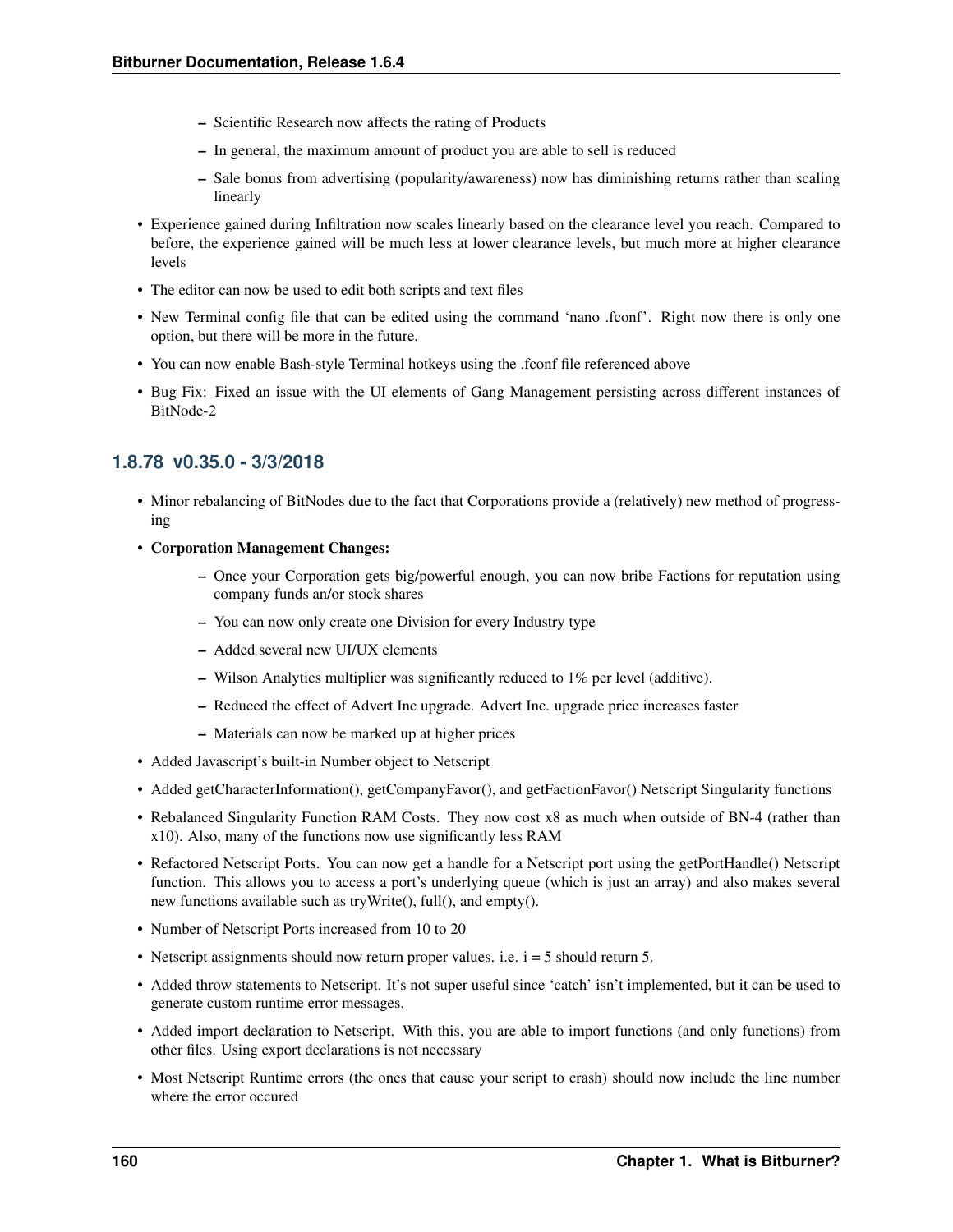- Scientific Research now affects the rating of Products
  - In general, the maximum amount of product you are able to sell is reduced
  - Sale bonus from advertising (popularity/awareness) now has diminishing returns rather than scaling linearly
- Experience gained during Infiltration now scales linearly based on the clearance level you reach. Compared to before, the experience gained will be much less at lower clearance levels, but much more at higher clearance levels
- The editor can now be used to edit both scripts and text files
- New Terminal config file that can be edited using the command 'nano .fconf'. Right now there is only one option, but there will be more in the future.
- You can now enable Bash-style Terminal hotkeys using the .fconf file referenced above
- Bug Fix: Fixed an issue with the UI elements of Gang Management persisting across different instances of BitNode-2

### 1.8.78 v0.35.0 - 3/3/2018

- Minor rebalancing of BitNodes due to the fact that Corporations provide a (relatively) new method of progressing
- **Corporation Management Changes:**
  - Once your Corporation gets big/powerful enough, you can now bribe Factions for reputation using company funds an/or stock shares
  - You can now only create one Division for every Industry type
  - Added several new UI/UX elements
  - Wilson Analytics multiplier was significantly reduced to 1% per level (additive).
  - Reduced the effect of Advert Inc upgrade. Advert Inc. upgrade price increases faster
  - Materials can now be marked up at higher prices
- Added Javascript's built-in Number object to Netscript
- Added getCharacterInformation(), getCompanyFavor(), and getFactionFavor() Netscript Singularity functions
- Rebalanced Singularity Function RAM Costs. They now cost x8 as much when outside of BN-4 (rather than x10). Also, many of the functions now use significantly less RAM
- Refactored Netscript Ports. You can now get a handle for a Netscript port using the getPortHandle() Netscript function. This allows you to access a port's underlying queue (which is just an array) and also makes several new functions available such as tryWrite(), full(), and empty().
- Number of Netscript Ports increased from 10 to 20
- Netscript assignments should now return proper values. i.e. i = 5 should return 5.
- Added throw statements to Netscript. It's not super useful since 'catch' isn't implemented, but it can be used to generate custom runtime error messages.
- Added import declaration to Netscript. With this, you are able to import functions (and only functions) from other files. Using export declarations is not necessary
- Most Netscript Runtime errors (the ones that cause your script to crash) should now include the line number where the error occured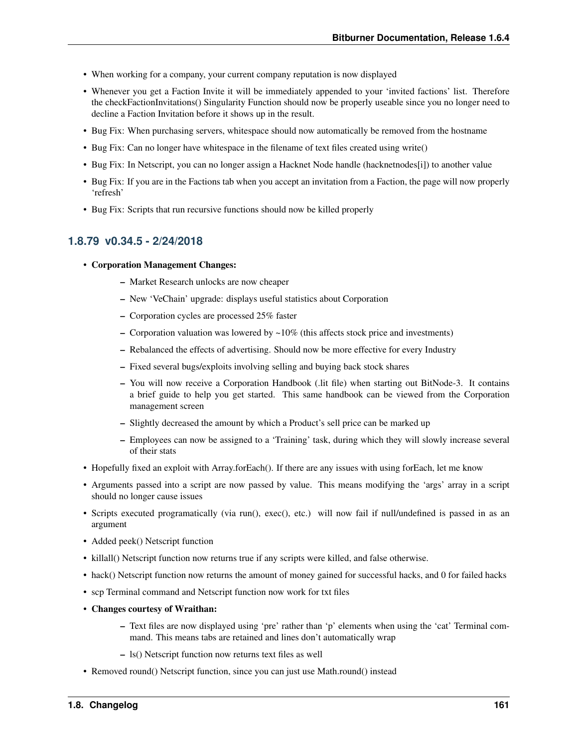- When working for a company, your current company reputation is now displayed
- Whenever you get a Faction Invite it will be immediately appended to your 'invited factions' list. Therefore the checkFactionInvitations() Singularity Function should now be properly useable since you no longer need to decline a Faction Invitation before it shows up in the result.
- Bug Fix: When purchasing servers, whitespace should now automatically be removed from the hostname
- Bug Fix: Can no longer have whitespace in the filename of text files created using write()
- Bug Fix: In Netscript, you can no longer assign a Hacknet Node handle (hacknetnodes[i]) to another value
- Bug Fix: If you are in the Factions tab when you accept an invitation from a Faction, the page will now properly 'refresh'
- Bug Fix: Scripts that run recursive functions should now be killed properly

### 1.8.79 v0.34.5 - 2/24/2018

- **Corporation Management Changes:**
  - Market Research unlocks are now cheaper
  - New 'VeChain' upgrade: displays useful statistics about Corporation
  - Corporation cycles are processed 25% faster
  - Corporation valuation was lowered by ~10% (this affects stock price and investments)
  - Rebalanced the effects of advertising. Should now be more effective for every Industry
  - Fixed several bugs/exploits involving selling and buying back stock shares
  - You will now receive a Corporation Handbook (.lit file) when starting out BitNode-3. It contains a brief guide to help you get started. This same handbook can be viewed from the Corporation management screen
  - Slightly decreased the amount by which a Product's sell price can be marked up
  - Employees can now be assigned to a 'Training' task, during which they will slowly increase several of their stats
- Hopefully fixed an exploit with Array.forEach(). If there are any issues with using forEach, let me know
- Arguments passed into a script are now passed by value. This means modifying the 'args' array in a script should no longer cause issues
- Scripts executed programatically (via run(), exec(), etc.) will now fail if null/undefined is passed in as an argument
- Added peek() Netscript function
- killall() Netscript function now returns true if any scripts were killed, and false otherwise.
- hack() Netscript function now returns the amount of money gained for successful hacks, and 0 for failed hacks
- scp Terminal command and Netscript function now work for txt files
- **Changes courtesy of Wraithan:**
  - Text files are now displayed using 'pre' rather than 'p' elements when using the 'cat' Terminal command. This means tabs are retained and lines don't automatically wrap
  - ls() Netscript function now returns text files as well
- Removed round() Netscript function, since you can just use Math.round() instead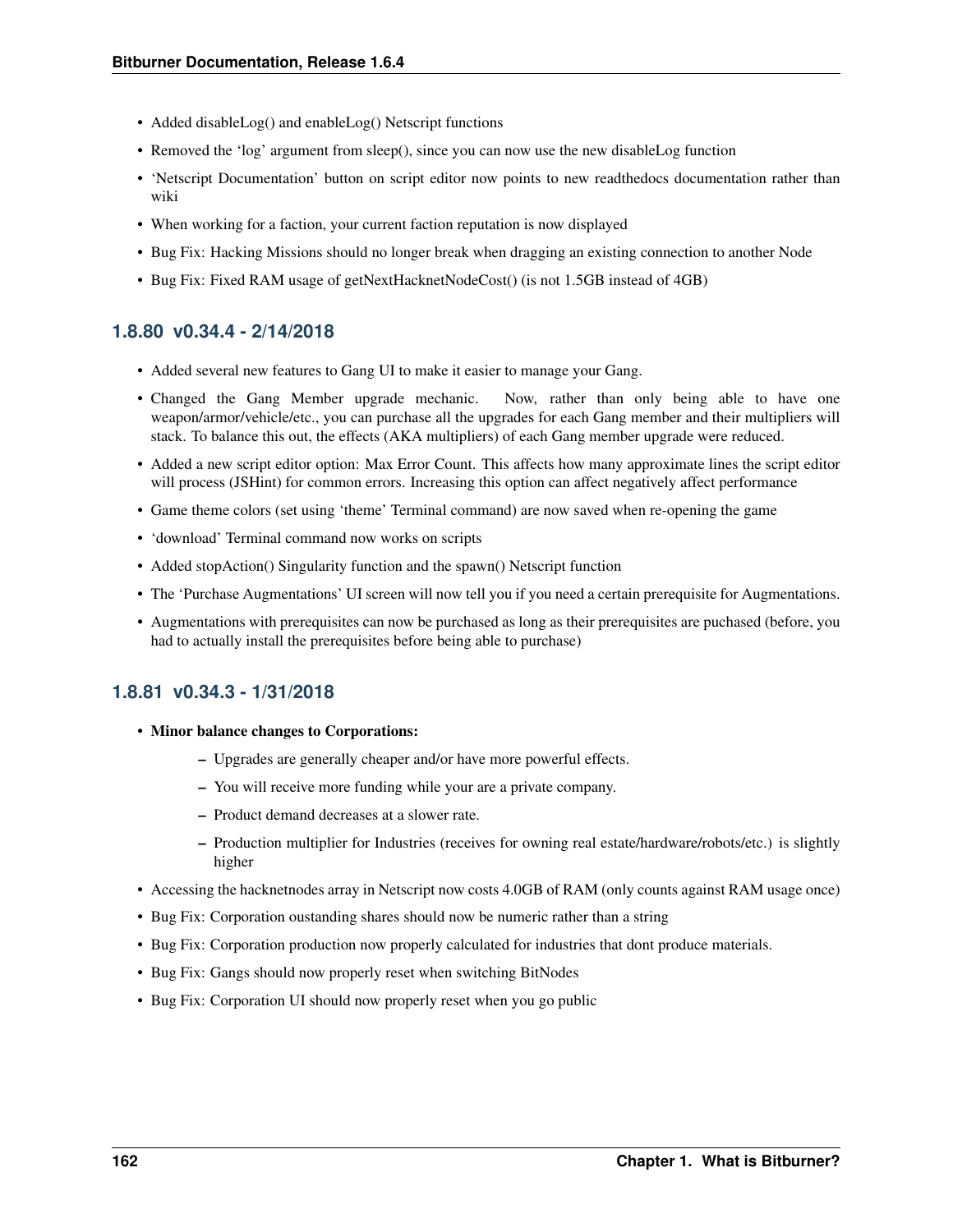- Added disableLog() and enableLog() Netscript functions
- Removed the 'log' argument from sleep(), since you can now use the new disableLog function
- 'Netscript Documentation' button on script editor now points to new readthedocs documentation rather than wiki
- When working for a faction, your current faction reputation is now displayed
- Bug Fix: Hacking Missions should no longer break when dragging an existing connection to another Node
- Bug Fix: Fixed RAM usage of getNextHacknetNodeCost() (is not 1.5GB instead of 4GB)

### 1.8.80 v0.34.4 - 2/14/2018

- Added several new features to Gang UI to make it easier to manage your Gang.
- Changed the Gang Member upgrade mechanic. Now, rather than only being able to have one weapon/armor/vehicle/etc., you can purchase all the upgrades for each Gang member and their multipliers will stack. To balance this out, the effects (AKA multipliers) of each Gang member upgrade were reduced.
- Added a new script editor option: Max Error Count. This affects how many approximate lines the script editor will process (JSHint) for common errors. Increasing this option can affect negatively affect performance
- Game theme colors (set using 'theme' Terminal command) are now saved when re-opening the game
- 'download' Terminal command now works on scripts
- Added stopAction() Singularity function and the spawn() Netscript function
- The 'Purchase Augmentations' UI screen will now tell you if you need a certain prerequisite for Augmentations.
- Augmentations with prerequisites can now be purchased as long as their prerequisites are puchased (before, you had to actually install the prerequisites before being able to purchase)

### 1.8.81 v0.34.3 - 1/31/2018

- **Minor balance changes to Corporations:**
  - Upgrades are generally cheaper and/or have more powerful effects.
  - You will receive more funding while your are a private company.
  - Product demand decreases at a slower rate.
  - Production multiplier for Industries (receives for owning real estate/hardware/robots/etc.) is slightly higher
- Accessing the hacknetnodes array in Netscript now costs 4.0GB of RAM (only counts against RAM usage once)
- Bug Fix: Corporation oustanding shares should now be numeric rather than a string
- Bug Fix: Corporation production now properly calculated for industries that dont produce materials.
- Bug Fix: Gangs should now properly reset when switching BitNodes
- Bug Fix: Corporation UI should now properly reset when you go public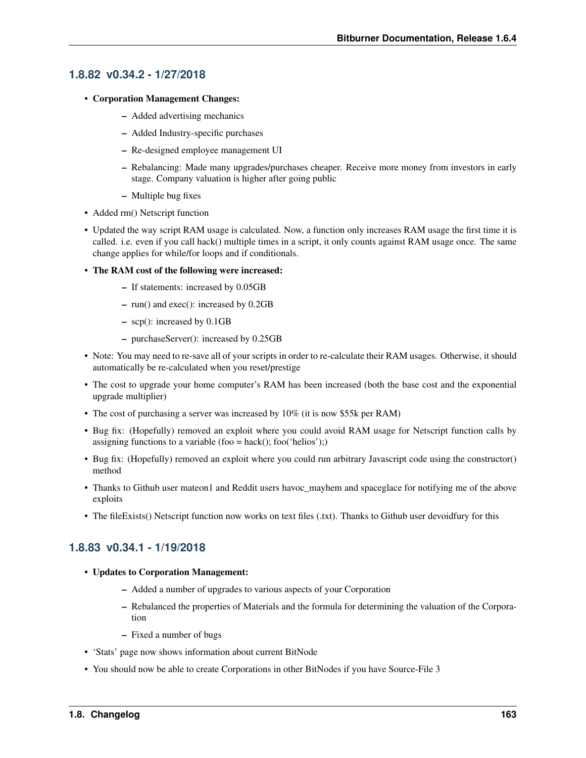### 1.8.82 v0.34.2 - 1/27/2018

- **Corporation Management Changes:**
  - Added advertising mechanics
  - Added Industry-specific purchases
  - Re-designed employee management UI
  - Rebalancing: Made many upgrades/purchases cheaper. Receive more money from investors in early stage. Company valuation is higher after going public
  - Multiple bug fixes
- Added rm() Netscript function
- Updated the way script RAM usage is calculated. Now, a function only increases RAM usage the first time it is called. i.e. even if you call hack() multiple times in a script, it only counts against RAM usage once. The same change applies for while/for loops and if conditionals.
- **The RAM cost of the following were increased:**
  - If statements: increased by 0.05GB
  - run() and exec(): increased by 0.2GB
  - scp(): increased by 0.1GB
  - purchaseServer(): increased by 0.25GB
- Note: You may need to re-save all of your scripts in order to re-calculate their RAM usages. Otherwise, it should automatically be re-calculated when you reset/prestige
- The cost to upgrade your home computer's RAM has been increased (both the base cost and the exponential upgrade multiplier)
- The cost of purchasing a server was increased by 10% (it is now $55k per RAM)
- Bug fix: (Hopefully) removed an exploit where you could avoid RAM usage for Netscript function calls by assigning functions to a variable (foo = hack(); foo('helios');)
- Bug fix: (Hopefully) removed an exploit where you could run arbitrary Javascript code using the constructor() method
- Thanks to Github user mateon1 and Reddit users havoc_mayhem and spaceglace for notifying me of the above exploits
- The fileExists() Netscript function now works on text files (.txt). Thanks to Github user devoidfury for this

### 1.8.83 v0.34.1 - 1/19/2018

- **Updates to Corporation Management:**
  - Added a number of upgrades to various aspects of your Corporation
  - Rebalanced the properties of Materials and the formula for determining the valuation of the Corporation
  - Fixed a number of bugs
- 'Stats' page now shows information about current BitNode
- You should now be able to create Corporations in other BitNodes if you have Source-File 3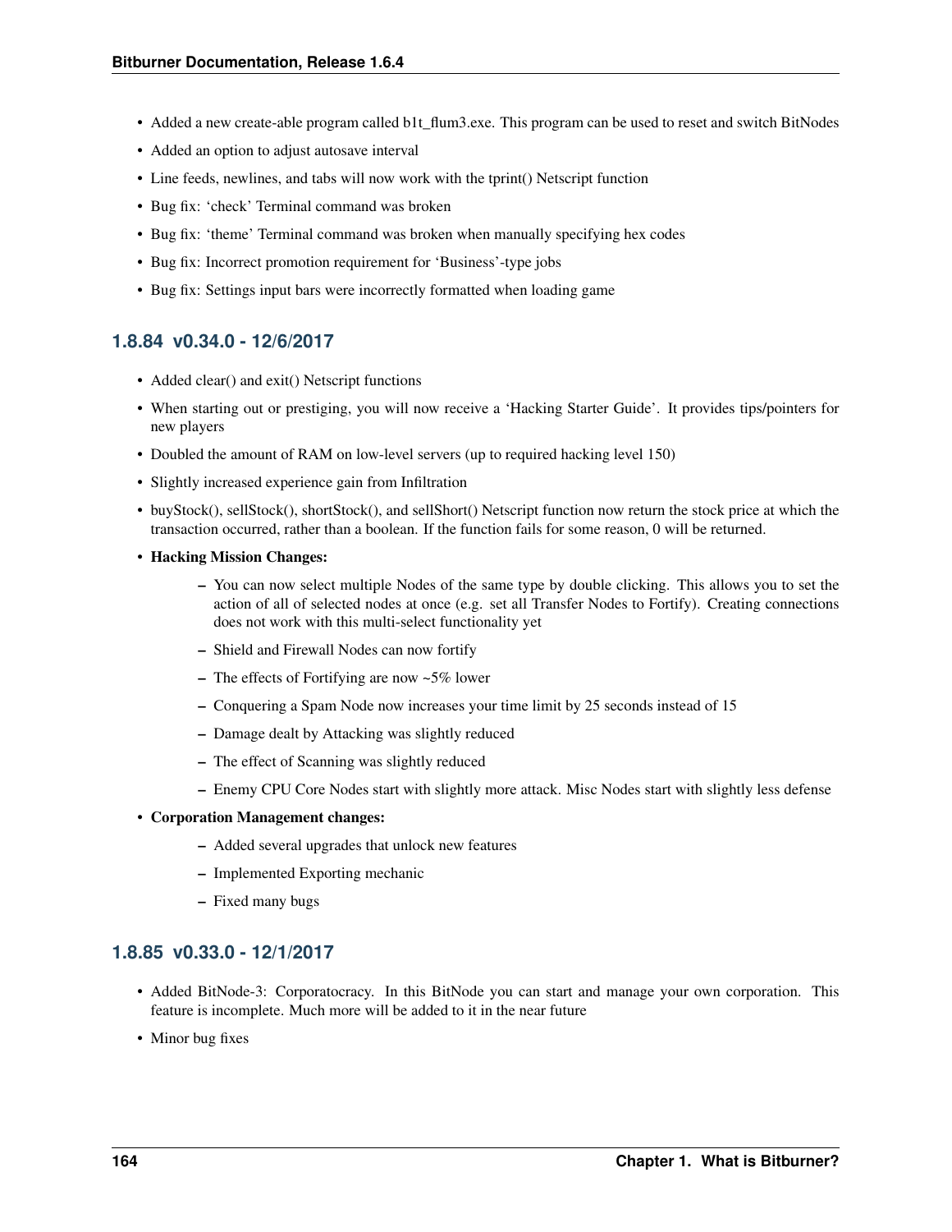- Added a new create-able program called b1t_flum3.exe. This program can be used to reset and switch BitNodes
- Added an option to adjust autosave interval
- Line feeds, newlines, and tabs will now work with the tprint() Netscript function
- Bug fix: 'check' Terminal command was broken
- Bug fix: 'theme' Terminal command was broken when manually specifying hex codes
- Bug fix: Incorrect promotion requirement for 'Business'-type jobs
- Bug fix: Settings input bars were incorrectly formatted when loading game

### 1.8.84 v0.34.0 - 12/6/2017

- Added clear() and exit() Netscript functions
- When starting out or prestiging, you will now receive a 'Hacking Starter Guide'. It provides tips/pointers for new players
- Doubled the amount of RAM on low-level servers (up to required hacking level 150)
- Slightly increased experience gain from Infiltration
- buyStock(), sellStock(), shortStock(), and sellShort() Netscript function now return the stock price at which the transaction occurred, rather than a boolean. If the function fails for some reason, 0 will be returned.
- **Hacking Mission Changes:**
  - You can now select multiple Nodes of the same type by double clicking. This allows you to set the action of all of selected nodes at once (e.g. set all Transfer Nodes to Fortify). Creating connections does not work with this multi-select functionality yet
  - Shield and Firewall Nodes can now fortify
  - The effects of Fortifying are now ~5% lower
  - Conquering a Spam Node now increases your time limit by 25 seconds instead of 15
  - Damage dealt by Attacking was slightly reduced
  - The effect of Scanning was slightly reduced
  - Enemy CPU Core Nodes start with slightly more attack. Misc Nodes start with slightly less defense
- **Corporation Management changes:**
  - Added several upgrades that unlock new features
  - Implemented Exporting mechanic
  - Fixed many bugs

### 1.8.85 v0.33.0 - 12/1/2017

- Added BitNode-3: Corporatocracy. In this BitNode you can start and manage your own corporation. This feature is incomplete. Much more will be added to it in the near future
- Minor bug fixes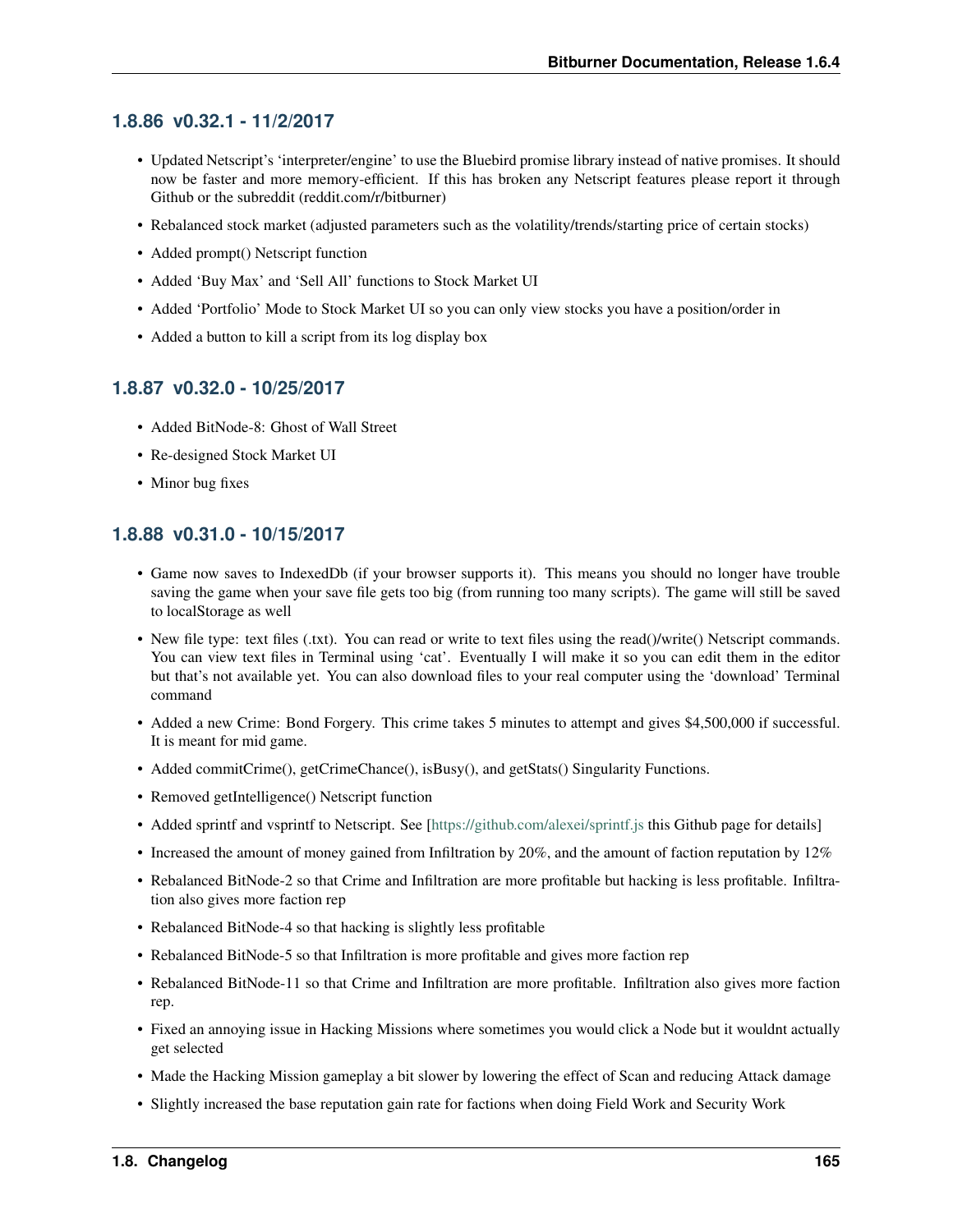### 1.8.86 v0.32.1 - 11/2/2017

- Updated Netscript's 'interpreter/engine' to use the Bluebird promise library instead of native promises. It should now be faster and more memory-efficient. If this has broken any Netscript features please report it through Github or the subreddit (reddit.com/r/bitburner)
- Rebalanced stock market (adjusted parameters such as the volatility/trends/starting price of certain stocks)
- Added prompt() Netscript function
- Added 'Buy Max' and 'Sell All' functions to Stock Market UI
- Added 'Portfolio' Mode to Stock Market UI so you can only view stocks you have a position/order in
- Added a button to kill a script from its log display box

### 1.8.87 v0.32.0 - 10/25/2017

- Added BitNode-8: Ghost of Wall Street
- Re-designed Stock Market UI
- Minor bug fixes

### 1.8.88 v0.31.0 - 10/15/2017

- Game now saves to IndexedDb (if your browser supports it). This means you should no longer have trouble saving the game when your save file gets too big (from running too many scripts). The game will still be saved to localStorage as well
- New file type: text files (.txt). You can read or write to text files using the read()/write() Netscript commands. You can view text files in Terminal using 'cat'. Eventually I will make it so you can edit them in the editor but that's not available yet. You can also download files to your real computer using the 'download' Terminal command
- Added a new Crime: Bond Forgery. This crime takes 5 minutes to attempt and gives $4,500,000 if successful. It is meant for mid game.
- Added commitCrime(), getCrimeChance(), isBusy(), and getStats() Singularity Functions.
- Removed getIntelligence() Netscript function
- Added sprintf and vsprintf to Netscript. See [https://github.com/alexei/sprintf.js this Github page for details]
- Increased the amount of money gained from Infiltration by 20%, and the amount of faction reputation by 12%
- Rebalanced BitNode-2 so that Crime and Infiltration are more profitable but hacking is less profitable. Infiltration also gives more faction rep
- Rebalanced BitNode-4 so that hacking is slightly less profitable
- Rebalanced BitNode-5 so that Infiltration is more profitable and gives more faction rep
- Rebalanced BitNode-11 so that Crime and Infiltration are more profitable. Infiltration also gives more faction rep.
- Fixed an annoying issue in Hacking Missions where sometimes you would click a Node but it wouldnt actually get selected
- Made the Hacking Mission gameplay a bit slower by lowering the effect of Scan and reducing Attack damage
- Slightly increased the base reputation gain rate for factions when doing Field Work and Security Work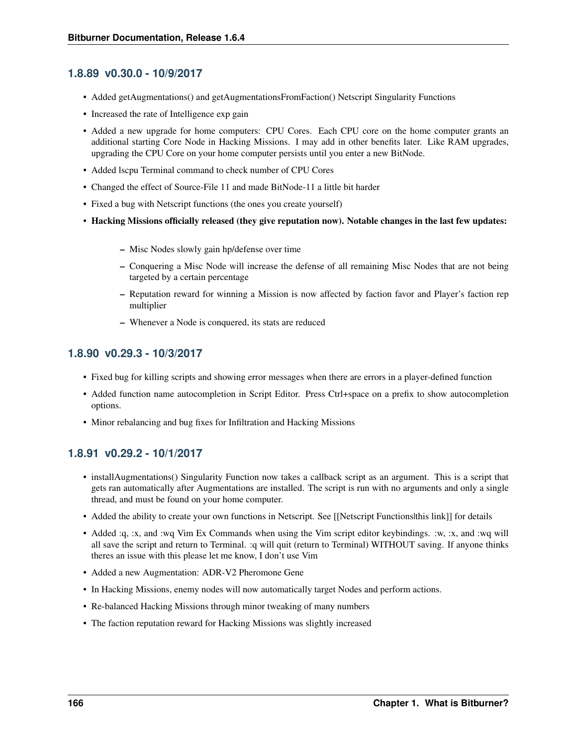### 1.8.89 v0.30.0 - 10/9/2017

- Added getAugmentations() and getAugmentationsFromFaction() Netscript Singularity Functions
- Increased the rate of Intelligence exp gain
- Added a new upgrade for home computers: CPU Cores. Each CPU core on the home computer grants an additional starting Core Node in Hacking Missions. I may add in other benefits later. Like RAM upgrades, upgrading the CPU Core on your home computer persists until you enter a new BitNode.
- Added lscpu Terminal command to check number of CPU Cores
- Changed the effect of Source-File 11 and made BitNode-11 a little bit harder
- Fixed a bug with Netscript functions (the ones you create yourself)
- **Hacking Missions officially released (they give reputation now). Notable changes in the last few updates:**
  - Misc Nodes slowly gain hp/defense over time
  - Conquering a Misc Node will increase the defense of all remaining Misc Nodes that are not being targeted by a certain percentage
  - Reputation reward for winning a Mission is now affected by faction favor and Player's faction rep multiplier
  - Whenever a Node is conquered, its stats are reduced

### 1.8.90 v0.29.3 - 10/3/2017

- Fixed bug for killing scripts and showing error messages when there are errors in a player-defined function
- Added function name autocompletion in Script Editor. Press Ctrl+space on a prefix to show autocompletion options.
- Minor rebalancing and bug fixes for Infiltration and Hacking Missions

### 1.8.91 v0.29.2 - 10/1/2017

- installAugmentations() Singularity Function now takes a callback script as an argument. This is a script that gets ran automatically after Augmentations are installed. The script is run with no arguments and only a single thread, and must be found on your home computer.
- Added the ability to create your own functions in Netscript. See [[Netscript Functions|this link]] for details
- Added :q, :x, and :wq Vim Ex Commands when using the Vim script editor keybindings. :w, :x, and :wq will all save the script and return to Terminal. :q will quit (return to Terminal) WITHOUT saving. If anyone thinks theres an issue with this please let me know, I don't use Vim
- Added a new Augmentation: ADR-V2 Pheromone Gene
- In Hacking Missions, enemy nodes will now automatically target Nodes and perform actions.
- Re-balanced Hacking Missions through minor tweaking of many numbers
- The faction reputation reward for Hacking Missions was slightly increased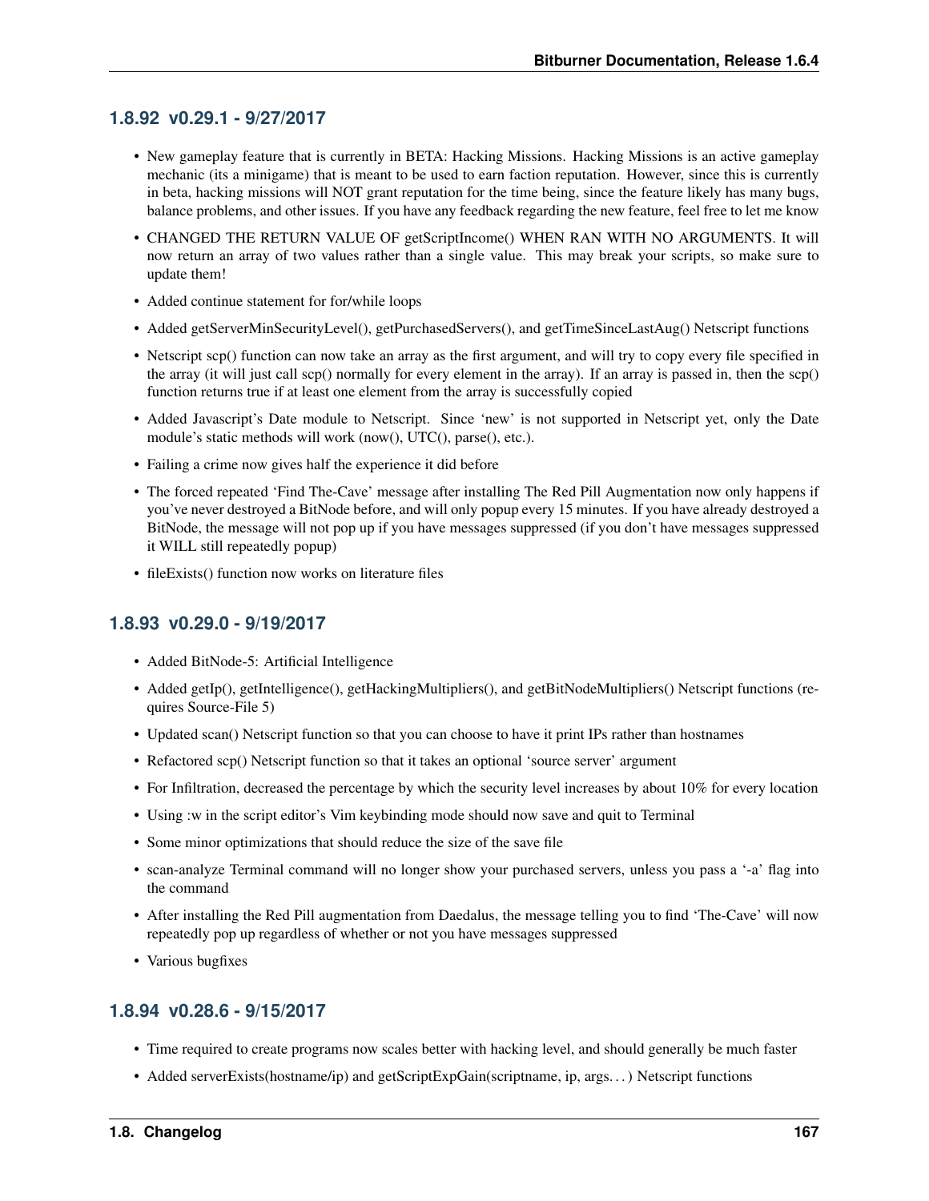### 1.8.92 v0.29.1 - 9/27/2017

- New gameplay feature that is currently in BETA: Hacking Missions. Hacking Missions is an active gameplay mechanic (its a minigame) that is meant to be used to earn faction reputation. However, since this is currently in beta, hacking missions will NOT grant reputation for the time being, since the feature likely has many bugs, balance problems, and other issues. If you have any feedback regarding the new feature, feel free to let me know
- CHANGED THE RETURN VALUE OF getScriptIncome() WHEN RAN WITH NO ARGUMENTS. It will now return an array of two values rather than a single value. This may break your scripts, so make sure to update them!
- Added continue statement for for/while loops
- Added getServerMinSecurityLevel(), getPurchasedServers(), and getTimeSinceLastAug() Netscript functions
- Netscript scp() function can now take an array as the first argument, and will try to copy every file specified in the array (it will just call scp() normally for every element in the array). If an array is passed in, then the scp() function returns true if at least one element from the array is successfully copied
- Added Javascript's Date module to Netscript. Since 'new' is not supported in Netscript yet, only the Date module's static methods will work (now(), UTC(), parse(), etc.).
- Failing a crime now gives half the experience it did before
- The forced repeated 'Find The-Cave' message after installing The Red Pill Augmentation now only happens if you've never destroyed a BitNode before, and will only popup every 15 minutes. If you have already destroyed a BitNode, the message will not pop up if you have messages suppressed (if you don't have messages suppressed it WILL still repeatedly popup)
- fileExists() function now works on literature files

### 1.8.93 v0.29.0 - 9/19/2017

- Added BitNode-5: Artificial Intelligence
- Added getIp(), getIntelligence(), getHackingMultipliers(), and getBitNodeMultipliers() Netscript functions (requires Source-File 5)
- Updated scan() Netscript function so that you can choose to have it print IPs rather than hostnames
- Refactored scp() Netscript function so that it takes an optional 'source server' argument
- For Infiltration, decreased the percentage by which the security level increases by about 10% for every location
- Using :w in the script editor's Vim keybinding mode should now save and quit to Terminal
- Some minor optimizations that should reduce the size of the save file
- scan-analyze Terminal command will no longer show your purchased servers, unless you pass a '-a' flag into the command
- After installing the Red Pill augmentation from Daedalus, the message telling you to find 'The-Cave' will now repeatedly pop up regardless of whether or not you have messages suppressed
- Various bugfixes

### 1.8.94 v0.28.6 - 9/15/2017

- Time required to create programs now scales better with hacking level, and should generally be much faster
- Added serverExists(hostname/ip) and getScriptExpGain(scriptname, ip, args. . . ) Netscript functions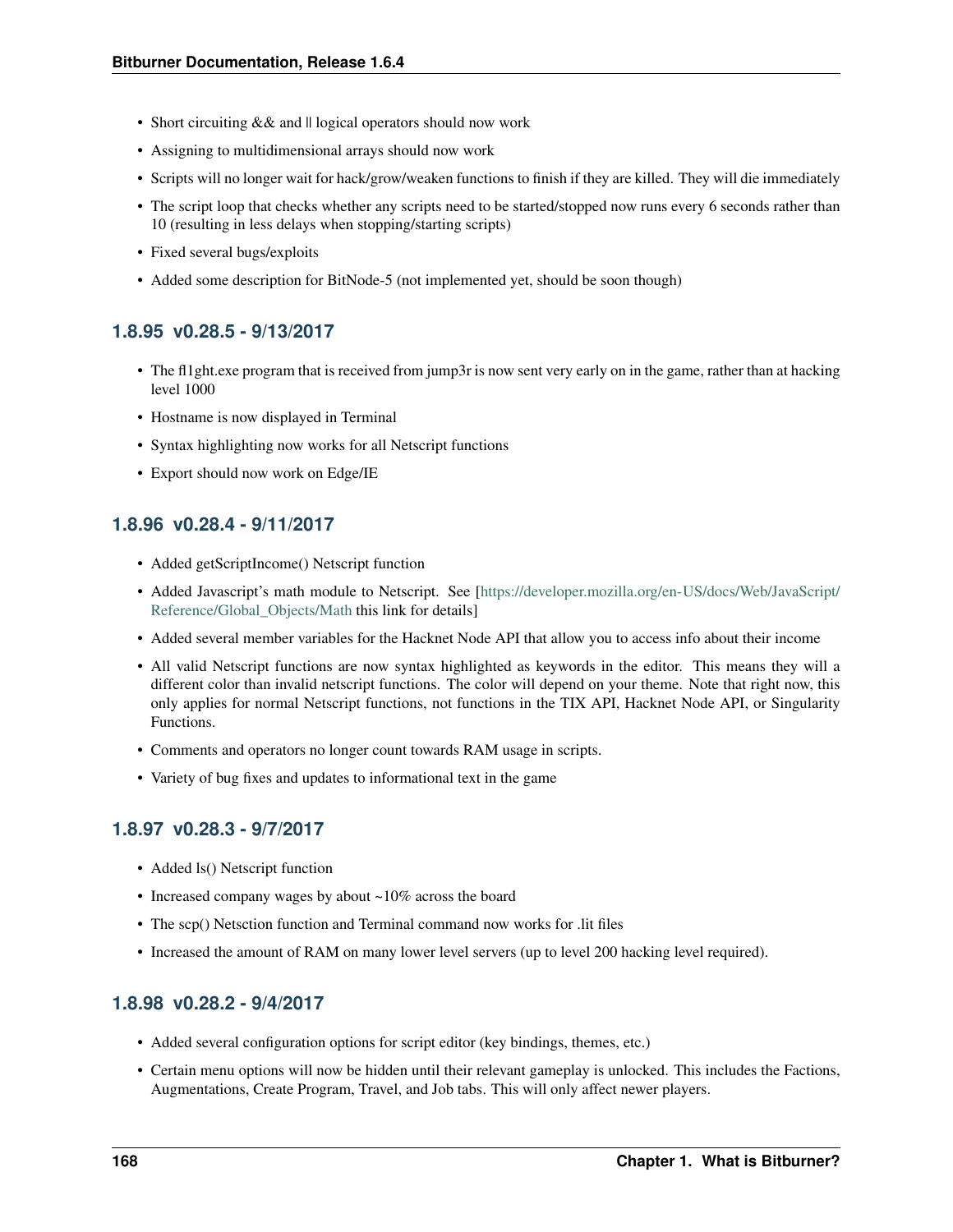- Short circuiting && and || logical operators should now work
- Assigning to multidimensional arrays should now work
- Scripts will no longer wait for hack/grow/weaken functions to finish if they are killed. They will die immediately
- The script loop that checks whether any scripts need to be started/stopped now runs every 6 seconds rather than 10 (resulting in less delays when stopping/starting scripts)
- Fixed several bugs/exploits
- Added some description for BitNode-5 (not implemented yet, should be soon though)

### 1.8.95 v0.28.5 - 9/13/2017

- The fl1ght.exe program that is received from jump3r is now sent very early on in the game, rather than at hacking level 1000
- Hostname is now displayed in Terminal
- Syntax highlighting now works for all Netscript functions
- Export should now work on Edge/IE

### 1.8.96 v0.28.4 - 9/11/2017

- Added getScriptIncome() Netscript function
- Added Javascript's math module to Netscript. See [https://developer.mozilla.org/en-US/docs/Web/JavaScript/Reference/Global_Objects/Math this link for details]
- Added several member variables for the Hacknet Node API that allow you to access info about their income
- All valid Netscript functions are now syntax highlighted as keywords in the editor. This means they will a different color than invalid netscript functions. The color will depend on your theme. Note that right now, this only applies for normal Netscript functions, not functions in the TIX API, Hacknet Node API, or Singularity Functions.
- Comments and operators no longer count towards RAM usage in scripts.
- Variety of bug fixes and updates to informational text in the game

### 1.8.97 v0.28.3 - 9/7/2017

- Added ls() Netscript function
- Increased company wages by about ~10% across the board
- The scp() Netsction function and Terminal command now works for .lit files
- Increased the amount of RAM on many lower level servers (up to level 200 hacking level required).

### 1.8.98 v0.28.2 - 9/4/2017

- Added several configuration options for script editor (key bindings, themes, etc.)
- Certain menu options will now be hidden until their relevant gameplay is unlocked. This includes the Factions, Augmentations, Create Program, Travel, and Job tabs. This will only affect newer players.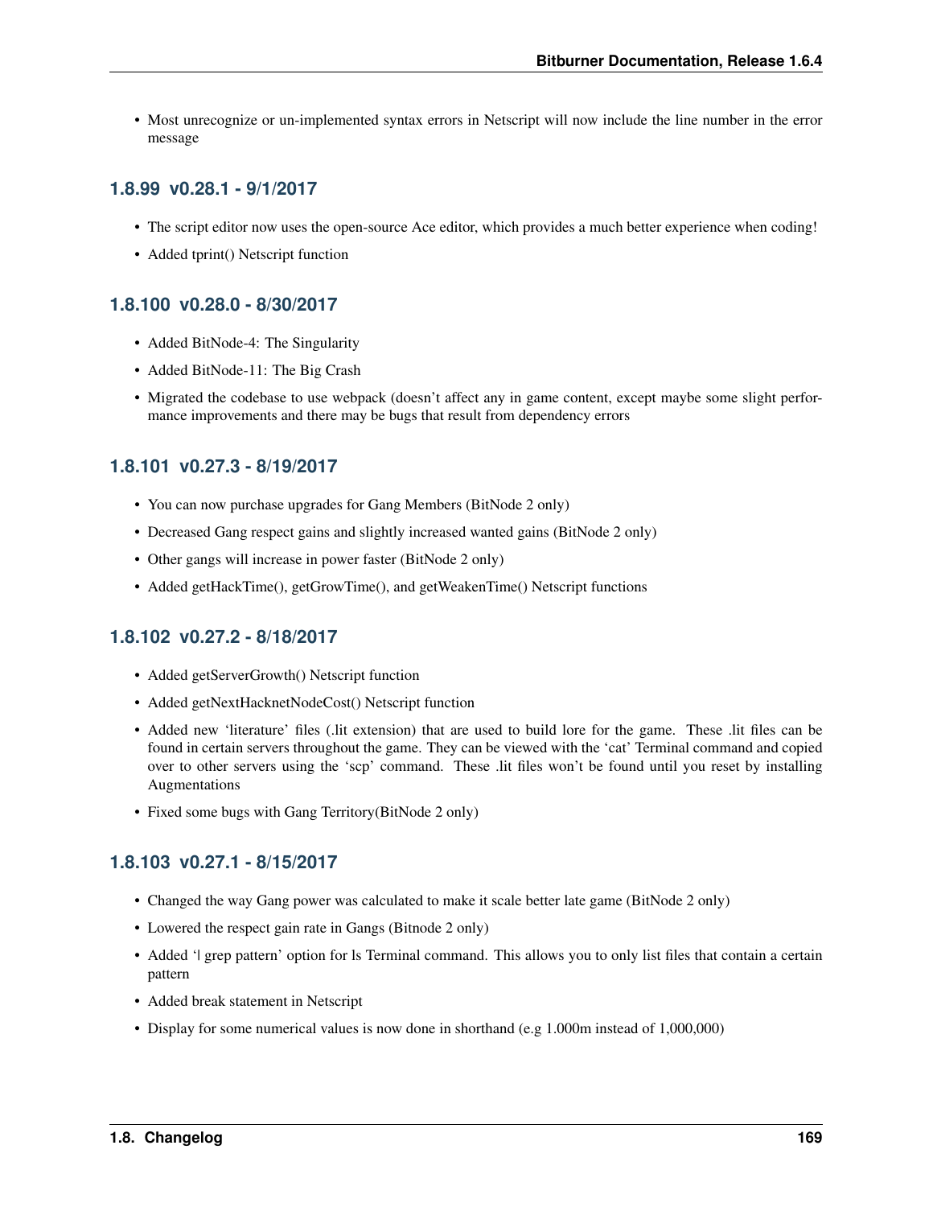- Most unrecognize or un-implemented syntax errors in Netscript will now include the line number in the error message

### 1.8.99 v0.28.1 - 9/1/2017

- The script editor now uses the open-source Ace editor, which provides a much better experience when coding!
- Added tprint() Netscript function

### 1.8.100 v0.28.0 - 8/30/2017

- Added BitNode-4: The Singularity
- Added BitNode-11: The Big Crash
- Migrated the codebase to use webpack (doesn't affect any in game content, except maybe some slight performance improvements and there may be bugs that result from dependency errors

### 1.8.101 v0.27.3 - 8/19/2017

- You can now purchase upgrades for Gang Members (BitNode 2 only)
- Decreased Gang respect gains and slightly increased wanted gains (BitNode 2 only)
- Other gangs will increase in power faster (BitNode 2 only)
- Added getHackTime(), getGrowTime(), and getWeakenTime() Netscript functions

### 1.8.102 v0.27.2 - 8/18/2017

- Added getServerGrowth() Netscript function
- Added getNextHacknetNodeCost() Netscript function
- Added new 'literature' files (.lit extension) that are used to build lore for the game. These .lit files can be found in certain servers throughout the game. They can be viewed with the 'cat' Terminal command and copied over to other servers using the 'scp' command. These .lit files won't be found until you reset by installing Augmentations
- Fixed some bugs with Gang Territory(BitNode 2 only)

### 1.8.103 v0.27.1 - 8/15/2017

- Changed the way Gang power was calculated to make it scale better late game (BitNode 2 only)
- Lowered the respect gain rate in Gangs (Bitnode 2 only)
- Added '| grep pattern' option for ls Terminal command. This allows you to only list files that contain a certain pattern
- Added break statement in Netscript
- Display for some numerical values is now done in shorthand (e.g 1.000m instead of 1,000,000)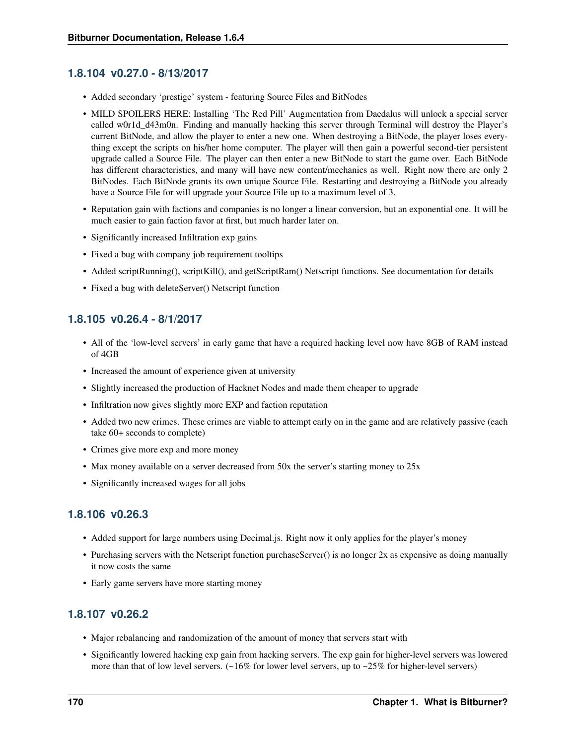### 1.8.104 v0.27.0 - 8/13/2017

- Added secondary 'prestige' system - featuring Source Files and BitNodes
- MILD SPOILERS HERE: Installing 'The Red Pill' Augmentation from Daedalus will unlock a special server called w0r1d_d43m0n. Finding and manually hacking this server through Terminal will destroy the Player's current BitNode, and allow the player to enter a new one. When destroying a BitNode, the player loses everything except the scripts on his/her home computer. The player will then gain a powerful second-tier persistent upgrade called a Source File. The player can then enter a new BitNode to start the game over. Each BitNode has different characteristics, and many will have new content/mechanics as well. Right now there are only 2 BitNodes. Each BitNode grants its own unique Source File. Restarting and destroying a BitNode you already have a Source File for will upgrade your Source File up to a maximum level of 3.
- Reputation gain with factions and companies is no longer a linear conversion, but an exponential one. It will be much easier to gain faction favor at first, but much harder later on.
- Significantly increased Infiltration exp gains
- Fixed a bug with company job requirement tooltips
- Added scriptRunning(), scriptKill(), and getScriptRam() Netscript functions. See documentation for details
- Fixed a bug with deleteServer() Netscript function

### 1.8.105 v0.26.4 - 8/1/2017

- All of the 'low-level servers' in early game that have a required hacking level now have 8GB of RAM instead of 4GB
- Increased the amount of experience given at university
- Slightly increased the production of Hacknet Nodes and made them cheaper to upgrade
- Infiltration now gives slightly more EXP and faction reputation
- Added two new crimes. These crimes are viable to attempt early on in the game and are relatively passive (each take 60+ seconds to complete)
- Crimes give more exp and more money
- Max money available on a server decreased from 50x the server's starting money to 25x
- Significantly increased wages for all jobs

### 1.8.106 v0.26.3

- Added support for large numbers using Decimal.js. Right now it only applies for the player's money
- Purchasing servers with the Netscript function purchaseServer() is no longer 2x as expensive as doing manually it now costs the same
- Early game servers have more starting money

### 1.8.107 v0.26.2

- Major rebalancing and randomization of the amount of money that servers start with
- Significantly lowered hacking exp gain from hacking servers. The exp gain for higher-level servers was lowered more than that of low level servers. (~16% for lower level servers, up to ~25% for higher-level servers)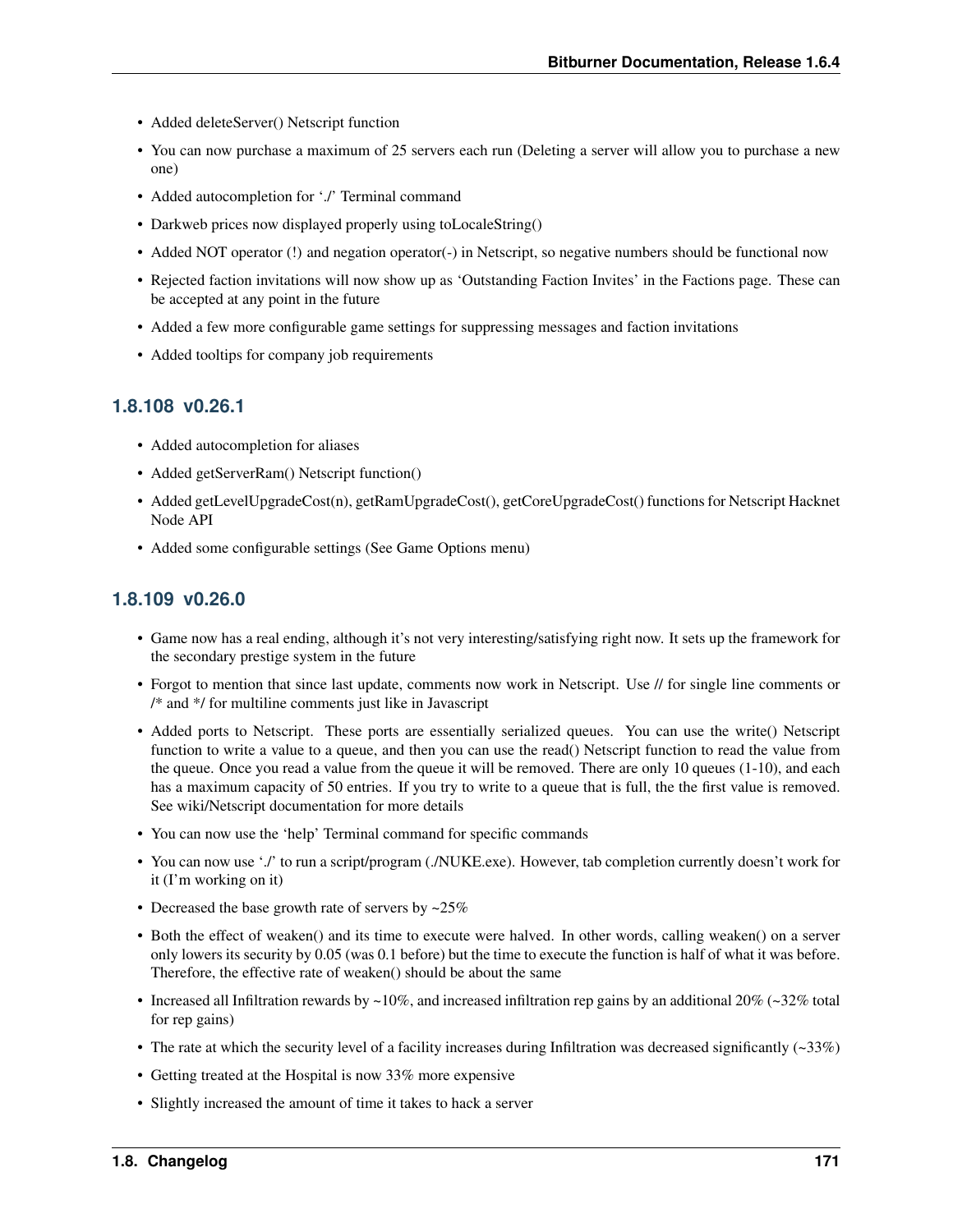- Added deleteServer() Netscript function
- You can now purchase a maximum of 25 servers each run (Deleting a server will allow you to purchase a new one)
- Added autocompletion for './' Terminal command
- Darkweb prices now displayed properly using toLocaleString()
- Added NOT operator (!) and negation operator(-) in Netscript, so negative numbers should be functional now
- Rejected faction invitations will now show up as 'Outstanding Faction Invites' in the Factions page. These can be accepted at any point in the future
- Added a few more configurable game settings for suppressing messages and faction invitations
- Added tooltips for company job requirements

### 1.8.108 v0.26.1

- Added autocompletion for aliases
- Added getServerRam() Netscript function()
- Added getLevelUpgradeCost(n), getRamUpgradeCost(), getCoreUpgradeCost() functions for Netscript Hacknet Node API
- Added some configurable settings (See Game Options menu)

### 1.8.109 v0.26.0

- Game now has a real ending, although it's not very interesting/satisfying right now. It sets up the framework for the secondary prestige system in the future
- Forgot to mention that since last update, comments now work in Netscript. Use // for single line comments or /* and */ for multiline comments just like in Javascript
- Added ports to Netscript. These ports are essentially serialized queues. You can use the write() Netscript function to write a value to a queue, and then you can use the read() Netscript function to read the value from the queue. Once you read a value from the queue it will be removed. There are only 10 queues (1-10), and each has a maximum capacity of 50 entries. If you try to write to a queue that is full, the the first value is removed. See wiki/Netscript documentation for more details
- You can now use the 'help' Terminal command for specific commands
- You can now use './' to run a script/program (./NUKE.exe). However, tab completion currently doesn't work for it (I'm working on it)
- Decreased the base growth rate of servers by ~25%
- Both the effect of weaken() and its time to execute were halved. In other words, calling weaken() on a server only lowers its security by 0.05 (was 0.1 before) but the time to execute the function is half of what it was before. Therefore, the effective rate of weaken() should be about the same
- Increased all Infiltration rewards by ~10%, and increased infiltration rep gains by an additional 20% (~32% total for rep gains)
- The rate at which the security level of a facility increases during Infiltration was decreased significantly (~33%)
- Getting treated at the Hospital is now 33% more expensive
- Slightly increased the amount of time it takes to hack a server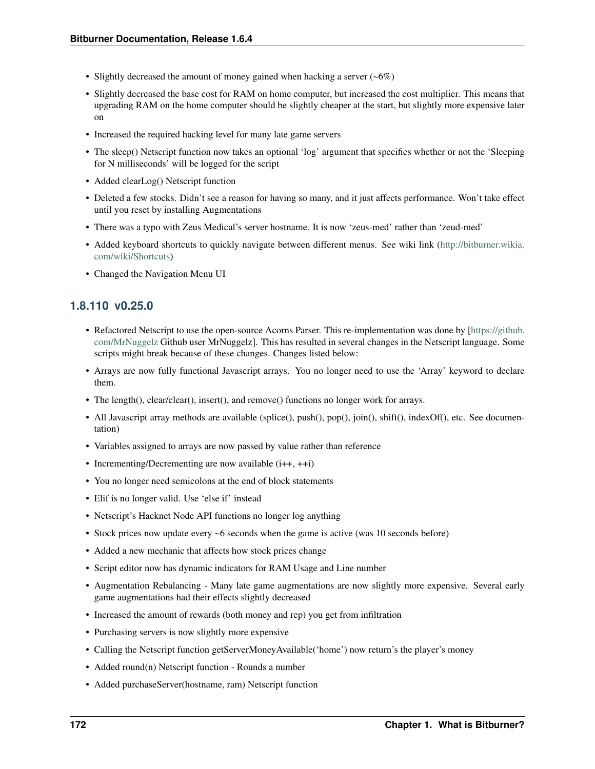- Slightly decreased the amount of money gained when hacking a server (~6%)
- Slightly decreased the base cost for RAM on home computer, but increased the cost multiplier. This means that upgrading RAM on the home computer should be slightly cheaper at the start, but slightly more expensive later on
- Increased the required hacking level for many late game servers
- The sleep() Netscript function now takes an optional 'log' argument that specifies whether or not the 'Sleeping for N milliseconds' will be logged for the script
- Added clearLog() Netscript function
- Deleted a few stocks. Didn't see a reason for having so many, and it just affects performance. Won't take effect until you reset by installing Augmentations
- There was a typo with Zeus Medical's server hostname. It is now 'zeus-med' rather than 'zeud-med'
- Added keyboard shortcuts to quickly navigate between different menus. See wiki link (http://bitburner.wikia.com/wiki/Shortcuts)
- Changed the Navigation Menu UI

### 1.8.110 v0.25.0

- Refactored Netscript to use the open-source Acorns Parser. This re-implementation was done by [https://github.com/MrNuggelz Github user MrNuggelz]. This has resulted in several changes in the Netscript language. Some scripts might break because of these changes. Changes listed below:
- Arrays are now fully functional Javascript arrays. You no longer need to use the 'Array' keyword to declare them.
- The length(), clear/clear(), insert(), and remove() functions no longer work for arrays.
- All Javascript array methods are available (splice(), push(), pop(), join(), shift(), indexOf(), etc. See documentation)
- Variables assigned to arrays are now passed by value rather than reference
- Incrementing/Decrementing are now available (i++, ++i)
- You no longer need semicolons at the end of block statements
- Elif is no longer valid. Use 'else if' instead
- Netscript's Hacknet Node API functions no longer log anything
- Stock prices now update every ~6 seconds when the game is active (was 10 seconds before)
- Added a new mechanic that affects how stock prices change
- Script editor now has dynamic indicators for RAM Usage and Line number
- Augmentation Rebalancing - Many late game augmentations are now slightly more expensive. Several early game augmentations had their effects slightly decreased
- Increased the amount of rewards (both money and rep) you get from infiltration
- Purchasing servers is now slightly more expensive
- Calling the Netscript function getServerMoneyAvailable('home') now return's the player's money
- Added round(n) Netscript function - Rounds a number
- Added purchaseServer(hostname, ram) Netscript function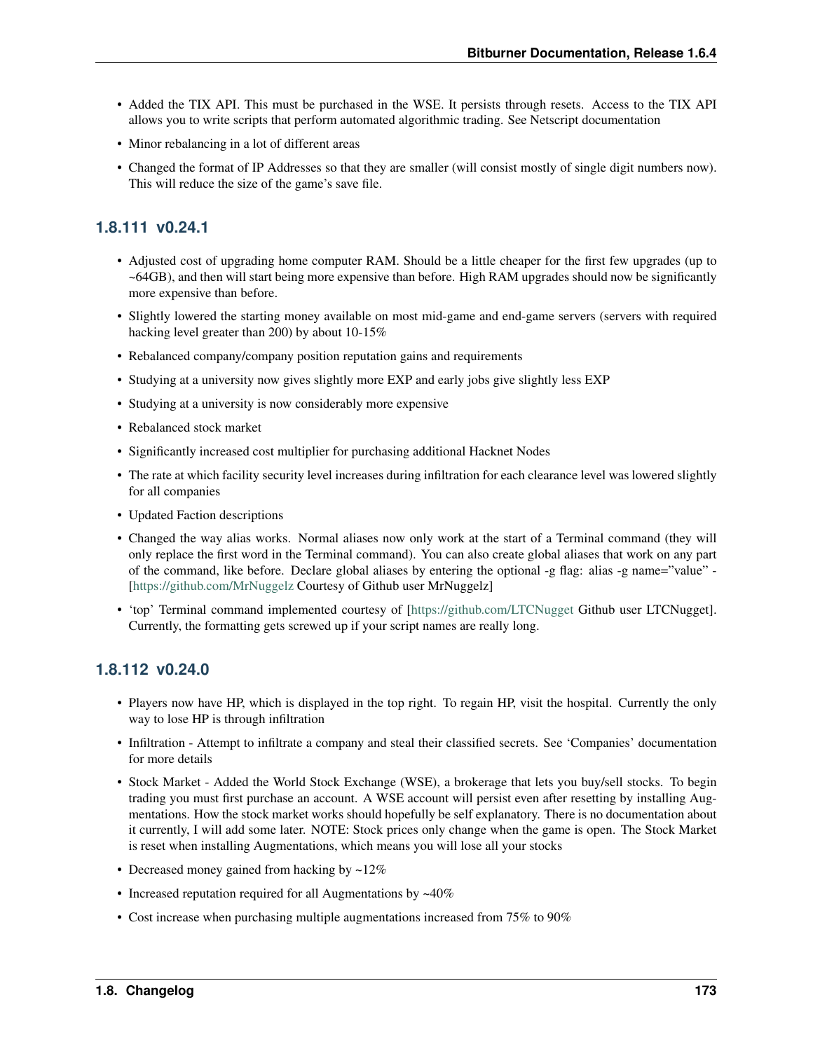- Added the TIX API. This must be purchased in the WSE. It persists through resets. Access to the TIX API allows you to write scripts that perform automated algorithmic trading. See Netscript documentation
- Minor rebalancing in a lot of different areas
- Changed the format of IP Addresses so that they are smaller (will consist mostly of single digit numbers now). This will reduce the size of the game's save file.

### 1.8.111 v0.24.1

- Adjusted cost of upgrading home computer RAM. Should be a little cheaper for the first few upgrades (up to ~64GB), and then will start being more expensive than before. High RAM upgrades should now be significantly more expensive than before.
- Slightly lowered the starting money available on most mid-game and end-game servers (servers with required hacking level greater than 200) by about 10-15%
- Rebalanced company/company position reputation gains and requirements
- Studying at a university now gives slightly more EXP and early jobs give slightly less EXP
- Studying at a university is now considerably more expensive
- Rebalanced stock market
- Significantly increased cost multiplier for purchasing additional Hacknet Nodes
- The rate at which facility security level increases during infiltration for each clearance level was lowered slightly for all companies
- Updated Faction descriptions
- Changed the way alias works. Normal aliases now only work at the start of a Terminal command (they will only replace the first word in the Terminal command). You can also create global aliases that work on any part of the command, like before. Declare global aliases by entering the optional -g flag: alias -g name="value" - [https://github.com/MrNuggelz Courtesy of Github user MrNuggelz]
- 'top' Terminal command implemented courtesy of [https://github.com/LTCNugget Github user LTCNugget]. Currently, the formatting gets screwed up if your script names are really long.

### 1.8.112 v0.24.0

- Players now have HP, which is displayed in the top right. To regain HP, visit the hospital. Currently the only way to lose HP is through infiltration
- Infiltration - Attempt to infiltrate a company and steal their classified secrets. See 'Companies' documentation for more details
- Stock Market - Added the World Stock Exchange (WSE), a brokerage that lets you buy/sell stocks. To begin trading you must first purchase an account. A WSE account will persist even after resetting by installing Augmentations. How the stock market works should hopefully be self explanatory. There is no documentation about it currently, I will add some later. NOTE: Stock prices only change when the game is open. The Stock Market is reset when installing Augmentations, which means you will lose all your stocks
- Decreased money gained from hacking by ~12%
- Increased reputation required for all Augmentations by ~40%
- Cost increase when purchasing multiple augmentations increased from 75% to 90%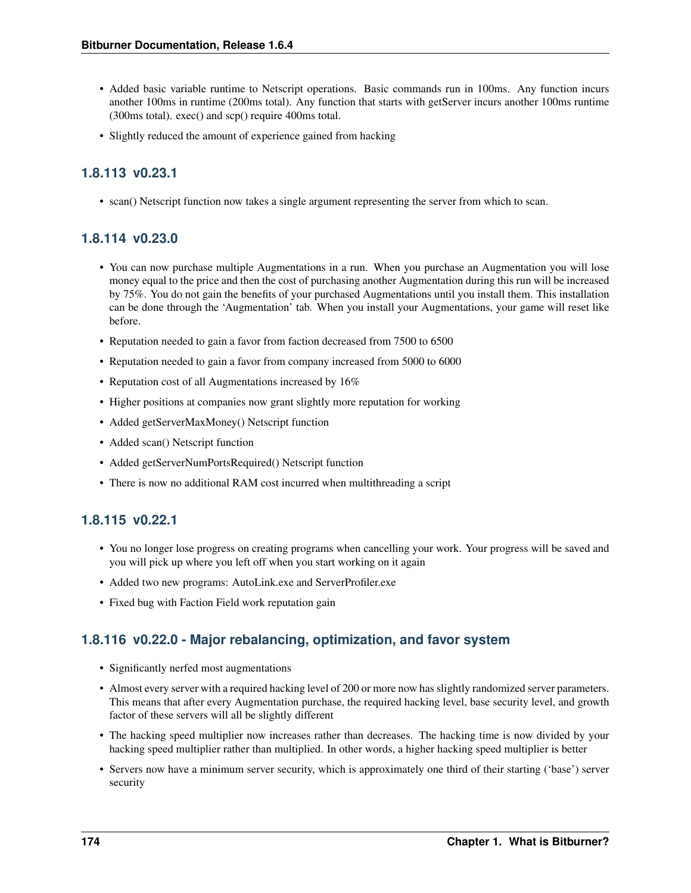- Added basic variable runtime to Netscript operations. Basic commands run in 100ms. Any function incurs another 100ms in runtime (200ms total). Any function that starts with getServer incurs another 100ms runtime (300ms total). exec() and scp() require 400ms total.
- Slightly reduced the amount of experience gained from hacking

### 1.8.113 v0.23.1

- scan() Netscript function now takes a single argument representing the server from which to scan.

### 1.8.114 v0.23.0

- You can now purchase multiple Augmentations in a run. When you purchase an Augmentation you will lose money equal to the price and then the cost of purchasing another Augmentation during this run will be increased by 75%. You do not gain the benefits of your purchased Augmentations until you install them. This installation can be done through the 'Augmentation' tab. When you install your Augmentations, your game will reset like before.
- Reputation needed to gain a favor from faction decreased from 7500 to 6500
- Reputation needed to gain a favor from company increased from 5000 to 6000
- Reputation cost of all Augmentations increased by 16%
- Higher positions at companies now grant slightly more reputation for working
- Added getServerMaxMoney() Netscript function
- Added scan() Netscript function
- Added getServerNumPortsRequired() Netscript function
- There is now no additional RAM cost incurred when multithreading a script

### 1.8.115 v0.22.1

- You no longer lose progress on creating programs when cancelling your work. Your progress will be saved and you will pick up where you left off when you start working on it again
- Added two new programs: AutoLink.exe and ServerProfiler.exe
- Fixed bug with Faction Field work reputation gain

### 1.8.116 v0.22.0 - Major rebalancing, optimization, and favor system

- Significantly nerfed most augmentations
- Almost every server with a required hacking level of 200 or more now has slightly randomized server parameters. This means that after every Augmentation purchase, the required hacking level, base security level, and growth factor of these servers will all be slightly different
- The hacking speed multiplier now increases rather than decreases. The hacking time is now divided by your hacking speed multiplier rather than multiplied. In other words, a higher hacking speed multiplier is better
- Servers now have a minimum server security, which is approximately one third of their starting ('base') server security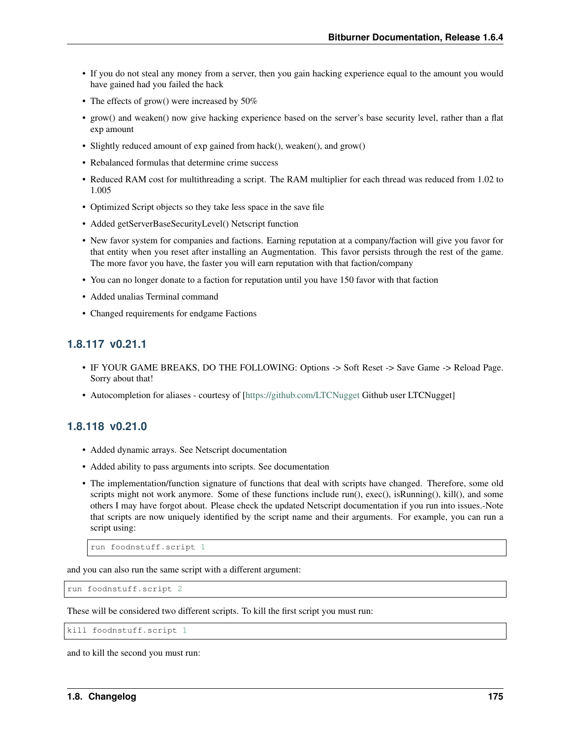- If you do not steal any money from a server, then you gain hacking experience equal to the amount you would have gained had you failed the hack
- The effects of grow() were increased by 50%
- grow() and weaken() now give hacking experience based on the server's base security level, rather than a flat exp amount
- Slightly reduced amount of exp gained from hack(), weaken(), and grow()
- Rebalanced formulas that determine crime success
- Reduced RAM cost for multithreading a script. The RAM multiplier for each thread was reduced from 1.02 to 1.005
- Optimized Script objects so they take less space in the save file
- Added getServerBaseSecurityLevel() Netscript function
- New favor system for companies and factions. Earning reputation at a company/faction will give you favor for that entity when you reset after installing an Augmentation. This favor persists through the rest of the game. The more favor you have, the faster you will earn reputation with that faction/company
- You can no longer donate to a faction for reputation until you have 150 favor with that faction
- Added unalias Terminal command
- Changed requirements for endgame Factions

### 1.8.117 v0.21.1

- IF YOUR GAME BREAKS, DO THE FOLLOWING: Options -> Soft Reset -> Save Game -> Reload Page. Sorry about that!
- Autocompletion for aliases - courtesy of [https://github.com/LTCNugget Github user LTCNugget]

### 1.8.118 v0.21.0

- Added dynamic arrays. See Netscript documentation
- Added ability to pass arguments into scripts. See documentation
- The implementation/function signature of functions that deal with scripts have changed. Therefore, some old scripts might not work anymore. Some of these functions include run(), exec(), isRunning(), kill(), and some others I may have forgot about. Please check the updated Netscript documentation if you run into issues.-Note that scripts are now uniquely identified by the script name and their arguments. For example, you can run a script using:

```
run foodnstuff.script 1
```

and you can also run the same script with a different argument:

```
run foodnstuff.script 2
```

These will be considered two different scripts. To kill the first script you must run:

```
kill foodnstuff.script 1
```

and to kill the second you must run: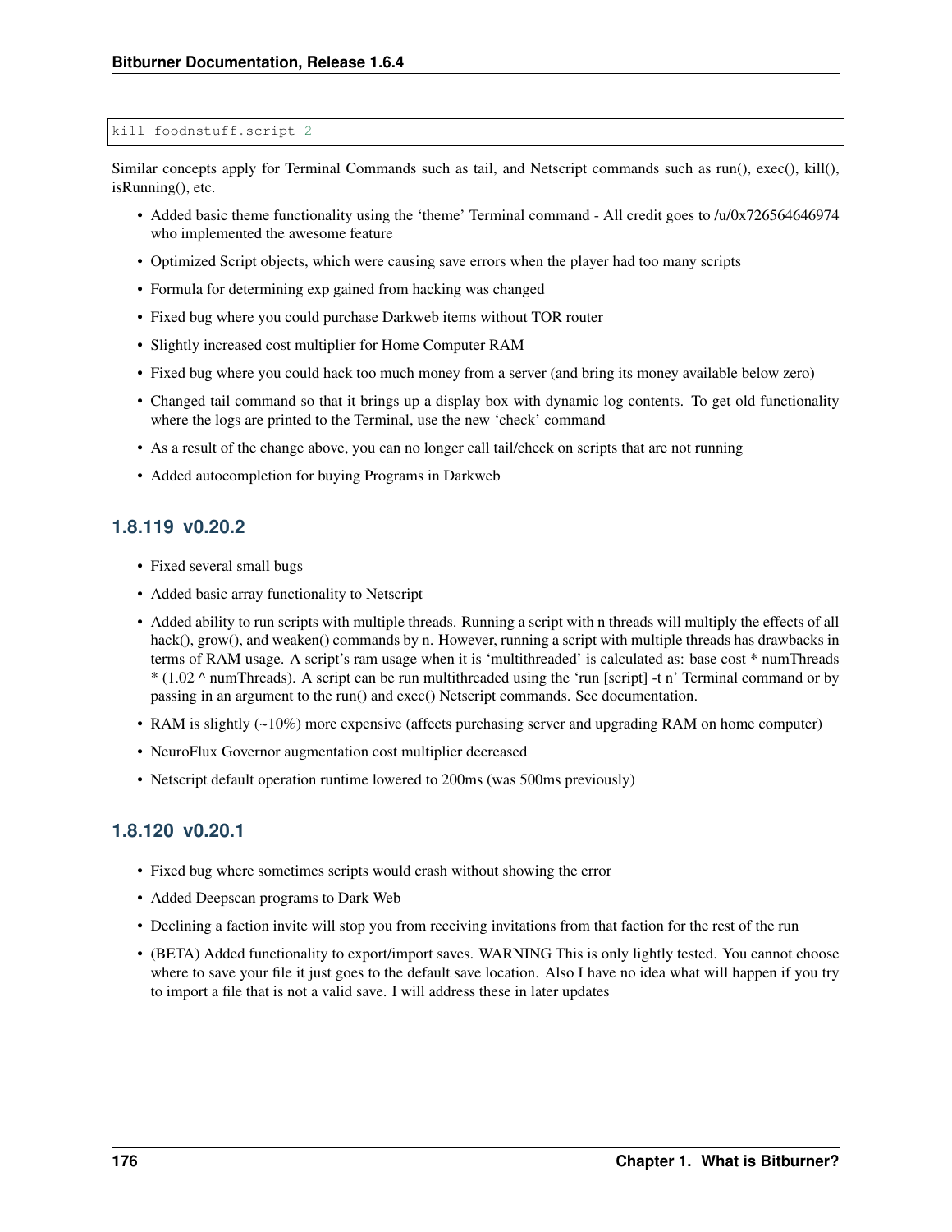```
kill foodnstuff.script 2
```

Similar concepts apply for Terminal Commands such as tail, and Netscript commands such as run(), exec(), kill(), isRunning(), etc.

- Added basic theme functionality using the 'theme' Terminal command - All credit goes to /u/0x726564646974 who implemented the awesome feature
- Optimized Script objects, which were causing save errors when the player had too many scripts
- Formula for determining exp gained from hacking was changed
- Fixed bug where you could purchase Darkweb items without TOR router
- Slightly increased cost multiplier for Home Computer RAM
- Fixed bug where you could hack too much money from a server (and bring its money available below zero)
- Changed tail command so that it brings up a display box with dynamic log contents. To get old functionality where the logs are printed to the Terminal, use the new 'check' command
- As a result of the change above, you can no longer call tail/check on scripts that are not running
- Added autocompletion for buying Programs in Darkweb

### 1.8.119 v0.20.2

- Fixed several small bugs
- Added basic array functionality to Netscript
- Added ability to run scripts with multiple threads. Running a script with n threads will multiply the effects of all hack(), grow(), and weaken() commands by n. However, running a script with multiple threads has drawbacks in terms of RAM usage. A script's ram usage when it is 'multithreaded' is calculated as: base cost * numThreads * (1.02 ^ numThreads). A script can be run multithreaded using the 'run [script] -t n' Terminal command or by passing in an argument to the run() and exec() Netscript commands. See documentation.
- RAM is slightly (~10%) more expensive (affects purchasing server and upgrading RAM on home computer)
- NeuroFlux Governor augmentation cost multiplier decreased
- Netscript default operation runtime lowered to 200ms (was 500ms previously)

### 1.8.120 v0.20.1

- Fixed bug where sometimes scripts would crash without showing the error
- Added Deepscan programs to Dark Web
- Declining a faction invite will stop you from receiving invitations from that faction for the rest of the run
- (BETA) Added functionality to export/import saves. WARNING This is only lightly tested. You cannot choose where to save your file it just goes to the default save location. Also I have no idea what will happen if you try to import a file that is not a valid save. I will address these in later updates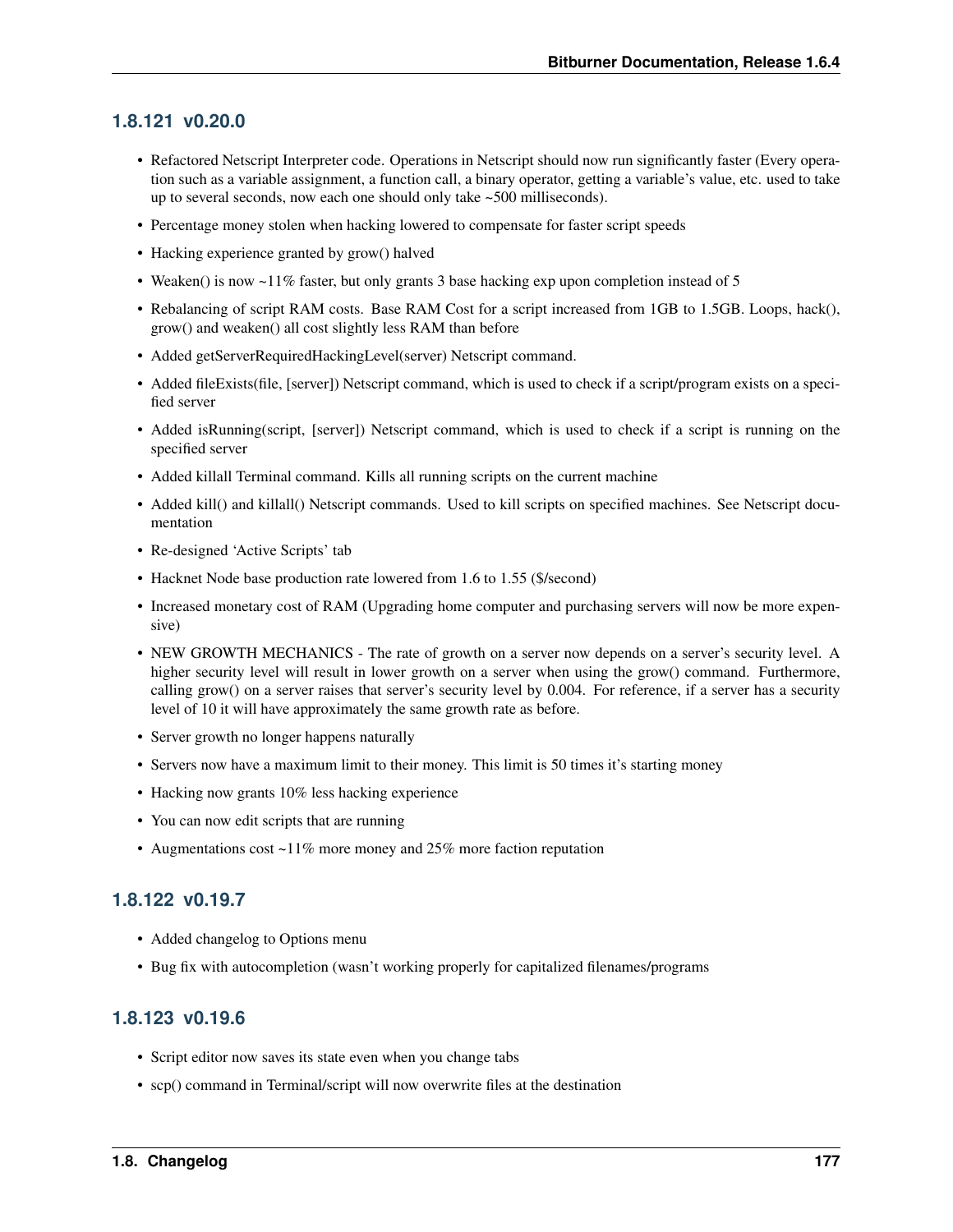### 1.8.121 v0.20.0

- Refactored Netscript Interpreter code. Operations in Netscript should now run significantly faster (Every operation such as a variable assignment, a function call, a binary operator, getting a variable's value, etc. used to take up to several seconds, now each one should only take ~500 milliseconds).
- Percentage money stolen when hacking lowered to compensate for faster script speeds
- Hacking experience granted by grow() halved
- Weaken() is now ~11% faster, but only grants 3 base hacking exp upon completion instead of 5
- Rebalancing of script RAM costs. Base RAM Cost for a script increased from 1GB to 1.5GB. Loops, hack(), grow() and weaken() all cost slightly less RAM than before
- Added getServerRequiredHackingLevel(server) Netscript command.
- Added fileExists(file, [server]) Netscript command, which is used to check if a script/program exists on a specified server
- Added isRunning(script, [server]) Netscript command, which is used to check if a script is running on the specified server
- Added killall Terminal command. Kills all running scripts on the current machine
- Added kill() and killall() Netscript commands. Used to kill scripts on specified machines. See Netscript documentation
- Re-designed 'Active Scripts' tab
- Hacknet Node base production rate lowered from 1.6 to 1.55 ($/second)
- Increased monetary cost of RAM (Upgrading home computer and purchasing servers will now be more expensive)
- NEW GROWTH MECHANICS - The rate of growth on a server now depends on a server's security level. A higher security level will result in lower growth on a server when using the grow() command. Furthermore, calling grow() on a server raises that server's security level by 0.004. For reference, if a server has a security level of 10 it will have approximately the same growth rate as before.
- Server growth no longer happens naturally
- Servers now have a maximum limit to their money. This limit is 50 times it's starting money
- Hacking now grants 10% less hacking experience
- You can now edit scripts that are running
- Augmentations cost ~11% more money and 25% more faction reputation

### 1.8.122 v0.19.7

- Added changelog to Options menu
- Bug fix with autocompletion (wasn't working properly for capitalized filenames/programs

### 1.8.123 v0.19.6

- Script editor now saves its state even when you change tabs
- scp() command in Terminal/script will now overwrite files at the destination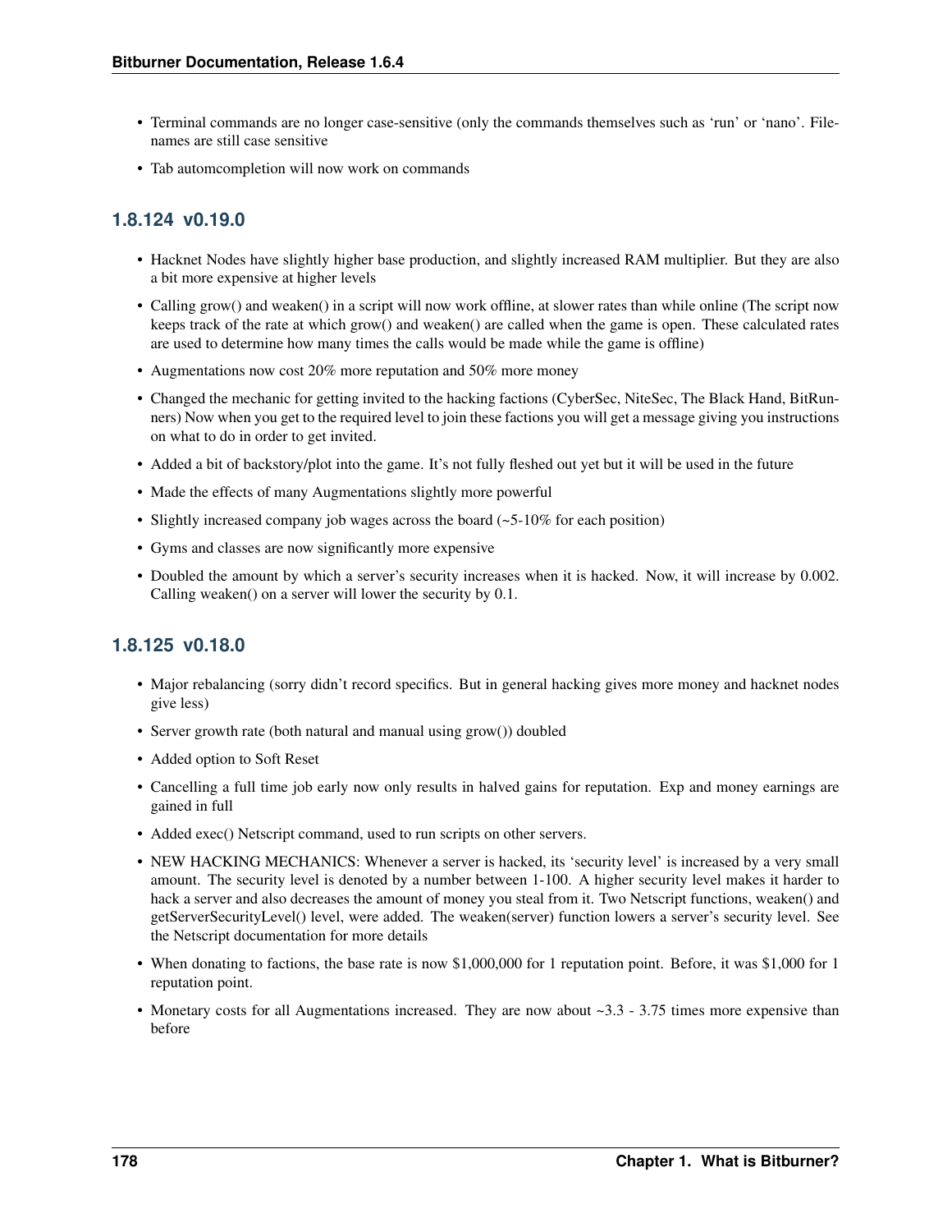- Terminal commands are no longer case-sensitive (only the commands themselves such as 'run' or 'nano'. Filenames are still case sensitive
- Tab automcompletion will now work on commands

## 1.8.124 v0.19.0

- Hacknet Nodes have slightly higher base production, and slightly increased RAM multiplier. But they are also a bit more expensive at higher levels
- Calling grow() and weaken() in a script will now work offline, at slower rates than while online (The script now keeps track of the rate at which grow() and weaken() are called when the game is open. These calculated rates are used to determine how many times the calls would be made while the game is offline)
- Augmentations now cost 20% more reputation and 50% more money
- Changed the mechanic for getting invited to the hacking factions (CyberSec, NiteSec, The Black Hand, BitRunners) Now when you get to the required level to join these factions you will get a message giving you instructions on what to do in order to get invited.
- Added a bit of backstory/plot into the game. It's not fully fleshed out yet but it will be used in the future
- Made the effects of many Augmentations slightly more powerful
- Slightly increased company job wages across the board (~5-10% for each position)
- Gyms and classes are now significantly more expensive
- Doubled the amount by which a server's security increases when it is hacked. Now, it will increase by 0.002. Calling weaken() on a server will lower the security by 0.1.

## 1.8.125 v0.18.0

- Major rebalancing (sorry didn't record specifics. But in general hacking gives more money and hacknet nodes give less)
- Server growth rate (both natural and manual using grow()) doubled
- Added option to Soft Reset
- Cancelling a full time job early now only results in halved gains for reputation. Exp and money earnings are gained in full
- Added exec() Netscript command, used to run scripts on other servers.
- NEW HACKING MECHANICS: Whenever a server is hacked, its 'security level' is increased by a very small amount. The security level is denoted by a number between 1-100. A higher security level makes it harder to hack a server and also decreases the amount of money you steal from it. Two Netscript functions, weaken() and getServerSecurityLevel() level, were added. The weaken(server) function lowers a server's security level. See the Netscript documentation for more details
- When donating to factions, the base rate is now $1,000,000 for 1 reputation point. Before, it was $1,000 for 1 reputation point.
- Monetary costs for all Augmentations increased. They are now about ~3.3 - 3.75 times more expensive than before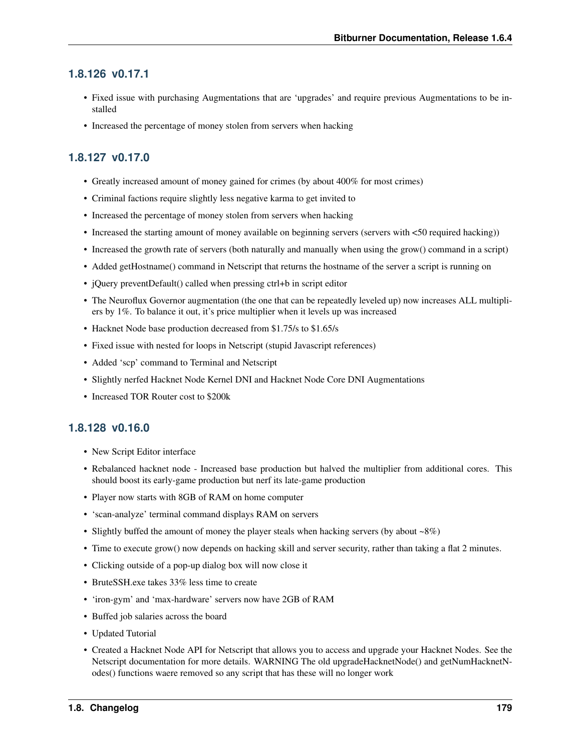### 1.8.126 v0.17.1

- Fixed issue with purchasing Augmentations that are 'upgrades' and require previous Augmentations to be installed
- Increased the percentage of money stolen from servers when hacking

### 1.8.127 v0.17.0

- Greatly increased amount of money gained for crimes (by about 400% for most crimes)
- Criminal factions require slightly less negative karma to get invited to
- Increased the percentage of money stolen from servers when hacking
- Increased the starting amount of money available on beginning servers (servers with <50 required hacking))
- Increased the growth rate of servers (both naturally and manually when using the grow() command in a script)
- Added getHostname() command in Netscript that returns the hostname of the server a script is running on
- jQuery preventDefault() called when pressing ctrl+b in script editor
- The Neuroflux Governor augmentation (the one that can be repeatedly leveled up) now increases ALL multipliers by 1%. To balance it out, it's price multiplier when it levels up was increased
- Hacknet Node base production decreased from $1.75/s to $1.65/s
- Fixed issue with nested for loops in Netscript (stupid Javascript references)
- Added 'scp' command to Terminal and Netscript
- Slightly nerfed Hacknet Node Kernel DNI and Hacknet Node Core DNI Augmentations
- Increased TOR Router cost to $200k

### 1.8.128 v0.16.0

- New Script Editor interface
- Rebalanced hacknet node - Increased base production but halved the multiplier from additional cores. This should boost its early-game production but nerf its late-game production
- Player now starts with 8GB of RAM on home computer
- 'scan-analyze' terminal command displays RAM on servers
- Slightly buffed the amount of money the player steals when hacking servers (by about ~8%)
- Time to execute grow() now depends on hacking skill and server security, rather than taking a flat 2 minutes.
- Clicking outside of a pop-up dialog box will now close it
- BruteSSH.exe takes 33% less time to create
- 'iron-gym' and 'max-hardware' servers now have 2GB of RAM
- Buffed job salaries across the board
- Updated Tutorial
- Created a Hacknet Node API for Netscript that allows you to access and upgrade your Hacknet Nodes. See the Netscript documentation for more details. WARNING The old upgradeHacknetNode() and getNumHacknetNodes() functions waere removed so any script that has these will no longer work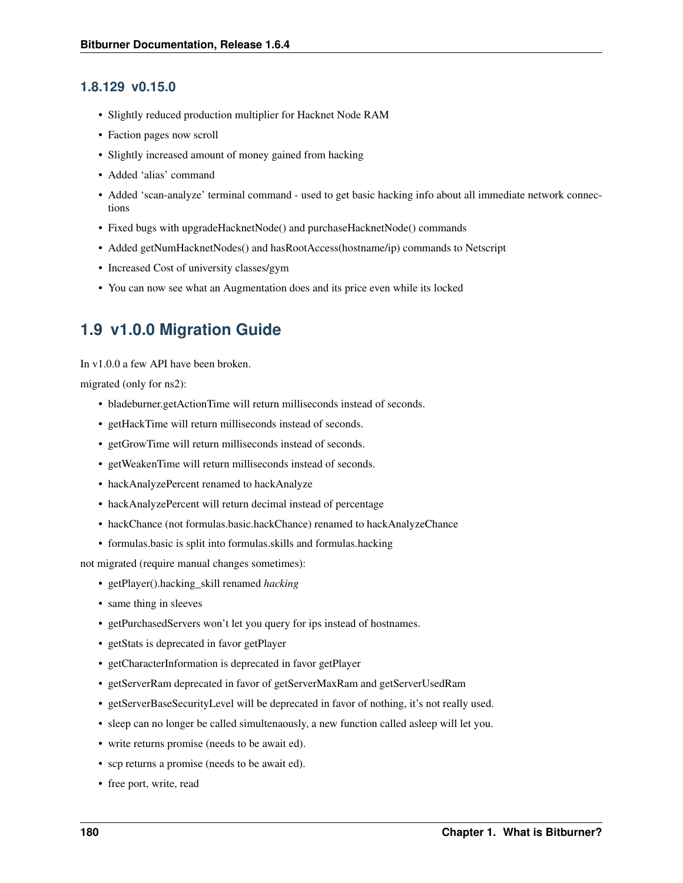### 1.8.129 v0.15.0

- Slightly reduced production multiplier for Hacknet Node RAM
- Faction pages now scroll
- Slightly increased amount of money gained from hacking
- Added 'alias' command
- Added 'scan-analyze' terminal command - used to get basic hacking info about all immediate network connections
- Fixed bugs with upgradeHacknetNode() and purchaseHacknetNode() commands
- Added getNumHacknetNodes() and hasRootAccess(hostname/ip) commands to Netscript
- Increased Cost of university classes/gym
- You can now see what an Augmentation does and its price even while its locked

## 1.9 v1.0.0 Migration Guide

In v1.0.0 a few API have been broken.

migrated (only for ns2):

- bladeburner.getActionTime will return milliseconds instead of seconds.
- getHackTime will return milliseconds instead of seconds.
- getGrowTime will return milliseconds instead of seconds.
- getWeakenTime will return milliseconds instead of seconds.
- hackAnalyzePercent renamed to hackAnalyze
- hackAnalyzePercent will return decimal instead of percentage
- hackChance (not formulas.basic.hackChance) renamed to hackAnalyzeChance
- formulas.basic is split into formulas.skills and formulas.hacking

not migrated (require manual changes sometimes):

- getPlayer().hacking_skill renamed *hacking*
- same thing in sleeves
- getPurchasedServers won't let you query for ips instead of hostnames.
- getStats is deprecated in favor getPlayer
- getCharacterInformation is deprecated in favor getPlayer
- getServerRam deprecated in favor of getServerMaxRam and getServerUsedRam
- getServerBaseSecurityLevel will be deprecated in favor of nothing, it's not really used.
- sleep can no longer be called simultenaously, a new function called asleep will let you.
- write returns promise (needs to be await ed).
- scp returns a promise (needs to be await ed).
- free port, write, read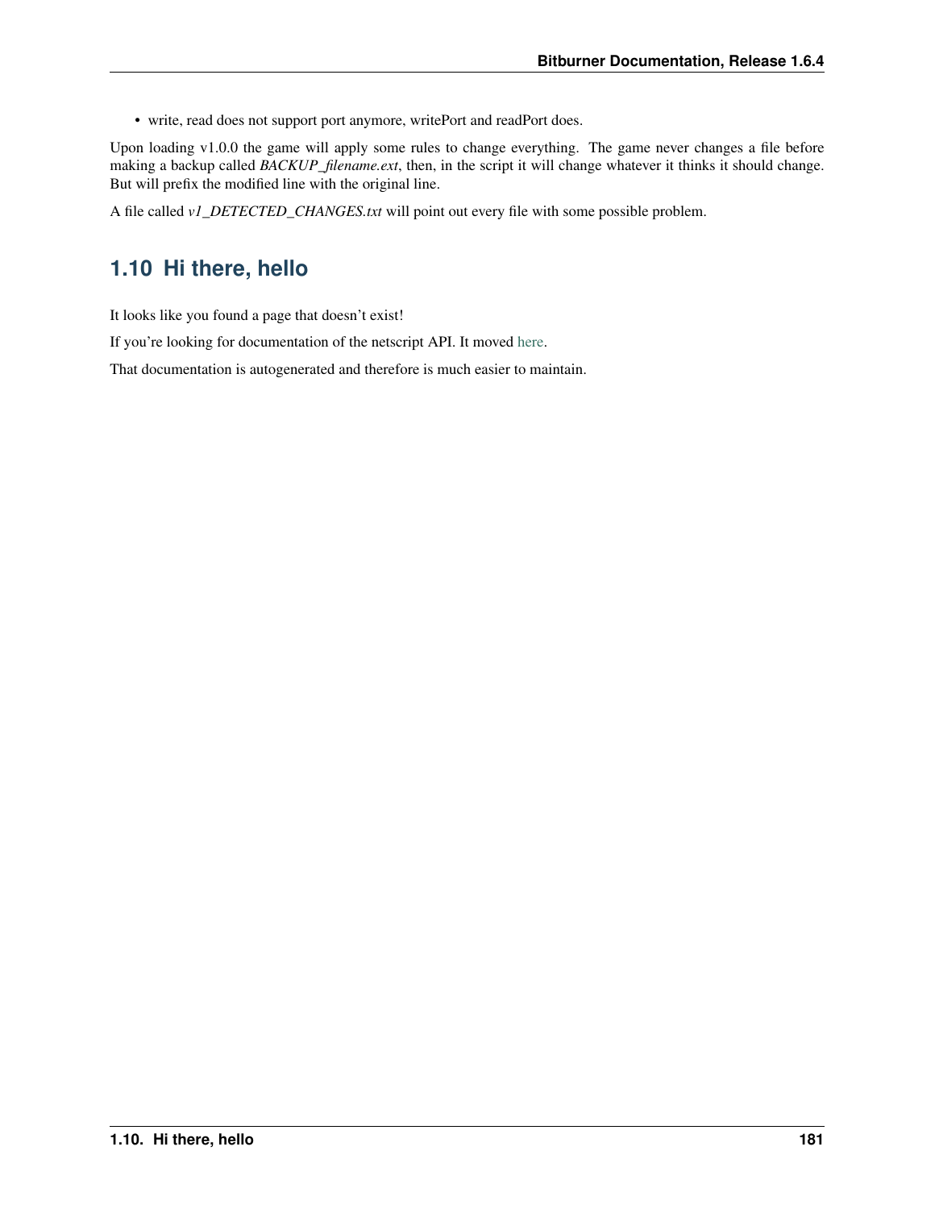- write, read does not support port anymore, writePort and readPort does.

Upon loading v1.0.0 the game will apply some rules to change everything. The game never changes a file before making a backup called *BACKUP_filename.ext*, then, in the script it will change whatever it thinks it should change. But will prefix the modified line with the original line.

A file called *v1_DETECTED_CHANGES.txt* will point out every file with some possible problem.

## 1.10 Hi there, hello

It looks like you found a page that doesn't exist!

If you're looking for documentation of the netscript API. It moved here.

That documentation is autogenerated and therefore is much easier to maintain.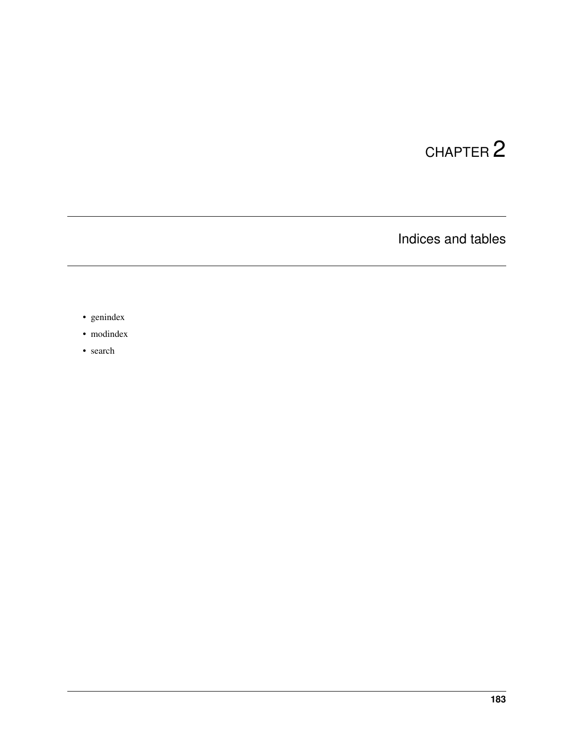# CHAPTER 2

## Indices and tables

- genindex
- modindex
- search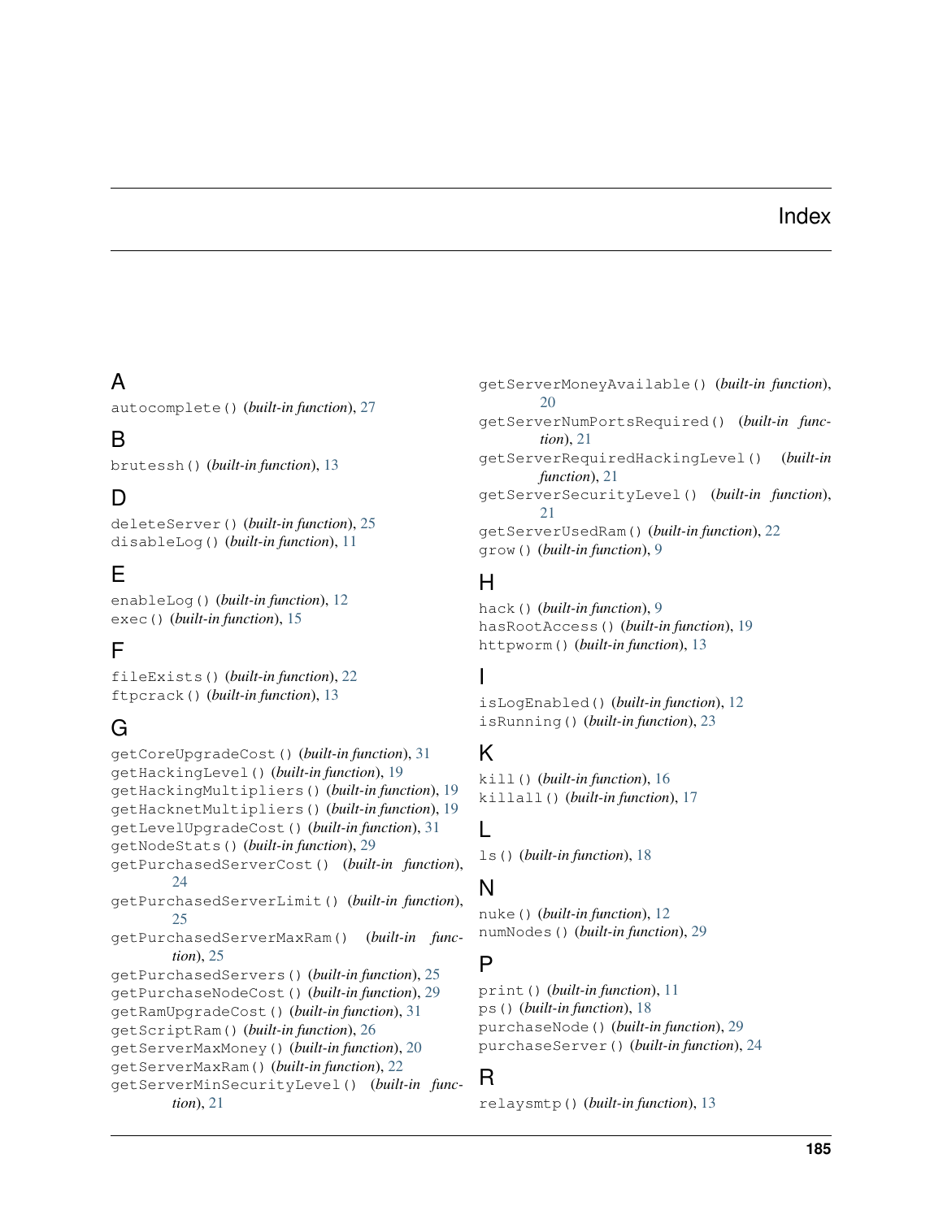# Index

## A

`autocomplete()` (*built-in function*), 27

## B

`brutessh()` (*built-in function*), 13

## D

`deleteServer()` (*built-in function*), 25
`disableLog()` (*built-in function*), 11

## E

`enableLog()` (*built-in function*), 12
`exec()` (*built-in function*), 15

## F

`fileExists()` (*built-in function*), 22
`ftpcrack()` (*built-in function*), 13

## G

`getCoreUpgradeCost()` (*built-in function*), 31
`getHackingLevel()` (*built-in function*), 19
`getHackingMultipliers()` (*built-in function*), 19
`getHacknetMultipliers()` (*built-in function*), 19
`getLevelUpgradeCost()` (*built-in function*), 31
`getNodeStats()` (*built-in function*), 29
`getPurchasedServerCost()` (*built-in function*), 24
`getPurchasedServerLimit()` (*built-in function*), 25
`getPurchasedServerMaxRam()` (*built-in function*), 25
`getPurchasedServers()` (*built-in function*), 25
`getPurchaseNodeCost()` (*built-in function*), 29
`getRamUpgradeCost()` (*built-in function*), 31
`getScriptRam()` (*built-in function*), 26
`getServerMaxMoney()` (*built-in function*), 20
`getServerMaxRam()` (*built-in function*), 22
`getServerMinSecurityLevel()` (*built-in function*), 21
`getServerMoneyAvailable()` (*built-in function*), 20
`getServerNumPortsRequired()` (*built-in function*), 21
`getServerRequiredHackingLevel()` (*built-in function*), 21
`getServerSecurityLevel()` (*built-in function*), 21
`getServerUsedRam()` (*built-in function*), 22
`grow()` (*built-in function*), 9

## H

`hack()` (*built-in function*), 9
`hasRootAccess()` (*built-in function*), 19
`httpworm()` (*built-in function*), 13

## I

`isLogEnabled()` (*built-in function*), 12
`isRunning()` (*built-in function*), 23

## K

`kill()` (*built-in function*), 16
`killall()` (*built-in function*), 17

## L

`ls()` (*built-in function*), 18

## N

`nuke()` (*built-in function*), 12
`numNodes()` (*built-in function*), 29

## P

`print()` (*built-in function*), 11
`ps()` (*built-in function*), 18
`purchaseNode()` (*built-in function*), 29
`purchaseServer()` (*built-in function*), 24

## R

`relaysmtp()` (*built-in function*), 13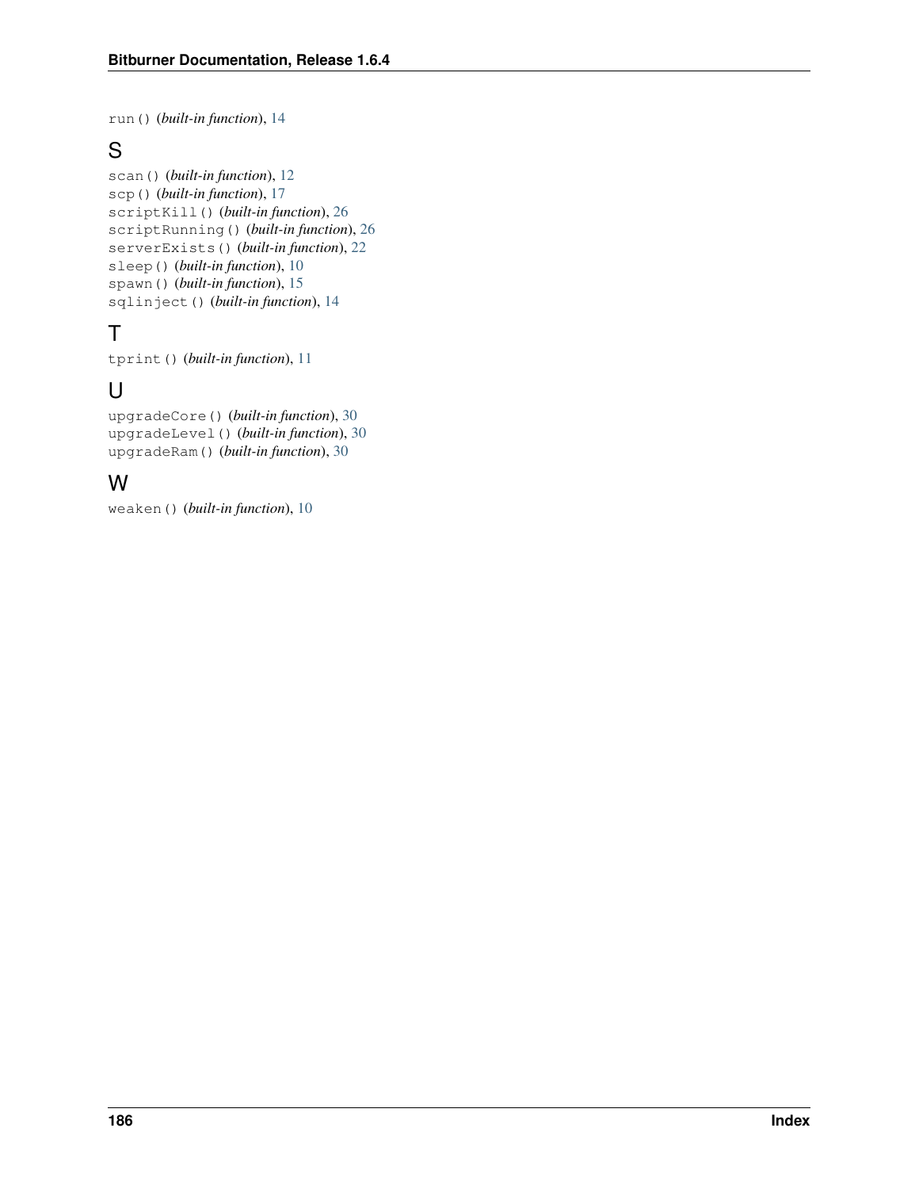run() (*built-in function*), 14

## S

scan() (*built-in function*), 12
scp() (*built-in function*), 17
scriptKill() (*built-in function*), 26
scriptRunning() (*built-in function*), 26
serverExists() (*built-in function*), 22
sleep() (*built-in function*), 10
spawn() (*built-in function*), 15
sqlinject() (*built-in function*), 14

## T

tprint() (*built-in function*), 11

## U

upgradeCore() (*built-in function*), 30
upgradeLevel() (*built-in function*), 30
upgradeRam() (*built-in function*), 30

## W

weaken() (*built-in function*), 10